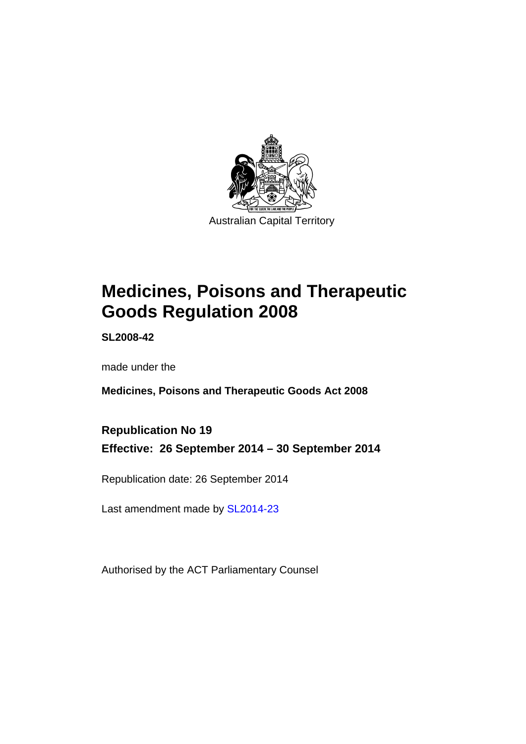Australian Capital Territory

# Medicines, Poisons and Therapeutic Goods Regulation 2008

**SL2008-42**

made under the

**Medicines, Poisons and Therapeutic Goods Act 2008**

**Republication No 19**

**Effective: 26 September 2014 – 30 September 2014**

Republication date: 26 September 2014

Last amendment made by SL2014-23

Authorised by the ACT Parliamentary Counsel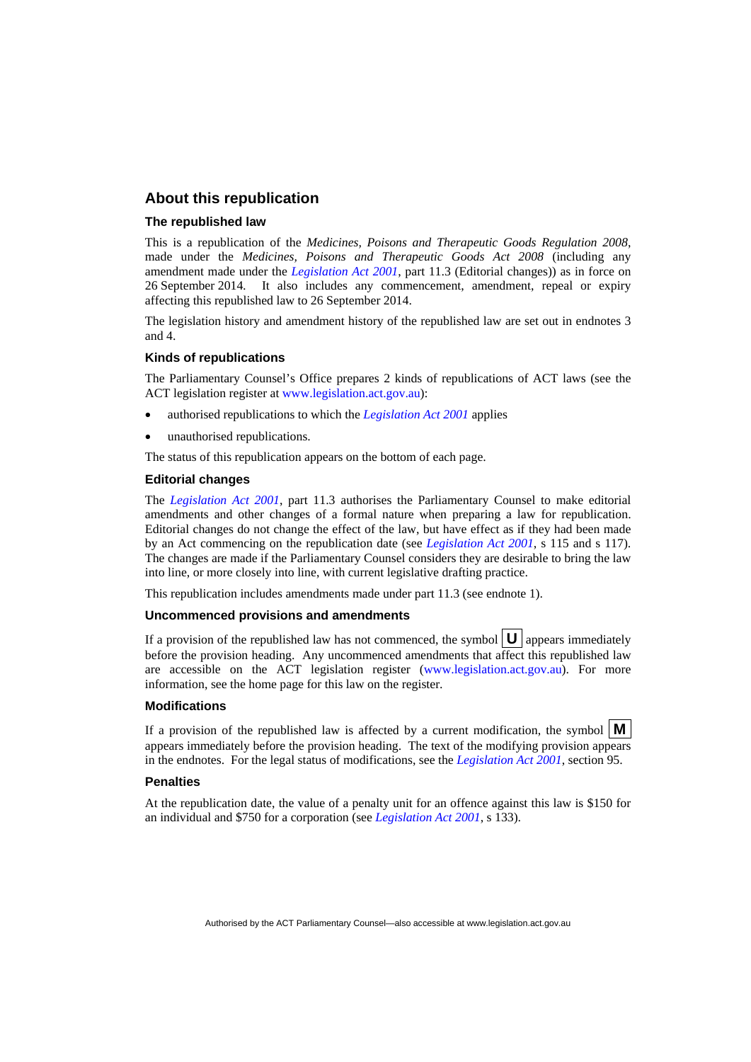## About this republication

### The republished law

This is a republication of the *Medicines, Poisons and Therapeutic Goods Regulation 2008*, made under the *Medicines, Poisons and Therapeutic Goods Act 2008* (including any amendment made under the *Legislation Act 2001*, part 11.3 (Editorial changes)) as in force on 26 September 2014. It also includes any commencement, amendment, repeal or expiry affecting this republished law to 26 September 2014.

The legislation history and amendment history of the republished law are set out in endnotes 3 and 4.

### Kinds of republications

The Parliamentary Counsel's Office prepares 2 kinds of republications of ACT laws (see the ACT legislation register at www.legislation.act.gov.au):

- authorised republications to which the *Legislation Act 2001* applies
- unauthorised republications.

The status of this republication appears on the bottom of each page.

### Editorial changes

The *Legislation Act 2001*, part 11.3 authorises the Parliamentary Counsel to make editorial amendments and other changes of a formal nature when preparing a law for republication. Editorial changes do not change the effect of the law, but have effect as if they had been made by an Act commencing on the republication date (see *Legislation Act 2001*, s 115 and s 117). The changes are made if the Parliamentary Counsel considers they are desirable to bring the law into line, or more closely into line, with current legislative drafting practice.

This republication includes amendments made under part 11.3 (see endnote 1).

### Uncommenced provisions and amendments

If a provision of the republished law has not commenced, the symbol **U** appears immediately before the provision heading. Any uncommenced amendments that affect this republished law are accessible on the ACT legislation register (www.legislation.act.gov.au). For more information, see the home page for this law on the register.

### Modifications

If a provision of the republished law is affected by a current modification, the symbol **M** appears immediately before the provision heading. The text of the modifying provision appears in the endnotes. For the legal status of modifications, see the *Legislation Act 2001*, section 95.

### Penalties

At the republication date, the value of a penalty unit for an offence against this law is $150 for an individual and $750 for a corporation (see *Legislation Act 2001*, s 133).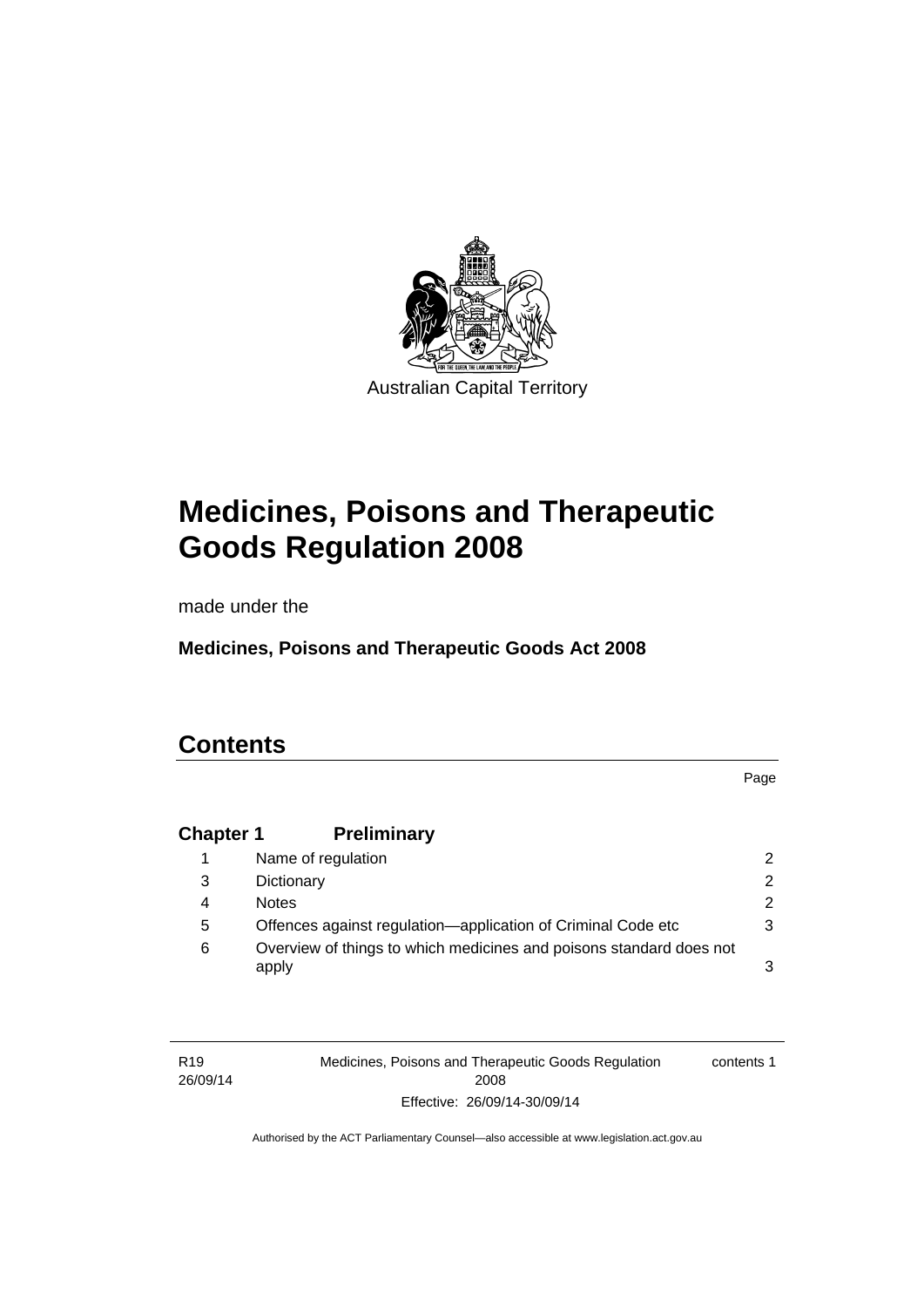Australian Capital Territory

# Medicines, Poisons and Therapeutic Goods Regulation 2008

made under the

**Medicines, Poisons and Therapeutic Goods Act 2008**

# Contents

| | | Page |
|---|---|---|
| **Chapter 1** | **Preliminary** | |
| 1 | Name of regulation | 2 |
| 3 | Dictionary | 2 |
| 4 | Notes | 2 |
| 5 | Offences against regulation—application of Criminal Code etc | 3 |
| 6 | Overview of things to which medicines and poisons standard does not apply | 3 |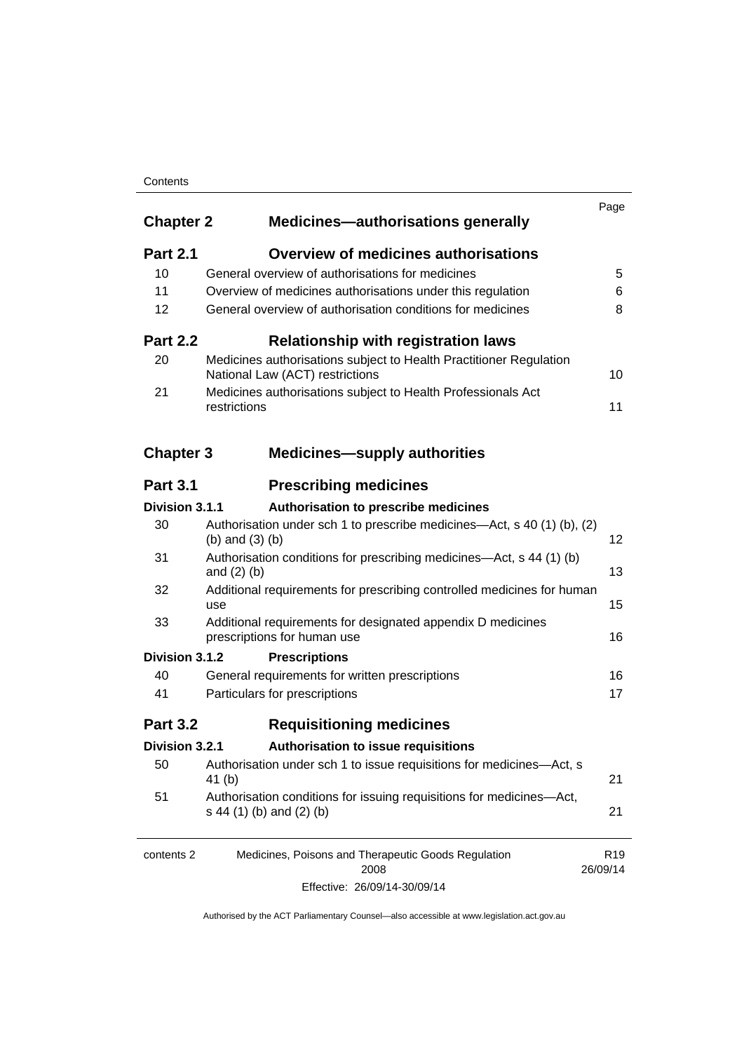| | | Page |
|---|---|---|
| **Chapter 2** | **Medicines—authorisations generally** | |
| **Part 2.1** | **Overview of medicines authorisations** | |
| 10 | General overview of authorisations for medicines | 5 |
| 11 | Overview of medicines authorisations under this regulation | 6 |
| 12 | General overview of authorisation conditions for medicines | 8 |
| **Part 2.2** | **Relationship with registration laws** | |
| 20 | Medicines authorisations subject to Health Practitioner Regulation National Law (ACT) restrictions | 10 |
| 21 | Medicines authorisations subject to Health Professionals Act restrictions | 11 |
| **Chapter 3** | **Medicines—supply authorities** | |
| **Part 3.1** | **Prescribing medicines** | |
| **Division 3.1.1** | **Authorisation to prescribe medicines** | |
| 30 | Authorisation under sch 1 to prescribe medicines—Act, s 40 (1) (b), (2) (b) and (3) (b) | 12 |
| 31 | Authorisation conditions for prescribing medicines—Act, s 44 (1) (b) and (2) (b) | 13 |
| 32 | Additional requirements for prescribing controlled medicines for human use | 15 |
| 33 | Additional requirements for designated appendix D medicines prescriptions for human use | 16 |
| **Division 3.1.2** | **Prescriptions** | |
| 40 | General requirements for written prescriptions | 16 |
| 41 | Particulars for prescriptions | 17 |
| **Part 3.2** | **Requisitioning medicines** | |
| **Division 3.2.1** | **Authorisation to issue requisitions** | |
| 50 | Authorisation under sch 1 to issue requisitions for medicines—Act, s 41 (b) | 21 |
| 51 | Authorisation conditions for issuing requisitions for medicines—Act, s 44 (1) (b) and (2) (b) | 21 |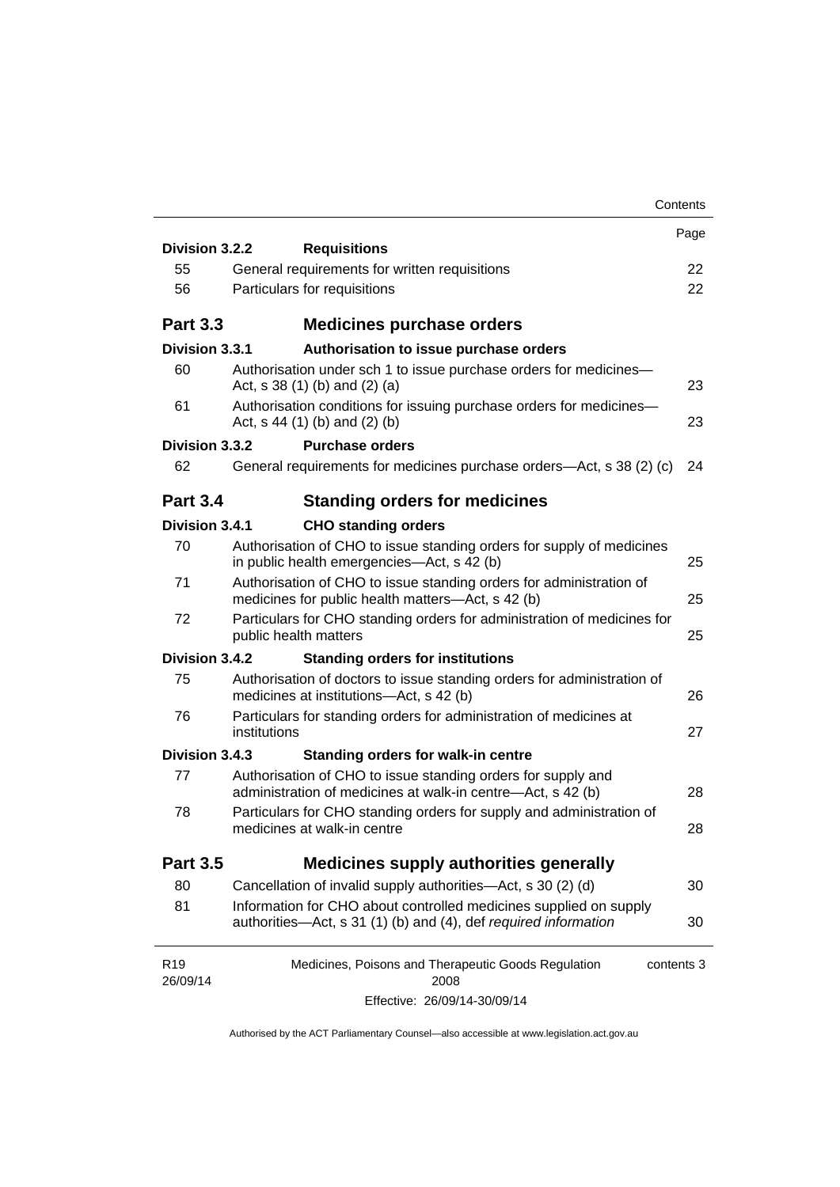| | | Page |
|---|---|---|
| **Division 3.2.2** | **Requisitions** | |
| 55 | General requirements for written requisitions | 22 |
| 56 | Particulars for requisitions | 22 |
| **Part 3.3** | **Medicines purchase orders** | |
| **Division 3.3.1** | **Authorisation to issue purchase orders** | |
| 60 | Authorisation under sch 1 to issue purchase orders for medicines—Act, s 38 (1) (b) and (2) (a) | 23 |
| 61 | Authorisation conditions for issuing purchase orders for medicines—Act, s 44 (1) (b) and (2) (b) | 23 |
| **Division 3.3.2** | **Purchase orders** | |
| 62 | General requirements for medicines purchase orders—Act, s 38 (2) (c) | 24 |
| **Part 3.4** | **Standing orders for medicines** | |
| **Division 3.4.1** | **CHO standing orders** | |
| 70 | Authorisation of CHO to issue standing orders for supply of medicines in public health emergencies—Act, s 42 (b) | 25 |
| 71 | Authorisation of CHO to issue standing orders for administration of medicines for public health matters—Act, s 42 (b) | 25 |
| 72 | Particulars for CHO standing orders for administration of medicines for public health matters | 25 |
| **Division 3.4.2** | **Standing orders for institutions** | |
| 75 | Authorisation of doctors to issue standing orders for administration of medicines at institutions—Act, s 42 (b) | 26 |
| 76 | Particulars for standing orders for administration of medicines at institutions | 27 |
| **Division 3.4.3** | **Standing orders for walk-in centre** | |
| 77 | Authorisation of CHO to issue standing orders for supply and administration of medicines at walk-in centre—Act, s 42 (b) | 28 |
| 78 | Particulars for CHO standing orders for supply and administration of medicines at walk-in centre | 28 |
| **Part 3.5** | **Medicines supply authorities generally** | |
| 80 | Cancellation of invalid supply authorities—Act, s 30 (2) (d) | 30 |
| 81 | Information for CHO about controlled medicines supplied on supply authorities—Act, s 31 (1) (b) and (4), def *required information* | 30 |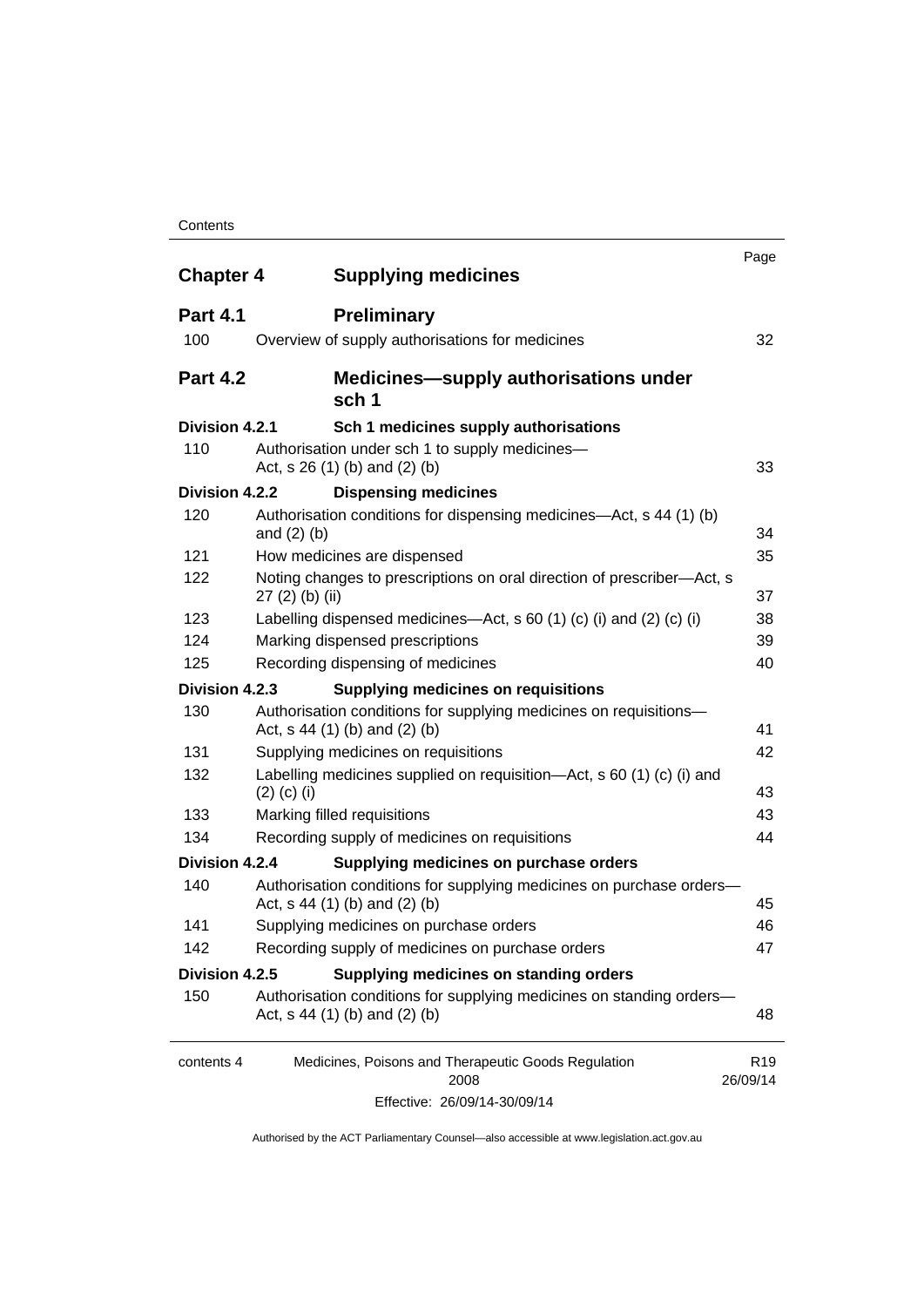| | | Page |
|---|---|---|
| **Chapter 4** | **Supplying medicines** | |
| **Part 4.1** | **Preliminary** | |
| 100 | Overview of supply authorisations for medicines | 32 |
| **Part 4.2** | **Medicines—supply authorisations under sch 1** | |
| **Division 4.2.1** | **Sch 1 medicines supply authorisations** | |
| 110 | Authorisation under sch 1 to supply medicines—Act, s 26 (1) (b) and (2) (b) | 33 |
| **Division 4.2.2** | **Dispensing medicines** | |
| 120 | Authorisation conditions for dispensing medicines—Act, s 44 (1) (b) and (2) (b) | 34 |
| 121 | How medicines are dispensed | 35 |
| 122 | Noting changes to prescriptions on oral direction of prescriber—Act, s 27 (2) (b) (ii) | 37 |
| 123 | Labelling dispensed medicines—Act, s 60 (1) (c) (i) and (2) (c) (i) | 38 |
| 124 | Marking dispensed prescriptions | 39 |
| 125 | Recording dispensing of medicines | 40 |
| **Division 4.2.3** | **Supplying medicines on requisitions** | |
| 130 | Authorisation conditions for supplying medicines on requisitions—Act, s 44 (1) (b) and (2) (b) | 41 |
| 131 | Supplying medicines on requisitions | 42 |
| 132 | Labelling medicines supplied on requisition—Act, s 60 (1) (c) (i) and (2) (c) (i) | 43 |
| 133 | Marking filled requisitions | 43 |
| 134 | Recording supply of medicines on requisitions | 44 |
| **Division 4.2.4** | **Supplying medicines on purchase orders** | |
| 140 | Authorisation conditions for supplying medicines on purchase orders—Act, s 44 (1) (b) and (2) (b) | 45 |
| 141 | Supplying medicines on purchase orders | 46 |
| 142 | Recording supply of medicines on purchase orders | 47 |
| **Division 4.2.5** | **Supplying medicines on standing orders** | |
| 150 | Authorisation conditions for supplying medicines on standing orders—Act, s 44 (1) (b) and (2) (b) | 48 |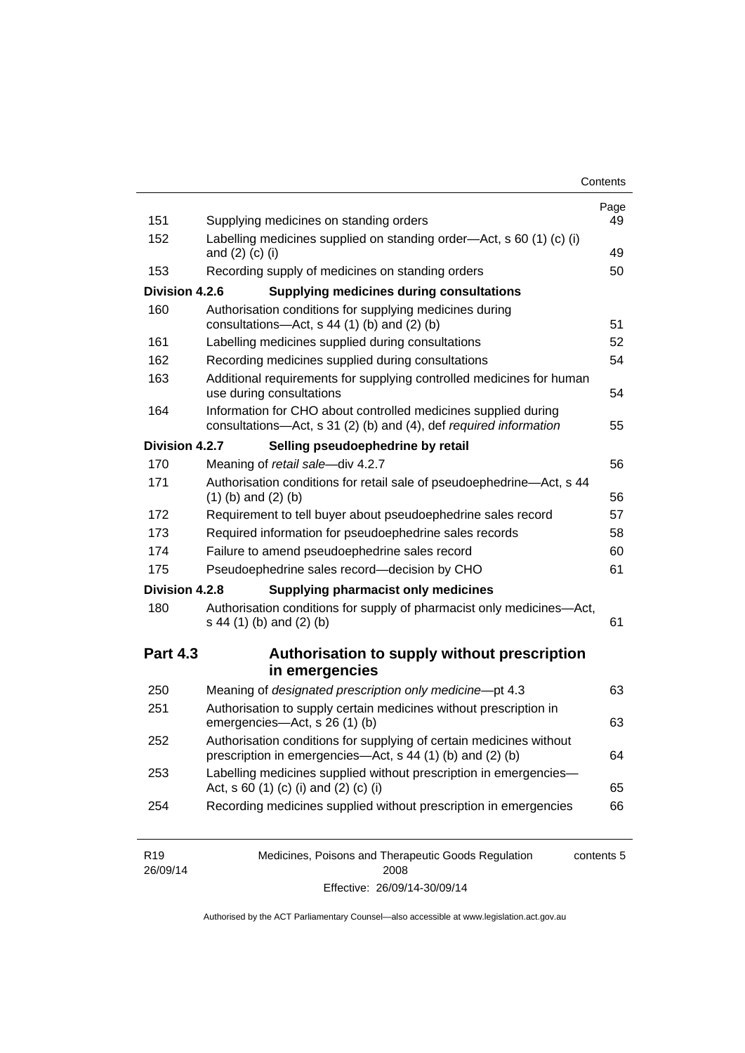| | | Page |
|---|---|---|
| 151 | Supplying medicines on standing orders | 49 |
| 152 | Labelling medicines supplied on standing order—Act, s 60 (1) (c) (i) and (2) (c) (i) | 49 |
| 153 | Recording supply of medicines on standing orders | 50 |
| **Division 4.2.6** | **Supplying medicines during consultations** | |
| 160 | Authorisation conditions for supplying medicines during consultations—Act, s 44 (1) (b) and (2) (b) | 51 |
| 161 | Labelling medicines supplied during consultations | 52 |
| 162 | Recording medicines supplied during consultations | 54 |
| 163 | Additional requirements for supplying controlled medicines for human use during consultations | 54 |
| 164 | Information for CHO about controlled medicines supplied during consultations—Act, s 31 (2) (b) and (4), def *required information* | 55 |
| **Division 4.2.7** | **Selling pseudoephedrine by retail** | |
| 170 | Meaning of *retail sale*—div 4.2.7 | 56 |
| 171 | Authorisation conditions for retail sale of pseudoephedrine—Act, s 44 (1) (b) and (2) (b) | 56 |
| 172 | Requirement to tell buyer about pseudoephedrine sales record | 57 |
| 173 | Required information for pseudoephedrine sales records | 58 |
| 174 | Failure to amend pseudoephedrine sales record | 60 |
| 175 | Pseudoephedrine sales record—decision by CHO | 61 |
| **Division 4.2.8** | **Supplying pharmacist only medicines** | |
| 180 | Authorisation conditions for supply of pharmacist only medicines—Act, s 44 (1) (b) and (2) (b) | 61 |
| **Part 4.3** | **Authorisation to supply without prescription in emergencies** | |
| 250 | Meaning of *designated prescription only medicine*—pt 4.3 | 63 |
| 251 | Authorisation to supply certain medicines without prescription in emergencies—Act, s 26 (1) (b) | 63 |
| 252 | Authorisation conditions for supplying of certain medicines without prescription in emergencies—Act, s 44 (1) (b) and (2) (b) | 64 |
| 253 | Labelling medicines supplied without prescription in emergencies—Act, s 60 (1) (c) (i) and (2) (c) (i) | 65 |
| 254 | Recording medicines supplied without prescription in emergencies | 66 |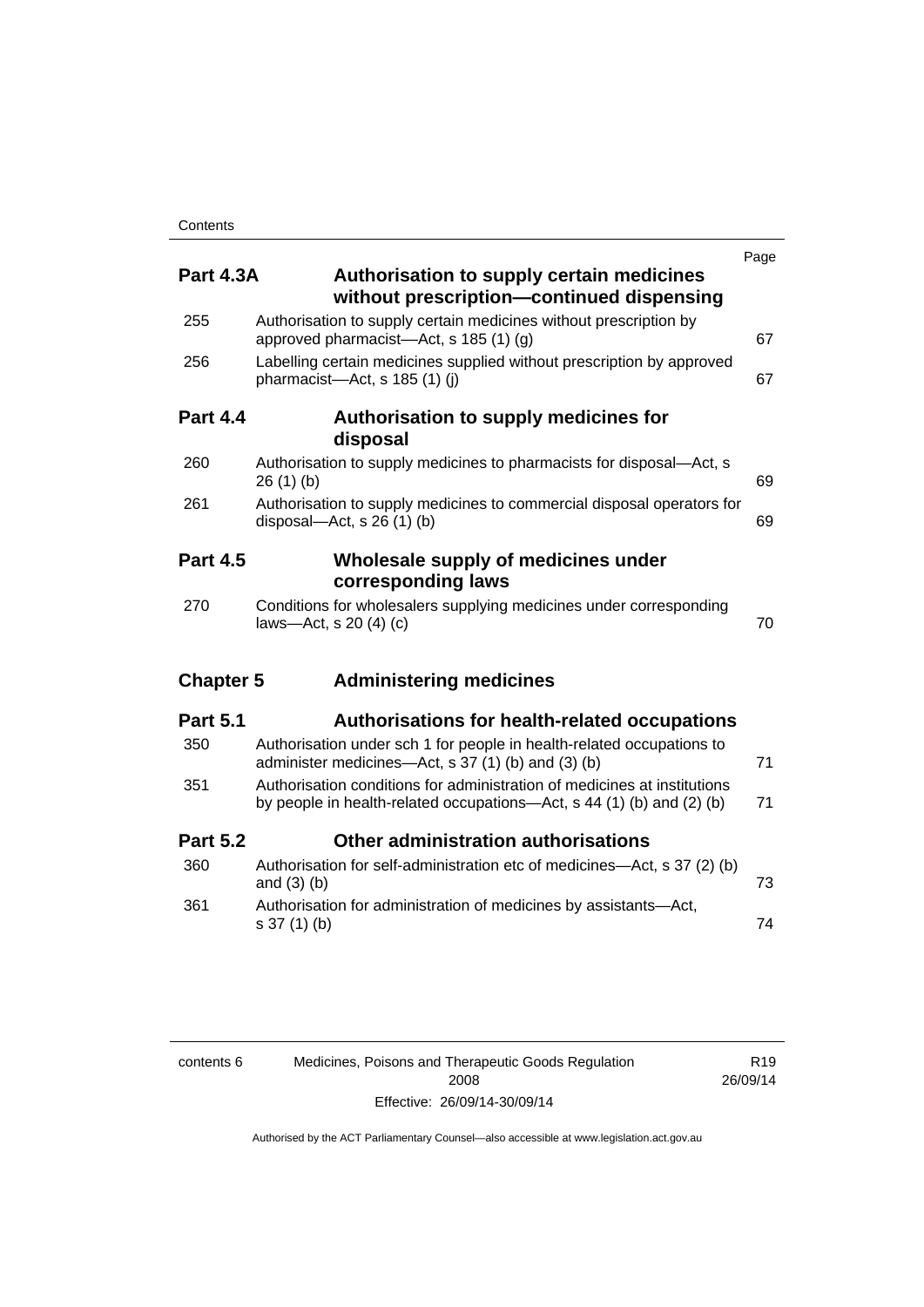| | | Page |
|---|---|---|
| **Part 4.3A** | **Authorisation to supply certain medicines without prescription—continued dispensing** | |
| 255 | Authorisation to supply certain medicines without prescription by approved pharmacist—Act, s 185 (1) (g) | 67 |
| 256 | Labelling certain medicines supplied without prescription by approved pharmacist—Act, s 185 (1) (j) | 67 |
| **Part 4.4** | **Authorisation to supply medicines for disposal** | |
| 260 | Authorisation to supply medicines to pharmacists for disposal—Act, s 26 (1) (b) | 69 |
| 261 | Authorisation to supply medicines to commercial disposal operators for disposal—Act, s 26 (1) (b) | 69 |
| **Part 4.5** | **Wholesale supply of medicines under corresponding laws** | |
| 270 | Conditions for wholesalers supplying medicines under corresponding laws—Act, s 20 (4) (c) | 70 |
| **Chapter 5** | **Administering medicines** | |
| **Part 5.1** | **Authorisations for health-related occupations** | |
| 350 | Authorisation under sch 1 for people in health-related occupations to administer medicines—Act, s 37 (1) (b) and (3) (b) | 71 |
| 351 | Authorisation conditions for administration of medicines at institutions by people in health-related occupations—Act, s 44 (1) (b) and (2) (b) | 71 |
| **Part 5.2** | **Other administration authorisations** | |
| 360 | Authorisation for self-administration etc of medicines—Act, s 37 (2) (b) and (3) (b) | 73 |
| 361 | Authorisation for administration of medicines by assistants—Act, s 37 (1) (b) | 74 |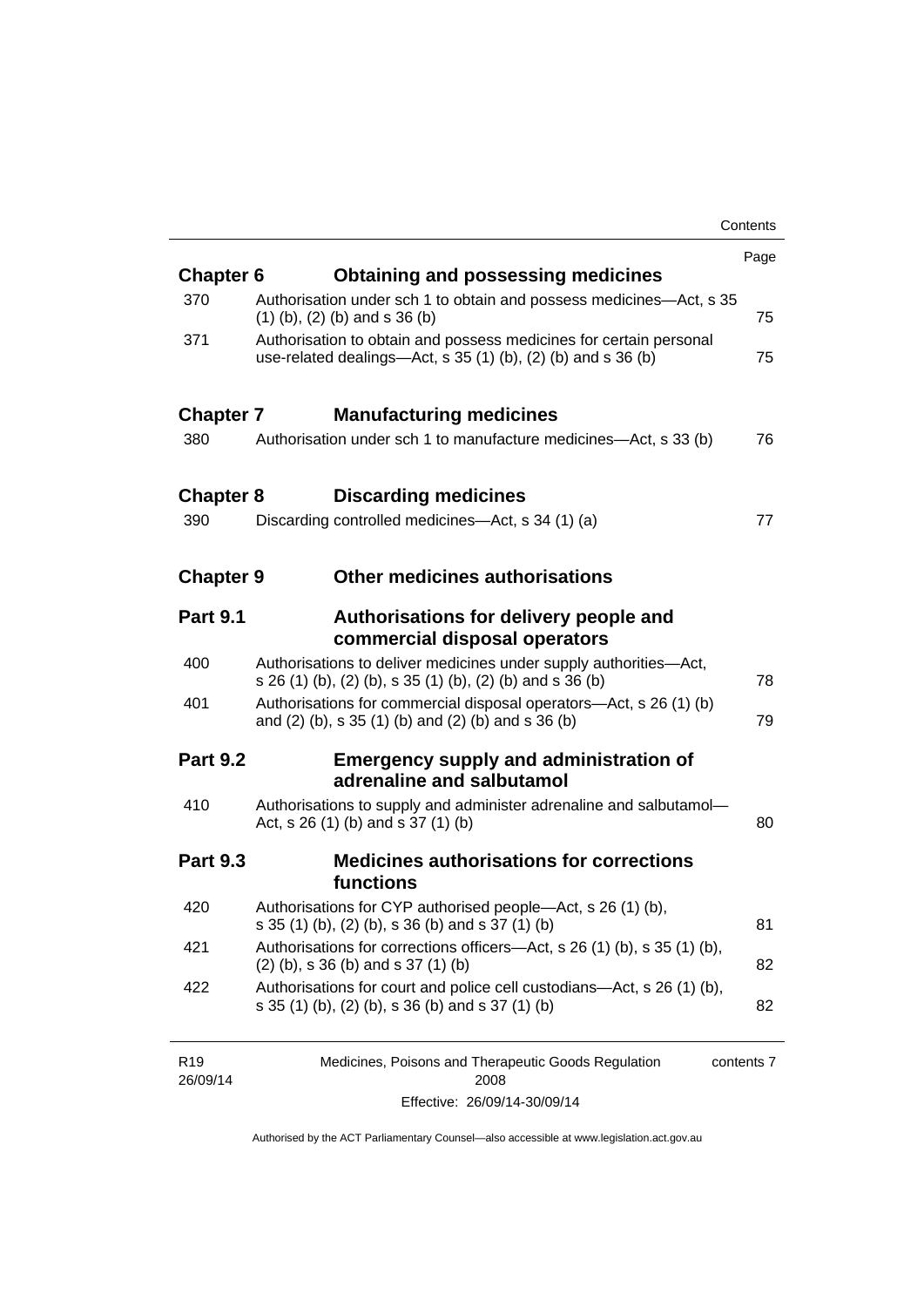| | | Page |
|---|---|---|
| **Chapter 6** | **Obtaining and possessing medicines** | |
| 370 | Authorisation under sch 1 to obtain and possess medicines—Act, s 35 (1) (b), (2) (b) and s 36 (b) | 75 |
| 371 | Authorisation to obtain and possess medicines for certain personal use-related dealings—Act, s 35 (1) (b), (2) (b) and s 36 (b) | 75 |
| **Chapter 7** | **Manufacturing medicines** | |
| 380 | Authorisation under sch 1 to manufacture medicines—Act, s 33 (b) | 76 |
| **Chapter 8** | **Discarding medicines** | |
| 390 | Discarding controlled medicines—Act, s 34 (1) (a) | 77 |
| **Chapter 9** | **Other medicines authorisations** | |
| **Part 9.1** | **Authorisations for delivery people and commercial disposal operators** | |
| 400 | Authorisations to deliver medicines under supply authorities—Act, s 26 (1) (b), (2) (b), s 35 (1) (b), (2) (b) and s 36 (b) | 78 |
| 401 | Authorisations for commercial disposal operators—Act, s 26 (1) (b) and (2) (b), s 35 (1) (b) and (2) (b) and s 36 (b) | 79 |
| **Part 9.2** | **Emergency supply and administration of adrenaline and salbutamol** | |
| 410 | Authorisations to supply and administer adrenaline and salbutamol—Act, s 26 (1) (b) and s 37 (1) (b) | 80 |
| **Part 9.3** | **Medicines authorisations for corrections functions** | |
| 420 | Authorisations for CYP authorised people—Act, s 26 (1) (b), s 35 (1) (b), (2) (b), s 36 (b) and s 37 (1) (b) | 81 |
| 421 | Authorisations for corrections officers—Act, s 26 (1) (b), s 35 (1) (b), (2) (b), s 36 (b) and s 37 (1) (b) | 82 |
| 422 | Authorisations for court and police cell custodians—Act, s 26 (1) (b), s 35 (1) (b), (2) (b), s 36 (b) and s 37 (1) (b) | 82 |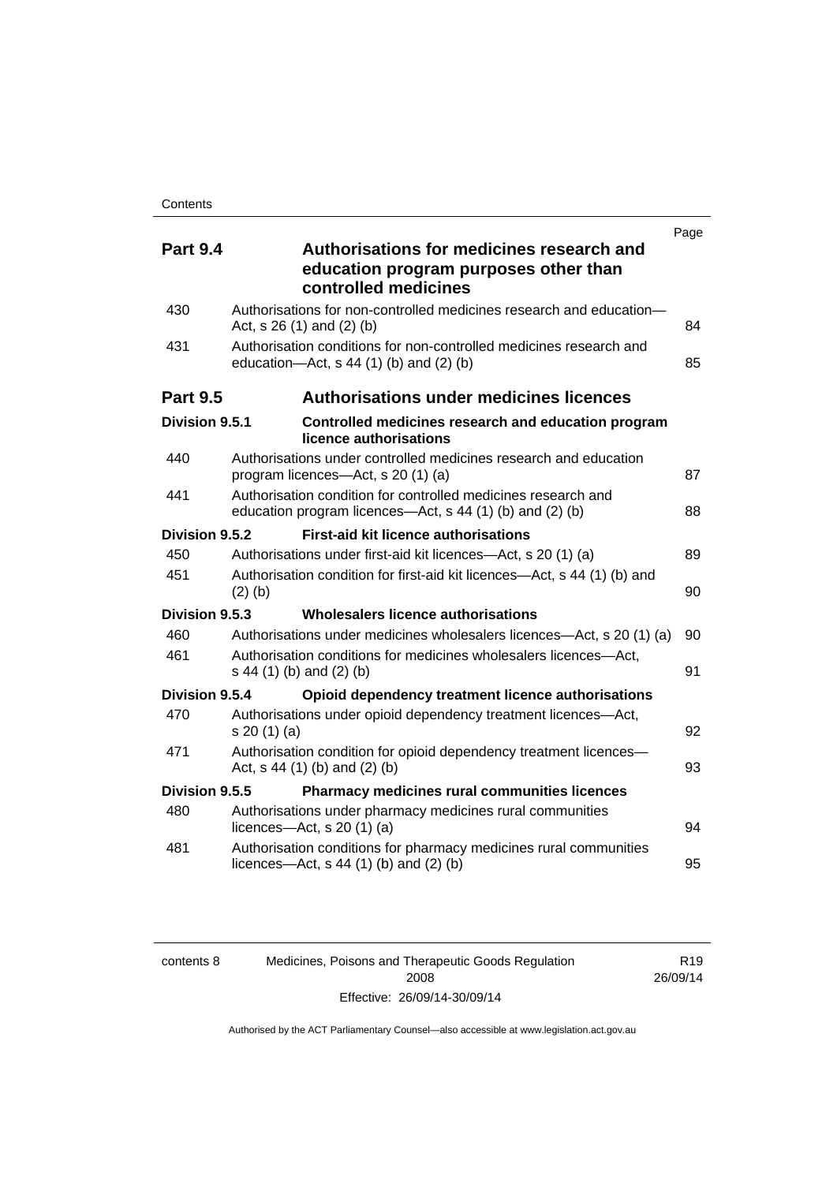| | | Page |
|---|---|---|
| **Part 9.4** | **Authorisations for medicines research and education program purposes other than controlled medicines** | |
| 430 | Authorisations for non-controlled medicines research and education—Act, s 26 (1) and (2) (b) | 84 |
| 431 | Authorisation conditions for non-controlled medicines research and education—Act, s 44 (1) (b) and (2) (b) | 85 |
| **Part 9.5** | **Authorisations under medicines licences** | |
| **Division 9.5.1** | **Controlled medicines research and education program licence authorisations** | |
| 440 | Authorisations under controlled medicines research and education program licences—Act, s 20 (1) (a) | 87 |
| 441 | Authorisation condition for controlled medicines research and education program licences—Act, s 44 (1) (b) and (2) (b) | 88 |
| **Division 9.5.2** | **First-aid kit licence authorisations** | |
| 450 | Authorisations under first-aid kit licences—Act, s 20 (1) (a) | 89 |
| 451 | Authorisation condition for first-aid kit licences—Act, s 44 (1) (b) and (2) (b) | 90 |
| **Division 9.5.3** | **Wholesalers licence authorisations** | |
| 460 | Authorisations under medicines wholesalers licences—Act, s 20 (1) (a) | 90 |
| 461 | Authorisation conditions for medicines wholesalers licences—Act, s 44 (1) (b) and (2) (b) | 91 |
| **Division 9.5.4** | **Opioid dependency treatment licence authorisations** | |
| 470 | Authorisations under opioid dependency treatment licences—Act, s 20 (1) (a) | 92 |
| 471 | Authorisation condition for opioid dependency treatment licences—Act, s 44 (1) (b) and (2) (b) | 93 |
| **Division 9.5.5** | **Pharmacy medicines rural communities licences** | |
| 480 | Authorisations under pharmacy medicines rural communities licences—Act, s 20 (1) (a) | 94 |
| 481 | Authorisation conditions for pharmacy medicines rural communities licences—Act, s 44 (1) (b) and (2) (b) | 95 |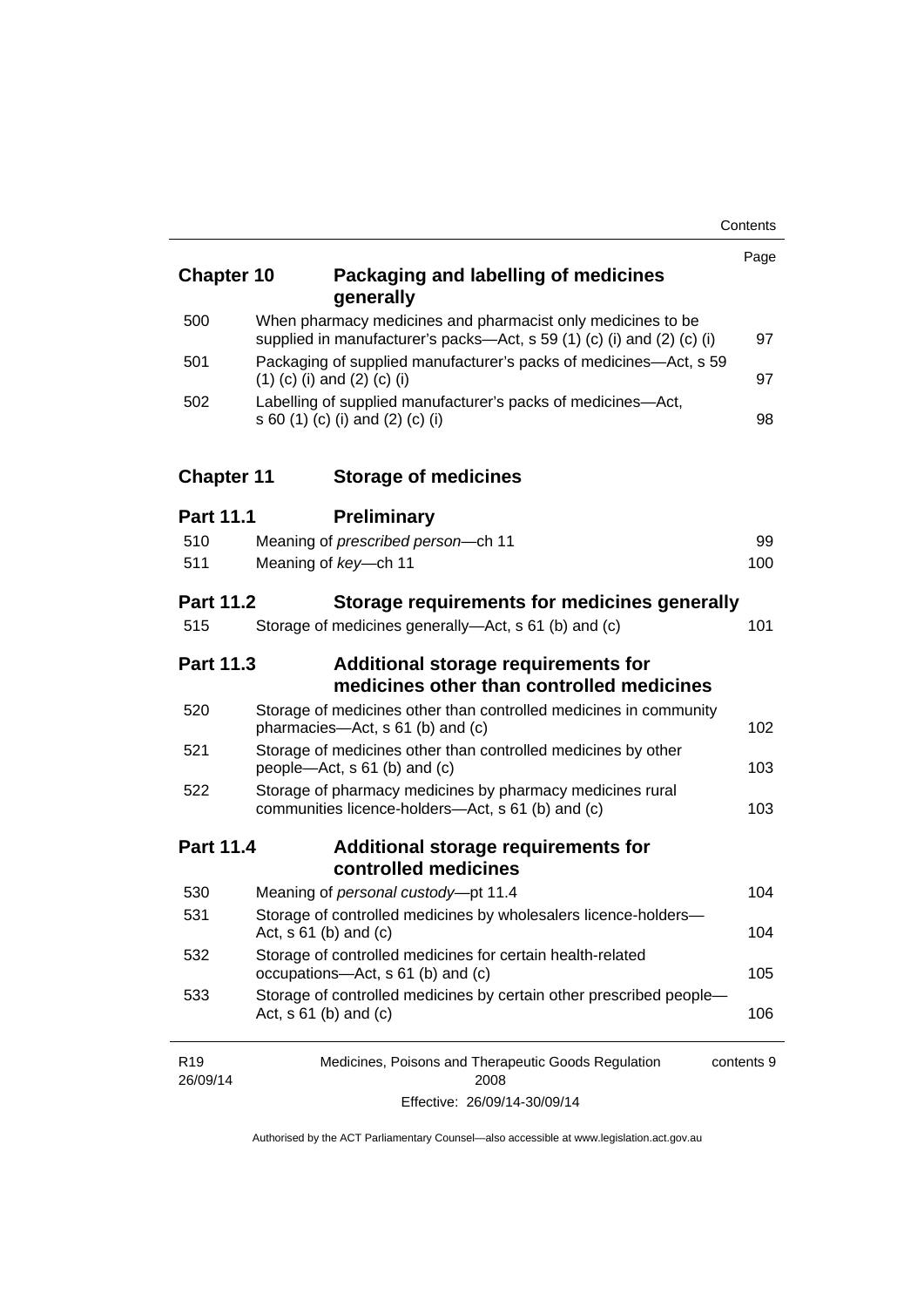| | | Page |
|---|---|---|
| **Chapter 10** | **Packaging and labelling of medicines generally** | |
| 500 | When pharmacy medicines and pharmacist only medicines to be supplied in manufacturer's packs—Act, s 59 (1) (c) (i) and (2) (c) (i) | 97 |
| 501 | Packaging of supplied manufacturer's packs of medicines—Act, s 59 (1) (c) (i) and (2) (c) (i) | 97 |
| 502 | Labelling of supplied manufacturer's packs of medicines—Act, s 60 (1) (c) (i) and (2) (c) (i) | 98 |
| **Chapter 11** | **Storage of medicines** | |
| **Part 11.1** | **Preliminary** | |
| 510 | Meaning of *prescribed person*—ch 11 | 99 |
| 511 | Meaning of *key*—ch 11 | 100 |
| **Part 11.2** | **Storage requirements for medicines generally** | |
| 515 | Storage of medicines generally—Act, s 61 (b) and (c) | 101 |
| **Part 11.3** | **Additional storage requirements for medicines other than controlled medicines** | |
| 520 | Storage of medicines other than controlled medicines in community pharmacies—Act, s 61 (b) and (c) | 102 |
| 521 | Storage of medicines other than controlled medicines by other people—Act, s 61 (b) and (c) | 103 |
| 522 | Storage of pharmacy medicines by pharmacy medicines rural communities licence-holders—Act, s 61 (b) and (c) | 103 |
| **Part 11.4** | **Additional storage requirements for controlled medicines** | |
| 530 | Meaning of *personal custody*—pt 11.4 | 104 |
| 531 | Storage of controlled medicines by wholesalers licence-holders—Act, s 61 (b) and (c) | 104 |
| 532 | Storage of controlled medicines for certain health-related occupations—Act, s 61 (b) and (c) | 105 |
| 533 | Storage of controlled medicines by certain other prescribed people—Act, s 61 (b) and (c) | 106 |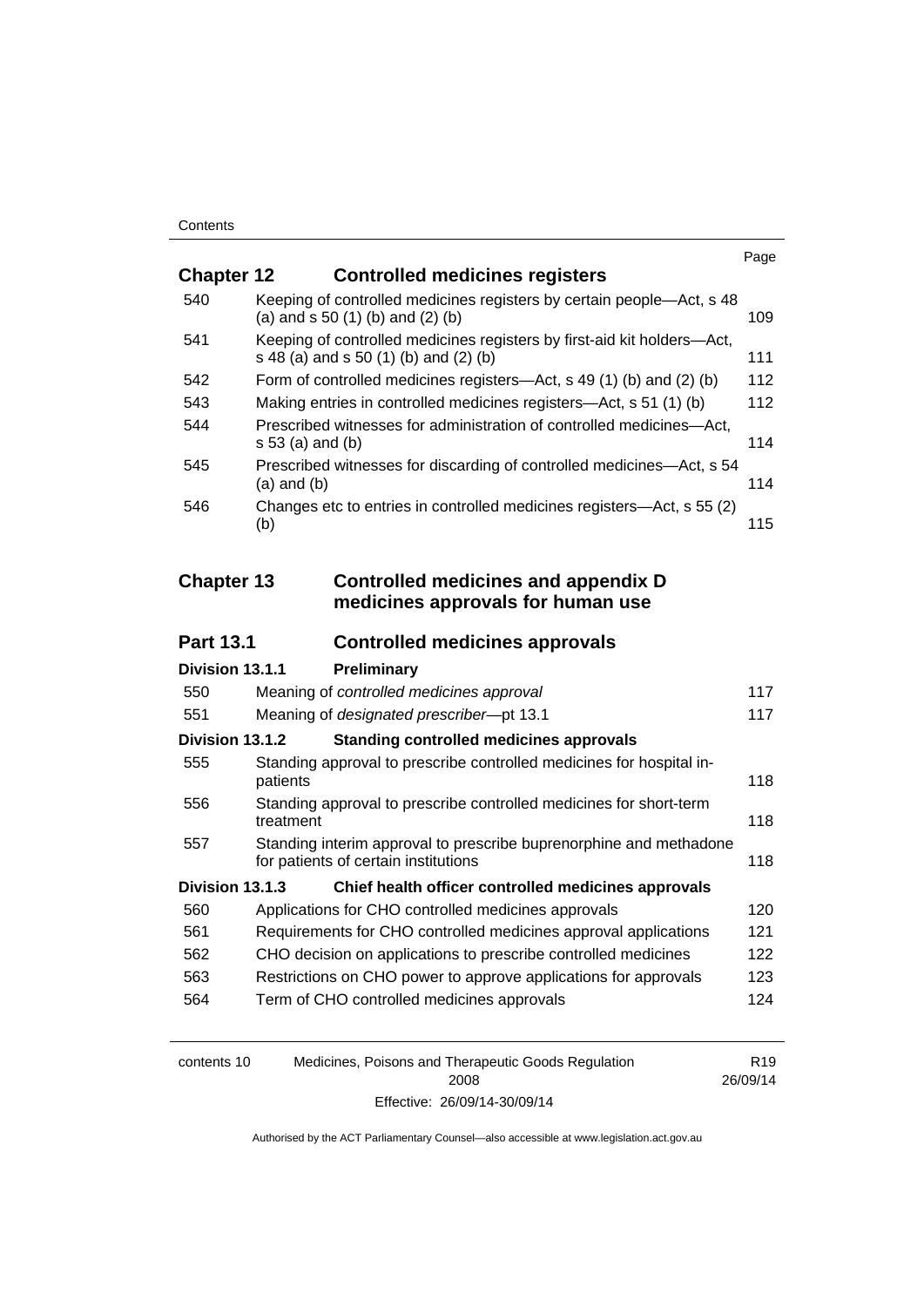| | | Page |
|---|---|---|
| **Chapter 12** | **Controlled medicines registers** | |
| 540 | Keeping of controlled medicines registers by certain people—Act, s 48 (a) and s 50 (1) (b) and (2) (b) | 109 |
| 541 | Keeping of controlled medicines registers by first-aid kit holders—Act, s 48 (a) and s 50 (1) (b) and (2) (b) | 111 |
| 542 | Form of controlled medicines registers—Act, s 49 (1) (b) and (2) (b) | 112 |
| 543 | Making entries in controlled medicines registers—Act, s 51 (1) (b) | 112 |
| 544 | Prescribed witnesses for administration of controlled medicines—Act, s 53 (a) and (b) | 114 |
| 545 | Prescribed witnesses for discarding of controlled medicines—Act, s 54 (a) and (b) | 114 |
| 546 | Changes etc to entries in controlled medicines registers—Act, s 55 (2) (b) | 115 |
| **Chapter 13** | **Controlled medicines and appendix D medicines approvals for human use** | |
| **Part 13.1** | **Controlled medicines approvals** | |
| **Division 13.1.1** | **Preliminary** | |
| 550 | Meaning of *controlled medicines approval* | 117 |
| 551 | Meaning of *designated prescriber*—pt 13.1 | 117 |
| **Division 13.1.2** | **Standing controlled medicines approvals** | |
| 555 | Standing approval to prescribe controlled medicines for hospital in-patients | 118 |
| 556 | Standing approval to prescribe controlled medicines for short-term treatment | 118 |
| 557 | Standing interim approval to prescribe buprenorphine and methadone for patients of certain institutions | 118 |
| **Division 13.1.3** | **Chief health officer controlled medicines approvals** | |
| 560 | Applications for CHO controlled medicines approvals | 120 |
| 561 | Requirements for CHO controlled medicines approval applications | 121 |
| 562 | CHO decision on applications to prescribe controlled medicines | 122 |
| 563 | Restrictions on CHO power to approve applications for approvals | 123 |
| 564 | Term of CHO controlled medicines approvals | 124 |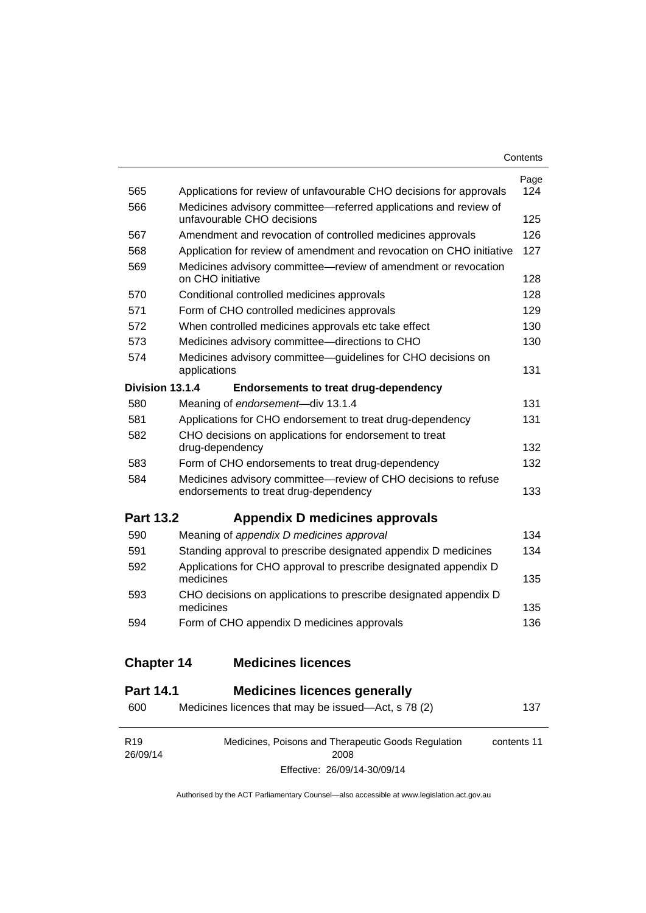| | | Page |
|---|---|---|
| 565 | Applications for review of unfavourable CHO decisions for approvals | 124 |
| 566 | Medicines advisory committee—referred applications and review of unfavourable CHO decisions | 125 |
| 567 | Amendment and revocation of controlled medicines approvals | 126 |
| 568 | Application for review of amendment and revocation on CHO initiative | 127 |
| 569 | Medicines advisory committee—review of amendment or revocation on CHO initiative | 128 |
| 570 | Conditional controlled medicines approvals | 128 |
| 571 | Form of CHO controlled medicines approvals | 129 |
| 572 | When controlled medicines approvals etc take effect | 130 |
| 573 | Medicines advisory committee—directions to CHO | 130 |
| 574 | Medicines advisory committee—guidelines for CHO decisions on applications | 131 |
| **Division 13.1.4** | **Endorsements to treat drug-dependency** | |
| 580 | Meaning of *endorsement*—div 13.1.4 | 131 |
| 581 | Applications for CHO endorsement to treat drug-dependency | 131 |
| 582 | CHO decisions on applications for endorsement to treat drug-dependency | 132 |
| 583 | Form of CHO endorsements to treat drug-dependency | 132 |
| 584 | Medicines advisory committee—review of CHO decisions to refuse endorsements to treat drug-dependency | 133 |

## Part 13.2 Appendix D medicines approvals

| | | |
|---|---|---|
| 590 | Meaning of *appendix D medicines approval* | 134 |
| 591 | Standing approval to prescribe designated appendix D medicines | 134 |
| 592 | Applications for CHO approval to prescribe designated appendix D medicines | 135 |
| 593 | CHO decisions on applications to prescribe designated appendix D medicines | 135 |
| 594 | Form of CHO appendix D medicines approvals | 136 |

# Chapter 14 Medicines licences

## Part 14.1 Medicines licences generally

| | | |
|---|---|---|
| 600 | Medicines licences that may be issued—Act, s 78 (2) | 137 |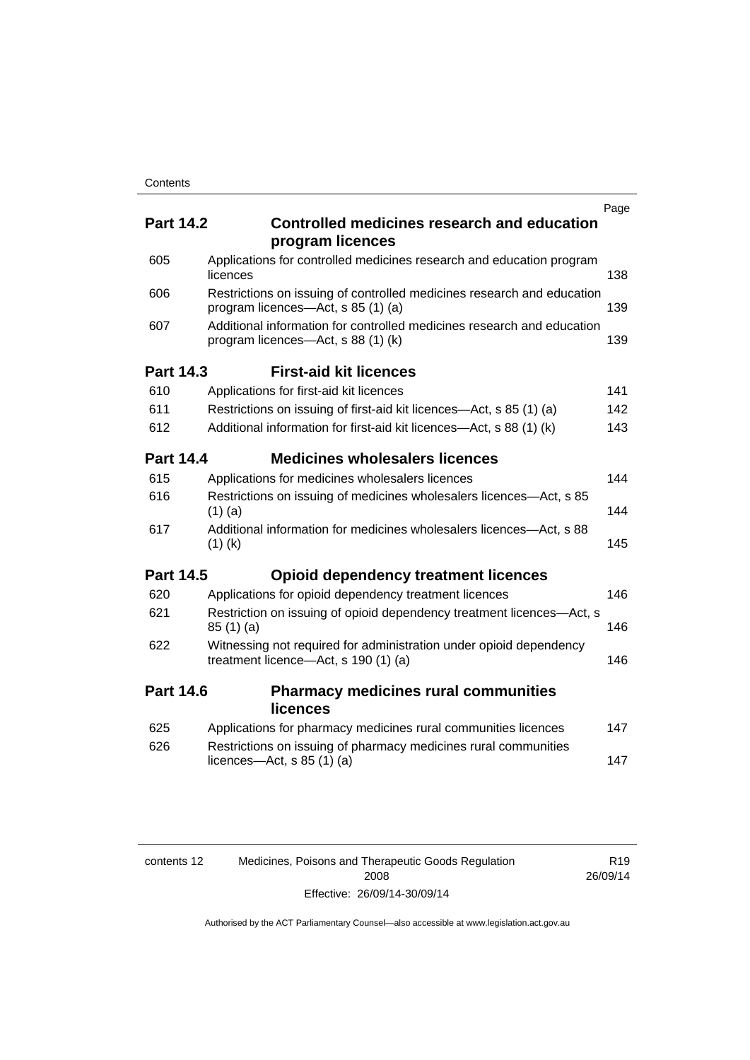| | | Page |
|---|---|---|
| **Part 14.2** | **Controlled medicines research and education program licences** | |
| 605 | Applications for controlled medicines research and education program licences | 138 |
| 606 | Restrictions on issuing of controlled medicines research and education program licences—Act, s 85 (1) (a) | 139 |
| 607 | Additional information for controlled medicines research and education program licences—Act, s 88 (1) (k) | 139 |
| **Part 14.3** | **First-aid kit licences** | |
| 610 | Applications for first-aid kit licences | 141 |
| 611 | Restrictions on issuing of first-aid kit licences—Act, s 85 (1) (a) | 142 |
| 612 | Additional information for first-aid kit licences—Act, s 88 (1) (k) | 143 |
| **Part 14.4** | **Medicines wholesalers licences** | |
| 615 | Applications for medicines wholesalers licences | 144 |
| 616 | Restrictions on issuing of medicines wholesalers licences—Act, s 85 (1) (a) | 144 |
| 617 | Additional information for medicines wholesalers licences—Act, s 88 (1) (k) | 145 |
| **Part 14.5** | **Opioid dependency treatment licences** | |
| 620 | Applications for opioid dependency treatment licences | 146 |
| 621 | Restriction on issuing of opioid dependency treatment licences—Act, s 85 (1) (a) | 146 |
| 622 | Witnessing not required for administration under opioid dependency treatment licence—Act, s 190 (1) (a) | 146 |
| **Part 14.6** | **Pharmacy medicines rural communities licences** | |
| 625 | Applications for pharmacy medicines rural communities licences | 147 |
| 626 | Restrictions on issuing of pharmacy medicines rural communities licences—Act, s 85 (1) (a) | 147 |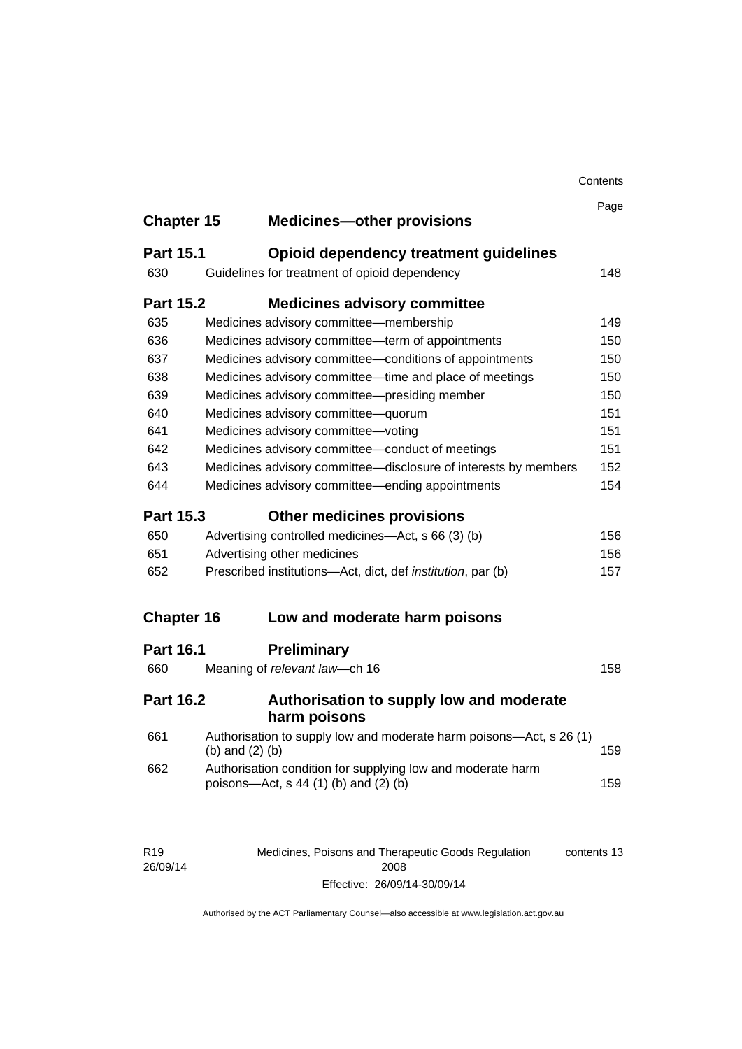| | | Page |
|---|---|---|
| **Chapter 15** | **Medicines—other provisions** | |
| **Part 15.1** | **Opioid dependency treatment guidelines** | |
| 630 | Guidelines for treatment of opioid dependency | 148 |
| **Part 15.2** | **Medicines advisory committee** | |
| 635 | Medicines advisory committee—membership | 149 |
| 636 | Medicines advisory committee—term of appointments | 150 |
| 637 | Medicines advisory committee—conditions of appointments | 150 |
| 638 | Medicines advisory committee—time and place of meetings | 150 |
| 639 | Medicines advisory committee—presiding member | 150 |
| 640 | Medicines advisory committee—quorum | 151 |
| 641 | Medicines advisory committee—voting | 151 |
| 642 | Medicines advisory committee—conduct of meetings | 151 |
| 643 | Medicines advisory committee—disclosure of interests by members | 152 |
| 644 | Medicines advisory committee—ending appointments | 154 |
| **Part 15.3** | **Other medicines provisions** | |
| 650 | Advertising controlled medicines—Act, s 66 (3) (b) | 156 |
| 651 | Advertising other medicines | 156 |
| 652 | Prescribed institutions—Act, dict, def *institution*, par (b) | 157 |
| **Chapter 16** | **Low and moderate harm poisons** | |
| **Part 16.1** | **Preliminary** | |
| 660 | Meaning of *relevant law*—ch 16 | 158 |
| **Part 16.2** | **Authorisation to supply low and moderate harm poisons** | |
| 661 | Authorisation to supply low and moderate harm poisons—Act, s 26 (1) (b) and (2) (b) | 159 |
| 662 | Authorisation condition for supplying low and moderate harm poisons—Act, s 44 (1) (b) and (2) (b) | 159 |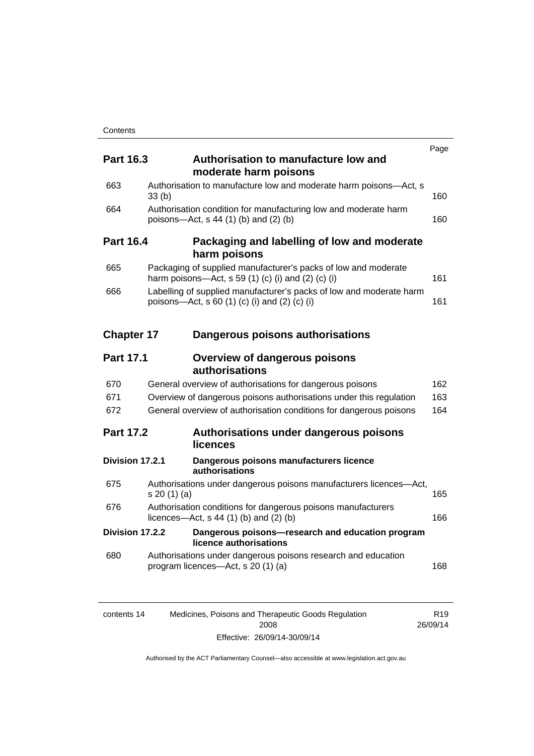| | | Page |
|---|---|---|
| **Part 16.3** | **Authorisation to manufacture low and moderate harm poisons** | |
| 663 | Authorisation to manufacture low and moderate harm poisons—Act, s 33 (b) | 160 |
| 664 | Authorisation condition for manufacturing low and moderate harm poisons—Act, s 44 (1) (b) and (2) (b) | 160 |
| **Part 16.4** | **Packaging and labelling of low and moderate harm poisons** | |
| 665 | Packaging of supplied manufacturer's packs of low and moderate harm poisons—Act, s 59 (1) (c) (i) and (2) (c) (i) | 161 |
| 666 | Labelling of supplied manufacturer's packs of low and moderate harm poisons—Act, s 60 (1) (c) (i) and (2) (c) (i) | 161 |
| **Chapter 17** | **Dangerous poisons authorisations** | |
| **Part 17.1** | **Overview of dangerous poisons authorisations** | |
| 670 | General overview of authorisations for dangerous poisons | 162 |
| 671 | Overview of dangerous poisons authorisations under this regulation | 163 |
| 672 | General overview of authorisation conditions for dangerous poisons | 164 |
| **Part 17.2** | **Authorisations under dangerous poisons licences** | |
| **Division 17.2.1** | **Dangerous poisons manufacturers licence authorisations** | |
| 675 | Authorisations under dangerous poisons manufacturers licences—Act, s 20 (1) (a) | 165 |
| 676 | Authorisation conditions for dangerous poisons manufacturers licences—Act, s 44 (1) (b) and (2) (b) | 166 |
| **Division 17.2.2** | **Dangerous poisons—research and education program licence authorisations** | |
| 680 | Authorisations under dangerous poisons research and education program licences—Act, s 20 (1) (a) | 168 |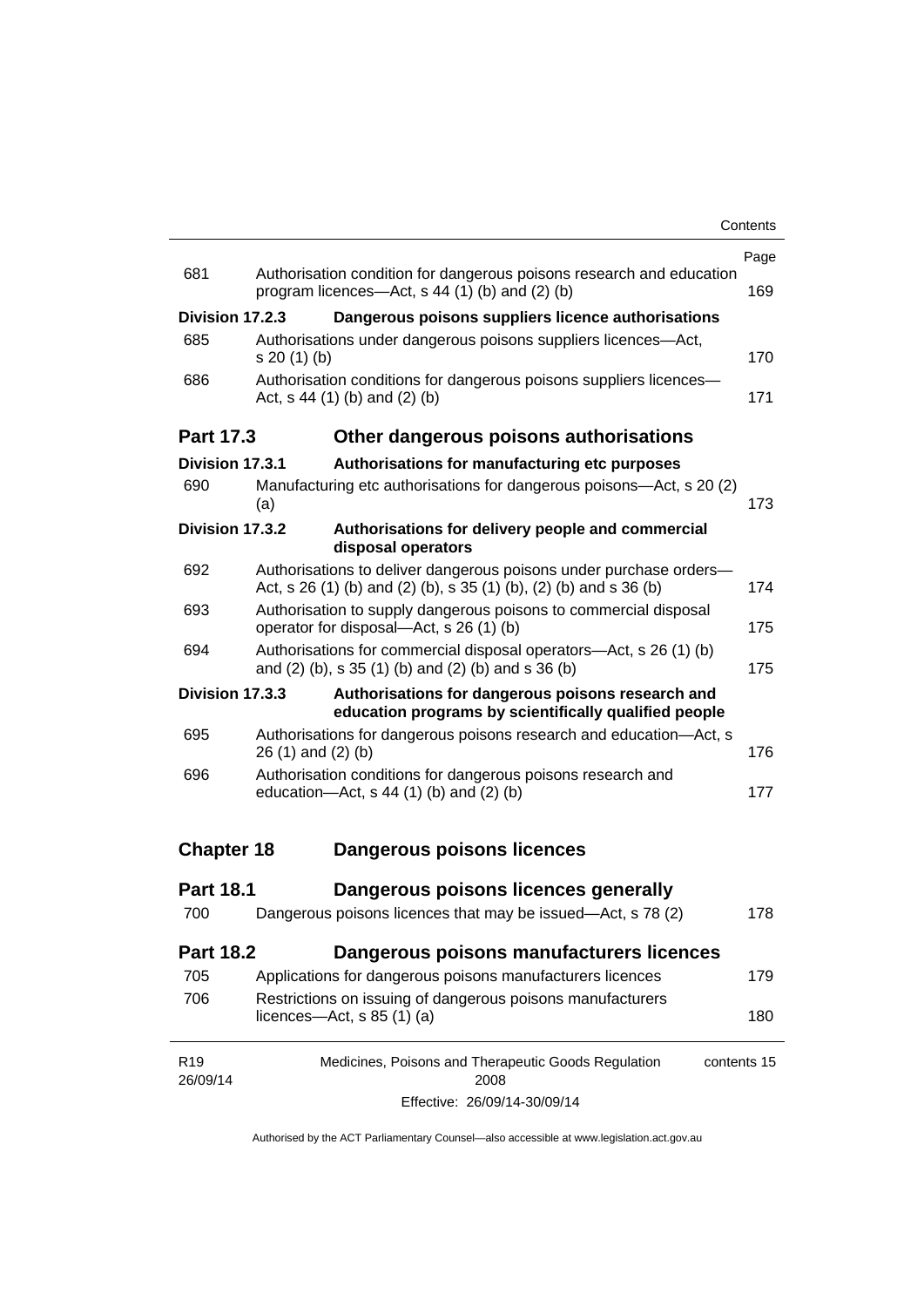| | | Page |
|---|---|---|
| 681 | Authorisation condition for dangerous poisons research and education program licences—Act, s 44 (1) (b) and (2) (b) | 169 |
| **Division 17.2.3** | **Dangerous poisons suppliers licence authorisations** | |
| 685 | Authorisations under dangerous poisons suppliers licences—Act, s 20 (1) (b) | 170 |
| 686 | Authorisation conditions for dangerous poisons suppliers licences—Act, s 44 (1) (b) and (2) (b) | 171 |
| **Part 17.3** | **Other dangerous poisons authorisations** | |
| **Division 17.3.1** | **Authorisations for manufacturing etc purposes** | |
| 690 | Manufacturing etc authorisations for dangerous poisons—Act, s 20 (2) (a) | 173 |
| **Division 17.3.2** | **Authorisations for delivery people and commercial disposal operators** | |
| 692 | Authorisations to deliver dangerous poisons under purchase orders—Act, s 26 (1) (b) and (2) (b), s 35 (1) (b), (2) (b) and s 36 (b) | 174 |
| 693 | Authorisation to supply dangerous poisons to commercial disposal operator for disposal—Act, s 26 (1) (b) | 175 |
| 694 | Authorisations for commercial disposal operators—Act, s 26 (1) (b) and (2) (b), s 35 (1) (b) and (2) (b) and s 36 (b) | 175 |
| **Division 17.3.3** | **Authorisations for dangerous poisons research and education programs by scientifically qualified people** | |
| 695 | Authorisations for dangerous poisons research and education—Act, s 26 (1) and (2) (b) | 176 |
| 696 | Authorisation conditions for dangerous poisons research and education—Act, s 44 (1) (b) and (2) (b) | 177 |
| **Chapter 18** | **Dangerous poisons licences** | |
| **Part 18.1** | **Dangerous poisons licences generally** | |
| 700 | Dangerous poisons licences that may be issued—Act, s 78 (2) | 178 |
| **Part 18.2** | **Dangerous poisons manufacturers licences** | |
| 705 | Applications for dangerous poisons manufacturers licences | 179 |
| 706 | Restrictions on issuing of dangerous poisons manufacturers licences—Act, s 85 (1) (a) | 180 |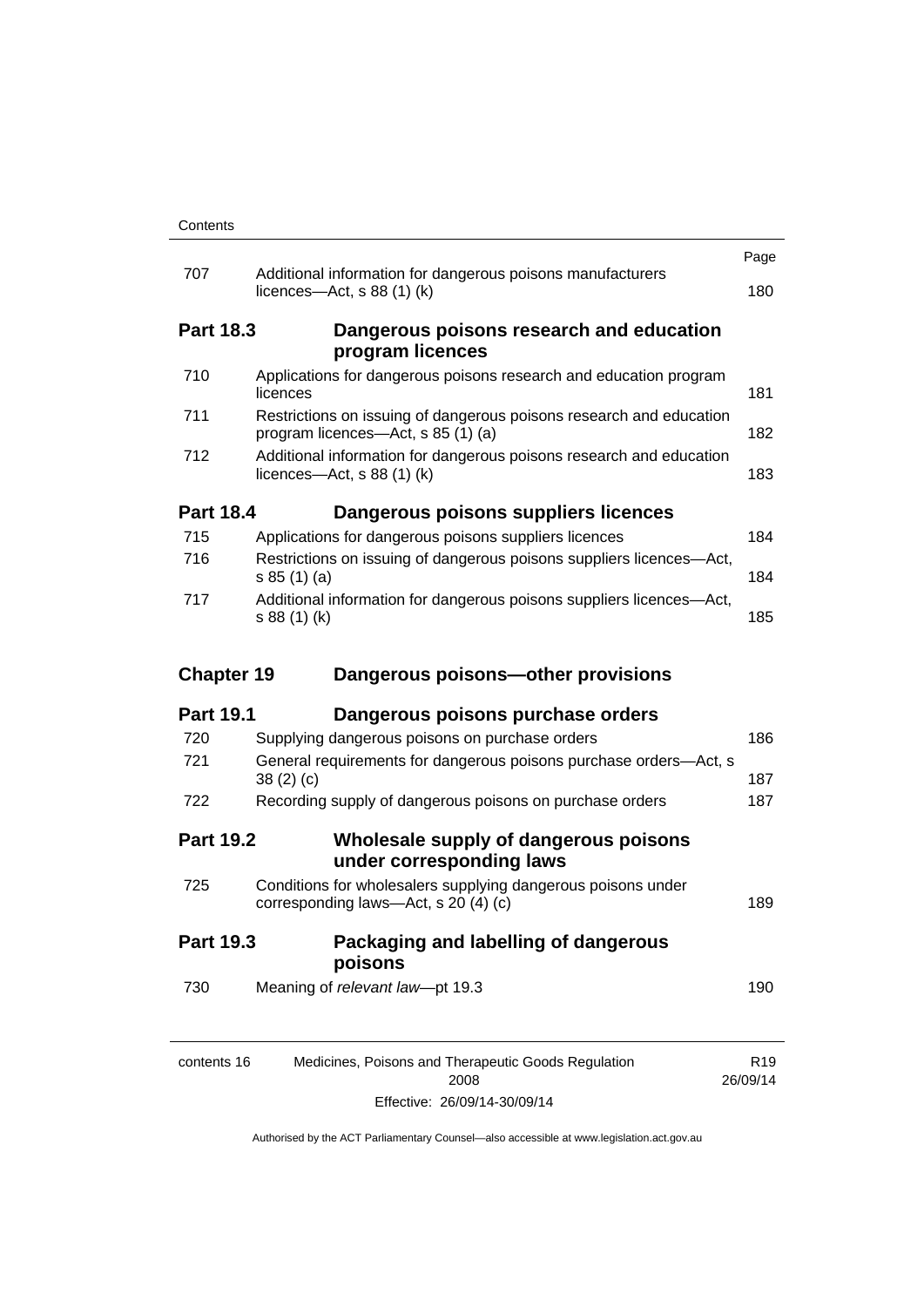| | | Page |
|---|---|---|
| 707 | Additional information for dangerous poisons manufacturers licences—Act, s 88 (1) (k) | 180 |

**Part 18.3 Dangerous poisons research and education program licences**

| | | |
|---|---|---|
| 710 | Applications for dangerous poisons research and education program licences | 181 |
| 711 | Restrictions on issuing of dangerous poisons research and education program licences—Act, s 85 (1) (a) | 182 |
| 712 | Additional information for dangerous poisons research and education licences—Act, s 88 (1) (k) | 183 |

**Part 18.4 Dangerous poisons suppliers licences**

| | | |
|---|---|---|
| 715 | Applications for dangerous poisons suppliers licences | 184 |
| 716 | Restrictions on issuing of dangerous poisons suppliers licences—Act, s 85 (1) (a) | 184 |
| 717 | Additional information for dangerous poisons suppliers licences—Act, s 88 (1) (k) | 185 |

**Chapter 19 Dangerous poisons—other provisions**

**Part 19.1 Dangerous poisons purchase orders**

| | | |
|---|---|---|
| 720 | Supplying dangerous poisons on purchase orders | 186 |
| 721 | General requirements for dangerous poisons purchase orders—Act, s 38 (2) (c) | 187 |
| 722 | Recording supply of dangerous poisons on purchase orders | 187 |

**Part 19.2 Wholesale supply of dangerous poisons under corresponding laws**

| | | |
|---|---|---|
| 725 | Conditions for wholesalers supplying dangerous poisons under corresponding laws—Act, s 20 (4) (c) | 189 |

**Part 19.3 Packaging and labelling of dangerous poisons**

| | | |
|---|---|---|
| 730 | Meaning of *relevant law*—pt 19.3 | 190 |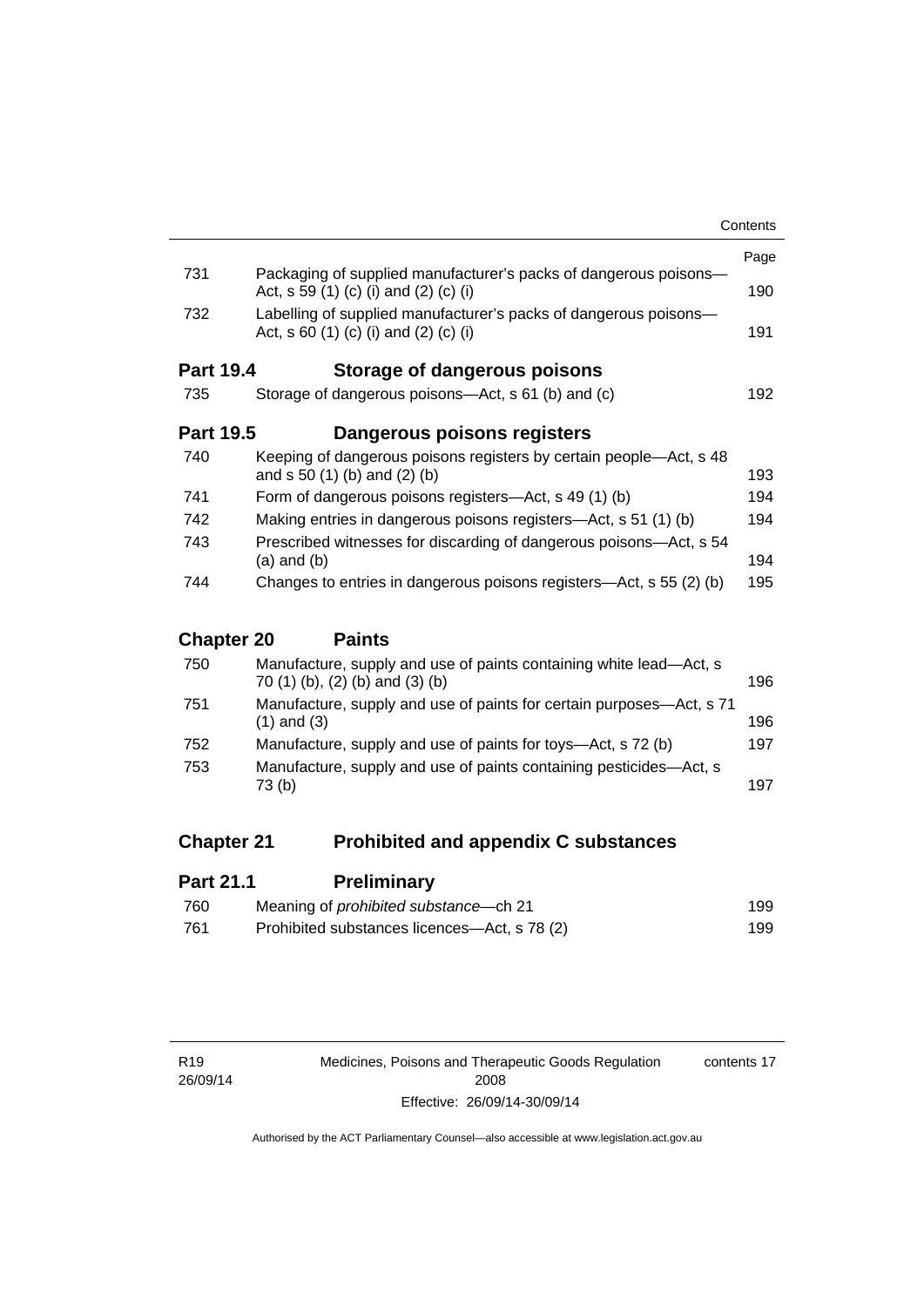| | | Page |
|---|---|---|
| 731 | Packaging of supplied manufacturer's packs of dangerous poisons—Act, s 59 (1) (c) (i) and (2) (c) (i) | 190 |
| 732 | Labelling of supplied manufacturer's packs of dangerous poisons—Act, s 60 (1) (c) (i) and (2) (c) (i) | 191 |

## Part 19.4 Storage of dangerous poisons

| | | |
|---|---|---|
| 735 | Storage of dangerous poisons—Act, s 61 (b) and (c) | 192 |

## Part 19.5 Dangerous poisons registers

| | | |
|---|---|---|
| 740 | Keeping of dangerous poisons registers by certain people—Act, s 48 and s 50 (1) (b) and (2) (b) | 193 |
| 741 | Form of dangerous poisons registers—Act, s 49 (1) (b) | 194 |
| 742 | Making entries in dangerous poisons registers—Act, s 51 (1) (b) | 194 |
| 743 | Prescribed witnesses for discarding of dangerous poisons—Act, s 54 (a) and (b) | 194 |
| 744 | Changes to entries in dangerous poisons registers—Act, s 55 (2) (b) | 195 |

# Chapter 20 Paints

| | | |
|---|---|---|
| 750 | Manufacture, supply and use of paints containing white lead—Act, s 70 (1) (b), (2) (b) and (3) (b) | 196 |
| 751 | Manufacture, supply and use of paints for certain purposes—Act, s 71 (1) and (3) | 196 |
| 752 | Manufacture, supply and use of paints for toys—Act, s 72 (b) | 197 |
| 753 | Manufacture, supply and use of paints containing pesticides—Act, s 73 (b) | 197 |

# Chapter 21 Prohibited and appendix C substances

## Part 21.1 Preliminary

| | | |
|---|---|---|
| 760 | Meaning of *prohibited substance*—ch 21 | 199 |
| 761 | Prohibited substances licences—Act, s 78 (2) | 199 |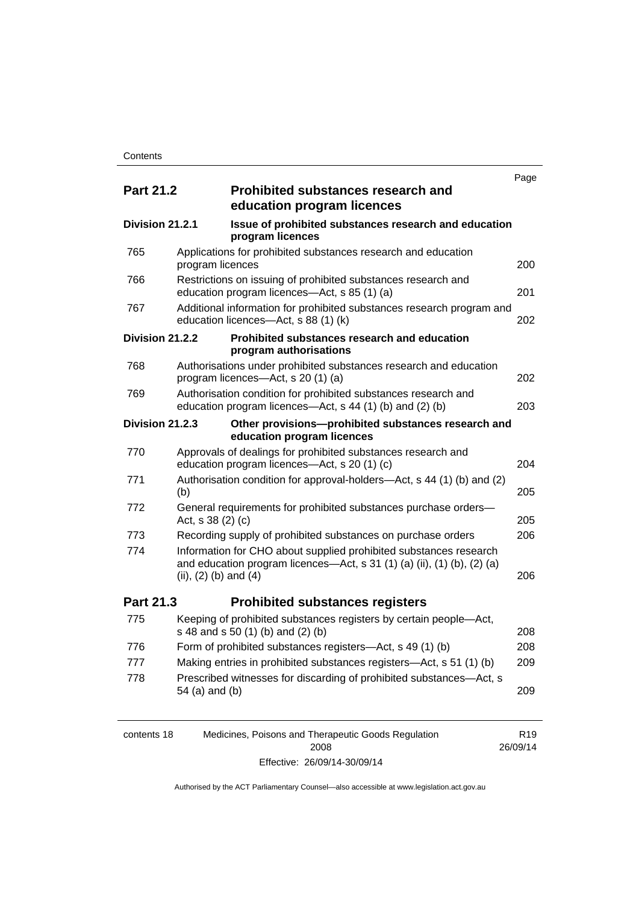| | | Page |
|---|---|---|
| **Part 21.2** | **Prohibited substances research and education program licences** | |
| **Division 21.2.1** | **Issue of prohibited substances research and education program licences** | |
| 765 | Applications for prohibited substances research and education program licences | 200 |
| 766 | Restrictions on issuing of prohibited substances research and education program licences—Act, s 85 (1) (a) | 201 |
| 767 | Additional information for prohibited substances research program and education licences—Act, s 88 (1) (k) | 202 |
| **Division 21.2.2** | **Prohibited substances research and education program authorisations** | |
| 768 | Authorisations under prohibited substances research and education program licences—Act, s 20 (1) (a) | 202 |
| 769 | Authorisation condition for prohibited substances research and education program licences—Act, s 44 (1) (b) and (2) (b) | 203 |
| **Division 21.2.3** | **Other provisions—prohibited substances research and education program licences** | |
| 770 | Approvals of dealings for prohibited substances research and education program licences—Act, s 20 (1) (c) | 204 |
| 771 | Authorisation condition for approval-holders—Act, s 44 (1) (b) and (2) (b) | 205 |
| 772 | General requirements for prohibited substances purchase orders—Act, s 38 (2) (c) | 205 |
| 773 | Recording supply of prohibited substances on purchase orders | 206 |
| 774 | Information for CHO about supplied prohibited substances research and education program licences—Act, s 31 (1) (a) (ii), (1) (b), (2) (a) (ii), (2) (b) and (4) | 206 |
| **Part 21.3** | **Prohibited substances registers** | |
| 775 | Keeping of prohibited substances registers by certain people—Act, s 48 and s 50 (1) (b) and (2) (b) | 208 |
| 776 | Form of prohibited substances registers—Act, s 49 (1) (b) | 208 |
| 777 | Making entries in prohibited substances registers—Act, s 51 (1) (b) | 209 |
| 778 | Prescribed witnesses for discarding of prohibited substances—Act, s 54 (a) and (b) | 209 |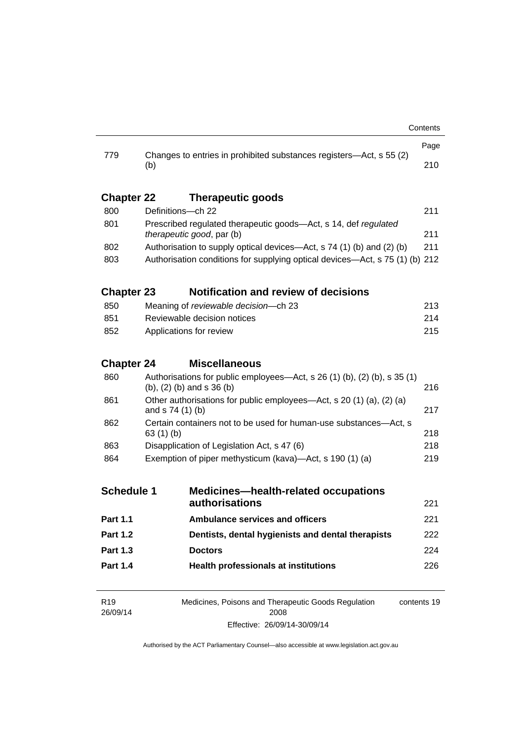| | | Page |
|---|---|---|
| 779 | Changes to entries in prohibited substances registers—Act, s 55 (2) (b) | 210 |

## Chapter 22 Therapeutic goods

| | | |
|---|---|---|
| 800 | Definitions—ch 22 | 211 |
| 801 | Prescribed regulated therapeutic goods—Act, s 14, def *regulated therapeutic good*, par (b) | 211 |
| 802 | Authorisation to supply optical devices—Act, s 74 (1) (b) and (2) (b) | 211 |
| 803 | Authorisation conditions for supplying optical devices—Act, s 75 (1) (b) | 212 |

## Chapter 23 Notification and review of decisions

| | | |
|---|---|---|
| 850 | Meaning of *reviewable decision*—ch 23 | 213 |
| 851 | Reviewable decision notices | 214 |
| 852 | Applications for review | 215 |

## Chapter 24 Miscellaneous

| | | |
|---|---|---|
| 860 | Authorisations for public employees—Act, s 26 (1) (b), (2) (b), s 35 (1) (b), (2) (b) and s 36 (b) | 216 |
| 861 | Other authorisations for public employees—Act, s 20 (1) (a), (2) (a) and s 74 (1) (b) | 217 |
| 862 | Certain containers not to be used for human-use substances—Act, s 63 (1) (b) | 218 |
| 863 | Disapplication of Legislation Act, s 47 (6) | 218 |
| 864 | Exemption of piper methysticum (kava)—Act, s 190 (1) (a) | 219 |

| | | |
|---|---|---|
| **Schedule 1** | **Medicines—health-related occupations authorisations** | 221 |
| **Part 1.1** | **Ambulance services and officers** | 221 |
| **Part 1.2** | **Dentists, dental hygienists and dental therapists** | 222 |
| **Part 1.3** | **Doctors** | 224 |
| **Part 1.4** | **Health professionals at institutions** | 226 |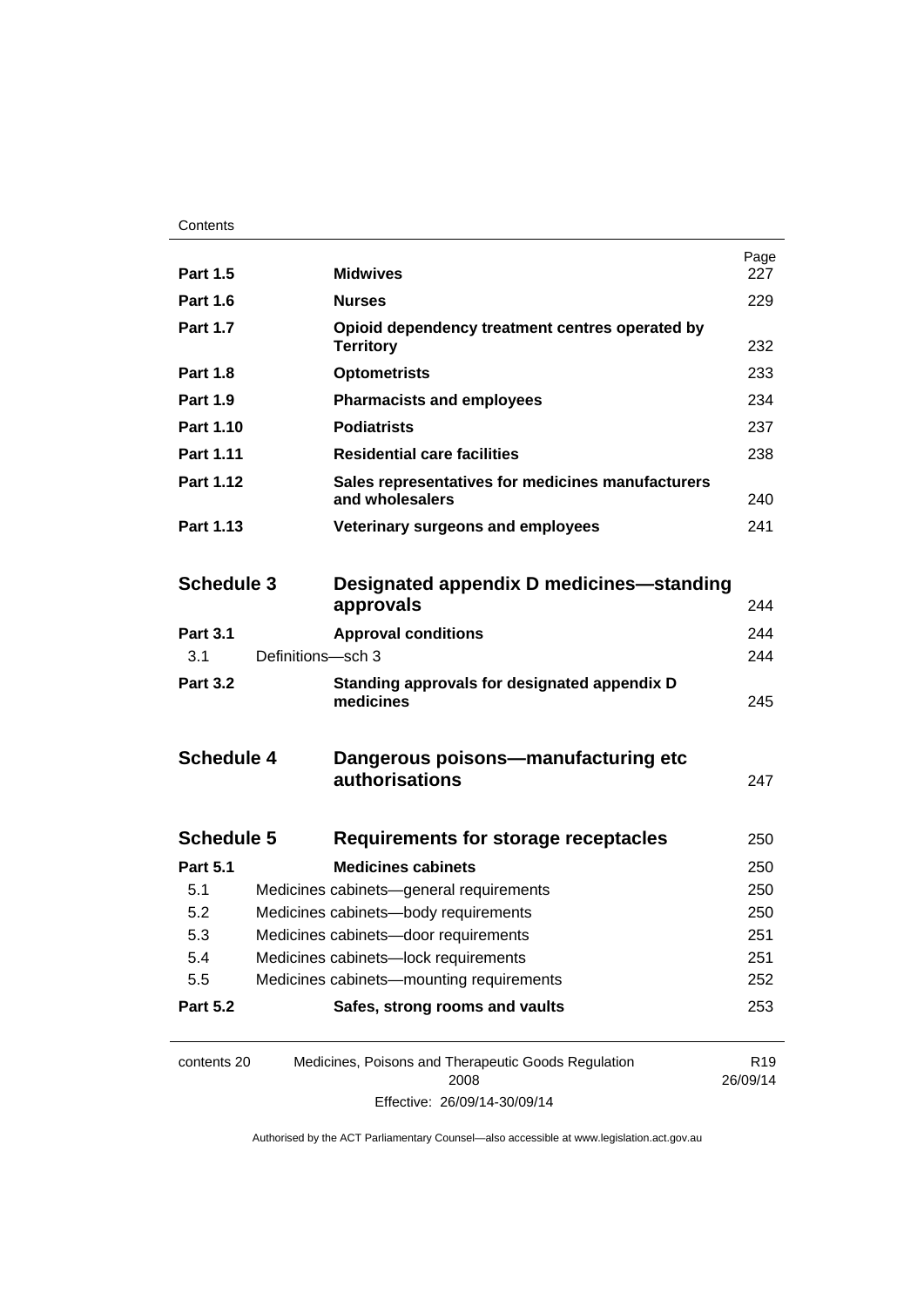| | | Page |
|---|---|---|
| **Part 1.5** | **Midwives** | 227 |
| **Part 1.6** | **Nurses** | 229 |
| **Part 1.7** | **Opioid dependency treatment centres operated by Territory** | 232 |
| **Part 1.8** | **Optometrists** | 233 |
| **Part 1.9** | **Pharmacists and employees** | 234 |
| **Part 1.10** | **Podiatrists** | 237 |
| **Part 1.11** | **Residential care facilities** | 238 |
| **Part 1.12** | **Sales representatives for medicines manufacturers and wholesalers** | 240 |
| **Part 1.13** | **Veterinary surgeons and employees** | 241 |
| **Schedule 3** | **Designated appendix D medicines—standing approvals** | 244 |
| **Part 3.1** | **Approval conditions** | 244 |
| 3.1 | Definitions—sch 3 | 244 |
| **Part 3.2** | **Standing approvals for designated appendix D medicines** | 245 |
| **Schedule 4** | **Dangerous poisons—manufacturing etc authorisations** | 247 |
| **Schedule 5** | **Requirements for storage receptacles** | 250 |
| **Part 5.1** | **Medicines cabinets** | 250 |
| 5.1 | Medicines cabinets—general requirements | 250 |
| 5.2 | Medicines cabinets—body requirements | 250 |
| 5.3 | Medicines cabinets—door requirements | 251 |
| 5.4 | Medicines cabinets—lock requirements | 251 |
| 5.5 | Medicines cabinets—mounting requirements | 252 |
| **Part 5.2** | **Safes, strong rooms and vaults** | 253 |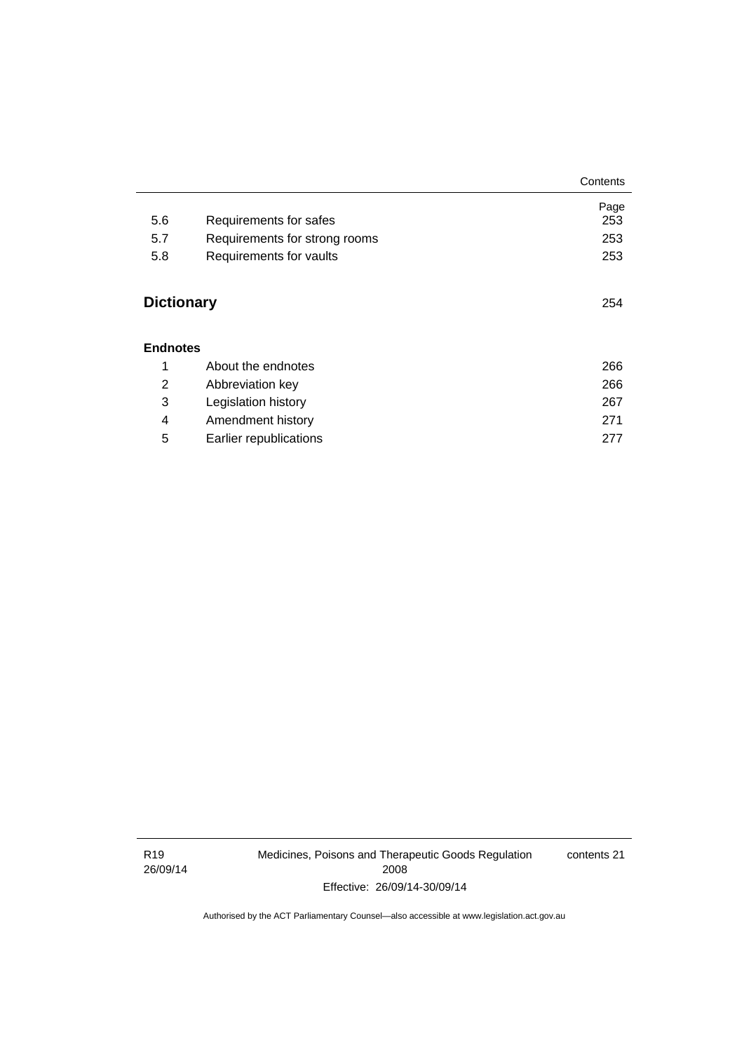| | | Page |
|---|---|---|
| 5.6 | Requirements for safes | 253 |
| 5.7 | Requirements for strong rooms | 253 |
| 5.8 | Requirements for vaults | 253 |

**Dictionary** 254

**Endnotes**

| | | |
|---|---|---|
| 1 | About the endnotes | 266 |
| 2 | Abbreviation key | 266 |
| 3 | Legislation history | 267 |
| 4 | Amendment history | 271 |
| 5 | Earlier republications | 277 |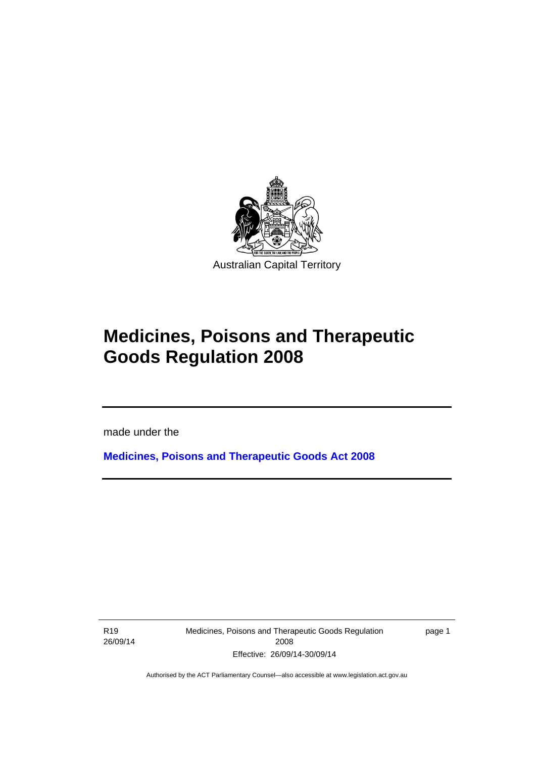Australian Capital Territory

# Medicines, Poisons and Therapeutic Goods Regulation 2008

made under the

**Medicines, Poisons and Therapeutic Goods Act 2008**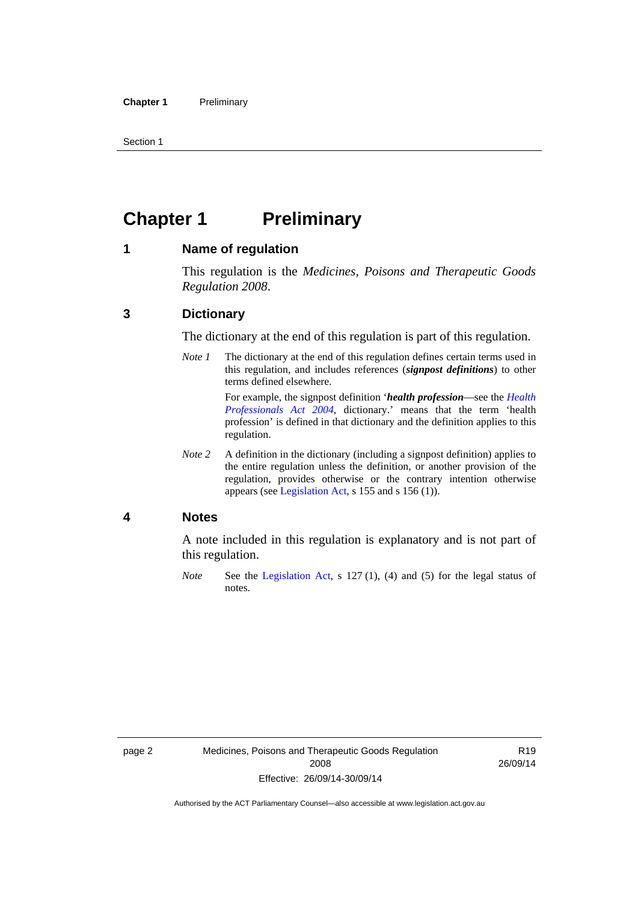# Chapter 1 Preliminary

## 1 Name of regulation

This regulation is the *Medicines, Poisons and Therapeutic Goods Regulation 2008*.

## 3 Dictionary

The dictionary at the end of this regulation is part of this regulation.

*Note 1* The dictionary at the end of this regulation defines certain terms used in this regulation, and includes references (***signpost definitions***) to other terms defined elsewhere.

For example, the signpost definition '***health profession***—see the *Health Professionals Act 2004*, dictionary.' means that the term 'health profession' is defined in that dictionary and the definition applies to this regulation.

*Note 2* A definition in the dictionary (including a signpost definition) applies to the entire regulation unless the definition, or another provision of the regulation, provides otherwise or the contrary intention otherwise appears (see Legislation Act, s 155 and s 156 (1)).

## 4 Notes

A note included in this regulation is explanatory and is not part of this regulation.

*Note* See the Legislation Act, s 127 (1), (4) and (5) for the legal status of notes.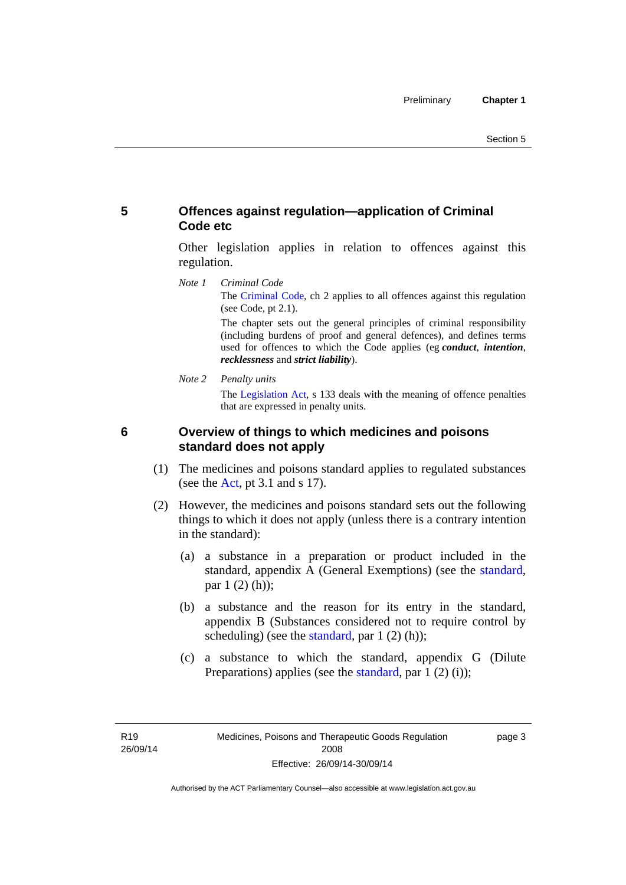## 5 Offences against regulation—application of Criminal Code etc

Other legislation applies in relation to offences against this regulation.

*Note 1* *Criminal Code*

The Criminal Code, ch 2 applies to all offences against this regulation (see Code, pt 2.1).

The chapter sets out the general principles of criminal responsibility (including burdens of proof and general defences), and defines terms used for offences to which the Code applies (eg ***conduct***, ***intention***, ***recklessness*** and ***strict liability***).

*Note 2* *Penalty units*

The Legislation Act, s 133 deals with the meaning of offence penalties that are expressed in penalty units.

## 6 Overview of things to which medicines and poisons standard does not apply

(1) The medicines and poisons standard applies to regulated substances (see the Act, pt 3.1 and s 17).

(2) However, the medicines and poisons standard sets out the following things to which it does not apply (unless there is a contrary intention in the standard):

(a) a substance in a preparation or product included in the standard, appendix A (General Exemptions) (see the standard, par 1 (2) (h));

(b) a substance and the reason for its entry in the standard, appendix B (Substances considered not to require control by scheduling) (see the standard, par 1 (2) (h));

(c) a substance to which the standard, appendix G (Dilute Preparations) applies (see the standard, par 1 (2) (i));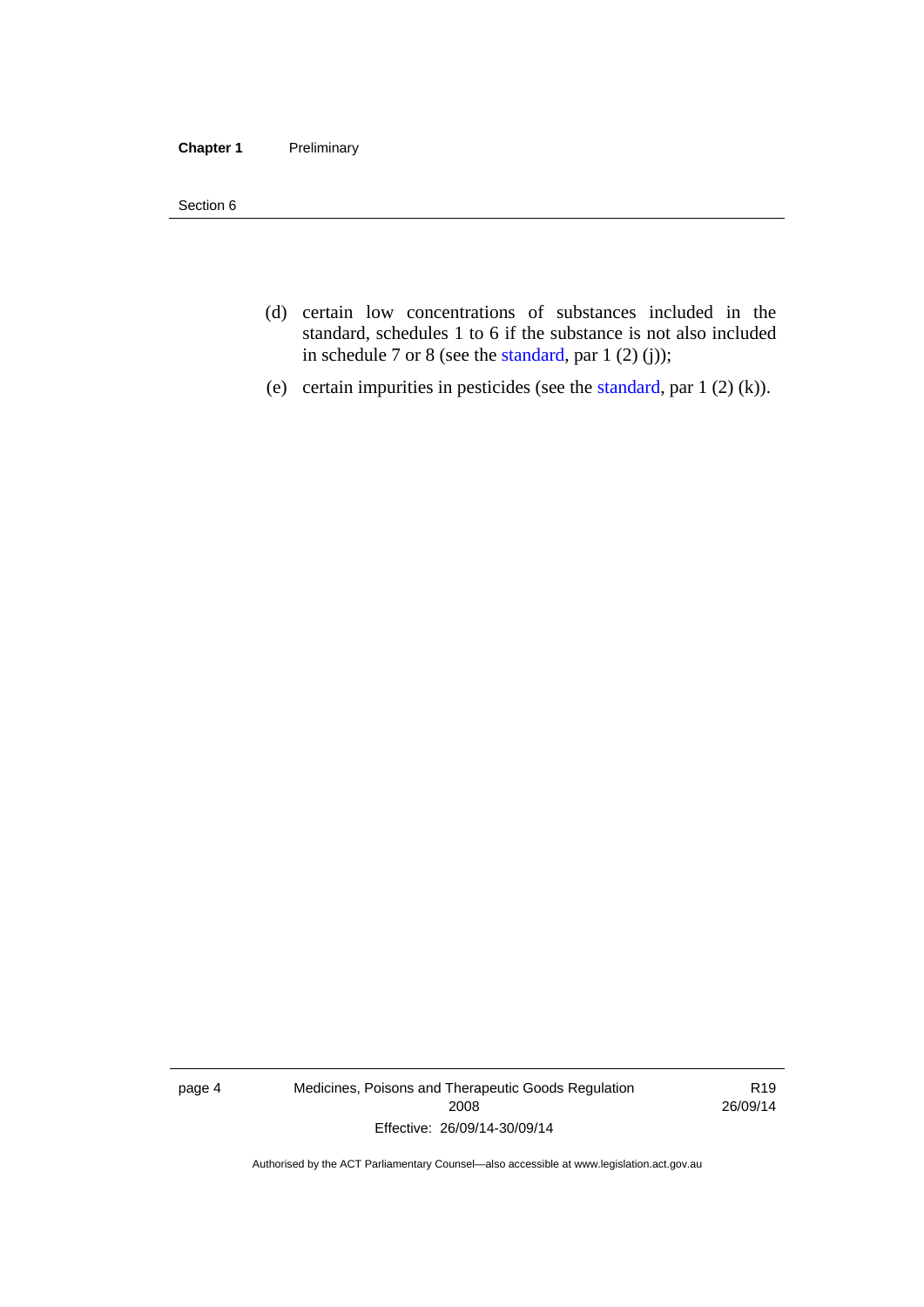(d) certain low concentrations of substances included in the standard, schedules 1 to 6 if the substance is not also included in schedule 7 or 8 (see the standard, par 1 (2) (j));

(e) certain impurities in pesticides (see the standard, par 1 (2) (k)).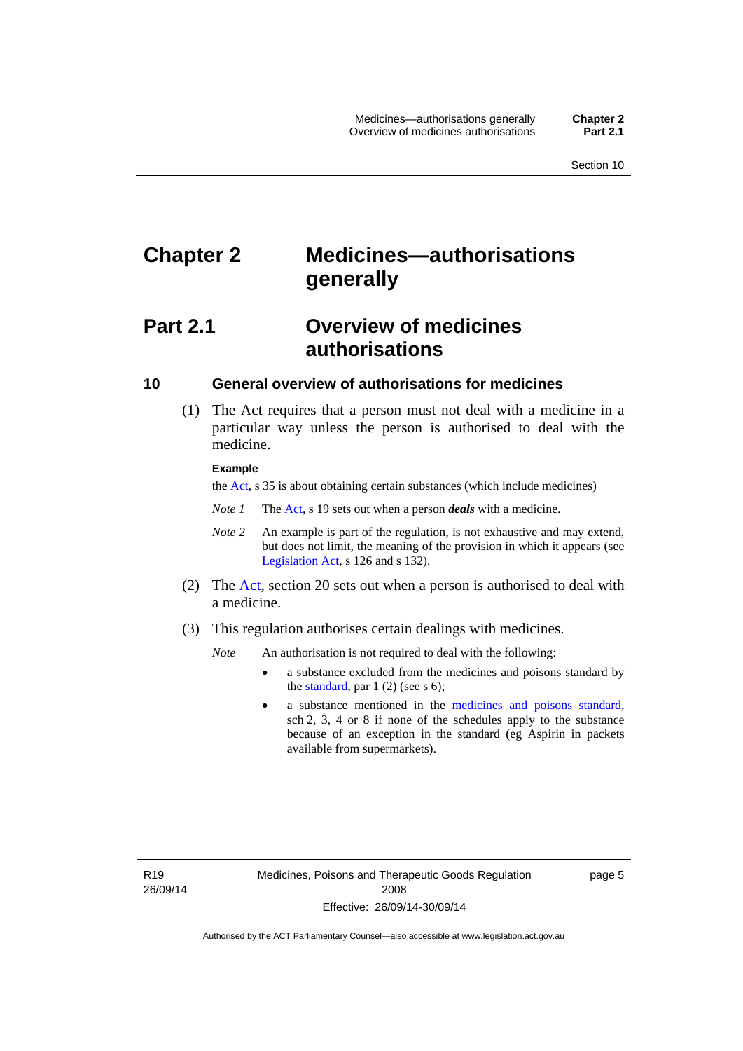# Chapter 2 Medicines—authorisations generally

## Part 2.1 Overview of medicines authorisations

### 10 General overview of authorisations for medicines

(1) The Act requires that a person must not deal with a medicine in a particular way unless the person is authorised to deal with the medicine.

**Example**

the Act, s 35 is about obtaining certain substances (which include medicines)

*Note 1* The Act, s 19 sets out when a person ***deals*** with a medicine.

*Note 2* An example is part of the regulation, is not exhaustive and may extend, but does not limit, the meaning of the provision in which it appears (see Legislation Act, s 126 and s 132).

(2) The Act, section 20 sets out when a person is authorised to deal with a medicine.

(3) This regulation authorises certain dealings with medicines.

*Note* An authorisation is not required to deal with the following:

- a substance excluded from the medicines and poisons standard by the standard, par 1 (2) (see s 6);
- a substance mentioned in the medicines and poisons standard, sch 2, 3, 4 or 8 if none of the schedules apply to the substance because of an exception in the standard (eg Aspirin in packets available from supermarkets).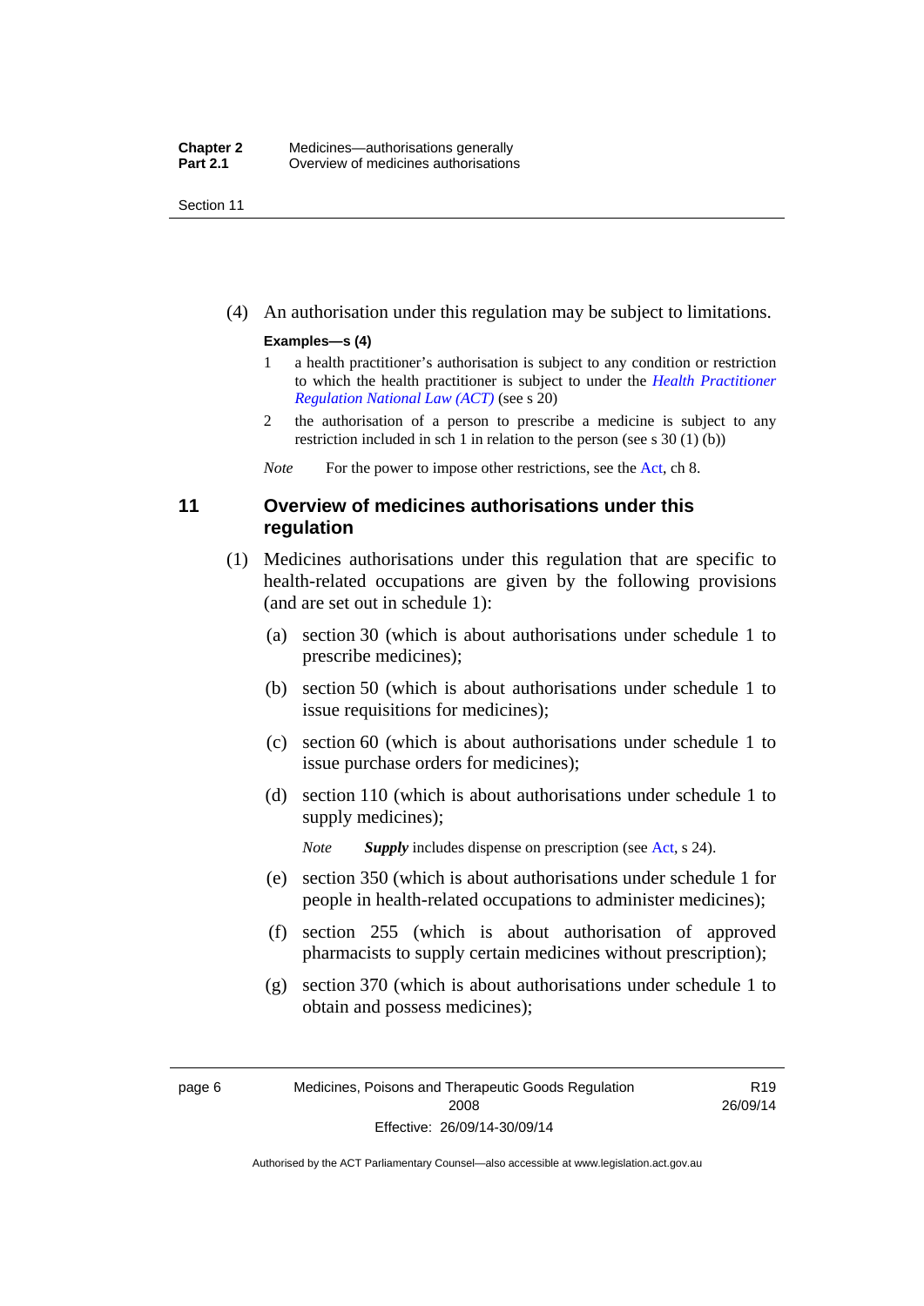(4) An authorisation under this regulation may be subject to limitations.

**Examples—s (4)**

1 a health practitioner's authorisation is subject to any condition or restriction to which the health practitioner is subject to under the *Health Practitioner Regulation National Law (ACT)* (see s 20)

2 the authorisation of a person to prescribe a medicine is subject to any restriction included in sch 1 in relation to the person (see s 30 (1) (b))

*Note* For the power to impose other restrictions, see the Act, ch 8.

## 11 Overview of medicines authorisations under this regulation

(1) Medicines authorisations under this regulation that are specific to health-related occupations are given by the following provisions (and are set out in schedule 1):

(a) section 30 (which is about authorisations under schedule 1 to prescribe medicines);

(b) section 50 (which is about authorisations under schedule 1 to issue requisitions for medicines);

(c) section 60 (which is about authorisations under schedule 1 to issue purchase orders for medicines);

(d) section 110 (which is about authorisations under schedule 1 to supply medicines);

*Note* ***Supply*** includes dispense on prescription (see Act, s 24).

(e) section 350 (which is about authorisations under schedule 1 for people in health-related occupations to administer medicines);

(f) section 255 (which is about authorisation of approved pharmacists to supply certain medicines without prescription);

(g) section 370 (which is about authorisations under schedule 1 to obtain and possess medicines);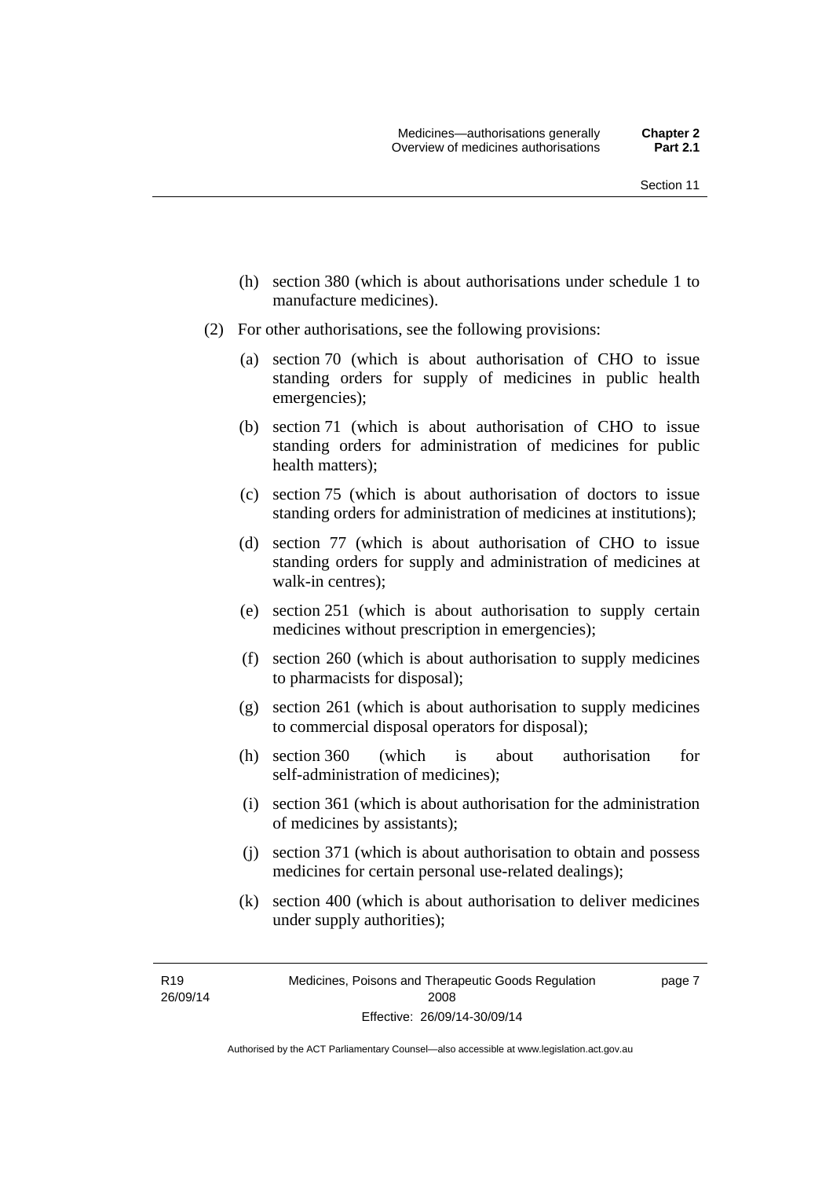(h) section 380 (which is about authorisations under schedule 1 to manufacture medicines).

(2) For other authorisations, see the following provisions:

(a) section 70 (which is about authorisation of CHO to issue standing orders for supply of medicines in public health emergencies);

(b) section 71 (which is about authorisation of CHO to issue standing orders for administration of medicines for public health matters);

(c) section 75 (which is about authorisation of doctors to issue standing orders for administration of medicines at institutions);

(d) section 77 (which is about authorisation of CHO to issue standing orders for supply and administration of medicines at walk-in centres);

(e) section 251 (which is about authorisation to supply certain medicines without prescription in emergencies);

(f) section 260 (which is about authorisation to supply medicines to pharmacists for disposal);

(g) section 261 (which is about authorisation to supply medicines to commercial disposal operators for disposal);

(h) section 360 (which is about authorisation for self-administration of medicines);

(i) section 361 (which is about authorisation for the administration of medicines by assistants);

(j) section 371 (which is about authorisation to obtain and possess medicines for certain personal use-related dealings);

(k) section 400 (which is about authorisation to deliver medicines under supply authorities);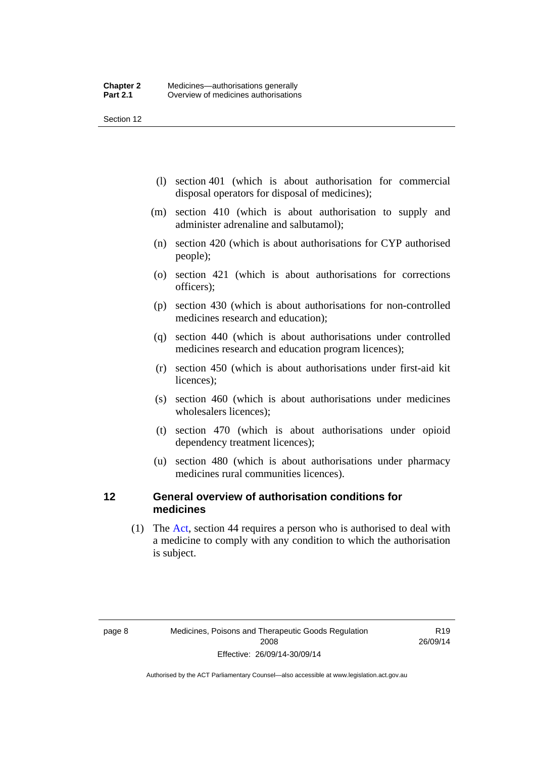(l) section 401 (which is about authorisation for commercial disposal operators for disposal of medicines);

(m) section 410 (which is about authorisation to supply and administer adrenaline and salbutamol);

(n) section 420 (which is about authorisations for CYP authorised people);

(o) section 421 (which is about authorisations for corrections officers);

(p) section 430 (which is about authorisations for non-controlled medicines research and education);

(q) section 440 (which is about authorisations under controlled medicines research and education program licences);

(r) section 450 (which is about authorisations under first-aid kit licences);

(s) section 460 (which is about authorisations under medicines wholesalers licences);

(t) section 470 (which is about authorisations under opioid dependency treatment licences);

(u) section 480 (which is about authorisations under pharmacy medicines rural communities licences).

## 12 General overview of authorisation conditions for medicines

(1) The Act, section 44 requires a person who is authorised to deal with a medicine to comply with any condition to which the authorisation is subject.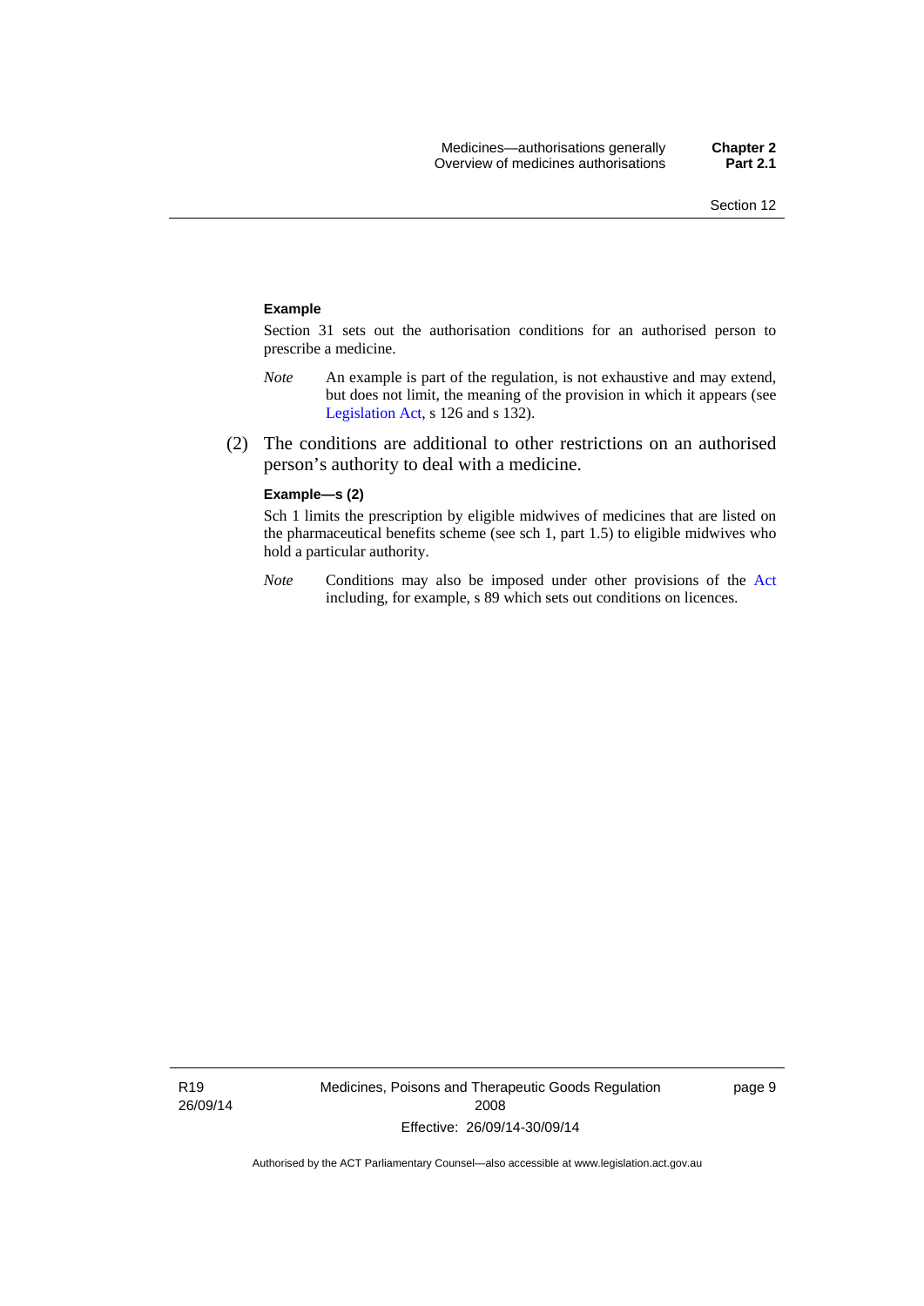**Example**

Section 31 sets out the authorisation conditions for an authorised person to prescribe a medicine.

*Note* An example is part of the regulation, is not exhaustive and may extend, but does not limit, the meaning of the provision in which it appears (see Legislation Act, s 126 and s 132).

(2) The conditions are additional to other restrictions on an authorised person's authority to deal with a medicine.

**Example—s (2)**

Sch 1 limits the prescription by eligible midwives of medicines that are listed on the pharmaceutical benefits scheme (see sch 1, part 1.5) to eligible midwives who hold a particular authority.

*Note* Conditions may also be imposed under other provisions of the Act including, for example, s 89 which sets out conditions on licences.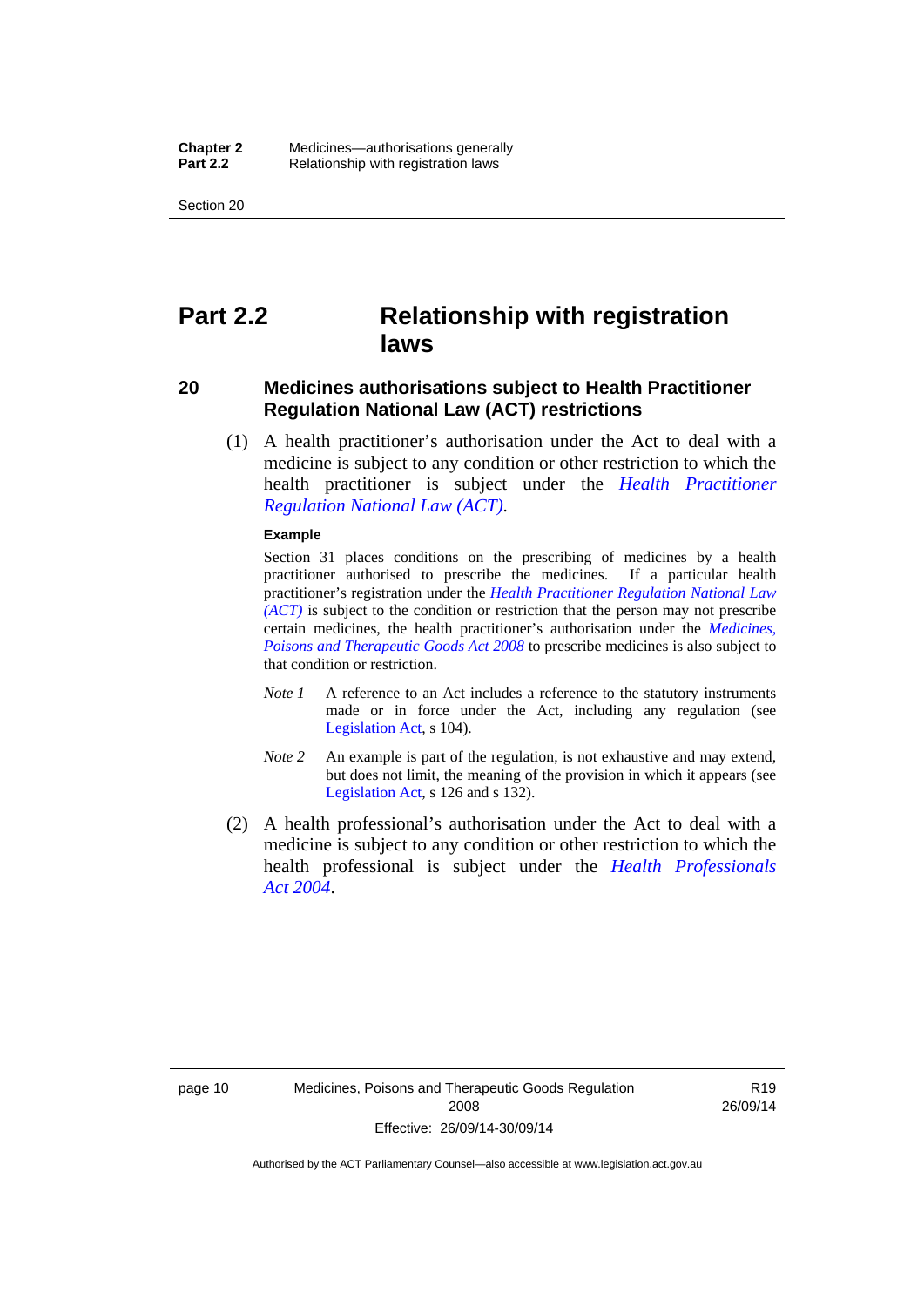# Part 2.2 Relationship with registration laws

## 20 Medicines authorisations subject to Health Practitioner Regulation National Law (ACT) restrictions

(1) A health practitioner's authorisation under the Act to deal with a medicine is subject to any condition or other restriction to which the health practitioner is subject under the *Health Practitioner Regulation National Law (ACT)*.

**Example**

Section 31 places conditions on the prescribing of medicines by a health practitioner authorised to prescribe the medicines. If a particular health practitioner's registration under the *Health Practitioner Regulation National Law (ACT)* is subject to the condition or restriction that the person may not prescribe certain medicines, the health practitioner's authorisation under the *Medicines, Poisons and Therapeutic Goods Act 2008* to prescribe medicines is also subject to that condition or restriction.

*Note 1* A reference to an Act includes a reference to the statutory instruments made or in force under the Act, including any regulation (see Legislation Act, s 104).

*Note 2* An example is part of the regulation, is not exhaustive and may extend, but does not limit, the meaning of the provision in which it appears (see Legislation Act, s 126 and s 132).

(2) A health professional's authorisation under the Act to deal with a medicine is subject to any condition or other restriction to which the health professional is subject under the *Health Professionals Act 2004*.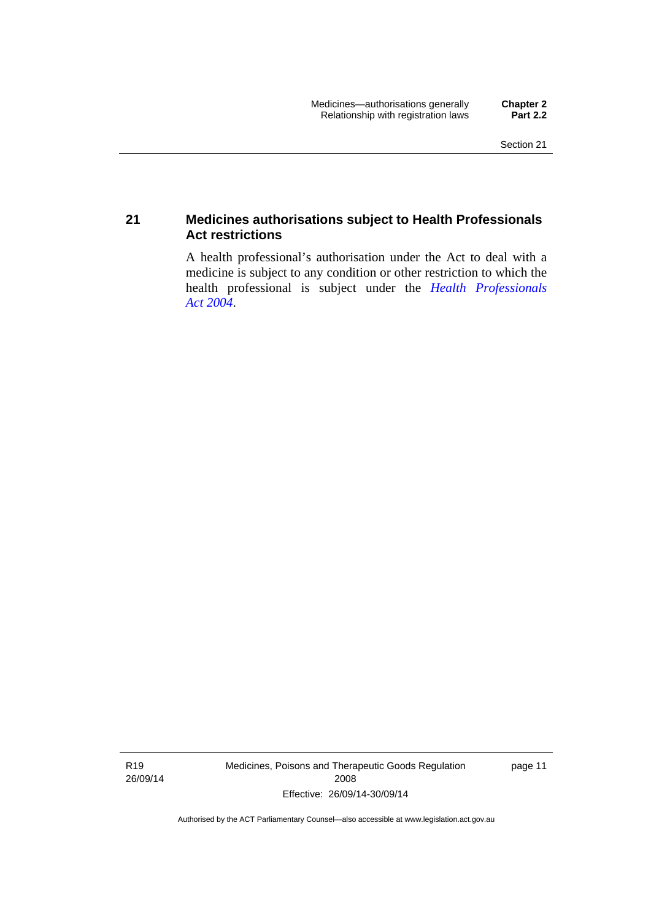## 21 Medicines authorisations subject to Health Professionals Act restrictions

A health professional's authorisation under the Act to deal with a medicine is subject to any condition or other restriction to which the health professional is subject under the *Health Professionals Act 2004*.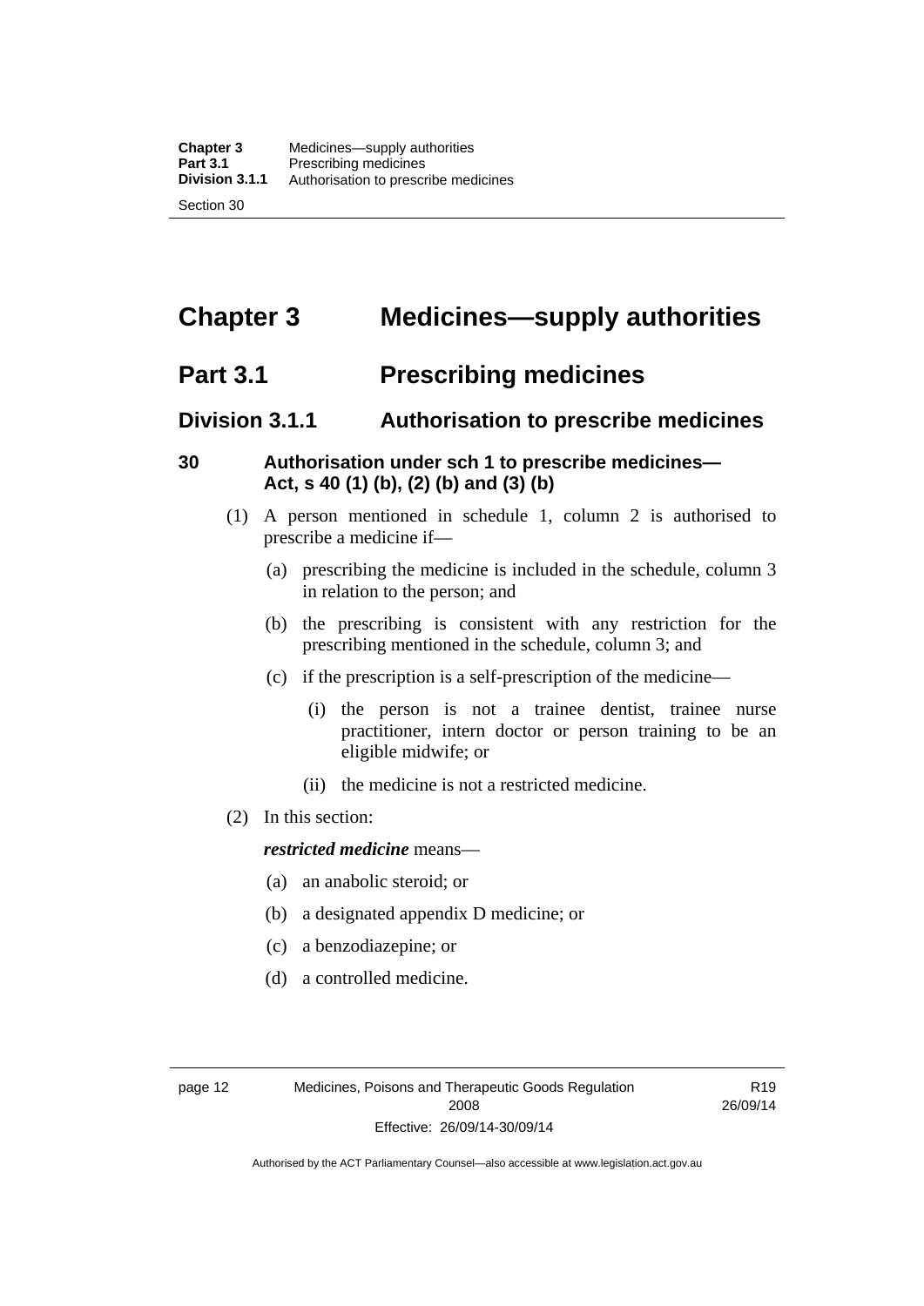# Chapter 3 Medicines—supply authorities

## Part 3.1 Prescribing medicines

### Division 3.1.1 Authorisation to prescribe medicines

#### 30 Authorisation under sch 1 to prescribe medicines—Act, s 40 (1) (b), (2) (b) and (3) (b)

(1) A person mentioned in schedule 1, column 2 is authorised to prescribe a medicine if—

(a) prescribing the medicine is included in the schedule, column 3 in relation to the person; and

(b) the prescribing is consistent with any restriction for the prescribing mentioned in the schedule, column 3; and

(c) if the prescription is a self-prescription of the medicine—

(i) the person is not a trainee dentist, trainee nurse practitioner, intern doctor or person training to be an eligible midwife; or

(ii) the medicine is not a restricted medicine.

(2) In this section:

***restricted medicine*** means—

(a) an anabolic steroid; or

(b) a designated appendix D medicine; or

(c) a benzodiazepine; or

(d) a controlled medicine.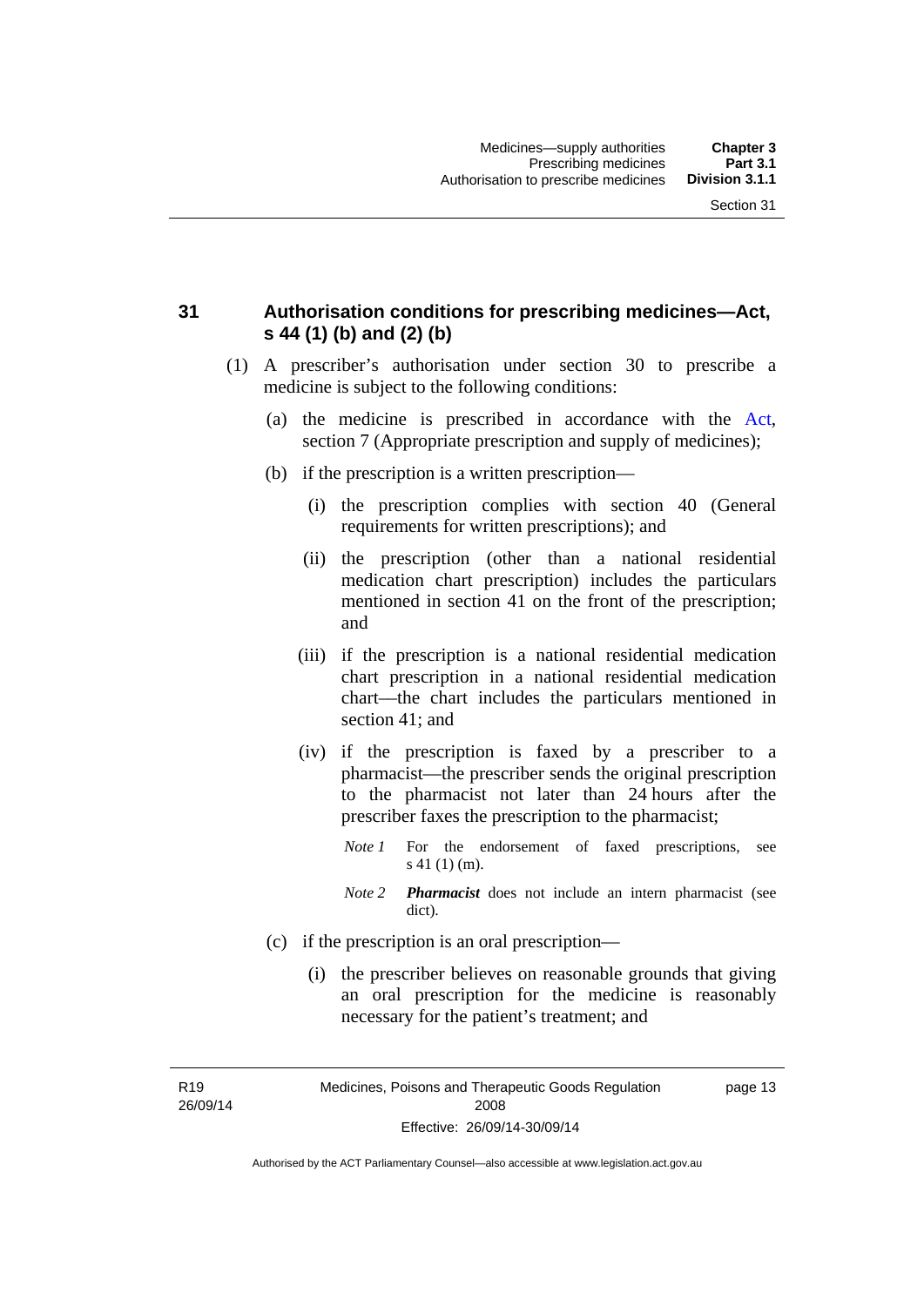## 31 Authorisation conditions for prescribing medicines—Act, s 44 (1) (b) and (2) (b)

(1) A prescriber's authorisation under section 30 to prescribe a medicine is subject to the following conditions:

(a) the medicine is prescribed in accordance with the Act, section 7 (Appropriate prescription and supply of medicines);

(b) if the prescription is a written prescription—

(i) the prescription complies with section 40 (General requirements for written prescriptions); and

(ii) the prescription (other than a national residential medication chart prescription) includes the particulars mentioned in section 41 on the front of the prescription; and

(iii) if the prescription is a national residential medication chart prescription in a national residential medication chart—the chart includes the particulars mentioned in section 41; and

(iv) if the prescription is faxed by a prescriber to a pharmacist—the prescriber sends the original prescription to the pharmacist not later than 24 hours after the prescriber faxes the prescription to the pharmacist;

*Note 1* For the endorsement of faxed prescriptions, see s 41 (1) (m).

*Note 2* ***Pharmacist*** does not include an intern pharmacist (see dict).

(c) if the prescription is an oral prescription—

(i) the prescriber believes on reasonable grounds that giving an oral prescription for the medicine is reasonably necessary for the patient's treatment; and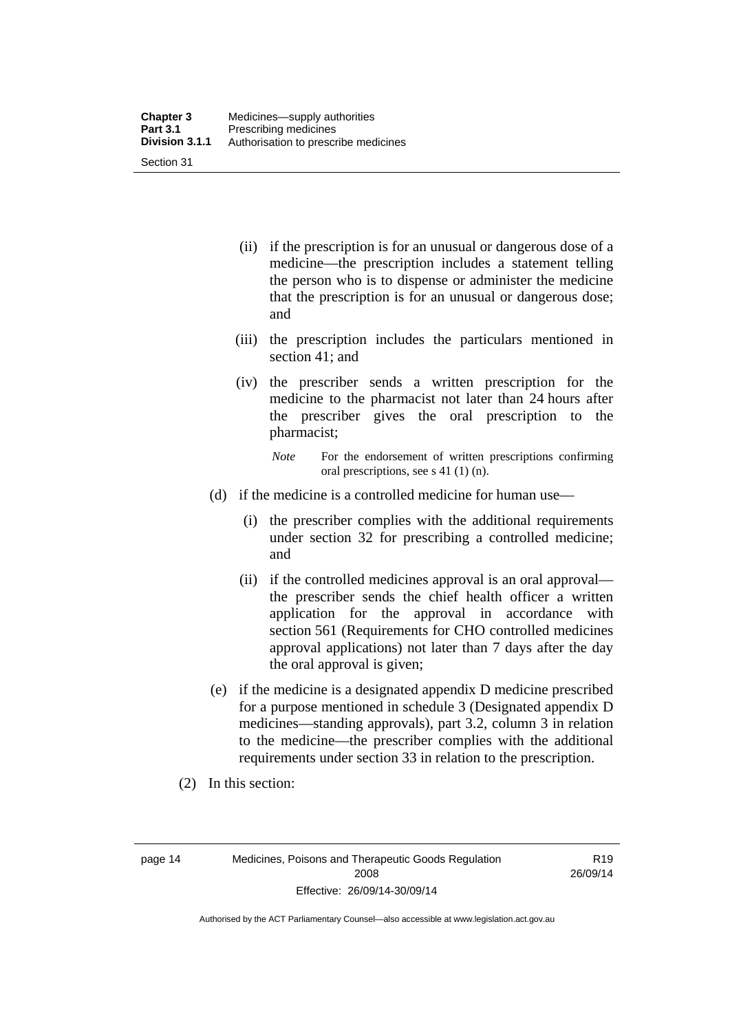(ii) if the prescription is for an unusual or dangerous dose of a medicine—the prescription includes a statement telling the person who is to dispense or administer the medicine that the prescription is for an unusual or dangerous dose; and

(iii) the prescription includes the particulars mentioned in section 41; and

(iv) the prescriber sends a written prescription for the medicine to the pharmacist not later than 24 hours after the prescriber gives the oral prescription to the pharmacist;

*Note* For the endorsement of written prescriptions confirming oral prescriptions, see s 41 (1) (n).

(d) if the medicine is a controlled medicine for human use—

(i) the prescriber complies with the additional requirements under section 32 for prescribing a controlled medicine; and

(ii) if the controlled medicines approval is an oral approval—the prescriber sends the chief health officer a written application for the approval in accordance with section 561 (Requirements for CHO controlled medicines approval applications) not later than 7 days after the day the oral approval is given;

(e) if the medicine is a designated appendix D medicine prescribed for a purpose mentioned in schedule 3 (Designated appendix D medicines—standing approvals), part 3.2, column 3 in relation to the medicine—the prescriber complies with the additional requirements under section 33 in relation to the prescription.

(2) In this section: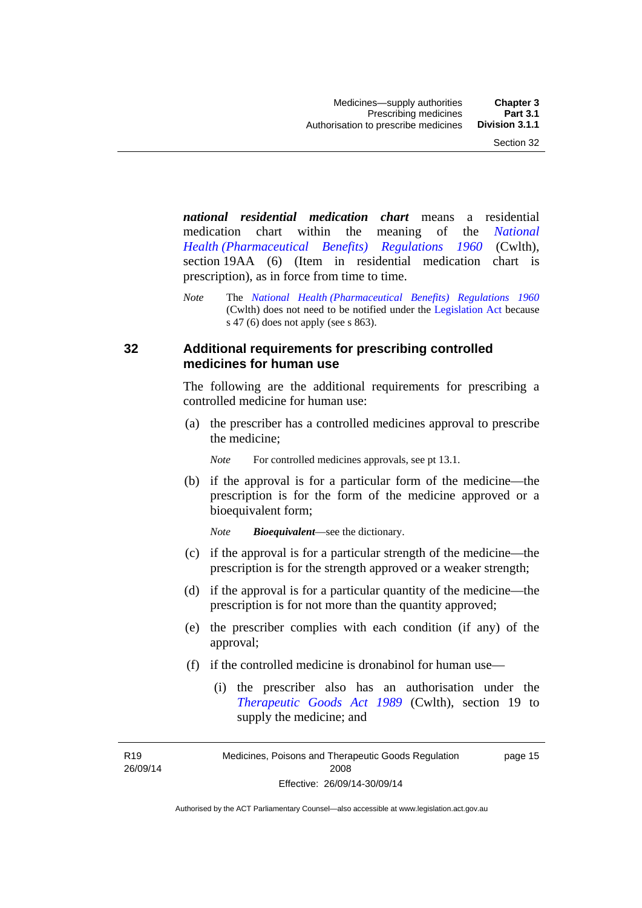***national residential medication chart*** means a residential medication chart within the meaning of the *National Health (Pharmaceutical Benefits) Regulations 1960* (Cwlth), section 19AA (6) (Item in residential medication chart is prescription), as in force from time to time.

*Note* The *National Health (Pharmaceutical Benefits) Regulations 1960* (Cwlth) does not need to be notified under the Legislation Act because s 47 (6) does not apply (see s 863).

## 32 Additional requirements for prescribing controlled medicines for human use

The following are the additional requirements for prescribing a controlled medicine for human use:

(a) the prescriber has a controlled medicines approval to prescribe the medicine;

*Note* For controlled medicines approvals, see pt 13.1.

(b) if the approval is for a particular form of the medicine—the prescription is for the form of the medicine approved or a bioequivalent form;

*Note* ***Bioequivalent***—see the dictionary.

(c) if the approval is for a particular strength of the medicine—the prescription is for the strength approved or a weaker strength;

(d) if the approval is for a particular quantity of the medicine—the prescription is for not more than the quantity approved;

(e) the prescriber complies with each condition (if any) of the approval;

(f) if the controlled medicine is dronabinol for human use—

(i) the prescriber also has an authorisation under the *Therapeutic Goods Act 1989* (Cwlth), section 19 to supply the medicine; and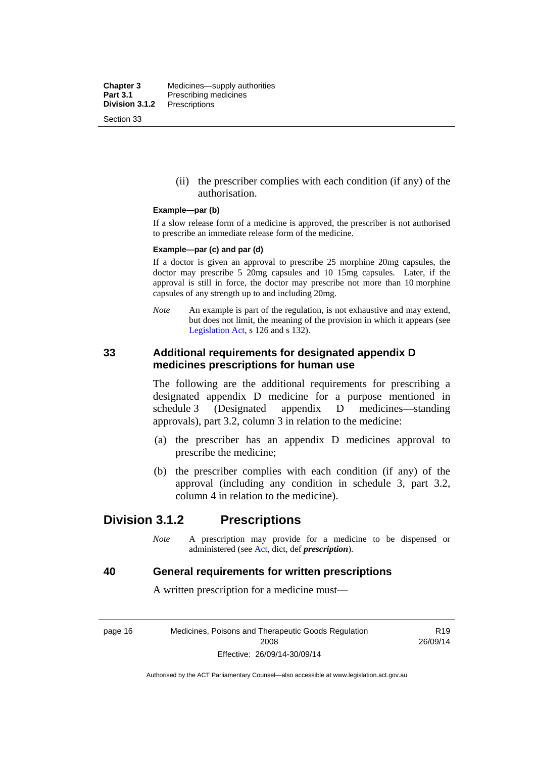(ii) the prescriber complies with each condition (if any) of the authorisation.

**Example—par (b)**

If a slow release form of a medicine is approved, the prescriber is not authorised to prescribe an immediate release form of the medicine.

**Example—par (c) and par (d)**

If a doctor is given an approval to prescribe 25 morphine 20mg capsules, the doctor may prescribe 5 20mg capsules and 10 15mg capsules. Later, if the approval is still in force, the doctor may prescribe not more than 10 morphine capsules of any strength up to and including 20mg.

*Note* An example is part of the regulation, is not exhaustive and may extend, but does not limit, the meaning of the provision in which it appears (see Legislation Act, s 126 and s 132).

### 33 Additional requirements for designated appendix D medicines prescriptions for human use

The following are the additional requirements for prescribing a designated appendix D medicine for a purpose mentioned in schedule 3 (Designated appendix D medicines—standing approvals), part 3.2, column 3 in relation to the medicine:

(a) the prescriber has an appendix D medicines approval to prescribe the medicine;

(b) the prescriber complies with each condition (if any) of the approval (including any condition in schedule 3, part 3.2, column 4 in relation to the medicine).

## Division 3.1.2 Prescriptions

*Note* A prescription may provide for a medicine to be dispensed or administered (see Act, dict, def ***prescription***).

### 40 General requirements for written prescriptions

A written prescription for a medicine must—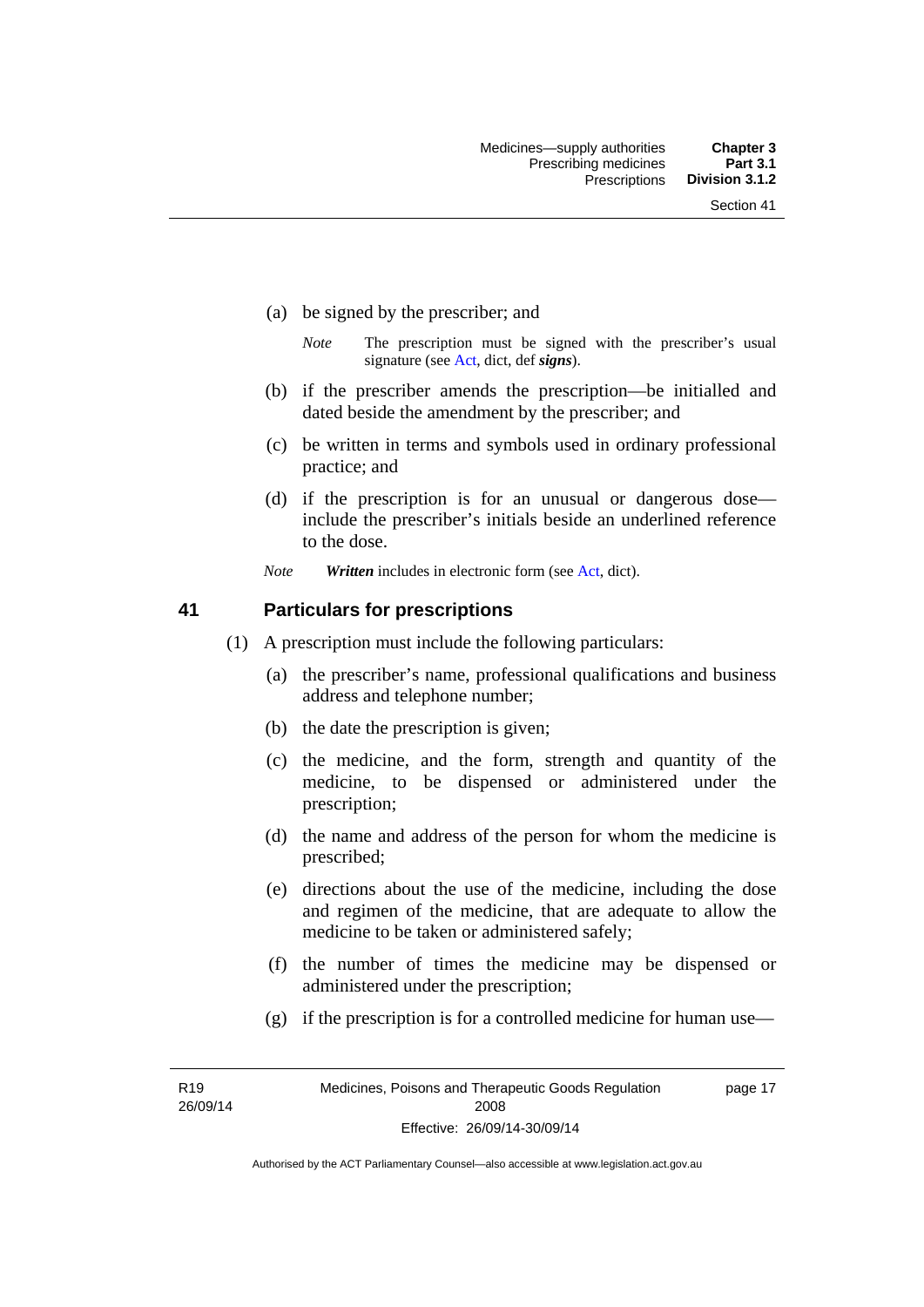(a) be signed by the prescriber; and

*Note* The prescription must be signed with the prescriber's usual signature (see Act, dict, def ***signs***).

(b) if the prescriber amends the prescription—be initialled and dated beside the amendment by the prescriber; and

(c) be written in terms and symbols used in ordinary professional practice; and

(d) if the prescription is for an unusual or dangerous dose—include the prescriber's initials beside an underlined reference to the dose.

*Note* ***Written*** includes in electronic form (see Act, dict).

## 41 Particulars for prescriptions

(1) A prescription must include the following particulars:

(a) the prescriber's name, professional qualifications and business address and telephone number;

(b) the date the prescription is given;

(c) the medicine, and the form, strength and quantity of the medicine, to be dispensed or administered under the prescription;

(d) the name and address of the person for whom the medicine is prescribed;

(e) directions about the use of the medicine, including the dose and regimen of the medicine, that are adequate to allow the medicine to be taken or administered safely;

(f) the number of times the medicine may be dispensed or administered under the prescription;

(g) if the prescription is for a controlled medicine for human use—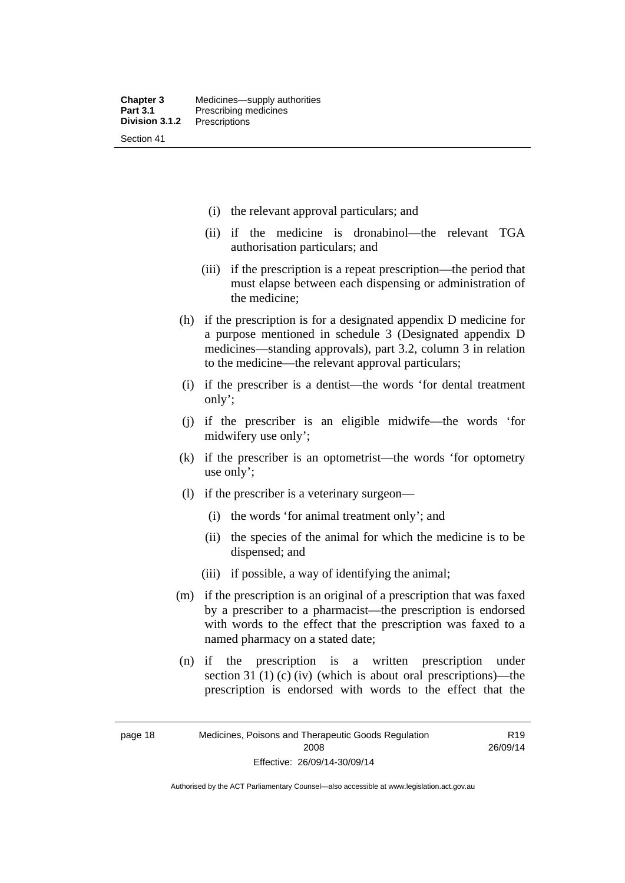(i) the relevant approval particulars; and

(ii) if the medicine is dronabinol—the relevant TGA authorisation particulars; and

(iii) if the prescription is a repeat prescription—the period that must elapse between each dispensing or administration of the medicine;

(h) if the prescription is for a designated appendix D medicine for a purpose mentioned in schedule 3 (Designated appendix D medicines—standing approvals), part 3.2, column 3 in relation to the medicine—the relevant approval particulars;

(i) if the prescriber is a dentist—the words 'for dental treatment only';

(j) if the prescriber is an eligible midwife—the words 'for midwifery use only';

(k) if the prescriber is an optometrist—the words 'for optometry use only';

(l) if the prescriber is a veterinary surgeon—

(i) the words 'for animal treatment only'; and

(ii) the species of the animal for which the medicine is to be dispensed; and

(iii) if possible, a way of identifying the animal;

(m) if the prescription is an original of a prescription that was faxed by a prescriber to a pharmacist—the prescription is endorsed with words to the effect that the prescription was faxed to a named pharmacy on a stated date;

(n) if the prescription is a written prescription under section 31 (1) (c) (iv) (which is about oral prescriptions)—the prescription is endorsed with words to the effect that the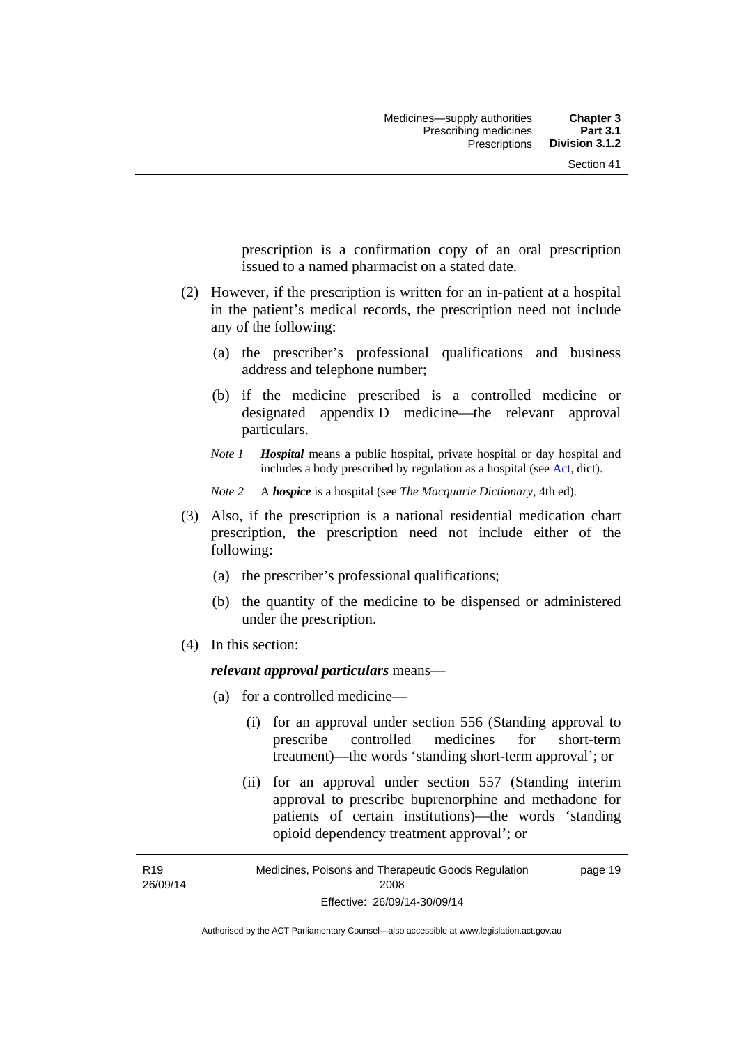prescription is a confirmation copy of an oral prescription issued to a named pharmacist on a stated date.

(2) However, if the prescription is written for an in-patient at a hospital in the patient's medical records, the prescription need not include any of the following:

(a) the prescriber's professional qualifications and business address and telephone number;

(b) if the medicine prescribed is a controlled medicine or designated appendix D medicine—the relevant approval particulars.

*Note 1* ***Hospital*** means a public hospital, private hospital or day hospital and includes a body prescribed by regulation as a hospital (see Act, dict).

*Note 2* A ***hospice*** is a hospital (see *The Macquarie Dictionary*, 4th ed).

(3) Also, if the prescription is a national residential medication chart prescription, the prescription need not include either of the following:

(a) the prescriber's professional qualifications;

(b) the quantity of the medicine to be dispensed or administered under the prescription.

(4) In this section:

***relevant approval particulars*** means—

(a) for a controlled medicine—

(i) for an approval under section 556 (Standing approval to prescribe controlled medicines for short-term treatment)—the words 'standing short-term approval'; or

(ii) for an approval under section 557 (Standing interim approval to prescribe buprenorphine and methadone for patients of certain institutions)—the words 'standing opioid dependency treatment approval'; or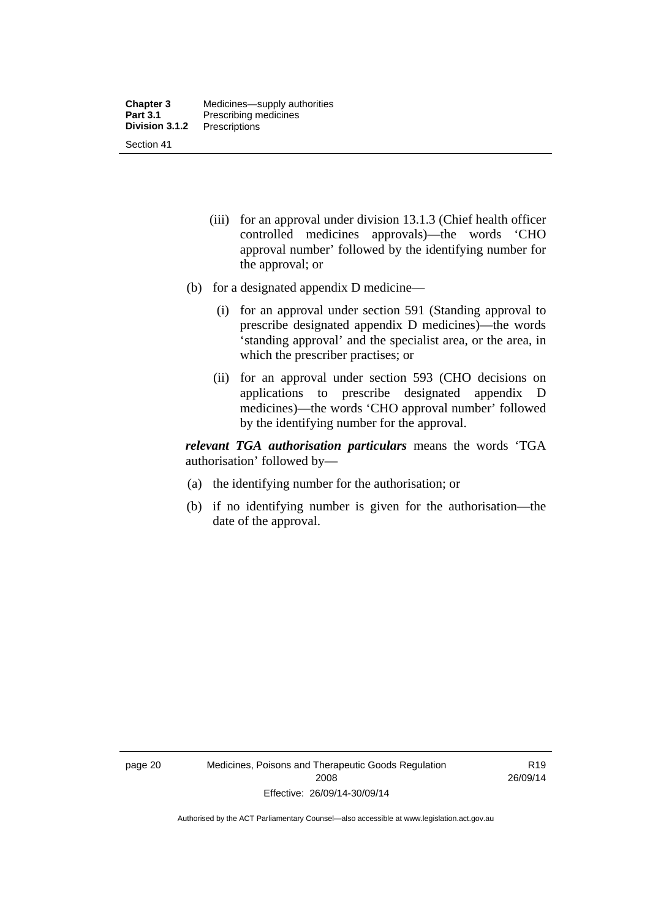(iii) for an approval under division 13.1.3 (Chief health officer controlled medicines approvals)—the words 'CHO approval number' followed by the identifying number for the approval; or

(b) for a designated appendix D medicine—

(i) for an approval under section 591 (Standing approval to prescribe designated appendix D medicines)—the words 'standing approval' and the specialist area, or the area, in which the prescriber practises; or

(ii) for an approval under section 593 (CHO decisions on applications to prescribe designated appendix D medicines)—the words 'CHO approval number' followed by the identifying number for the approval.

***relevant TGA authorisation particulars*** means the words 'TGA authorisation' followed by—

(a) the identifying number for the authorisation; or

(b) if no identifying number is given for the authorisation—the date of the approval.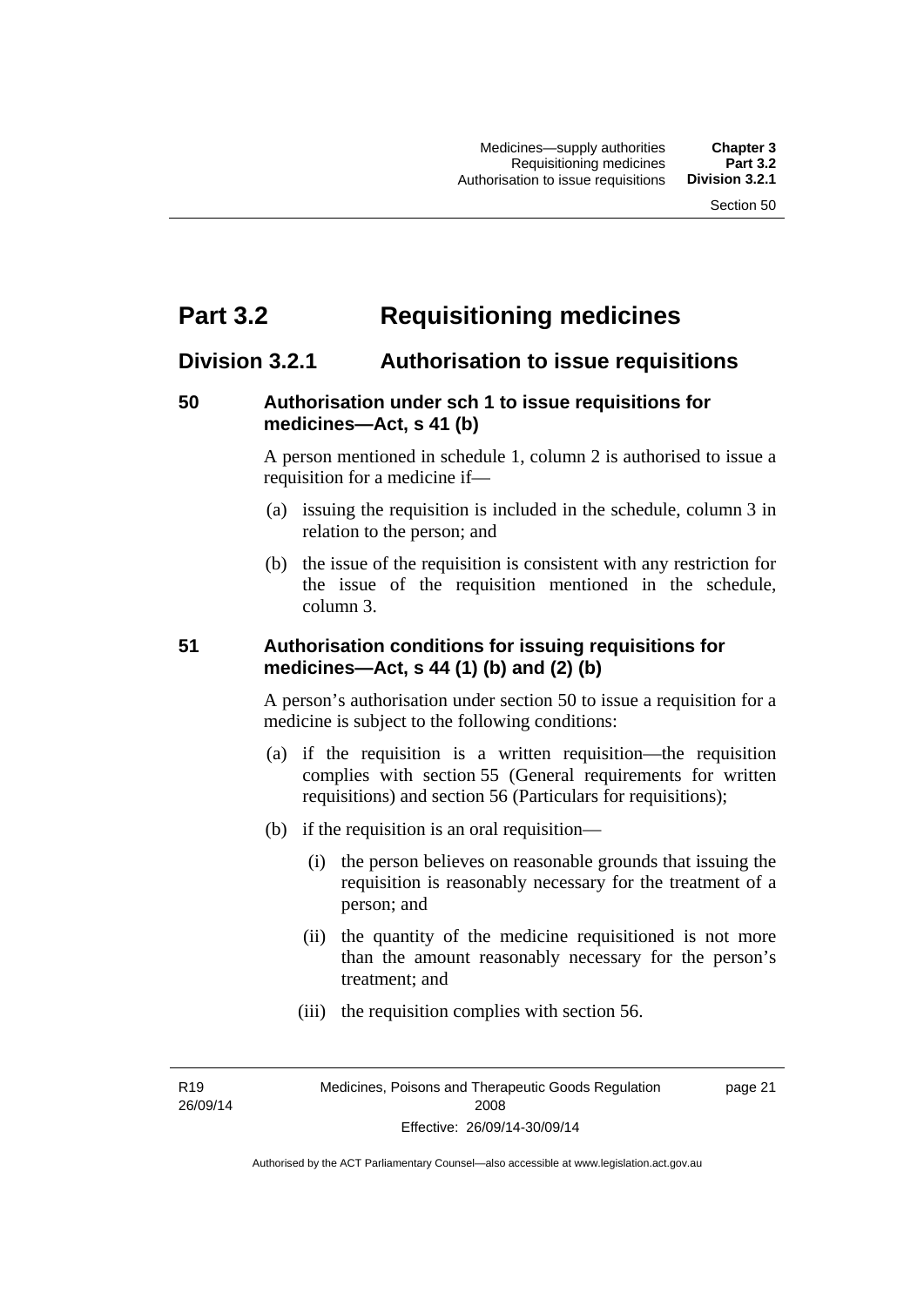# Part 3.2 Requisitioning medicines

## Division 3.2.1 Authorisation to issue requisitions

### 50 Authorisation under sch 1 to issue requisitions for medicines—Act, s 41 (b)

A person mentioned in schedule 1, column 2 is authorised to issue a requisition for a medicine if—

(a) issuing the requisition is included in the schedule, column 3 in relation to the person; and

(b) the issue of the requisition is consistent with any restriction for the issue of the requisition mentioned in the schedule, column 3.

### 51 Authorisation conditions for issuing requisitions for medicines—Act, s 44 (1) (b) and (2) (b)

A person's authorisation under section 50 to issue a requisition for a medicine is subject to the following conditions:

(a) if the requisition is a written requisition—the requisition complies with section 55 (General requirements for written requisitions) and section 56 (Particulars for requisitions);

(b) if the requisition is an oral requisition—

(i) the person believes on reasonable grounds that issuing the requisition is reasonably necessary for the treatment of a person; and

(ii) the quantity of the medicine requisitioned is not more than the amount reasonably necessary for the person's treatment; and

(iii) the requisition complies with section 56.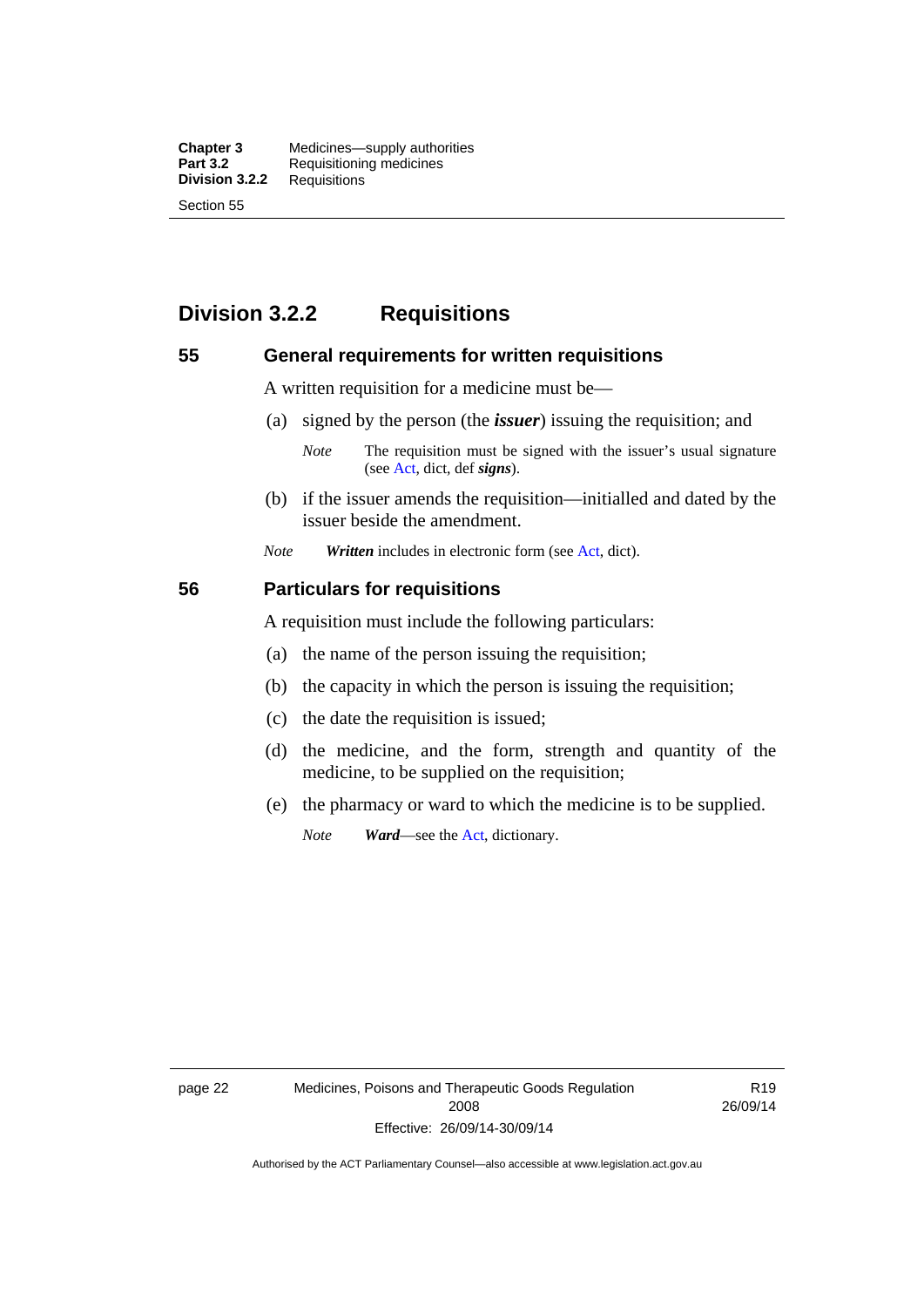## Division 3.2.2 Requisitions

### 55 General requirements for written requisitions

A written requisition for a medicine must be—

(a) signed by the person (the ***issuer***) issuing the requisition; and

*Note* The requisition must be signed with the issuer's usual signature (see Act, dict, def ***signs***).

(b) if the issuer amends the requisition—initialled and dated by the issuer beside the amendment.

*Note* ***Written*** includes in electronic form (see Act, dict).

### 56 Particulars for requisitions

A requisition must include the following particulars:

(a) the name of the person issuing the requisition;

(b) the capacity in which the person is issuing the requisition;

(c) the date the requisition is issued;

(d) the medicine, and the form, strength and quantity of the medicine, to be supplied on the requisition;

(e) the pharmacy or ward to which the medicine is to be supplied.

*Note* ***Ward***—see the Act, dictionary.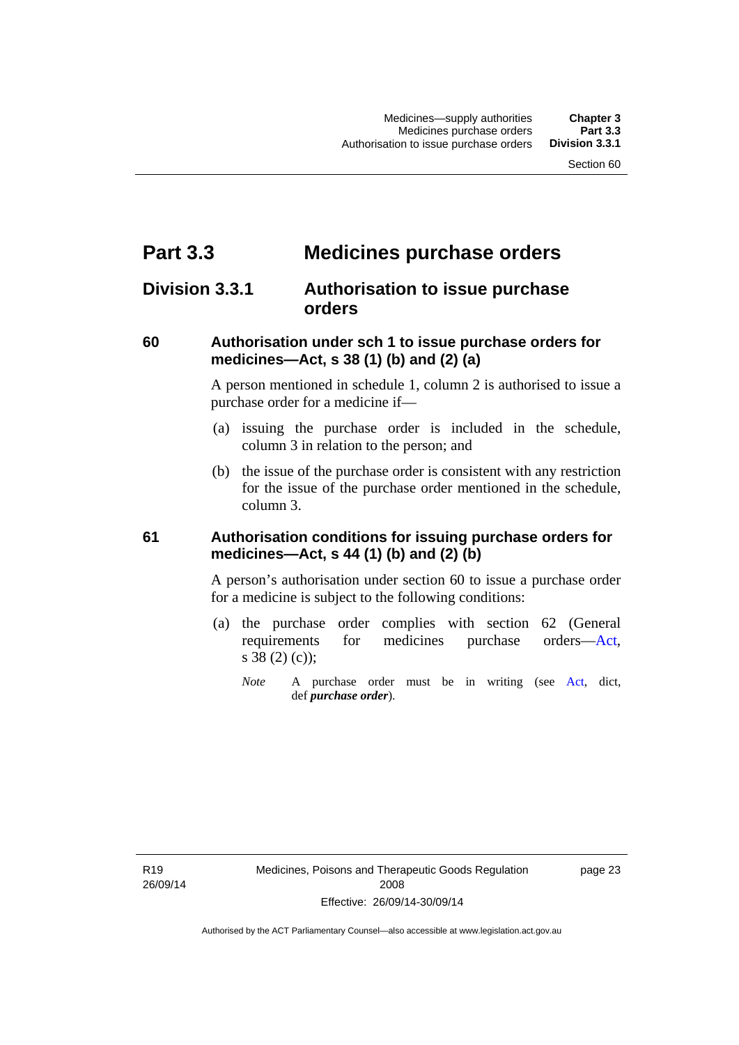# Part 3.3 Medicines purchase orders

## Division 3.3.1 Authorisation to issue purchase orders

### 60 Authorisation under sch 1 to issue purchase orders for medicines—Act, s 38 (1) (b) and (2) (a)

A person mentioned in schedule 1, column 2 is authorised to issue a purchase order for a medicine if—

(a) issuing the purchase order is included in the schedule, column 3 in relation to the person; and

(b) the issue of the purchase order is consistent with any restriction for the issue of the purchase order mentioned in the schedule, column 3.

### 61 Authorisation conditions for issuing purchase orders for medicines—Act, s 44 (1) (b) and (2) (b)

A person's authorisation under section 60 to issue a purchase order for a medicine is subject to the following conditions:

(a) the purchase order complies with section 62 (General requirements for medicines purchase orders—Act, s 38 (2) (c));

*Note* A purchase order must be in writing (see Act, dict, def ***purchase order***).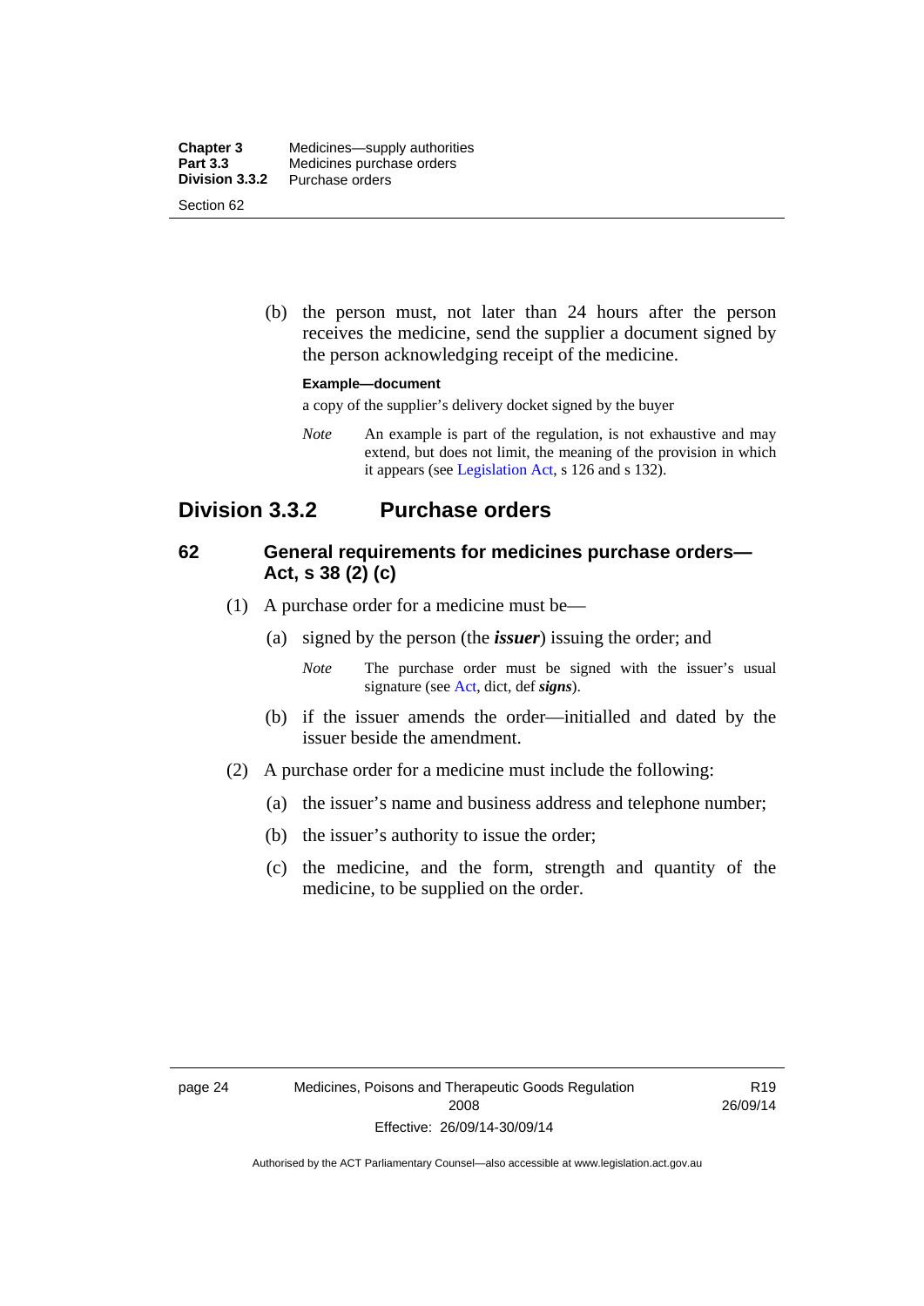(b) the person must, not later than 24 hours after the person receives the medicine, send the supplier a document signed by the person acknowledging receipt of the medicine.

**Example—document**

a copy of the supplier's delivery docket signed by the buyer

*Note* An example is part of the regulation, is not exhaustive and may extend, but does not limit, the meaning of the provision in which it appears (see Legislation Act, s 126 and s 132).

## Division 3.3.2 Purchase orders

### 62 General requirements for medicines purchase orders—Act, s 38 (2) (c)

(1) A purchase order for a medicine must be—

(a) signed by the person (the ***issuer***) issuing the order; and

*Note* The purchase order must be signed with the issuer's usual signature (see Act, dict, def ***signs***).

(b) if the issuer amends the order—initialled and dated by the issuer beside the amendment.

(2) A purchase order for a medicine must include the following:

(a) the issuer's name and business address and telephone number;

(b) the issuer's authority to issue the order;

(c) the medicine, and the form, strength and quantity of the medicine, to be supplied on the order.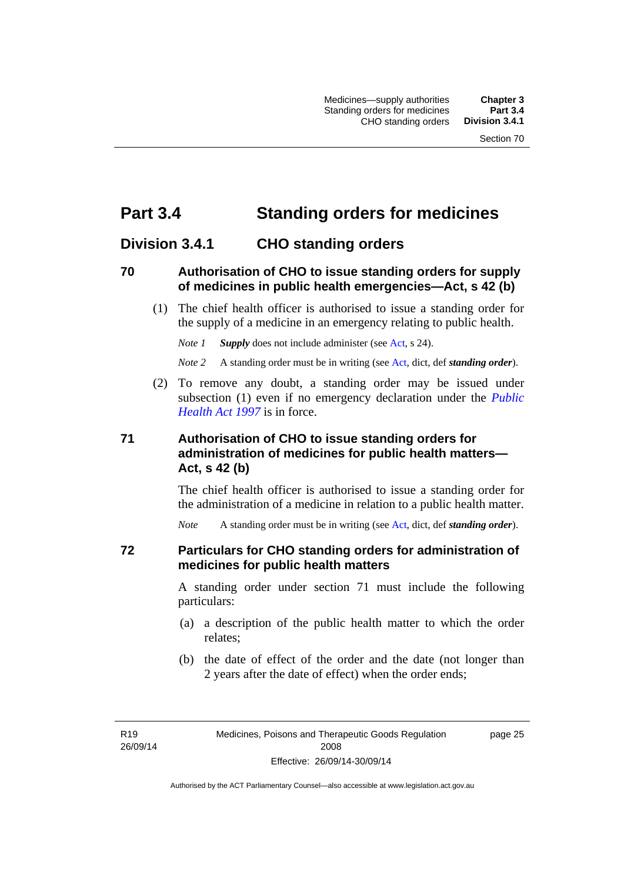# Part 3.4 Standing orders for medicines

## Division 3.4.1 CHO standing orders

### 70 Authorisation of CHO to issue standing orders for supply of medicines in public health emergencies—Act, s 42 (b)

(1) The chief health officer is authorised to issue a standing order for the supply of a medicine in an emergency relating to public health.

*Note 1* ***Supply*** does not include administer (see Act, s 24).

*Note 2* A standing order must be in writing (see Act, dict, def ***standing order***).

(2) To remove any doubt, a standing order may be issued under subsection (1) even if no emergency declaration under the *Public Health Act 1997* is in force.

### 71 Authorisation of CHO to issue standing orders for administration of medicines for public health matters—Act, s 42 (b)

The chief health officer is authorised to issue a standing order for the administration of a medicine in relation to a public health matter.

*Note* A standing order must be in writing (see Act, dict, def ***standing order***).

### 72 Particulars for CHO standing orders for administration of medicines for public health matters

A standing order under section 71 must include the following particulars:

(a) a description of the public health matter to which the order relates;

(b) the date of effect of the order and the date (not longer than 2 years after the date of effect) when the order ends;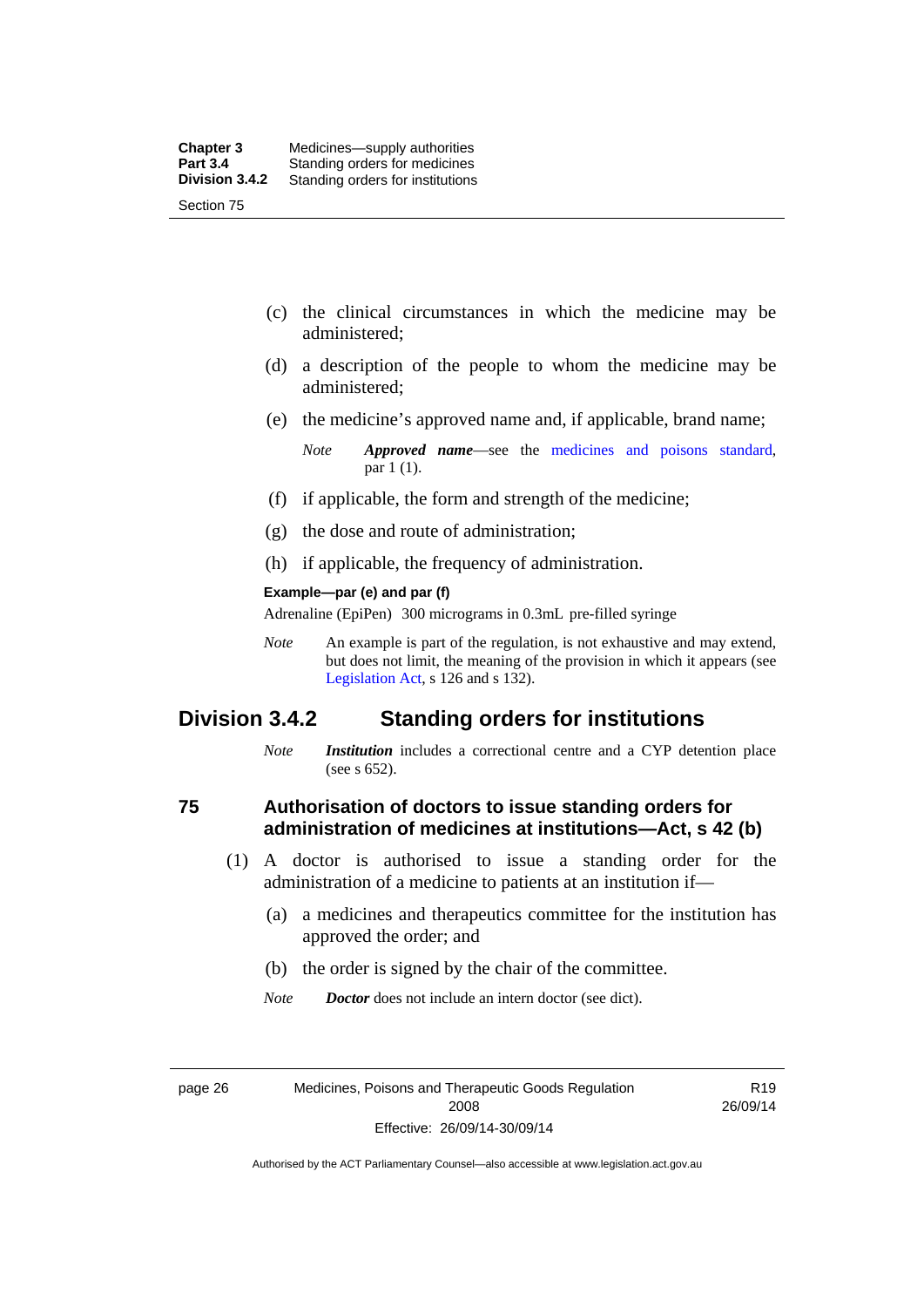(c) the clinical circumstances in which the medicine may be administered;

(d) a description of the people to whom the medicine may be administered;

(e) the medicine's approved name and, if applicable, brand name;

*Note* ***Approved name***—see the medicines and poisons standard, par 1 (1).

(f) if applicable, the form and strength of the medicine;

(g) the dose and route of administration;

(h) if applicable, the frequency of administration.

**Example—par (e) and par (f)**

Adrenaline (EpiPen) 300 micrograms in 0.3mL pre-filled syringe

*Note* An example is part of the regulation, is not exhaustive and may extend, but does not limit, the meaning of the provision in which it appears (see Legislation Act, s 126 and s 132).

## Division 3.4.2 Standing orders for institutions

*Note* ***Institution*** includes a correctional centre and a CYP detention place (see s 652).

### 75 Authorisation of doctors to issue standing orders for administration of medicines at institutions—Act, s 42 (b)

(1) A doctor is authorised to issue a standing order for the administration of a medicine to patients at an institution if—

(a) a medicines and therapeutics committee for the institution has approved the order; and

(b) the order is signed by the chair of the committee.

*Note* ***Doctor*** does not include an intern doctor (see dict).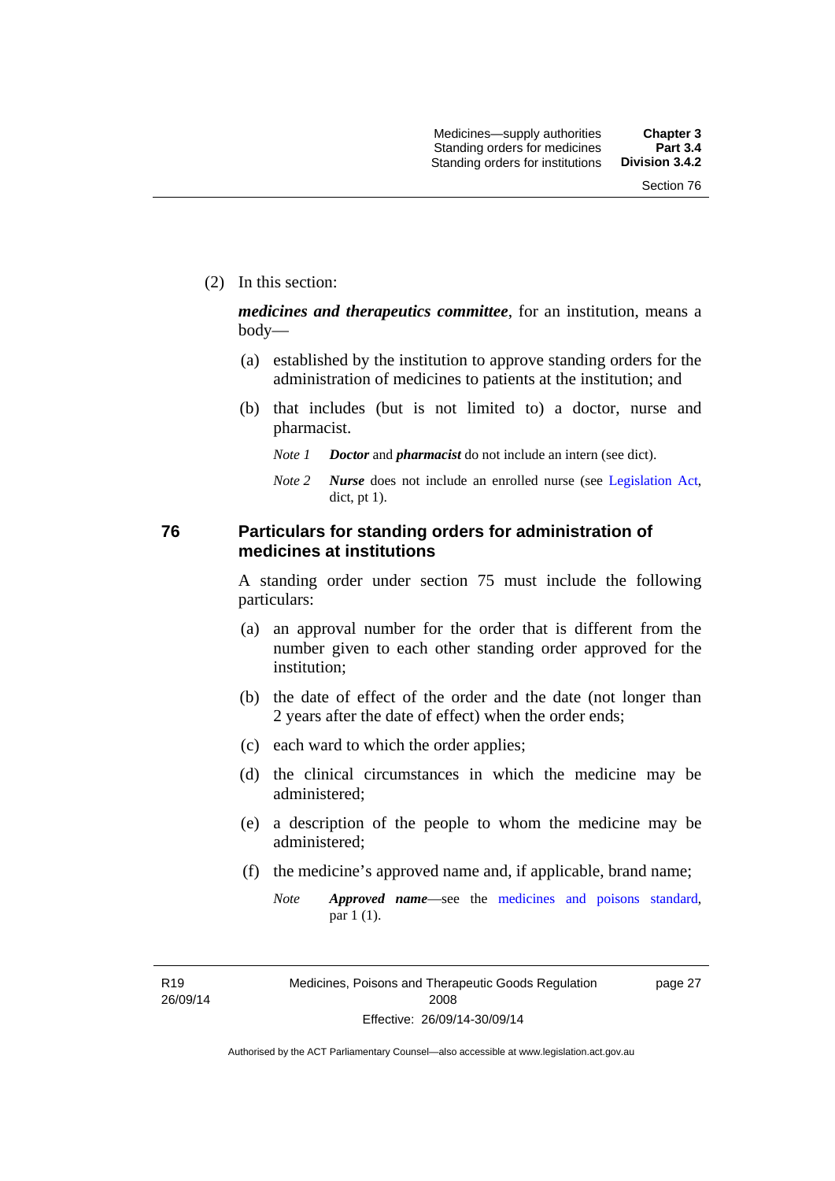(2) In this section:

***medicines and therapeutics committee***, for an institution, means a body—

(a) established by the institution to approve standing orders for the administration of medicines to patients at the institution; and

(b) that includes (but is not limited to) a doctor, nurse and pharmacist.

*Note 1* ***Doctor*** and ***pharmacist*** do not include an intern (see dict).

*Note 2* ***Nurse*** does not include an enrolled nurse (see Legislation Act, dict, pt 1).

## 76 Particulars for standing orders for administration of medicines at institutions

A standing order under section 75 must include the following particulars:

(a) an approval number for the order that is different from the number given to each other standing order approved for the institution;

(b) the date of effect of the order and the date (not longer than 2 years after the date of effect) when the order ends;

(c) each ward to which the order applies;

(d) the clinical circumstances in which the medicine may be administered;

(e) a description of the people to whom the medicine may be administered;

(f) the medicine's approved name and, if applicable, brand name;

*Note* ***Approved name***—see the medicines and poisons standard, par 1 (1).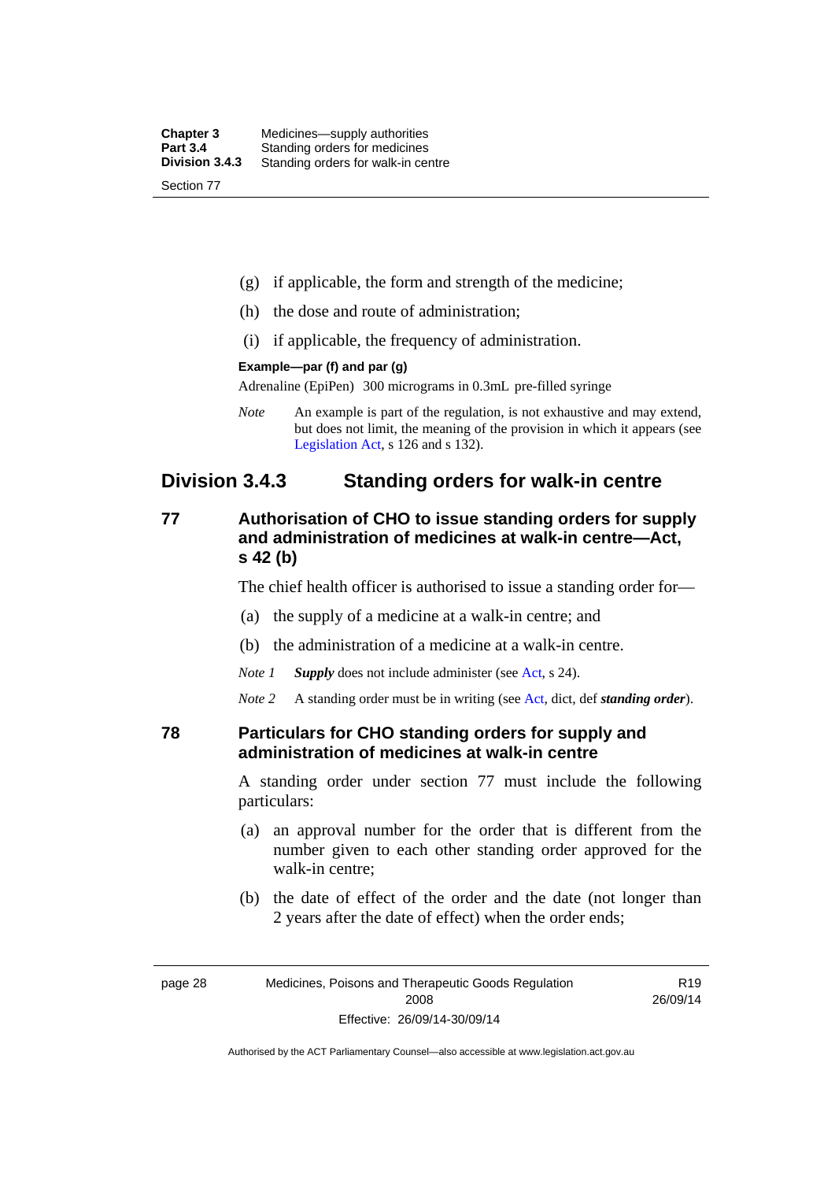(g) if applicable, the form and strength of the medicine;

(h) the dose and route of administration;

(i) if applicable, the frequency of administration.

**Example—par (f) and par (g)**

Adrenaline (EpiPen) 300 micrograms in 0.3mL pre-filled syringe

*Note* An example is part of the regulation, is not exhaustive and may extend, but does not limit, the meaning of the provision in which it appears (see Legislation Act, s 126 and s 132).

## Division 3.4.3 Standing orders for walk-in centre

### 77 Authorisation of CHO to issue standing orders for supply and administration of medicines at walk-in centre—Act, s 42 (b)

The chief health officer is authorised to issue a standing order for—

(a) the supply of a medicine at a walk-in centre; and

(b) the administration of a medicine at a walk-in centre.

*Note 1* ***Supply*** does not include administer (see Act, s 24).

*Note 2* A standing order must be in writing (see Act, dict, def ***standing order***).

### 78 Particulars for CHO standing orders for supply and administration of medicines at walk-in centre

A standing order under section 77 must include the following particulars:

(a) an approval number for the order that is different from the number given to each other standing order approved for the walk-in centre;

(b) the date of effect of the order and the date (not longer than 2 years after the date of effect) when the order ends;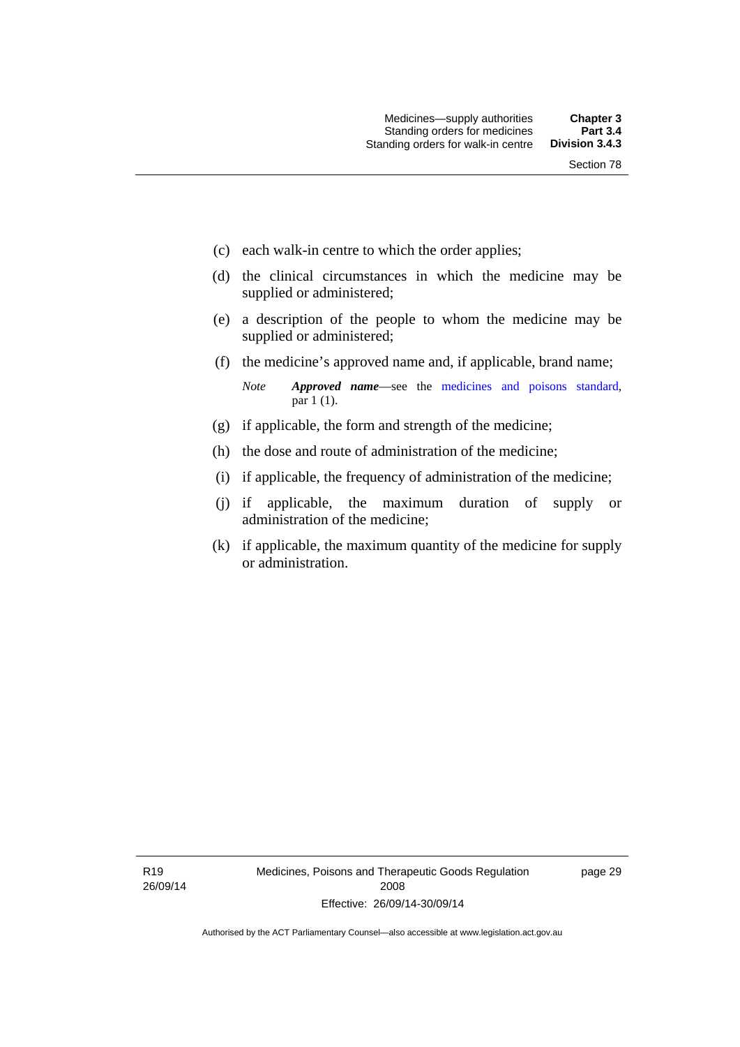(c) each walk-in centre to which the order applies;

(d) the clinical circumstances in which the medicine may be supplied or administered;

(e) a description of the people to whom the medicine may be supplied or administered;

(f) the medicine's approved name and, if applicable, brand name;

*Note* ***Approved name***—see the medicines and poisons standard, par 1 (1).

(g) if applicable, the form and strength of the medicine;

(h) the dose and route of administration of the medicine;

(i) if applicable, the frequency of administration of the medicine;

(j) if applicable, the maximum duration of supply or administration of the medicine;

(k) if applicable, the maximum quantity of the medicine for supply or administration.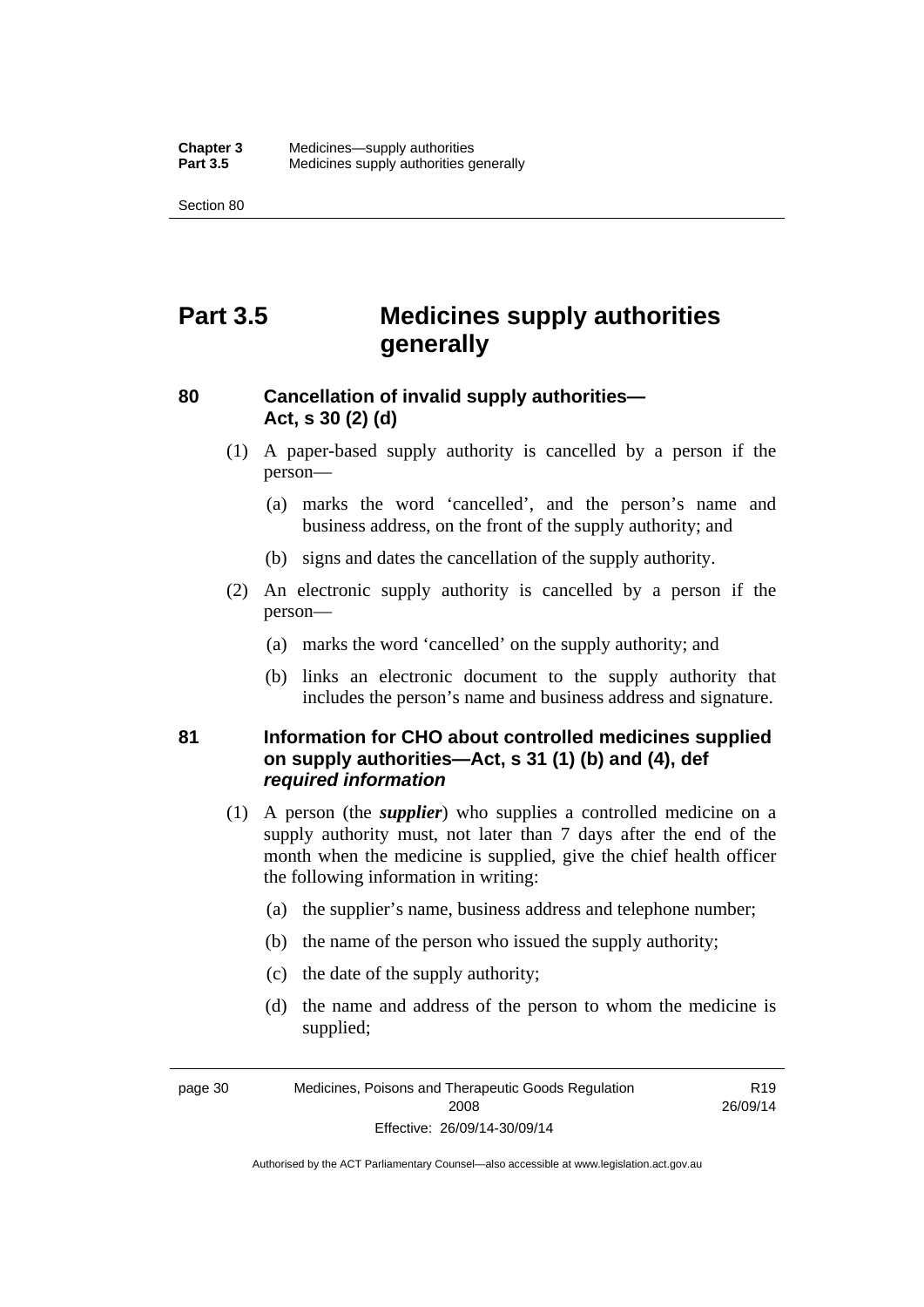# Part 3.5 Medicines supply authorities generally

## 80 Cancellation of invalid supply authorities—Act, s 30 (2) (d)

(1) A paper-based supply authority is cancelled by a person if the person—

(a) marks the word 'cancelled', and the person's name and business address, on the front of the supply authority; and

(b) signs and dates the cancellation of the supply authority.

(2) An electronic supply authority is cancelled by a person if the person—

(a) marks the word 'cancelled' on the supply authority; and

(b) links an electronic document to the supply authority that includes the person's name and business address and signature.

## 81 Information for CHO about controlled medicines supplied on supply authorities—Act, s 31 (1) (b) and (4), def *required information*

(1) A person (the ***supplier***) who supplies a controlled medicine on a supply authority must, not later than 7 days after the end of the month when the medicine is supplied, give the chief health officer the following information in writing:

(a) the supplier's name, business address and telephone number;

(b) the name of the person who issued the supply authority;

(c) the date of the supply authority;

(d) the name and address of the person to whom the medicine is supplied;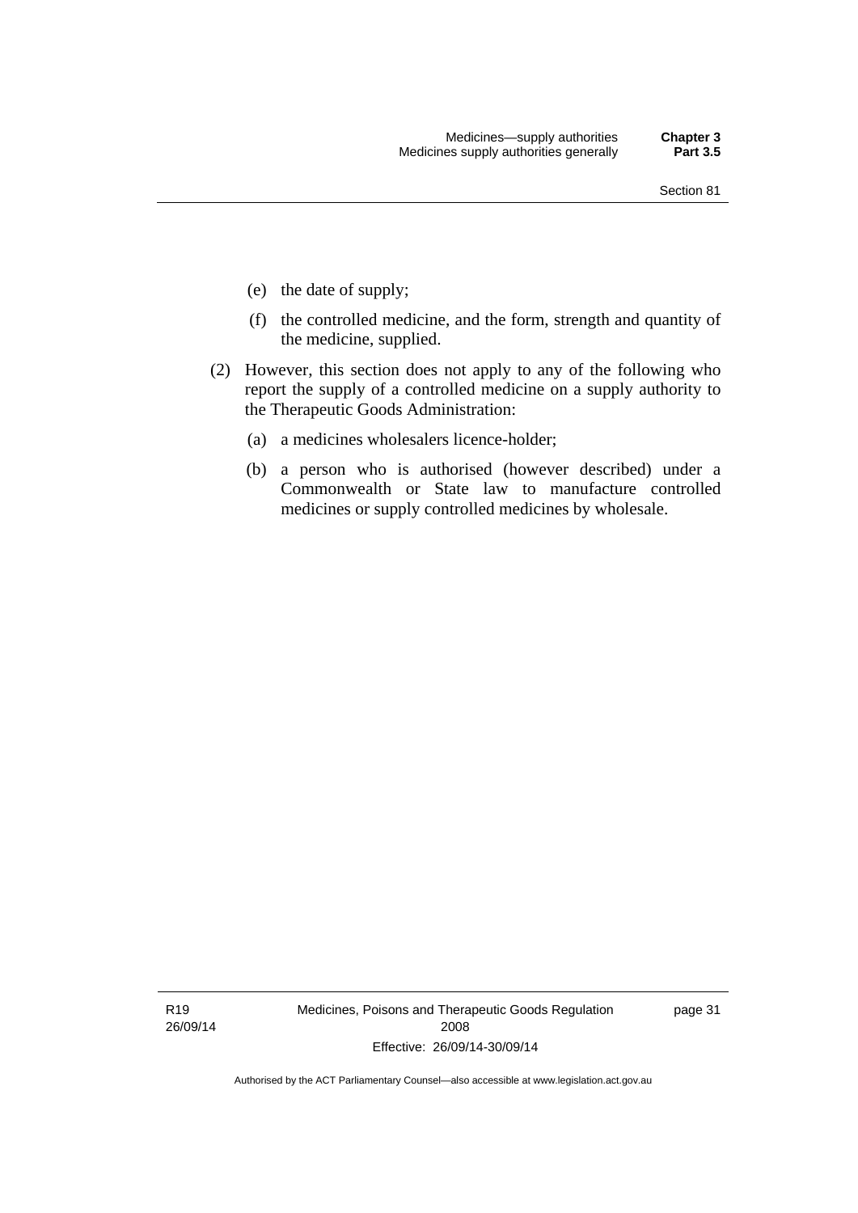(e) the date of supply;

(f) the controlled medicine, and the form, strength and quantity of the medicine, supplied.

(2) However, this section does not apply to any of the following who report the supply of a controlled medicine on a supply authority to the Therapeutic Goods Administration:

(a) a medicines wholesalers licence-holder;

(b) a person who is authorised (however described) under a Commonwealth or State law to manufacture controlled medicines or supply controlled medicines by wholesale.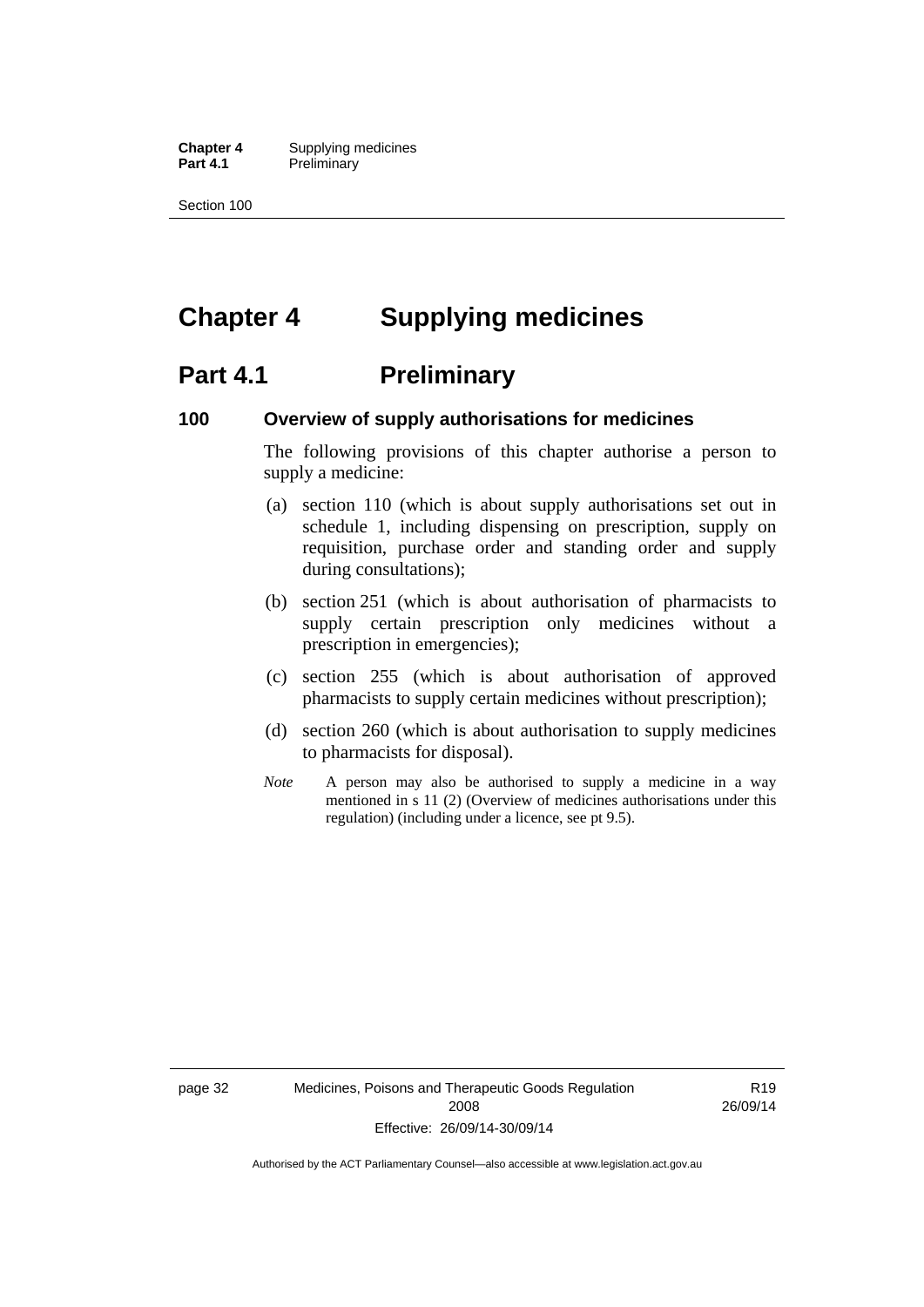# Chapter 4 Supplying medicines

## Part 4.1 Preliminary

### 100 Overview of supply authorisations for medicines

The following provisions of this chapter authorise a person to supply a medicine:

(a) section 110 (which is about supply authorisations set out in schedule 1, including dispensing on prescription, supply on requisition, purchase order and standing order and supply during consultations);

(b) section 251 (which is about authorisation of pharmacists to supply certain prescription only medicines without a prescription in emergencies);

(c) section 255 (which is about authorisation of approved pharmacists to supply certain medicines without prescription);

(d) section 260 (which is about authorisation to supply medicines to pharmacists for disposal).

*Note* A person may also be authorised to supply a medicine in a way mentioned in s 11 (2) (Overview of medicines authorisations under this regulation) (including under a licence, see pt 9.5).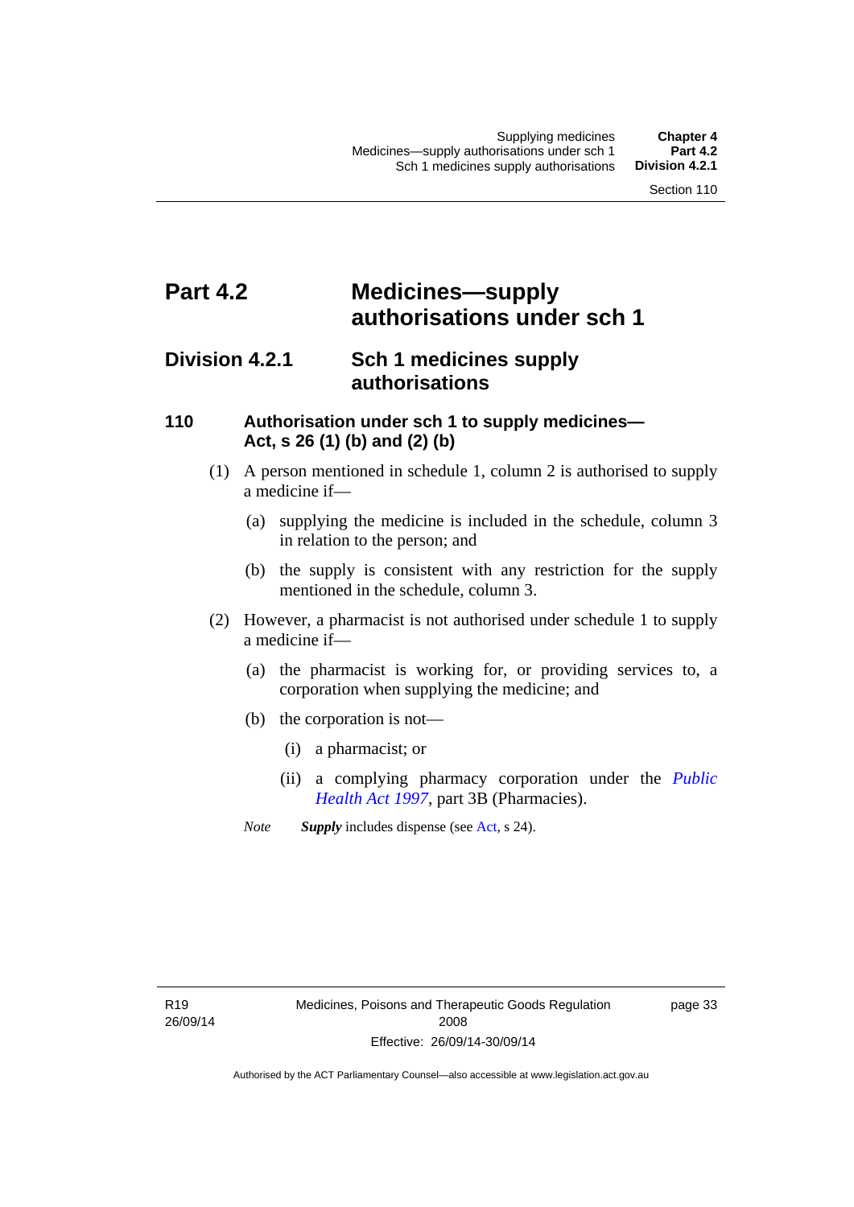# Part 4.2 Medicines—supply authorisations under sch 1

## Division 4.2.1 Sch 1 medicines supply authorisations

### 110 Authorisation under sch 1 to supply medicines—Act, s 26 (1) (b) and (2) (b)

(1) A person mentioned in schedule 1, column 2 is authorised to supply a medicine if—

(a) supplying the medicine is included in the schedule, column 3 in relation to the person; and

(b) the supply is consistent with any restriction for the supply mentioned in the schedule, column 3.

(2) However, a pharmacist is not authorised under schedule 1 to supply a medicine if—

(a) the pharmacist is working for, or providing services to, a corporation when supplying the medicine; and

(b) the corporation is not—

(i) a pharmacist; or

(ii) a complying pharmacy corporation under the *Public Health Act 1997*, part 3B (Pharmacies).

*Note* ***Supply*** includes dispense (see Act, s 24).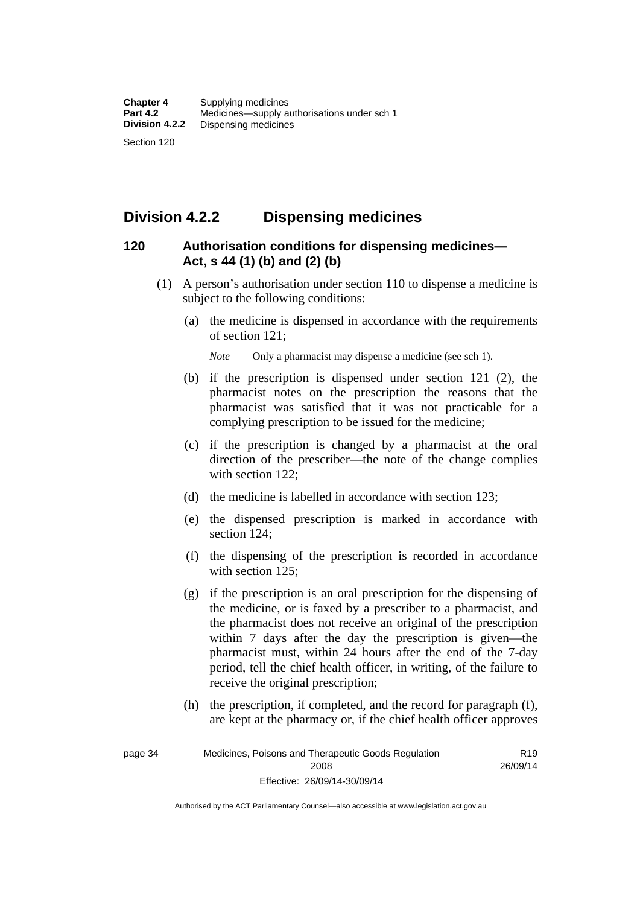## Division 4.2.2 Dispensing medicines

### 120 Authorisation conditions for dispensing medicines—Act, s 44 (1) (b) and (2) (b)

(1) A person's authorisation under section 110 to dispense a medicine is subject to the following conditions:

(a) the medicine is dispensed in accordance with the requirements of section 121;

*Note* Only a pharmacist may dispense a medicine (see sch 1).

(b) if the prescription is dispensed under section 121 (2), the pharmacist notes on the prescription the reasons that the pharmacist was satisfied that it was not practicable for a complying prescription to be issued for the medicine;

(c) if the prescription is changed by a pharmacist at the oral direction of the prescriber—the note of the change complies with section 122;

(d) the medicine is labelled in accordance with section 123;

(e) the dispensed prescription is marked in accordance with section 124;

(f) the dispensing of the prescription is recorded in accordance with section 125;

(g) if the prescription is an oral prescription for the dispensing of the medicine, or is faxed by a prescriber to a pharmacist, and the pharmacist does not receive an original of the prescription within 7 days after the day the prescription is given—the pharmacist must, within 24 hours after the end of the 7-day period, tell the chief health officer, in writing, of the failure to receive the original prescription;

(h) the prescription, if completed, and the record for paragraph (f), are kept at the pharmacy or, if the chief health officer approves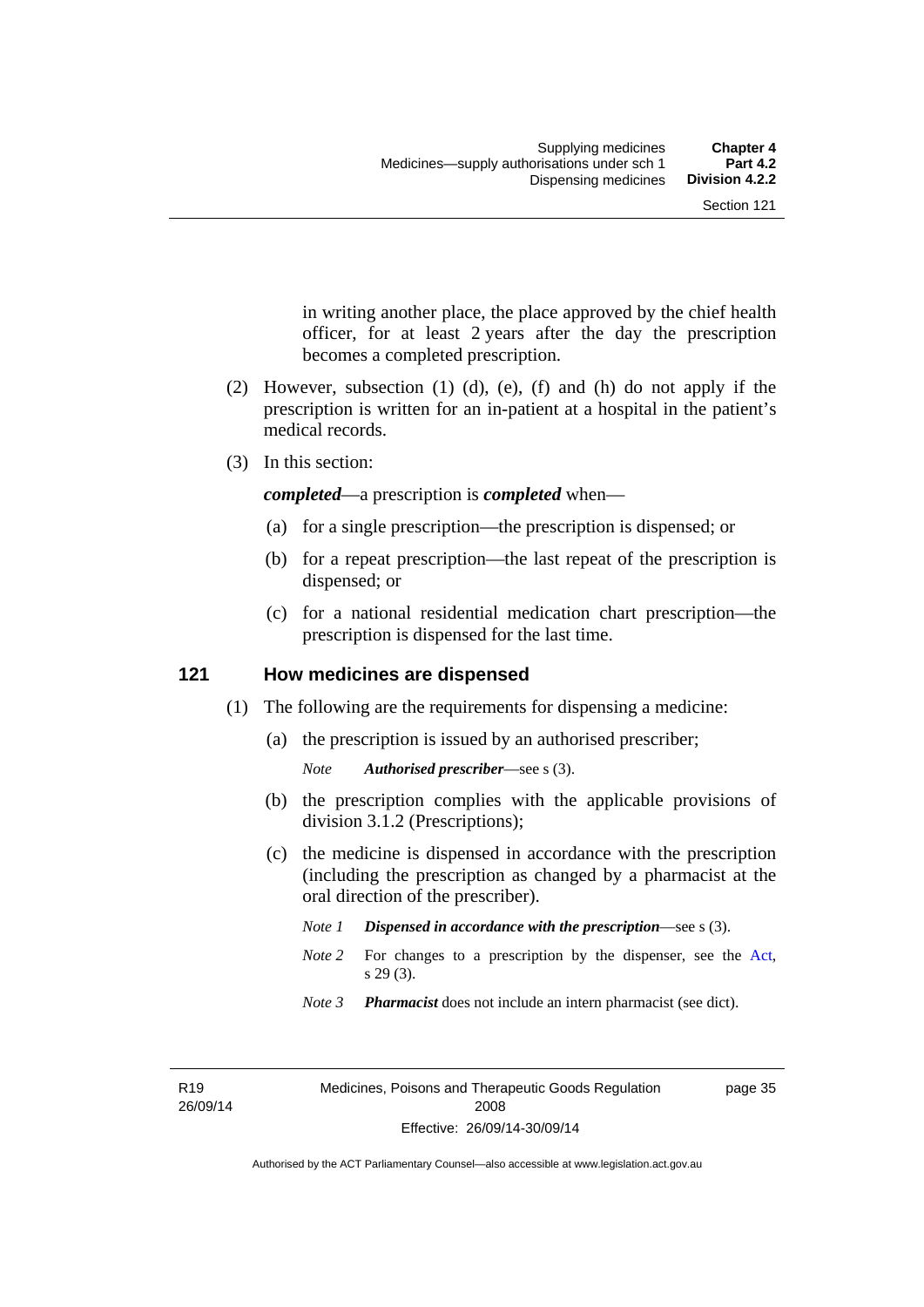in writing another place, the place approved by the chief health officer, for at least 2 years after the day the prescription becomes a completed prescription.

(2) However, subsection (1) (d), (e), (f) and (h) do not apply if the prescription is written for an in-patient at a hospital in the patient's medical records.

(3) In this section:

***completed***—a prescription is ***completed*** when—

(a) for a single prescription—the prescription is dispensed; or

(b) for a repeat prescription—the last repeat of the prescription is dispensed; or

(c) for a national residential medication chart prescription—the prescription is dispensed for the last time.

## 121 How medicines are dispensed

(1) The following are the requirements for dispensing a medicine:

(a) the prescription is issued by an authorised prescriber;

*Note* ***Authorised prescriber***—see s (3).

(b) the prescription complies with the applicable provisions of division 3.1.2 (Prescriptions);

(c) the medicine is dispensed in accordance with the prescription (including the prescription as changed by a pharmacist at the oral direction of the prescriber).

*Note 1* ***Dispensed in accordance with the prescription***—see s (3).

*Note 2* For changes to a prescription by the dispenser, see the Act, s 29 (3).

*Note 3* ***Pharmacist*** does not include an intern pharmacist (see dict).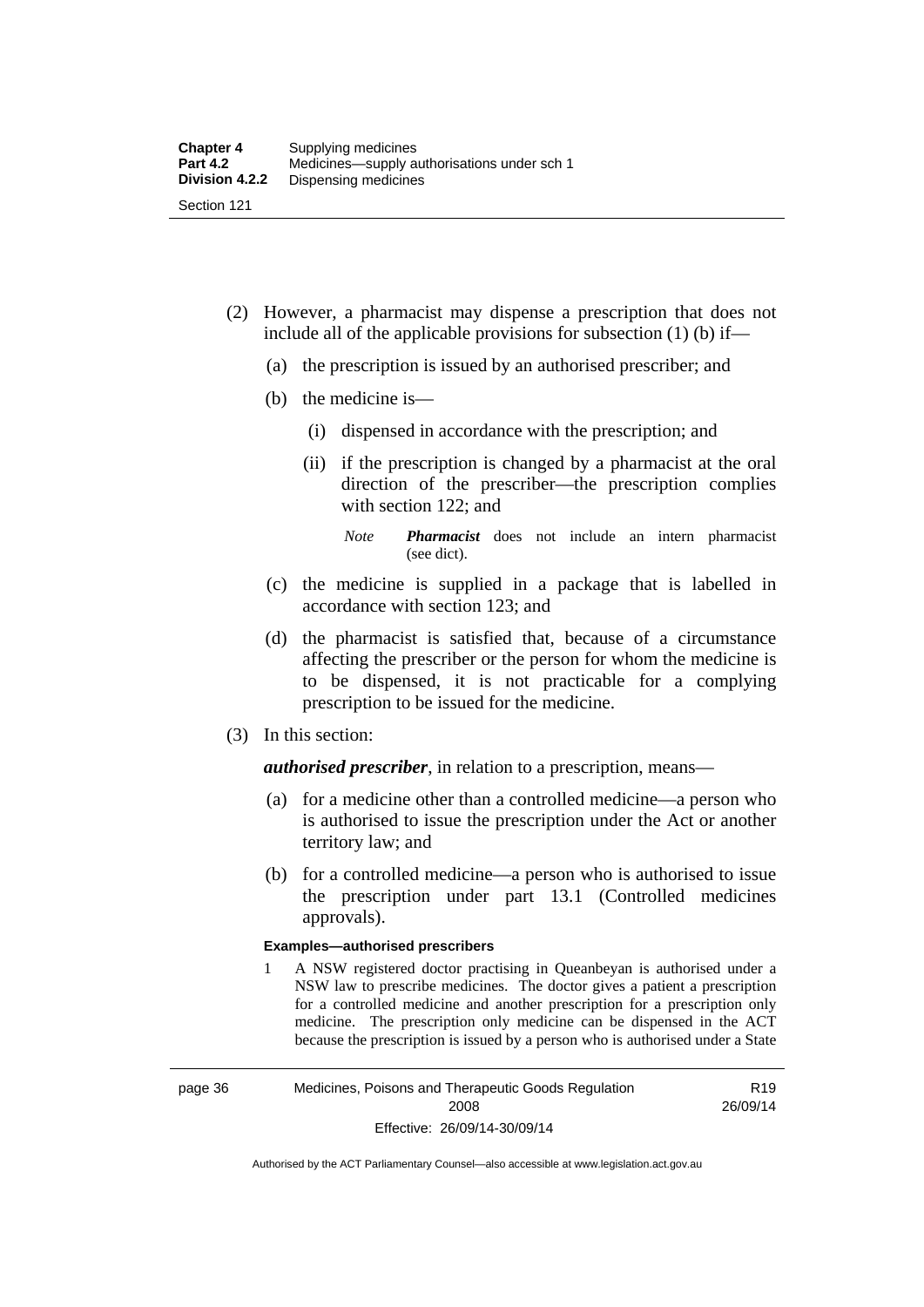(2) However, a pharmacist may dispense a prescription that does not include all of the applicable provisions for subsection (1) (b) if—

(a) the prescription is issued by an authorised prescriber; and

(b) the medicine is—

(i) dispensed in accordance with the prescription; and

(ii) if the prescription is changed by a pharmacist at the oral direction of the prescriber—the prescription complies with section 122; and

*Note* ***Pharmacist*** does not include an intern pharmacist (see dict).

(c) the medicine is supplied in a package that is labelled in accordance with section 123; and

(d) the pharmacist is satisfied that, because of a circumstance affecting the prescriber or the person for whom the medicine is to be dispensed, it is not practicable for a complying prescription to be issued for the medicine.

(3) In this section:

***authorised prescriber***, in relation to a prescription, means—

(a) for a medicine other than a controlled medicine—a person who is authorised to issue the prescription under the Act or another territory law; and

(b) for a controlled medicine—a person who is authorised to issue the prescription under part 13.1 (Controlled medicines approvals).

**Examples—authorised prescribers**

1 A NSW registered doctor practising in Queanbeyan is authorised under a NSW law to prescribe medicines. The doctor gives a patient a prescription for a controlled medicine and another prescription for a prescription only medicine. The prescription only medicine can be dispensed in the ACT because the prescription is issued by a person who is authorised under a State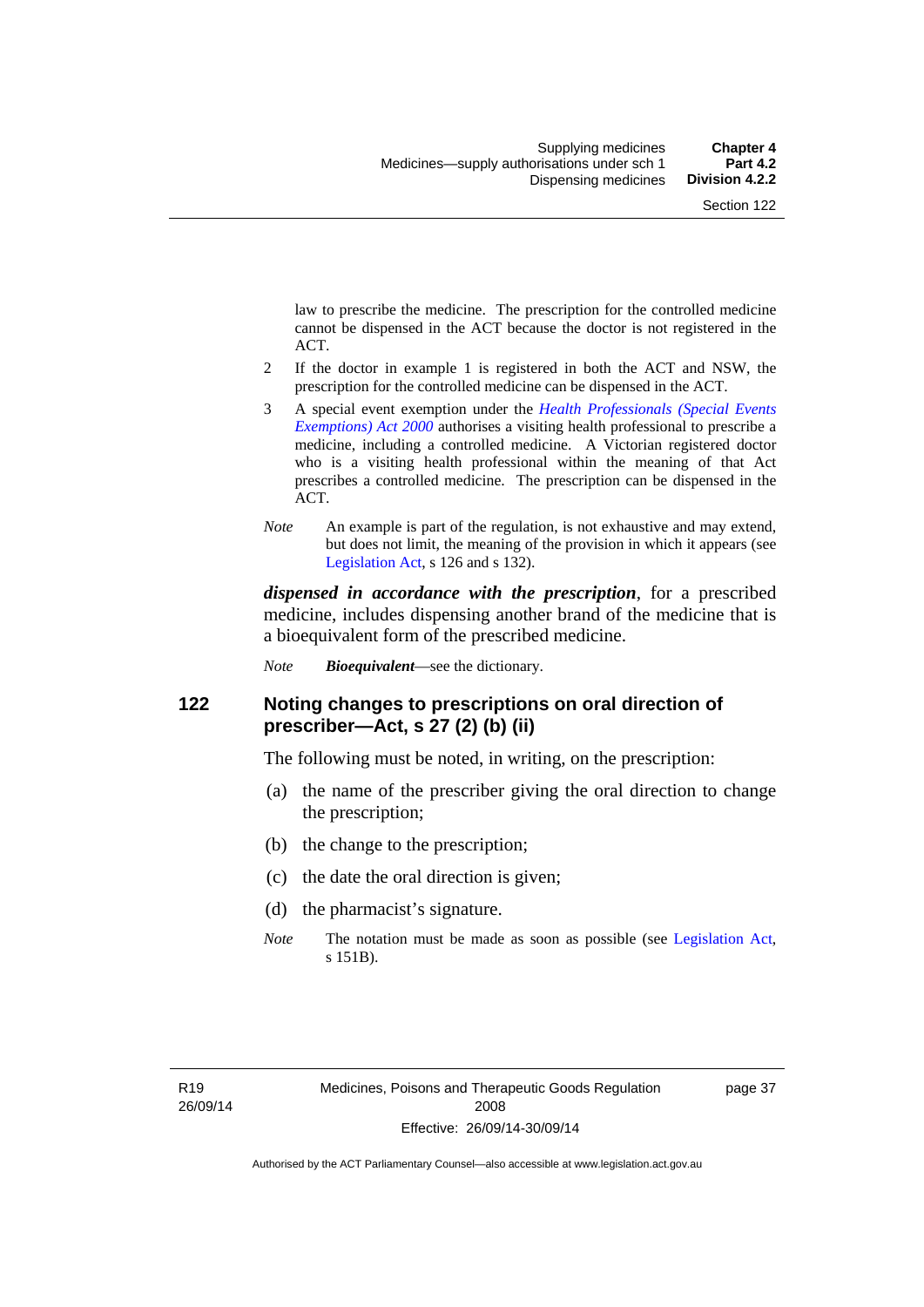law to prescribe the medicine. The prescription for the controlled medicine cannot be dispensed in the ACT because the doctor is not registered in the ACT.

2 If the doctor in example 1 is registered in both the ACT and NSW, the prescription for the controlled medicine can be dispensed in the ACT.

3 A special event exemption under the *Health Professionals (Special Events Exemptions) Act 2000* authorises a visiting health professional to prescribe a medicine, including a controlled medicine. A Victorian registered doctor who is a visiting health professional within the meaning of that Act prescribes a controlled medicine. The prescription can be dispensed in the ACT.

*Note* An example is part of the regulation, is not exhaustive and may extend, but does not limit, the meaning of the provision in which it appears (see Legislation Act, s 126 and s 132).

***dispensed in accordance with the prescription***, for a prescribed medicine, includes dispensing another brand of the medicine that is a bioequivalent form of the prescribed medicine.

*Note* ***Bioequivalent***—see the dictionary.

## 122 Noting changes to prescriptions on oral direction of prescriber—Act, s 27 (2) (b) (ii)

The following must be noted, in writing, on the prescription:

(a) the name of the prescriber giving the oral direction to change the prescription;

(b) the change to the prescription;

(c) the date the oral direction is given;

(d) the pharmacist's signature.

*Note* The notation must be made as soon as possible (see Legislation Act, s 151B).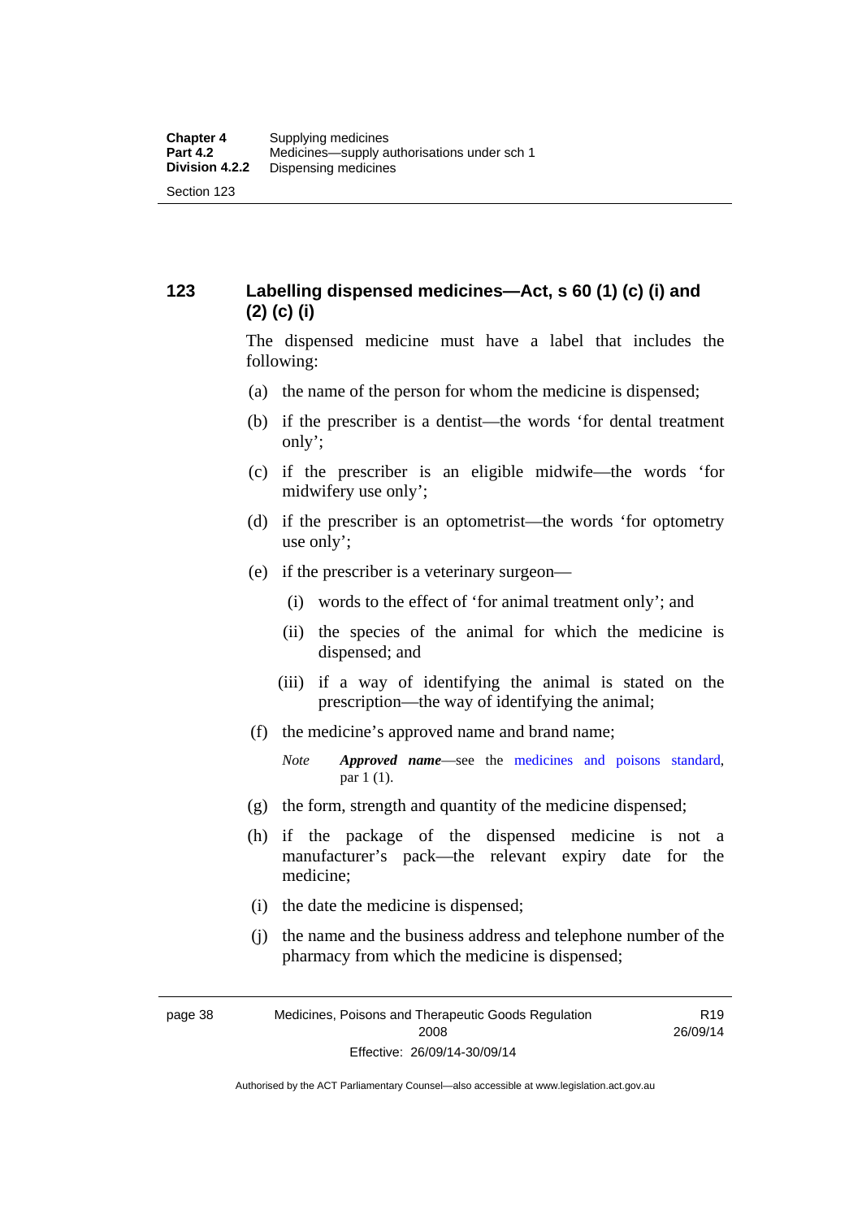## 123 Labelling dispensed medicines—Act, s 60 (1) (c) (i) and (2) (c) (i)

The dispensed medicine must have a label that includes the following:

(a) the name of the person for whom the medicine is dispensed;

(b) if the prescriber is a dentist—the words 'for dental treatment only';

(c) if the prescriber is an eligible midwife—the words 'for midwifery use only';

(d) if the prescriber is an optometrist—the words 'for optometry use only';

(e) if the prescriber is a veterinary surgeon—

(i) words to the effect of 'for animal treatment only'; and

(ii) the species of the animal for which the medicine is dispensed; and

(iii) if a way of identifying the animal is stated on the prescription—the way of identifying the animal;

(f) the medicine's approved name and brand name;

*Note* ***Approved name***—see the medicines and poisons standard, par 1 (1).

(g) the form, strength and quantity of the medicine dispensed;

(h) if the package of the dispensed medicine is not a manufacturer's pack—the relevant expiry date for the medicine;

(i) the date the medicine is dispensed;

(j) the name and the business address and telephone number of the pharmacy from which the medicine is dispensed;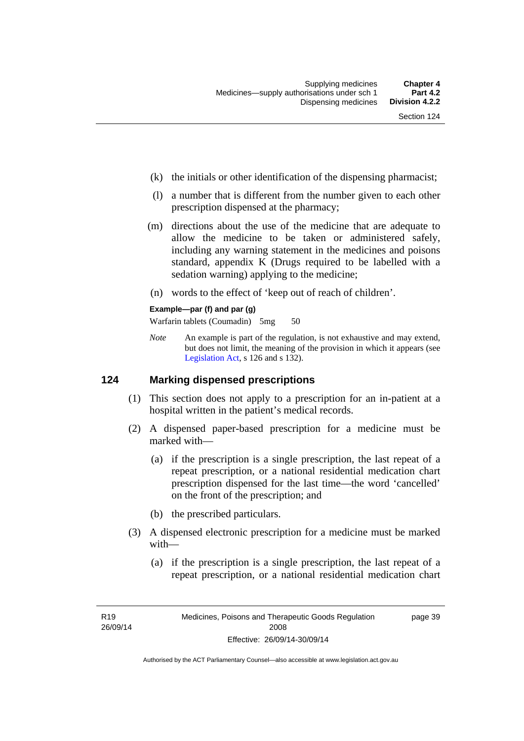(k) the initials or other identification of the dispensing pharmacist;

(l) a number that is different from the number given to each other prescription dispensed at the pharmacy;

(m) directions about the use of the medicine that are adequate to allow the medicine to be taken or administered safely, including any warning statement in the medicines and poisons standard, appendix K (Drugs required to be labelled with a sedation warning) applying to the medicine;

(n) words to the effect of 'keep out of reach of children'.

**Example—par (f) and par (g)**

Warfarin tablets (Coumadin) 5mg 50

*Note* An example is part of the regulation, is not exhaustive and may extend, but does not limit, the meaning of the provision in which it appears (see Legislation Act, s 126 and s 132).

## 124 Marking dispensed prescriptions

(1) This section does not apply to a prescription for an in-patient at a hospital written in the patient's medical records.

(2) A dispensed paper-based prescription for a medicine must be marked with—

(a) if the prescription is a single prescription, the last repeat of a repeat prescription, or a national residential medication chart prescription dispensed for the last time—the word 'cancelled' on the front of the prescription; and

(b) the prescribed particulars.

(3) A dispensed electronic prescription for a medicine must be marked with—

(a) if the prescription is a single prescription, the last repeat of a repeat prescription, or a national residential medication chart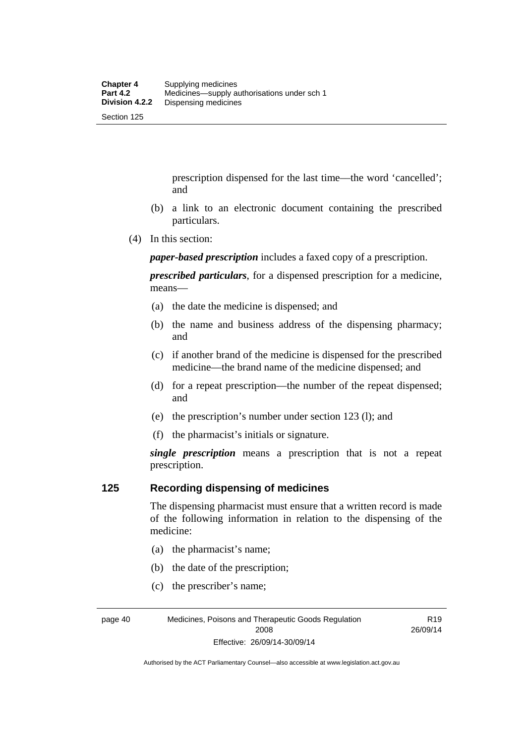prescription dispensed for the last time—the word 'cancelled'; and

(b) a link to an electronic document containing the prescribed particulars.

(4) In this section:

***paper-based prescription*** includes a faxed copy of a prescription.

***prescribed particulars***, for a dispensed prescription for a medicine, means—

(a) the date the medicine is dispensed; and

(b) the name and business address of the dispensing pharmacy; and

(c) if another brand of the medicine is dispensed for the prescribed medicine—the brand name of the medicine dispensed; and

(d) for a repeat prescription—the number of the repeat dispensed; and

(e) the prescription's number under section 123 (l); and

(f) the pharmacist's initials or signature.

***single prescription*** means a prescription that is not a repeat prescription.

## 125 Recording dispensing of medicines

The dispensing pharmacist must ensure that a written record is made of the following information in relation to the dispensing of the medicine:

(a) the pharmacist's name;

(b) the date of the prescription;

(c) the prescriber's name;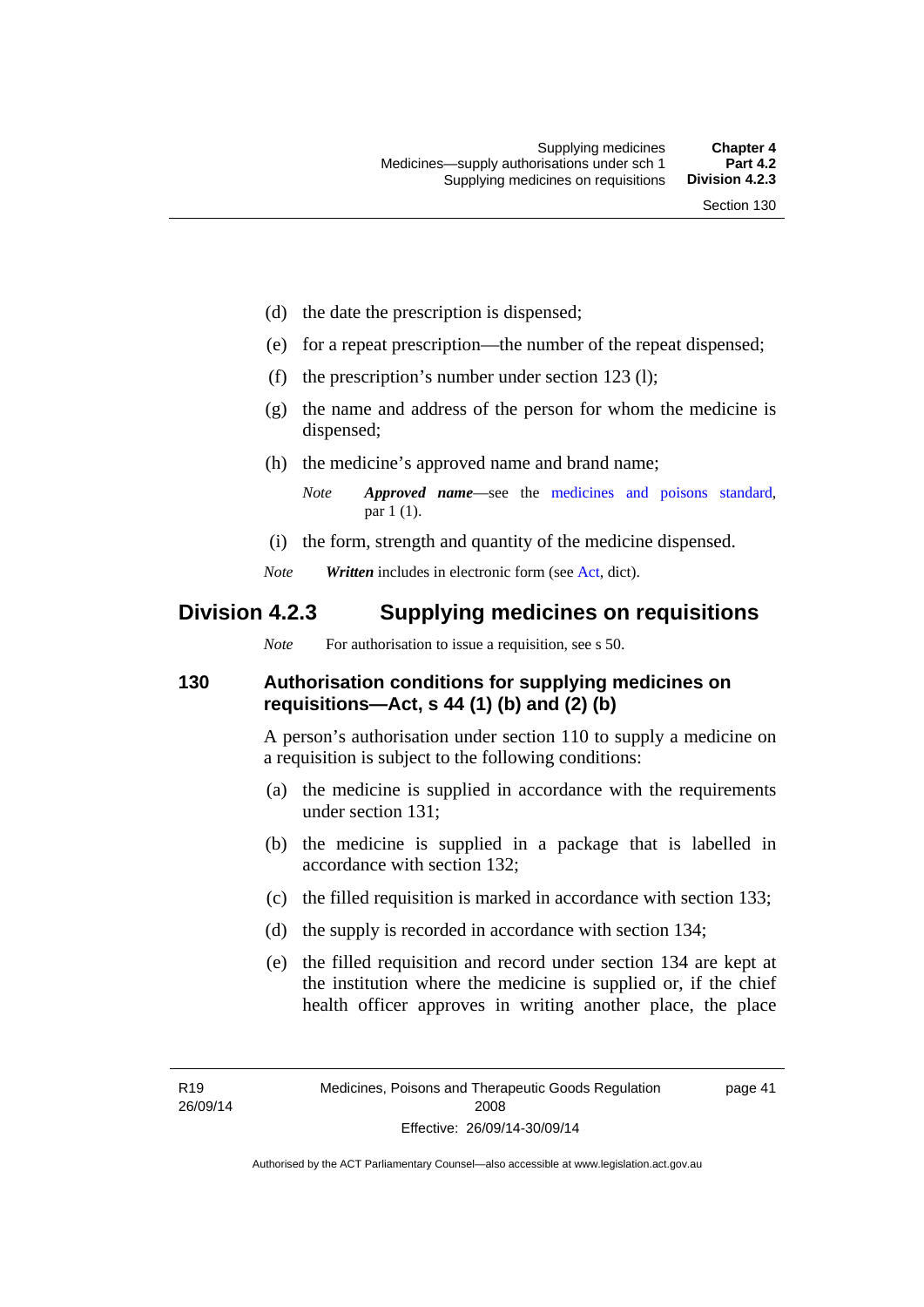(d) the date the prescription is dispensed;

(e) for a repeat prescription—the number of the repeat dispensed;

(f) the prescription's number under section 123 (l);

(g) the name and address of the person for whom the medicine is dispensed;

(h) the medicine's approved name and brand name;

*Note* ***Approved name***—see the medicines and poisons standard, par 1 (1).

(i) the form, strength and quantity of the medicine dispensed.

*Note* ***Written*** includes in electronic form (see Act, dict).

## Division 4.2.3 Supplying medicines on requisitions

*Note* For authorisation to issue a requisition, see s 50.

### 130 Authorisation conditions for supplying medicines on requisitions—Act, s 44 (1) (b) and (2) (b)

A person's authorisation under section 110 to supply a medicine on a requisition is subject to the following conditions:

(a) the medicine is supplied in accordance with the requirements under section 131;

(b) the medicine is supplied in a package that is labelled in accordance with section 132;

(c) the filled requisition is marked in accordance with section 133;

(d) the supply is recorded in accordance with section 134;

(e) the filled requisition and record under section 134 are kept at the institution where the medicine is supplied or, if the chief health officer approves in writing another place, the place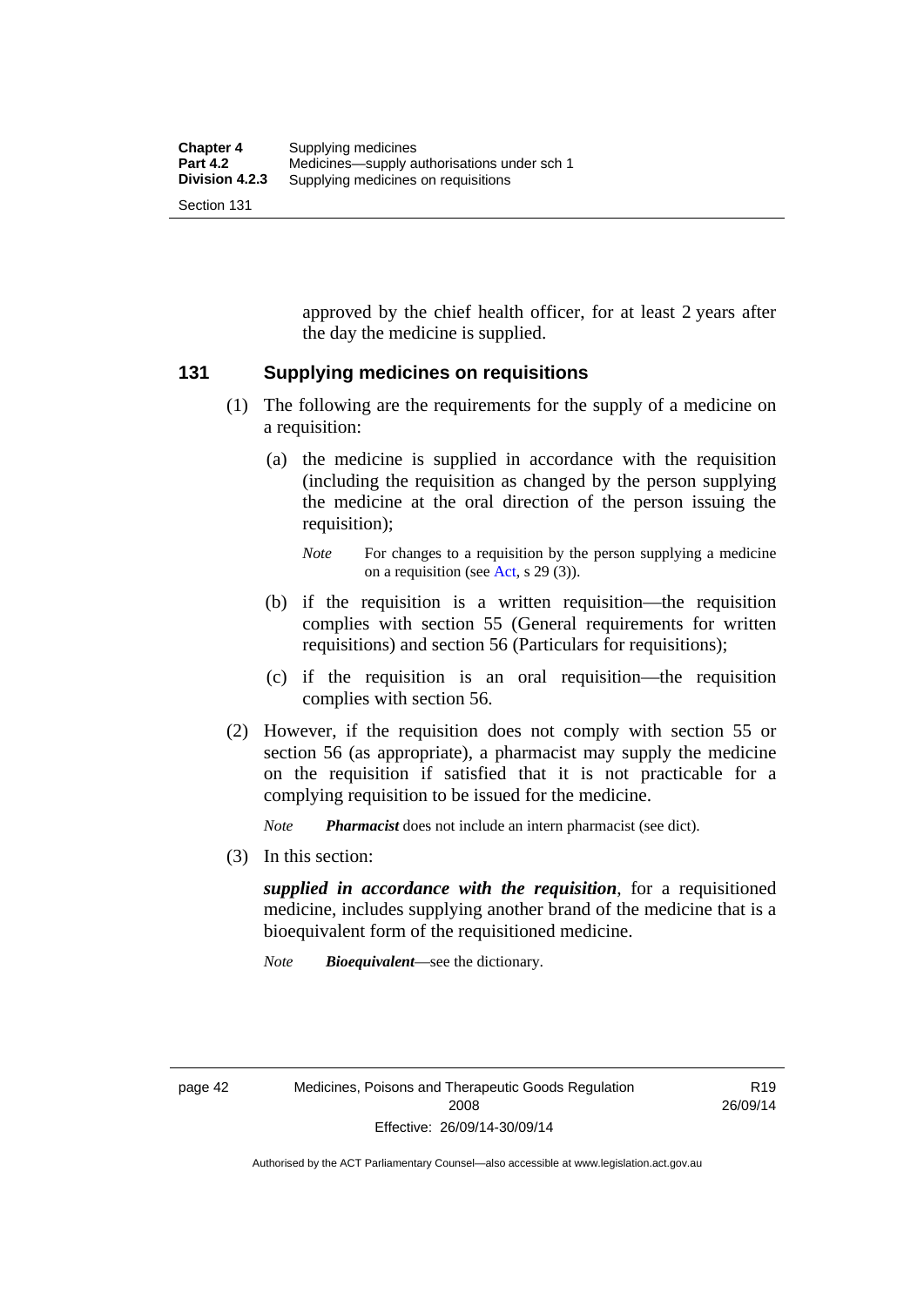approved by the chief health officer, for at least 2 years after the day the medicine is supplied.

## 131 Supplying medicines on requisitions

(1) The following are the requirements for the supply of a medicine on a requisition:

(a) the medicine is supplied in accordance with the requisition (including the requisition as changed by the person supplying the medicine at the oral direction of the person issuing the requisition);

*Note* For changes to a requisition by the person supplying a medicine on a requisition (see Act, s 29 (3)).

(b) if the requisition is a written requisition—the requisition complies with section 55 (General requirements for written requisitions) and section 56 (Particulars for requisitions);

(c) if the requisition is an oral requisition—the requisition complies with section 56.

(2) However, if the requisition does not comply with section 55 or section 56 (as appropriate), a pharmacist may supply the medicine on the requisition if satisfied that it is not practicable for a complying requisition to be issued for the medicine.

*Note* ***Pharmacist*** does not include an intern pharmacist (see dict).

(3) In this section:

***supplied in accordance with the requisition***, for a requisitioned medicine, includes supplying another brand of the medicine that is a bioequivalent form of the requisitioned medicine.

*Note* ***Bioequivalent***—see the dictionary.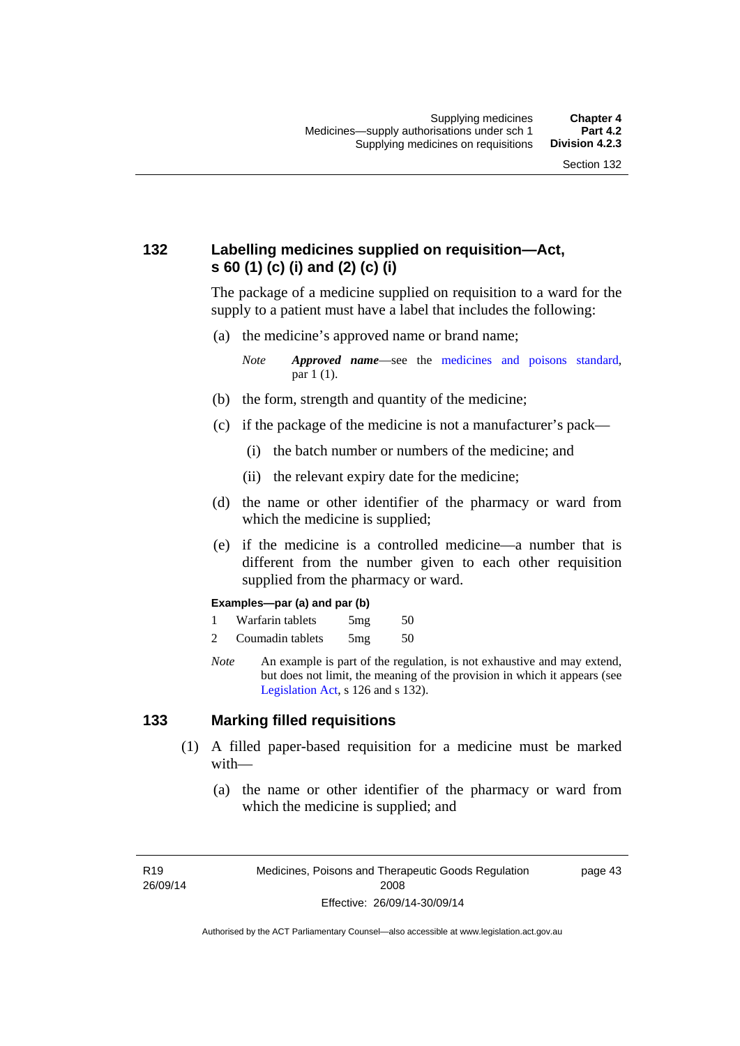## 132 Labelling medicines supplied on requisition—Act, s 60 (1) (c) (i) and (2) (c) (i)

The package of a medicine supplied on requisition to a ward for the supply to a patient must have a label that includes the following:

(a) the medicine's approved name or brand name;

*Note* ***Approved name***—see the medicines and poisons standard, par 1 (1).

(b) the form, strength and quantity of the medicine;

(c) if the package of the medicine is not a manufacturer's pack—

(i) the batch number or numbers of the medicine; and

(ii) the relevant expiry date for the medicine;

(d) the name or other identifier of the pharmacy or ward from which the medicine is supplied;

(e) if the medicine is a controlled medicine—a number that is different from the number given to each other requisition supplied from the pharmacy or ward.

**Examples—par (a) and par (b)**

| | | | |
|---|---|---|---|
| 1 | Warfarin tablets | 5mg | 50 |
| 2 | Coumadin tablets | 5mg | 50 |

*Note* An example is part of the regulation, is not exhaustive and may extend, but does not limit, the meaning of the provision in which it appears (see Legislation Act, s 126 and s 132).

## 133 Marking filled requisitions

(1) A filled paper-based requisition for a medicine must be marked with—

(a) the name or other identifier of the pharmacy or ward from which the medicine is supplied; and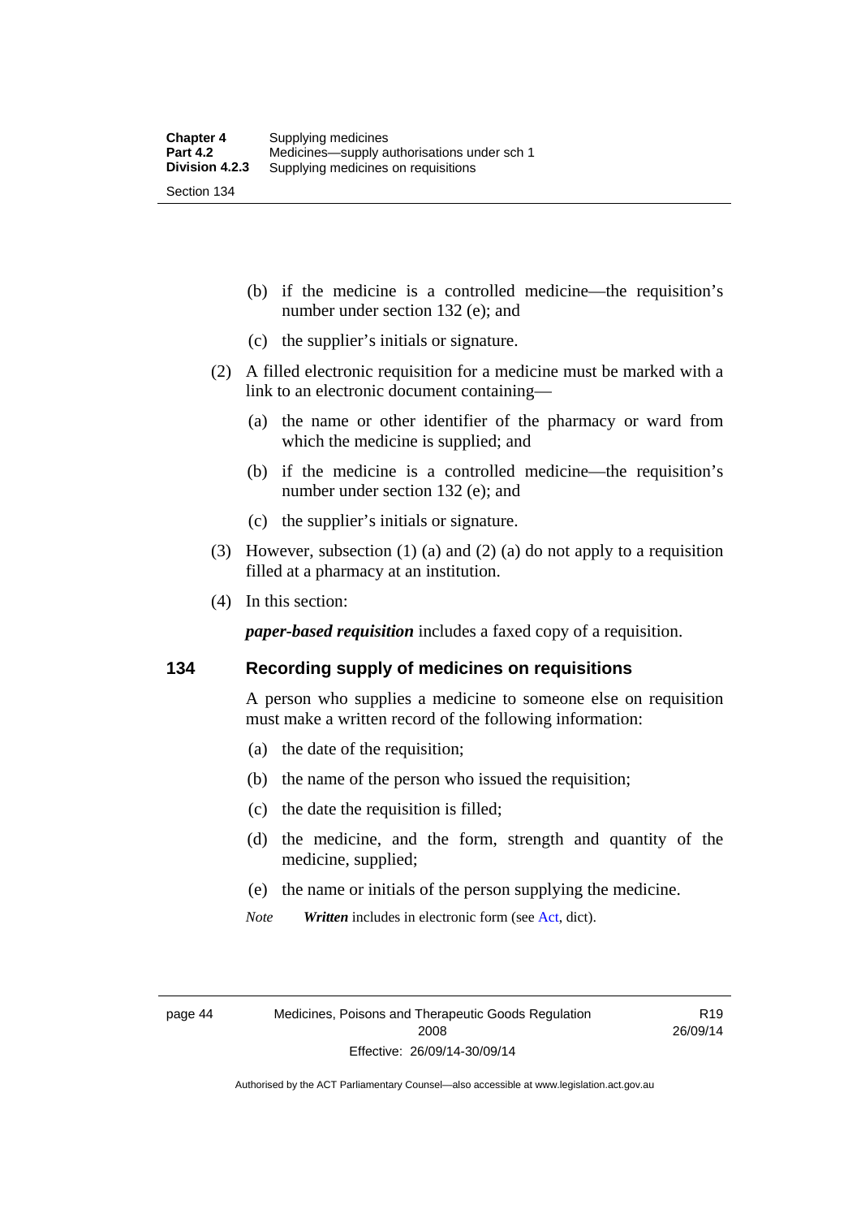(b) if the medicine is a controlled medicine—the requisition's number under section 132 (e); and

(c) the supplier's initials or signature.

(2) A filled electronic requisition for a medicine must be marked with a link to an electronic document containing—

(a) the name or other identifier of the pharmacy or ward from which the medicine is supplied; and

(b) if the medicine is a controlled medicine—the requisition's number under section 132 (e); and

(c) the supplier's initials or signature.

(3) However, subsection (1) (a) and (2) (a) do not apply to a requisition filled at a pharmacy at an institution.

(4) In this section:

***paper-based requisition*** includes a faxed copy of a requisition.

## 134 Recording supply of medicines on requisitions

A person who supplies a medicine to someone else on requisition must make a written record of the following information:

(a) the date of the requisition;

(b) the name of the person who issued the requisition;

(c) the date the requisition is filled;

(d) the medicine, and the form, strength and quantity of the medicine, supplied;

(e) the name or initials of the person supplying the medicine.

*Note* ***Written*** includes in electronic form (see Act, dict).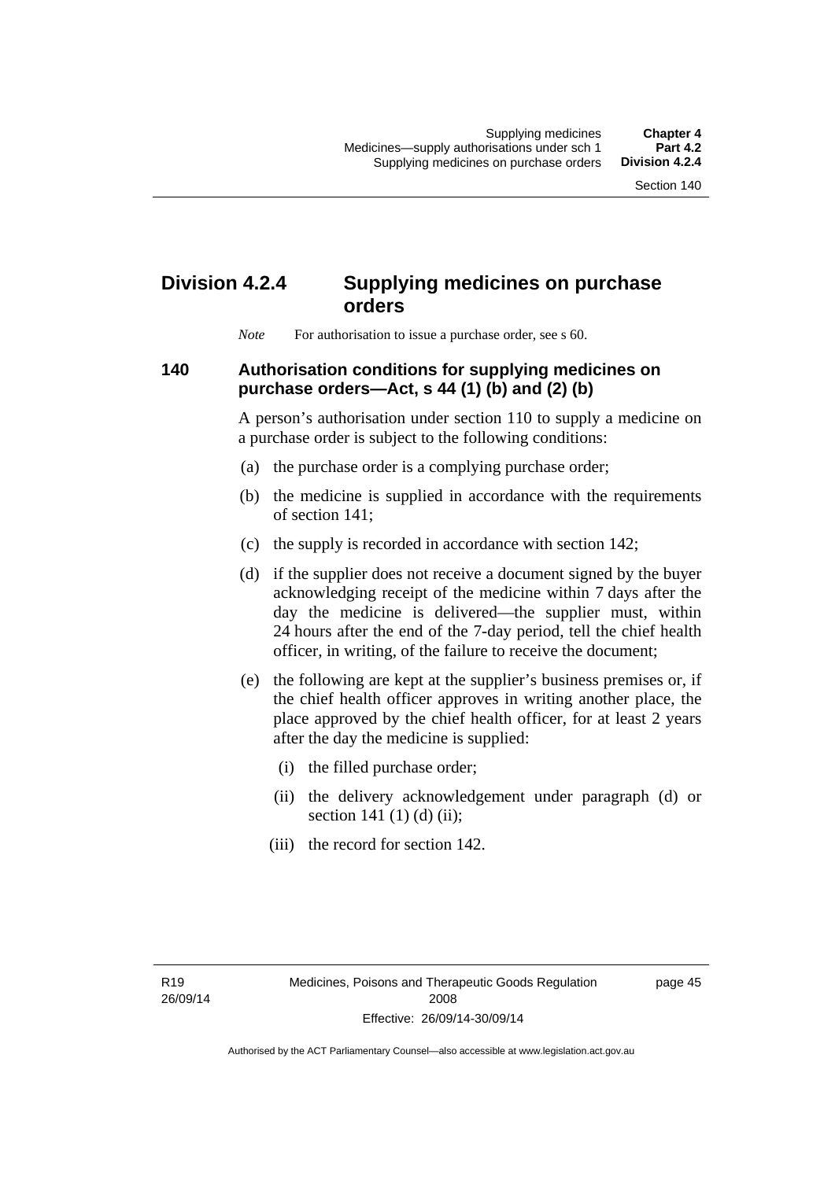## Division 4.2.4 Supplying medicines on purchase orders

*Note* For authorisation to issue a purchase order, see s 60.

### 140 Authorisation conditions for supplying medicines on purchase orders—Act, s 44 (1) (b) and (2) (b)

A person's authorisation under section 110 to supply a medicine on a purchase order is subject to the following conditions:

(a) the purchase order is a complying purchase order;

(b) the medicine is supplied in accordance with the requirements of section 141;

(c) the supply is recorded in accordance with section 142;

(d) if the supplier does not receive a document signed by the buyer acknowledging receipt of the medicine within 7 days after the day the medicine is delivered—the supplier must, within 24 hours after the end of the 7-day period, tell the chief health officer, in writing, of the failure to receive the document;

(e) the following are kept at the supplier's business premises or, if the chief health officer approves in writing another place, the place approved by the chief health officer, for at least 2 years after the day the medicine is supplied:

(i) the filled purchase order;

(ii) the delivery acknowledgement under paragraph (d) or section 141 (1) (d) (ii);

(iii) the record for section 142.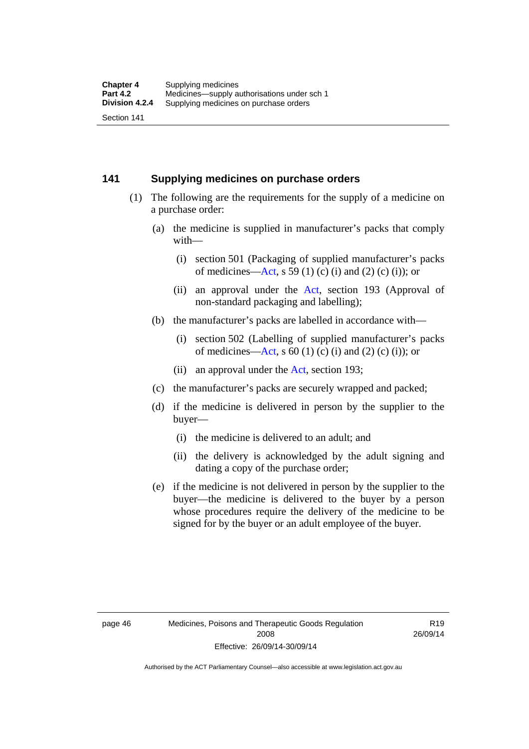## 141 Supplying medicines on purchase orders

(1) The following are the requirements for the supply of a medicine on a purchase order:

(a) the medicine is supplied in manufacturer's packs that comply with—

(i) section 501 (Packaging of supplied manufacturer's packs of medicines—Act, s 59 (1) (c) (i) and (2) (c) (i)); or

(ii) an approval under the Act, section 193 (Approval of non-standard packaging and labelling);

(b) the manufacturer's packs are labelled in accordance with—

(i) section 502 (Labelling of supplied manufacturer's packs of medicines—Act, s 60 (1) (c) (i) and (2) (c) (i)); or

(ii) an approval under the Act, section 193;

(c) the manufacturer's packs are securely wrapped and packed;

(d) if the medicine is delivered in person by the supplier to the buyer—

(i) the medicine is delivered to an adult; and

(ii) the delivery is acknowledged by the adult signing and dating a copy of the purchase order;

(e) if the medicine is not delivered in person by the supplier to the buyer—the medicine is delivered to the buyer by a person whose procedures require the delivery of the medicine to be signed for by the buyer or an adult employee of the buyer.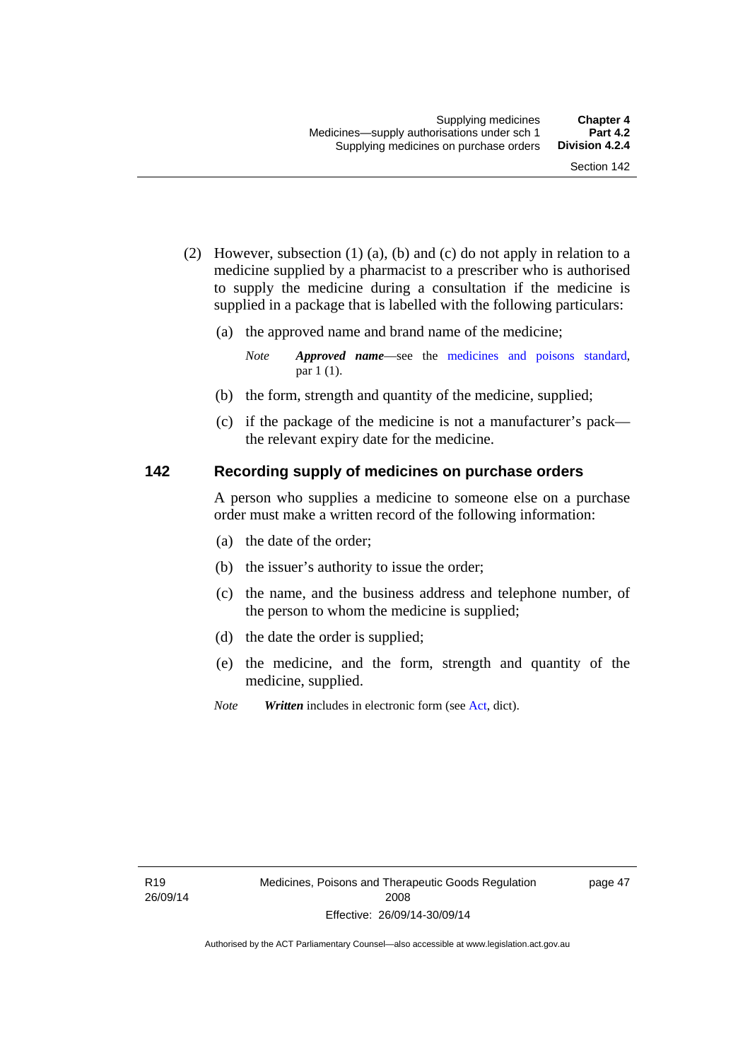(2) However, subsection (1) (a), (b) and (c) do not apply in relation to a medicine supplied by a pharmacist to a prescriber who is authorised to supply the medicine during a consultation if the medicine is supplied in a package that is labelled with the following particulars:

(a) the approved name and brand name of the medicine;

*Note* ***Approved name***—see the medicines and poisons standard, par 1 (1).

(b) the form, strength and quantity of the medicine, supplied;

(c) if the package of the medicine is not a manufacturer's pack—the relevant expiry date for the medicine.

## 142 Recording supply of medicines on purchase orders

A person who supplies a medicine to someone else on a purchase order must make a written record of the following information:

(a) the date of the order;

(b) the issuer's authority to issue the order;

(c) the name, and the business address and telephone number, of the person to whom the medicine is supplied;

(d) the date the order is supplied;

(e) the medicine, and the form, strength and quantity of the medicine, supplied.

*Note* ***Written*** includes in electronic form (see Act, dict).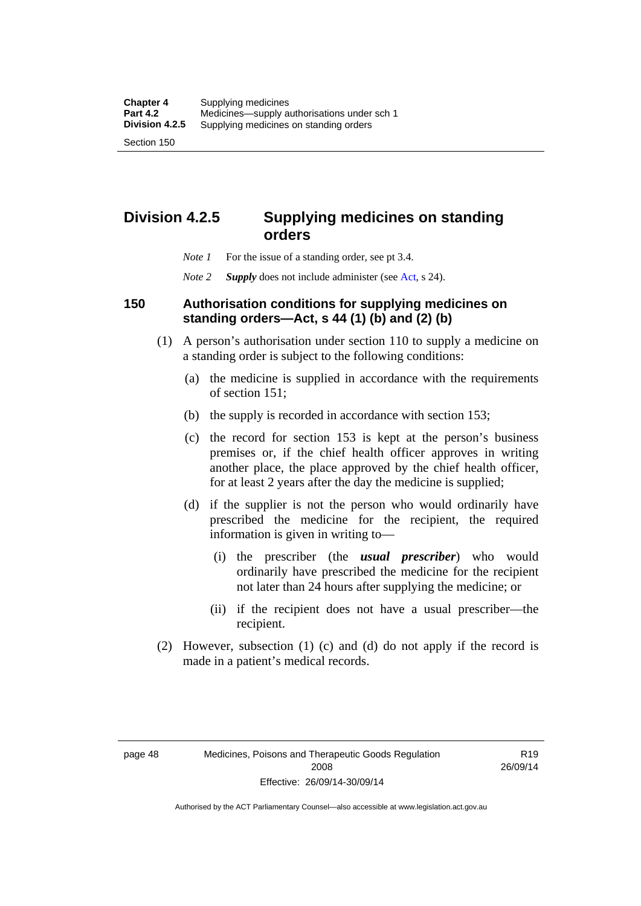## Division 4.2.5 Supplying medicines on standing orders

*Note 1* For the issue of a standing order, see pt 3.4.

*Note 2* ***Supply*** does not include administer (see Act, s 24).

### 150 Authorisation conditions for supplying medicines on standing orders—Act, s 44 (1) (b) and (2) (b)

(1) A person's authorisation under section 110 to supply a medicine on a standing order is subject to the following conditions:

(a) the medicine is supplied in accordance with the requirements of section 151;

(b) the supply is recorded in accordance with section 153;

(c) the record for section 153 is kept at the person's business premises or, if the chief health officer approves in writing another place, the place approved by the chief health officer, for at least 2 years after the day the medicine is supplied;

(d) if the supplier is not the person who would ordinarily have prescribed the medicine for the recipient, the required information is given in writing to—

(i) the prescriber (the ***usual prescriber***) who would ordinarily have prescribed the medicine for the recipient not later than 24 hours after supplying the medicine; or

(ii) if the recipient does not have a usual prescriber—the recipient.

(2) However, subsection (1) (c) and (d) do not apply if the record is made in a patient's medical records.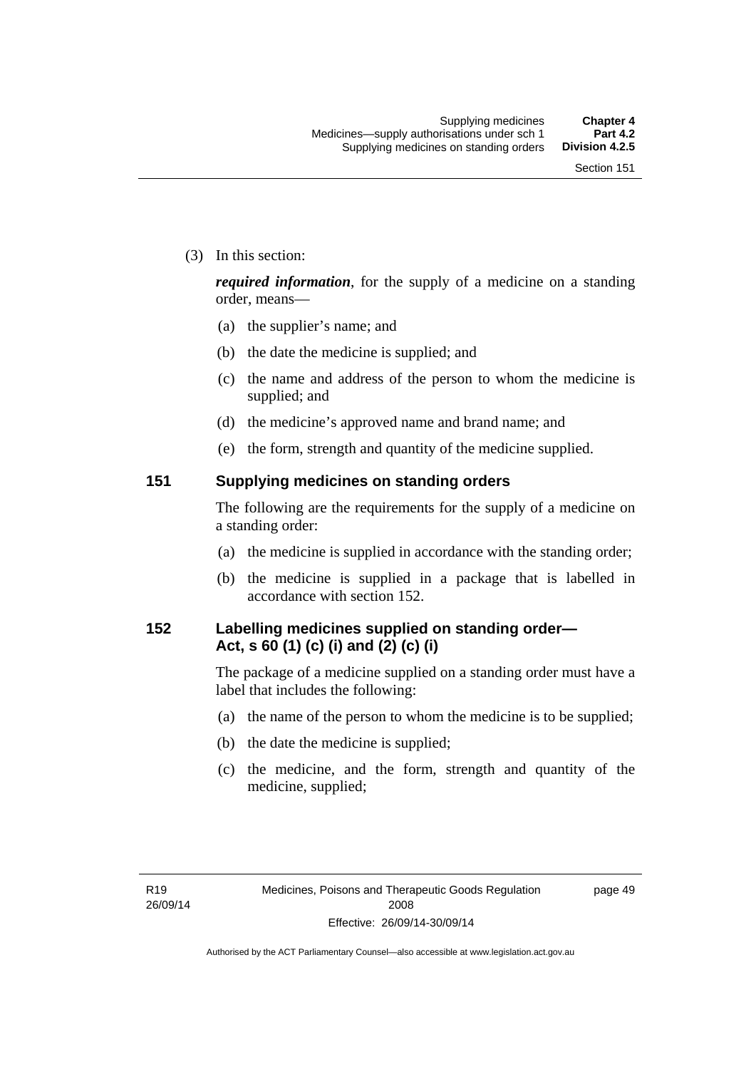(3) In this section:

***required information***, for the supply of a medicine on a standing order, means—

- (a) the supplier's name; and
- (b) the date the medicine is supplied; and
- (c) the name and address of the person to whom the medicine is supplied; and
- (d) the medicine's approved name and brand name; and
- (e) the form, strength and quantity of the medicine supplied.

## 151 Supplying medicines on standing orders

The following are the requirements for the supply of a medicine on a standing order:

- (a) the medicine is supplied in accordance with the standing order;
- (b) the medicine is supplied in a package that is labelled in accordance with section 152.

## 152 Labelling medicines supplied on standing order—Act, s 60 (1) (c) (i) and (2) (c) (i)

The package of a medicine supplied on a standing order must have a label that includes the following:

- (a) the name of the person to whom the medicine is to be supplied;
- (b) the date the medicine is supplied;
- (c) the medicine, and the form, strength and quantity of the medicine, supplied;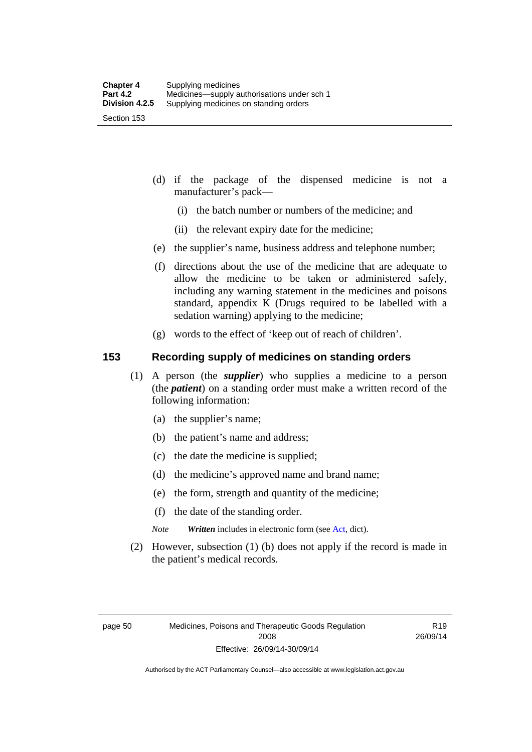(d) if the package of the dispensed medicine is not a manufacturer's pack—

(i) the batch number or numbers of the medicine; and

(ii) the relevant expiry date for the medicine;

(e) the supplier's name, business address and telephone number;

(f) directions about the use of the medicine that are adequate to allow the medicine to be taken or administered safely, including any warning statement in the medicines and poisons standard, appendix K (Drugs required to be labelled with a sedation warning) applying to the medicine;

(g) words to the effect of 'keep out of reach of children'.

## 153 Recording supply of medicines on standing orders

(1) A person (the ***supplier***) who supplies a medicine to a person (the ***patient***) on a standing order must make a written record of the following information:

(a) the supplier's name;

(b) the patient's name and address;

(c) the date the medicine is supplied;

(d) the medicine's approved name and brand name;

(e) the form, strength and quantity of the medicine;

(f) the date of the standing order.

*Note* ***Written*** includes in electronic form (see Act, dict).

(2) However, subsection (1) (b) does not apply if the record is made in the patient's medical records.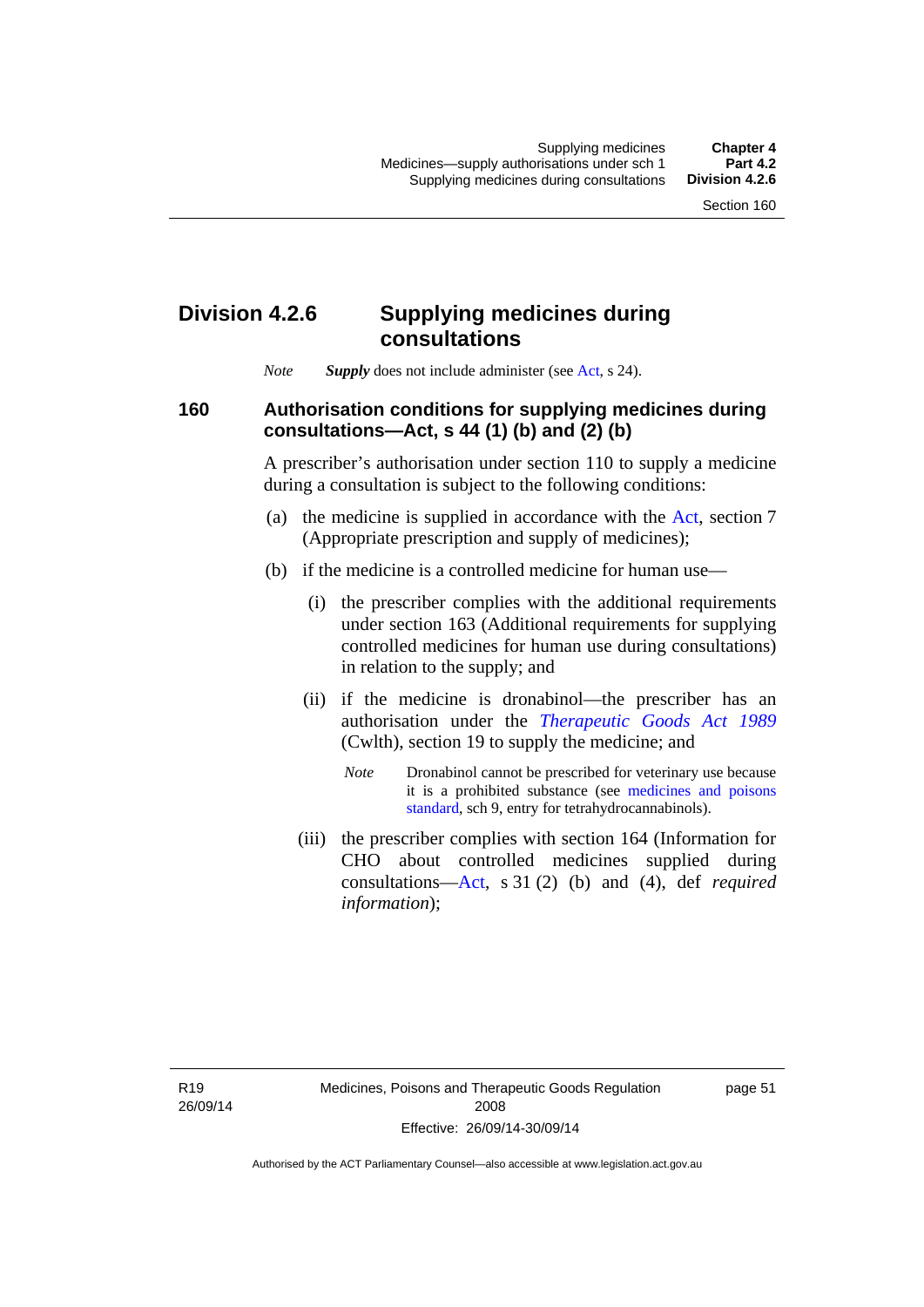## Division 4.2.6 Supplying medicines during consultations

*Note* ***Supply*** does not include administer (see Act, s 24).

### 160 Authorisation conditions for supplying medicines during consultations—Act, s 44 (1) (b) and (2) (b)

A prescriber's authorisation under section 110 to supply a medicine during a consultation is subject to the following conditions:

(a) the medicine is supplied in accordance with the Act, section 7 (Appropriate prescription and supply of medicines);

(b) if the medicine is a controlled medicine for human use—

(i) the prescriber complies with the additional requirements under section 163 (Additional requirements for supplying controlled medicines for human use during consultations) in relation to the supply; and

(ii) if the medicine is dronabinol—the prescriber has an authorisation under the *Therapeutic Goods Act 1989* (Cwlth), section 19 to supply the medicine; and

*Note* Dronabinol cannot be prescribed for veterinary use because it is a prohibited substance (see medicines and poisons standard, sch 9, entry for tetrahydrocannabinols).

(iii) the prescriber complies with section 164 (Information for CHO about controlled medicines supplied during consultations—Act, s 31 (2) (b) and (4), def *required information*);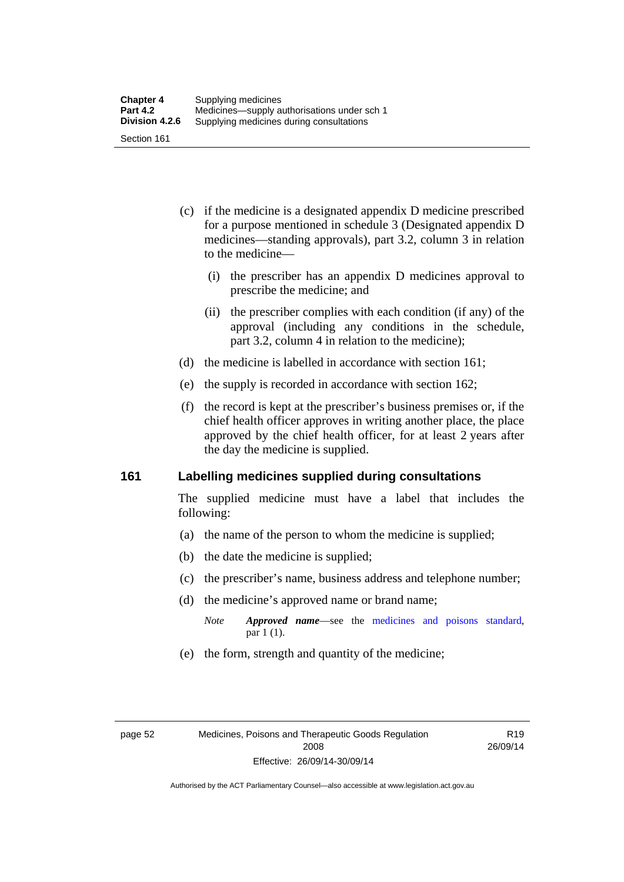(c) if the medicine is a designated appendix D medicine prescribed for a purpose mentioned in schedule 3 (Designated appendix D medicines—standing approvals), part 3.2, column 3 in relation to the medicine—

(i) the prescriber has an appendix D medicines approval to prescribe the medicine; and

(ii) the prescriber complies with each condition (if any) of the approval (including any conditions in the schedule, part 3.2, column 4 in relation to the medicine);

(d) the medicine is labelled in accordance with section 161;

(e) the supply is recorded in accordance with section 162;

(f) the record is kept at the prescriber's business premises or, if the chief health officer approves in writing another place, the place approved by the chief health officer, for at least 2 years after the day the medicine is supplied.

## 161 Labelling medicines supplied during consultations

The supplied medicine must have a label that includes the following:

(a) the name of the person to whom the medicine is supplied;

(b) the date the medicine is supplied;

(c) the prescriber's name, business address and telephone number;

(d) the medicine's approved name or brand name;

*Note* ***Approved name***—see the medicines and poisons standard, par 1 (1).

(e) the form, strength and quantity of the medicine;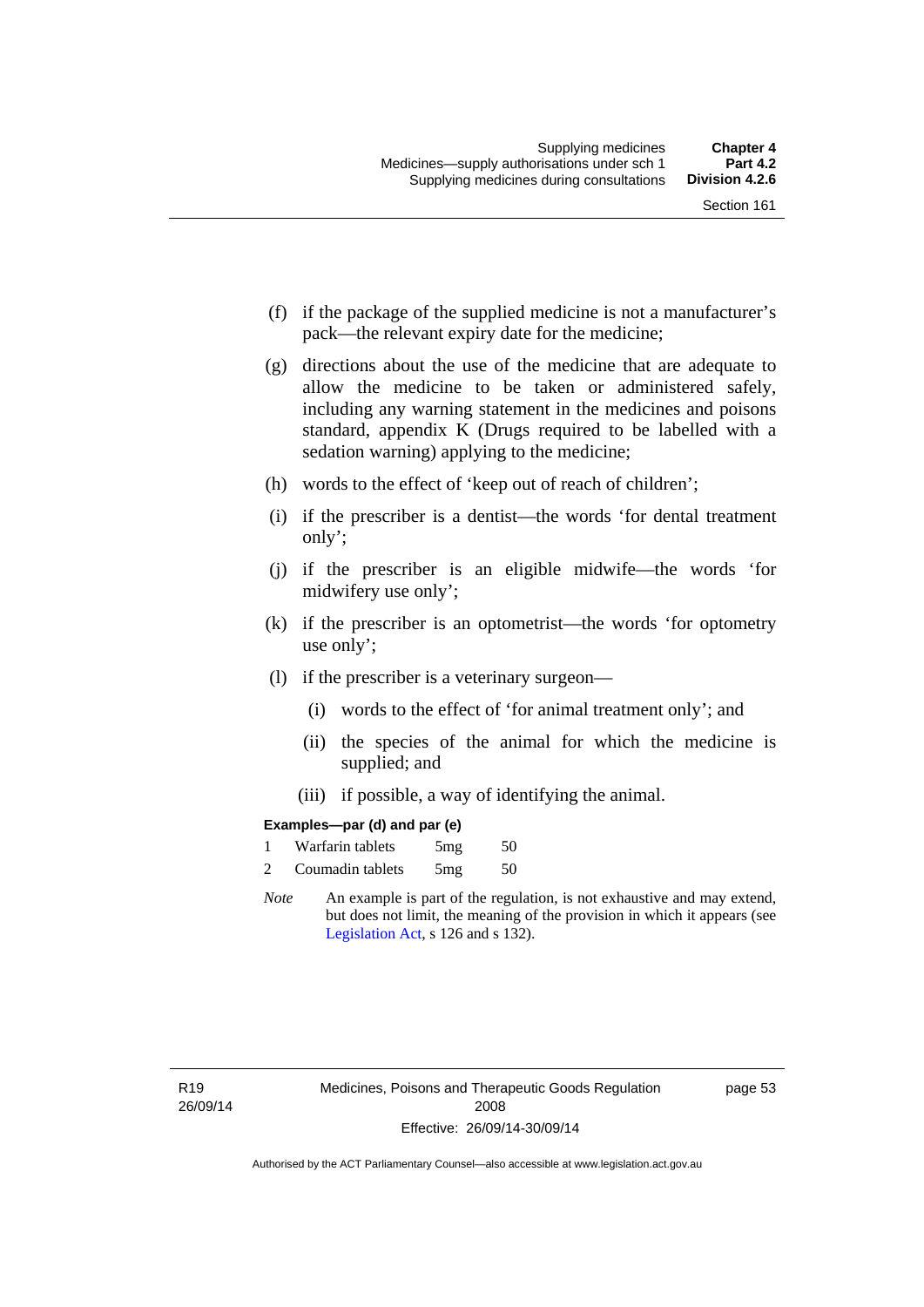(f) if the package of the supplied medicine is not a manufacturer's pack—the relevant expiry date for the medicine;

(g) directions about the use of the medicine that are adequate to allow the medicine to be taken or administered safely, including any warning statement in the medicines and poisons standard, appendix K (Drugs required to be labelled with a sedation warning) applying to the medicine;

(h) words to the effect of 'keep out of reach of children';

(i) if the prescriber is a dentist—the words 'for dental treatment only';

(j) if the prescriber is an eligible midwife—the words 'for midwifery use only';

(k) if the prescriber is an optometrist—the words 'for optometry use only';

(l) if the prescriber is a veterinary surgeon—

(i) words to the effect of 'for animal treatment only'; and

(ii) the species of the animal for which the medicine is supplied; and

(iii) if possible, a way of identifying the animal.

**Examples—par (d) and par (e)**

1 Warfarin tablets 5mg 50

2 Coumadin tablets 5mg 50

*Note* An example is part of the regulation, is not exhaustive and may extend, but does not limit, the meaning of the provision in which it appears (see Legislation Act, s 126 and s 132).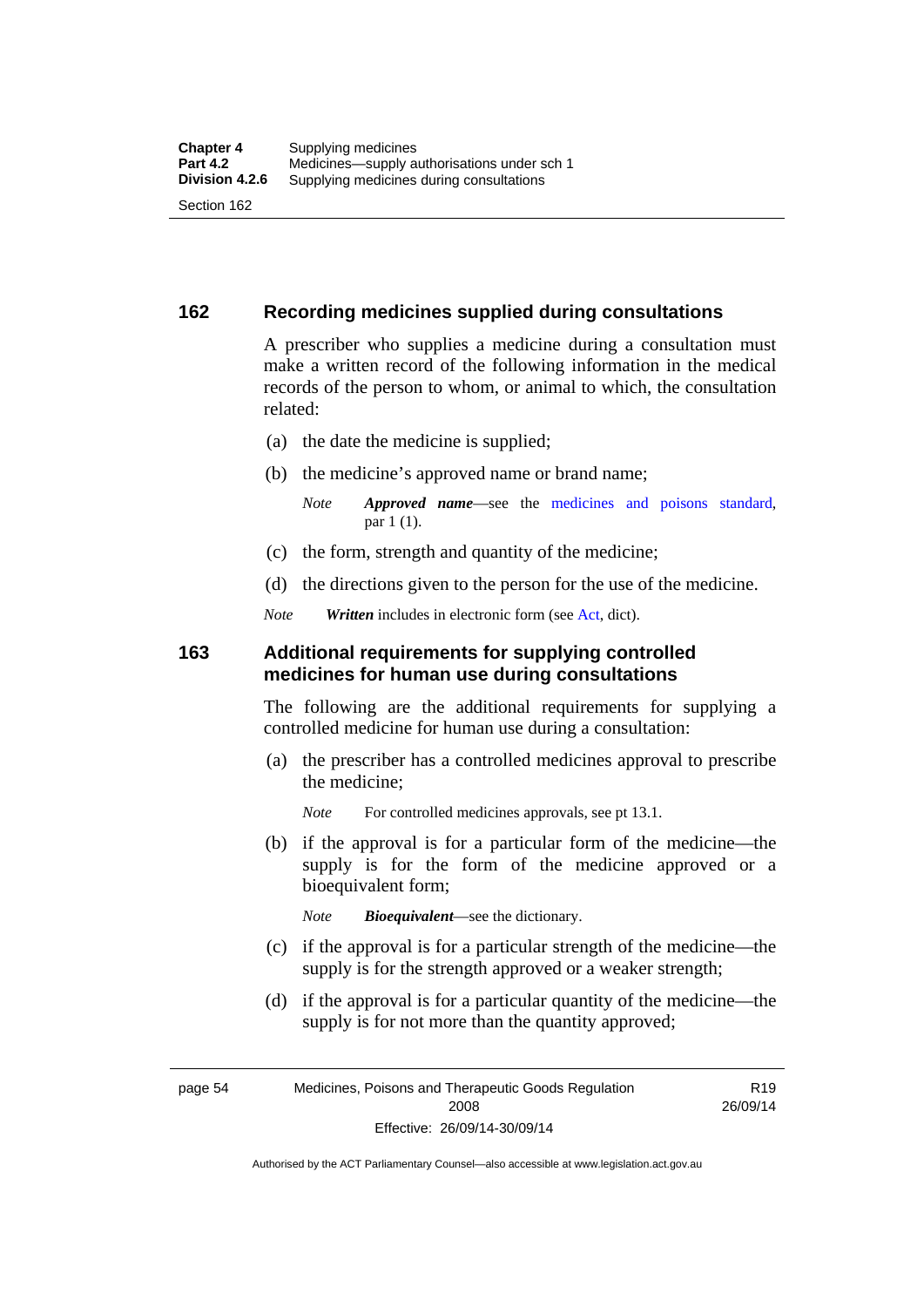## 162 Recording medicines supplied during consultations

A prescriber who supplies a medicine during a consultation must make a written record of the following information in the medical records of the person to whom, or animal to which, the consultation related:

(a) the date the medicine is supplied;

(b) the medicine's approved name or brand name;

*Note* ***Approved name***—see the medicines and poisons standard, par 1 (1).

(c) the form, strength and quantity of the medicine;

(d) the directions given to the person for the use of the medicine.

*Note* ***Written*** includes in electronic form (see Act, dict).

## 163 Additional requirements for supplying controlled medicines for human use during consultations

The following are the additional requirements for supplying a controlled medicine for human use during a consultation:

(a) the prescriber has a controlled medicines approval to prescribe the medicine;

*Note* For controlled medicines approvals, see pt 13.1.

(b) if the approval is for a particular form of the medicine—the supply is for the form of the medicine approved or a bioequivalent form;

*Note* ***Bioequivalent***—see the dictionary.

(c) if the approval is for a particular strength of the medicine—the supply is for the strength approved or a weaker strength;

(d) if the approval is for a particular quantity of the medicine—the supply is for not more than the quantity approved;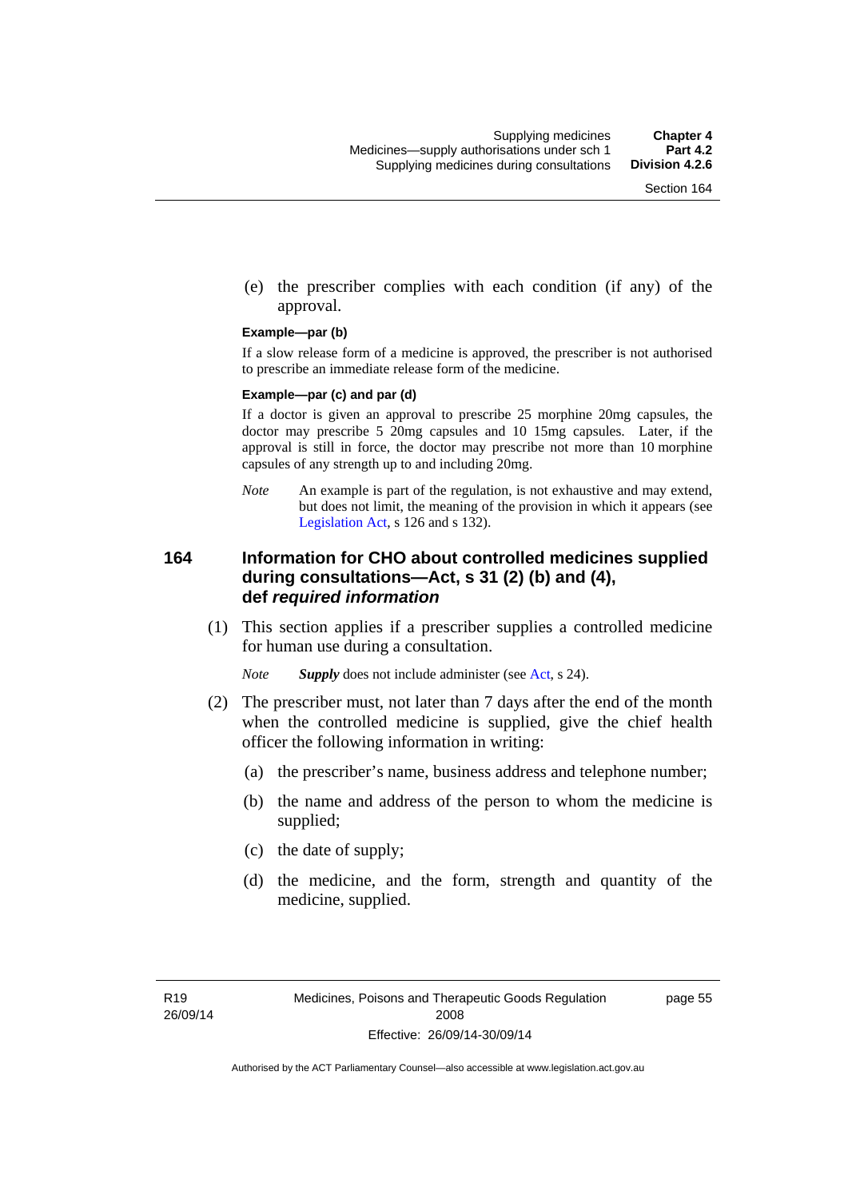(e) the prescriber complies with each condition (if any) of the approval.

**Example—par (b)**

If a slow release form of a medicine is approved, the prescriber is not authorised to prescribe an immediate release form of the medicine.

**Example—par (c) and par (d)**

If a doctor is given an approval to prescribe 25 morphine 20mg capsules, the doctor may prescribe 5 20mg capsules and 10 15mg capsules. Later, if the approval is still in force, the doctor may prescribe not more than 10 morphine capsules of any strength up to and including 20mg.

*Note* An example is part of the regulation, is not exhaustive and may extend, but does not limit, the meaning of the provision in which it appears (see Legislation Act, s 126 and s 132).

## 164 Information for CHO about controlled medicines supplied during consultations—Act, s 31 (2) (b) and (4), def *required information*

(1) This section applies if a prescriber supplies a controlled medicine for human use during a consultation.

*Note* ***Supply*** does not include administer (see Act, s 24).

(2) The prescriber must, not later than 7 days after the end of the month when the controlled medicine is supplied, give the chief health officer the following information in writing:

(a) the prescriber's name, business address and telephone number;

(b) the name and address of the person to whom the medicine is supplied;

(c) the date of supply;

(d) the medicine, and the form, strength and quantity of the medicine, supplied.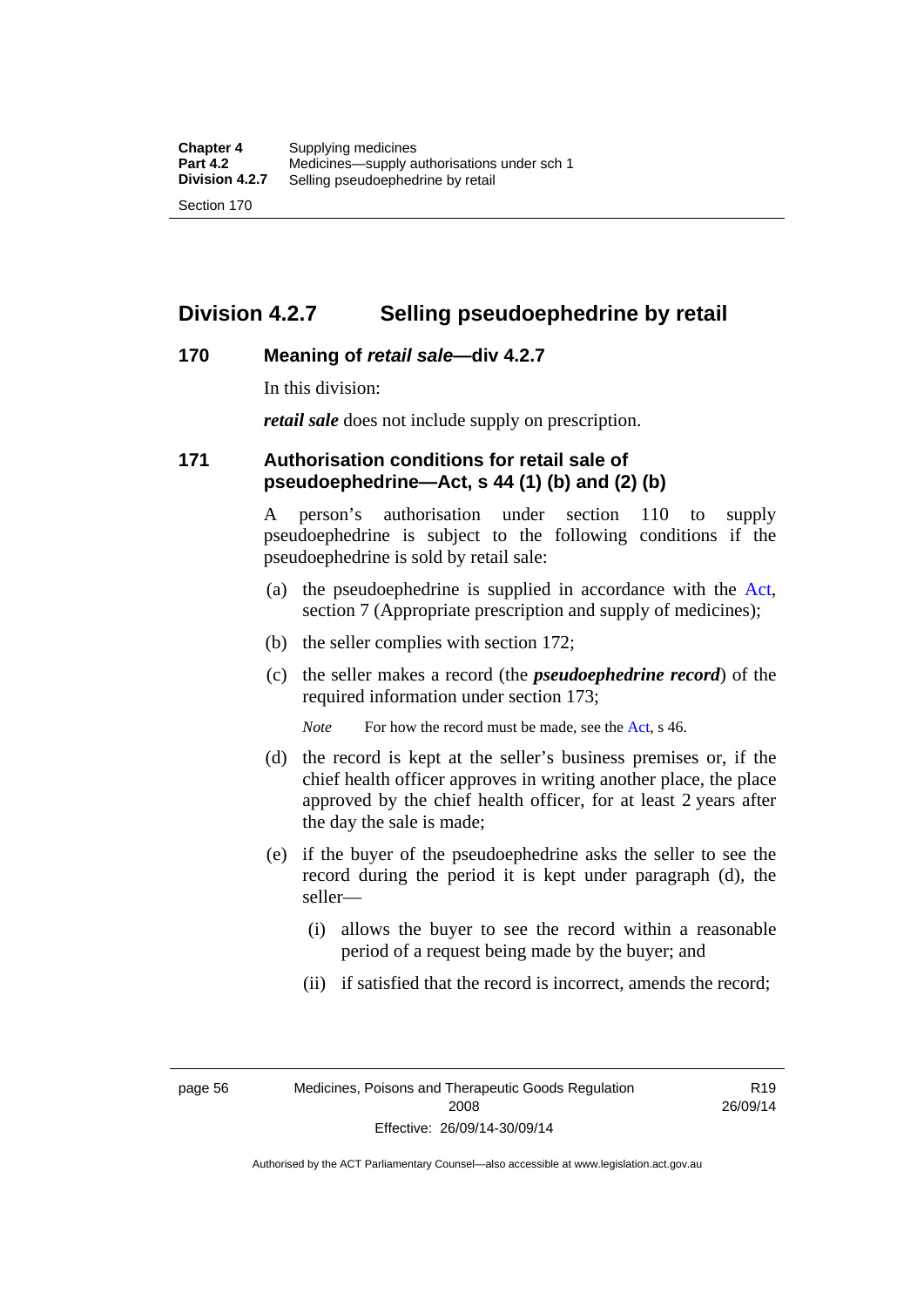## Division 4.2.7 Selling pseudoephedrine by retail

### 170 Meaning of *retail sale*—div 4.2.7

In this division:

***retail sale*** does not include supply on prescription.

### 171 Authorisation conditions for retail sale of pseudoephedrine—Act, s 44 (1) (b) and (2) (b)

A person's authorisation under section 110 to supply pseudoephedrine is subject to the following conditions if the pseudoephedrine is sold by retail sale:

(a) the pseudoephedrine is supplied in accordance with the Act, section 7 (Appropriate prescription and supply of medicines);

(b) the seller complies with section 172;

(c) the seller makes a record (the ***pseudoephedrine record***) of the required information under section 173;

*Note* For how the record must be made, see the Act, s 46.

(d) the record is kept at the seller's business premises or, if the chief health officer approves in writing another place, the place approved by the chief health officer, for at least 2 years after the day the sale is made;

(e) if the buyer of the pseudoephedrine asks the seller to see the record during the period it is kept under paragraph (d), the seller—

(i) allows the buyer to see the record within a reasonable period of a request being made by the buyer; and

(ii) if satisfied that the record is incorrect, amends the record;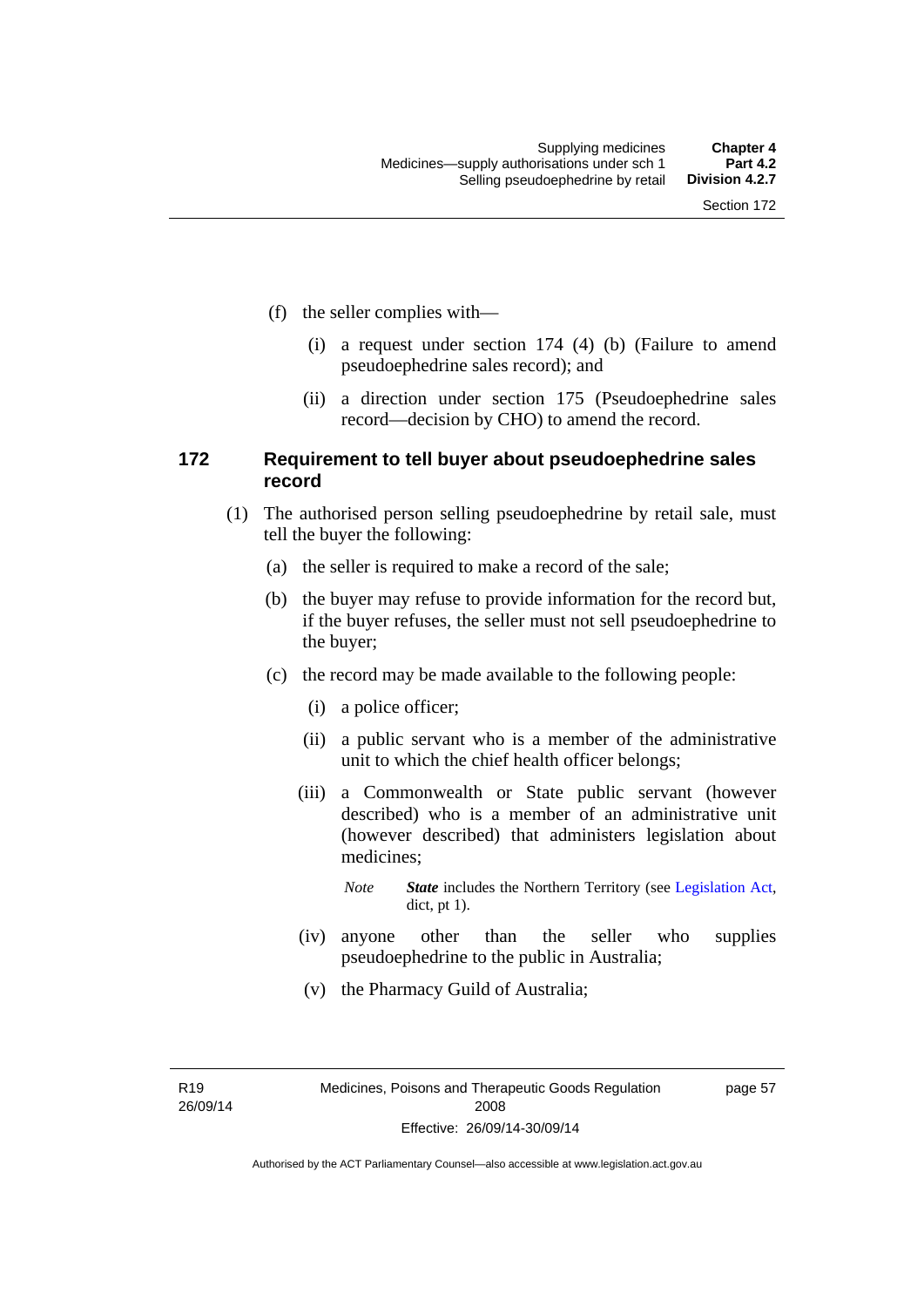(f) the seller complies with—

   (i) a request under section 174 (4) (b) (Failure to amend pseudoephedrine sales record); and

   (ii) a direction under section 175 (Pseudoephedrine sales record—decision by CHO) to amend the record.

### 172 Requirement to tell buyer about pseudoephedrine sales record

(1) The authorised person selling pseudoephedrine by retail sale, must tell the buyer the following:

   (a) the seller is required to make a record of the sale;

   (b) the buyer may refuse to provide information for the record but, if the buyer refuses, the seller must not sell pseudoephedrine to the buyer;

   (c) the record may be made available to the following people:

      (i) a police officer;

      (ii) a public servant who is a member of the administrative unit to which the chief health officer belongs;

      (iii) a Commonwealth or State public servant (however described) who is a member of an administrative unit (however described) that administers legislation about medicines;

      *Note* ***State*** includes the Northern Territory (see Legislation Act, dict, pt 1).

      (iv) anyone other than the seller who supplies pseudoephedrine to the public in Australia;

      (v) the Pharmacy Guild of Australia;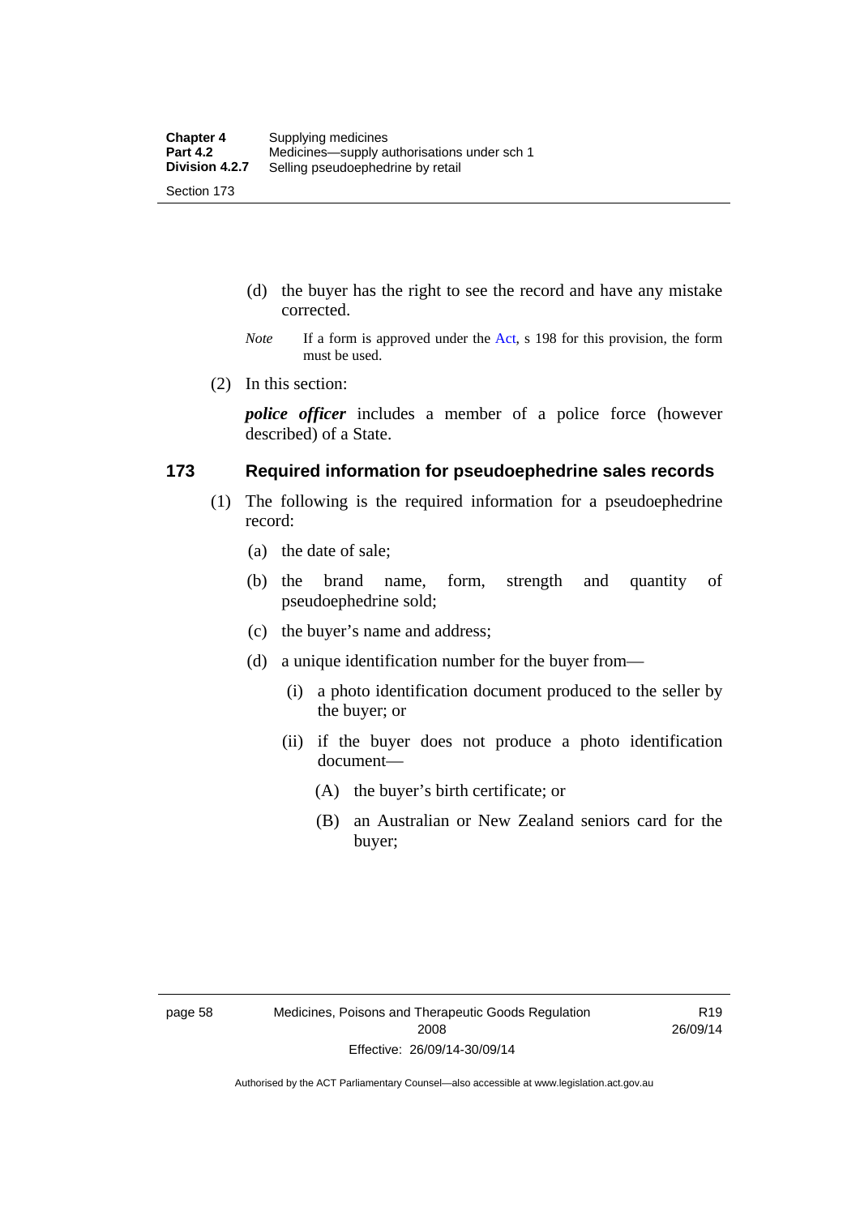(d) the buyer has the right to see the record and have any mistake corrected.

*Note* If a form is approved under the Act, s 198 for this provision, the form must be used.

(2) In this section:

***police officer*** includes a member of a police force (however described) of a State.

## 173 Required information for pseudoephedrine sales records

(1) The following is the required information for a pseudoephedrine record:

(a) the date of sale;

(b) the brand name, form, strength and quantity of pseudoephedrine sold;

(c) the buyer's name and address;

(d) a unique identification number for the buyer from—

(i) a photo identification document produced to the seller by the buyer; or

(ii) if the buyer does not produce a photo identification document—

(A) the buyer's birth certificate; or

(B) an Australian or New Zealand seniors card for the buyer;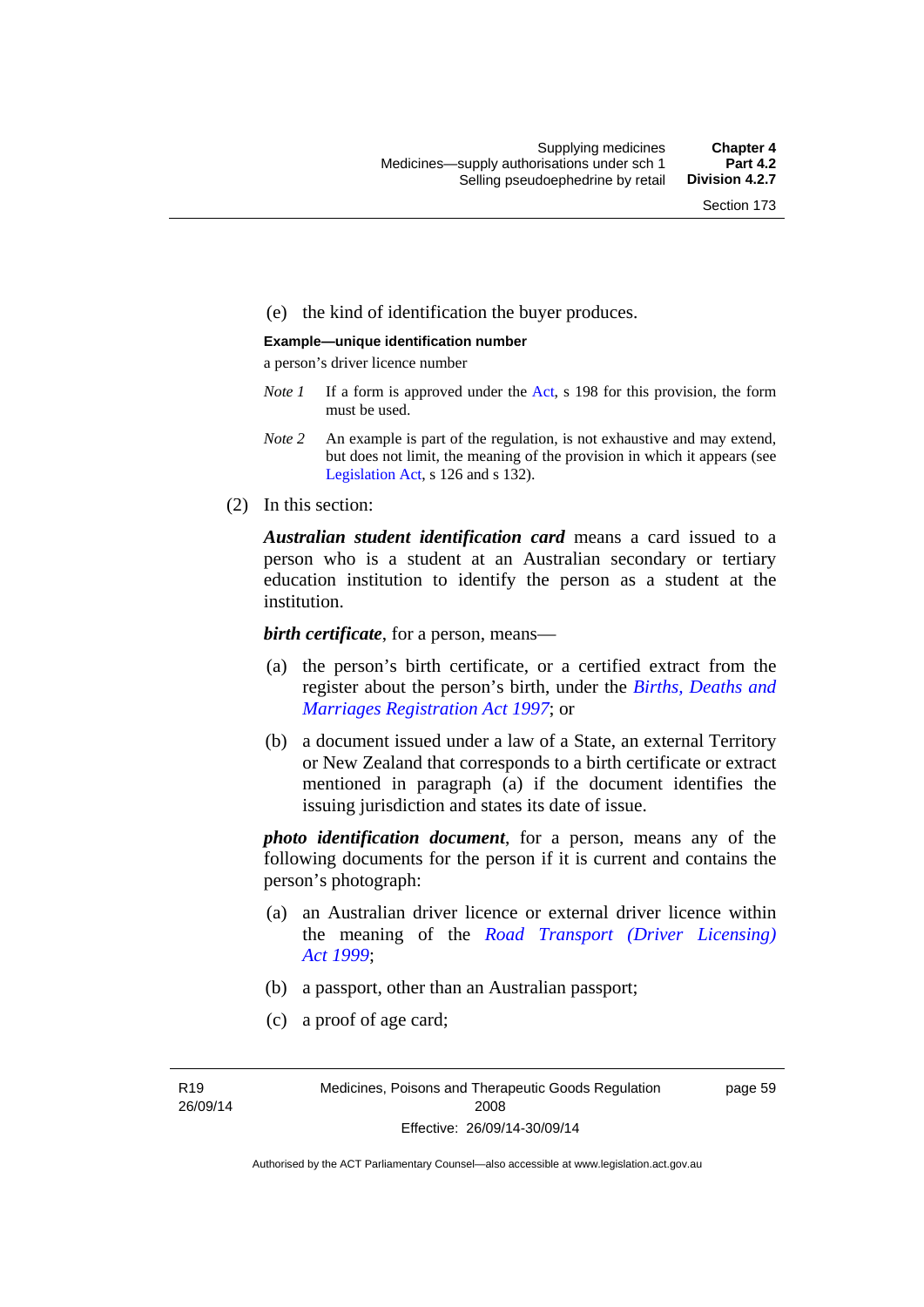(e) the kind of identification the buyer produces.

**Example—unique identification number**

a person's driver licence number

*Note 1* If a form is approved under the Act, s 198 for this provision, the form must be used.

*Note 2* An example is part of the regulation, is not exhaustive and may extend, but does not limit, the meaning of the provision in which it appears (see Legislation Act, s 126 and s 132).

(2) In this section:

***Australian student identification card*** means a card issued to a person who is a student at an Australian secondary or tertiary education institution to identify the person as a student at the institution.

***birth certificate***, for a person, means—

(a) the person's birth certificate, or a certified extract from the register about the person's birth, under the *Births, Deaths and Marriages Registration Act 1997*; or

(b) a document issued under a law of a State, an external Territory or New Zealand that corresponds to a birth certificate or extract mentioned in paragraph (a) if the document identifies the issuing jurisdiction and states its date of issue.

***photo identification document***, for a person, means any of the following documents for the person if it is current and contains the person's photograph:

(a) an Australian driver licence or external driver licence within the meaning of the *Road Transport (Driver Licensing) Act 1999*;

(b) a passport, other than an Australian passport;

(c) a proof of age card;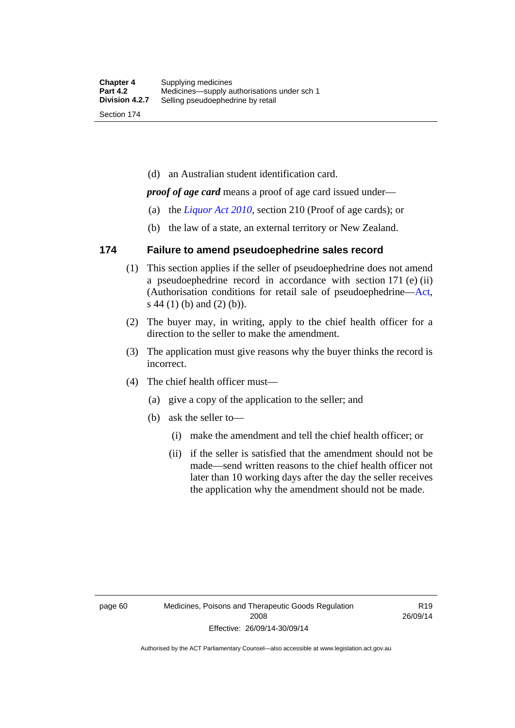(d) an Australian student identification card.

***proof of age card*** means a proof of age card issued under—

(a) the *Liquor Act 2010*, section 210 (Proof of age cards); or

(b) the law of a state, an external territory or New Zealand.

## 174 Failure to amend pseudoephedrine sales record

(1) This section applies if the seller of pseudoephedrine does not amend a pseudoephedrine record in accordance with section 171 (e) (ii) (Authorisation conditions for retail sale of pseudoephedrine—Act, s 44 (1) (b) and (2) (b)).

(2) The buyer may, in writing, apply to the chief health officer for a direction to the seller to make the amendment.

(3) The application must give reasons why the buyer thinks the record is incorrect.

(4) The chief health officer must—

(a) give a copy of the application to the seller; and

(b) ask the seller to—

(i) make the amendment and tell the chief health officer; or

(ii) if the seller is satisfied that the amendment should not be made—send written reasons to the chief health officer not later than 10 working days after the day the seller receives the application why the amendment should not be made.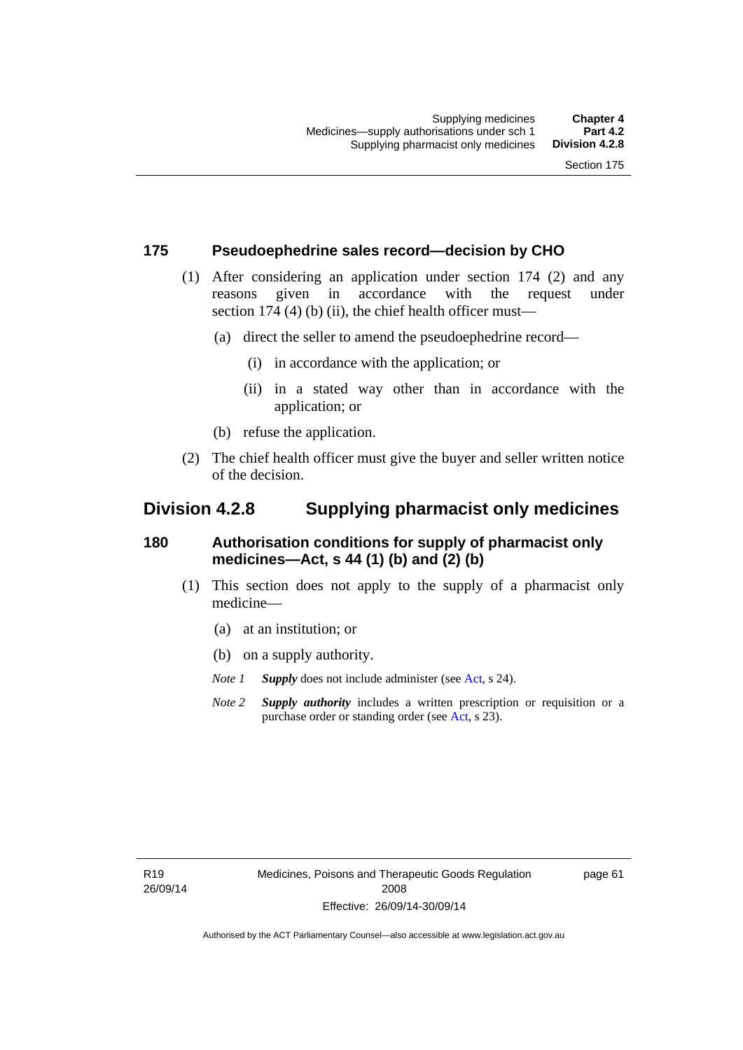### 175 Pseudoephedrine sales record—decision by CHO

(1) After considering an application under section 174 (2) and any reasons given in accordance with the request under section 174 (4) (b) (ii), the chief health officer must—

(a) direct the seller to amend the pseudoephedrine record—

(i) in accordance with the application; or

(ii) in a stated way other than in accordance with the application; or

(b) refuse the application.

(2) The chief health officer must give the buyer and seller written notice of the decision.

## Division 4.2.8 Supplying pharmacist only medicines

### 180 Authorisation conditions for supply of pharmacist only medicines—Act, s 44 (1) (b) and (2) (b)

(1) This section does not apply to the supply of a pharmacist only medicine—

(a) at an institution; or

(b) on a supply authority.

*Note 1* ***Supply*** does not include administer (see Act, s 24).

*Note 2* ***Supply authority*** includes a written prescription or requisition or a purchase order or standing order (see Act, s 23).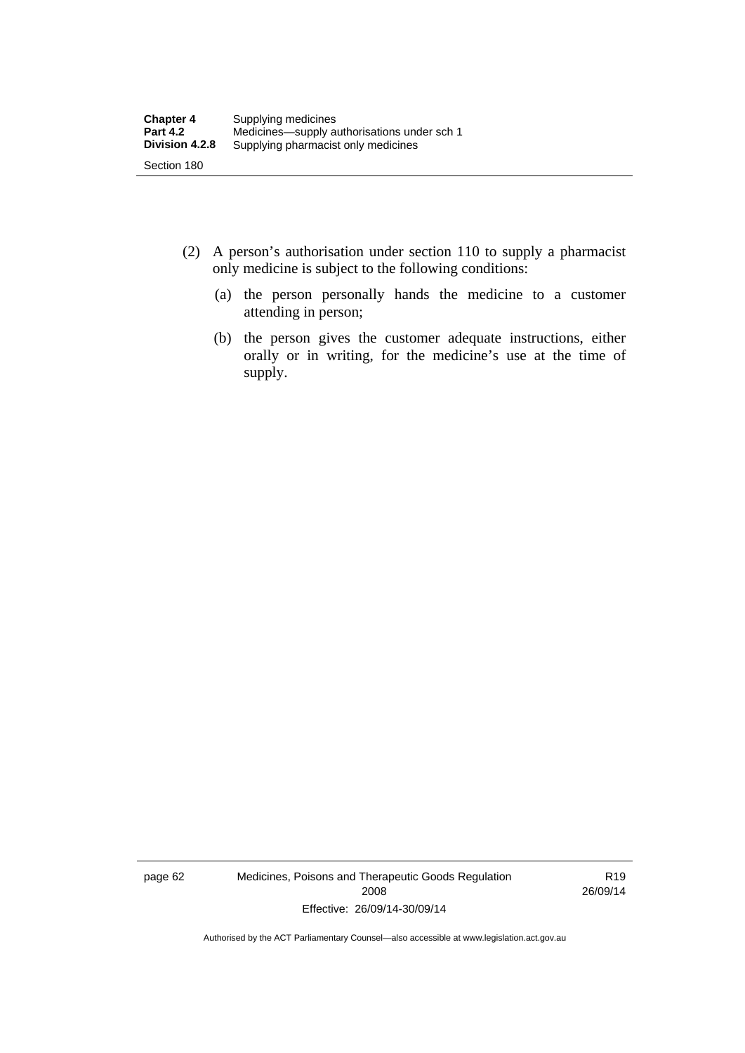(2) A person's authorisation under section 110 to supply a pharmacist only medicine is subject to the following conditions:

(a) the person personally hands the medicine to a customer attending in person;

(b) the person gives the customer adequate instructions, either orally or in writing, for the medicine's use at the time of supply.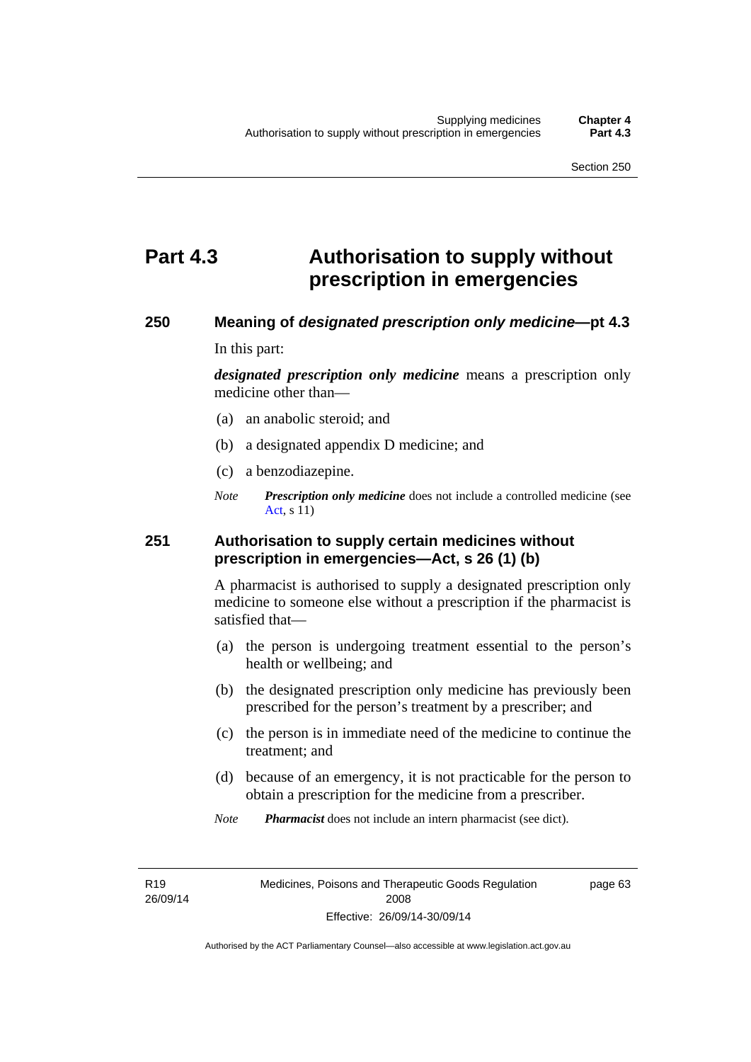# Part 4.3 Authorisation to supply without prescription in emergencies

## 250 Meaning of *designated prescription only medicine*—pt 4.3

In this part:

***designated prescription only medicine*** means a prescription only medicine other than—

(a) an anabolic steroid; and

(b) a designated appendix D medicine; and

(c) a benzodiazepine.

*Note* ***Prescription only medicine*** does not include a controlled medicine (see Act, s 11)

## 251 Authorisation to supply certain medicines without prescription in emergencies—Act, s 26 (1) (b)

A pharmacist is authorised to supply a designated prescription only medicine to someone else without a prescription if the pharmacist is satisfied that—

(a) the person is undergoing treatment essential to the person's health or wellbeing; and

(b) the designated prescription only medicine has previously been prescribed for the person's treatment by a prescriber; and

(c) the person is in immediate need of the medicine to continue the treatment; and

(d) because of an emergency, it is not practicable for the person to obtain a prescription for the medicine from a prescriber.

*Note* ***Pharmacist*** does not include an intern pharmacist (see dict).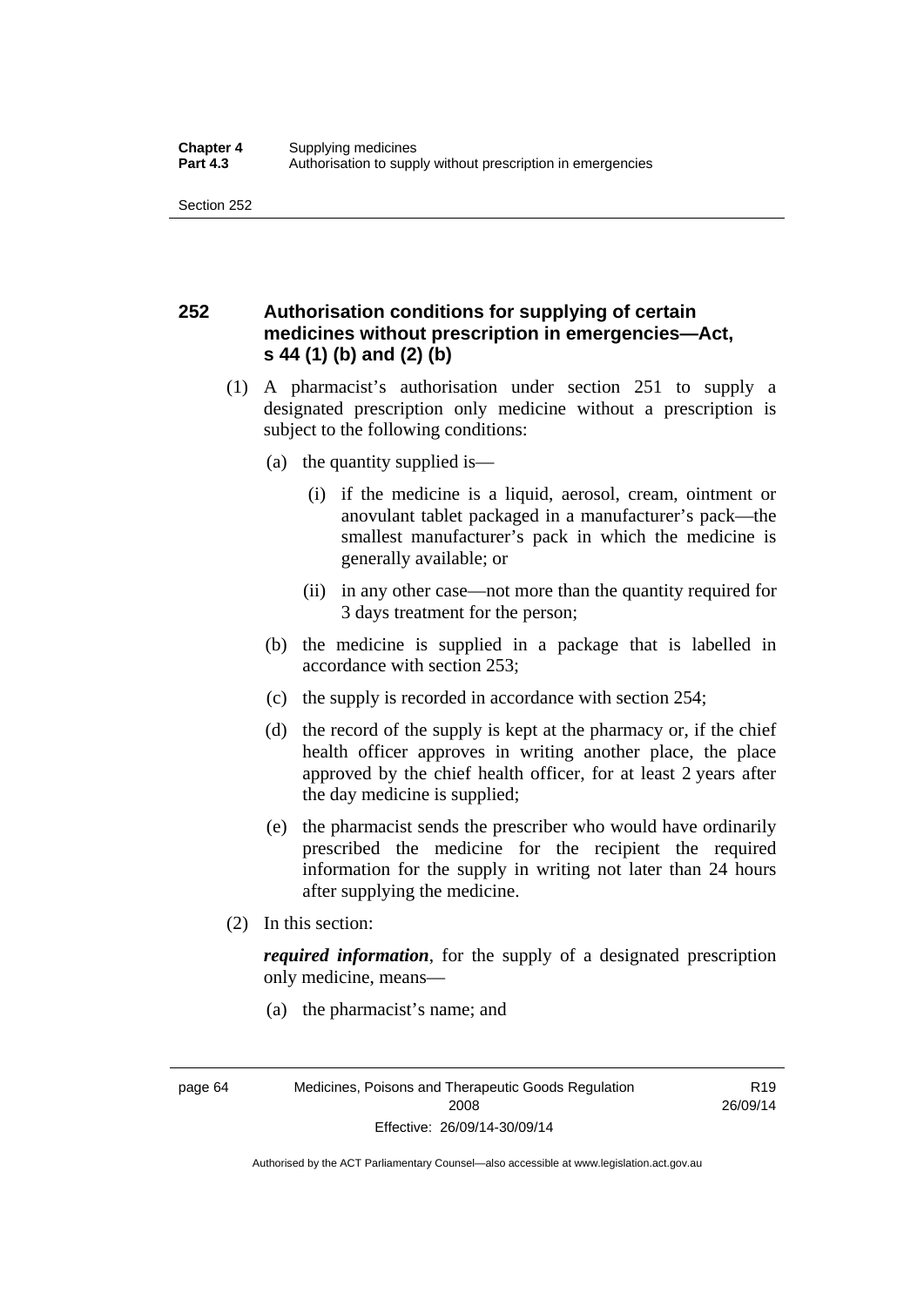## 252 Authorisation conditions for supplying of certain medicines without prescription in emergencies—Act, s 44 (1) (b) and (2) (b)

(1) A pharmacist's authorisation under section 251 to supply a designated prescription only medicine without a prescription is subject to the following conditions:

(a) the quantity supplied is—

(i) if the medicine is a liquid, aerosol, cream, ointment or anovulant tablet packaged in a manufacturer's pack—the smallest manufacturer's pack in which the medicine is generally available; or

(ii) in any other case—not more than the quantity required for 3 days treatment for the person;

(b) the medicine is supplied in a package that is labelled in accordance with section 253;

(c) the supply is recorded in accordance with section 254;

(d) the record of the supply is kept at the pharmacy or, if the chief health officer approves in writing another place, the place approved by the chief health officer, for at least 2 years after the day medicine is supplied;

(e) the pharmacist sends the prescriber who would have ordinarily prescribed the medicine for the recipient the required information for the supply in writing not later than 24 hours after supplying the medicine.

(2) In this section:

***required information***, for the supply of a designated prescription only medicine, means—

(a) the pharmacist's name; and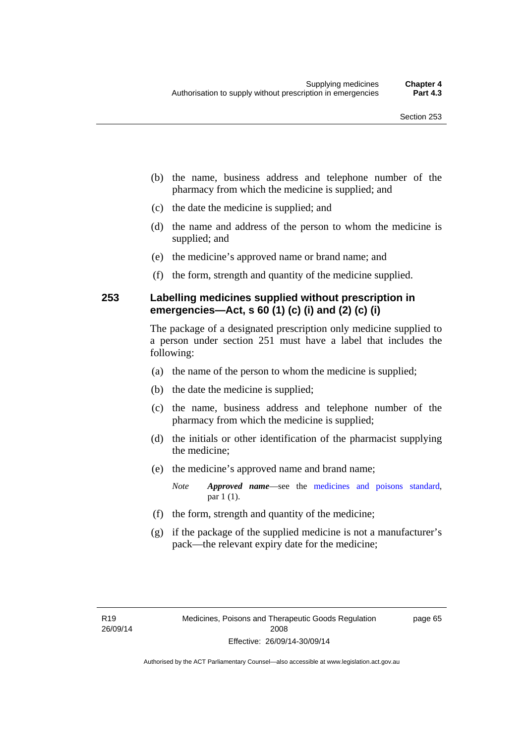(b) the name, business address and telephone number of the pharmacy from which the medicine is supplied; and

(c) the date the medicine is supplied; and

(d) the name and address of the person to whom the medicine is supplied; and

(e) the medicine's approved name or brand name; and

(f) the form, strength and quantity of the medicine supplied.

## 253 Labelling medicines supplied without prescription in emergencies—Act, s 60 (1) (c) (i) and (2) (c) (i)

The package of a designated prescription only medicine supplied to a person under section 251 must have a label that includes the following:

(a) the name of the person to whom the medicine is supplied;

(b) the date the medicine is supplied;

(c) the name, business address and telephone number of the pharmacy from which the medicine is supplied;

(d) the initials or other identification of the pharmacist supplying the medicine;

(e) the medicine's approved name and brand name;

*Note* ***Approved name***—see the medicines and poisons standard, par 1 (1).

(f) the form, strength and quantity of the medicine;

(g) if the package of the supplied medicine is not a manufacturer's pack—the relevant expiry date for the medicine;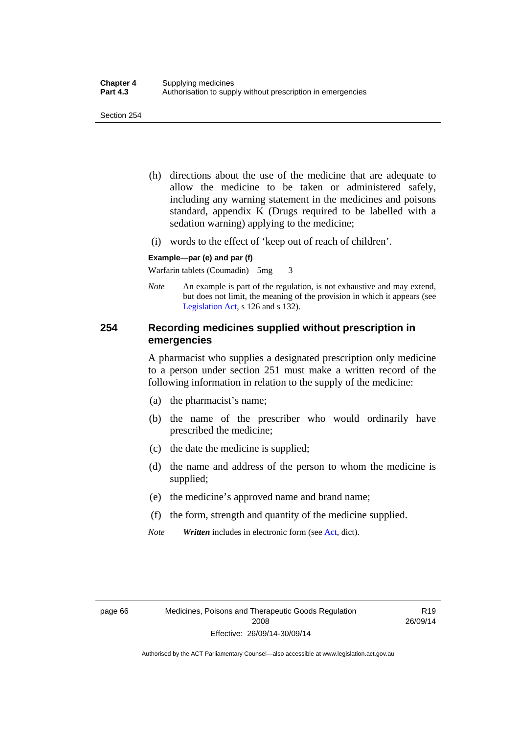(h) directions about the use of the medicine that are adequate to allow the medicine to be taken or administered safely, including any warning statement in the medicines and poisons standard, appendix K (Drugs required to be labelled with a sedation warning) applying to the medicine;

(i) words to the effect of 'keep out of reach of children'.

**Example—par (e) and par (f)**

Warfarin tablets (Coumadin) 5mg 3

*Note* An example is part of the regulation, is not exhaustive and may extend, but does not limit, the meaning of the provision in which it appears (see Legislation Act, s 126 and s 132).

## 254 Recording medicines supplied without prescription in emergencies

A pharmacist who supplies a designated prescription only medicine to a person under section 251 must make a written record of the following information in relation to the supply of the medicine:

(a) the pharmacist's name;

(b) the name of the prescriber who would ordinarily have prescribed the medicine;

(c) the date the medicine is supplied;

(d) the name and address of the person to whom the medicine is supplied;

(e) the medicine's approved name and brand name;

(f) the form, strength and quantity of the medicine supplied.

*Note* ***Written*** includes in electronic form (see Act, dict).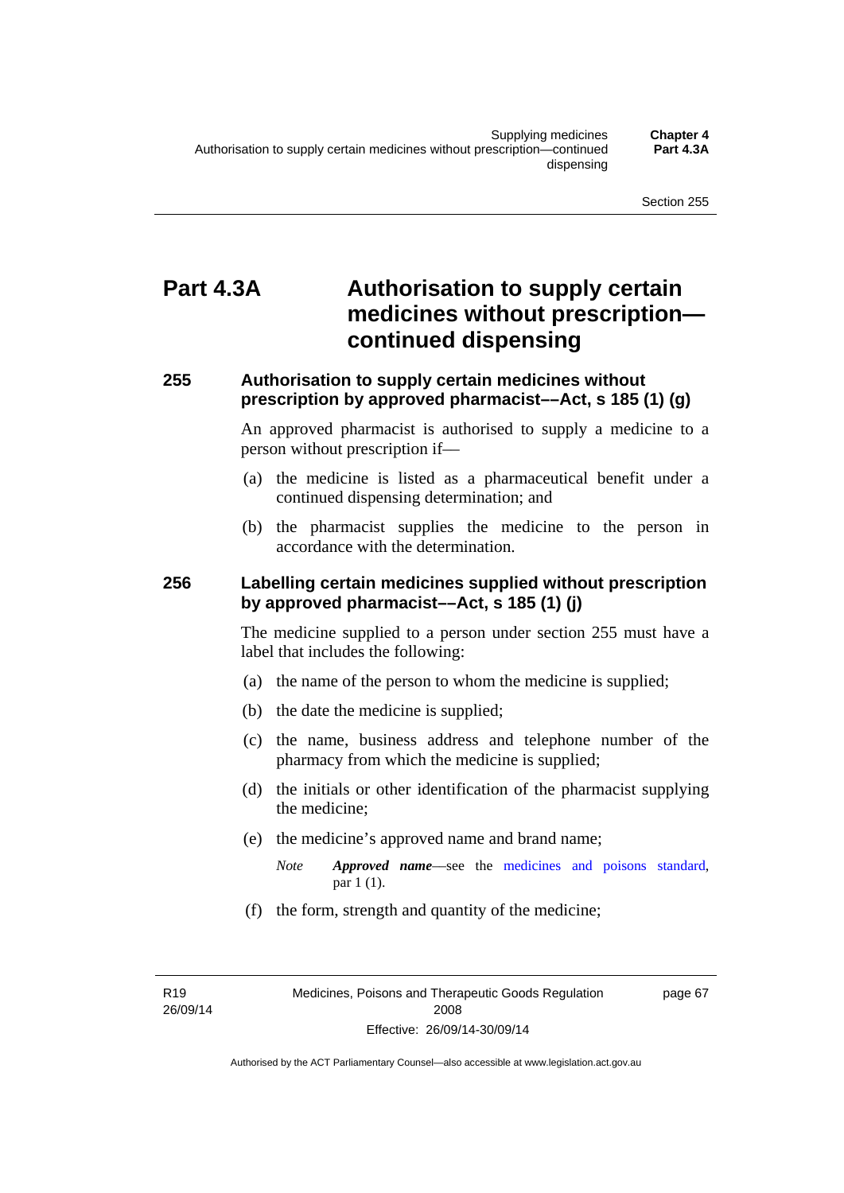# Part 4.3A Authorisation to supply certain medicines without prescription—continued dispensing

## 255 Authorisation to supply certain medicines without prescription by approved pharmacist––Act, s 185 (1) (g)

An approved pharmacist is authorised to supply a medicine to a person without prescription if—

(a) the medicine is listed as a pharmaceutical benefit under a continued dispensing determination; and

(b) the pharmacist supplies the medicine to the person in accordance with the determination.

## 256 Labelling certain medicines supplied without prescription by approved pharmacist––Act, s 185 (1) (j)

The medicine supplied to a person under section 255 must have a label that includes the following:

(a) the name of the person to whom the medicine is supplied;

(b) the date the medicine is supplied;

(c) the name, business address and telephone number of the pharmacy from which the medicine is supplied;

(d) the initials or other identification of the pharmacist supplying the medicine;

(e) the medicine's approved name and brand name;

*Note* ***Approved name***—see the medicines and poisons standard, par 1 (1).

(f) the form, strength and quantity of the medicine;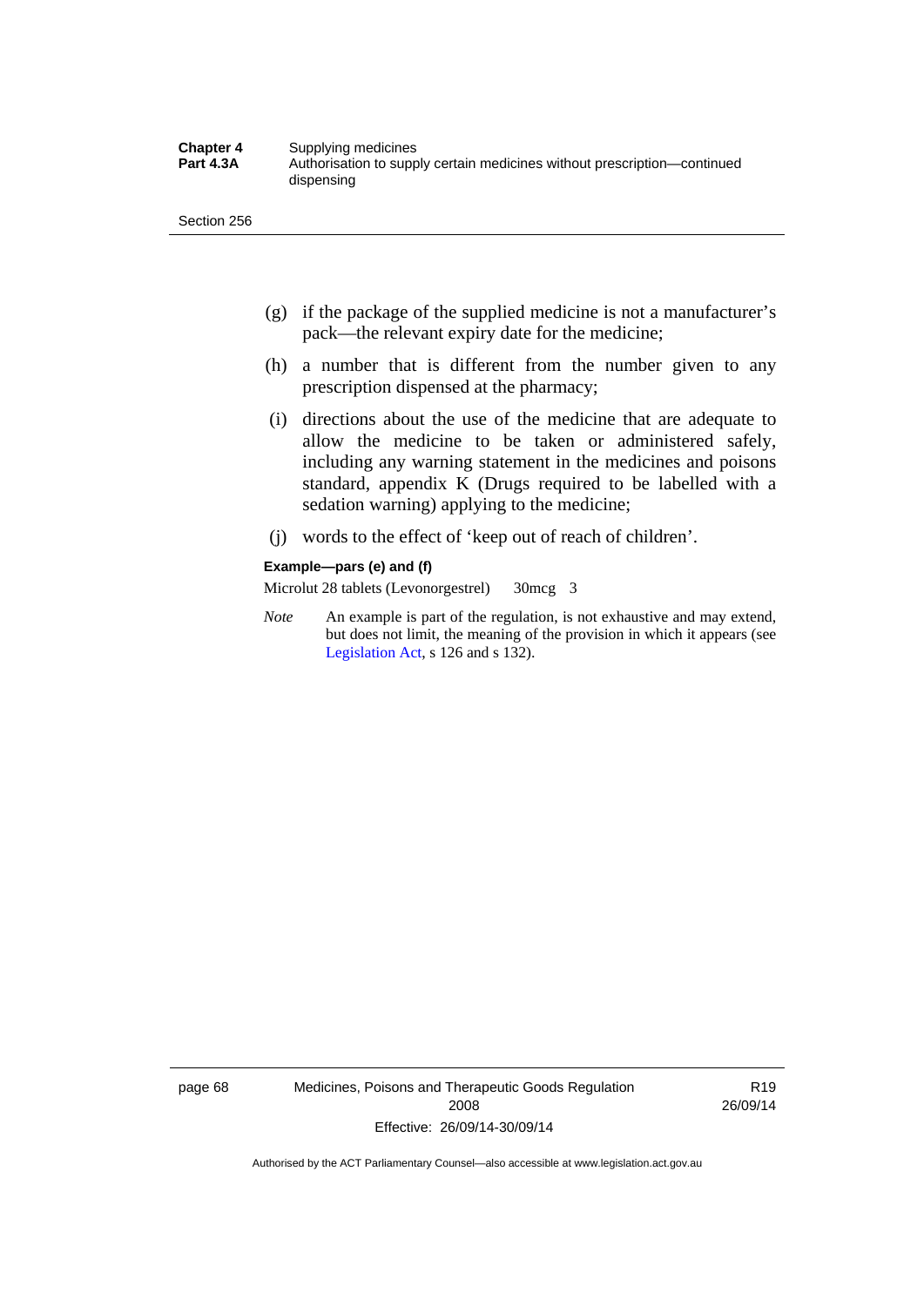(g) if the package of the supplied medicine is not a manufacturer's pack—the relevant expiry date for the medicine;

(h) a number that is different from the number given to any prescription dispensed at the pharmacy;

(i) directions about the use of the medicine that are adequate to allow the medicine to be taken or administered safely, including any warning statement in the medicines and poisons standard, appendix K (Drugs required to be labelled with a sedation warning) applying to the medicine;

(j) words to the effect of 'keep out of reach of children'.

**Example—pars (e) and (f)**

Microlut 28 tablets (Levonorgestrel) 30mcg 3

*Note* An example is part of the regulation, is not exhaustive and may extend, but does not limit, the meaning of the provision in which it appears (see Legislation Act, s 126 and s 132).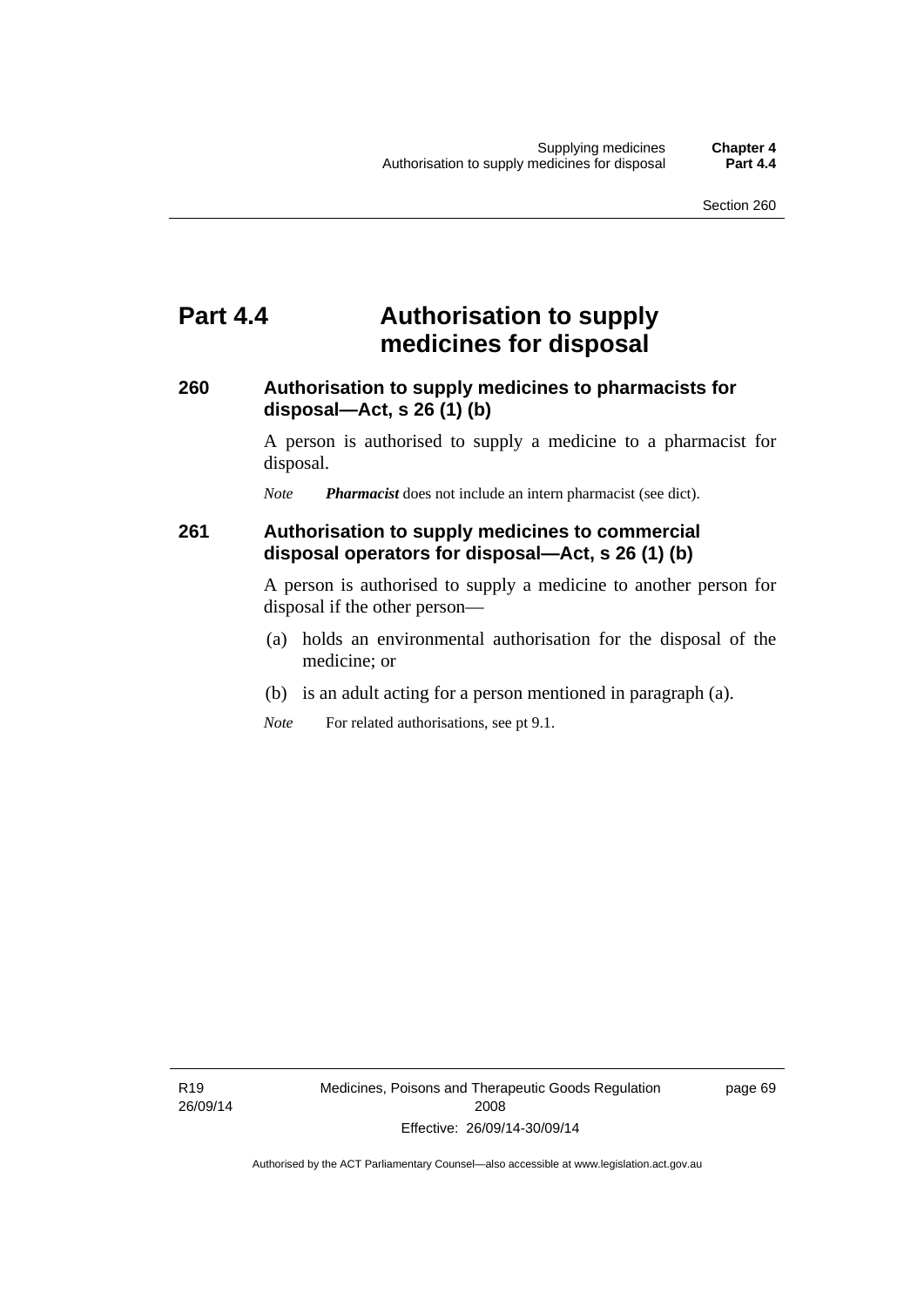# Part 4.4 Authorisation to supply medicines for disposal

## 260 Authorisation to supply medicines to pharmacists for disposal—Act, s 26 (1) (b)

A person is authorised to supply a medicine to a pharmacist for disposal.

*Note* ***Pharmacist*** does not include an intern pharmacist (see dict).

## 261 Authorisation to supply medicines to commercial disposal operators for disposal—Act, s 26 (1) (b)

A person is authorised to supply a medicine to another person for disposal if the other person—

(a) holds an environmental authorisation for the disposal of the medicine; or

(b) is an adult acting for a person mentioned in paragraph (a).

*Note* For related authorisations, see pt 9.1.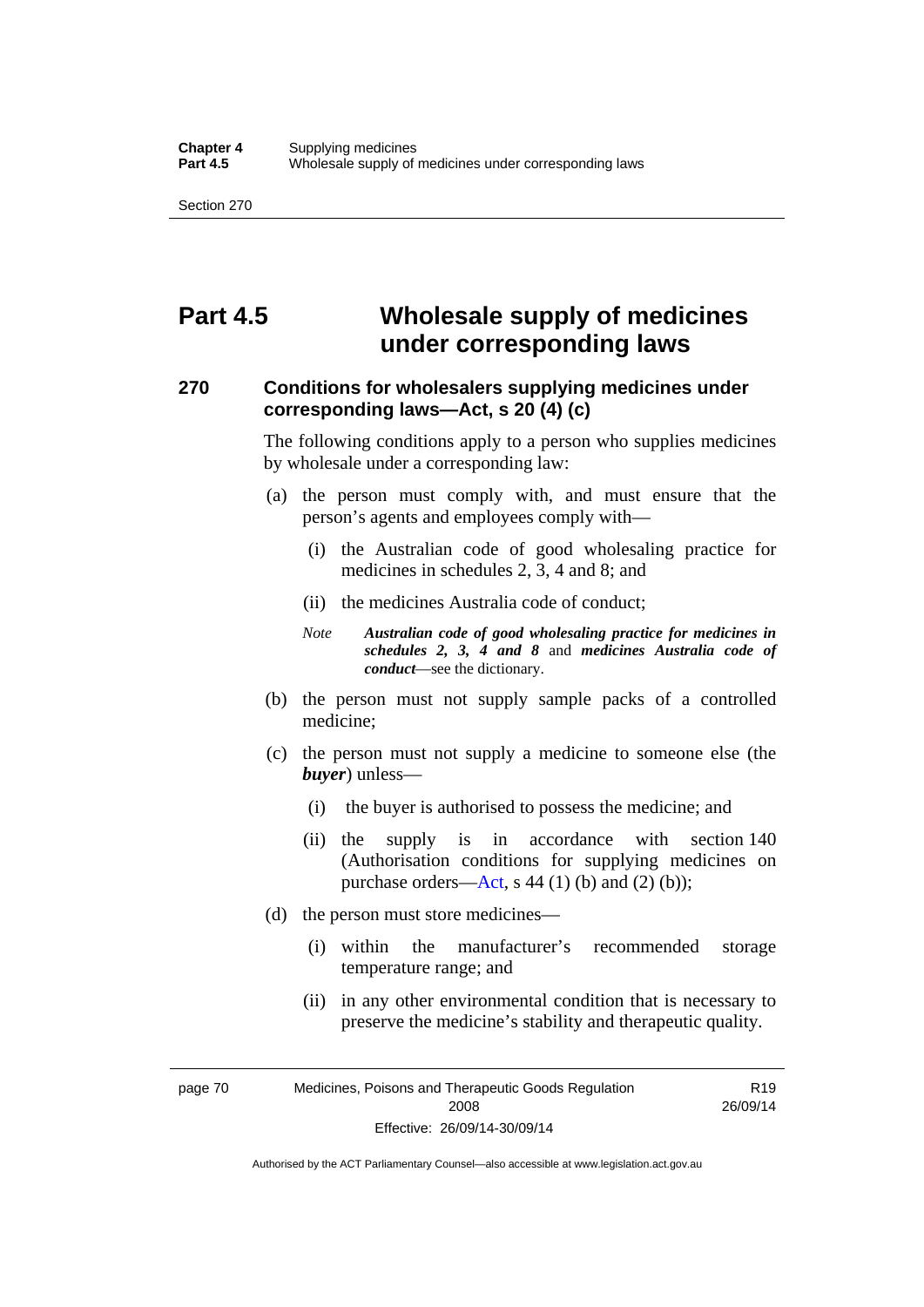# Part 4.5 Wholesale supply of medicines under corresponding laws

## 270 Conditions for wholesalers supplying medicines under corresponding laws—Act, s 20 (4) (c)

The following conditions apply to a person who supplies medicines by wholesale under a corresponding law:

(a) the person must comply with, and must ensure that the person's agents and employees comply with—

   (i) the Australian code of good wholesaling practice for medicines in schedules 2, 3, 4 and 8; and

   (ii) the medicines Australia code of conduct;

   *Note* ***Australian code of good wholesaling practice for medicines in schedules 2, 3, 4 and 8*** and ***medicines Australia code of conduct***—see the dictionary.

(b) the person must not supply sample packs of a controlled medicine;

(c) the person must not supply a medicine to someone else (the ***buyer***) unless—

   (i) the buyer is authorised to possess the medicine; and

   (ii) the supply is in accordance with section 140 (Authorisation conditions for supplying medicines on purchase orders—Act, s 44 (1) (b) and (2) (b));

(d) the person must store medicines—

   (i) within the manufacturer's recommended storage temperature range; and

   (ii) in any other environmental condition that is necessary to preserve the medicine's stability and therapeutic quality.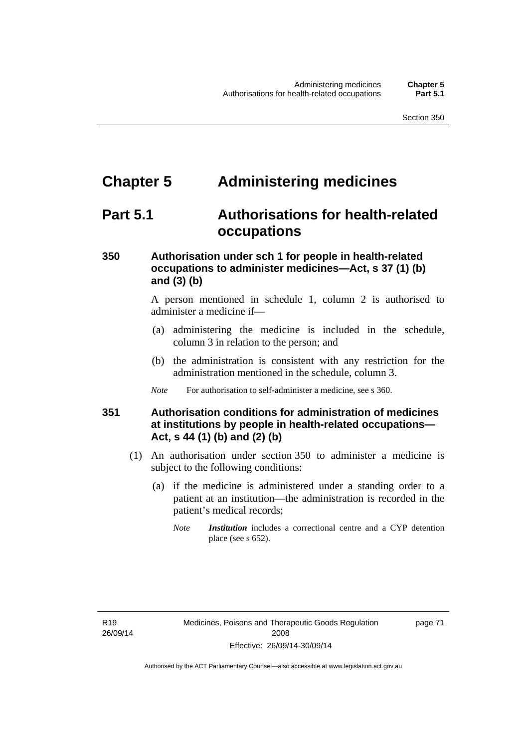# Chapter 5 Administering medicines

## Part 5.1 Authorisations for health-related occupations

### 350 Authorisation under sch 1 for people in health-related occupations to administer medicines—Act, s 37 (1) (b) and (3) (b)

A person mentioned in schedule 1, column 2 is authorised to administer a medicine if—

(a) administering the medicine is included in the schedule, column 3 in relation to the person; and

(b) the administration is consistent with any restriction for the administration mentioned in the schedule, column 3.

*Note* For authorisation to self-administer a medicine, see s 360.

### 351 Authorisation conditions for administration of medicines at institutions by people in health-related occupations—Act, s 44 (1) (b) and (2) (b)

(1) An authorisation under section 350 to administer a medicine is subject to the following conditions:

(a) if the medicine is administered under a standing order to a patient at an institution—the administration is recorded in the patient's medical records;

*Note* ***Institution*** includes a correctional centre and a CYP detention place (see s 652).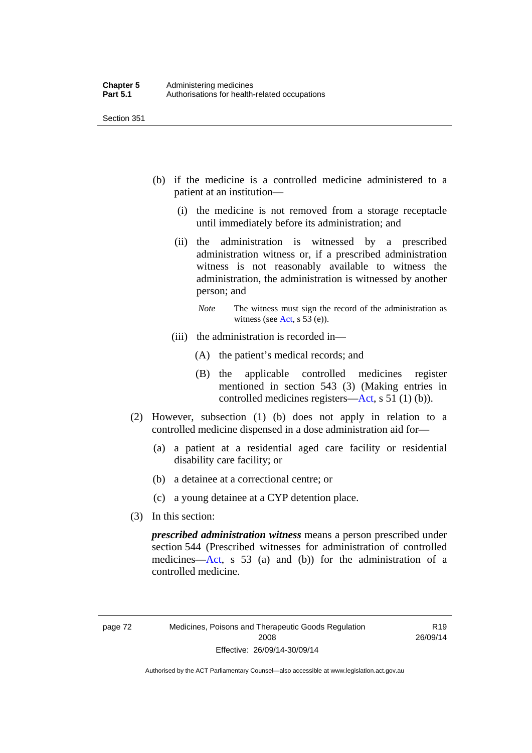(b) if the medicine is a controlled medicine administered to a patient at an institution—

(i) the medicine is not removed from a storage receptacle until immediately before its administration; and

(ii) the administration is witnessed by a prescribed administration witness or, if a prescribed administration witness is not reasonably available to witness the administration, the administration is witnessed by another person; and

*Note* The witness must sign the record of the administration as witness (see Act, s 53 (e)).

(iii) the administration is recorded in—

(A) the patient's medical records; and

(B) the applicable controlled medicines register mentioned in section 543 (3) (Making entries in controlled medicines registers—Act, s 51 (1) (b)).

(2) However, subsection (1) (b) does not apply in relation to a controlled medicine dispensed in a dose administration aid for—

(a) a patient at a residential aged care facility or residential disability care facility; or

(b) a detainee at a correctional centre; or

(c) a young detainee at a CYP detention place.

(3) In this section:

***prescribed administration witness*** means a person prescribed under section 544 (Prescribed witnesses for administration of controlled medicines—Act, s 53 (a) and (b)) for the administration of a controlled medicine.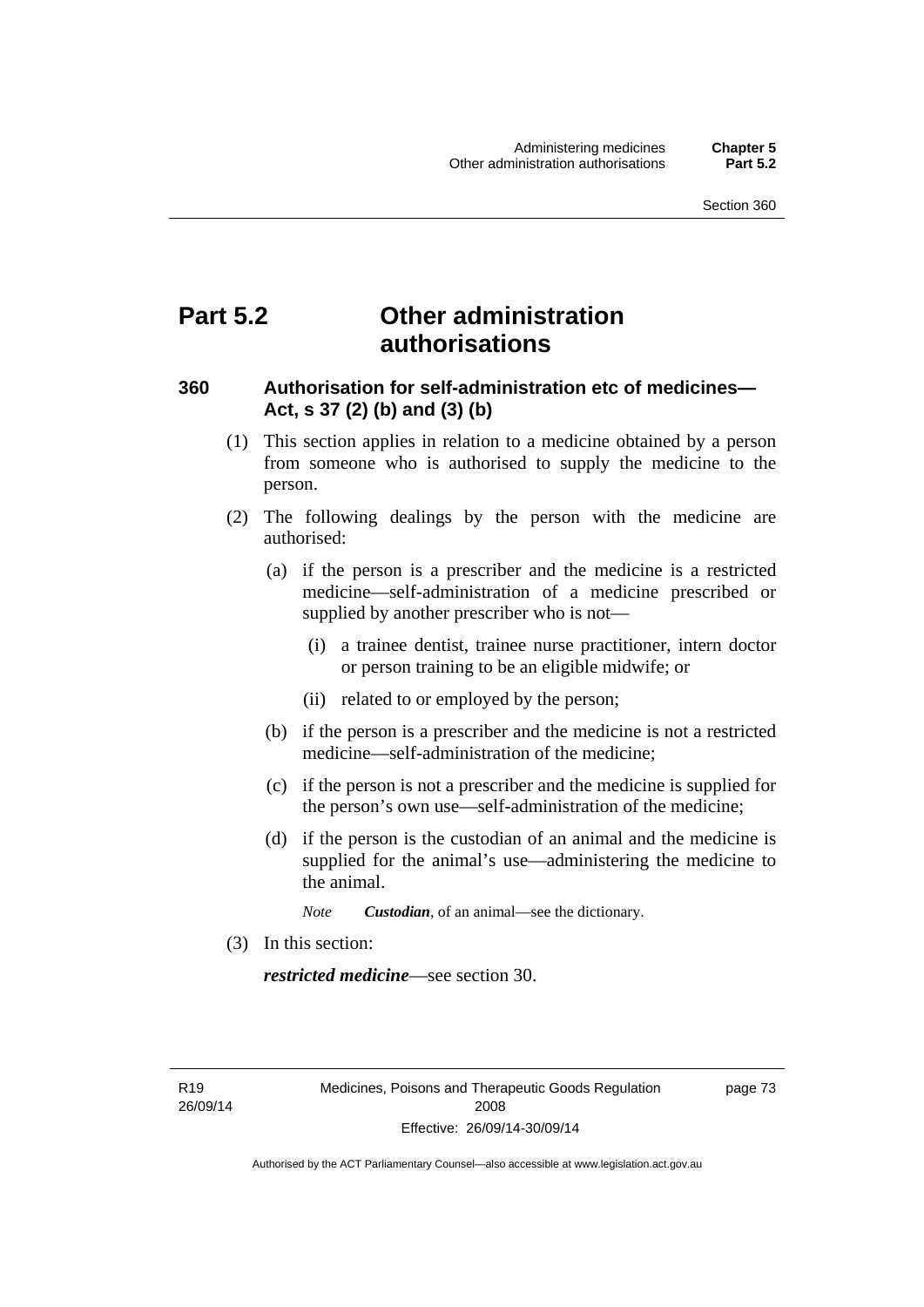# Part 5.2 Other administration authorisations

## 360 Authorisation for self-administration etc of medicines—Act, s 37 (2) (b) and (3) (b)

(1) This section applies in relation to a medicine obtained by a person from someone who is authorised to supply the medicine to the person.

(2) The following dealings by the person with the medicine are authorised:

(a) if the person is a prescriber and the medicine is a restricted medicine—self-administration of a medicine prescribed or supplied by another prescriber who is not—

(i) a trainee dentist, trainee nurse practitioner, intern doctor or person training to be an eligible midwife; or

(ii) related to or employed by the person;

(b) if the person is a prescriber and the medicine is not a restricted medicine—self-administration of the medicine;

(c) if the person is not a prescriber and the medicine is supplied for the person's own use—self-administration of the medicine;

(d) if the person is the custodian of an animal and the medicine is supplied for the animal's use—administering the medicine to the animal.

*Note* ***Custodian***, of an animal—see the dictionary.

(3) In this section:

***restricted medicine***—see section 30.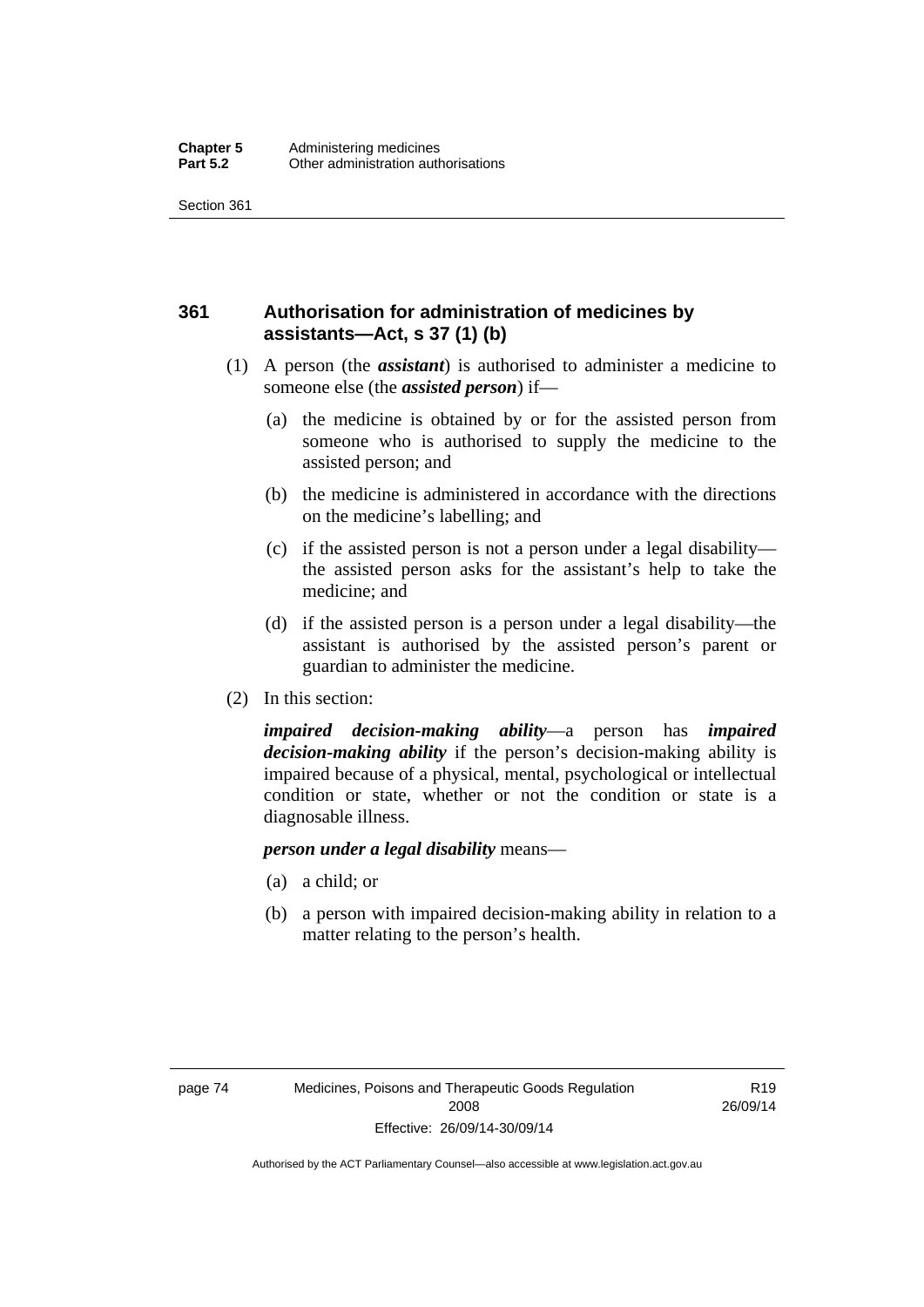## 361 Authorisation for administration of medicines by assistants—Act, s 37 (1) (b)

(1) A person (the ***assistant***) is authorised to administer a medicine to someone else (the ***assisted person***) if—

(a) the medicine is obtained by or for the assisted person from someone who is authorised to supply the medicine to the assisted person; and

(b) the medicine is administered in accordance with the directions on the medicine's labelling; and

(c) if the assisted person is not a person under a legal disability—the assisted person asks for the assistant's help to take the medicine; and

(d) if the assisted person is a person under a legal disability—the assistant is authorised by the assisted person's parent or guardian to administer the medicine.

(2) In this section:

***impaired decision-making ability***—a person has ***impaired decision-making ability*** if the person's decision-making ability is impaired because of a physical, mental, psychological or intellectual condition or state, whether or not the condition or state is a diagnosable illness.

***person under a legal disability*** means—

(a) a child; or

(b) a person with impaired decision-making ability in relation to a matter relating to the person's health.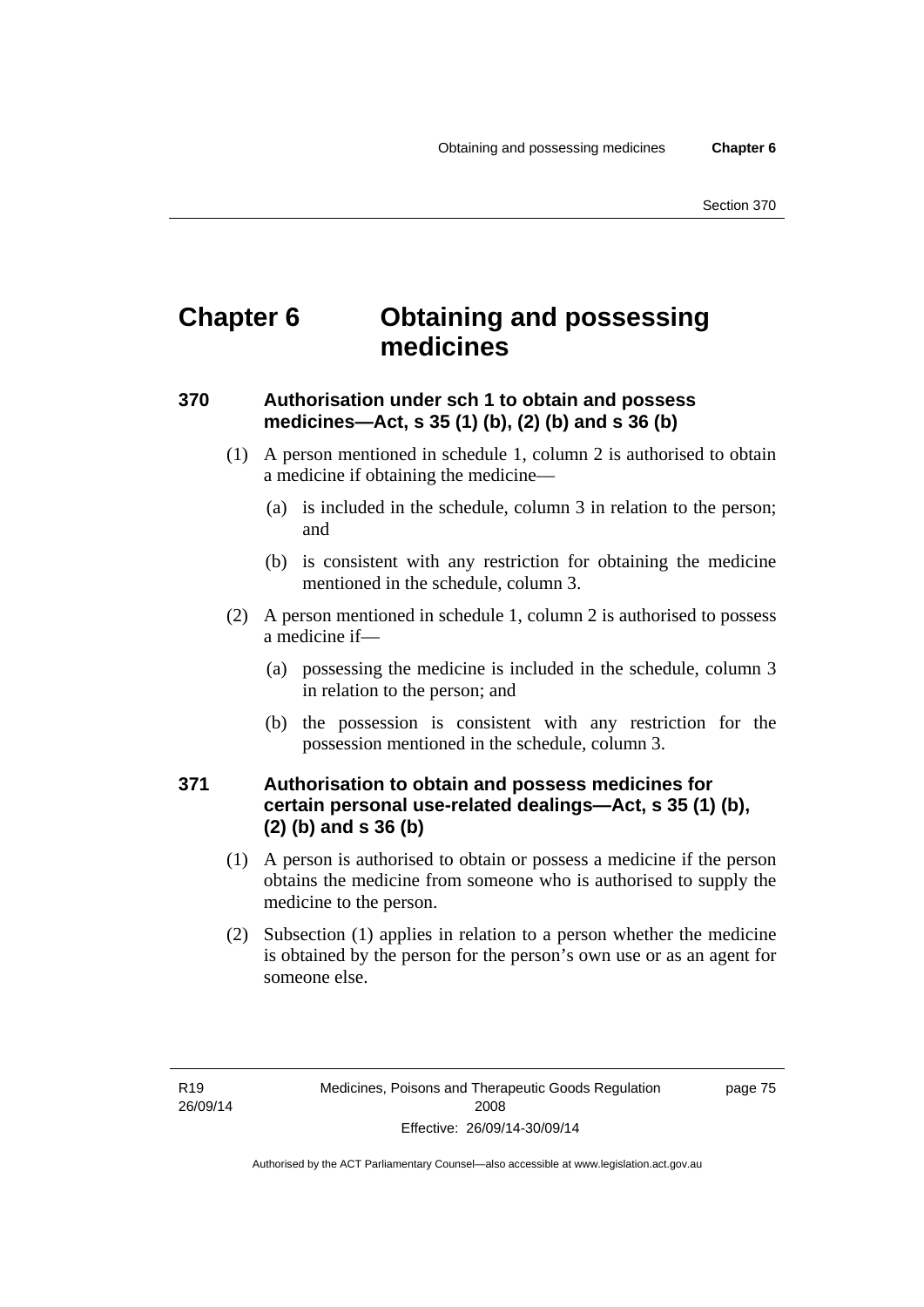# Chapter 6 Obtaining and possessing medicines

## 370 Authorisation under sch 1 to obtain and possess medicines—Act, s 35 (1) (b), (2) (b) and s 36 (b)

(1) A person mentioned in schedule 1, column 2 is authorised to obtain a medicine if obtaining the medicine—

(a) is included in the schedule, column 3 in relation to the person; and

(b) is consistent with any restriction for obtaining the medicine mentioned in the schedule, column 3.

(2) A person mentioned in schedule 1, column 2 is authorised to possess a medicine if—

(a) possessing the medicine is included in the schedule, column 3 in relation to the person; and

(b) the possession is consistent with any restriction for the possession mentioned in the schedule, column 3.

## 371 Authorisation to obtain and possess medicines for certain personal use-related dealings—Act, s 35 (1) (b), (2) (b) and s 36 (b)

(1) A person is authorised to obtain or possess a medicine if the person obtains the medicine from someone who is authorised to supply the medicine to the person.

(2) Subsection (1) applies in relation to a person whether the medicine is obtained by the person for the person's own use or as an agent for someone else.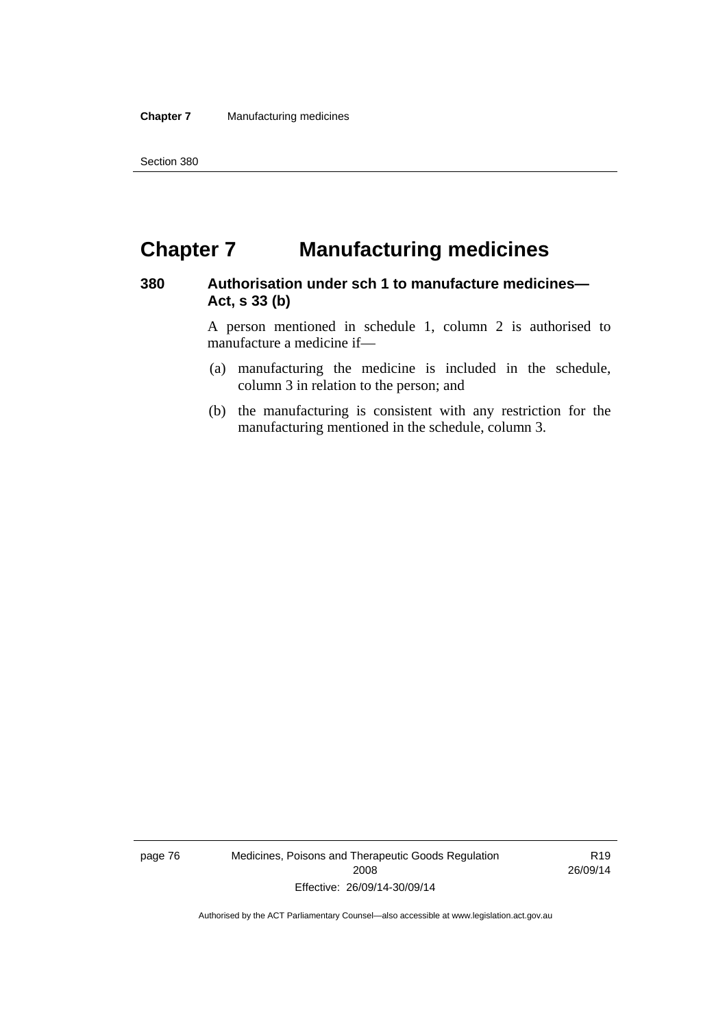# Chapter 7 Manufacturing medicines

### 380 Authorisation under sch 1 to manufacture medicines—Act, s 33 (b)

A person mentioned in schedule 1, column 2 is authorised to manufacture a medicine if—

(a) manufacturing the medicine is included in the schedule, column 3 in relation to the person; and

(b) the manufacturing is consistent with any restriction for the manufacturing mentioned in the schedule, column 3.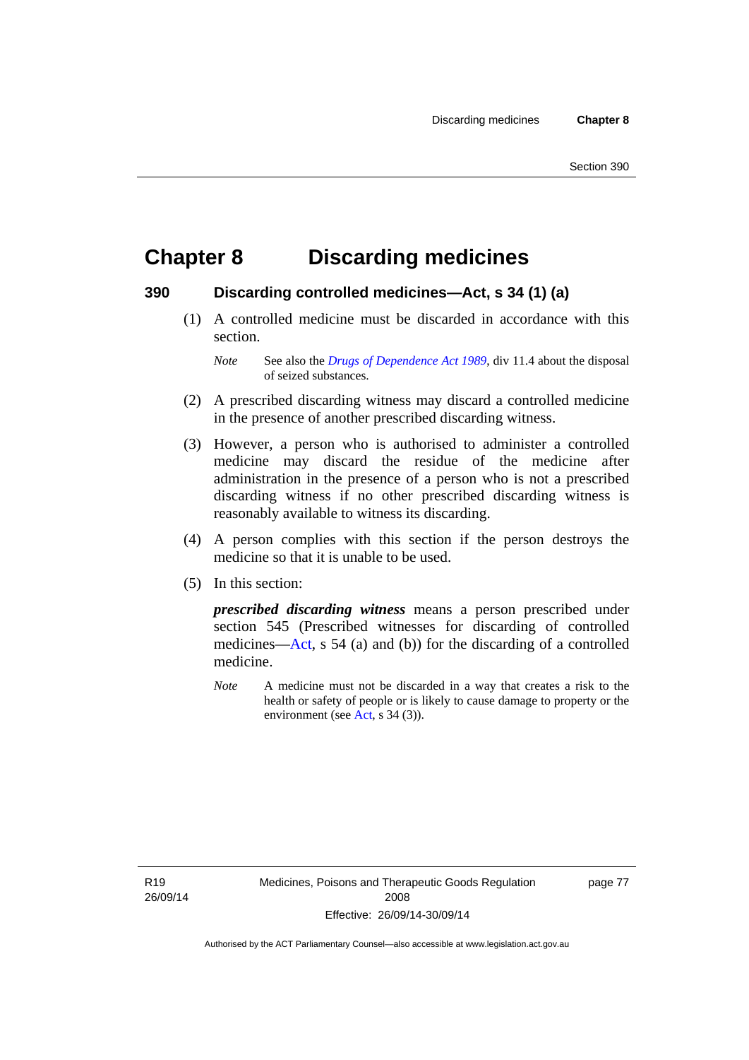# Chapter 8 Discarding medicines

## 390 Discarding controlled medicines—Act, s 34 (1) (a)

(1) A controlled medicine must be discarded in accordance with this section.

*Note* See also the *Drugs of Dependence Act 1989*, div 11.4 about the disposal of seized substances.

(2) A prescribed discarding witness may discard a controlled medicine in the presence of another prescribed discarding witness.

(3) However, a person who is authorised to administer a controlled medicine may discard the residue of the medicine after administration in the presence of a person who is not a prescribed discarding witness if no other prescribed discarding witness is reasonably available to witness its discarding.

(4) A person complies with this section if the person destroys the medicine so that it is unable to be used.

(5) In this section:

***prescribed discarding witness*** means a person prescribed under section 545 (Prescribed witnesses for discarding of controlled medicines—Act, s 54 (a) and (b)) for the discarding of a controlled medicine.

*Note* A medicine must not be discarded in a way that creates a risk to the health or safety of people or is likely to cause damage to property or the environment (see Act, s 34 (3)).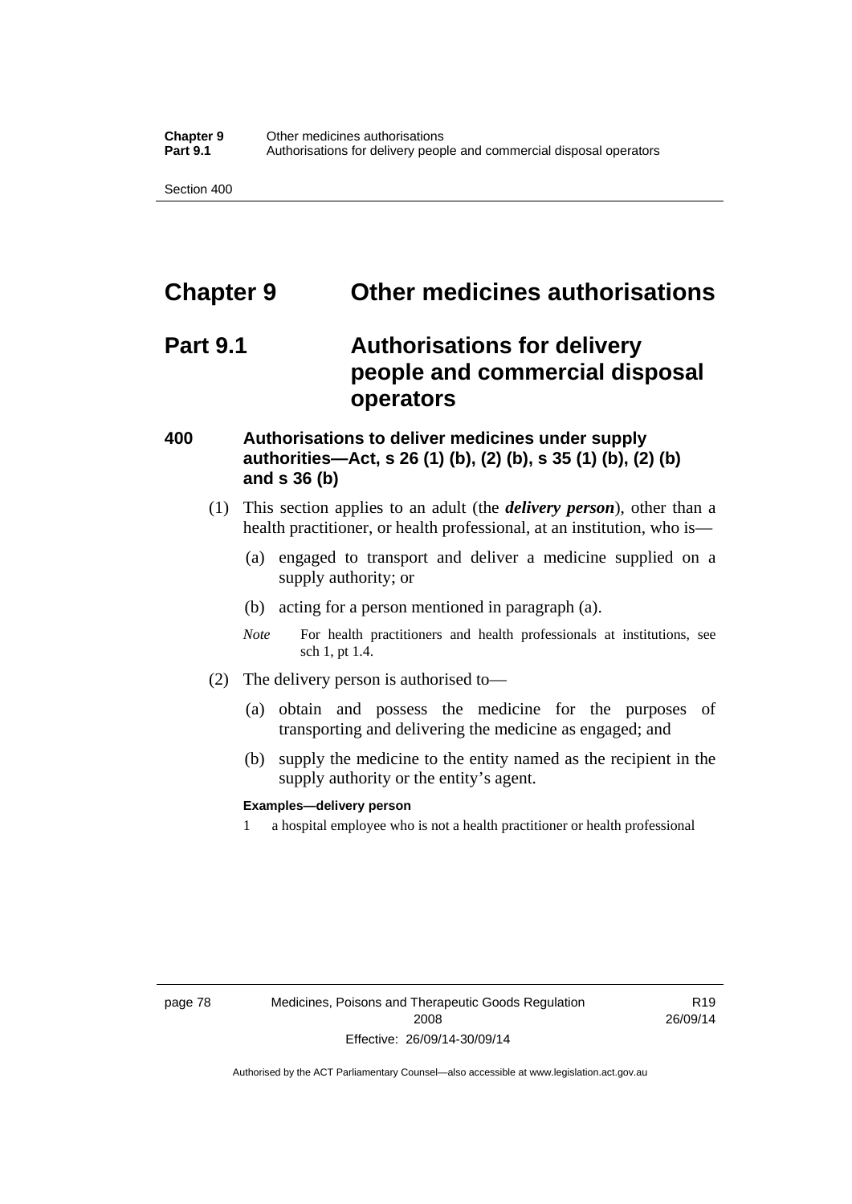# Chapter 9 Other medicines authorisations

## Part 9.1 Authorisations for delivery people and commercial disposal operators

### 400 Authorisations to deliver medicines under supply authorities—Act, s 26 (1) (b), (2) (b), s 35 (1) (b), (2) (b) and s 36 (b)

(1) This section applies to an adult (the ***delivery person***), other than a health practitioner, or health professional, at an institution, who is—

(a) engaged to transport and deliver a medicine supplied on a supply authority; or

(b) acting for a person mentioned in paragraph (a).

*Note* For health practitioners and health professionals at institutions, see sch 1, pt 1.4.

(2) The delivery person is authorised to—

(a) obtain and possess the medicine for the purposes of transporting and delivering the medicine as engaged; and

(b) supply the medicine to the entity named as the recipient in the supply authority or the entity's agent.

**Examples—delivery person**

1 a hospital employee who is not a health practitioner or health professional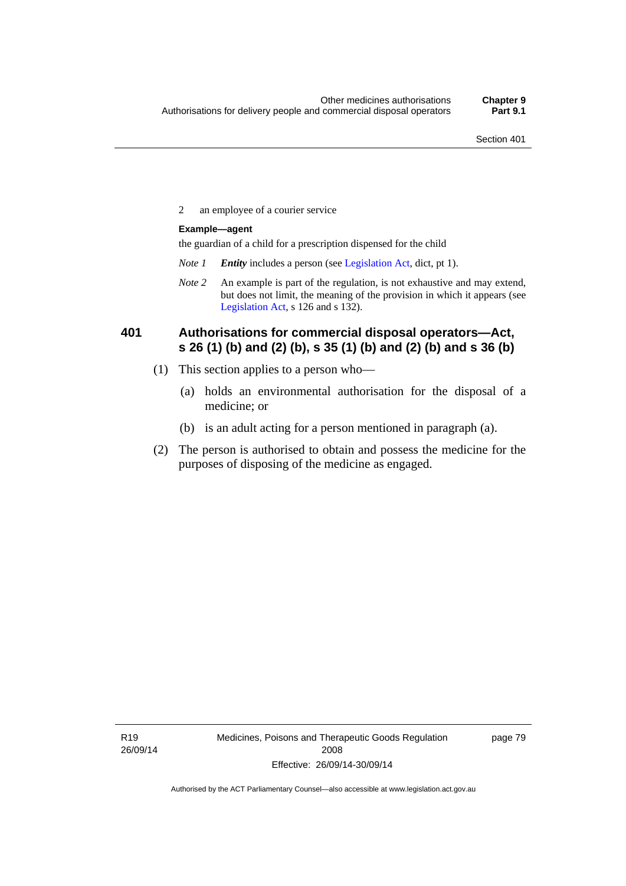2 an employee of a courier service

**Example—agent**

the guardian of a child for a prescription dispensed for the child

*Note 1* ***Entity*** includes a person (see Legislation Act, dict, pt 1).

*Note 2* An example is part of the regulation, is not exhaustive and may extend, but does not limit, the meaning of the provision in which it appears (see Legislation Act, s 126 and s 132).

### 401 Authorisations for commercial disposal operators—Act, s 26 (1) (b) and (2) (b), s 35 (1) (b) and (2) (b) and s 36 (b)

(1) This section applies to a person who—

(a) holds an environmental authorisation for the disposal of a medicine; or

(b) is an adult acting for a person mentioned in paragraph (a).

(2) The person is authorised to obtain and possess the medicine for the purposes of disposing of the medicine as engaged.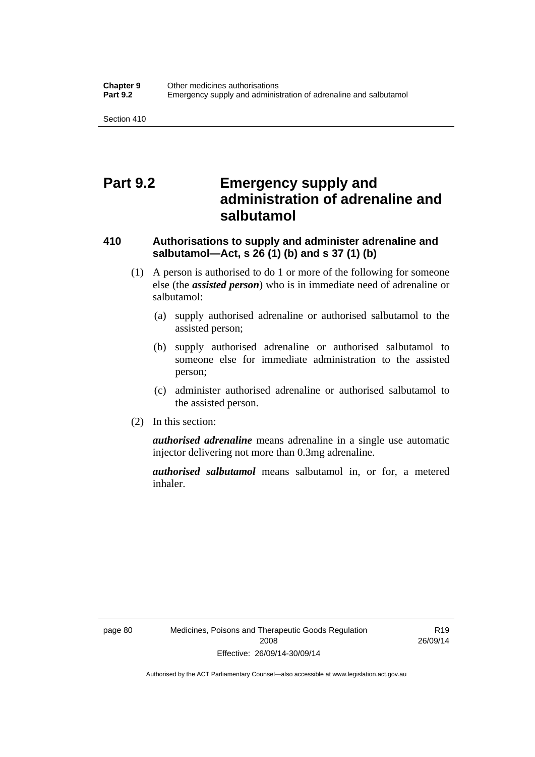# Part 9.2 Emergency supply and administration of adrenaline and salbutamol

## 410 Authorisations to supply and administer adrenaline and salbutamol—Act, s 26 (1) (b) and s 37 (1) (b)

(1) A person is authorised to do 1 or more of the following for someone else (the ***assisted person***) who is in immediate need of adrenaline or salbutamol:

(a) supply authorised adrenaline or authorised salbutamol to the assisted person;

(b) supply authorised adrenaline or authorised salbutamol to someone else for immediate administration to the assisted person;

(c) administer authorised adrenaline or authorised salbutamol to the assisted person.

(2) In this section:

***authorised adrenaline*** means adrenaline in a single use automatic injector delivering not more than 0.3mg adrenaline.

***authorised salbutamol*** means salbutamol in, or for, a metered inhaler.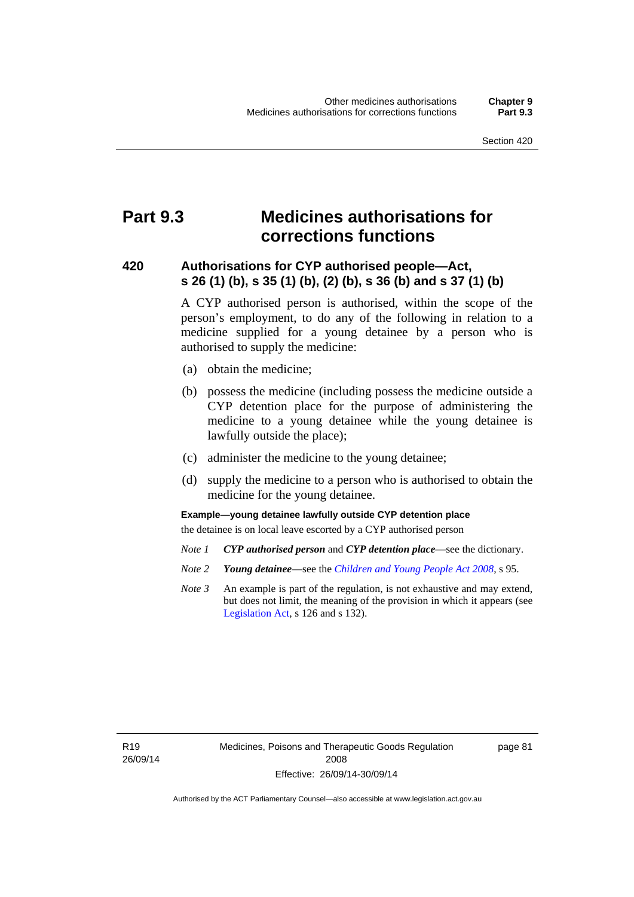# Part 9.3 Medicines authorisations for corrections functions

## 420 Authorisations for CYP authorised people—Act, s 26 (1) (b), s 35 (1) (b), (2) (b), s 36 (b) and s 37 (1) (b)

A CYP authorised person is authorised, within the scope of the person's employment, to do any of the following in relation to a medicine supplied for a young detainee by a person who is authorised to supply the medicine:

(a) obtain the medicine;

(b) possess the medicine (including possess the medicine outside a CYP detention place for the purpose of administering the medicine to a young detainee while the young detainee is lawfully outside the place);

(c) administer the medicine to the young detainee;

(d) supply the medicine to a person who is authorised to obtain the medicine for the young detainee.

**Example—young detainee lawfully outside CYP detention place**

the detainee is on local leave escorted by a CYP authorised person

*Note 1* ***CYP authorised person*** and ***CYP detention place***—see the dictionary.

*Note 2* ***Young detainee***—see the *Children and Young People Act 2008*, s 95.

*Note 3* An example is part of the regulation, is not exhaustive and may extend, but does not limit, the meaning of the provision in which it appears (see Legislation Act, s 126 and s 132).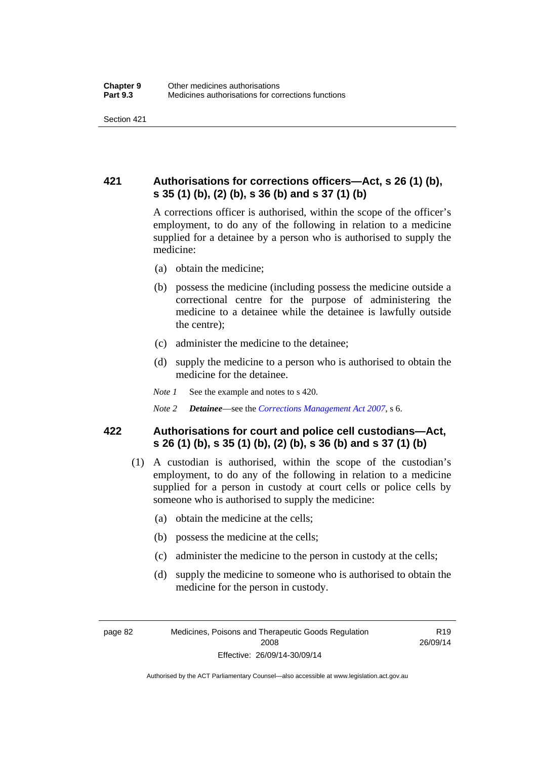### 421 Authorisations for corrections officers—Act, s 26 (1) (b), s 35 (1) (b), (2) (b), s 36 (b) and s 37 (1) (b)

A corrections officer is authorised, within the scope of the officer's employment, to do any of the following in relation to a medicine supplied for a detainee by a person who is authorised to supply the medicine:

(a) obtain the medicine;

(b) possess the medicine (including possess the medicine outside a correctional centre for the purpose of administering the medicine to a detainee while the detainee is lawfully outside the centre);

(c) administer the medicine to the detainee;

(d) supply the medicine to a person who is authorised to obtain the medicine for the detainee.

*Note 1* See the example and notes to s 420.

*Note 2* ***Detainee***—see the *Corrections Management Act 2007*, s 6.

### 422 Authorisations for court and police cell custodians—Act, s 26 (1) (b), s 35 (1) (b), (2) (b), s 36 (b) and s 37 (1) (b)

(1) A custodian is authorised, within the scope of the custodian's employment, to do any of the following in relation to a medicine supplied for a person in custody at court cells or police cells by someone who is authorised to supply the medicine:

(a) obtain the medicine at the cells;

(b) possess the medicine at the cells;

(c) administer the medicine to the person in custody at the cells;

(d) supply the medicine to someone who is authorised to obtain the medicine for the person in custody.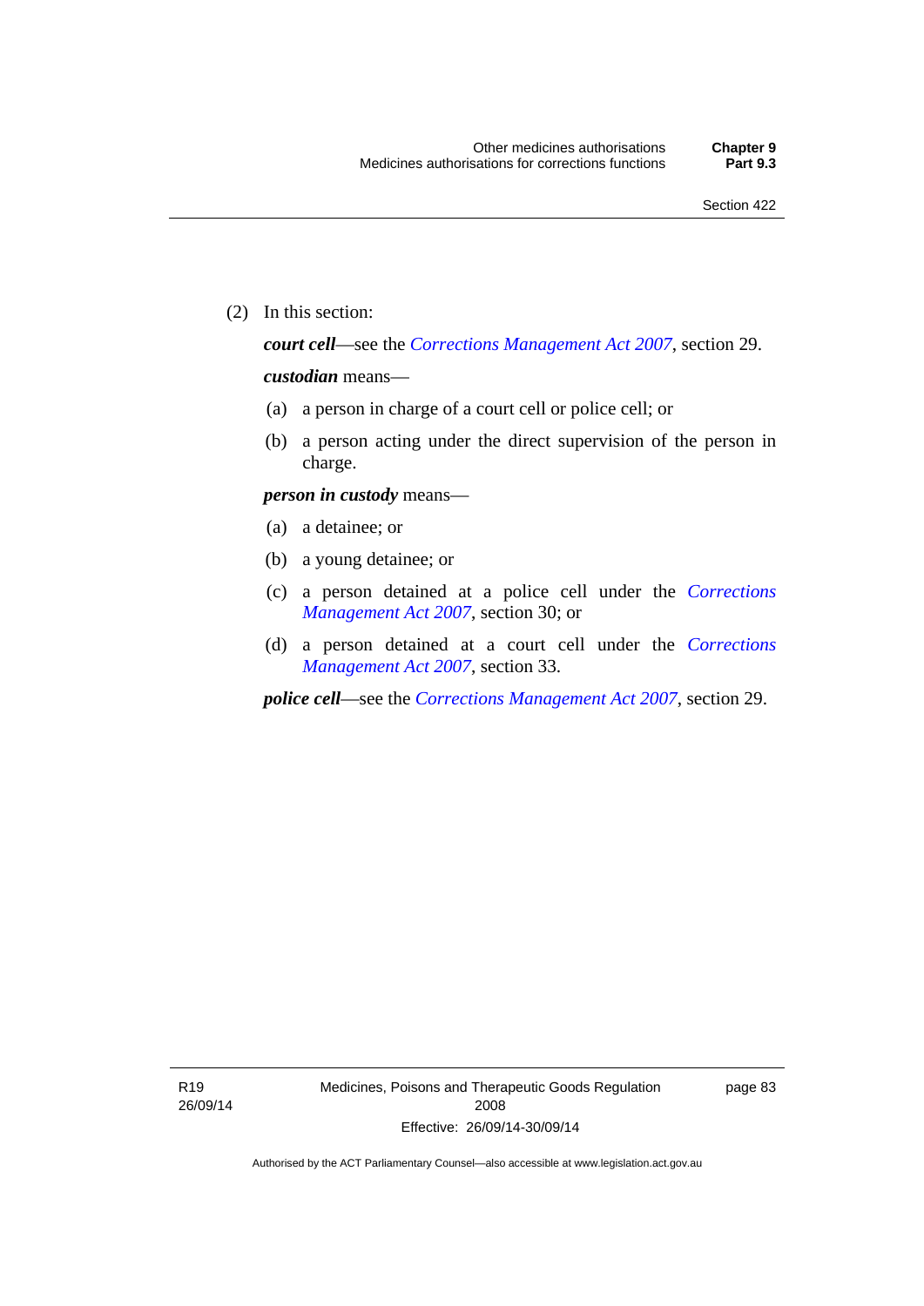(2) In this section:

***court cell***—see the *Corrections Management Act 2007*, section 29.

***custodian*** means—

(a) a person in charge of a court cell or police cell; or

(b) a person acting under the direct supervision of the person in charge.

***person in custody*** means—

(a) a detainee; or

(b) a young detainee; or

(c) a person detained at a police cell under the *Corrections Management Act 2007*, section 30; or

(d) a person detained at a court cell under the *Corrections Management Act 2007*, section 33.

***police cell***—see the *Corrections Management Act 2007*, section 29.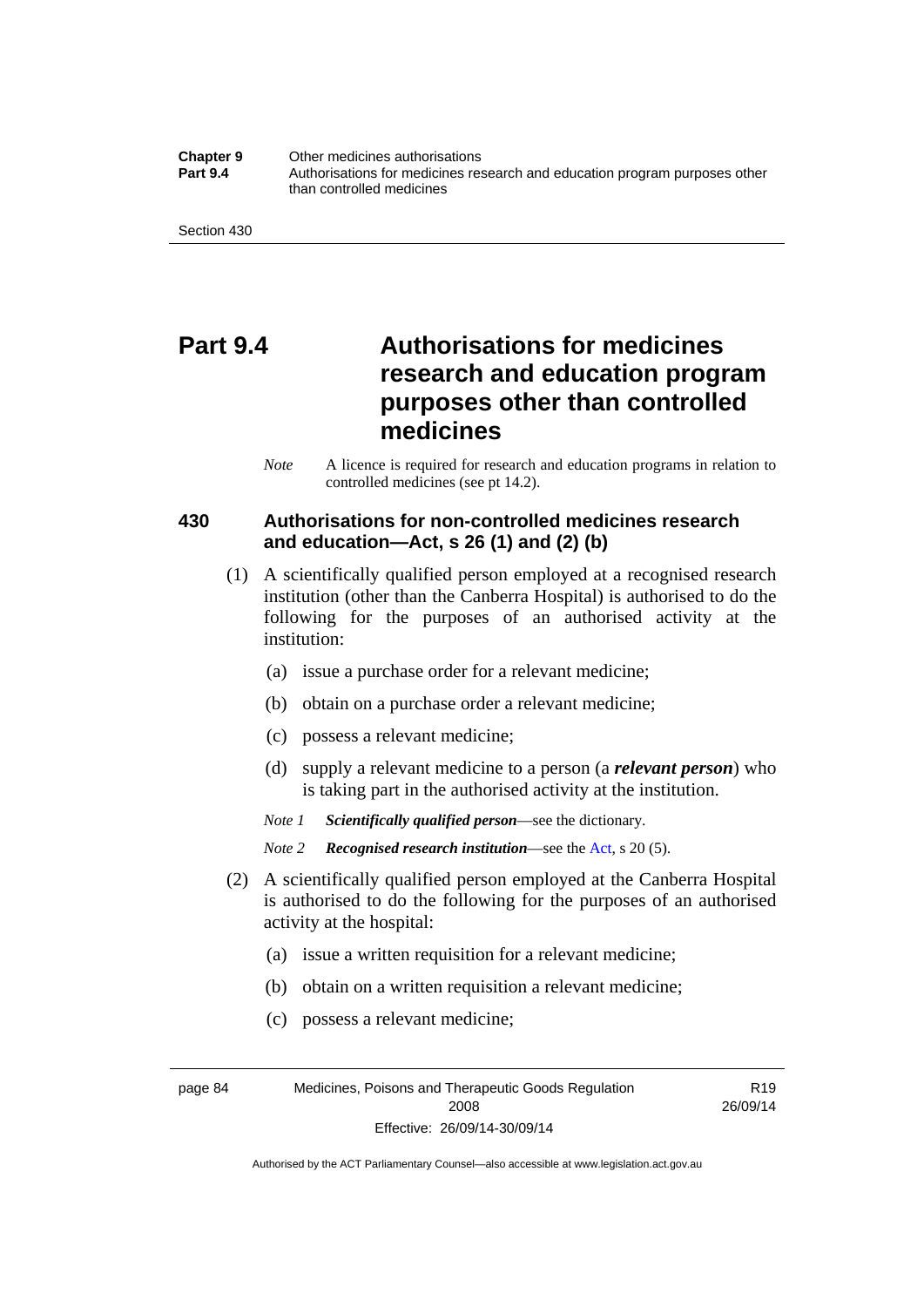# Part 9.4 Authorisations for medicines research and education program purposes other than controlled medicines

*Note* A licence is required for research and education programs in relation to controlled medicines (see pt 14.2).

### 430 Authorisations for non-controlled medicines research and education—Act, s 26 (1) and (2) (b)

(1) A scientifically qualified person employed at a recognised research institution (other than the Canberra Hospital) is authorised to do the following for the purposes of an authorised activity at the institution:

(a) issue a purchase order for a relevant medicine;

(b) obtain on a purchase order a relevant medicine;

(c) possess a relevant medicine;

(d) supply a relevant medicine to a person (a ***relevant person***) who is taking part in the authorised activity at the institution.

*Note 1* ***Scientifically qualified person***—see the dictionary.

*Note 2* ***Recognised research institution***—see the Act, s 20 (5).

(2) A scientifically qualified person employed at the Canberra Hospital is authorised to do the following for the purposes of an authorised activity at the hospital:

(a) issue a written requisition for a relevant medicine;

(b) obtain on a written requisition a relevant medicine;

(c) possess a relevant medicine;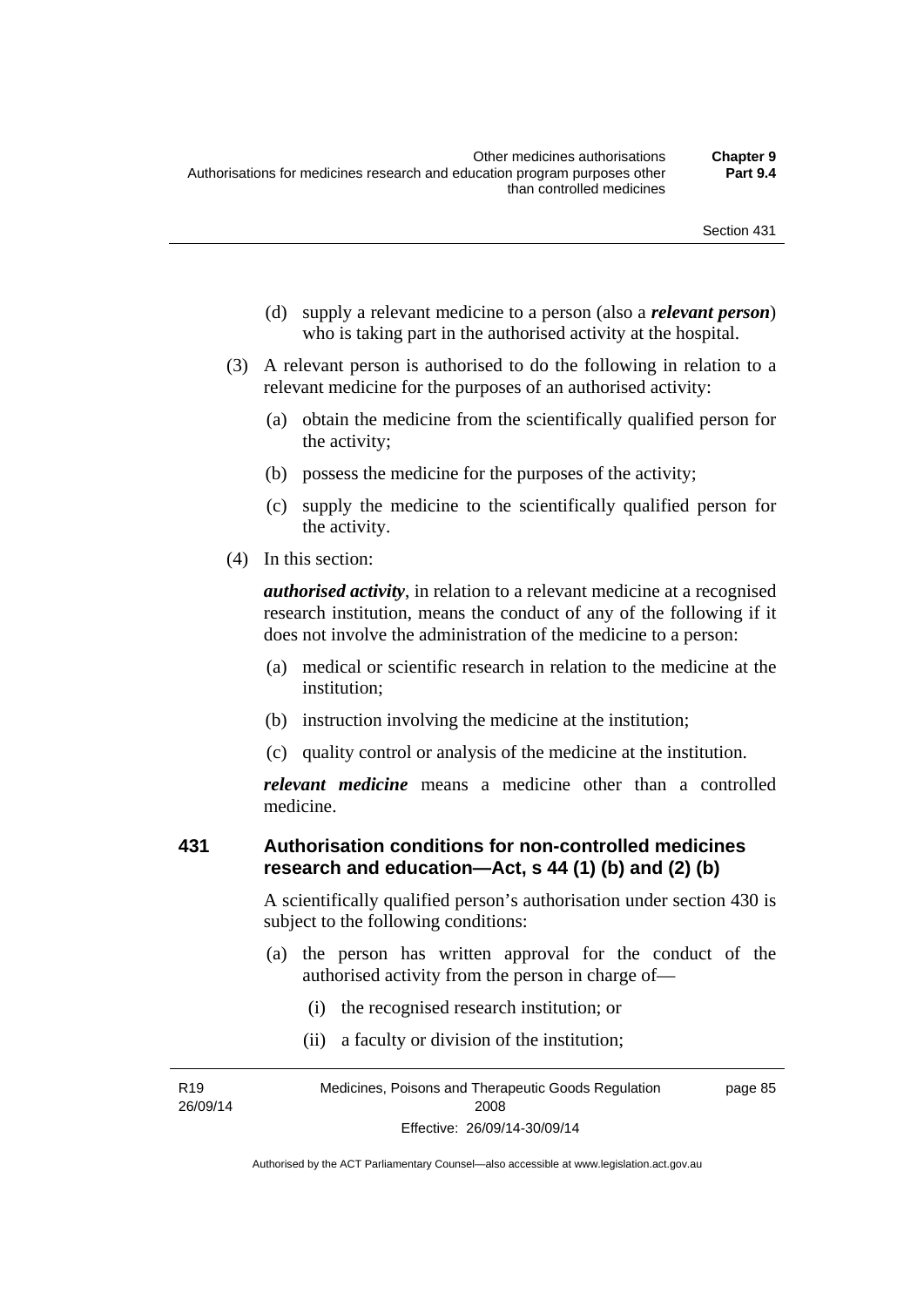(d) supply a relevant medicine to a person (also a ***relevant person***) who is taking part in the authorised activity at the hospital.

(3) A relevant person is authorised to do the following in relation to a relevant medicine for the purposes of an authorised activity:

(a) obtain the medicine from the scientifically qualified person for the activity;

(b) possess the medicine for the purposes of the activity;

(c) supply the medicine to the scientifically qualified person for the activity.

(4) In this section:

***authorised activity***, in relation to a relevant medicine at a recognised research institution, means the conduct of any of the following if it does not involve the administration of the medicine to a person:

(a) medical or scientific research in relation to the medicine at the institution;

(b) instruction involving the medicine at the institution;

(c) quality control or analysis of the medicine at the institution.

***relevant medicine*** means a medicine other than a controlled medicine.

### 431 Authorisation conditions for non-controlled medicines research and education—Act, s 44 (1) (b) and (2) (b)

A scientifically qualified person's authorisation under section 430 is subject to the following conditions:

(a) the person has written approval for the conduct of the authorised activity from the person in charge of—

(i) the recognised research institution; or

(ii) a faculty or division of the institution;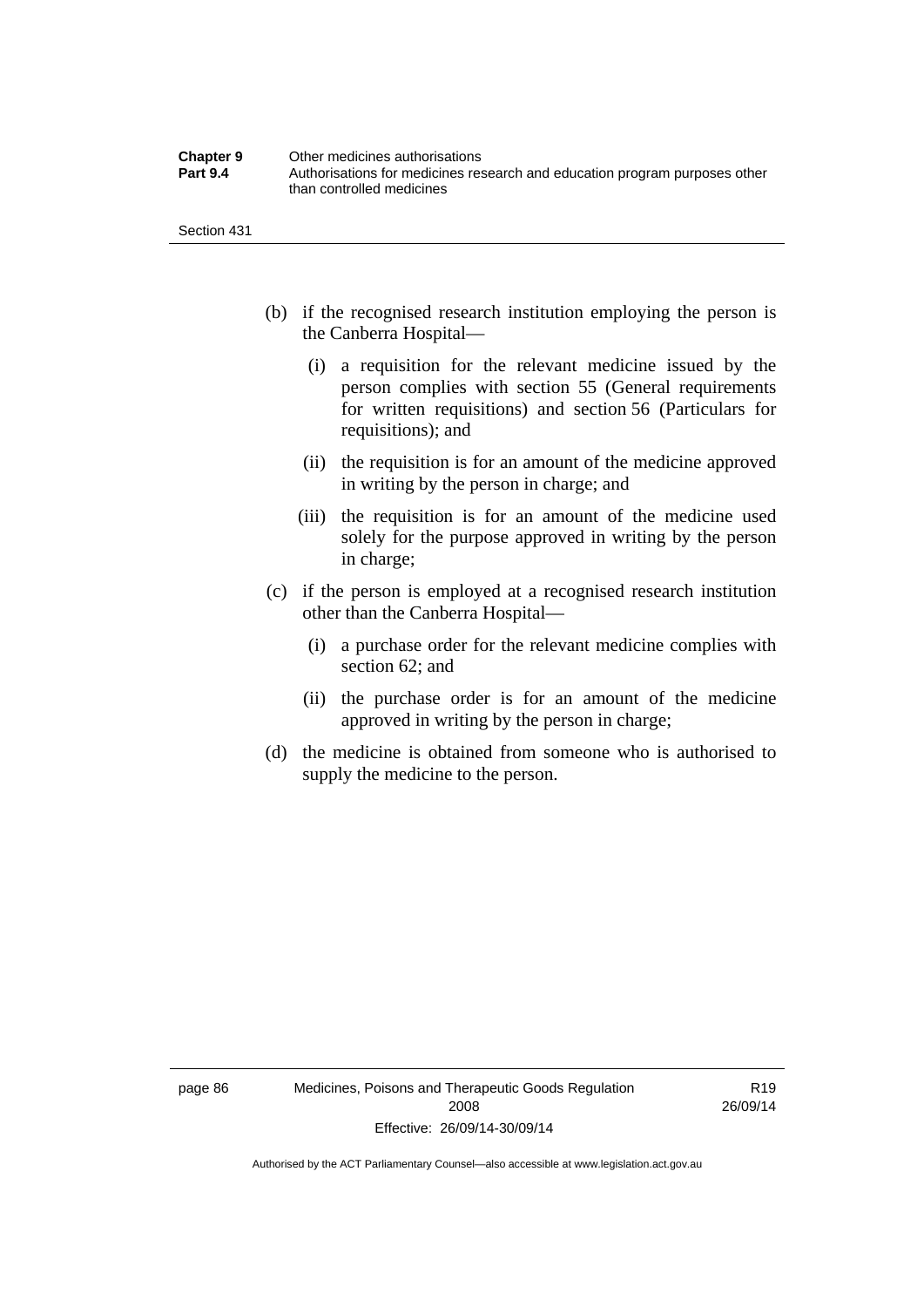(b) if the recognised research institution employing the person is the Canberra Hospital—

  (i) a requisition for the relevant medicine issued by the person complies with section 55 (General requirements for written requisitions) and section 56 (Particulars for requisitions); and

  (ii) the requisition is for an amount of the medicine approved in writing by the person in charge; and

  (iii) the requisition is for an amount of the medicine used solely for the purpose approved in writing by the person in charge;

(c) if the person is employed at a recognised research institution other than the Canberra Hospital—

  (i) a purchase order for the relevant medicine complies with section 62; and

  (ii) the purchase order is for an amount of the medicine approved in writing by the person in charge;

(d) the medicine is obtained from someone who is authorised to supply the medicine to the person.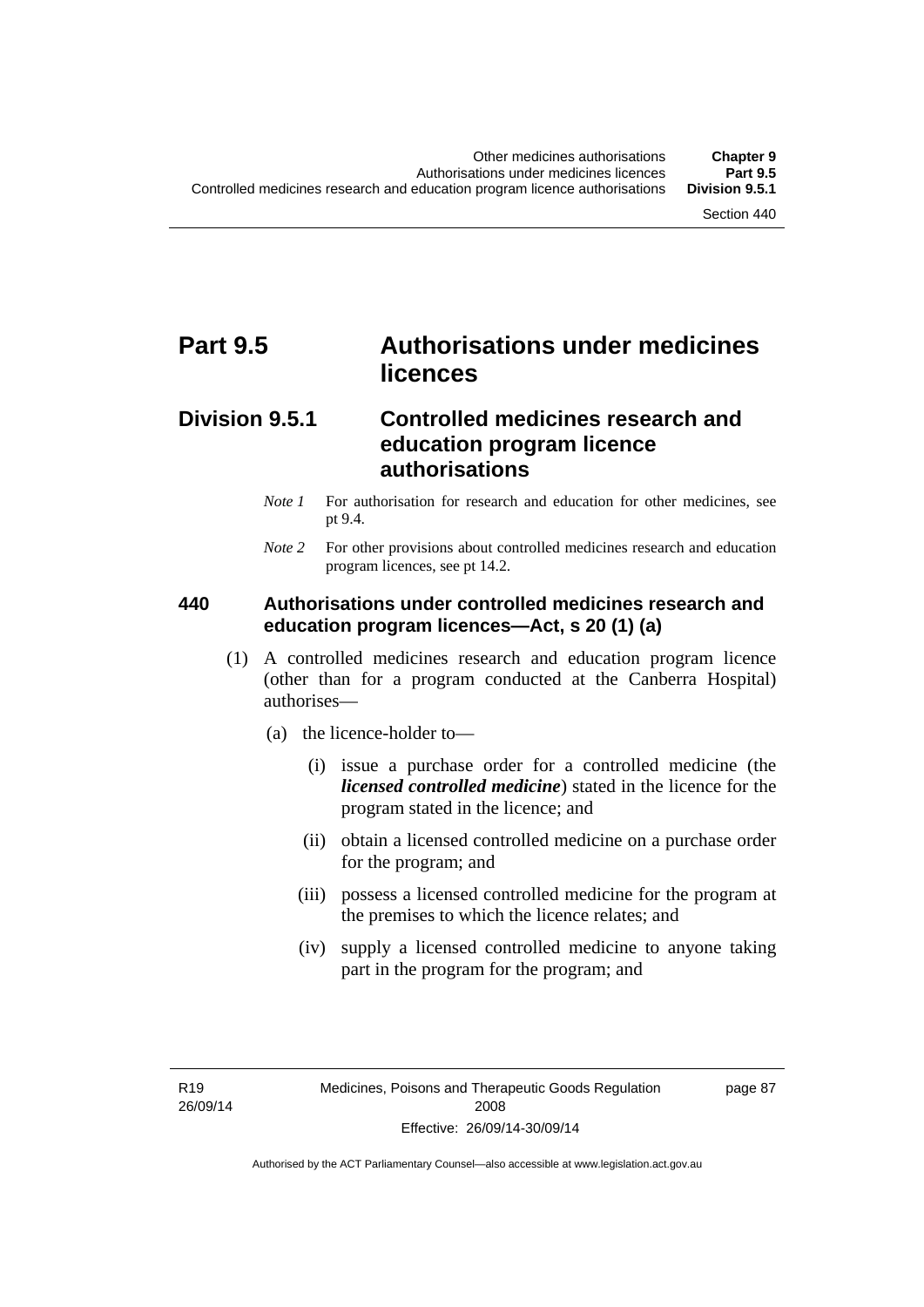# Part 9.5 Authorisations under medicines licences

## Division 9.5.1 Controlled medicines research and education program licence authorisations

*Note 1* For authorisation for research and education for other medicines, see pt 9.4.

*Note 2* For other provisions about controlled medicines research and education program licences, see pt 14.2.

### 440 Authorisations under controlled medicines research and education program licences—Act, s 20 (1) (a)

(1) A controlled medicines research and education program licence (other than for a program conducted at the Canberra Hospital) authorises—

(a) the licence-holder to—

(i) issue a purchase order for a controlled medicine (the ***licensed controlled medicine***) stated in the licence for the program stated in the licence; and

(ii) obtain a licensed controlled medicine on a purchase order for the program; and

(iii) possess a licensed controlled medicine for the program at the premises to which the licence relates; and

(iv) supply a licensed controlled medicine to anyone taking part in the program for the program; and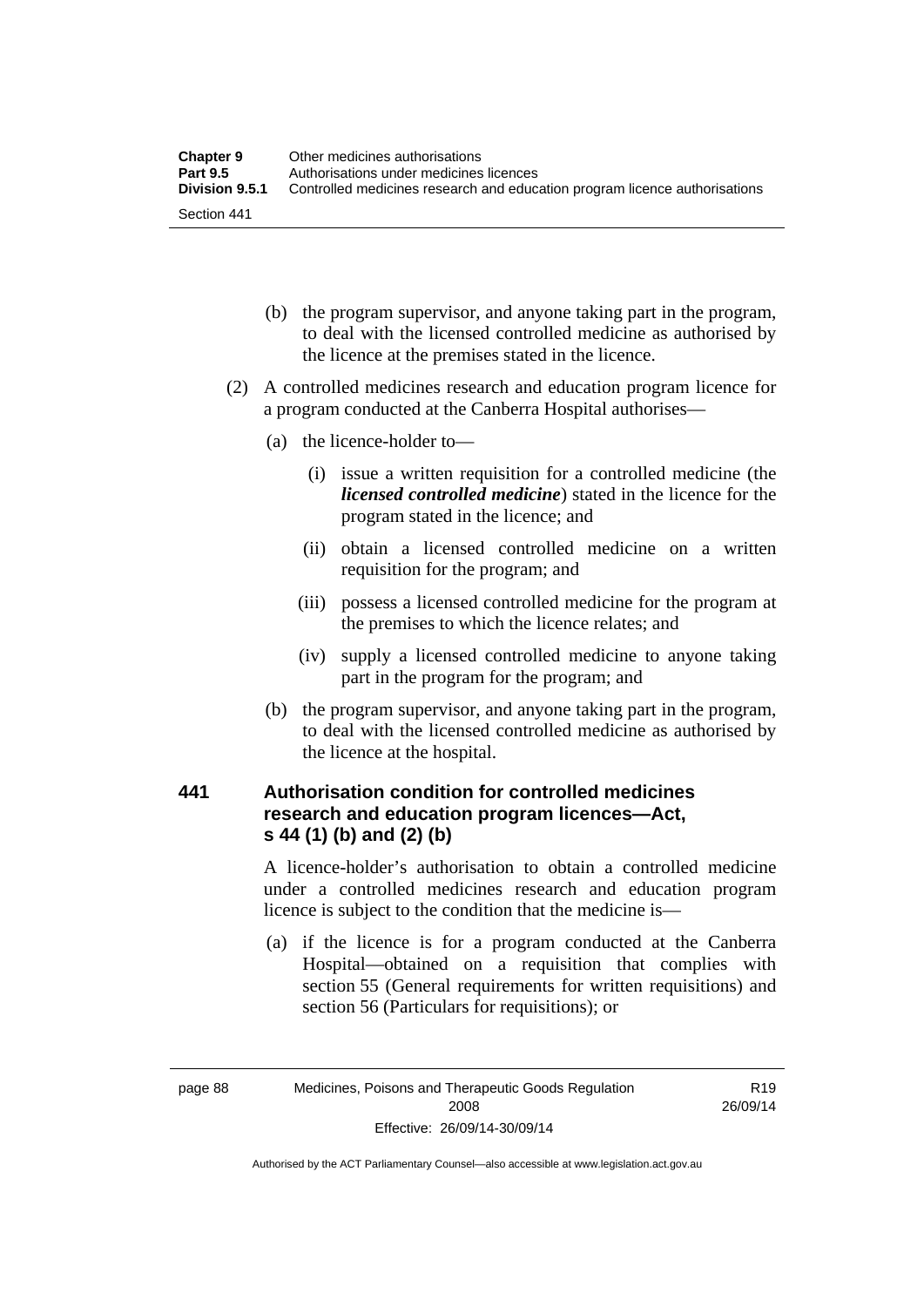(b) the program supervisor, and anyone taking part in the program, to deal with the licensed controlled medicine as authorised by the licence at the premises stated in the licence.

(2) A controlled medicines research and education program licence for a program conducted at the Canberra Hospital authorises—

(a) the licence-holder to—

(i) issue a written requisition for a controlled medicine (the ***licensed controlled medicine***) stated in the licence for the program stated in the licence; and

(ii) obtain a licensed controlled medicine on a written requisition for the program; and

(iii) possess a licensed controlled medicine for the program at the premises to which the licence relates; and

(iv) supply a licensed controlled medicine to anyone taking part in the program for the program; and

(b) the program supervisor, and anyone taking part in the program, to deal with the licensed controlled medicine as authorised by the licence at the hospital.

### 441 Authorisation condition for controlled medicines research and education program licences—Act, s 44 (1) (b) and (2) (b)

A licence-holder's authorisation to obtain a controlled medicine under a controlled medicines research and education program licence is subject to the condition that the medicine is—

(a) if the licence is for a program conducted at the Canberra Hospital—obtained on a requisition that complies with section 55 (General requirements for written requisitions) and section 56 (Particulars for requisitions); or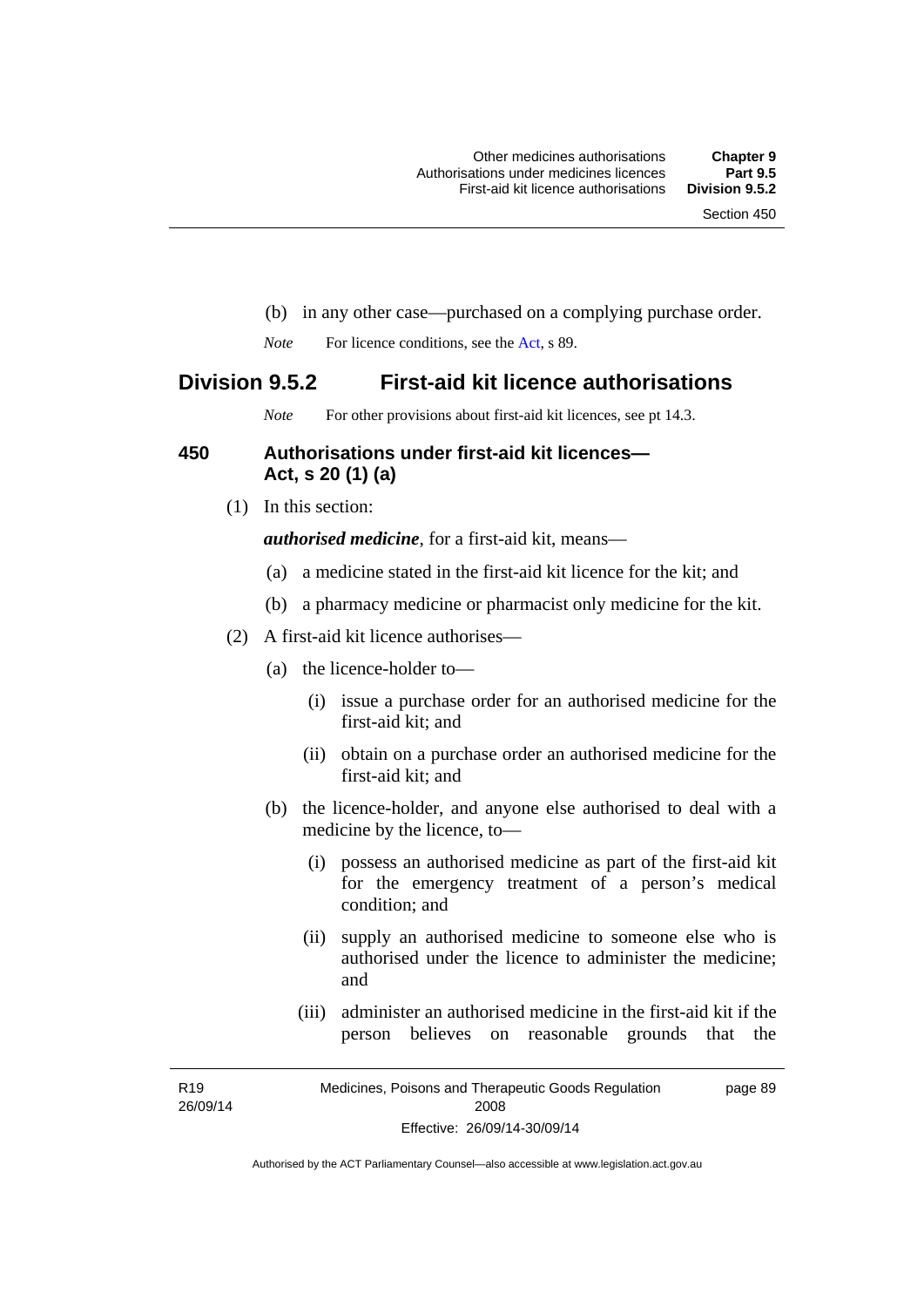(b) in any other case—purchased on a complying purchase order.

*Note* For licence conditions, see the Act, s 89.

## Division 9.5.2 First-aid kit licence authorisations

*Note* For other provisions about first-aid kit licences, see pt 14.3.

### 450 Authorisations under first-aid kit licences—Act, s 20 (1) (a)

(1) In this section:

***authorised medicine***, for a first-aid kit, means—

(a) a medicine stated in the first-aid kit licence for the kit; and

(b) a pharmacy medicine or pharmacist only medicine for the kit.

(2) A first-aid kit licence authorises—

(a) the licence-holder to—

(i) issue a purchase order for an authorised medicine for the first-aid kit; and

(ii) obtain on a purchase order an authorised medicine for the first-aid kit; and

(b) the licence-holder, and anyone else authorised to deal with a medicine by the licence, to—

(i) possess an authorised medicine as part of the first-aid kit for the emergency treatment of a person's medical condition; and

(ii) supply an authorised medicine to someone else who is authorised under the licence to administer the medicine; and

(iii) administer an authorised medicine in the first-aid kit if the person believes on reasonable grounds that the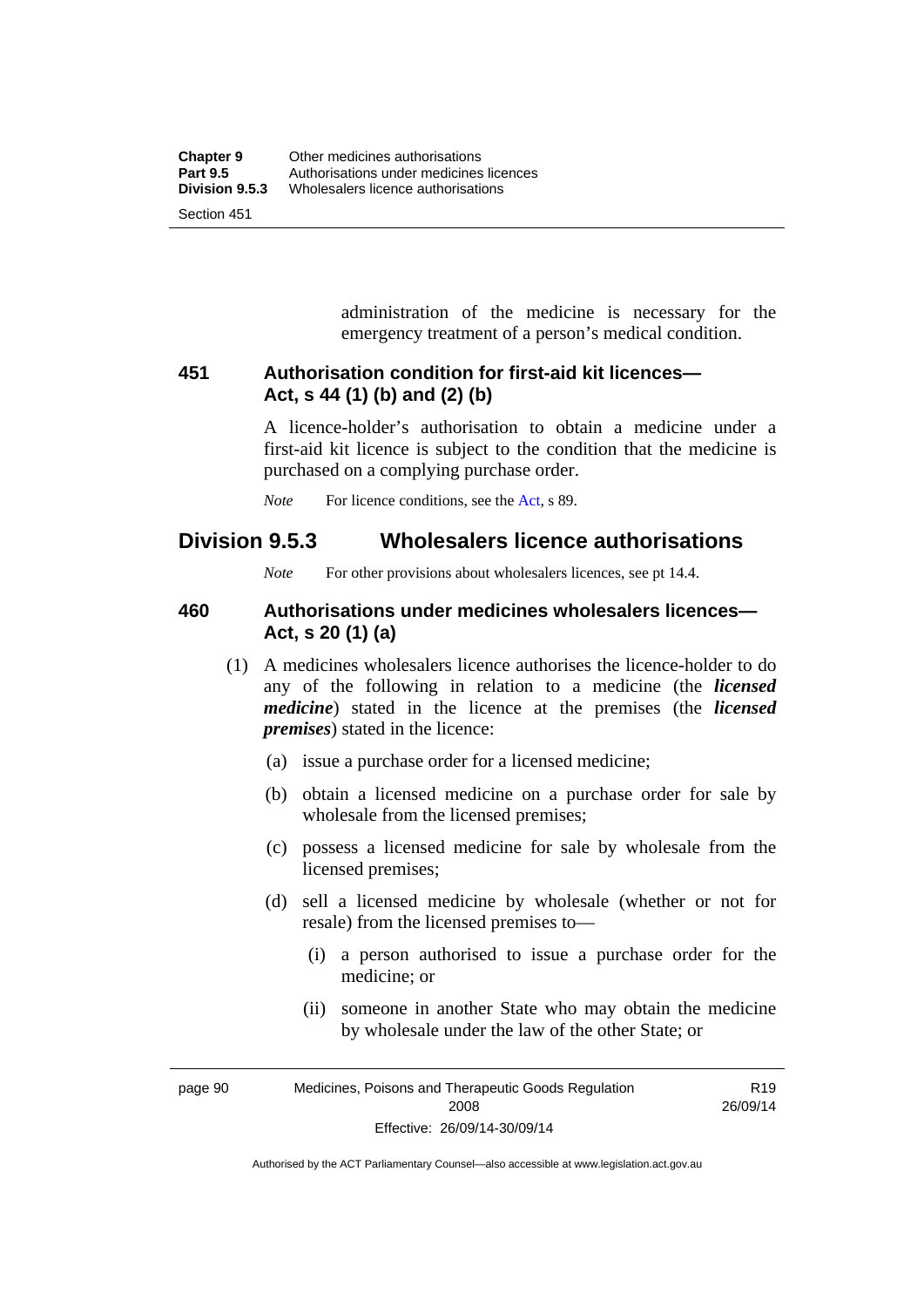administration of the medicine is necessary for the emergency treatment of a person's medical condition.

### 451 Authorisation condition for first-aid kit licences—Act, s 44 (1) (b) and (2) (b)

A licence-holder's authorisation to obtain a medicine under a first-aid kit licence is subject to the condition that the medicine is purchased on a complying purchase order.

*Note* For licence conditions, see the Act, s 89.

## Division 9.5.3 Wholesalers licence authorisations

*Note* For other provisions about wholesalers licences, see pt 14.4.

### 460 Authorisations under medicines wholesalers licences—Act, s 20 (1) (a)

(1) A medicines wholesalers licence authorises the licence-holder to do any of the following in relation to a medicine (the ***licensed medicine***) stated in the licence at the premises (the ***licensed premises***) stated in the licence:

(a) issue a purchase order for a licensed medicine;

(b) obtain a licensed medicine on a purchase order for sale by wholesale from the licensed premises;

(c) possess a licensed medicine for sale by wholesale from the licensed premises;

(d) sell a licensed medicine by wholesale (whether or not for resale) from the licensed premises to—

(i) a person authorised to issue a purchase order for the medicine; or

(ii) someone in another State who may obtain the medicine by wholesale under the law of the other State; or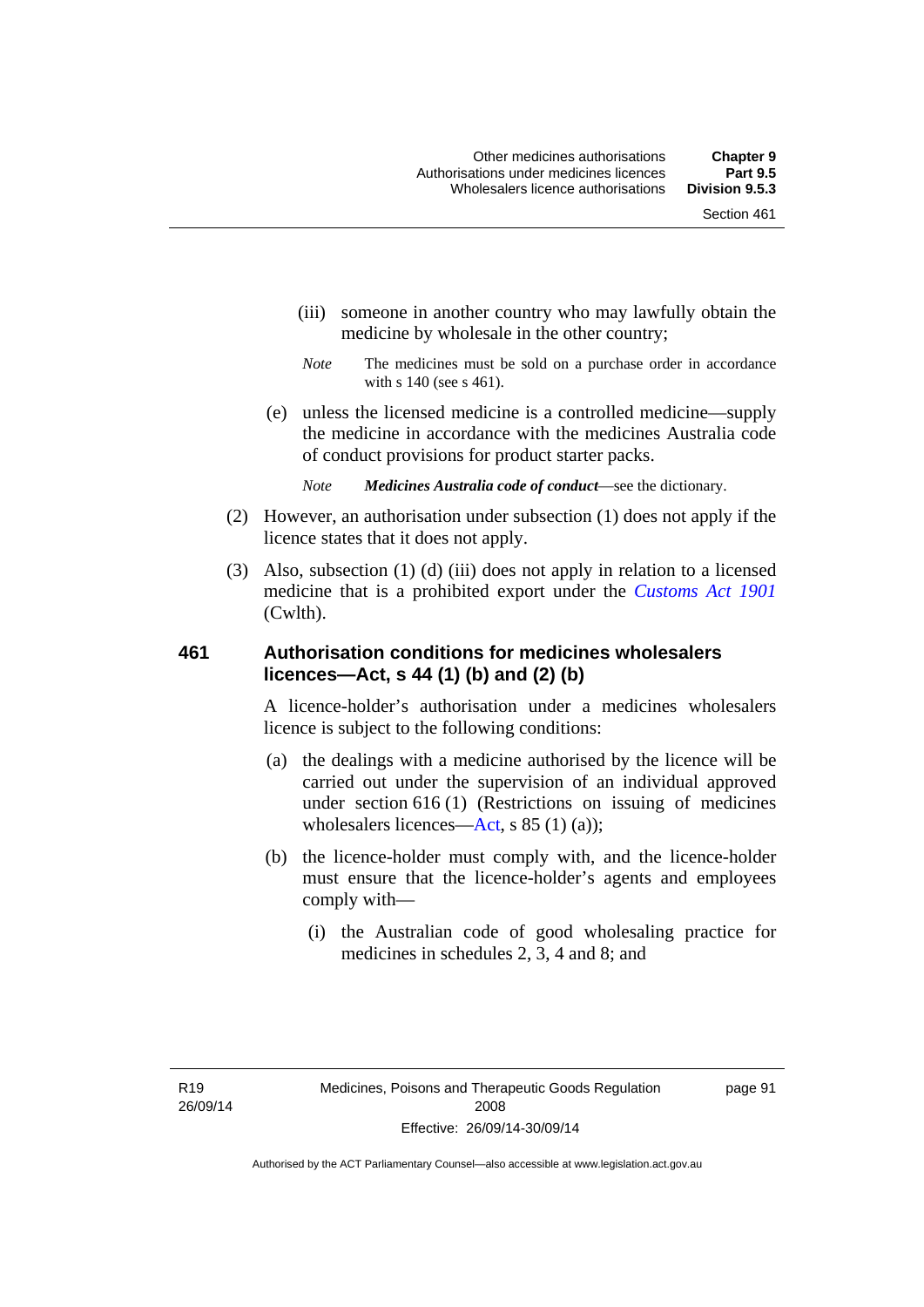(iii) someone in another country who may lawfully obtain the medicine by wholesale in the other country;

*Note* The medicines must be sold on a purchase order in accordance with s 140 (see s 461).

(e) unless the licensed medicine is a controlled medicine—supply the medicine in accordance with the medicines Australia code of conduct provisions for product starter packs.

*Note* ***Medicines Australia code of conduct***—see the dictionary.

(2) However, an authorisation under subsection (1) does not apply if the licence states that it does not apply.

(3) Also, subsection (1) (d) (iii) does not apply in relation to a licensed medicine that is a prohibited export under the *Customs Act 1901* (Cwlth).

### 461 Authorisation conditions for medicines wholesalers licences—Act, s 44 (1) (b) and (2) (b)

A licence-holder's authorisation under a medicines wholesalers licence is subject to the following conditions:

(a) the dealings with a medicine authorised by the licence will be carried out under the supervision of an individual approved under section 616 (1) (Restrictions on issuing of medicines wholesalers licences—Act, s 85 (1) (a));

(b) the licence-holder must comply with, and the licence-holder must ensure that the licence-holder's agents and employees comply with—

(i) the Australian code of good wholesaling practice for medicines in schedules 2, 3, 4 and 8; and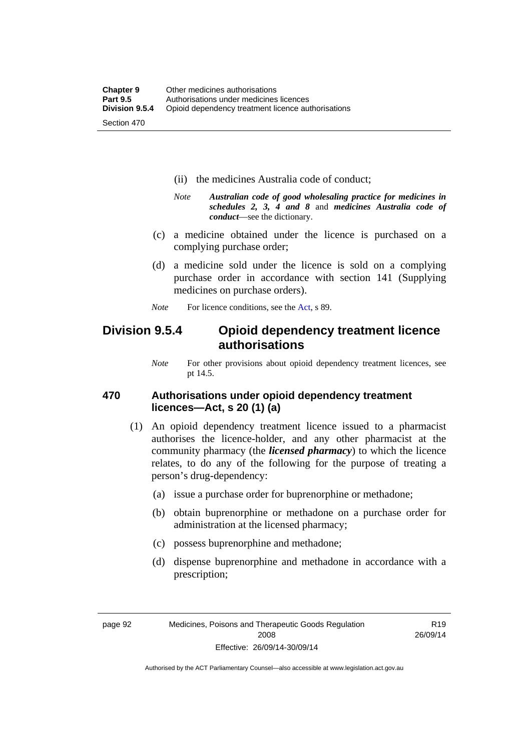(ii) the medicines Australia code of conduct;

*Note* ***Australian code of good wholesaling practice for medicines in schedules 2, 3, 4 and 8*** and ***medicines Australia code of conduct***—see the dictionary.

(c) a medicine obtained under the licence is purchased on a complying purchase order;

(d) a medicine sold under the licence is sold on a complying purchase order in accordance with section 141 (Supplying medicines on purchase orders).

*Note* For licence conditions, see the Act, s 89.

## Division 9.5.4 Opioid dependency treatment licence authorisations

*Note* For other provisions about opioid dependency treatment licences, see pt 14.5.

### 470 Authorisations under opioid dependency treatment licences—Act, s 20 (1) (a)

(1) An opioid dependency treatment licence issued to a pharmacist authorises the licence-holder, and any other pharmacist at the community pharmacy (the ***licensed pharmacy***) to which the licence relates, to do any of the following for the purpose of treating a person's drug-dependency:

(a) issue a purchase order for buprenorphine or methadone;

(b) obtain buprenorphine or methadone on a purchase order for administration at the licensed pharmacy;

(c) possess buprenorphine and methadone;

(d) dispense buprenorphine and methadone in accordance with a prescription;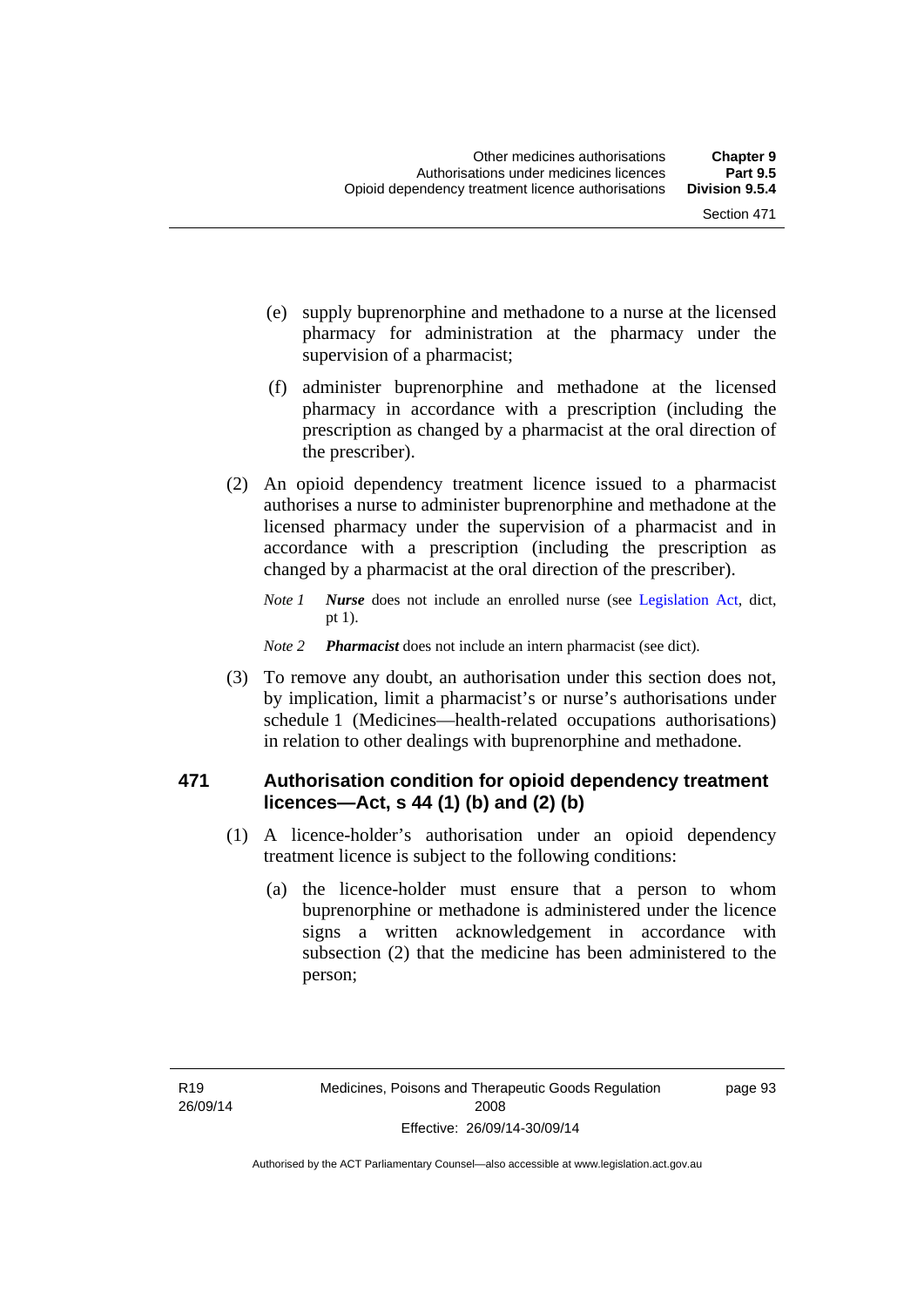(e) supply buprenorphine and methadone to a nurse at the licensed pharmacy for administration at the pharmacy under the supervision of a pharmacist;

(f) administer buprenorphine and methadone at the licensed pharmacy in accordance with a prescription (including the prescription as changed by a pharmacist at the oral direction of the prescriber).

(2) An opioid dependency treatment licence issued to a pharmacist authorises a nurse to administer buprenorphine and methadone at the licensed pharmacy under the supervision of a pharmacist and in accordance with a prescription (including the prescription as changed by a pharmacist at the oral direction of the prescriber).

*Note 1* ***Nurse*** does not include an enrolled nurse (see Legislation Act, dict, pt 1).

*Note 2* ***Pharmacist*** does not include an intern pharmacist (see dict).

(3) To remove any doubt, an authorisation under this section does not, by implication, limit a pharmacist's or nurse's authorisations under schedule 1 (Medicines—health-related occupations authorisations) in relation to other dealings with buprenorphine and methadone.

### 471 Authorisation condition for opioid dependency treatment licences—Act, s 44 (1) (b) and (2) (b)

(1) A licence-holder's authorisation under an opioid dependency treatment licence is subject to the following conditions:

(a) the licence-holder must ensure that a person to whom buprenorphine or methadone is administered under the licence signs a written acknowledgement in accordance with subsection (2) that the medicine has been administered to the person;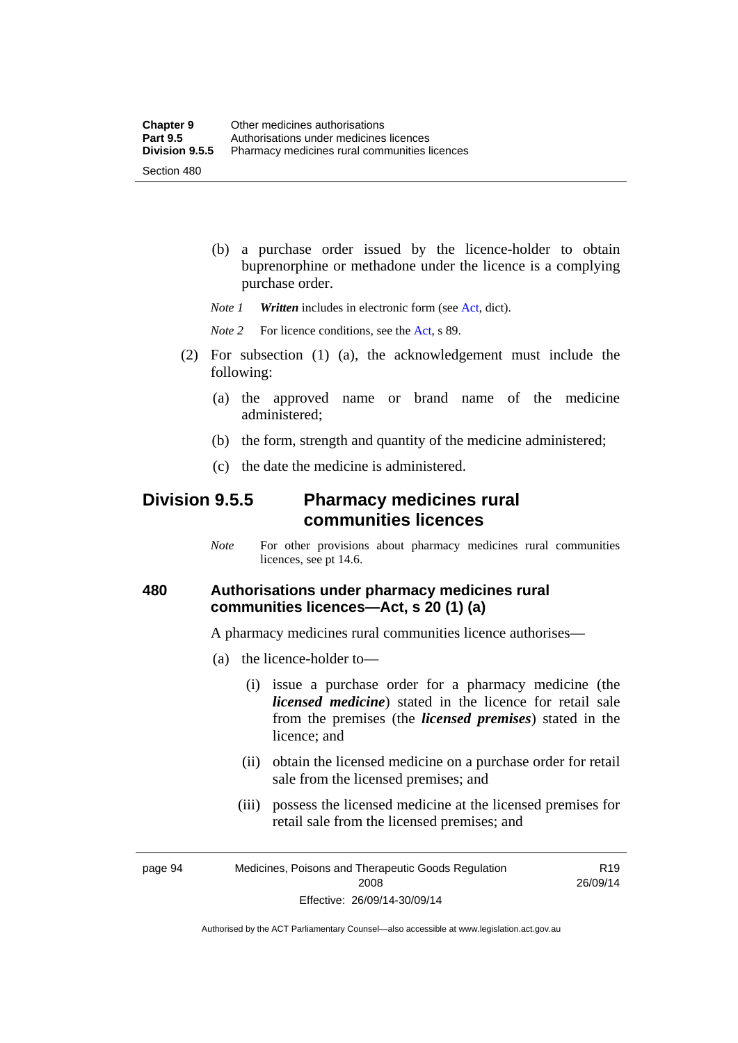(b) a purchase order issued by the licence-holder to obtain buprenorphine or methadone under the licence is a complying purchase order.

*Note 1* ***Written*** includes in electronic form (see Act, dict).

*Note 2* For licence conditions, see the Act, s 89.

(2) For subsection (1) (a), the acknowledgement must include the following:

(a) the approved name or brand name of the medicine administered;

(b) the form, strength and quantity of the medicine administered;

(c) the date the medicine is administered.

## Division 9.5.5 Pharmacy medicines rural communities licences

*Note* For other provisions about pharmacy medicines rural communities licences, see pt 14.6.

### 480 Authorisations under pharmacy medicines rural communities licences—Act, s 20 (1) (a)

A pharmacy medicines rural communities licence authorises—

(a) the licence-holder to—

(i) issue a purchase order for a pharmacy medicine (the ***licensed medicine***) stated in the licence for retail sale from the premises (the ***licensed premises***) stated in the licence; and

(ii) obtain the licensed medicine on a purchase order for retail sale from the licensed premises; and

(iii) possess the licensed medicine at the licensed premises for retail sale from the licensed premises; and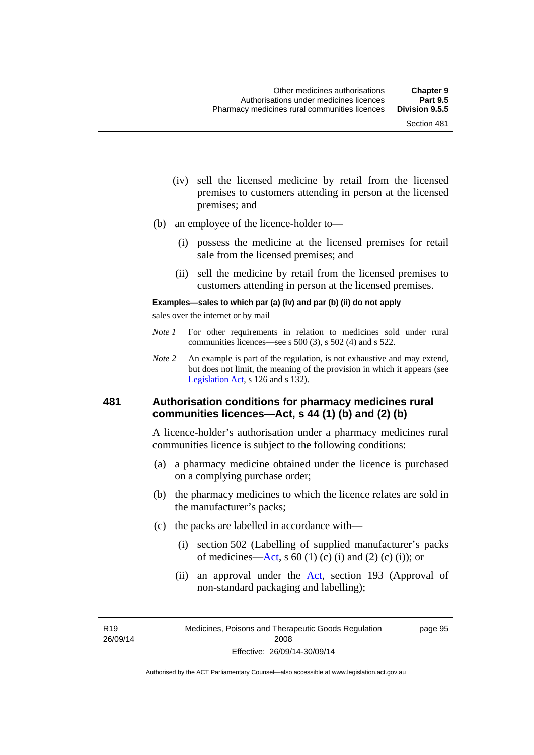(iv) sell the licensed medicine by retail from the licensed premises to customers attending in person at the licensed premises; and

(b) an employee of the licence-holder to—

(i) possess the medicine at the licensed premises for retail sale from the licensed premises; and

(ii) sell the medicine by retail from the licensed premises to customers attending in person at the licensed premises.

**Examples—sales to which par (a) (iv) and par (b) (ii) do not apply**

sales over the internet or by mail

*Note 1* For other requirements in relation to medicines sold under rural communities licences—see s 500 (3), s 502 (4) and s 522.

*Note 2* An example is part of the regulation, is not exhaustive and may extend, but does not limit, the meaning of the provision in which it appears (see Legislation Act, s 126 and s 132).

## 481 Authorisation conditions for pharmacy medicines rural communities licences—Act, s 44 (1) (b) and (2) (b)

A licence-holder's authorisation under a pharmacy medicines rural communities licence is subject to the following conditions:

(a) a pharmacy medicine obtained under the licence is purchased on a complying purchase order;

(b) the pharmacy medicines to which the licence relates are sold in the manufacturer's packs;

(c) the packs are labelled in accordance with—

(i) section 502 (Labelling of supplied manufacturer's packs of medicines—Act, s 60 (1) (c) (i) and (2) (c) (i)); or

(ii) an approval under the Act, section 193 (Approval of non-standard packaging and labelling);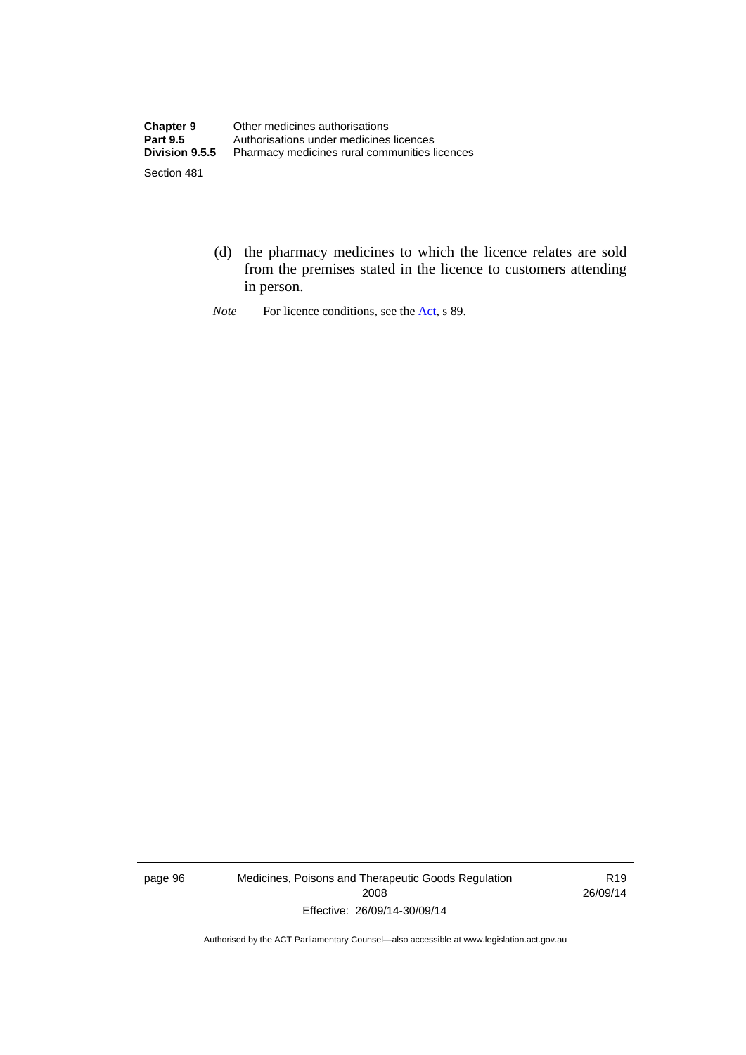(d) the pharmacy medicines to which the licence relates are sold from the premises stated in the licence to customers attending in person.

*Note* For licence conditions, see the Act, s 89.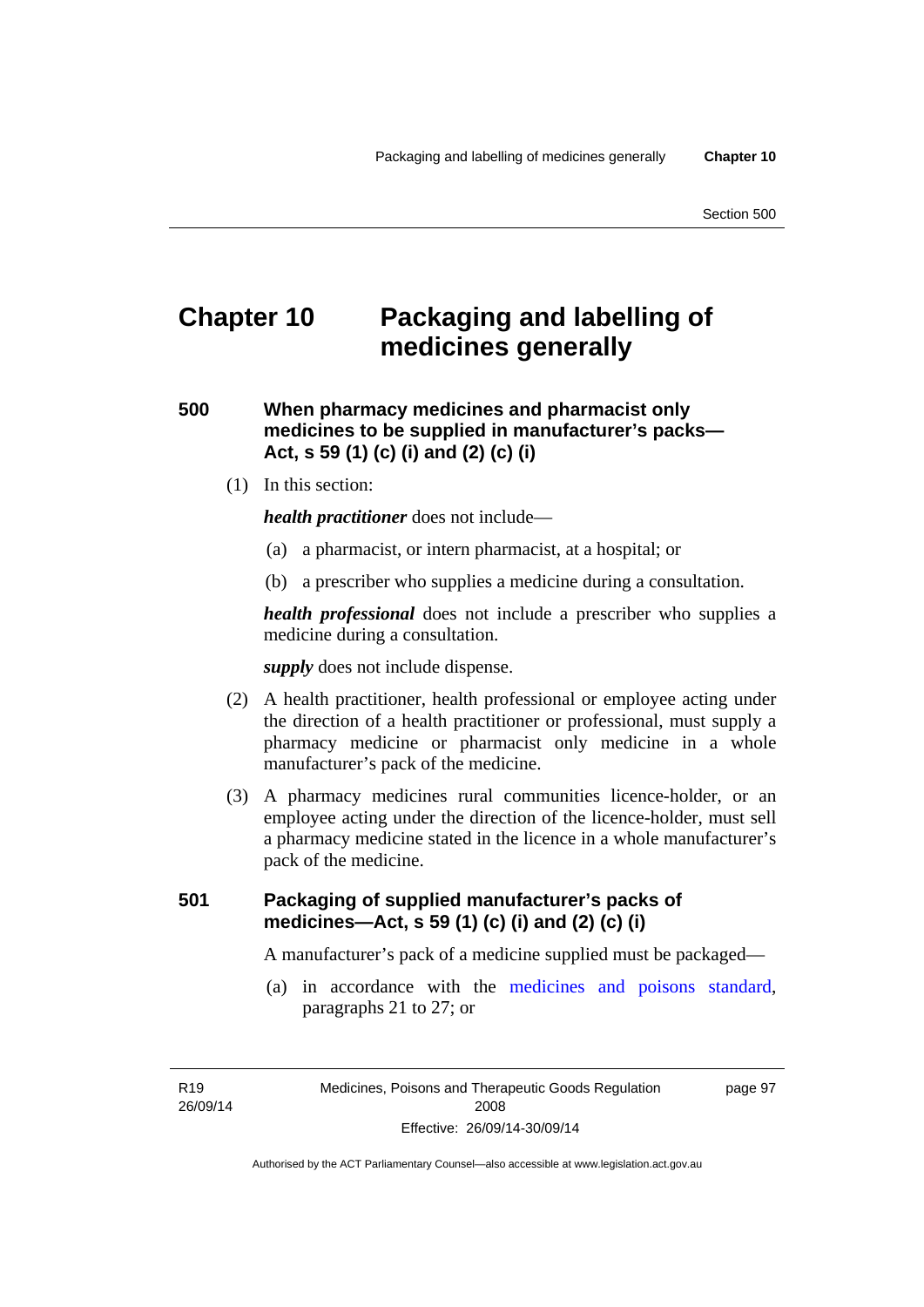# Chapter 10 Packaging and labelling of medicines generally

## 500 When pharmacy medicines and pharmacist only medicines to be supplied in manufacturer's packs—Act, s 59 (1) (c) (i) and (2) (c) (i)

(1) In this section:

***health practitioner*** does not include—

(a) a pharmacist, or intern pharmacist, at a hospital; or

(b) a prescriber who supplies a medicine during a consultation.

***health professional*** does not include a prescriber who supplies a medicine during a consultation.

***supply*** does not include dispense.

(2) A health practitioner, health professional or employee acting under the direction of a health practitioner or professional, must supply a pharmacy medicine or pharmacist only medicine in a whole manufacturer's pack of the medicine.

(3) A pharmacy medicines rural communities licence-holder, or an employee acting under the direction of the licence-holder, must sell a pharmacy medicine stated in the licence in a whole manufacturer's pack of the medicine.

## 501 Packaging of supplied manufacturer's packs of medicines—Act, s 59 (1) (c) (i) and (2) (c) (i)

A manufacturer's pack of a medicine supplied must be packaged—

(a) in accordance with the medicines and poisons standard, paragraphs 21 to 27; or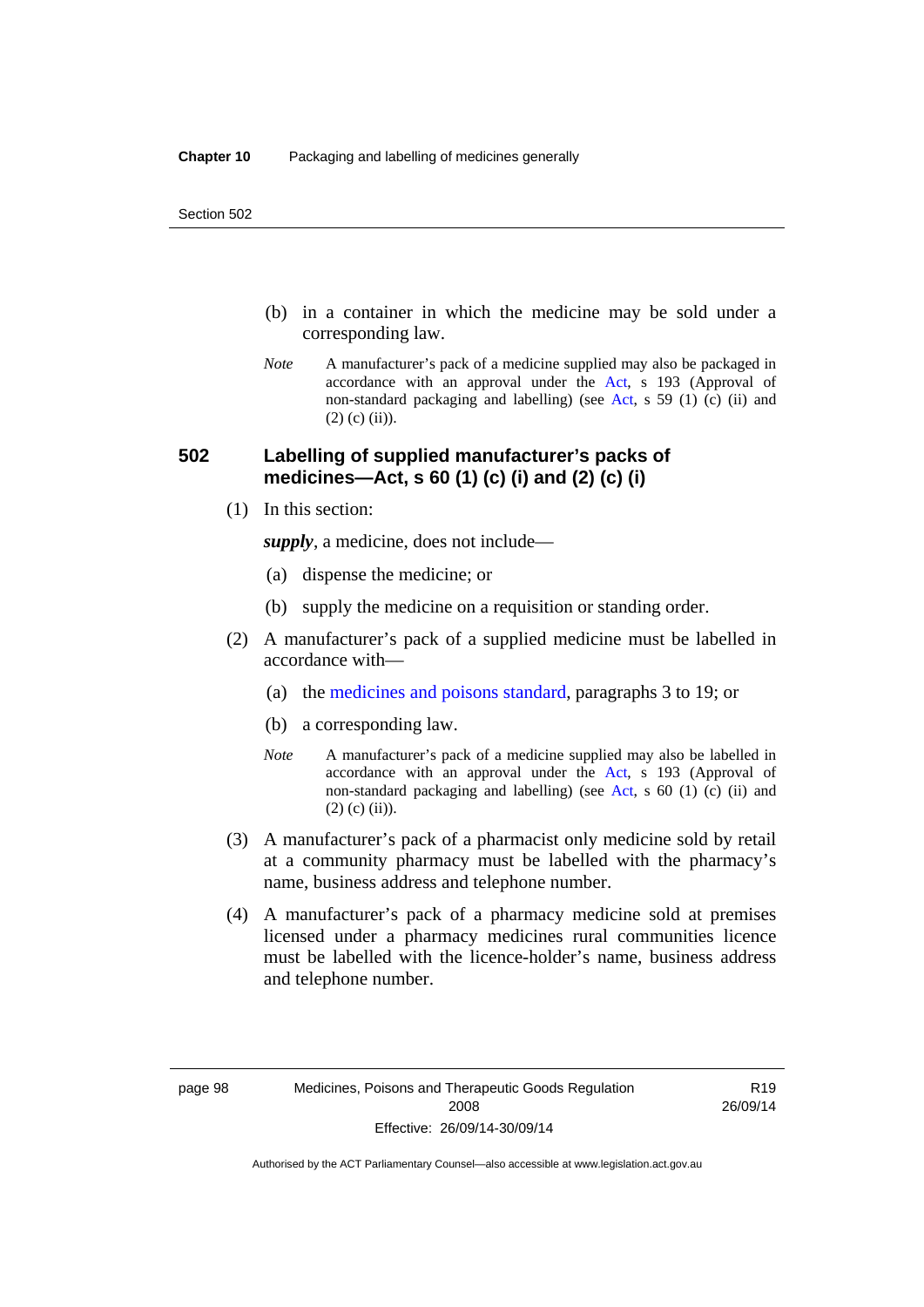(b) in a container in which the medicine may be sold under a corresponding law.

*Note* A manufacturer's pack of a medicine supplied may also be packaged in accordance with an approval under the Act, s 193 (Approval of non-standard packaging and labelling) (see Act, s 59 (1) (c) (ii) and (2) (c) (ii)).

## 502 Labelling of supplied manufacturer's packs of medicines—Act, s 60 (1) (c) (i) and (2) (c) (i)

(1) In this section:

***supply***, a medicine, does not include—

(a) dispense the medicine; or

(b) supply the medicine on a requisition or standing order.

(2) A manufacturer's pack of a supplied medicine must be labelled in accordance with—

(a) the medicines and poisons standard, paragraphs 3 to 19; or

(b) a corresponding law.

*Note* A manufacturer's pack of a medicine supplied may also be labelled in accordance with an approval under the Act, s 193 (Approval of non-standard packaging and labelling) (see Act, s 60 (1) (c) (ii) and (2) (c) (ii)).

(3) A manufacturer's pack of a pharmacist only medicine sold by retail at a community pharmacy must be labelled with the pharmacy's name, business address and telephone number.

(4) A manufacturer's pack of a pharmacy medicine sold at premises licensed under a pharmacy medicines rural communities licence must be labelled with the licence-holder's name, business address and telephone number.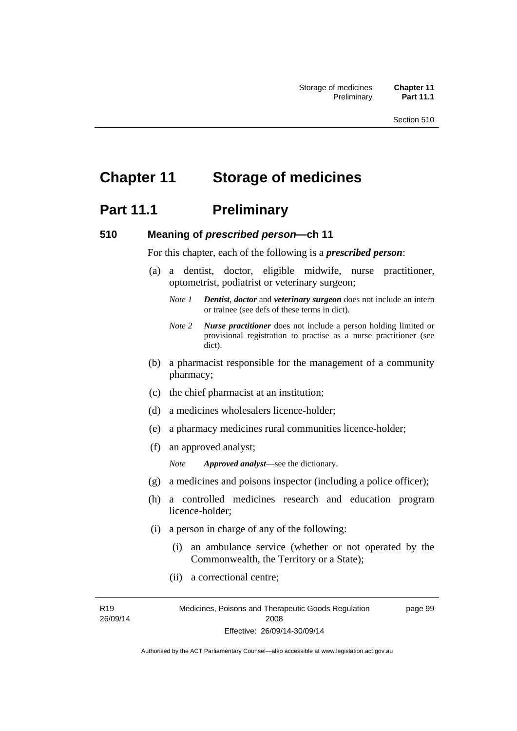# Chapter 11 Storage of medicines

## Part 11.1 Preliminary

### 510 Meaning of *prescribed person*—ch 11

For this chapter, each of the following is a ***prescribed person***:

(a) a dentist, doctor, eligible midwife, nurse practitioner, optometrist, podiatrist or veterinary surgeon;

*Note 1* ***Dentist***, ***doctor*** and ***veterinary surgeon*** does not include an intern or trainee (see defs of these terms in dict).

*Note 2* ***Nurse practitioner*** does not include a person holding limited or provisional registration to practise as a nurse practitioner (see dict).

(b) a pharmacist responsible for the management of a community pharmacy;

(c) the chief pharmacist at an institution;

(d) a medicines wholesalers licence-holder;

(e) a pharmacy medicines rural communities licence-holder;

(f) an approved analyst;

*Note* ***Approved analyst***—see the dictionary.

(g) a medicines and poisons inspector (including a police officer);

(h) a controlled medicines research and education program licence-holder;

(i) a person in charge of any of the following:

(i) an ambulance service (whether or not operated by the Commonwealth, the Territory or a State);

(ii) a correctional centre;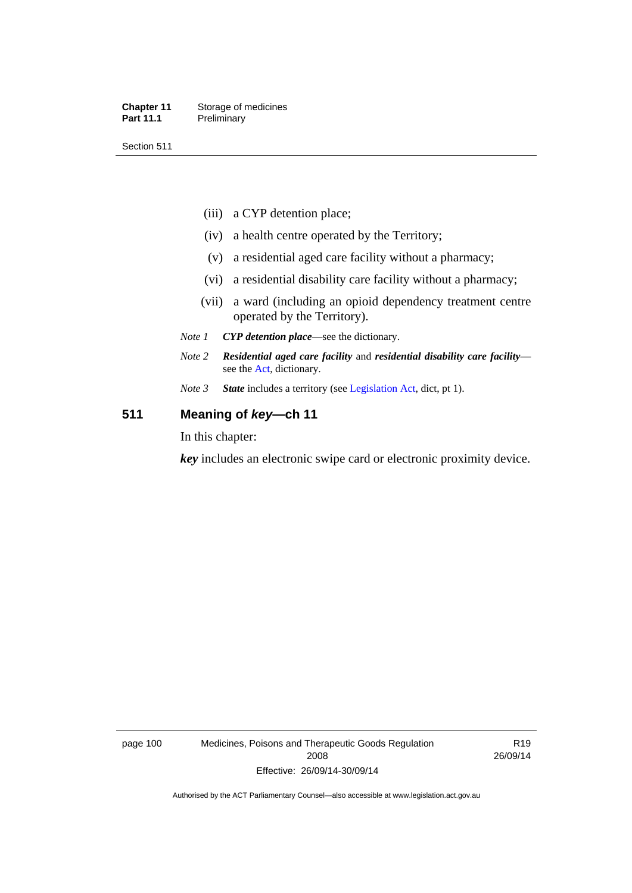(iii) a CYP detention place;

(iv) a health centre operated by the Territory;

(v) a residential aged care facility without a pharmacy;

(vi) a residential disability care facility without a pharmacy;

(vii) a ward (including an opioid dependency treatment centre operated by the Territory).

*Note 1* ***CYP detention place***—see the dictionary.

*Note 2* ***Residential aged care facility*** and ***residential disability care facility***—see the Act, dictionary.

*Note 3* ***State*** includes a territory (see Legislation Act, dict, pt 1).

## 511 Meaning of *key*—ch 11

In this chapter:

***key*** includes an electronic swipe card or electronic proximity device.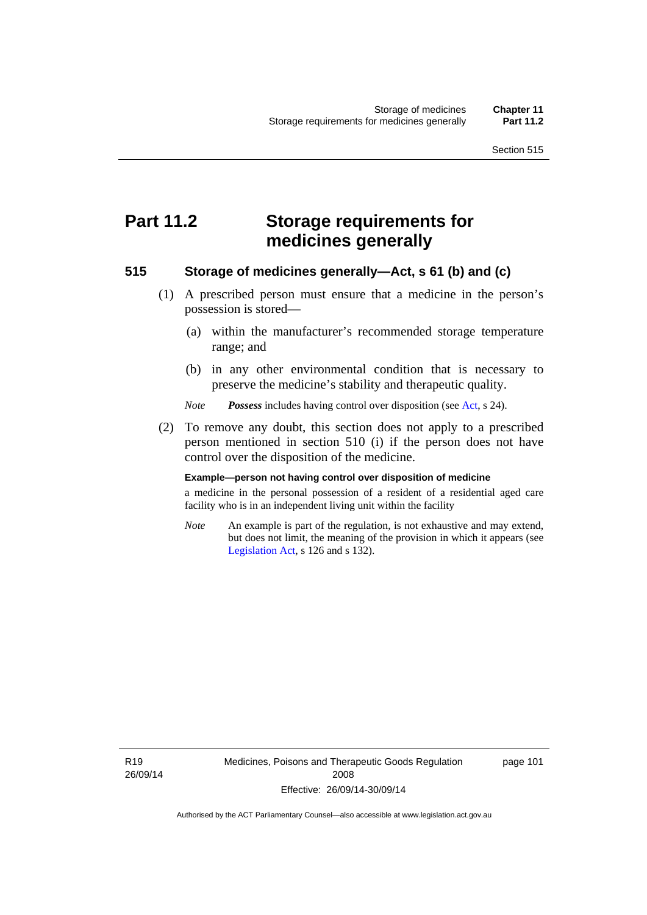# Part 11.2 Storage requirements for medicines generally

## 515 Storage of medicines generally—Act, s 61 (b) and (c)

(1) A prescribed person must ensure that a medicine in the person's possession is stored—

(a) within the manufacturer's recommended storage temperature range; and

(b) in any other environmental condition that is necessary to preserve the medicine's stability and therapeutic quality.

*Note* ***Possess*** includes having control over disposition (see Act, s 24).

(2) To remove any doubt, this section does not apply to a prescribed person mentioned in section 510 (i) if the person does not have control over the disposition of the medicine.

**Example—person not having control over disposition of medicine**

a medicine in the personal possession of a resident of a residential aged care facility who is in an independent living unit within the facility

*Note* An example is part of the regulation, is not exhaustive and may extend, but does not limit, the meaning of the provision in which it appears (see Legislation Act, s 126 and s 132).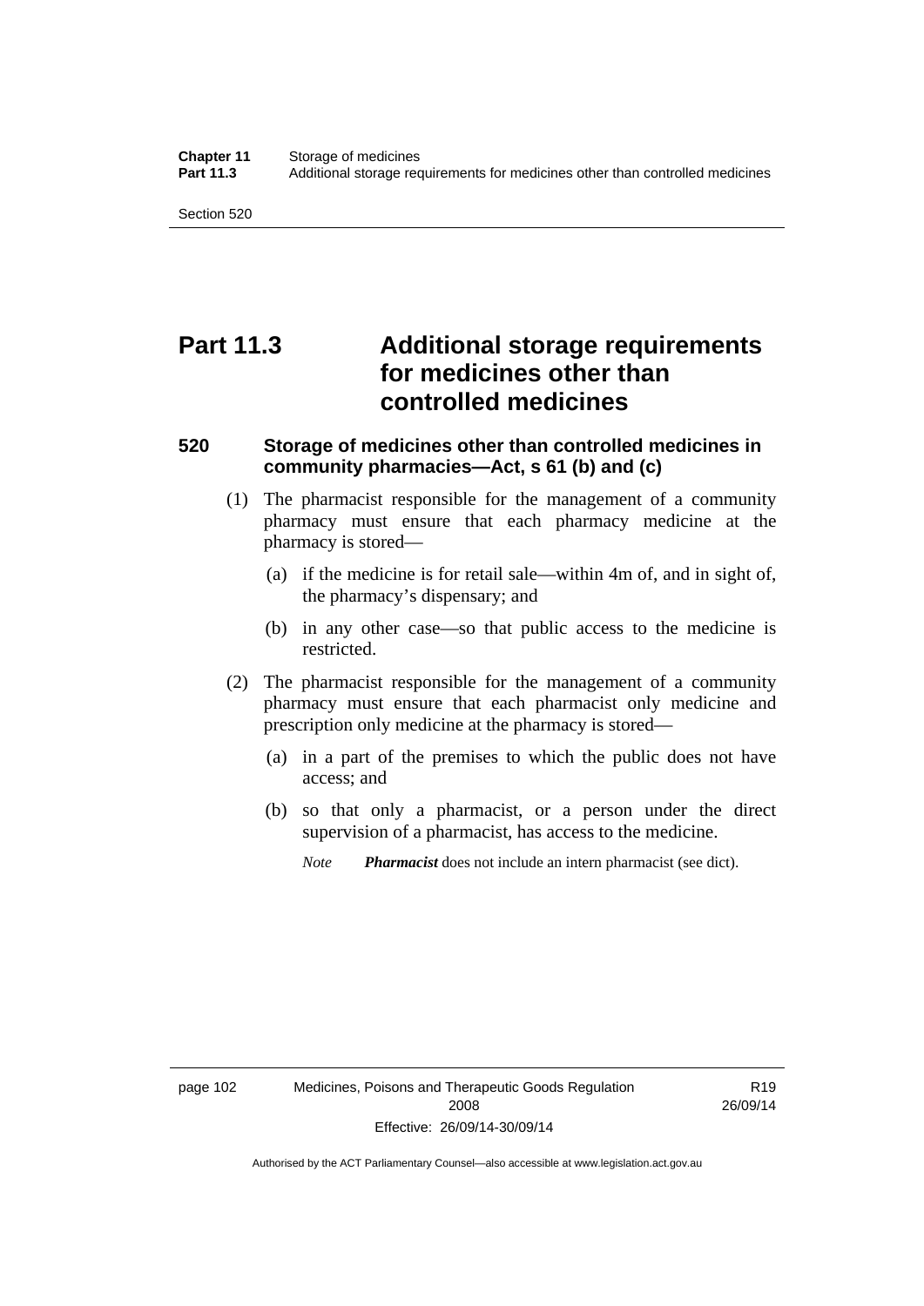# Part 11.3 Additional storage requirements for medicines other than controlled medicines

## 520 Storage of medicines other than controlled medicines in community pharmacies—Act, s 61 (b) and (c)

(1) The pharmacist responsible for the management of a community pharmacy must ensure that each pharmacy medicine at the pharmacy is stored—

(a) if the medicine is for retail sale—within 4m of, and in sight of, the pharmacy's dispensary; and

(b) in any other case—so that public access to the medicine is restricted.

(2) The pharmacist responsible for the management of a community pharmacy must ensure that each pharmacist only medicine and prescription only medicine at the pharmacy is stored—

(a) in a part of the premises to which the public does not have access; and

(b) so that only a pharmacist, or a person under the direct supervision of a pharmacist, has access to the medicine.

*Note* ***Pharmacist*** does not include an intern pharmacist (see dict).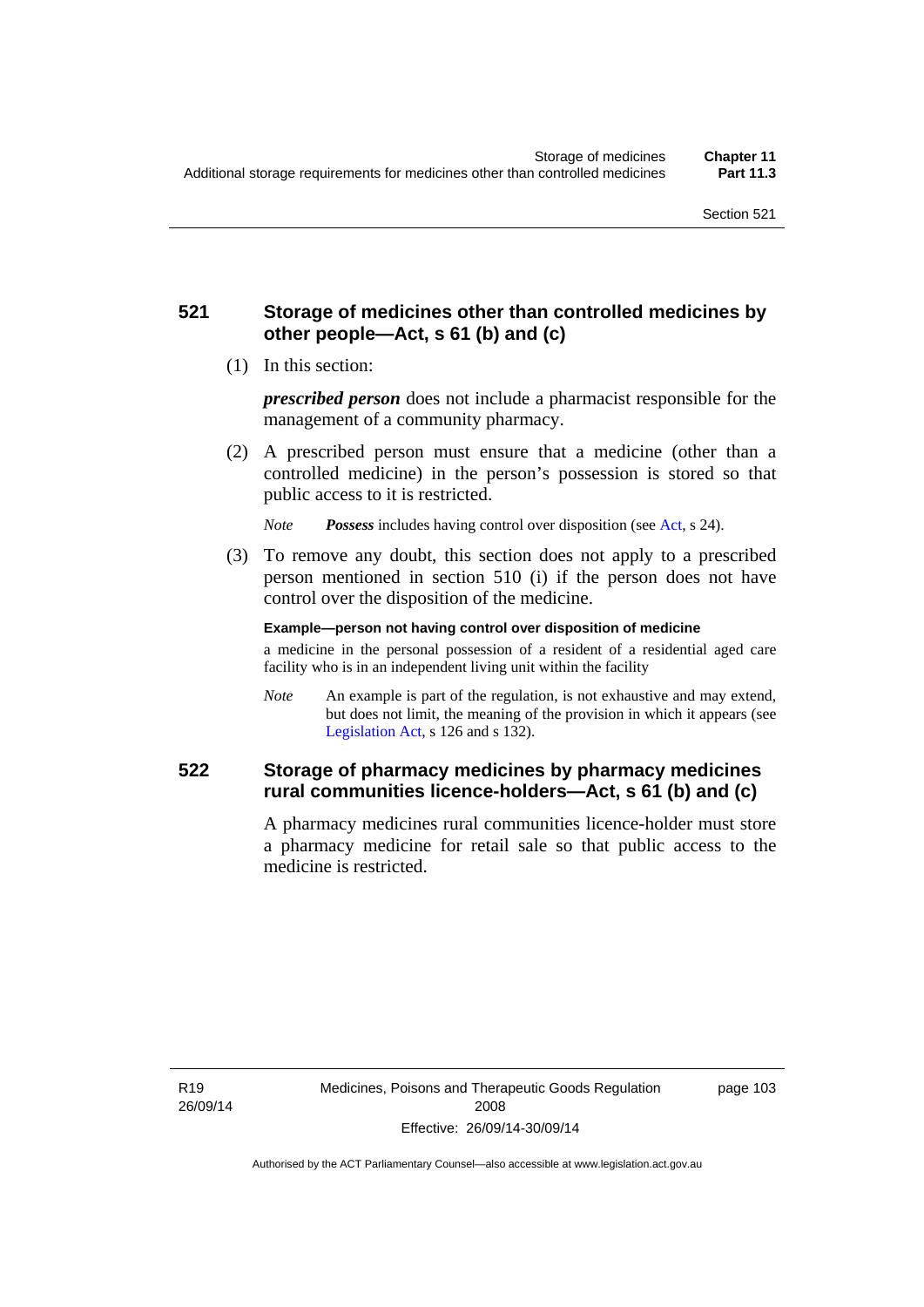## 521 Storage of medicines other than controlled medicines by other people—Act, s 61 (b) and (c)

(1) In this section:

***prescribed person*** does not include a pharmacist responsible for the management of a community pharmacy.

(2) A prescribed person must ensure that a medicine (other than a controlled medicine) in the person's possession is stored so that public access to it is restricted.

*Note* ***Possess*** includes having control over disposition (see Act, s 24).

(3) To remove any doubt, this section does not apply to a prescribed person mentioned in section 510 (i) if the person does not have control over the disposition of the medicine.

**Example—person not having control over disposition of medicine**

a medicine in the personal possession of a resident of a residential aged care facility who is in an independent living unit within the facility

*Note* An example is part of the regulation, is not exhaustive and may extend, but does not limit, the meaning of the provision in which it appears (see Legislation Act, s 126 and s 132).

## 522 Storage of pharmacy medicines by pharmacy medicines rural communities licence-holders—Act, s 61 (b) and (c)

A pharmacy medicines rural communities licence-holder must store a pharmacy medicine for retail sale so that public access to the medicine is restricted.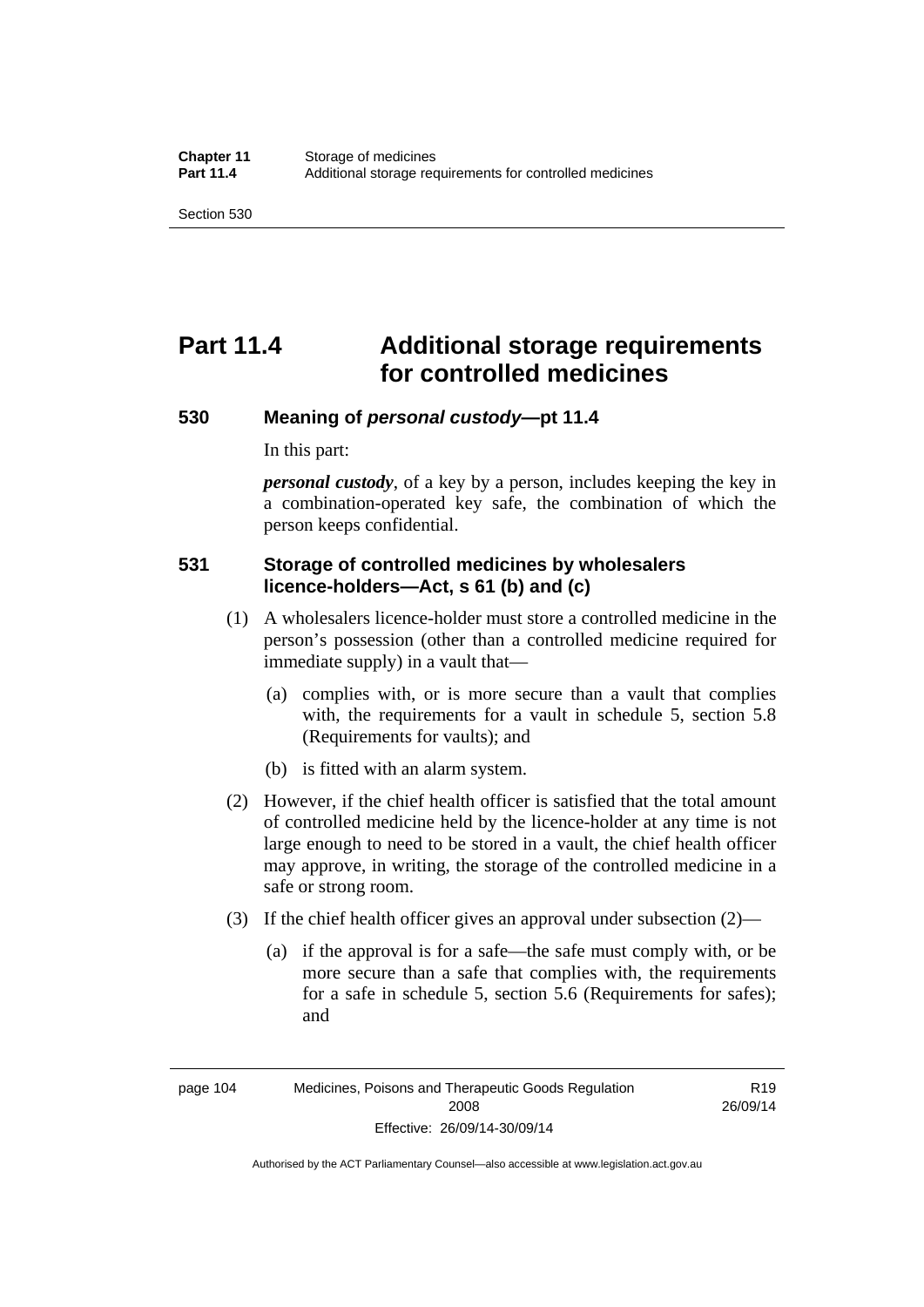# Part 11.4 Additional storage requirements for controlled medicines

## 530 Meaning of *personal custody*—pt 11.4

In this part:

***personal custody***, of a key by a person, includes keeping the key in a combination-operated key safe, the combination of which the person keeps confidential.

## 531 Storage of controlled medicines by wholesalers licence-holders—Act, s 61 (b) and (c)

(1) A wholesalers licence-holder must store a controlled medicine in the person's possession (other than a controlled medicine required for immediate supply) in a vault that—

(a) complies with, or is more secure than a vault that complies with, the requirements for a vault in schedule 5, section 5.8 (Requirements for vaults); and

(b) is fitted with an alarm system.

(2) However, if the chief health officer is satisfied that the total amount of controlled medicine held by the licence-holder at any time is not large enough to need to be stored in a vault, the chief health officer may approve, in writing, the storage of the controlled medicine in a safe or strong room.

(3) If the chief health officer gives an approval under subsection (2)—

(a) if the approval is for a safe—the safe must comply with, or be more secure than a safe that complies with, the requirements for a safe in schedule 5, section 5.6 (Requirements for safes); and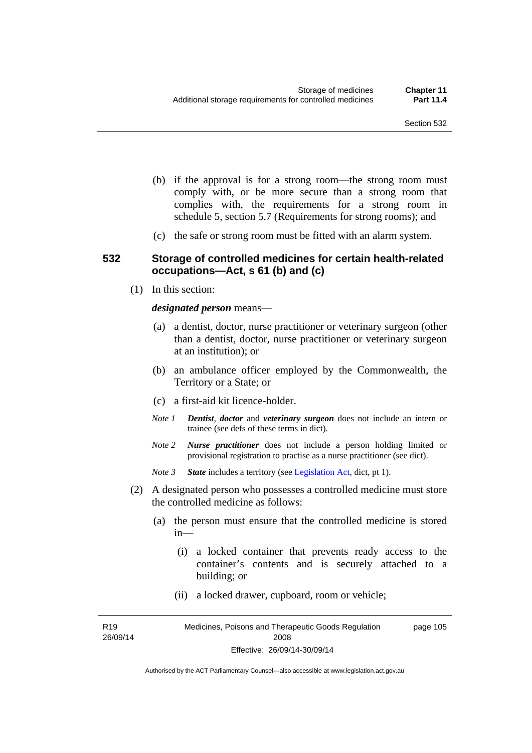(b) if the approval is for a strong room—the strong room must comply with, or be more secure than a strong room that complies with, the requirements for a strong room in schedule 5, section 5.7 (Requirements for strong rooms); and

(c) the safe or strong room must be fitted with an alarm system.

## 532 Storage of controlled medicines for certain health-related occupations—Act, s 61 (b) and (c)

(1) In this section:

***designated person*** means—

(a) a dentist, doctor, nurse practitioner or veterinary surgeon (other than a dentist, doctor, nurse practitioner or veterinary surgeon at an institution); or

(b) an ambulance officer employed by the Commonwealth, the Territory or a State; or

(c) a first-aid kit licence-holder.

*Note 1* ***Dentist*, *doctor*** and ***veterinary surgeon*** does not include an intern or trainee (see defs of these terms in dict).

*Note 2* ***Nurse practitioner*** does not include a person holding limited or provisional registration to practise as a nurse practitioner (see dict).

*Note 3* ***State*** includes a territory (see Legislation Act, dict, pt 1).

(2) A designated person who possesses a controlled medicine must store the controlled medicine as follows:

(a) the person must ensure that the controlled medicine is stored in—

(i) a locked container that prevents ready access to the container's contents and is securely attached to a building; or

(ii) a locked drawer, cupboard, room or vehicle;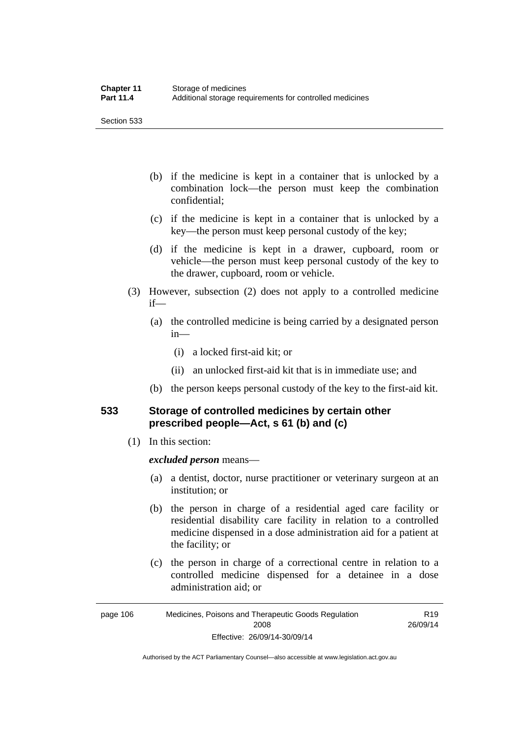(b) if the medicine is kept in a container that is unlocked by a combination lock—the person must keep the combination confidential;

(c) if the medicine is kept in a container that is unlocked by a key—the person must keep personal custody of the key;

(d) if the medicine is kept in a drawer, cupboard, room or vehicle—the person must keep personal custody of the key to the drawer, cupboard, room or vehicle.

(3) However, subsection (2) does not apply to a controlled medicine if—

(a) the controlled medicine is being carried by a designated person in—

(i) a locked first-aid kit; or

(ii) an unlocked first-aid kit that is in immediate use; and

(b) the person keeps personal custody of the key to the first-aid kit.

## 533 Storage of controlled medicines by certain other prescribed people—Act, s 61 (b) and (c)

(1) In this section:

***excluded person*** means—

(a) a dentist, doctor, nurse practitioner or veterinary surgeon at an institution; or

(b) the person in charge of a residential aged care facility or residential disability care facility in relation to a controlled medicine dispensed in a dose administration aid for a patient at the facility; or

(c) the person in charge of a correctional centre in relation to a controlled medicine dispensed for a detainee in a dose administration aid; or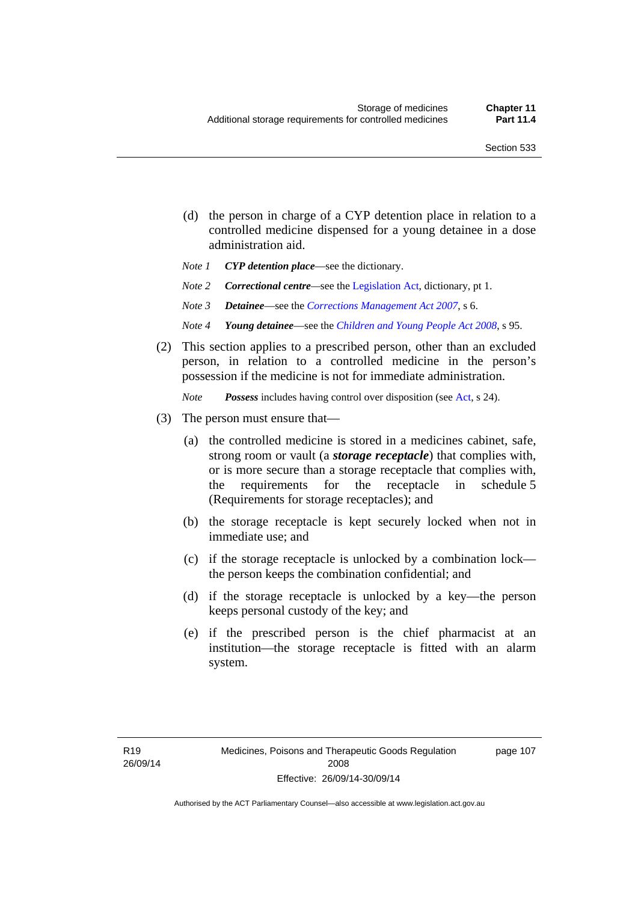(d) the person in charge of a CYP detention place in relation to a controlled medicine dispensed for a young detainee in a dose administration aid.

*Note 1* ***CYP detention place***—see the dictionary.

*Note 2* ***Correctional centre***—see the Legislation Act, dictionary, pt 1.

*Note 3* ***Detainee***—see the *Corrections Management Act 2007*, s 6.

*Note 4* ***Young detainee***—see the *Children and Young People Act 2008*, s 95.

(2) This section applies to a prescribed person, other than an excluded person, in relation to a controlled medicine in the person's possession if the medicine is not for immediate administration.

*Note* ***Possess*** includes having control over disposition (see Act, s 24).

(3) The person must ensure that—

(a) the controlled medicine is stored in a medicines cabinet, safe, strong room or vault (a ***storage receptacle***) that complies with, or is more secure than a storage receptacle that complies with, the requirements for the receptacle in schedule 5 (Requirements for storage receptacles); and

(b) the storage receptacle is kept securely locked when not in immediate use; and

(c) if the storage receptacle is unlocked by a combination lock—the person keeps the combination confidential; and

(d) if the storage receptacle is unlocked by a key—the person keeps personal custody of the key; and

(e) if the prescribed person is the chief pharmacist at an institution—the storage receptacle is fitted with an alarm system.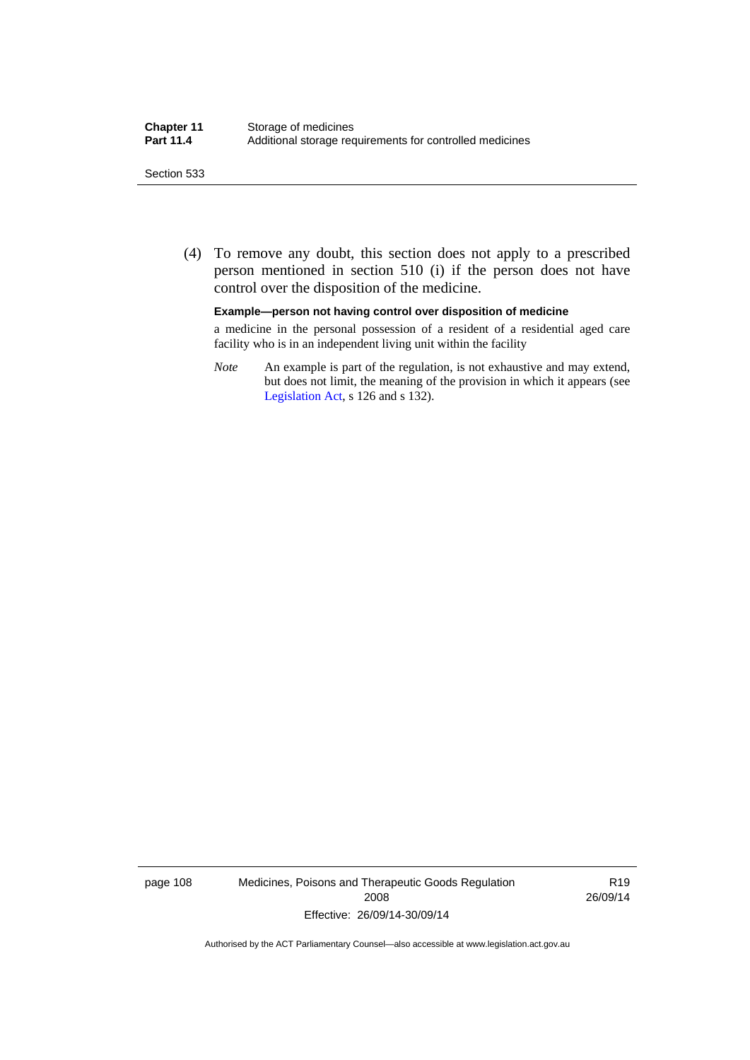(4) To remove any doubt, this section does not apply to a prescribed person mentioned in section 510 (i) if the person does not have control over the disposition of the medicine.

**Example—person not having control over disposition of medicine**

a medicine in the personal possession of a resident of a residential aged care facility who is in an independent living unit within the facility

*Note* An example is part of the regulation, is not exhaustive and may extend, but does not limit, the meaning of the provision in which it appears (see Legislation Act, s 126 and s 132).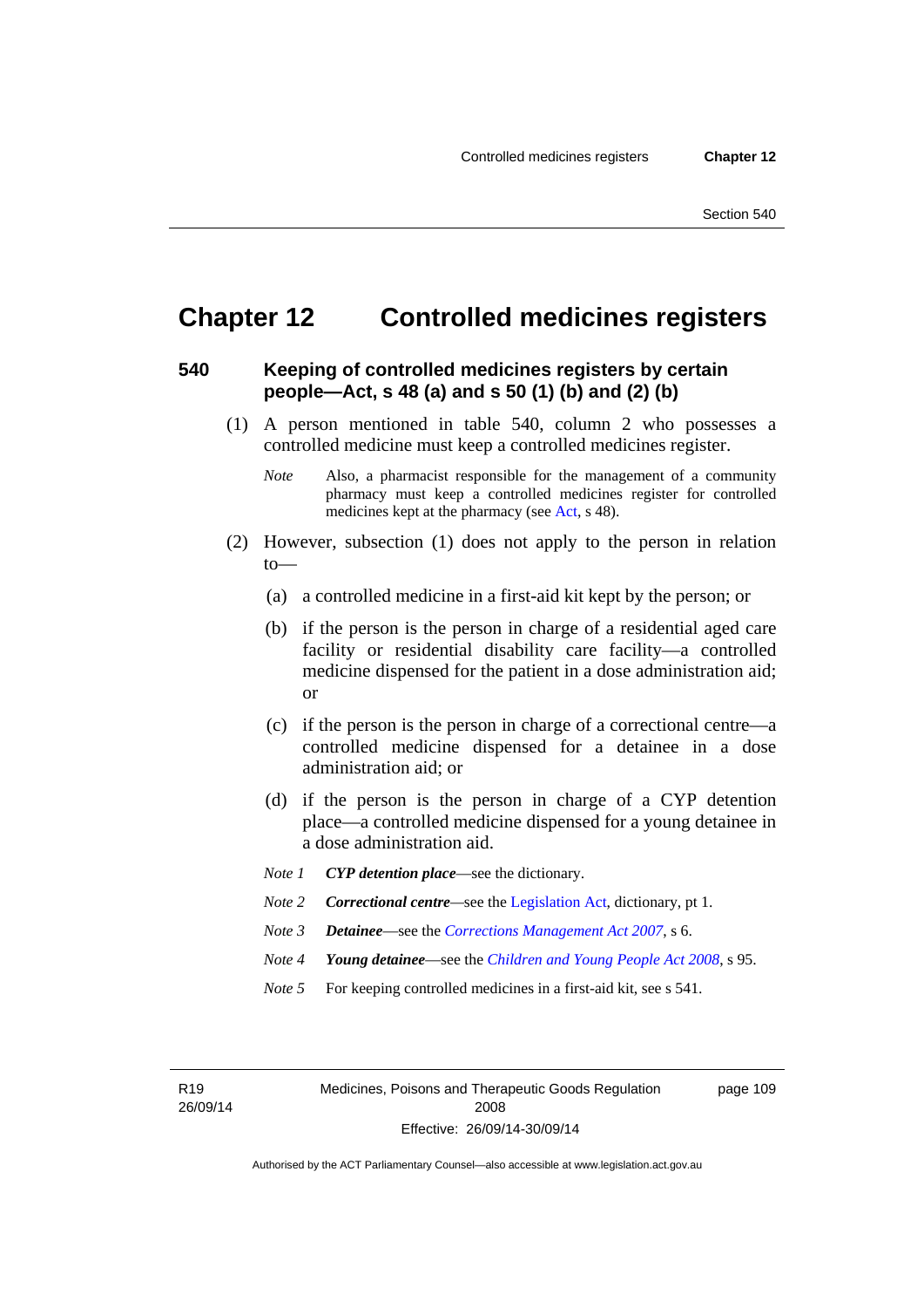# Chapter 12 Controlled medicines registers

## 540 Keeping of controlled medicines registers by certain people—Act, s 48 (a) and s 50 (1) (b) and (2) (b)

(1) A person mentioned in table 540, column 2 who possesses a controlled medicine must keep a controlled medicines register.

*Note* Also, a pharmacist responsible for the management of a community pharmacy must keep a controlled medicines register for controlled medicines kept at the pharmacy (see Act, s 48).

(2) However, subsection (1) does not apply to the person in relation to—

(a) a controlled medicine in a first-aid kit kept by the person; or

(b) if the person is the person in charge of a residential aged care facility or residential disability care facility—a controlled medicine dispensed for the patient in a dose administration aid; or

(c) if the person is the person in charge of a correctional centre—a controlled medicine dispensed for a detainee in a dose administration aid; or

(d) if the person is the person in charge of a CYP detention place—a controlled medicine dispensed for a young detainee in a dose administration aid.

*Note 1* ***CYP detention place***—see the dictionary.

*Note 2* ***Correctional centre***—see the Legislation Act, dictionary, pt 1.

*Note 3* ***Detainee***—see the *Corrections Management Act 2007*, s 6.

*Note 4* ***Young detainee***—see the *Children and Young People Act 2008*, s 95.

*Note 5* For keeping controlled medicines in a first-aid kit, see s 541.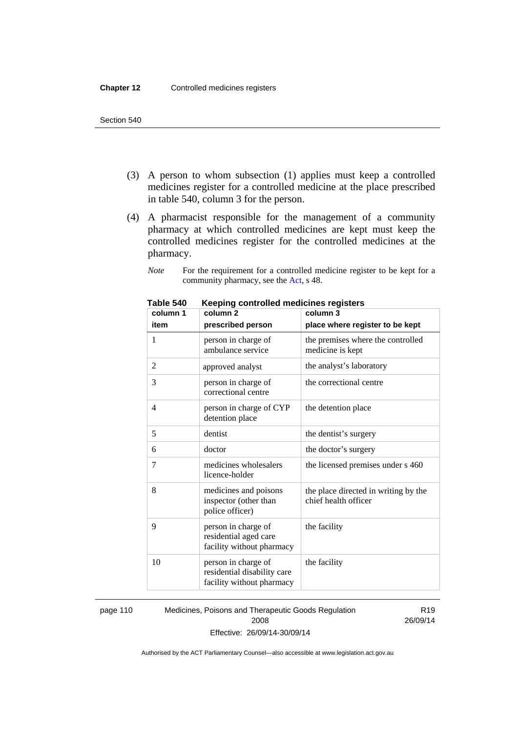(3) A person to whom subsection (1) applies must keep a controlled medicines register for a controlled medicine at the place prescribed in table 540, column 3 for the person.

(4) A pharmacist responsible for the management of a community pharmacy at which controlled medicines are kept must keep the controlled medicines register for the controlled medicines at the pharmacy.

*Note* For the requirement for a controlled medicine register to be kept for a community pharmacy, see the Act, s 48.

**Table 540 Keeping controlled medicines registers**

| column 1<br>item | column 2<br>prescribed person | column 3<br>place where register to be kept |
|---|---|---|
| 1 | person in charge of ambulance service | the premises where the controlled medicine is kept |
| 2 | approved analyst | the analyst's laboratory |
| 3 | person in charge of correctional centre | the correctional centre |
| 4 | person in charge of CYP detention place | the detention place |
| 5 | dentist | the dentist's surgery |
| 6 | doctor | the doctor's surgery |
| 7 | medicines wholesalers licence-holder | the licensed premises under s 460 |
| 8 | medicines and poisons inspector (other than police officer) | the place directed in writing by the chief health officer |
| 9 | person in charge of residential aged care facility without pharmacy | the facility |
| 10 | person in charge of residential disability care facility without pharmacy | the facility |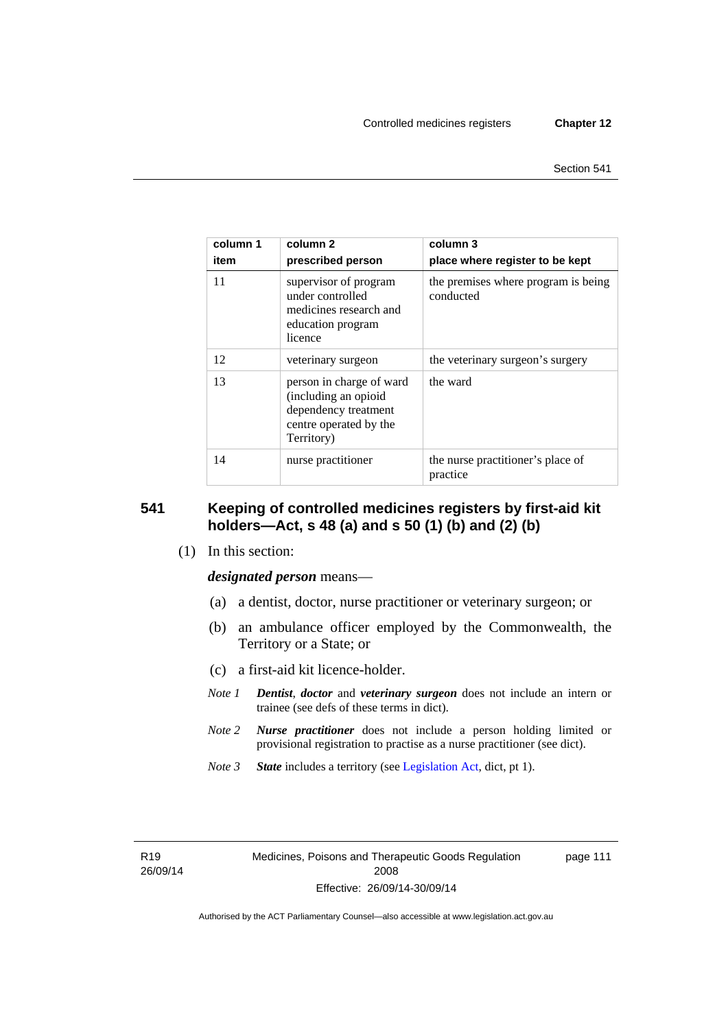| column 1<br>item | column 2<br>prescribed person | column 3<br>place where register to be kept |
|---|---|---|
| 11 | supervisor of program under controlled medicines research and education program licence | the premises where program is being conducted |
| 12 | veterinary surgeon | the veterinary surgeon's surgery |
| 13 | person in charge of ward (including an opioid dependency treatment centre operated by the Territory) | the ward |
| 14 | nurse practitioner | the nurse practitioner's place of practice |

## 541 Keeping of controlled medicines registers by first-aid kit holders—Act, s 48 (a) and s 50 (1) (b) and (2) (b)

(1) In this section:

***designated person*** means—

(a) a dentist, doctor, nurse practitioner or veterinary surgeon; or

(b) an ambulance officer employed by the Commonwealth, the Territory or a State; or

(c) a first-aid kit licence-holder.

*Note 1* ***Dentist***, ***doctor*** and ***veterinary surgeon*** does not include an intern or trainee (see defs of these terms in dict).

*Note 2* ***Nurse practitioner*** does not include a person holding limited or provisional registration to practise as a nurse practitioner (see dict).

*Note 3* ***State*** includes a territory (see Legislation Act, dict, pt 1).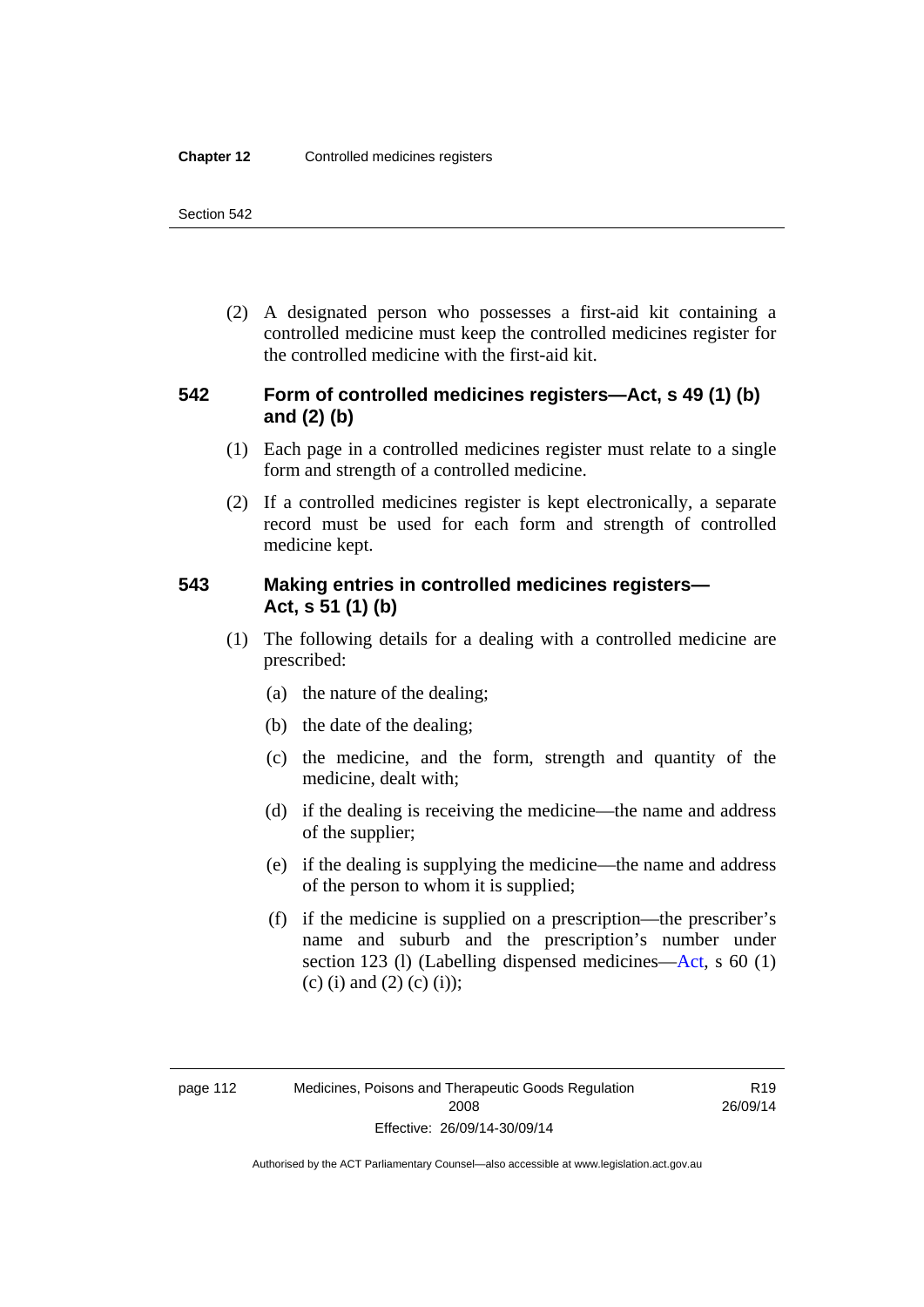(2) A designated person who possesses a first-aid kit containing a controlled medicine must keep the controlled medicines register for the controlled medicine with the first-aid kit.

### 542 Form of controlled medicines registers—Act, s 49 (1) (b) and (2) (b)

(1) Each page in a controlled medicines register must relate to a single form and strength of a controlled medicine.

(2) If a controlled medicines register is kept electronically, a separate record must be used for each form and strength of controlled medicine kept.

### 543 Making entries in controlled medicines registers—Act, s 51 (1) (b)

(1) The following details for a dealing with a controlled medicine are prescribed:

(a) the nature of the dealing;

(b) the date of the dealing;

(c) the medicine, and the form, strength and quantity of the medicine, dealt with;

(d) if the dealing is receiving the medicine—the name and address of the supplier;

(e) if the dealing is supplying the medicine—the name and address of the person to whom it is supplied;

(f) if the medicine is supplied on a prescription—the prescriber's name and suburb and the prescription's number under section 123 (l) (Labelling dispensed medicines—Act, s 60 (1) (c) (i) and (2) (c) (i));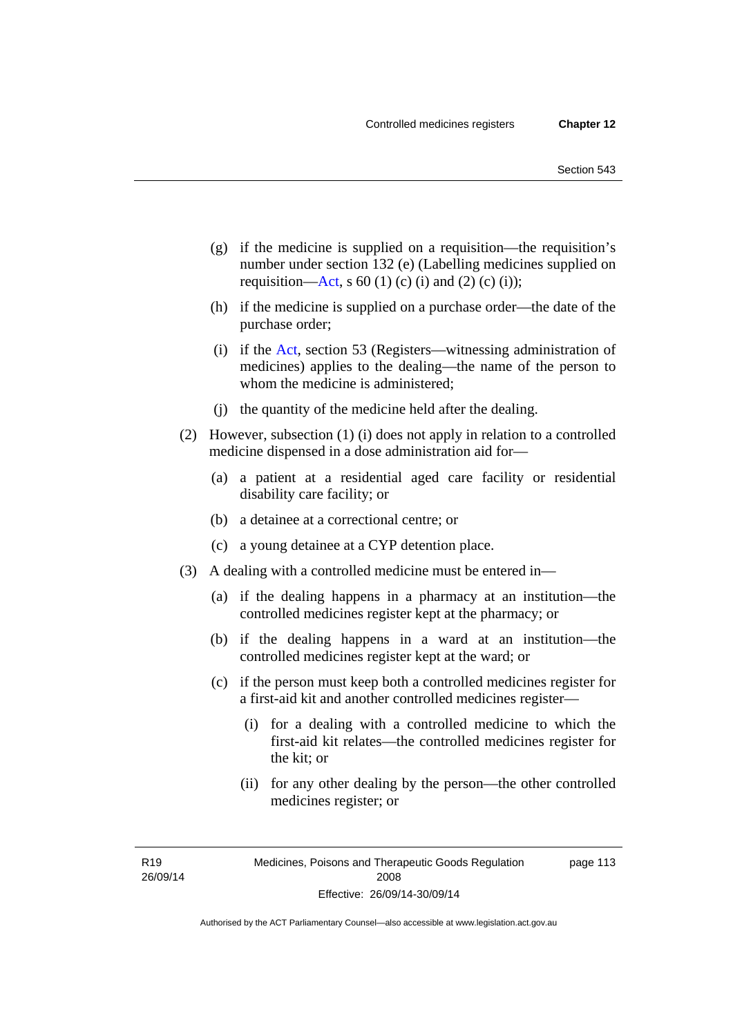(g) if the medicine is supplied on a requisition—the requisition's number under section 132 (e) (Labelling medicines supplied on requisition—Act, s 60 (1) (c) (i) and (2) (c) (i));

(h) if the medicine is supplied on a purchase order—the date of the purchase order;

(i) if the Act, section 53 (Registers—witnessing administration of medicines) applies to the dealing—the name of the person to whom the medicine is administered;

(j) the quantity of the medicine held after the dealing.

(2) However, subsection (1) (i) does not apply in relation to a controlled medicine dispensed in a dose administration aid for—

(a) a patient at a residential aged care facility or residential disability care facility; or

(b) a detainee at a correctional centre; or

(c) a young detainee at a CYP detention place.

(3) A dealing with a controlled medicine must be entered in—

(a) if the dealing happens in a pharmacy at an institution—the controlled medicines register kept at the pharmacy; or

(b) if the dealing happens in a ward at an institution—the controlled medicines register kept at the ward; or

(c) if the person must keep both a controlled medicines register for a first-aid kit and another controlled medicines register—

(i) for a dealing with a controlled medicine to which the first-aid kit relates—the controlled medicines register for the kit; or

(ii) for any other dealing by the person—the other controlled medicines register; or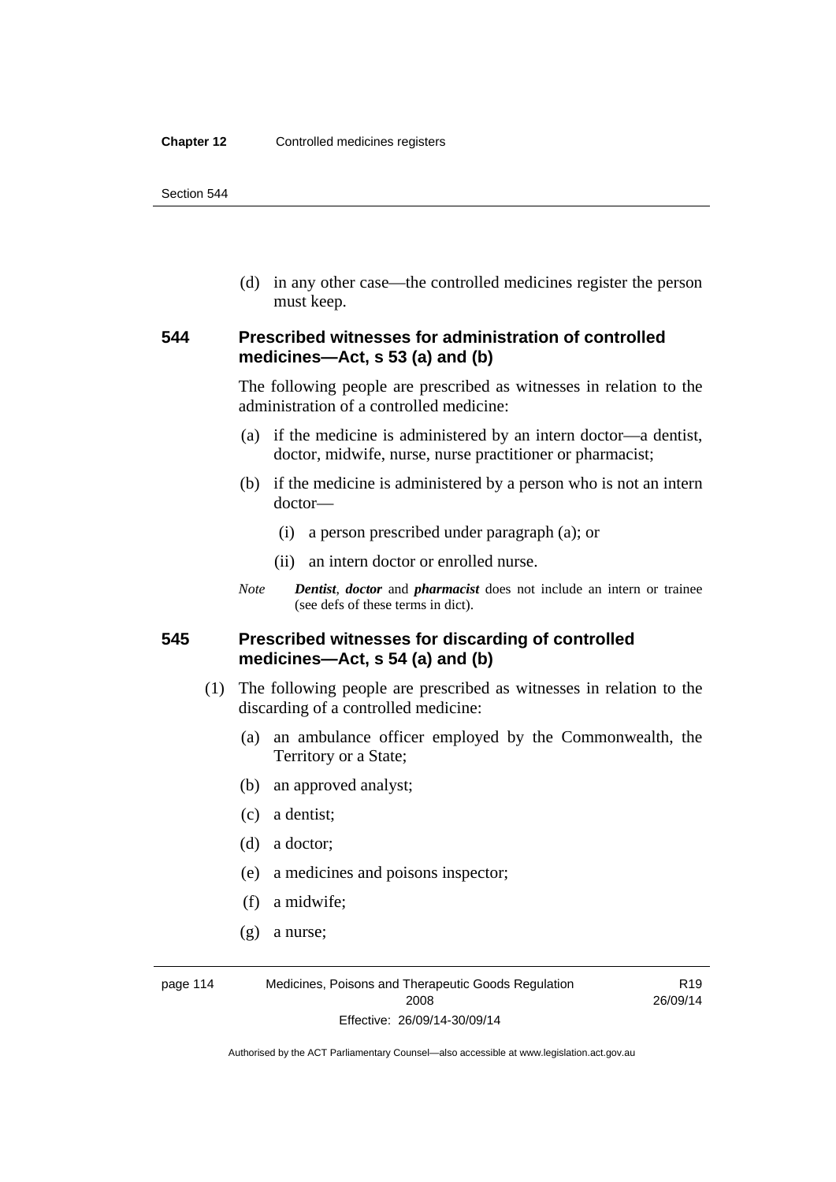(d) in any other case—the controlled medicines register the person must keep.

### 544 Prescribed witnesses for administration of controlled medicines—Act, s 53 (a) and (b)

The following people are prescribed as witnesses in relation to the administration of a controlled medicine:

(a) if the medicine is administered by an intern doctor—a dentist, doctor, midwife, nurse, nurse practitioner or pharmacist;

(b) if the medicine is administered by a person who is not an intern doctor—

(i) a person prescribed under paragraph (a); or

(ii) an intern doctor or enrolled nurse.

*Note* ***Dentist***, ***doctor*** and ***pharmacist*** does not include an intern or trainee (see defs of these terms in dict).

### 545 Prescribed witnesses for discarding of controlled medicines—Act, s 54 (a) and (b)

(1) The following people are prescribed as witnesses in relation to the discarding of a controlled medicine:

(a) an ambulance officer employed by the Commonwealth, the Territory or a State;

(b) an approved analyst;

(c) a dentist;

(d) a doctor;

(e) a medicines and poisons inspector;

(f) a midwife;

(g) a nurse;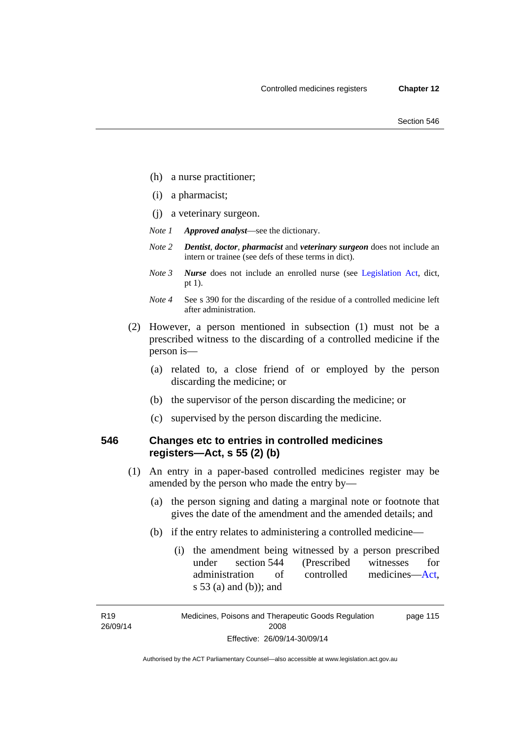(h) a nurse practitioner;

(i) a pharmacist;

(j) a veterinary surgeon.

*Note 1* ***Approved analyst***—see the dictionary.

*Note 2* ***Dentist***, ***doctor***, ***pharmacist*** and ***veterinary surgeon*** does not include an intern or trainee (see defs of these terms in dict).

*Note 3* ***Nurse*** does not include an enrolled nurse (see Legislation Act, dict, pt 1).

*Note 4* See s 390 for the discarding of the residue of a controlled medicine left after administration.

(2) However, a person mentioned in subsection (1) must not be a prescribed witness to the discarding of a controlled medicine if the person is—

(a) related to, a close friend of or employed by the person discarding the medicine; or

(b) the supervisor of the person discarding the medicine; or

(c) supervised by the person discarding the medicine.

## 546 Changes etc to entries in controlled medicines registers—Act, s 55 (2) (b)

(1) An entry in a paper-based controlled medicines register may be amended by the person who made the entry by—

(a) the person signing and dating a marginal note or footnote that gives the date of the amendment and the amended details; and

(b) if the entry relates to administering a controlled medicine—

(i) the amendment being witnessed by a person prescribed under section 544 (Prescribed witnesses for administration of controlled medicines—Act, s 53 (a) and (b)); and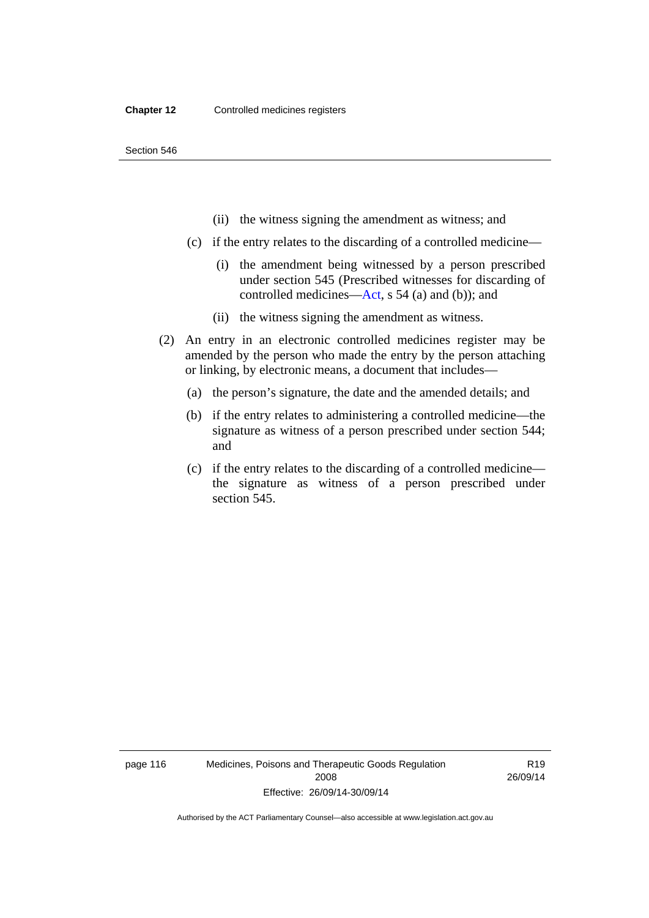(ii) the witness signing the amendment as witness; and

(c) if the entry relates to the discarding of a controlled medicine—

(i) the amendment being witnessed by a person prescribed under section 545 (Prescribed witnesses for discarding of controlled medicines—Act, s 54 (a) and (b)); and

(ii) the witness signing the amendment as witness.

(2) An entry in an electronic controlled medicines register may be amended by the person who made the entry by the person attaching or linking, by electronic means, a document that includes—

(a) the person's signature, the date and the amended details; and

(b) if the entry relates to administering a controlled medicine—the signature as witness of a person prescribed under section 544; and

(c) if the entry relates to the discarding of a controlled medicine—the signature as witness of a person prescribed under section 545.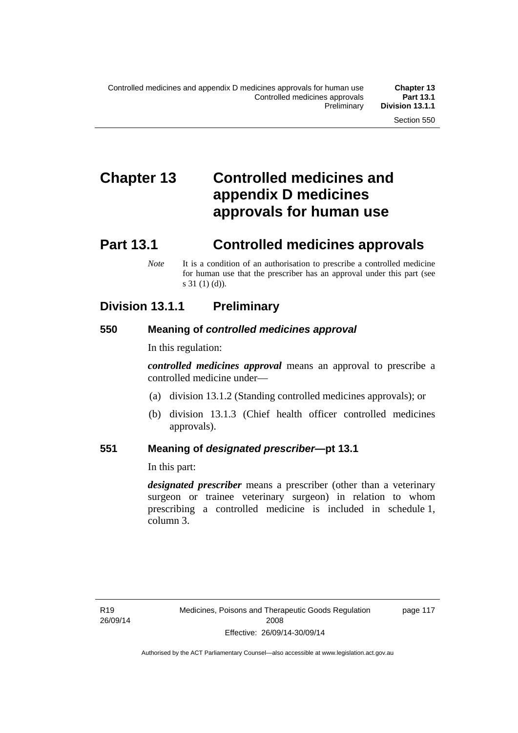# Chapter 13 Controlled medicines and appendix D medicines approvals for human use

## Part 13.1 Controlled medicines approvals

*Note* It is a condition of an authorisation to prescribe a controlled medicine for human use that the prescriber has an approval under this part (see s 31 (1) (d)).

### Division 13.1.1 Preliminary

#### 550 Meaning of *controlled medicines approval*

In this regulation:

***controlled medicines approval*** means an approval to prescribe a controlled medicine under—

(a) division 13.1.2 (Standing controlled medicines approvals); or

(b) division 13.1.3 (Chief health officer controlled medicines approvals).

#### 551 Meaning of *designated prescriber*—pt 13.1

In this part:

***designated prescriber*** means a prescriber (other than a veterinary surgeon or trainee veterinary surgeon) in relation to whom prescribing a controlled medicine is included in schedule 1, column 3.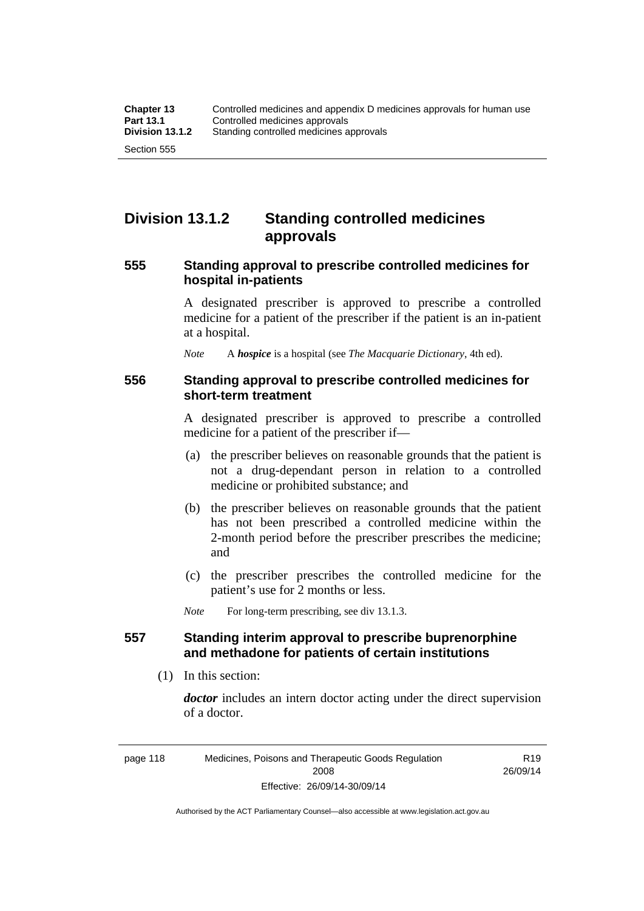## Division 13.1.2 Standing controlled medicines approvals

### 555 Standing approval to prescribe controlled medicines for hospital in-patients

A designated prescriber is approved to prescribe a controlled medicine for a patient of the prescriber if the patient is an in-patient at a hospital.

*Note* A ***hospice*** is a hospital (see *The Macquarie Dictionary*, 4th ed).

### 556 Standing approval to prescribe controlled medicines for short-term treatment

A designated prescriber is approved to prescribe a controlled medicine for a patient of the prescriber if—

(a) the prescriber believes on reasonable grounds that the patient is not a drug-dependant person in relation to a controlled medicine or prohibited substance; and

(b) the prescriber believes on reasonable grounds that the patient has not been prescribed a controlled medicine within the 2-month period before the prescriber prescribes the medicine; and

(c) the prescriber prescribes the controlled medicine for the patient's use for 2 months or less.

*Note* For long-term prescribing, see div 13.1.3.

### 557 Standing interim approval to prescribe buprenorphine and methadone for patients of certain institutions

(1) In this section:

***doctor*** includes an intern doctor acting under the direct supervision of a doctor.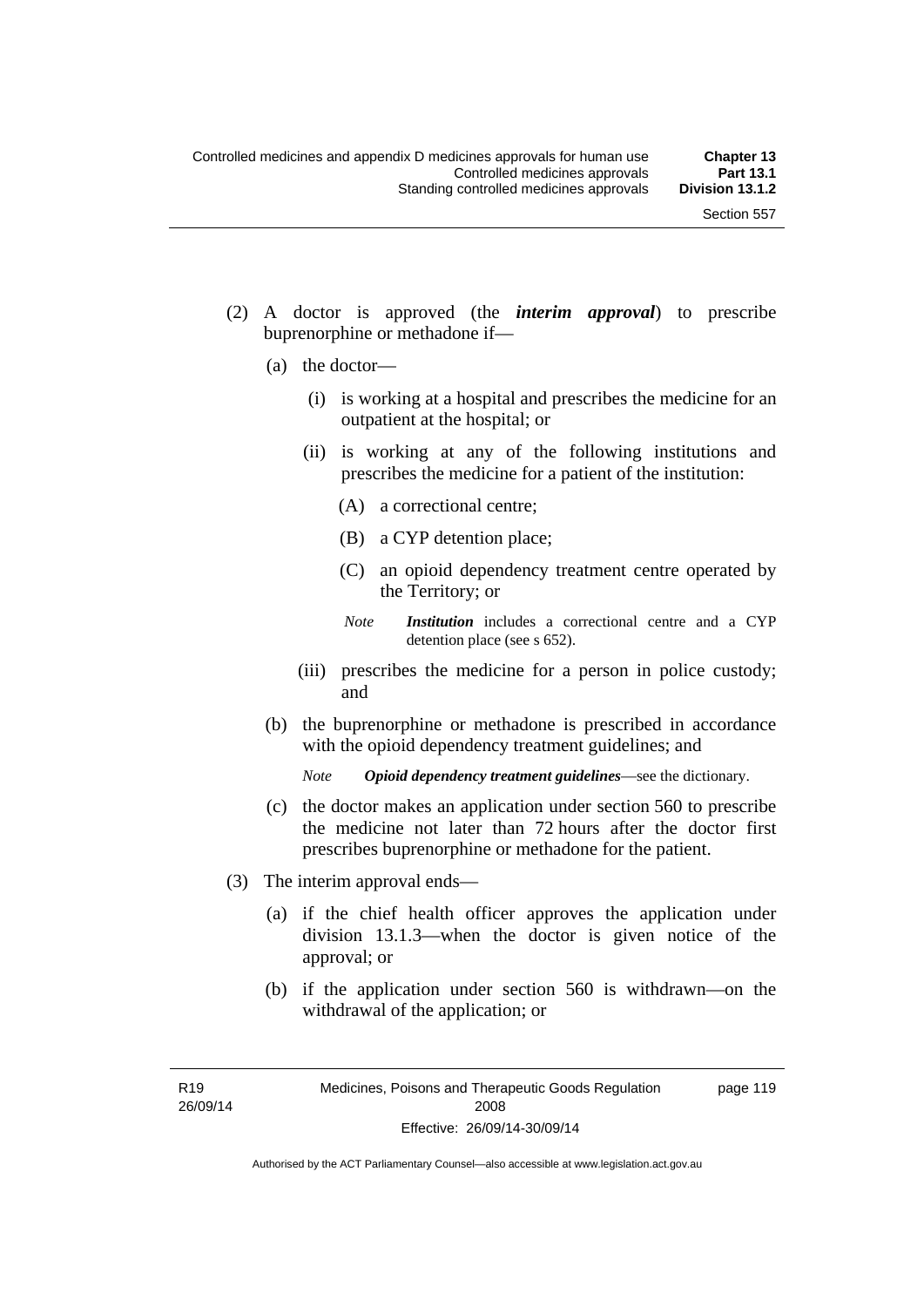(2) A doctor is approved (the ***interim approval***) to prescribe buprenorphine or methadone if—

(a) the doctor—

(i) is working at a hospital and prescribes the medicine for an outpatient at the hospital; or

(ii) is working at any of the following institutions and prescribes the medicine for a patient of the institution:

(A) a correctional centre;

(B) a CYP detention place;

(C) an opioid dependency treatment centre operated by the Territory; or

*Note* ***Institution*** includes a correctional centre and a CYP detention place (see s 652).

(iii) prescribes the medicine for a person in police custody; and

(b) the buprenorphine or methadone is prescribed in accordance with the opioid dependency treatment guidelines; and

*Note* ***Opioid dependency treatment guidelines***—see the dictionary.

(c) the doctor makes an application under section 560 to prescribe the medicine not later than 72 hours after the doctor first prescribes buprenorphine or methadone for the patient.

(3) The interim approval ends—

(a) if the chief health officer approves the application under division 13.1.3—when the doctor is given notice of the approval; or

(b) if the application under section 560 is withdrawn—on the withdrawal of the application; or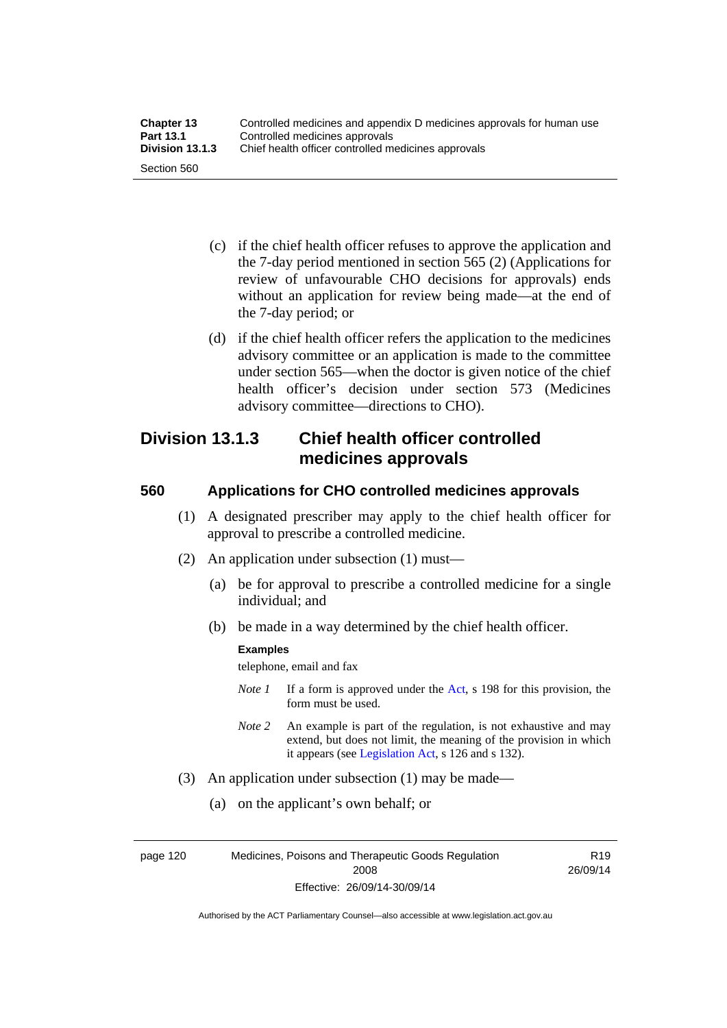(c) if the chief health officer refuses to approve the application and the 7-day period mentioned in section 565 (2) (Applications for review of unfavourable CHO decisions for approvals) ends without an application for review being made—at the end of the 7-day period; or

(d) if the chief health officer refers the application to the medicines advisory committee or an application is made to the committee under section 565—when the doctor is given notice of the chief health officer's decision under section 573 (Medicines advisory committee—directions to CHO).

## Division 13.1.3 Chief health officer controlled medicines approvals

### 560 Applications for CHO controlled medicines approvals

(1) A designated prescriber may apply to the chief health officer for approval to prescribe a controlled medicine.

(2) An application under subsection (1) must—

(a) be for approval to prescribe a controlled medicine for a single individual; and

(b) be made in a way determined by the chief health officer.

**Examples**

telephone, email and fax

*Note 1* If a form is approved under the Act, s 198 for this provision, the form must be used.

*Note 2* An example is part of the regulation, is not exhaustive and may extend, but does not limit, the meaning of the provision in which it appears (see Legislation Act, s 126 and s 132).

(3) An application under subsection (1) may be made—

(a) on the applicant's own behalf; or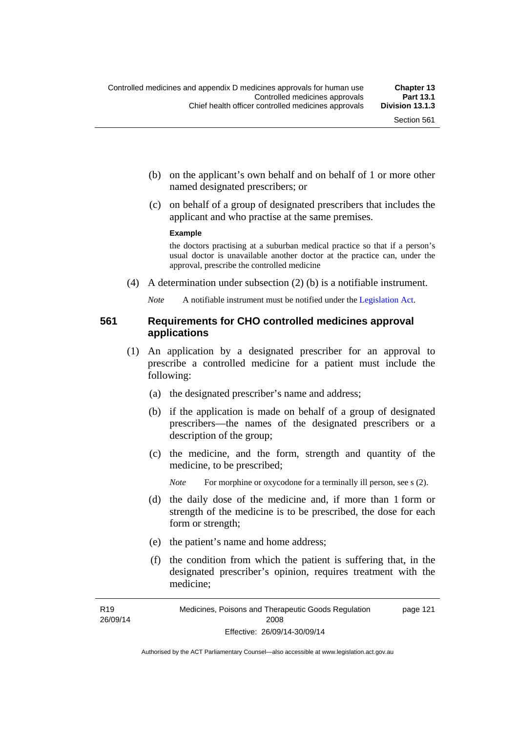(b) on the applicant's own behalf and on behalf of 1 or more other named designated prescribers; or

(c) on behalf of a group of designated prescribers that includes the applicant and who practise at the same premises.

**Example**

the doctors practising at a suburban medical practice so that if a person's usual doctor is unavailable another doctor at the practice can, under the approval, prescribe the controlled medicine

(4) A determination under subsection (2) (b) is a notifiable instrument.

*Note* A notifiable instrument must be notified under the Legislation Act.

## 561 Requirements for CHO controlled medicines approval applications

(1) An application by a designated prescriber for an approval to prescribe a controlled medicine for a patient must include the following:

(a) the designated prescriber's name and address;

(b) if the application is made on behalf of a group of designated prescribers—the names of the designated prescribers or a description of the group;

(c) the medicine, and the form, strength and quantity of the medicine, to be prescribed;

*Note* For morphine or oxycodone for a terminally ill person, see s (2).

(d) the daily dose of the medicine and, if more than 1 form or strength of the medicine is to be prescribed, the dose for each form or strength;

(e) the patient's name and home address;

(f) the condition from which the patient is suffering that, in the designated prescriber's opinion, requires treatment with the medicine;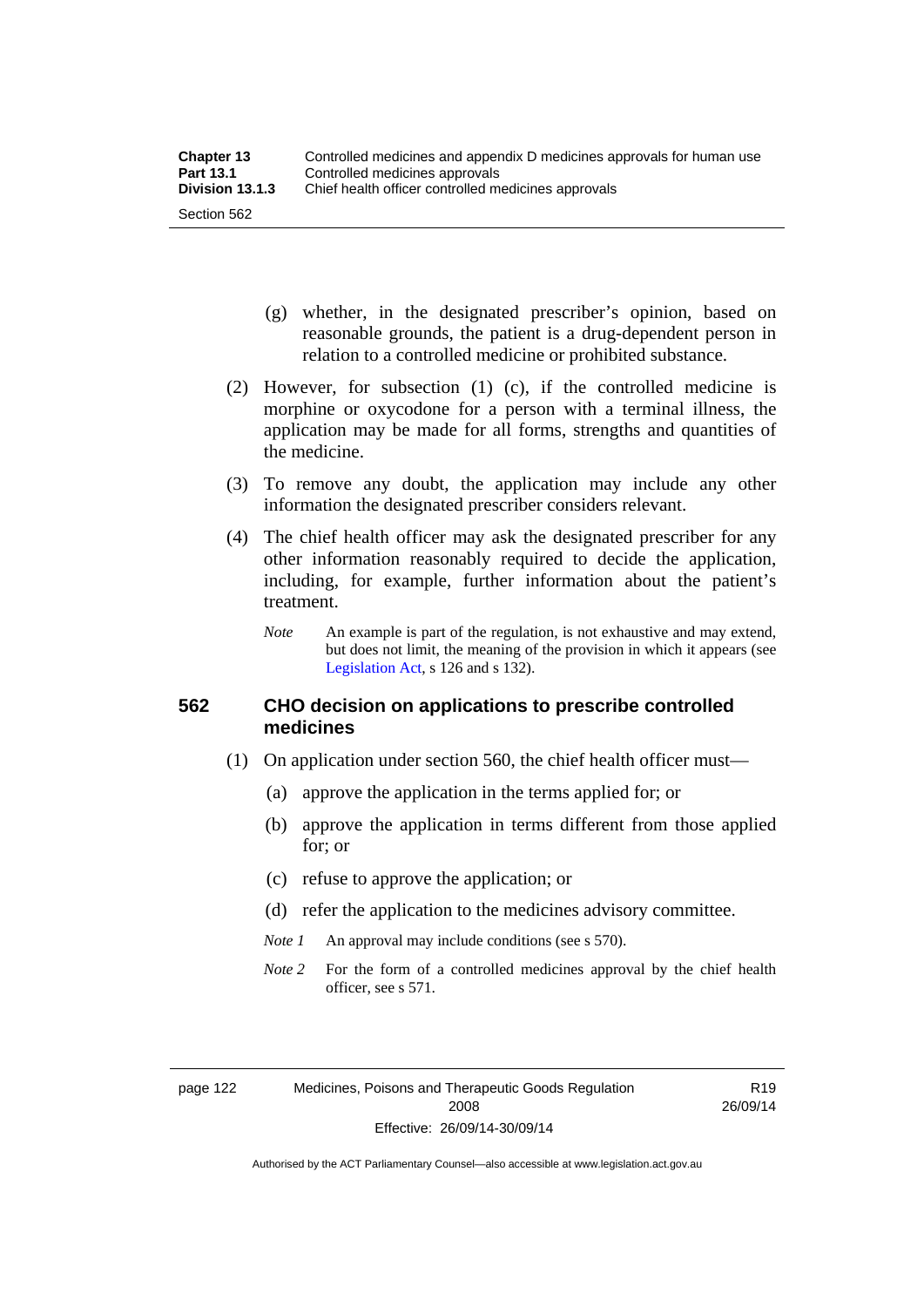(g) whether, in the designated prescriber's opinion, based on reasonable grounds, the patient is a drug-dependent person in relation to a controlled medicine or prohibited substance.

(2) However, for subsection (1) (c), if the controlled medicine is morphine or oxycodone for a person with a terminal illness, the application may be made for all forms, strengths and quantities of the medicine.

(3) To remove any doubt, the application may include any other information the designated prescriber considers relevant.

(4) The chief health officer may ask the designated prescriber for any other information reasonably required to decide the application, including, for example, further information about the patient's treatment.

*Note* An example is part of the regulation, is not exhaustive and may extend, but does not limit, the meaning of the provision in which it appears (see Legislation Act, s 126 and s 132).

## 562 CHO decision on applications to prescribe controlled medicines

(1) On application under section 560, the chief health officer must—

(a) approve the application in the terms applied for; or

(b) approve the application in terms different from those applied for; or

(c) refuse to approve the application; or

(d) refer the application to the medicines advisory committee.

*Note 1* An approval may include conditions (see s 570).

*Note 2* For the form of a controlled medicines approval by the chief health officer, see s 571.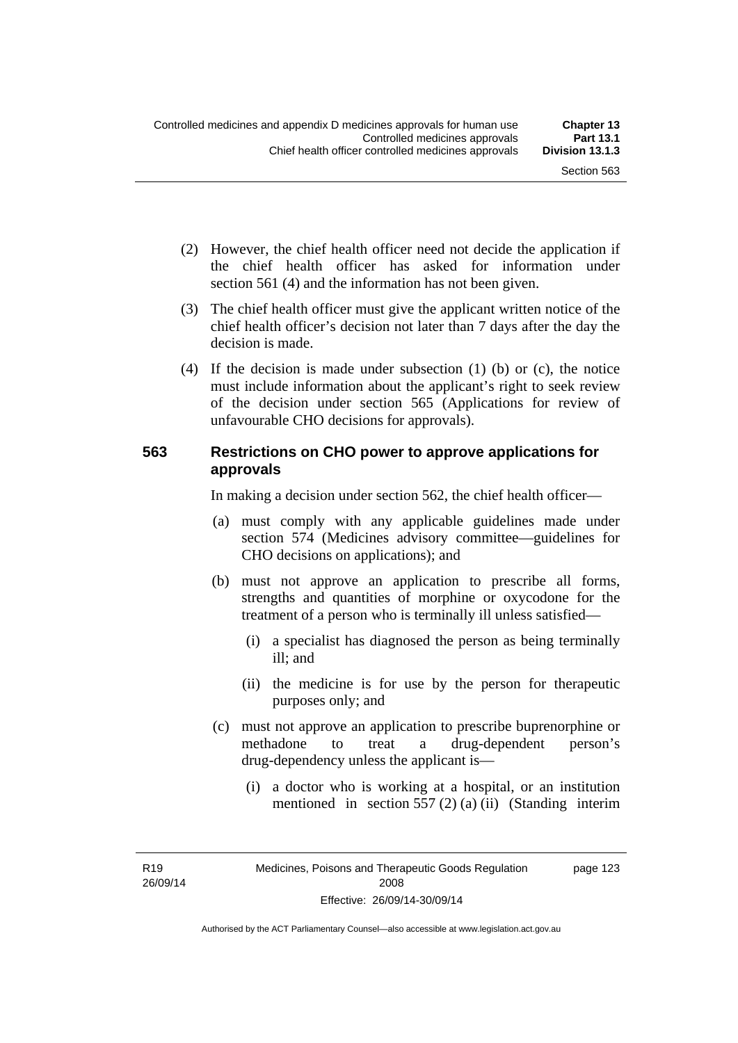(2) However, the chief health officer need not decide the application if the chief health officer has asked for information under section 561 (4) and the information has not been given.

(3) The chief health officer must give the applicant written notice of the chief health officer's decision not later than 7 days after the day the decision is made.

(4) If the decision is made under subsection (1) (b) or (c), the notice must include information about the applicant's right to seek review of the decision under section 565 (Applications for review of unfavourable CHO decisions for approvals).

### 563 Restrictions on CHO power to approve applications for approvals

In making a decision under section 562, the chief health officer—

(a) must comply with any applicable guidelines made under section 574 (Medicines advisory committee—guidelines for CHO decisions on applications); and

(b) must not approve an application to prescribe all forms, strengths and quantities of morphine or oxycodone for the treatment of a person who is terminally ill unless satisfied—

(i) a specialist has diagnosed the person as being terminally ill; and

(ii) the medicine is for use by the person for therapeutic purposes only; and

(c) must not approve an application to prescribe buprenorphine or methadone to treat a drug-dependent person's drug-dependency unless the applicant is—

(i) a doctor who is working at a hospital, or an institution mentioned in section 557 (2) (a) (ii) (Standing interim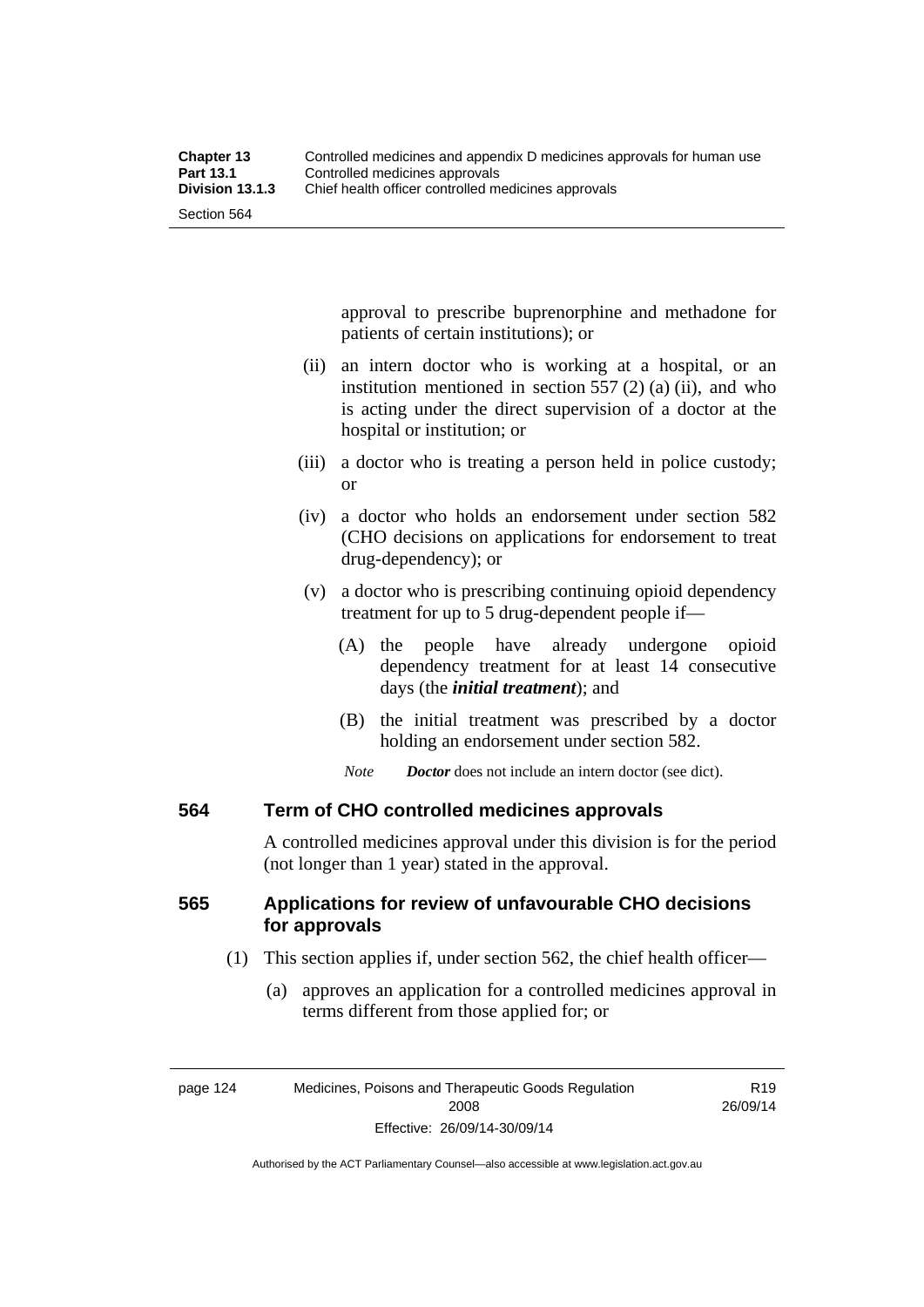approval to prescribe buprenorphine and methadone for patients of certain institutions); or

(ii) an intern doctor who is working at a hospital, or an institution mentioned in section 557 (2) (a) (ii), and who is acting under the direct supervision of a doctor at the hospital or institution; or

(iii) a doctor who is treating a person held in police custody; or

(iv) a doctor who holds an endorsement under section 582 (CHO decisions on applications for endorsement to treat drug-dependency); or

(v) a doctor who is prescribing continuing opioid dependency treatment for up to 5 drug-dependent people if—

(A) the people have already undergone opioid dependency treatment for at least 14 consecutive days (the ***initial treatment***); and

(B) the initial treatment was prescribed by a doctor holding an endorsement under section 582.

*Note* ***Doctor*** does not include an intern doctor (see dict).

## 564 Term of CHO controlled medicines approvals

A controlled medicines approval under this division is for the period (not longer than 1 year) stated in the approval.

## 565 Applications for review of unfavourable CHO decisions for approvals

(1) This section applies if, under section 562, the chief health officer—

(a) approves an application for a controlled medicines approval in terms different from those applied for; or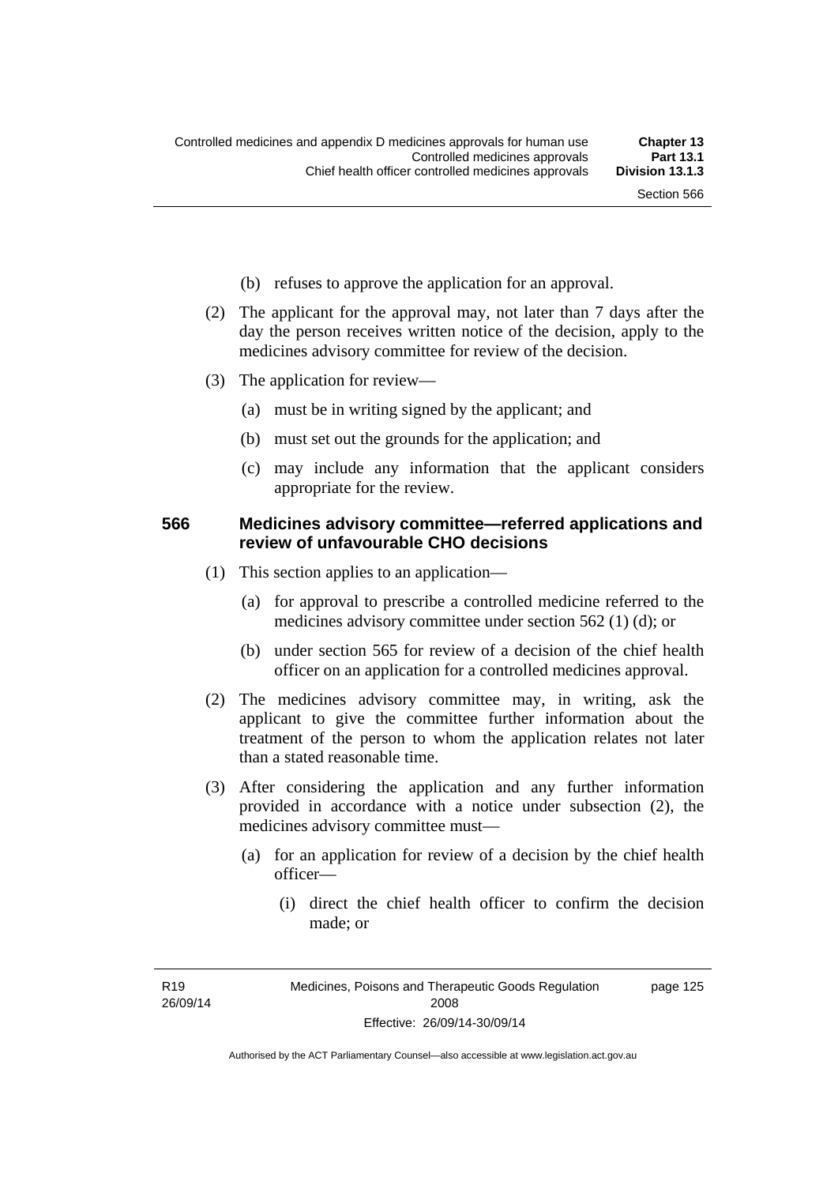(b) refuses to approve the application for an approval.

(2) The applicant for the approval may, not later than 7 days after the day the person receives written notice of the decision, apply to the medicines advisory committee for review of the decision.

(3) The application for review—

(a) must be in writing signed by the applicant; and

(b) must set out the grounds for the application; and

(c) may include any information that the applicant considers appropriate for the review.

### 566 Medicines advisory committee—referred applications and review of unfavourable CHO decisions

(1) This section applies to an application—

(a) for approval to prescribe a controlled medicine referred to the medicines advisory committee under section 562 (1) (d); or

(b) under section 565 for review of a decision of the chief health officer on an application for a controlled medicines approval.

(2) The medicines advisory committee may, in writing, ask the applicant to give the committee further information about the treatment of the person to whom the application relates not later than a stated reasonable time.

(3) After considering the application and any further information provided in accordance with a notice under subsection (2), the medicines advisory committee must—

(a) for an application for review of a decision by the chief health officer—

(i) direct the chief health officer to confirm the decision made; or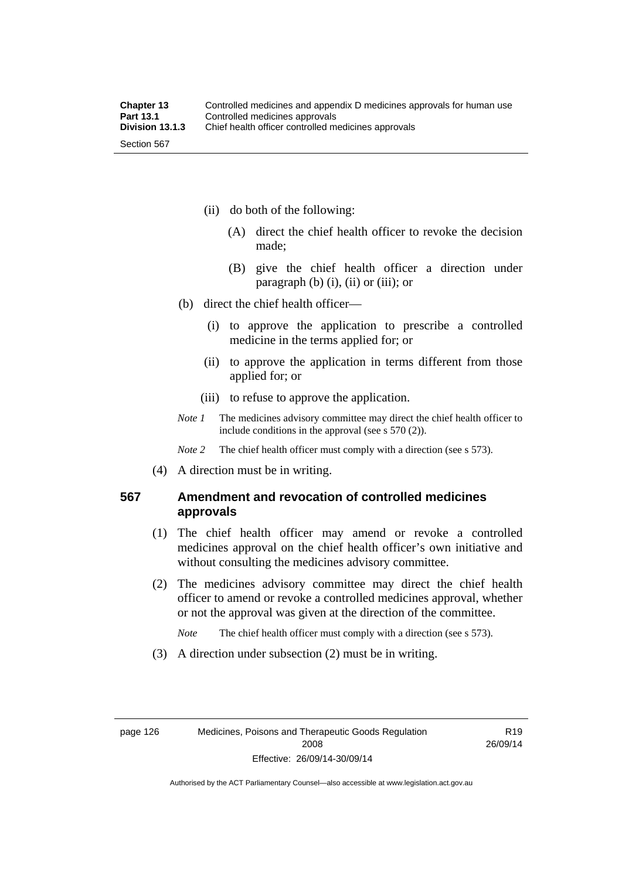(ii) do both of the following:

(A) direct the chief health officer to revoke the decision made;

(B) give the chief health officer a direction under paragraph (b) (i), (ii) or (iii); or

(b) direct the chief health officer—

(i) to approve the application to prescribe a controlled medicine in the terms applied for; or

(ii) to approve the application in terms different from those applied for; or

(iii) to refuse to approve the application.

*Note 1* The medicines advisory committee may direct the chief health officer to include conditions in the approval (see s 570 (2)).

*Note 2* The chief health officer must comply with a direction (see s 573).

(4) A direction must be in writing.

## 567 Amendment and revocation of controlled medicines approvals

(1) The chief health officer may amend or revoke a controlled medicines approval on the chief health officer's own initiative and without consulting the medicines advisory committee.

(2) The medicines advisory committee may direct the chief health officer to amend or revoke a controlled medicines approval, whether or not the approval was given at the direction of the committee.

*Note* The chief health officer must comply with a direction (see s 573).

(3) A direction under subsection (2) must be in writing.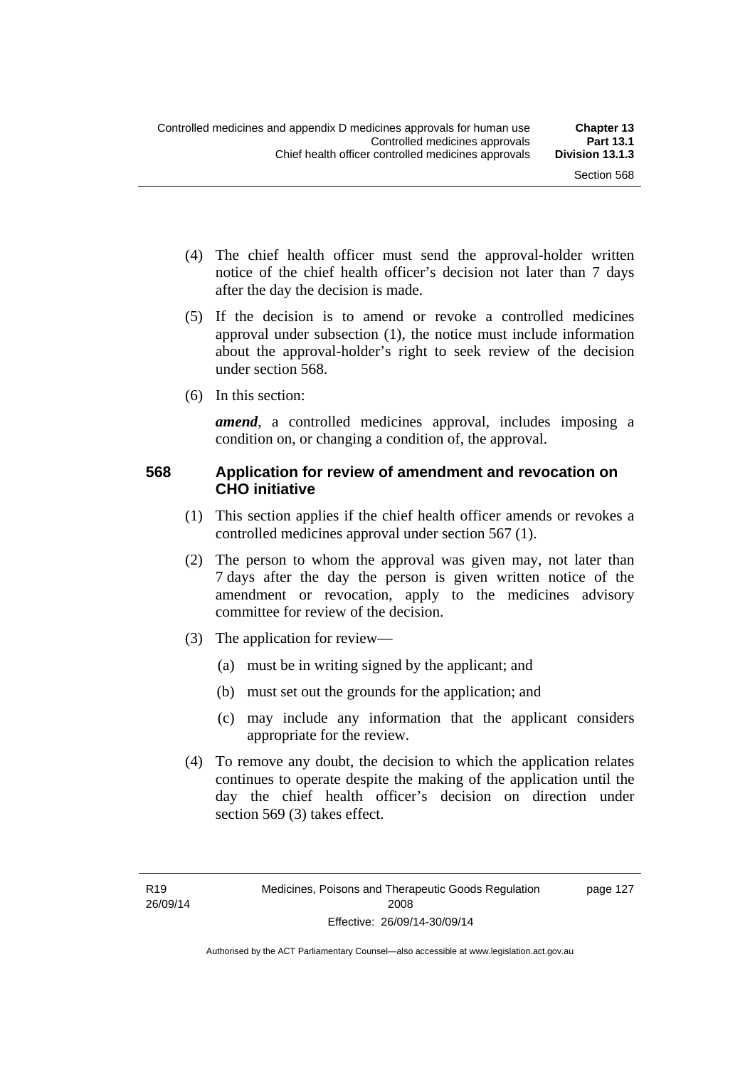(4) The chief health officer must send the approval-holder written notice of the chief health officer's decision not later than 7 days after the day the decision is made.

(5) If the decision is to amend or revoke a controlled medicines approval under subsection (1), the notice must include information about the approval-holder's right to seek review of the decision under section 568.

(6) In this section:

***amend***, a controlled medicines approval, includes imposing a condition on, or changing a condition of, the approval.

### 568 Application for review of amendment and revocation on CHO initiative

(1) This section applies if the chief health officer amends or revokes a controlled medicines approval under section 567 (1).

(2) The person to whom the approval was given may, not later than 7 days after the day the person is given written notice of the amendment or revocation, apply to the medicines advisory committee for review of the decision.

(3) The application for review—

(a) must be in writing signed by the applicant; and

(b) must set out the grounds for the application; and

(c) may include any information that the applicant considers appropriate for the review.

(4) To remove any doubt, the decision to which the application relates continues to operate despite the making of the application until the day the chief health officer's decision on direction under section 569 (3) takes effect.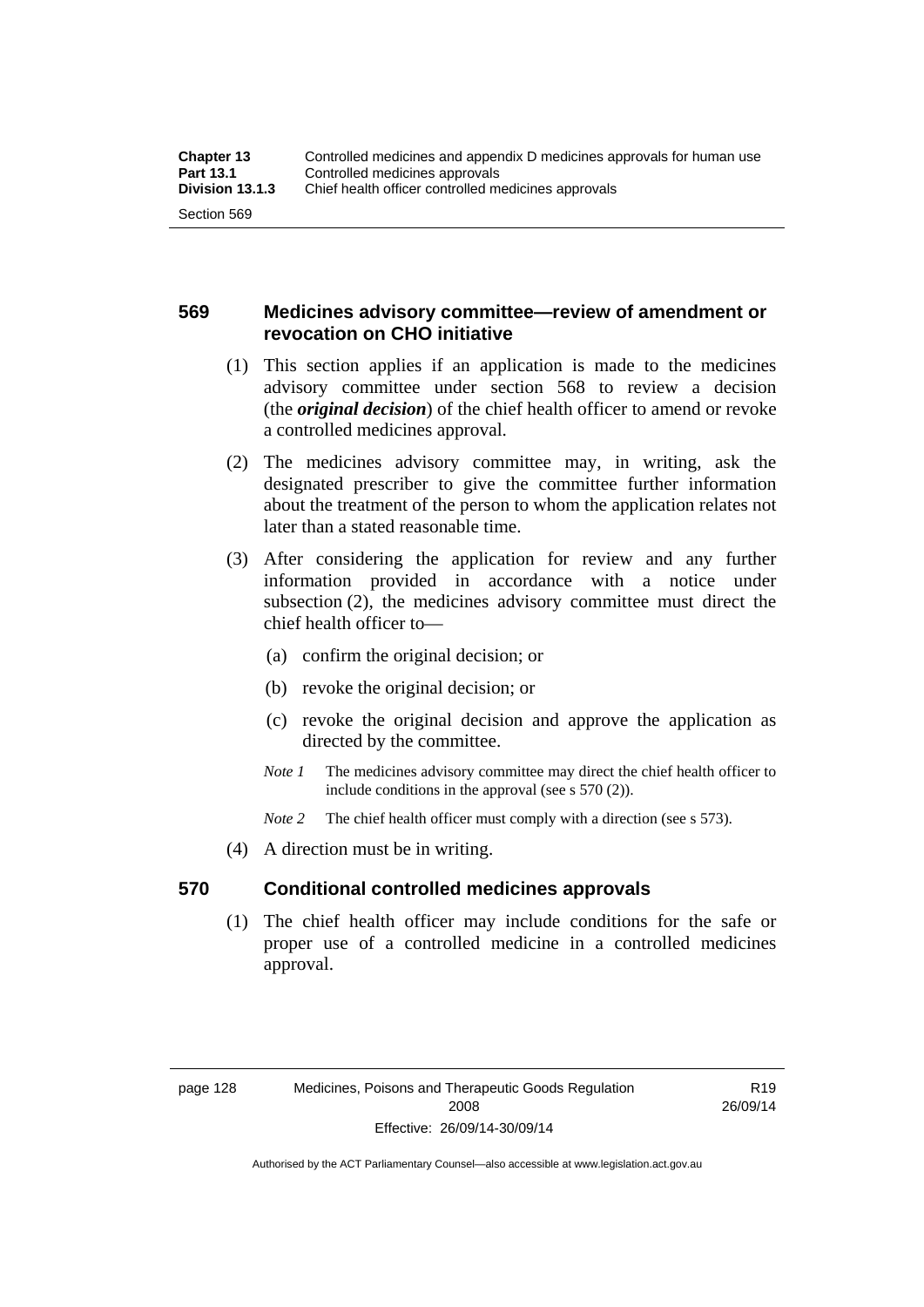## 569 Medicines advisory committee—review of amendment or revocation on CHO initiative

(1) This section applies if an application is made to the medicines advisory committee under section 568 to review a decision (the ***original decision***) of the chief health officer to amend or revoke a controlled medicines approval.

(2) The medicines advisory committee may, in writing, ask the designated prescriber to give the committee further information about the treatment of the person to whom the application relates not later than a stated reasonable time.

(3) After considering the application for review and any further information provided in accordance with a notice under subsection (2), the medicines advisory committee must direct the chief health officer to—

(a) confirm the original decision; or

(b) revoke the original decision; or

(c) revoke the original decision and approve the application as directed by the committee.

*Note 1* The medicines advisory committee may direct the chief health officer to include conditions in the approval (see s 570 (2)).

*Note 2* The chief health officer must comply with a direction (see s 573).

(4) A direction must be in writing.

## 570 Conditional controlled medicines approvals

(1) The chief health officer may include conditions for the safe or proper use of a controlled medicine in a controlled medicines approval.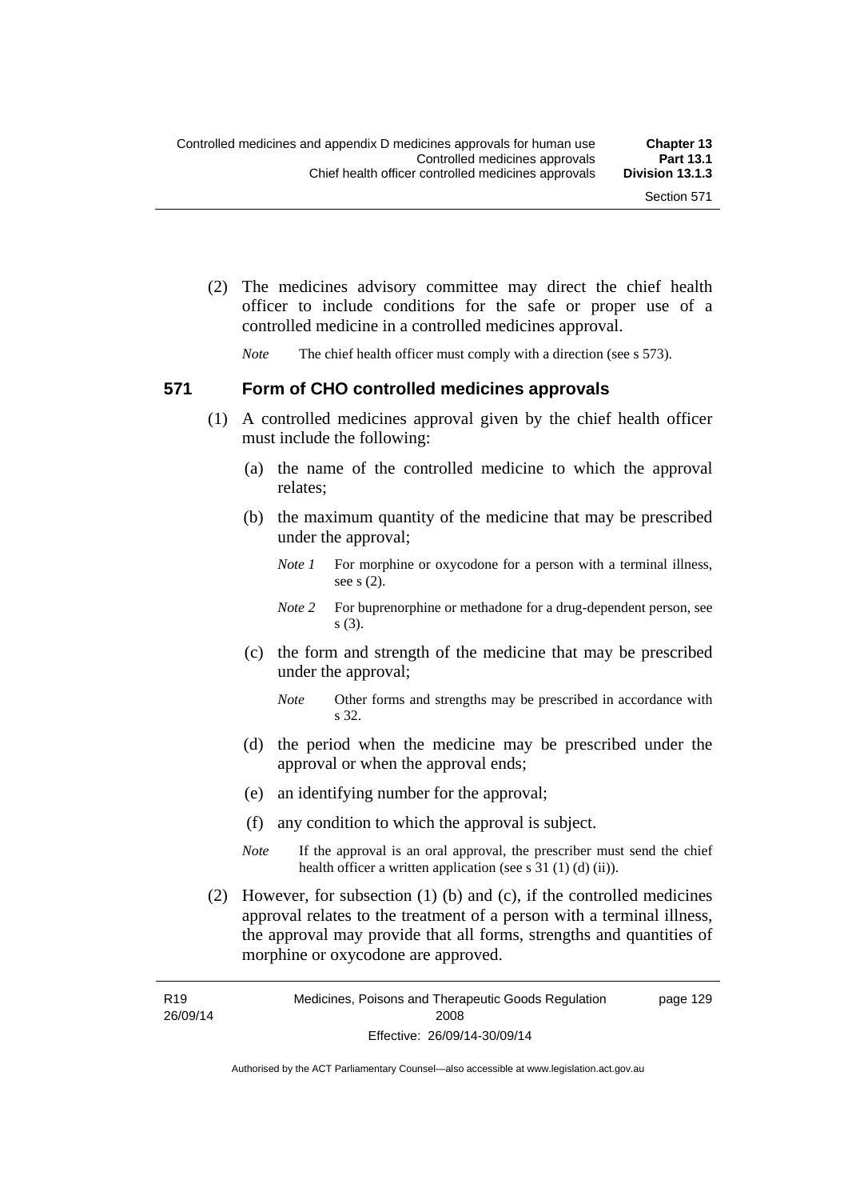(2) The medicines advisory committee may direct the chief health officer to include conditions for the safe or proper use of a controlled medicine in a controlled medicines approval.

*Note* The chief health officer must comply with a direction (see s 573).

### 571 Form of CHO controlled medicines approvals

(1) A controlled medicines approval given by the chief health officer must include the following:

(a) the name of the controlled medicine to which the approval relates;

(b) the maximum quantity of the medicine that may be prescribed under the approval;

*Note 1* For morphine or oxycodone for a person with a terminal illness, see s (2).

*Note 2* For buprenorphine or methadone for a drug-dependent person, see s (3).

(c) the form and strength of the medicine that may be prescribed under the approval;

*Note* Other forms and strengths may be prescribed in accordance with s 32.

(d) the period when the medicine may be prescribed under the approval or when the approval ends;

(e) an identifying number for the approval;

(f) any condition to which the approval is subject.

*Note* If the approval is an oral approval, the prescriber must send the chief health officer a written application (see s 31 (1) (d) (ii)).

(2) However, for subsection (1) (b) and (c), if the controlled medicines approval relates to the treatment of a person with a terminal illness, the approval may provide that all forms, strengths and quantities of morphine or oxycodone are approved.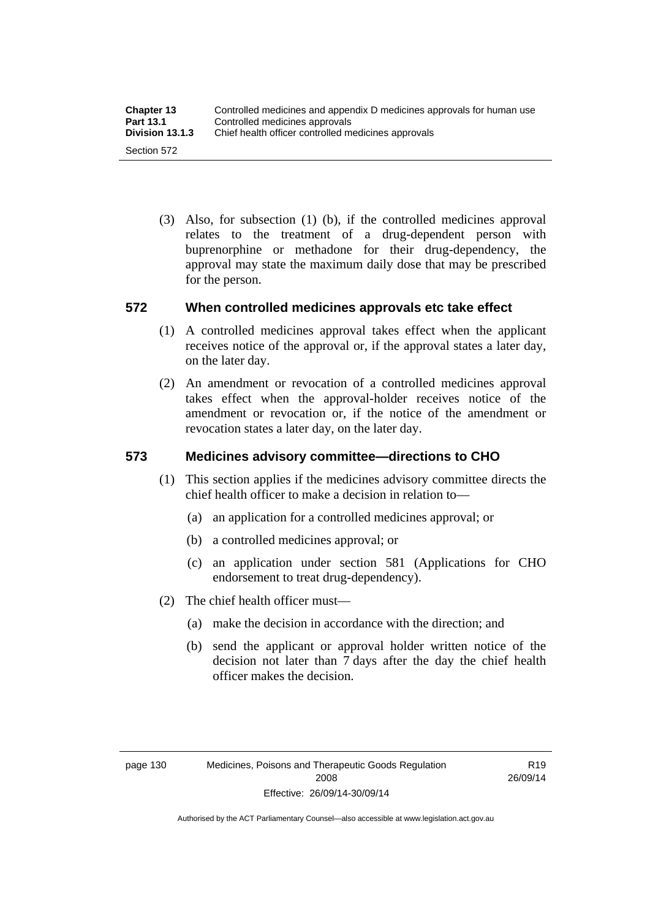(3) Also, for subsection (1) (b), if the controlled medicines approval relates to the treatment of a drug-dependent person with buprenorphine or methadone for their drug-dependency, the approval may state the maximum daily dose that may be prescribed for the person.

## 572 When controlled medicines approvals etc take effect

(1) A controlled medicines approval takes effect when the applicant receives notice of the approval or, if the approval states a later day, on the later day.

(2) An amendment or revocation of a controlled medicines approval takes effect when the approval-holder receives notice of the amendment or revocation or, if the notice of the amendment or revocation states a later day, on the later day.

## 573 Medicines advisory committee—directions to CHO

(1) This section applies if the medicines advisory committee directs the chief health officer to make a decision in relation to—

(a) an application for a controlled medicines approval; or

(b) a controlled medicines approval; or

(c) an application under section 581 (Applications for CHO endorsement to treat drug-dependency).

(2) The chief health officer must—

(a) make the decision in accordance with the direction; and

(b) send the applicant or approval holder written notice of the decision not later than 7 days after the day the chief health officer makes the decision.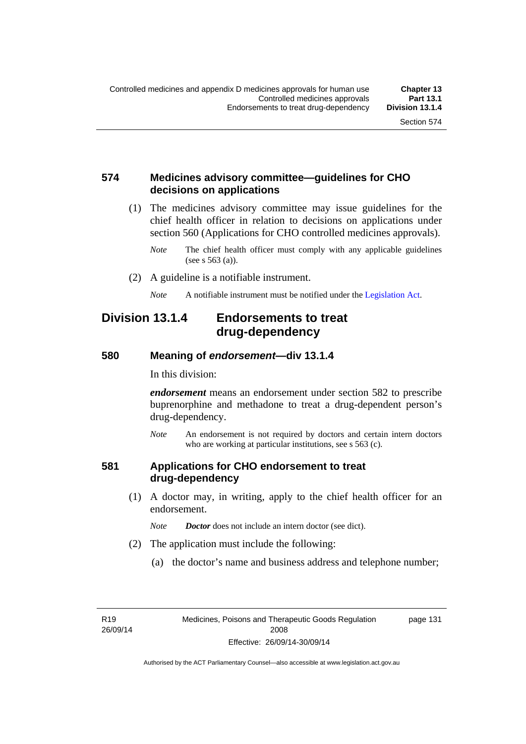## 574 Medicines advisory committee—guidelines for CHO decisions on applications

(1) The medicines advisory committee may issue guidelines for the chief health officer in relation to decisions on applications under section 560 (Applications for CHO controlled medicines approvals).

*Note* The chief health officer must comply with any applicable guidelines (see s 563 (a)).

(2) A guideline is a notifiable instrument.

*Note* A notifiable instrument must be notified under the Legislation Act.

# Division 13.1.4 Endorsements to treat drug-dependency

## 580 Meaning of *endorsement*—div 13.1.4

In this division:

***endorsement*** means an endorsement under section 582 to prescribe buprenorphine and methadone to treat a drug-dependent person's drug-dependency.

*Note* An endorsement is not required by doctors and certain intern doctors who are working at particular institutions, see s 563 (c).

## 581 Applications for CHO endorsement to treat drug-dependency

(1) A doctor may, in writing, apply to the chief health officer for an endorsement.

*Note* ***Doctor*** does not include an intern doctor (see dict).

(2) The application must include the following:

(a) the doctor's name and business address and telephone number;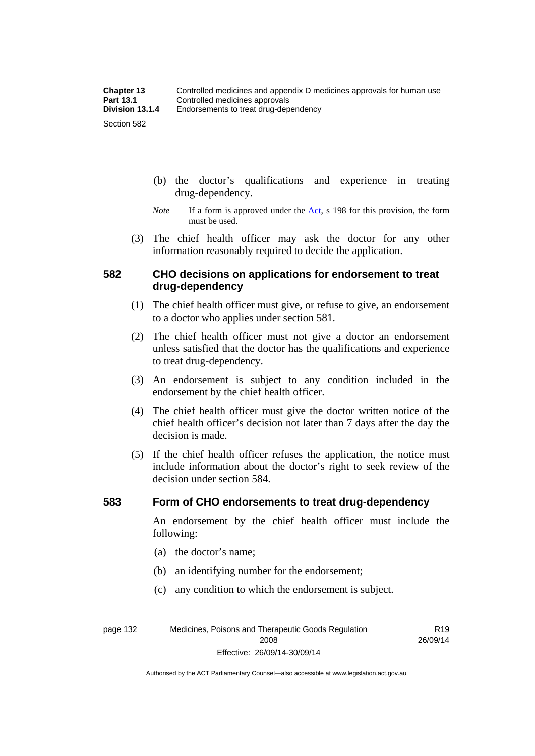(b) the doctor's qualifications and experience in treating drug-dependency.

*Note* If a form is approved under the Act, s 198 for this provision, the form must be used.

(3) The chief health officer may ask the doctor for any other information reasonably required to decide the application.

## 582 CHO decisions on applications for endorsement to treat drug-dependency

(1) The chief health officer must give, or refuse to give, an endorsement to a doctor who applies under section 581.

(2) The chief health officer must not give a doctor an endorsement unless satisfied that the doctor has the qualifications and experience to treat drug-dependency.

(3) An endorsement is subject to any condition included in the endorsement by the chief health officer.

(4) The chief health officer must give the doctor written notice of the chief health officer's decision not later than 7 days after the day the decision is made.

(5) If the chief health officer refuses the application, the notice must include information about the doctor's right to seek review of the decision under section 584.

## 583 Form of CHO endorsements to treat drug-dependency

An endorsement by the chief health officer must include the following:

(a) the doctor's name;

(b) an identifying number for the endorsement;

(c) any condition to which the endorsement is subject.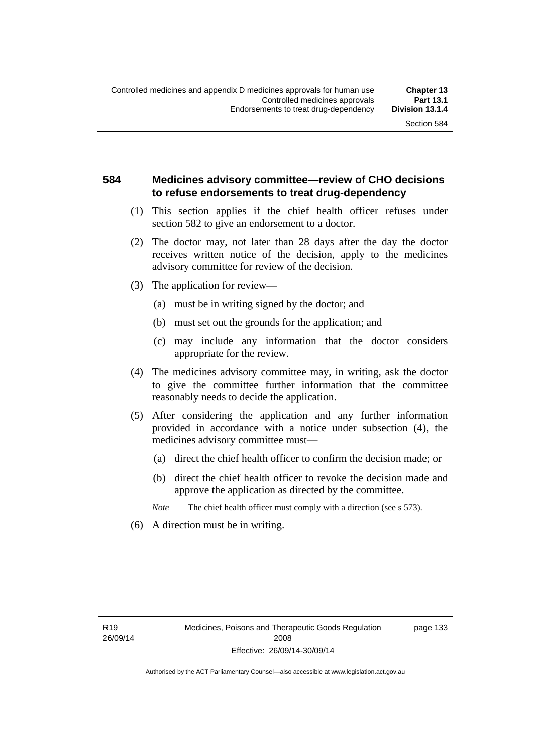## 584 Medicines advisory committee—review of CHO decisions to refuse endorsements to treat drug-dependency

(1) This section applies if the chief health officer refuses under section 582 to give an endorsement to a doctor.

(2) The doctor may, not later than 28 days after the day the doctor receives written notice of the decision, apply to the medicines advisory committee for review of the decision.

(3) The application for review—

- (a) must be in writing signed by the doctor; and
- (b) must set out the grounds for the application; and
- (c) may include any information that the doctor considers appropriate for the review.

(4) The medicines advisory committee may, in writing, ask the doctor to give the committee further information that the committee reasonably needs to decide the application.

(5) After considering the application and any further information provided in accordance with a notice under subsection (4), the medicines advisory committee must—

- (a) direct the chief health officer to confirm the decision made; or
- (b) direct the chief health officer to revoke the decision made and approve the application as directed by the committee.

*Note* The chief health officer must comply with a direction (see s 573).

(6) A direction must be in writing.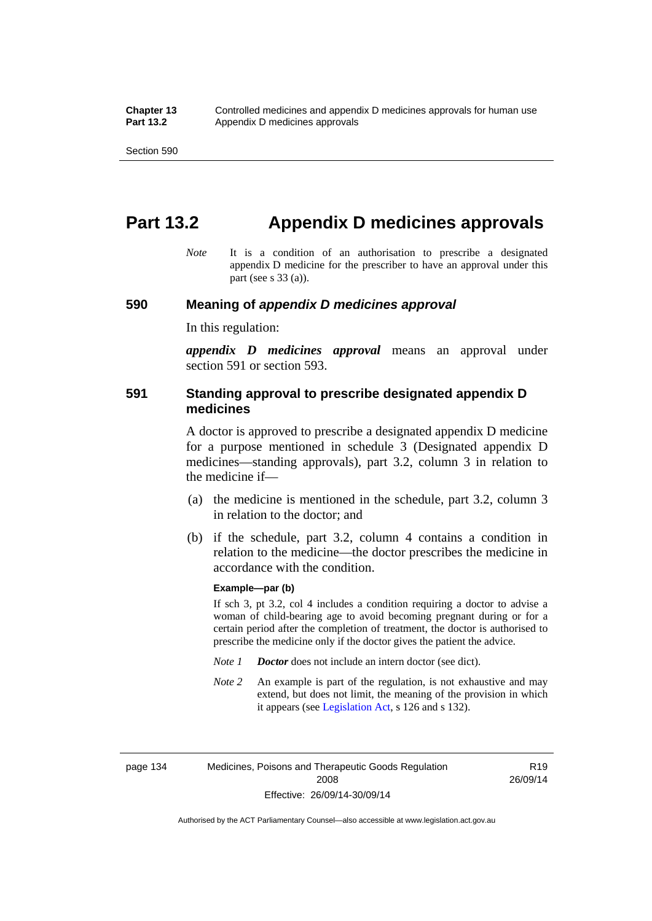# Part 13.2 Appendix D medicines approvals

*Note* It is a condition of an authorisation to prescribe a designated appendix D medicine for the prescriber to have an approval under this part (see s 33 (a)).

## 590 Meaning of *appendix D medicines approval*

In this regulation:

***appendix D medicines approval*** means an approval under section 591 or section 593.

## 591 Standing approval to prescribe designated appendix D medicines

A doctor is approved to prescribe a designated appendix D medicine for a purpose mentioned in schedule 3 (Designated appendix D medicines—standing approvals), part 3.2, column 3 in relation to the medicine if—

(a) the medicine is mentioned in the schedule, part 3.2, column 3 in relation to the doctor; and

(b) if the schedule, part 3.2, column 4 contains a condition in relation to the medicine—the doctor prescribes the medicine in accordance with the condition.

**Example—par (b)**

If sch 3, pt 3.2, col 4 includes a condition requiring a doctor to advise a woman of child-bearing age to avoid becoming pregnant during or for a certain period after the completion of treatment, the doctor is authorised to prescribe the medicine only if the doctor gives the patient the advice.

*Note 1* ***Doctor*** does not include an intern doctor (see dict).

*Note 2* An example is part of the regulation, is not exhaustive and may extend, but does not limit, the meaning of the provision in which it appears (see Legislation Act, s 126 and s 132).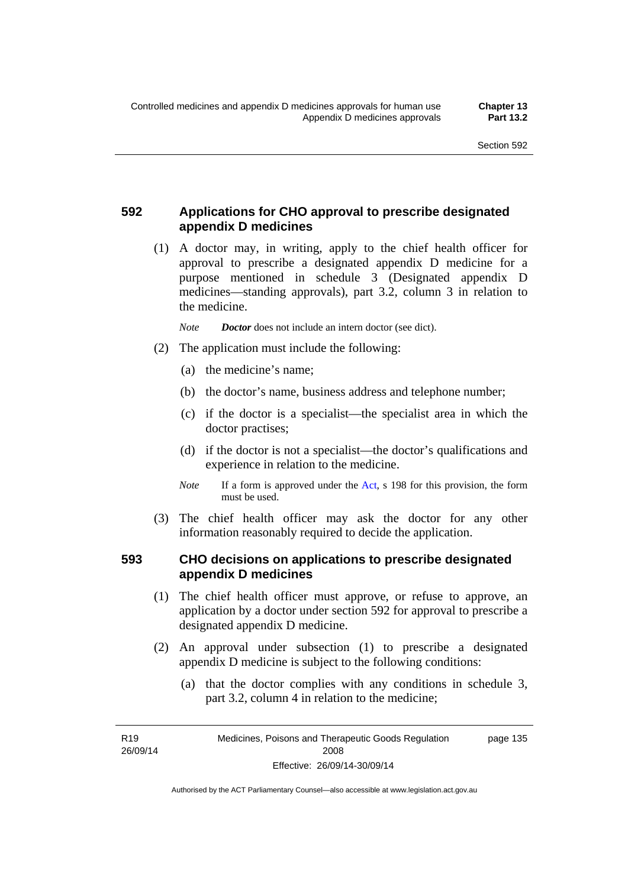## 592 Applications for CHO approval to prescribe designated appendix D medicines

(1) A doctor may, in writing, apply to the chief health officer for approval to prescribe a designated appendix D medicine for a purpose mentioned in schedule 3 (Designated appendix D medicines—standing approvals), part 3.2, column 3 in relation to the medicine.

*Note* ***Doctor*** does not include an intern doctor (see dict).

(2) The application must include the following:

(a) the medicine's name;

(b) the doctor's name, business address and telephone number;

(c) if the doctor is a specialist—the specialist area in which the doctor practises;

(d) if the doctor is not a specialist—the doctor's qualifications and experience in relation to the medicine.

*Note* If a form is approved under the Act, s 198 for this provision, the form must be used.

(3) The chief health officer may ask the doctor for any other information reasonably required to decide the application.

## 593 CHO decisions on applications to prescribe designated appendix D medicines

(1) The chief health officer must approve, or refuse to approve, an application by a doctor under section 592 for approval to prescribe a designated appendix D medicine.

(2) An approval under subsection (1) to prescribe a designated appendix D medicine is subject to the following conditions:

(a) that the doctor complies with any conditions in schedule 3, part 3.2, column 4 in relation to the medicine;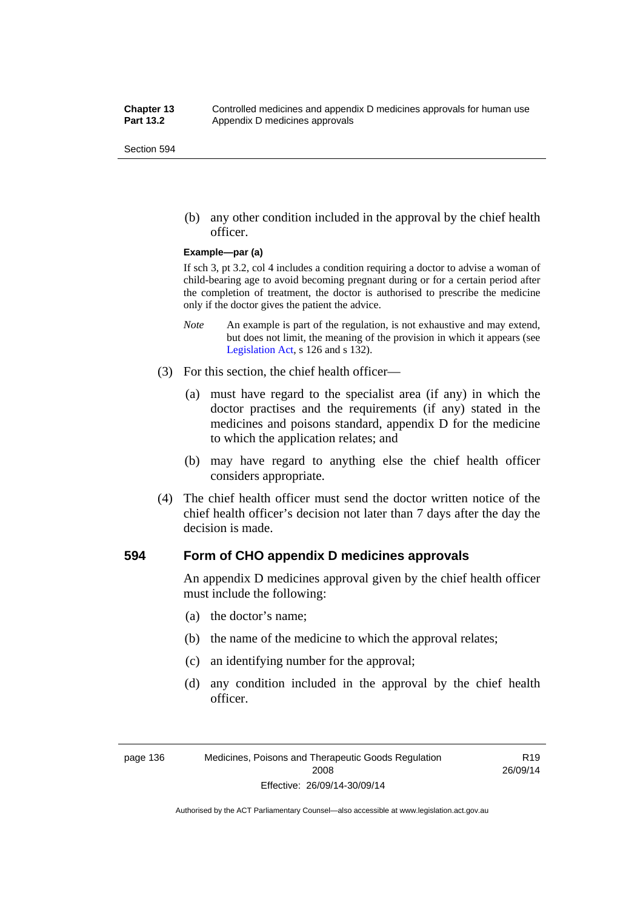(b) any other condition included in the approval by the chief health officer.

**Example—par (a)**

If sch 3, pt 3.2, col 4 includes a condition requiring a doctor to advise a woman of child-bearing age to avoid becoming pregnant during or for a certain period after the completion of treatment, the doctor is authorised to prescribe the medicine only if the doctor gives the patient the advice.

*Note* An example is part of the regulation, is not exhaustive and may extend, but does not limit, the meaning of the provision in which it appears (see Legislation Act, s 126 and s 132).

(3) For this section, the chief health officer—

(a) must have regard to the specialist area (if any) in which the doctor practises and the requirements (if any) stated in the medicines and poisons standard, appendix D for the medicine to which the application relates; and

(b) may have regard to anything else the chief health officer considers appropriate.

(4) The chief health officer must send the doctor written notice of the chief health officer's decision not later than 7 days after the day the decision is made.

### 594 Form of CHO appendix D medicines approvals

An appendix D medicines approval given by the chief health officer must include the following:

(a) the doctor's name;

(b) the name of the medicine to which the approval relates;

(c) an identifying number for the approval;

(d) any condition included in the approval by the chief health officer.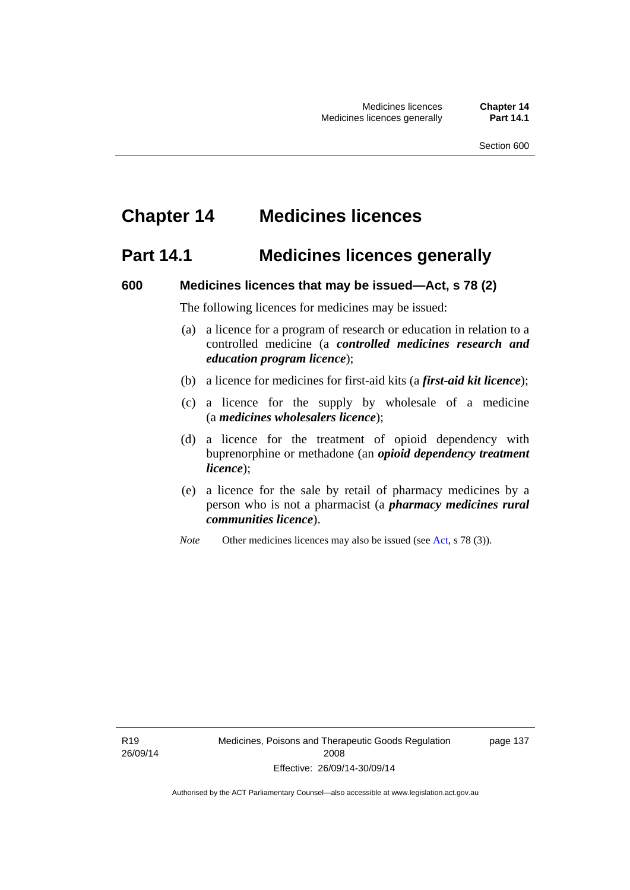# Chapter 14 Medicines licences

## Part 14.1 Medicines licences generally

### 600 Medicines licences that may be issued—Act, s 78 (2)

The following licences for medicines may be issued:

(a) a licence for a program of research or education in relation to a controlled medicine (a ***controlled medicines research and education program licence***);

(b) a licence for medicines for first-aid kits (a ***first-aid kit licence***);

(c) a licence for the supply by wholesale of a medicine (a ***medicines wholesalers licence***);

(d) a licence for the treatment of opioid dependency with buprenorphine or methadone (an ***opioid dependency treatment licence***);

(e) a licence for the sale by retail of pharmacy medicines by a person who is not a pharmacist (a ***pharmacy medicines rural communities licence***).

*Note* Other medicines licences may also be issued (see Act, s 78 (3)).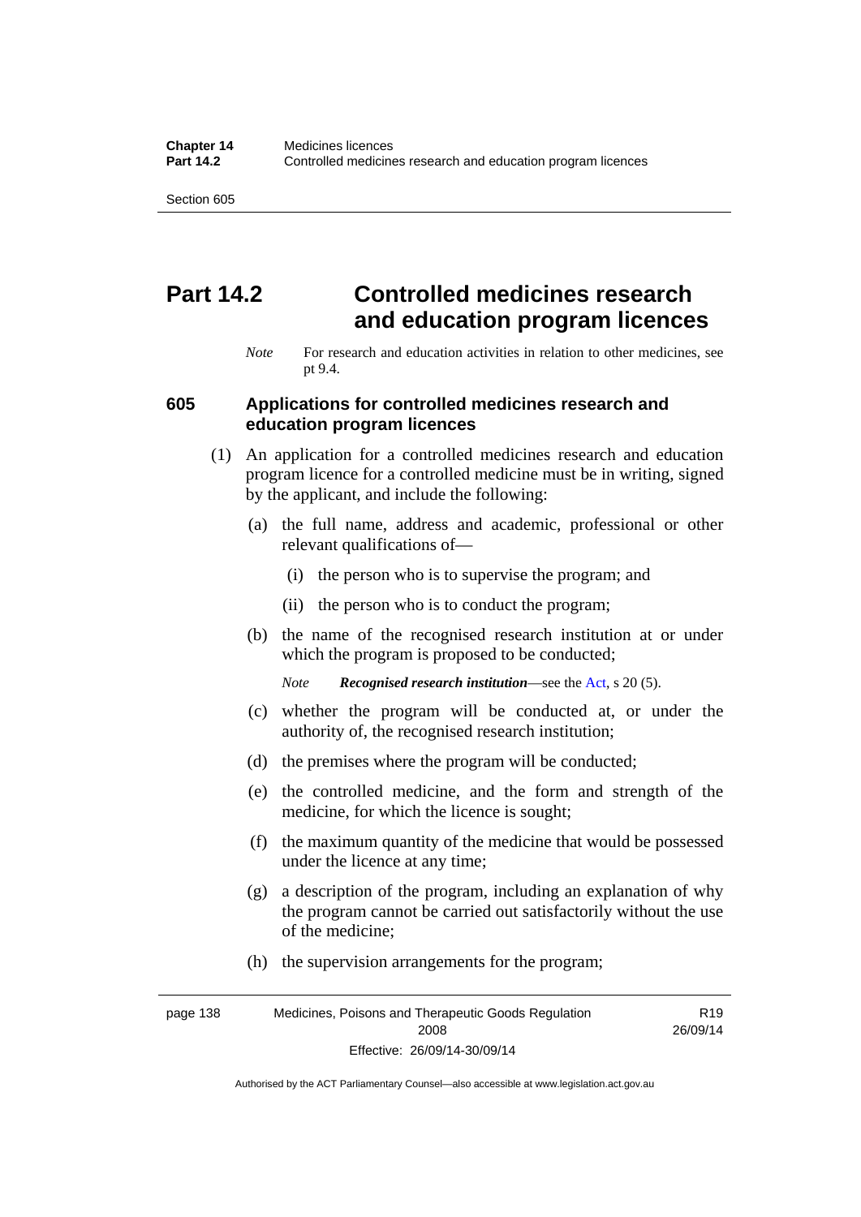# Part 14.2 Controlled medicines research and education program licences

*Note* For research and education activities in relation to other medicines, see pt 9.4.

## 605 Applications for controlled medicines research and education program licences

(1) An application for a controlled medicines research and education program licence for a controlled medicine must be in writing, signed by the applicant, and include the following:

(a) the full name, address and academic, professional or other relevant qualifications of—

(i) the person who is to supervise the program; and

(ii) the person who is to conduct the program;

(b) the name of the recognised research institution at or under which the program is proposed to be conducted;

*Note* ***Recognised research institution***—see the Act, s 20 (5).

(c) whether the program will be conducted at, or under the authority of, the recognised research institution;

(d) the premises where the program will be conducted;

(e) the controlled medicine, and the form and strength of the medicine, for which the licence is sought;

(f) the maximum quantity of the medicine that would be possessed under the licence at any time;

(g) a description of the program, including an explanation of why the program cannot be carried out satisfactorily without the use of the medicine;

(h) the supervision arrangements for the program;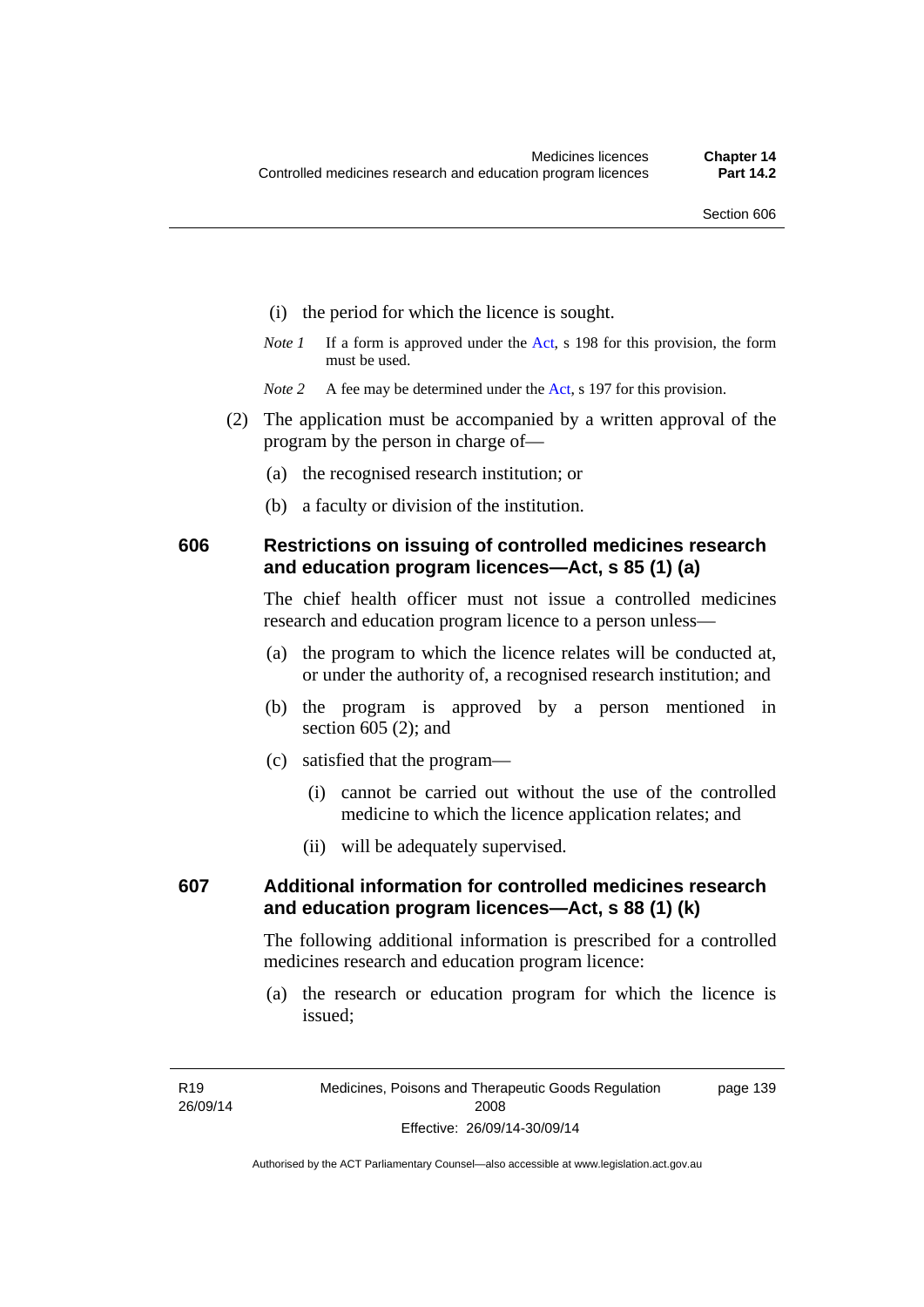(i) the period for which the licence is sought.

*Note 1* If a form is approved under the Act, s 198 for this provision, the form must be used.

*Note 2* A fee may be determined under the Act, s 197 for this provision.

(2) The application must be accompanied by a written approval of the program by the person in charge of—

(a) the recognised research institution; or

(b) a faculty or division of the institution.

## 606 Restrictions on issuing of controlled medicines research and education program licences—Act, s 85 (1) (a)

The chief health officer must not issue a controlled medicines research and education program licence to a person unless—

(a) the program to which the licence relates will be conducted at, or under the authority of, a recognised research institution; and

(b) the program is approved by a person mentioned in section 605 (2); and

(c) satisfied that the program—

(i) cannot be carried out without the use of the controlled medicine to which the licence application relates; and

(ii) will be adequately supervised.

## 607 Additional information for controlled medicines research and education program licences—Act, s 88 (1) (k)

The following additional information is prescribed for a controlled medicines research and education program licence:

(a) the research or education program for which the licence is issued;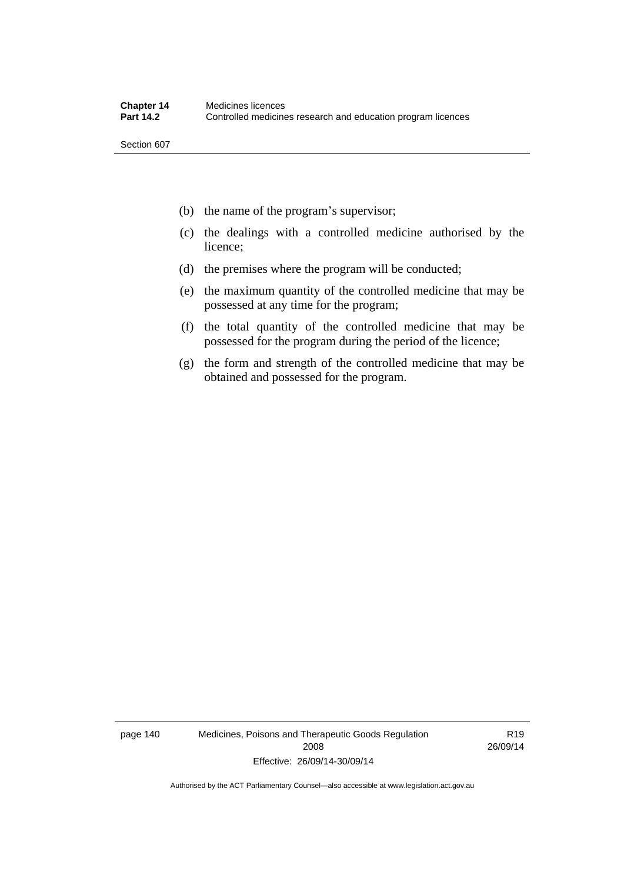(b) the name of the program's supervisor;

(c) the dealings with a controlled medicine authorised by the licence;

(d) the premises where the program will be conducted;

(e) the maximum quantity of the controlled medicine that may be possessed at any time for the program;

(f) the total quantity of the controlled medicine that may be possessed for the program during the period of the licence;

(g) the form and strength of the controlled medicine that may be obtained and possessed for the program.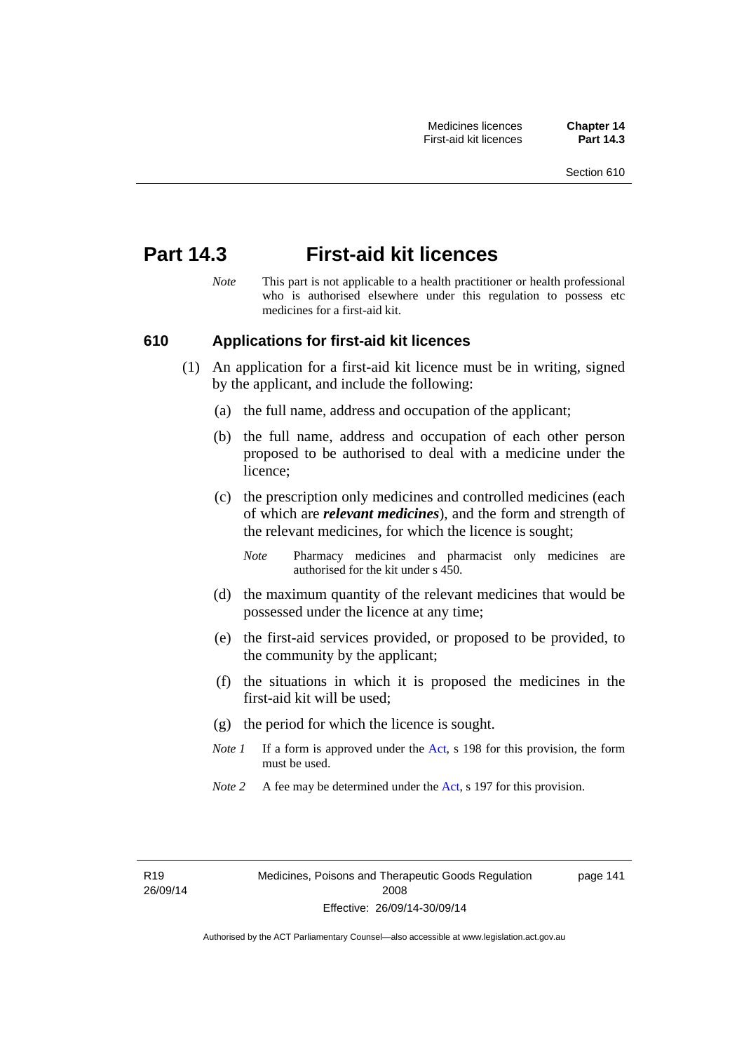# Part 14.3 First-aid kit licences

*Note* This part is not applicable to a health practitioner or health professional who is authorised elsewhere under this regulation to possess etc medicines for a first-aid kit.

## 610 Applications for first-aid kit licences

(1) An application for a first-aid kit licence must be in writing, signed by the applicant, and include the following:

(a) the full name, address and occupation of the applicant;

(b) the full name, address and occupation of each other person proposed to be authorised to deal with a medicine under the licence;

(c) the prescription only medicines and controlled medicines (each of which are ***relevant medicines***), and the form and strength of the relevant medicines, for which the licence is sought;

*Note* Pharmacy medicines and pharmacist only medicines are authorised for the kit under s 450.

(d) the maximum quantity of the relevant medicines that would be possessed under the licence at any time;

(e) the first-aid services provided, or proposed to be provided, to the community by the applicant;

(f) the situations in which it is proposed the medicines in the first-aid kit will be used;

(g) the period for which the licence is sought.

*Note 1* If a form is approved under the Act, s 198 for this provision, the form must be used.

*Note 2* A fee may be determined under the Act, s 197 for this provision.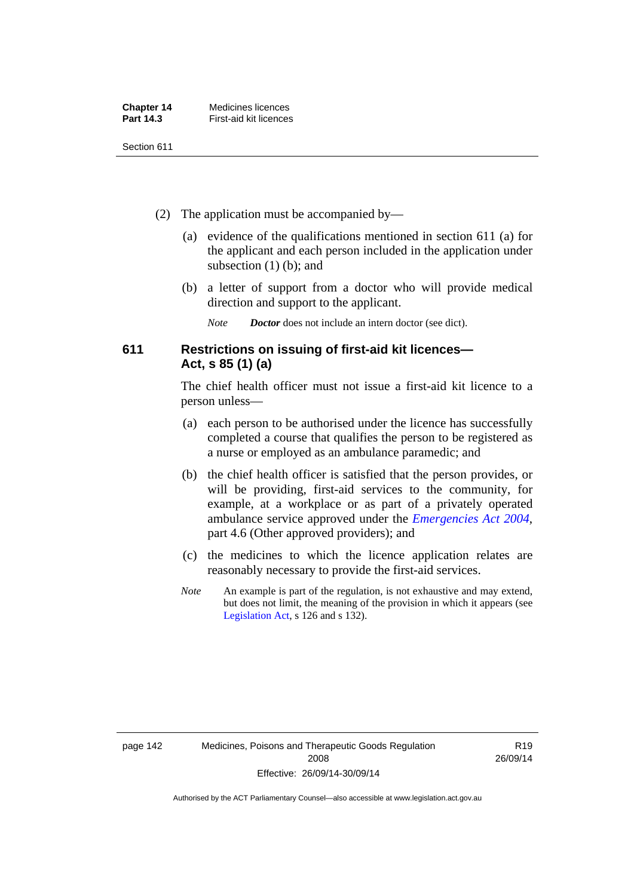(2) The application must be accompanied by—

(a) evidence of the qualifications mentioned in section 611 (a) for the applicant and each person included in the application under subsection (1) (b); and

(b) a letter of support from a doctor who will provide medical direction and support to the applicant.

*Note* ***Doctor*** does not include an intern doctor (see dict).

### 611 Restrictions on issuing of first-aid kit licences—Act, s 85 (1) (a)

The chief health officer must not issue a first-aid kit licence to a person unless—

(a) each person to be authorised under the licence has successfully completed a course that qualifies the person to be registered as a nurse or employed as an ambulance paramedic; and

(b) the chief health officer is satisfied that the person provides, or will be providing, first-aid services to the community, for example, at a workplace or as part of a privately operated ambulance service approved under the *Emergencies Act 2004*, part 4.6 (Other approved providers); and

(c) the medicines to which the licence application relates are reasonably necessary to provide the first-aid services.

*Note* An example is part of the regulation, is not exhaustive and may extend, but does not limit, the meaning of the provision in which it appears (see Legislation Act, s 126 and s 132).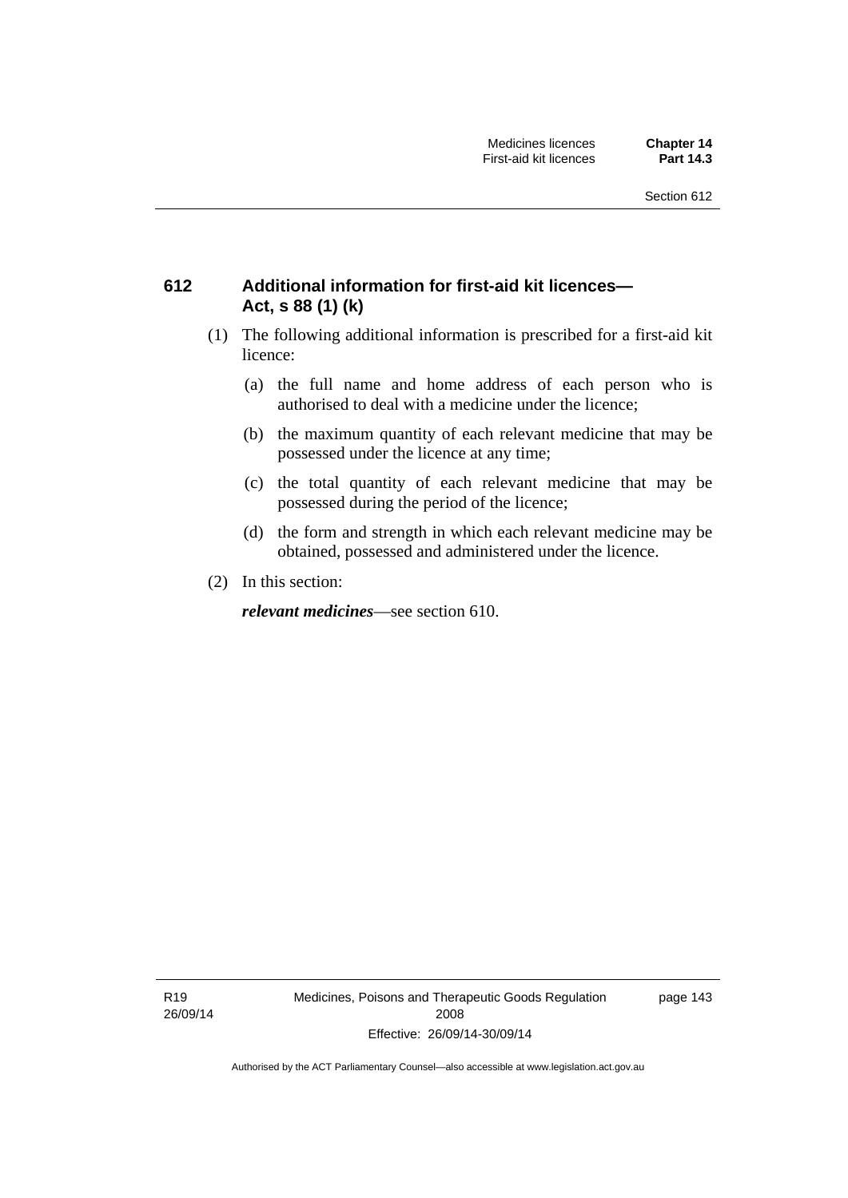## 612 Additional information for first-aid kit licences—Act, s 88 (1) (k)

(1) The following additional information is prescribed for a first-aid kit licence:

(a) the full name and home address of each person who is authorised to deal with a medicine under the licence;

(b) the maximum quantity of each relevant medicine that may be possessed under the licence at any time;

(c) the total quantity of each relevant medicine that may be possessed during the period of the licence;

(d) the form and strength in which each relevant medicine may be obtained, possessed and administered under the licence.

(2) In this section:

***relevant medicines***—see section 610.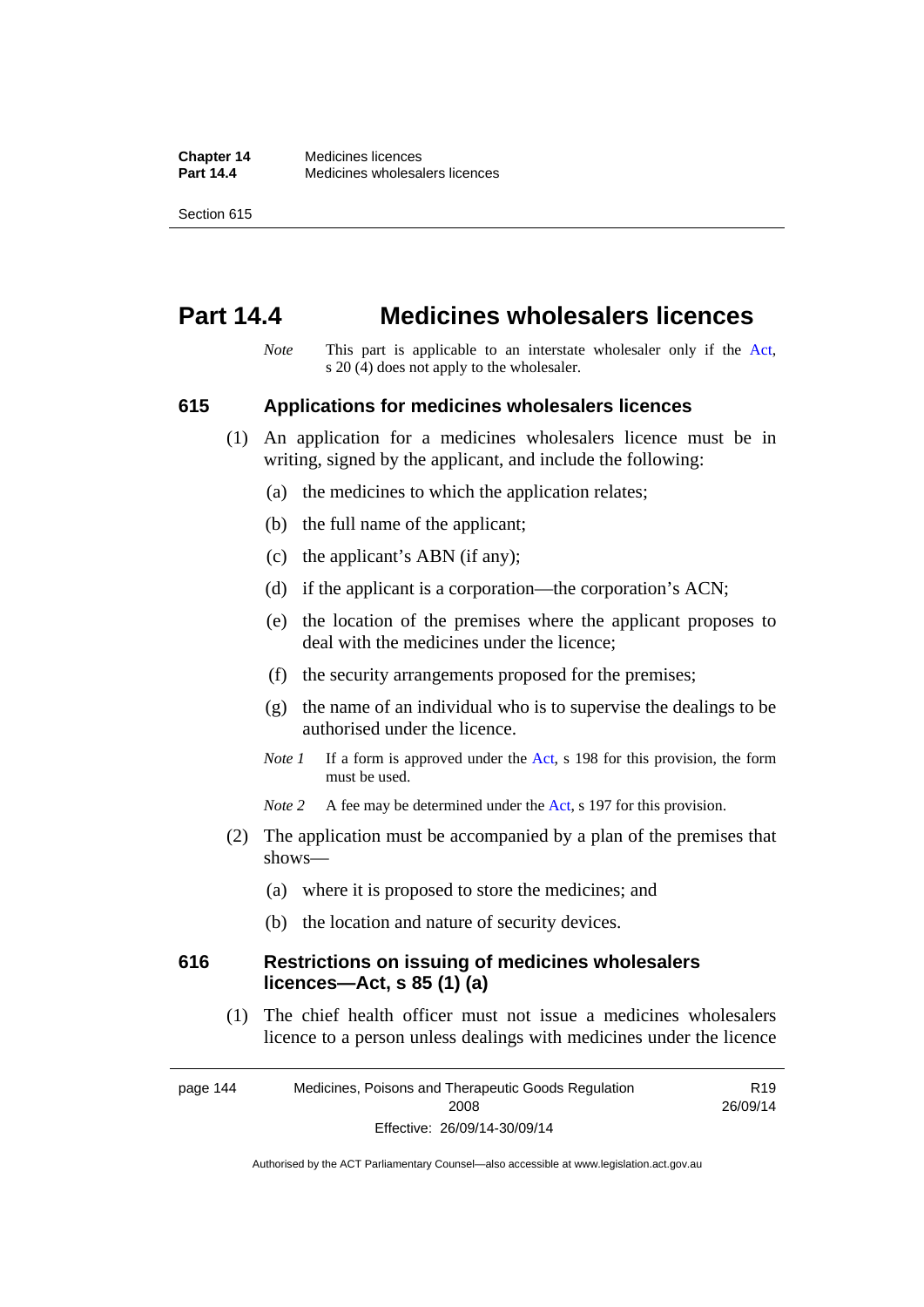# Part 14.4 Medicines wholesalers licences

*Note* This part is applicable to an interstate wholesaler only if the Act, s 20 (4) does not apply to the wholesaler.

## 615 Applications for medicines wholesalers licences

(1) An application for a medicines wholesalers licence must be in writing, signed by the applicant, and include the following:

(a) the medicines to which the application relates;

(b) the full name of the applicant;

(c) the applicant's ABN (if any);

(d) if the applicant is a corporation—the corporation's ACN;

(e) the location of the premises where the applicant proposes to deal with the medicines under the licence;

(f) the security arrangements proposed for the premises;

(g) the name of an individual who is to supervise the dealings to be authorised under the licence.

*Note 1* If a form is approved under the Act, s 198 for this provision, the form must be used.

*Note 2* A fee may be determined under the Act, s 197 for this provision.

(2) The application must be accompanied by a plan of the premises that shows—

(a) where it is proposed to store the medicines; and

(b) the location and nature of security devices.

## 616 Restrictions on issuing of medicines wholesalers licences—Act, s 85 (1) (a)

(1) The chief health officer must not issue a medicines wholesalers licence to a person unless dealings with medicines under the licence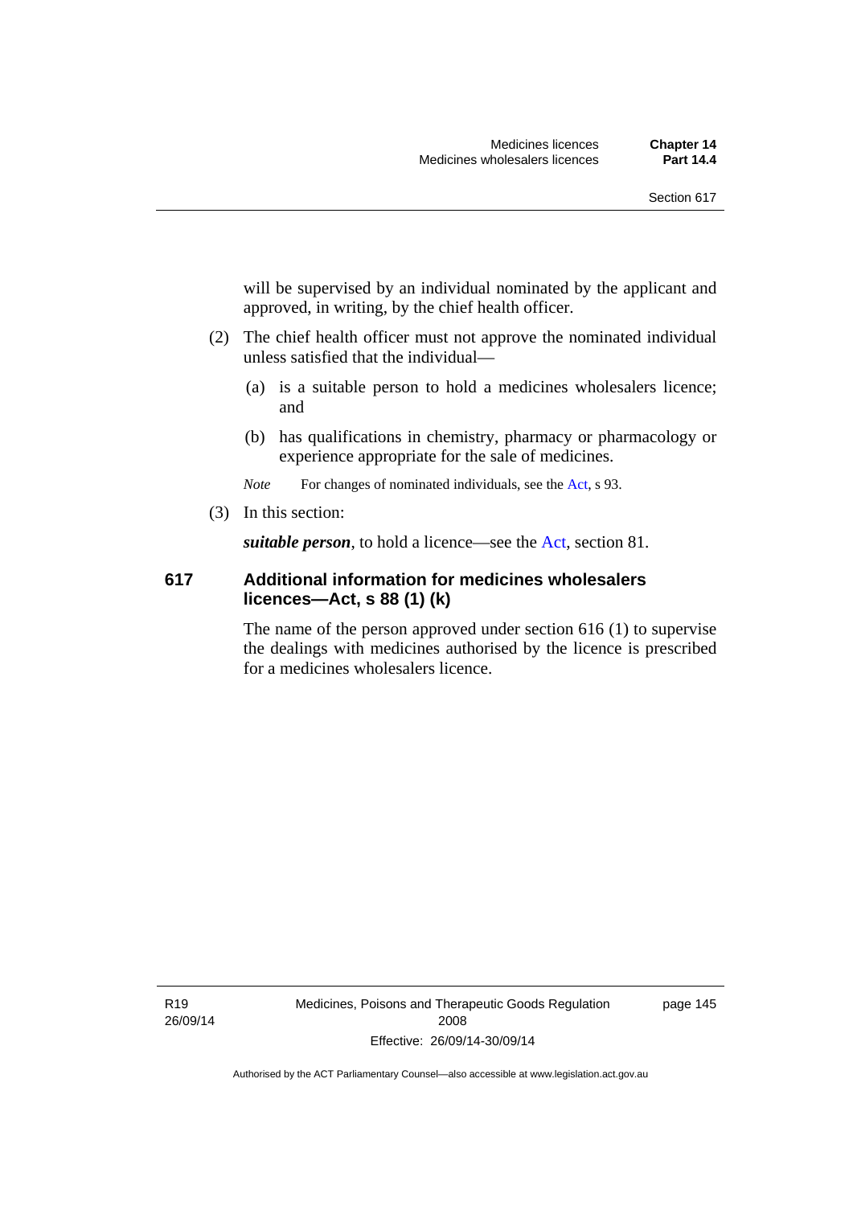will be supervised by an individual nominated by the applicant and approved, in writing, by the chief health officer.

(2) The chief health officer must not approve the nominated individual unless satisfied that the individual—

(a) is a suitable person to hold a medicines wholesalers licence; and

(b) has qualifications in chemistry, pharmacy or pharmacology or experience appropriate for the sale of medicines.

*Note* For changes of nominated individuals, see the Act, s 93.

(3) In this section:

***suitable person***, to hold a licence—see the Act, section 81.

## 617 Additional information for medicines wholesalers licences—Act, s 88 (1) (k)

The name of the person approved under section 616 (1) to supervise the dealings with medicines authorised by the licence is prescribed for a medicines wholesalers licence.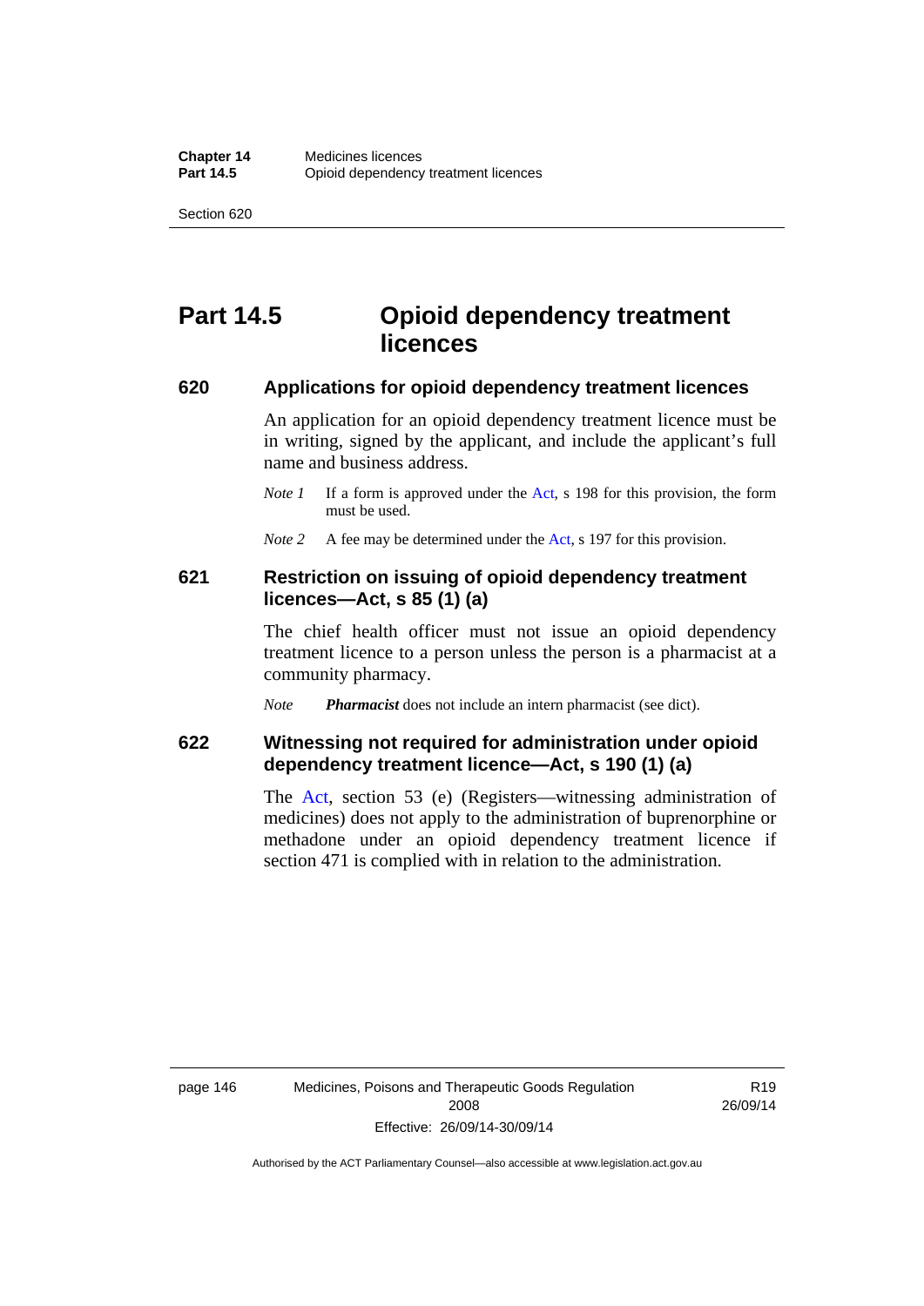# Part 14.5 Opioid dependency treatment licences

## 620 Applications for opioid dependency treatment licences

An application for an opioid dependency treatment licence must be in writing, signed by the applicant, and include the applicant's full name and business address.

*Note 1* If a form is approved under the Act, s 198 for this provision, the form must be used.

*Note 2* A fee may be determined under the Act, s 197 for this provision.

## 621 Restriction on issuing of opioid dependency treatment licences—Act, s 85 (1) (a)

The chief health officer must not issue an opioid dependency treatment licence to a person unless the person is a pharmacist at a community pharmacy.

*Note* ***Pharmacist*** does not include an intern pharmacist (see dict).

## 622 Witnessing not required for administration under opioid dependency treatment licence—Act, s 190 (1) (a)

The Act, section 53 (e) (Registers—witnessing administration of medicines) does not apply to the administration of buprenorphine or methadone under an opioid dependency treatment licence if section 471 is complied with in relation to the administration.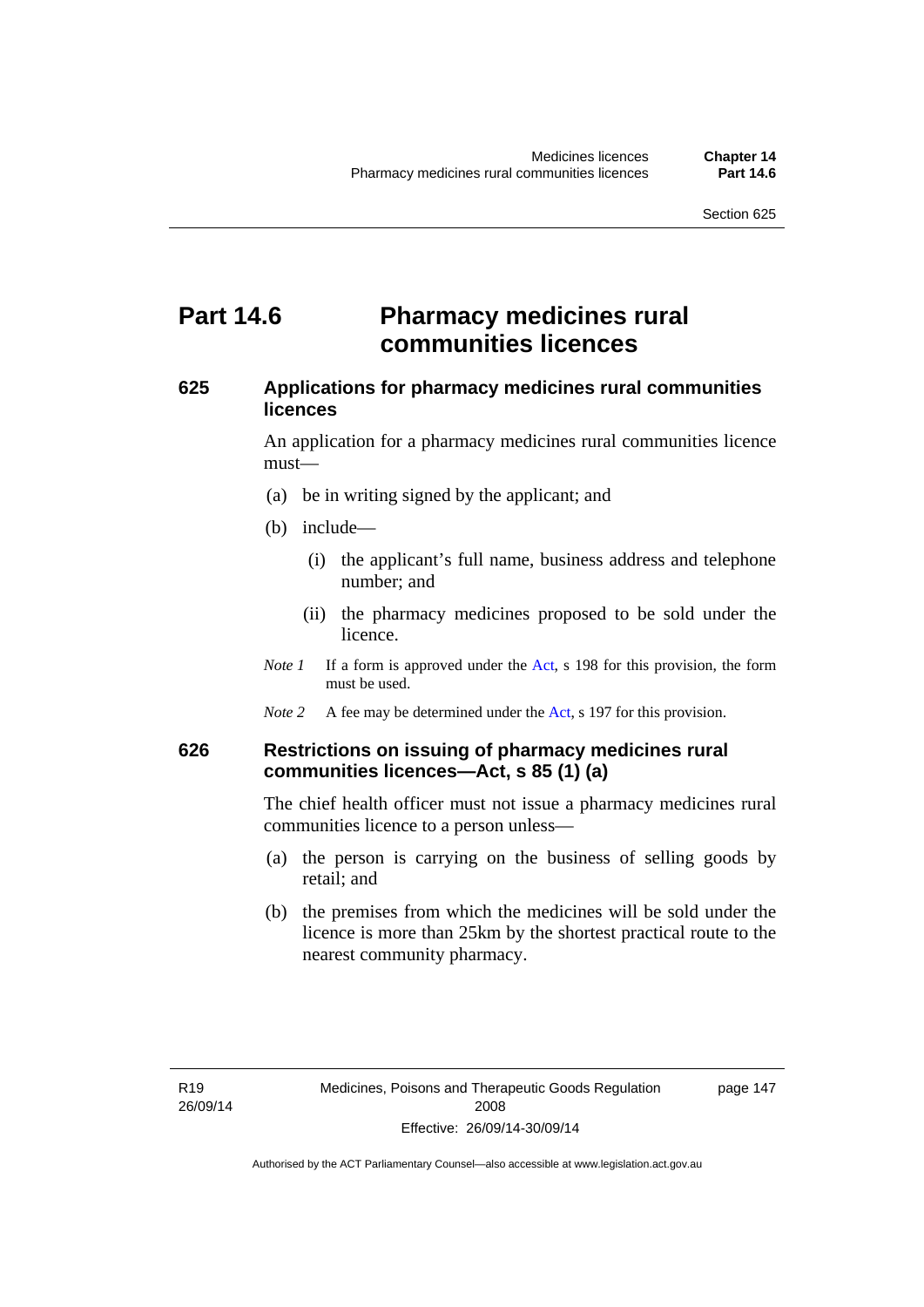# Part 14.6 Pharmacy medicines rural communities licences

## 625 Applications for pharmacy medicines rural communities licences

An application for a pharmacy medicines rural communities licence must—

(a) be in writing signed by the applicant; and

(b) include—

  (i) the applicant's full name, business address and telephone number; and

  (ii) the pharmacy medicines proposed to be sold under the licence.

*Note 1* If a form is approved under the Act, s 198 for this provision, the form must be used.

*Note 2* A fee may be determined under the Act, s 197 for this provision.

## 626 Restrictions on issuing of pharmacy medicines rural communities licences—Act, s 85 (1) (a)

The chief health officer must not issue a pharmacy medicines rural communities licence to a person unless—

(a) the person is carrying on the business of selling goods by retail; and

(b) the premises from which the medicines will be sold under the licence is more than 25km by the shortest practical route to the nearest community pharmacy.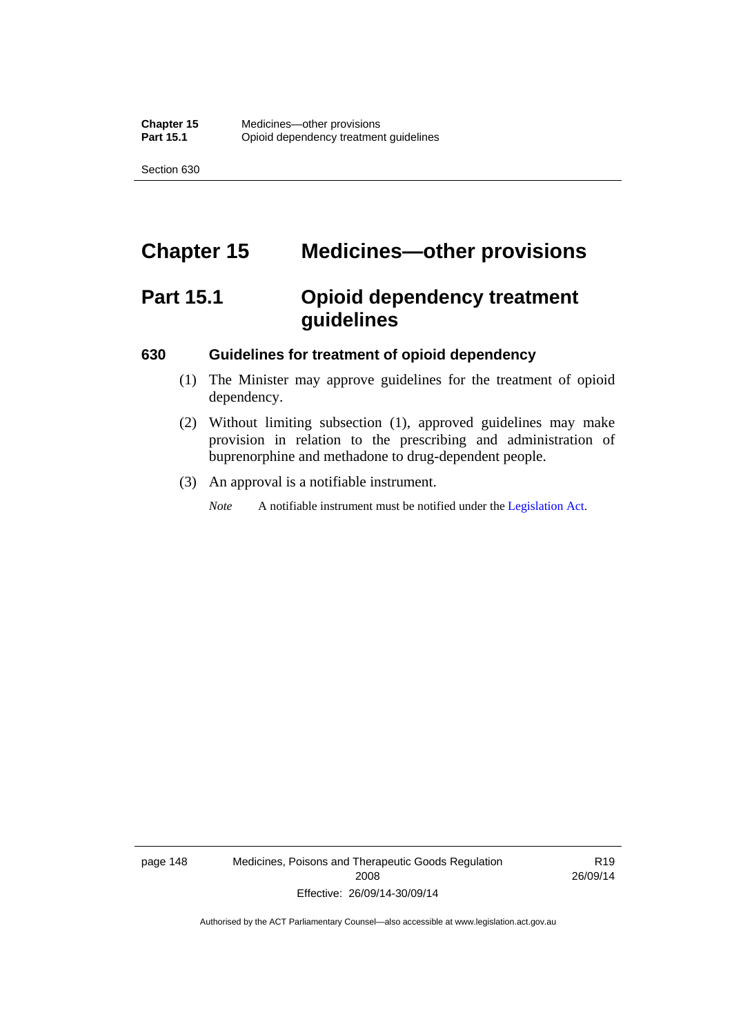# Chapter 15 Medicines—other provisions

## Part 15.1 Opioid dependency treatment guidelines

### 630 Guidelines for treatment of opioid dependency

(1) The Minister may approve guidelines for the treatment of opioid dependency.

(2) Without limiting subsection (1), approved guidelines may make provision in relation to the prescribing and administration of buprenorphine and methadone to drug-dependent people.

(3) An approval is a notifiable instrument.

*Note* A notifiable instrument must be notified under the Legislation Act.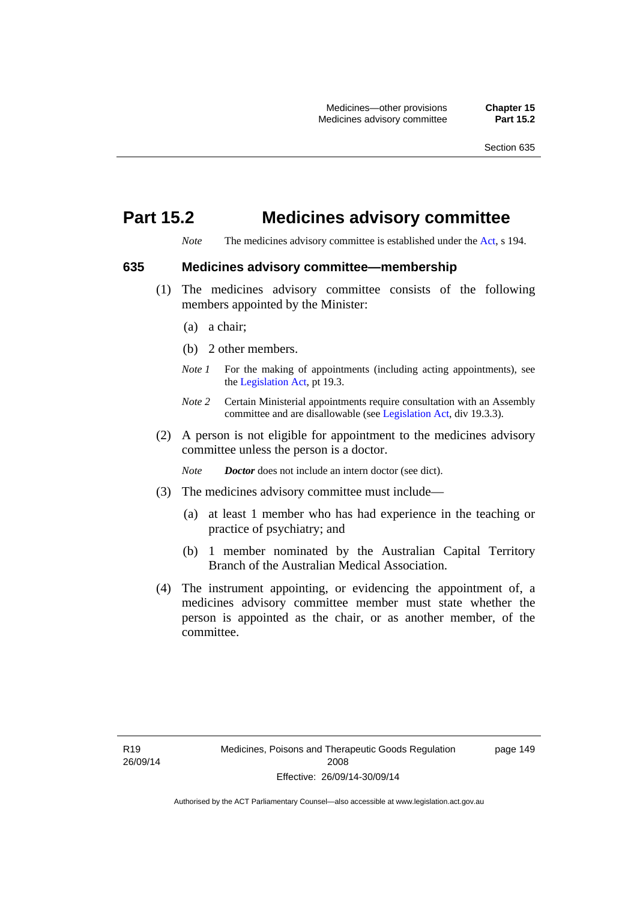# Part 15.2 Medicines advisory committee

*Note* The medicines advisory committee is established under the Act, s 194.

## 635 Medicines advisory committee—membership

(1) The medicines advisory committee consists of the following members appointed by the Minister:

(a) a chair;

(b) 2 other members.

*Note 1* For the making of appointments (including acting appointments), see the Legislation Act, pt 19.3.

*Note 2* Certain Ministerial appointments require consultation with an Assembly committee and are disallowable (see Legislation Act, div 19.3.3).

(2) A person is not eligible for appointment to the medicines advisory committee unless the person is a doctor.

*Note* ***Doctor*** does not include an intern doctor (see dict).

(3) The medicines advisory committee must include—

(a) at least 1 member who has had experience in the teaching or practice of psychiatry; and

(b) 1 member nominated by the Australian Capital Territory Branch of the Australian Medical Association.

(4) The instrument appointing, or evidencing the appointment of, a medicines advisory committee member must state whether the person is appointed as the chair, or as another member, of the committee.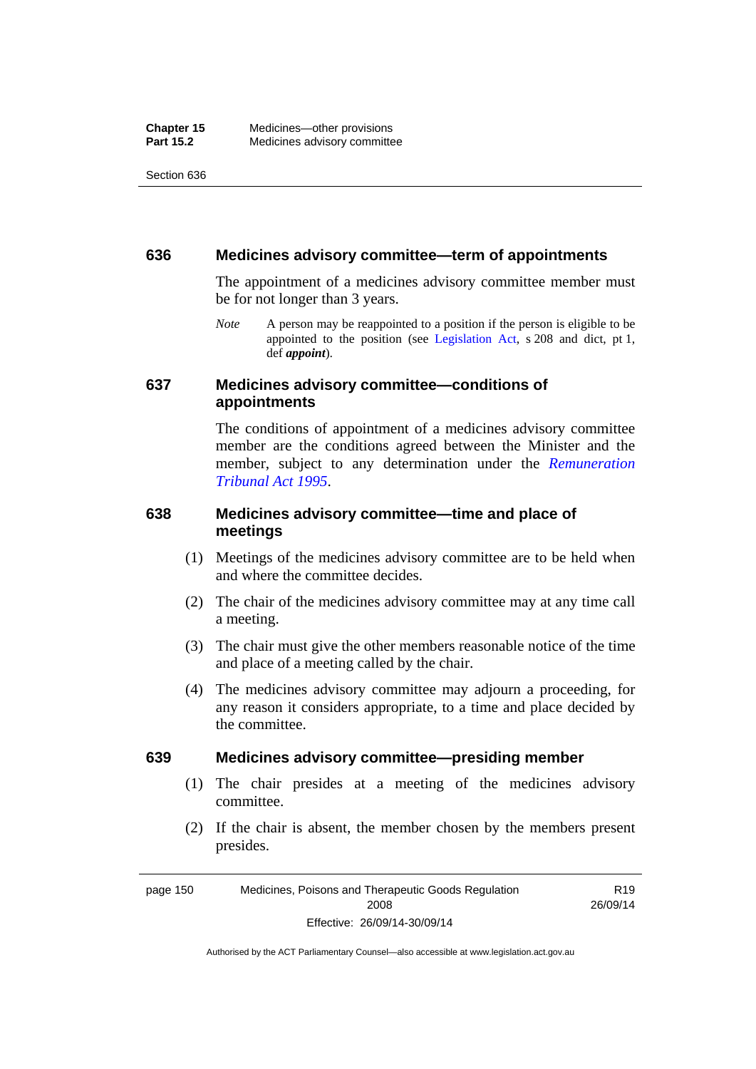### 636 Medicines advisory committee—term of appointments

The appointment of a medicines advisory committee member must be for not longer than 3 years.

*Note* A person may be reappointed to a position if the person is eligible to be appointed to the position (see Legislation Act, s 208 and dict, pt 1, def ***appoint***).

### 637 Medicines advisory committee—conditions of appointments

The conditions of appointment of a medicines advisory committee member are the conditions agreed between the Minister and the member, subject to any determination under the *Remuneration Tribunal Act 1995*.

### 638 Medicines advisory committee—time and place of meetings

(1) Meetings of the medicines advisory committee are to be held when and where the committee decides.

(2) The chair of the medicines advisory committee may at any time call a meeting.

(3) The chair must give the other members reasonable notice of the time and place of a meeting called by the chair.

(4) The medicines advisory committee may adjourn a proceeding, for any reason it considers appropriate, to a time and place decided by the committee.

### 639 Medicines advisory committee—presiding member

(1) The chair presides at a meeting of the medicines advisory committee.

(2) If the chair is absent, the member chosen by the members present presides.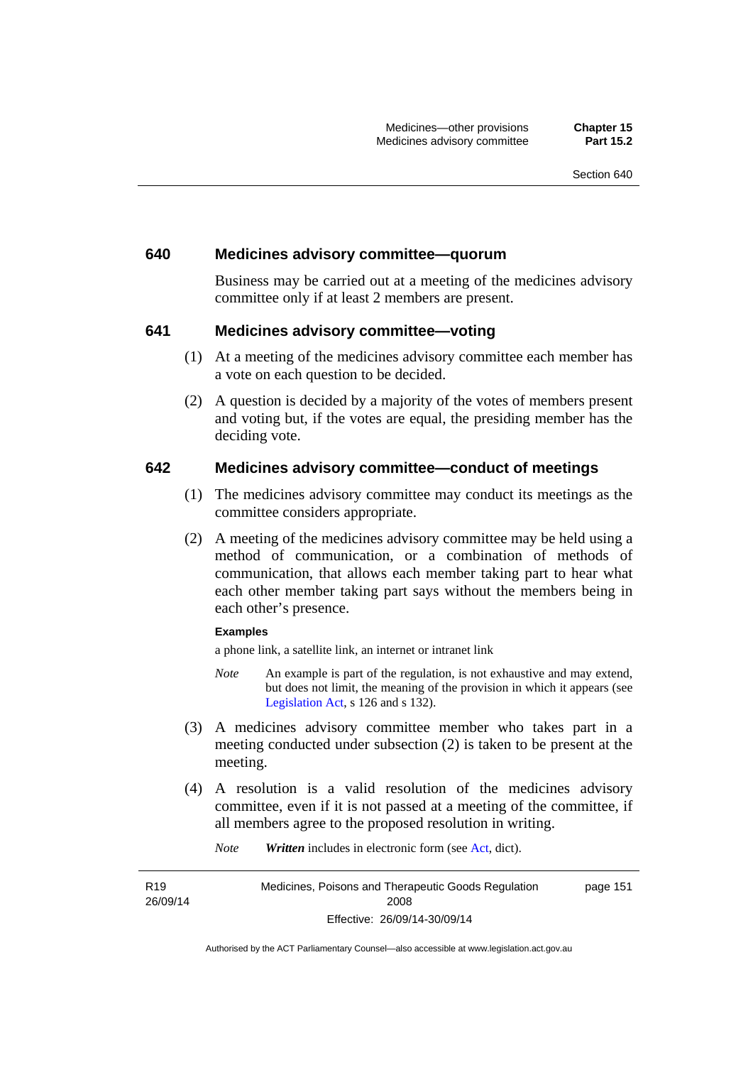### 640 Medicines advisory committee—quorum

Business may be carried out at a meeting of the medicines advisory committee only if at least 2 members are present.

### 641 Medicines advisory committee—voting

(1) At a meeting of the medicines advisory committee each member has a vote on each question to be decided.

(2) A question is decided by a majority of the votes of members present and voting but, if the votes are equal, the presiding member has the deciding vote.

### 642 Medicines advisory committee—conduct of meetings

(1) The medicines advisory committee may conduct its meetings as the committee considers appropriate.

(2) A meeting of the medicines advisory committee may be held using a method of communication, or a combination of methods of communication, that allows each member taking part to hear what each other member taking part says without the members being in each other's presence.

**Examples**

a phone link, a satellite link, an internet or intranet link

*Note* An example is part of the regulation, is not exhaustive and may extend, but does not limit, the meaning of the provision in which it appears (see Legislation Act, s 126 and s 132).

(3) A medicines advisory committee member who takes part in a meeting conducted under subsection (2) is taken to be present at the meeting.

(4) A resolution is a valid resolution of the medicines advisory committee, even if it is not passed at a meeting of the committee, if all members agree to the proposed resolution in writing.

*Note* ***Written*** includes in electronic form (see Act, dict).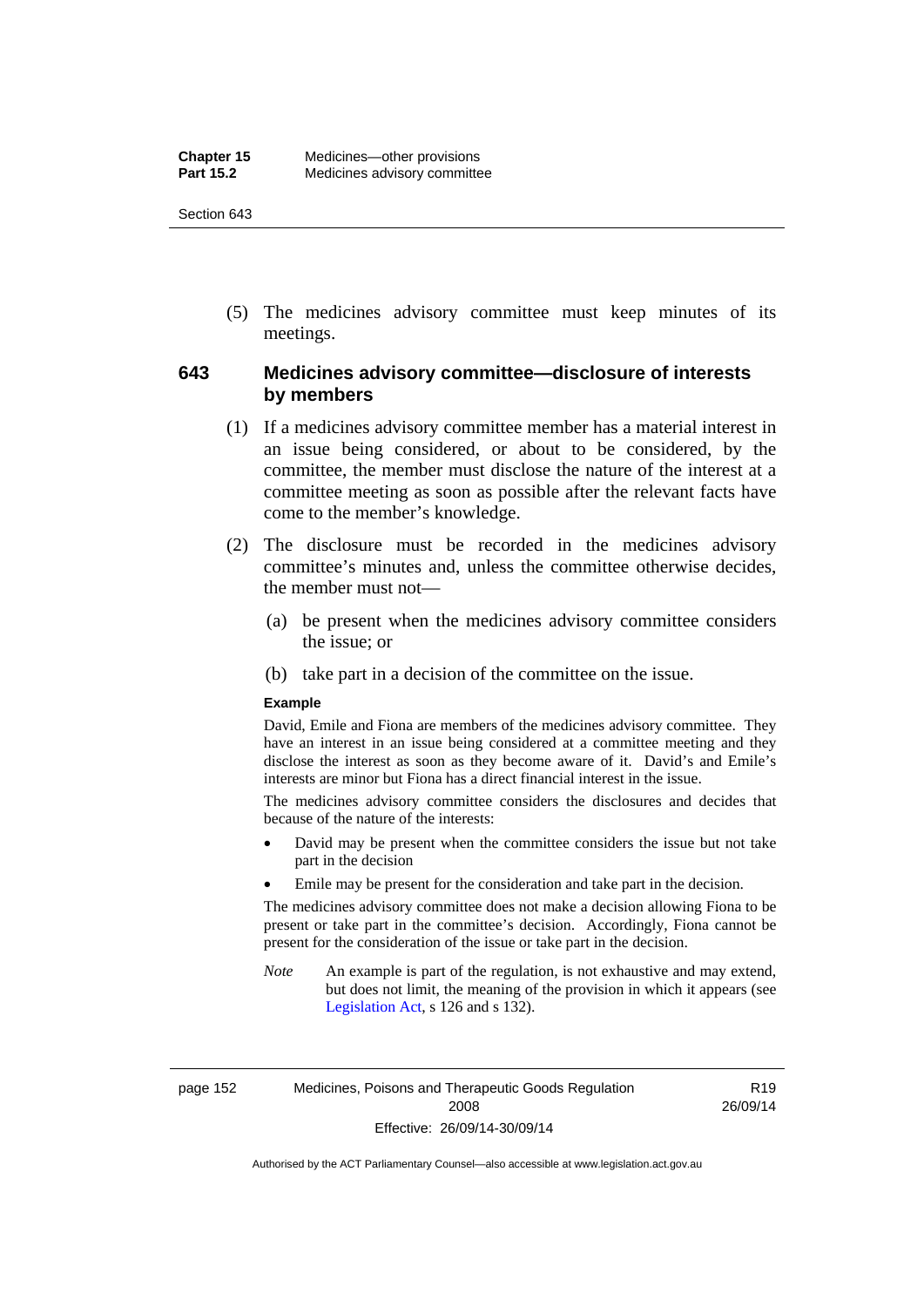(5) The medicines advisory committee must keep minutes of its meetings.

### 643 Medicines advisory committee—disclosure of interests by members

(1) If a medicines advisory committee member has a material interest in an issue being considered, or about to be considered, by the committee, the member must disclose the nature of the interest at a committee meeting as soon as possible after the relevant facts have come to the member's knowledge.

(2) The disclosure must be recorded in the medicines advisory committee's minutes and, unless the committee otherwise decides, the member must not—

(a) be present when the medicines advisory committee considers the issue; or

(b) take part in a decision of the committee on the issue.

**Example**

David, Emile and Fiona are members of the medicines advisory committee. They have an interest in an issue being considered at a committee meeting and they disclose the interest as soon as they become aware of it. David's and Emile's interests are minor but Fiona has a direct financial interest in the issue.

The medicines advisory committee considers the disclosures and decides that because of the nature of the interests:

- David may be present when the committee considers the issue but not take part in the decision
- Emile may be present for the consideration and take part in the decision.

The medicines advisory committee does not make a decision allowing Fiona to be present or take part in the committee's decision. Accordingly, Fiona cannot be present for the consideration of the issue or take part in the decision.

*Note* An example is part of the regulation, is not exhaustive and may extend, but does not limit, the meaning of the provision in which it appears (see Legislation Act, s 126 and s 132).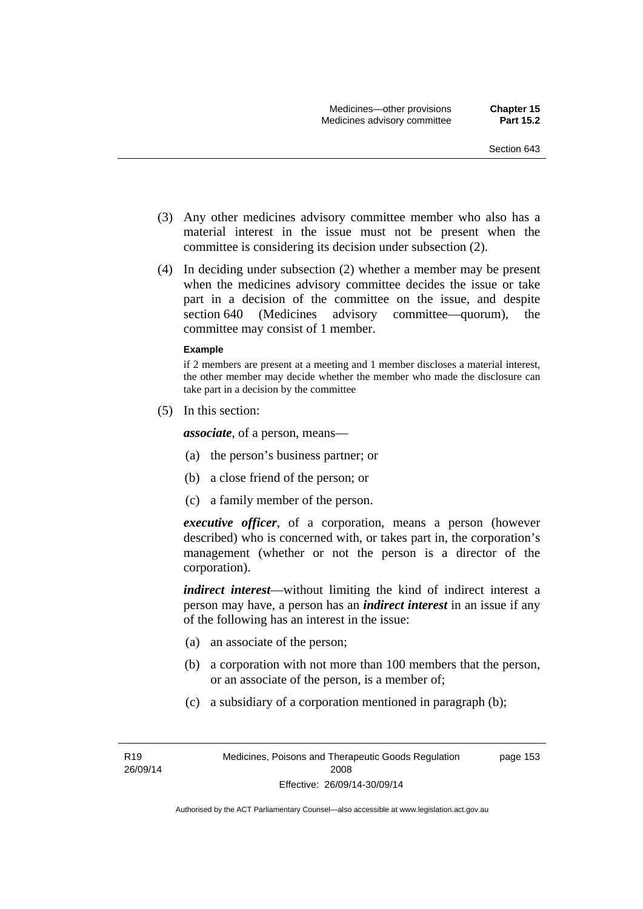(3) Any other medicines advisory committee member who also has a material interest in the issue must not be present when the committee is considering its decision under subsection (2).

(4) In deciding under subsection (2) whether a member may be present when the medicines advisory committee decides the issue or take part in a decision of the committee on the issue, and despite section 640 (Medicines advisory committee—quorum), the committee may consist of 1 member.

**Example**

if 2 members are present at a meeting and 1 member discloses a material interest, the other member may decide whether the member who made the disclosure can take part in a decision by the committee

(5) In this section:

***associate***, of a person, means—

(a) the person's business partner; or

(b) a close friend of the person; or

(c) a family member of the person.

***executive officer***, of a corporation, means a person (however described) who is concerned with, or takes part in, the corporation's management (whether or not the person is a director of the corporation).

***indirect interest***—without limiting the kind of indirect interest a person may have, a person has an ***indirect interest*** in an issue if any of the following has an interest in the issue:

(a) an associate of the person;

(b) a corporation with not more than 100 members that the person, or an associate of the person, is a member of;

(c) a subsidiary of a corporation mentioned in paragraph (b);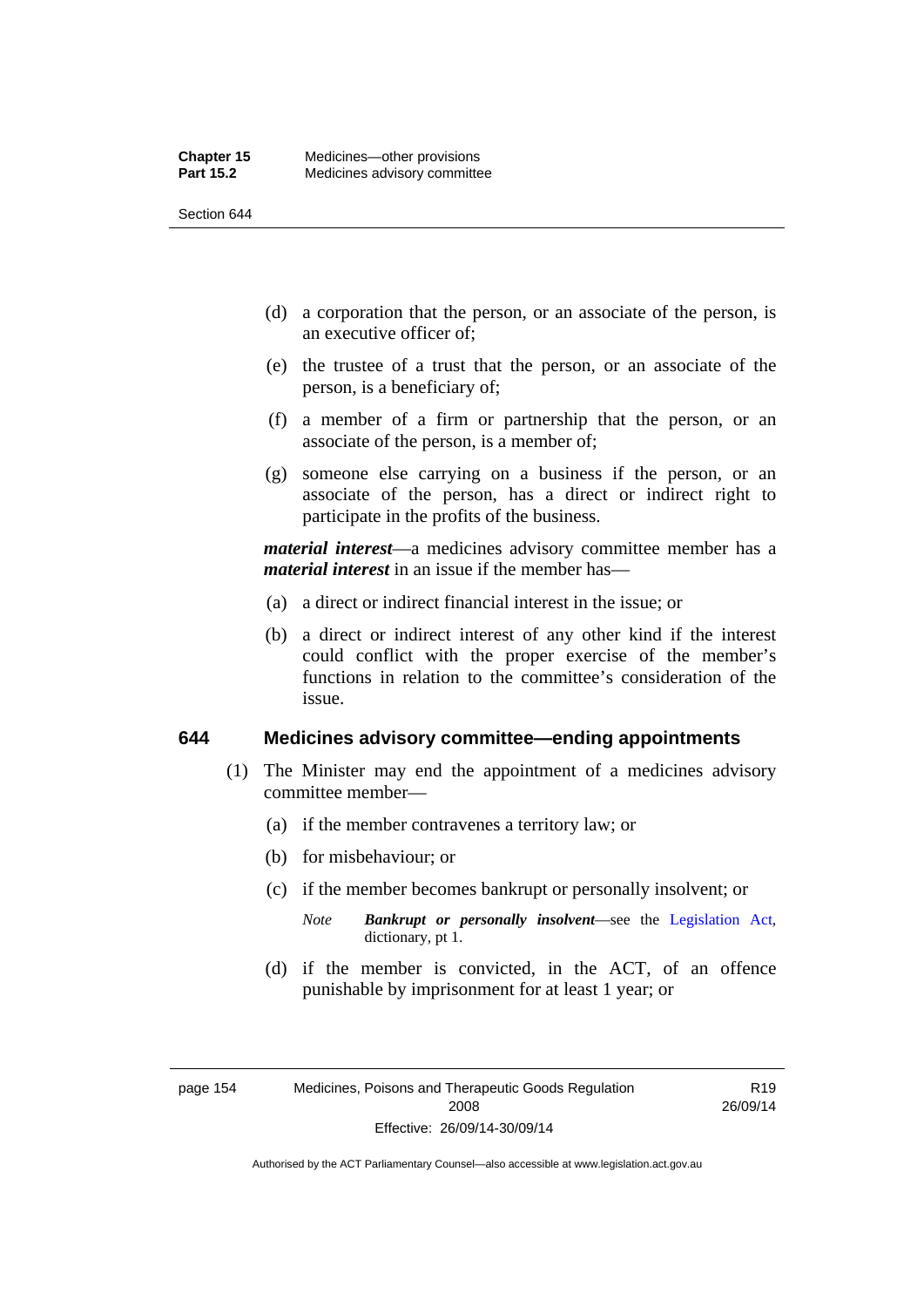(d) a corporation that the person, or an associate of the person, is an executive officer of;

(e) the trustee of a trust that the person, or an associate of the person, is a beneficiary of;

(f) a member of a firm or partnership that the person, or an associate of the person, is a member of;

(g) someone else carrying on a business if the person, or an associate of the person, has a direct or indirect right to participate in the profits of the business.

***material interest***—a medicines advisory committee member has a ***material interest*** in an issue if the member has—

(a) a direct or indirect financial interest in the issue; or

(b) a direct or indirect interest of any other kind if the interest could conflict with the proper exercise of the member's functions in relation to the committee's consideration of the issue.

## 644 Medicines advisory committee—ending appointments

(1) The Minister may end the appointment of a medicines advisory committee member—

(a) if the member contravenes a territory law; or

(b) for misbehaviour; or

(c) if the member becomes bankrupt or personally insolvent; or

*Note* ***Bankrupt or personally insolvent***—see the Legislation Act, dictionary, pt 1.

(d) if the member is convicted, in the ACT, of an offence punishable by imprisonment for at least 1 year; or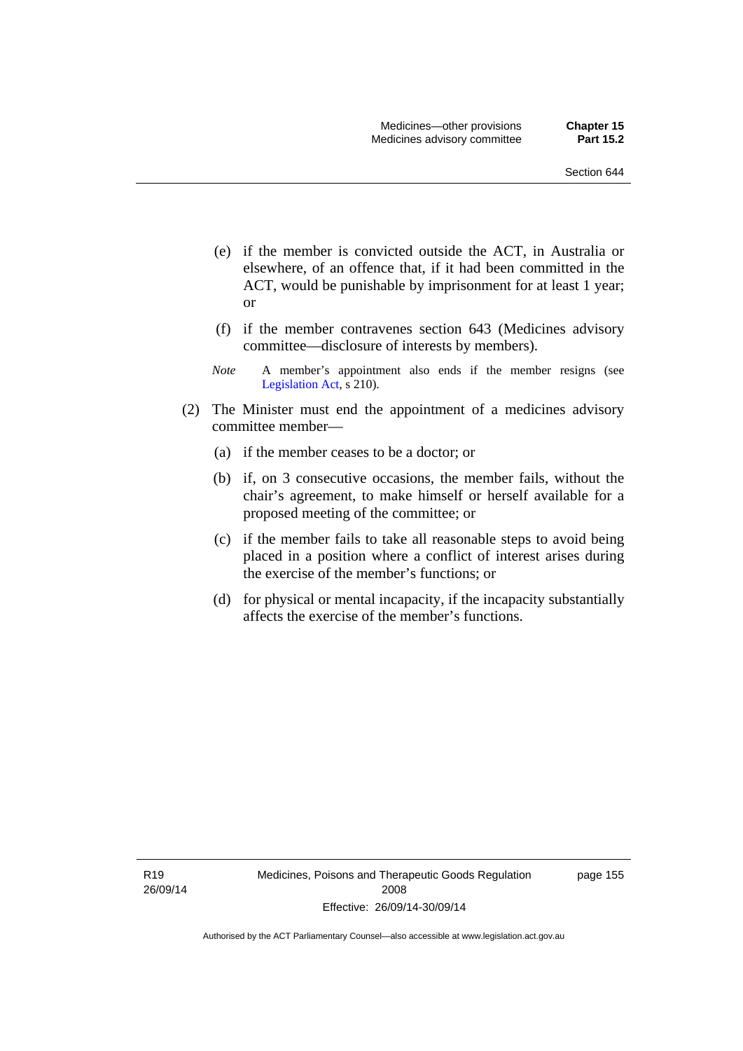(e) if the member is convicted outside the ACT, in Australia or elsewhere, of an offence that, if it had been committed in the ACT, would be punishable by imprisonment for at least 1 year; or

(f) if the member contravenes section 643 (Medicines advisory committee—disclosure of interests by members).

*Note* A member's appointment also ends if the member resigns (see Legislation Act, s 210).

(2) The Minister must end the appointment of a medicines advisory committee member—

(a) if the member ceases to be a doctor; or

(b) if, on 3 consecutive occasions, the member fails, without the chair's agreement, to make himself or herself available for a proposed meeting of the committee; or

(c) if the member fails to take all reasonable steps to avoid being placed in a position where a conflict of interest arises during the exercise of the member's functions; or

(d) for physical or mental incapacity, if the incapacity substantially affects the exercise of the member's functions.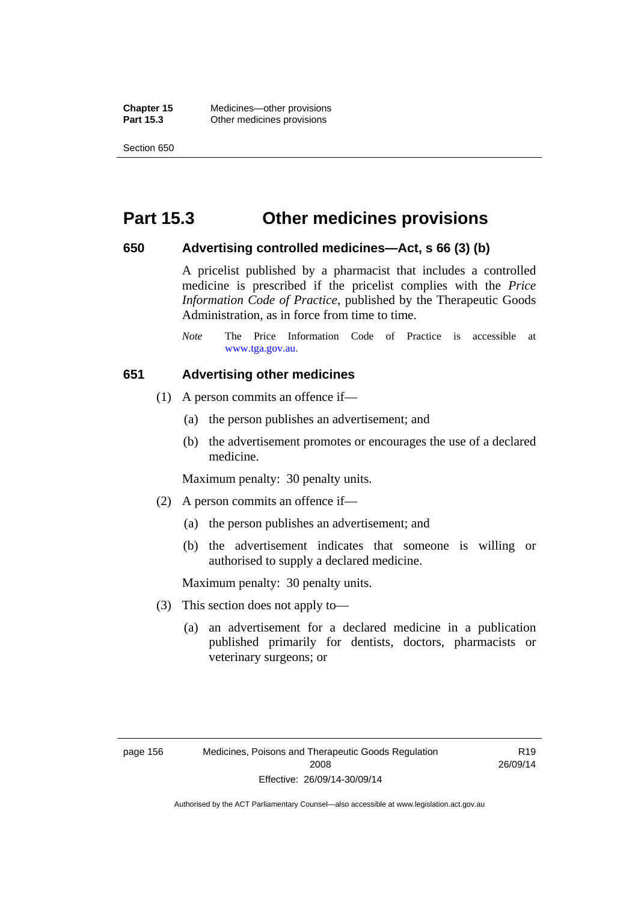# Part 15.3 Other medicines provisions

## 650 Advertising controlled medicines—Act, s 66 (3) (b)

A pricelist published by a pharmacist that includes a controlled medicine is prescribed if the pricelist complies with the *Price Information Code of Practice*, published by the Therapeutic Goods Administration, as in force from time to time.

*Note* The Price Information Code of Practice is accessible at www.tga.gov.au.

## 651 Advertising other medicines

(1) A person commits an offence if—

(a) the person publishes an advertisement; and

(b) the advertisement promotes or encourages the use of a declared medicine.

Maximum penalty: 30 penalty units.

(2) A person commits an offence if—

(a) the person publishes an advertisement; and

(b) the advertisement indicates that someone is willing or authorised to supply a declared medicine.

Maximum penalty: 30 penalty units.

(3) This section does not apply to—

(a) an advertisement for a declared medicine in a publication published primarily for dentists, doctors, pharmacists or veterinary surgeons; or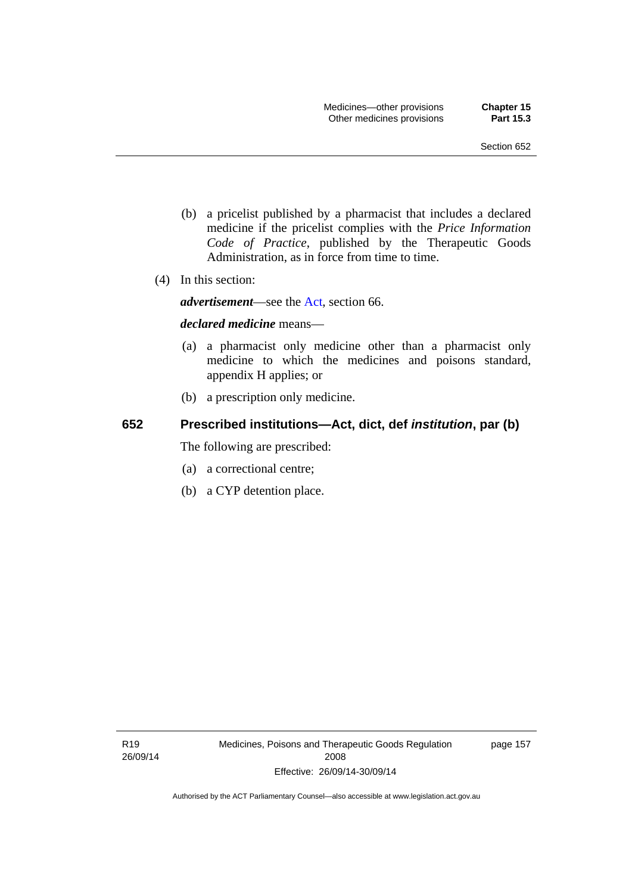(b) a pricelist published by a pharmacist that includes a declared medicine if the pricelist complies with the *Price Information Code of Practice*, published by the Therapeutic Goods Administration, as in force from time to time.

(4) In this section:

***advertisement***—see the Act, section 66.

***declared medicine*** means—

(a) a pharmacist only medicine other than a pharmacist only medicine to which the medicines and poisons standard, appendix H applies; or

(b) a prescription only medicine.

## 652 Prescribed institutions—Act, dict, def *institution*, par (b)

The following are prescribed:

(a) a correctional centre;

(b) a CYP detention place.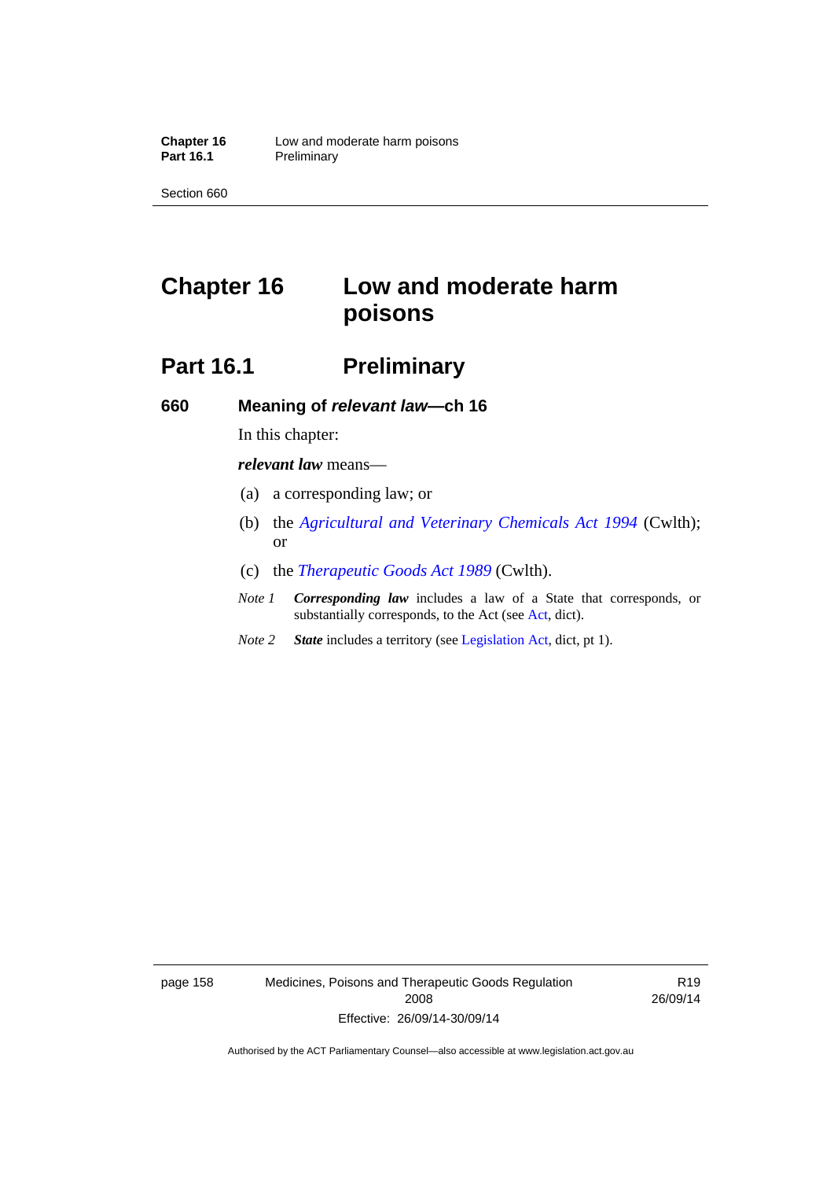# Chapter 16 Low and moderate harm poisons

## Part 16.1 Preliminary

### 660 Meaning of *relevant law*—ch 16

In this chapter:

***relevant law*** means—

(a) a corresponding law; or

(b) the *Agricultural and Veterinary Chemicals Act 1994* (Cwlth); or

(c) the *Therapeutic Goods Act 1989* (Cwlth).

*Note 1* ***Corresponding law*** includes a law of a State that corresponds, or substantially corresponds, to the Act (see Act, dict).

*Note 2* ***State*** includes a territory (see Legislation Act, dict, pt 1).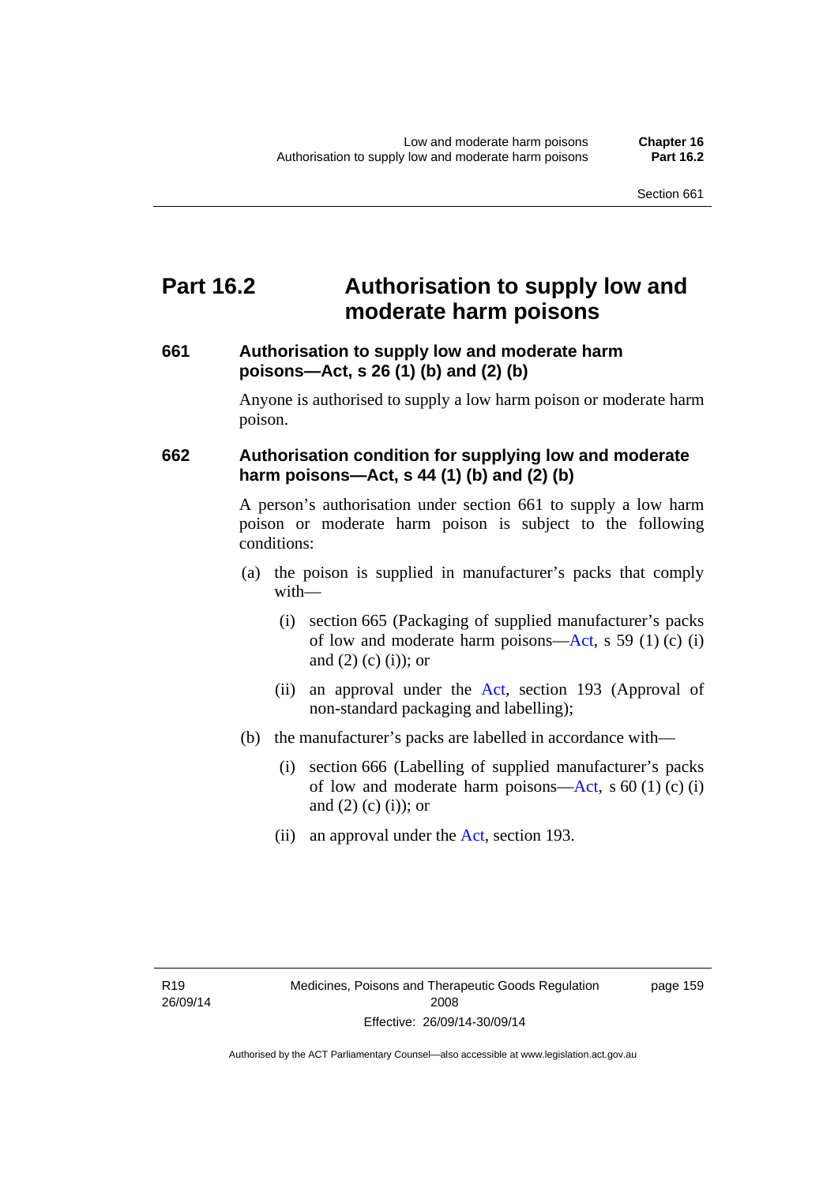# Part 16.2 Authorisation to supply low and moderate harm poisons

### 661 Authorisation to supply low and moderate harm poisons—Act, s 26 (1) (b) and (2) (b)

Anyone is authorised to supply a low harm poison or moderate harm poison.

### 662 Authorisation condition for supplying low and moderate harm poisons—Act, s 44 (1) (b) and (2) (b)

A person's authorisation under section 661 to supply a low harm poison or moderate harm poison is subject to the following conditions:

(a) the poison is supplied in manufacturer's packs that comply with—

  (i) section 665 (Packaging of supplied manufacturer's packs of low and moderate harm poisons—Act, s 59 (1) (c) (i) and (2) (c) (i)); or

  (ii) an approval under the Act, section 193 (Approval of non-standard packaging and labelling);

(b) the manufacturer's packs are labelled in accordance with—

  (i) section 666 (Labelling of supplied manufacturer's packs of low and moderate harm poisons—Act, s 60 (1) (c) (i) and (2) (c) (i)); or

  (ii) an approval under the Act, section 193.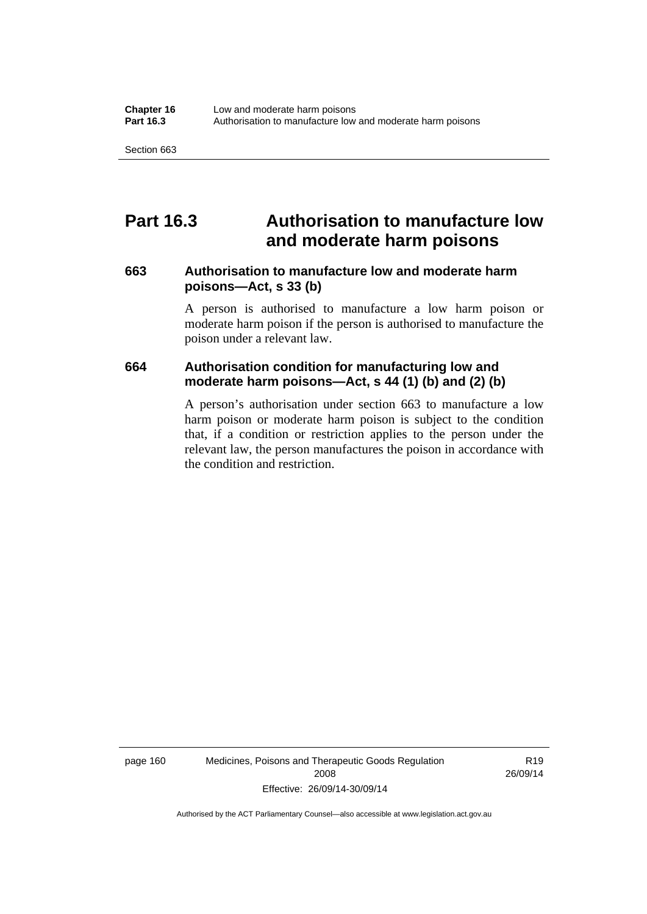# Part 16.3 Authorisation to manufacture low and moderate harm poisons

### 663 Authorisation to manufacture low and moderate harm poisons—Act, s 33 (b)

A person is authorised to manufacture a low harm poison or moderate harm poison if the person is authorised to manufacture the poison under a relevant law.

### 664 Authorisation condition for manufacturing low and moderate harm poisons—Act, s 44 (1) (b) and (2) (b)

A person's authorisation under section 663 to manufacture a low harm poison or moderate harm poison is subject to the condition that, if a condition or restriction applies to the person under the relevant law, the person manufactures the poison in accordance with the condition and restriction.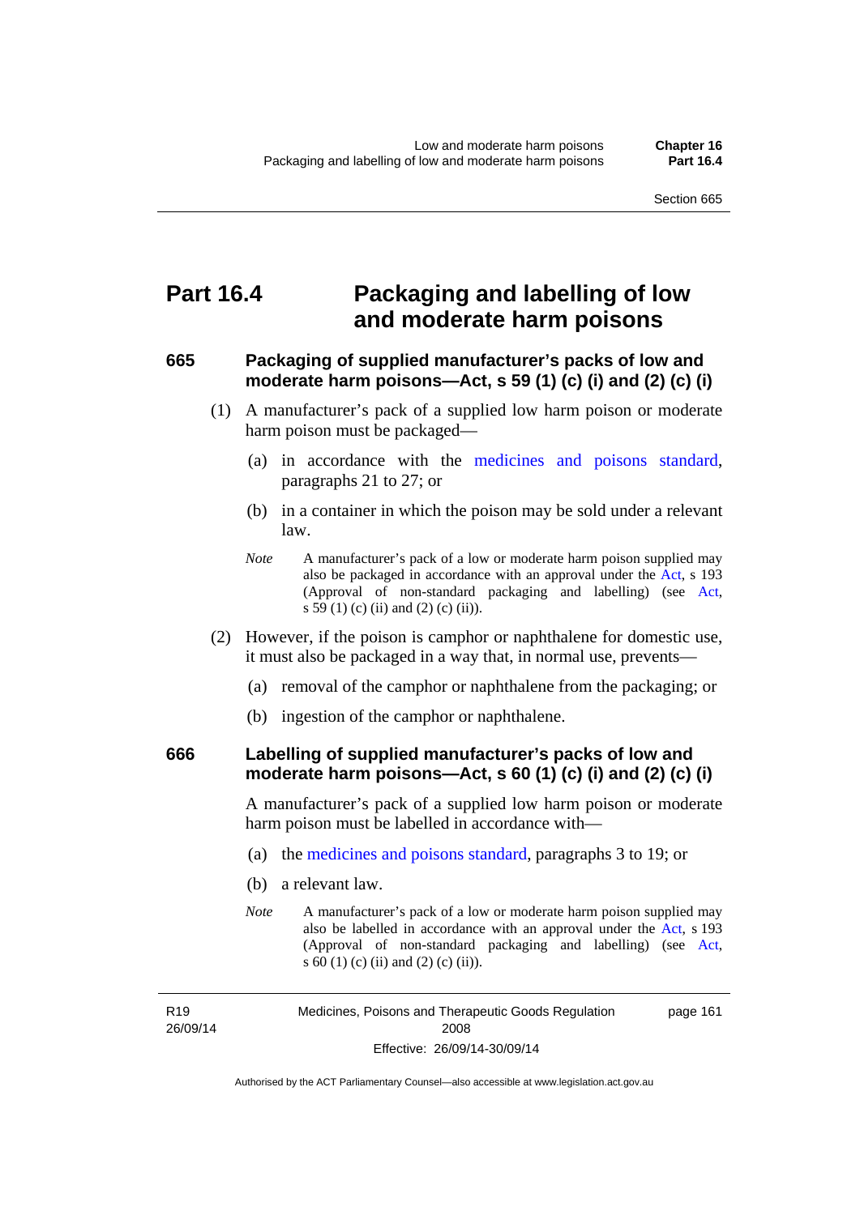## Part 16.4 Packaging and labelling of low and moderate harm poisons

### 665 Packaging of supplied manufacturer's packs of low and moderate harm poisons—Act, s 59 (1) (c) (i) and (2) (c) (i)

(1) A manufacturer's pack of a supplied low harm poison or moderate harm poison must be packaged—

(a) in accordance with the medicines and poisons standard, paragraphs 21 to 27; or

(b) in a container in which the poison may be sold under a relevant law.

*Note* A manufacturer's pack of a low or moderate harm poison supplied may also be packaged in accordance with an approval under the Act, s 193 (Approval of non-standard packaging and labelling) (see Act, s 59 (1) (c) (ii) and (2) (c) (ii)).

(2) However, if the poison is camphor or naphthalene for domestic use, it must also be packaged in a way that, in normal use, prevents—

(a) removal of the camphor or naphthalene from the packaging; or

(b) ingestion of the camphor or naphthalene.

### 666 Labelling of supplied manufacturer's packs of low and moderate harm poisons—Act, s 60 (1) (c) (i) and (2) (c) (i)

A manufacturer's pack of a supplied low harm poison or moderate harm poison must be labelled in accordance with—

(a) the medicines and poisons standard, paragraphs 3 to 19; or

(b) a relevant law.

*Note* A manufacturer's pack of a low or moderate harm poison supplied may also be labelled in accordance with an approval under the Act, s 193 (Approval of non-standard packaging and labelling) (see Act, s 60 (1) (c) (ii) and (2) (c) (ii)).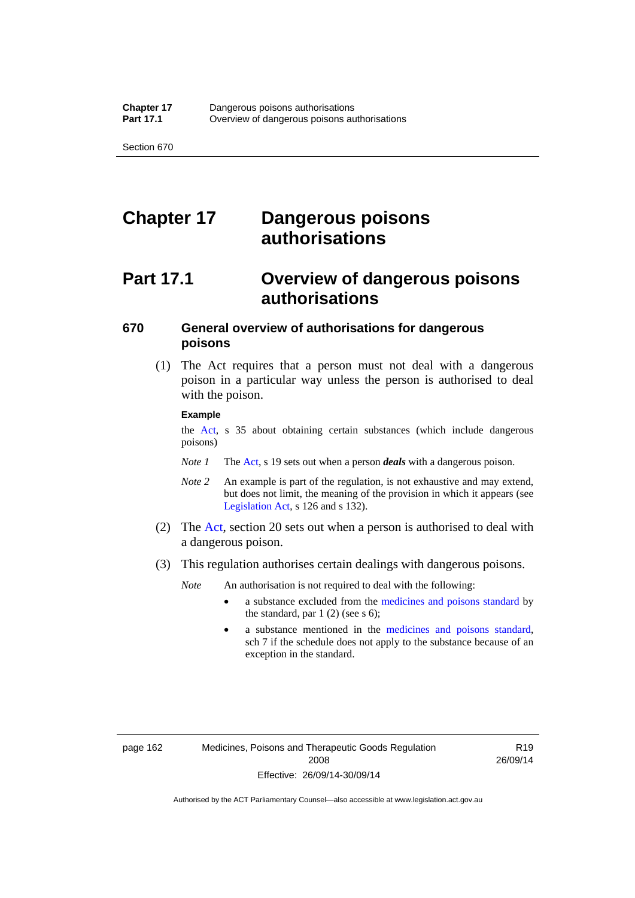# Chapter 17 Dangerous poisons authorisations

## Part 17.1 Overview of dangerous poisons authorisations

### 670 General overview of authorisations for dangerous poisons

(1) The Act requires that a person must not deal with a dangerous poison in a particular way unless the person is authorised to deal with the poison.

**Example**

the Act, s 35 about obtaining certain substances (which include dangerous poisons)

*Note 1* The Act, s 19 sets out when a person ***deals*** with a dangerous poison.

*Note 2* An example is part of the regulation, is not exhaustive and may extend, but does not limit, the meaning of the provision in which it appears (see Legislation Act, s 126 and s 132).

(2) The Act, section 20 sets out when a person is authorised to deal with a dangerous poison.

(3) This regulation authorises certain dealings with dangerous poisons.

*Note* An authorisation is not required to deal with the following:

- a substance excluded from the medicines and poisons standard by the standard, par 1 (2) (see s 6);
- a substance mentioned in the medicines and poisons standard, sch 7 if the schedule does not apply to the substance because of an exception in the standard.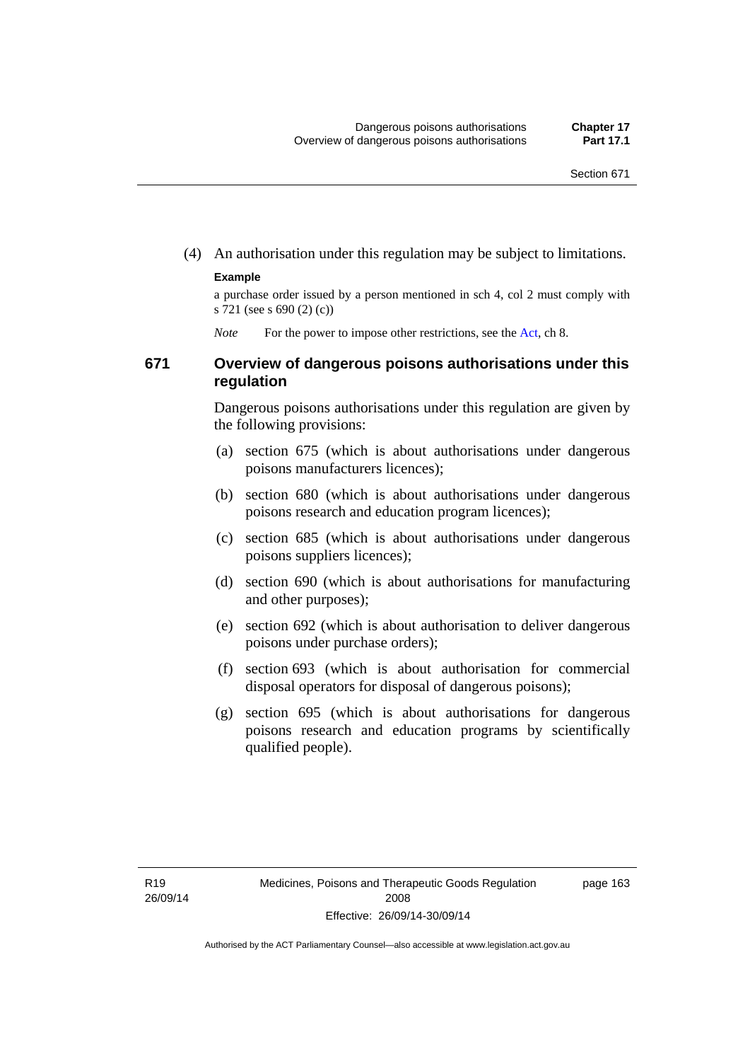(4) An authorisation under this regulation may be subject to limitations.

**Example**

a purchase order issued by a person mentioned in sch 4, col 2 must comply with s 721 (see s 690 (2) (c))

*Note* For the power to impose other restrictions, see the Act, ch 8.

## 671 Overview of dangerous poisons authorisations under this regulation

Dangerous poisons authorisations under this regulation are given by the following provisions:

(a) section 675 (which is about authorisations under dangerous poisons manufacturers licences);

(b) section 680 (which is about authorisations under dangerous poisons research and education program licences);

(c) section 685 (which is about authorisations under dangerous poisons suppliers licences);

(d) section 690 (which is about authorisations for manufacturing and other purposes);

(e) section 692 (which is about authorisation to deliver dangerous poisons under purchase orders);

(f) section 693 (which is about authorisation for commercial disposal operators for disposal of dangerous poisons);

(g) section 695 (which is about authorisations for dangerous poisons research and education programs by scientifically qualified people).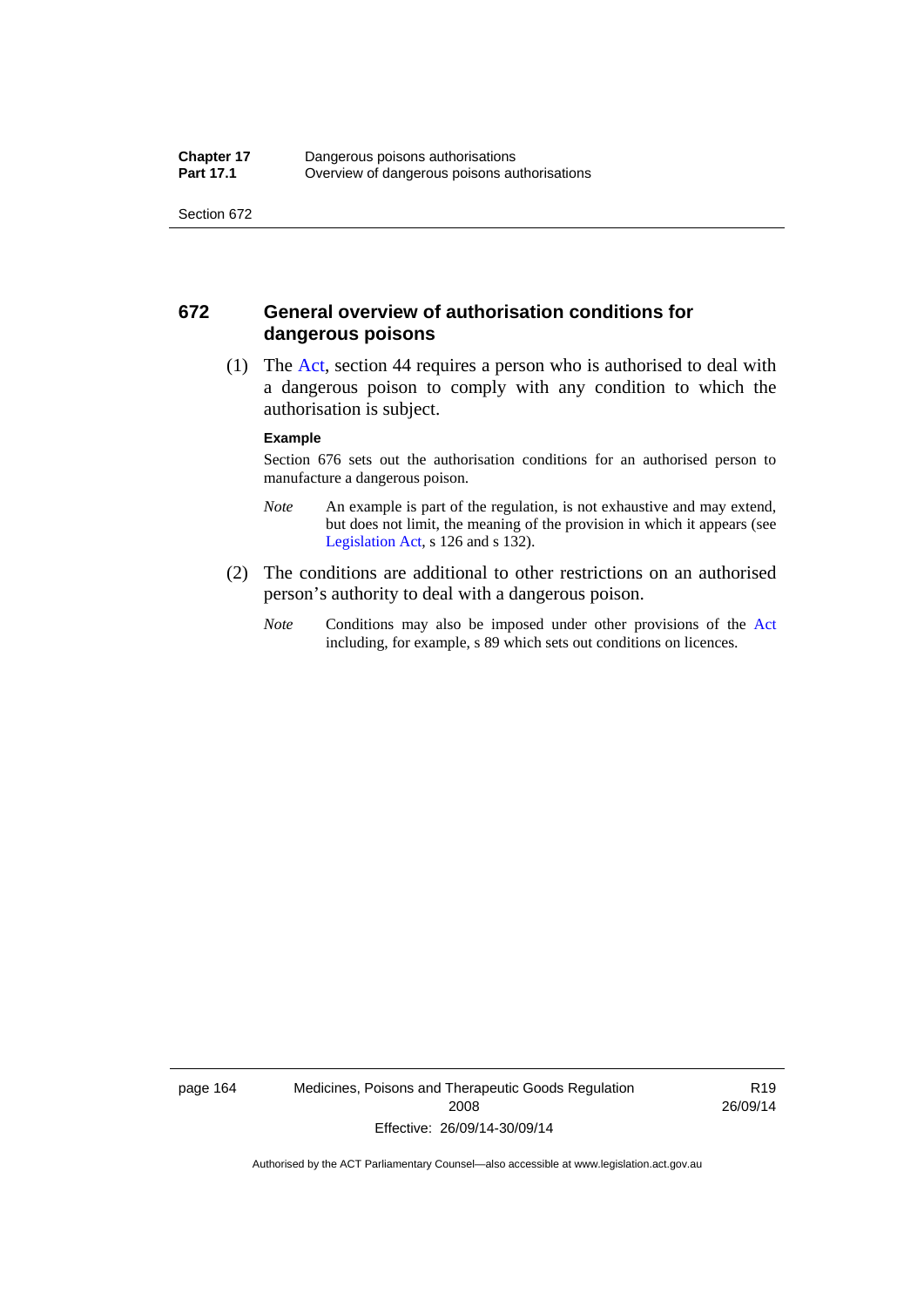## 672 General overview of authorisation conditions for dangerous poisons

(1) The Act, section 44 requires a person who is authorised to deal with a dangerous poison to comply with any condition to which the authorisation is subject.

**Example**

Section 676 sets out the authorisation conditions for an authorised person to manufacture a dangerous poison.

*Note* An example is part of the regulation, is not exhaustive and may extend, but does not limit, the meaning of the provision in which it appears (see Legislation Act, s 126 and s 132).

(2) The conditions are additional to other restrictions on an authorised person's authority to deal with a dangerous poison.

*Note* Conditions may also be imposed under other provisions of the Act including, for example, s 89 which sets out conditions on licences.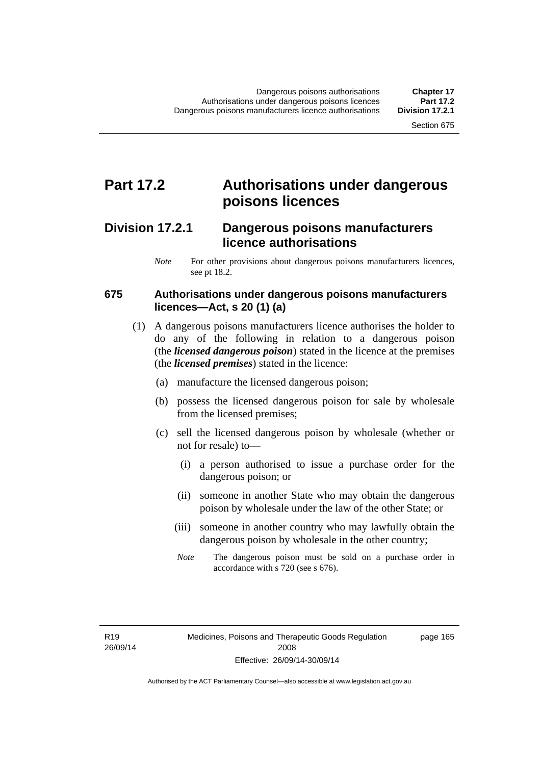# Part 17.2 Authorisations under dangerous poisons licences

## Division 17.2.1 Dangerous poisons manufacturers licence authorisations

*Note* For other provisions about dangerous poisons manufacturers licences, see pt 18.2.

### 675 Authorisations under dangerous poisons manufacturers licences—Act, s 20 (1) (a)

(1) A dangerous poisons manufacturers licence authorises the holder to do any of the following in relation to a dangerous poison (the ***licensed dangerous poison***) stated in the licence at the premises (the ***licensed premises***) stated in the licence:

(a) manufacture the licensed dangerous poison;

(b) possess the licensed dangerous poison for sale by wholesale from the licensed premises;

(c) sell the licensed dangerous poison by wholesale (whether or not for resale) to—

(i) a person authorised to issue a purchase order for the dangerous poison; or

(ii) someone in another State who may obtain the dangerous poison by wholesale under the law of the other State; or

(iii) someone in another country who may lawfully obtain the dangerous poison by wholesale in the other country;

*Note* The dangerous poison must be sold on a purchase order in accordance with s 720 (see s 676).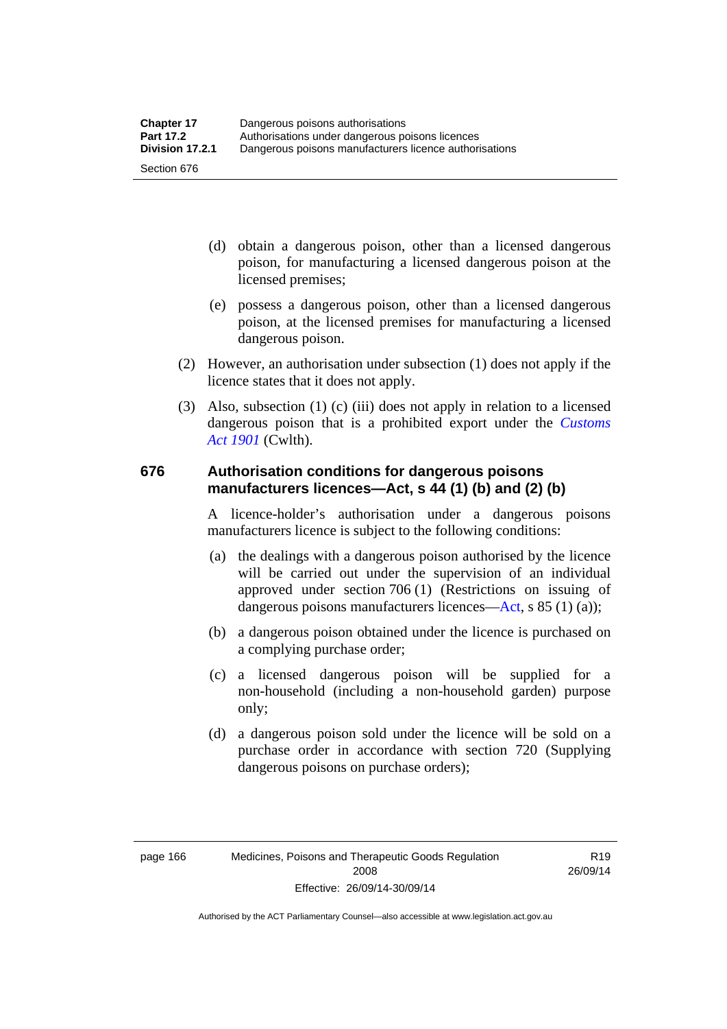(d) obtain a dangerous poison, other than a licensed dangerous poison, for manufacturing a licensed dangerous poison at the licensed premises;

(e) possess a dangerous poison, other than a licensed dangerous poison, at the licensed premises for manufacturing a licensed dangerous poison.

(2) However, an authorisation under subsection (1) does not apply if the licence states that it does not apply.

(3) Also, subsection (1) (c) (iii) does not apply in relation to a licensed dangerous poison that is a prohibited export under the *Customs Act 1901* (Cwlth).

## 676 Authorisation conditions for dangerous poisons manufacturers licences—Act, s 44 (1) (b) and (2) (b)

A licence-holder's authorisation under a dangerous poisons manufacturers licence is subject to the following conditions:

(a) the dealings with a dangerous poison authorised by the licence will be carried out under the supervision of an individual approved under section 706 (1) (Restrictions on issuing of dangerous poisons manufacturers licences—Act, s 85 (1) (a));

(b) a dangerous poison obtained under the licence is purchased on a complying purchase order;

(c) a licensed dangerous poison will be supplied for a non-household (including a non-household garden) purpose only;

(d) a dangerous poison sold under the licence will be sold on a purchase order in accordance with section 720 (Supplying dangerous poisons on purchase orders);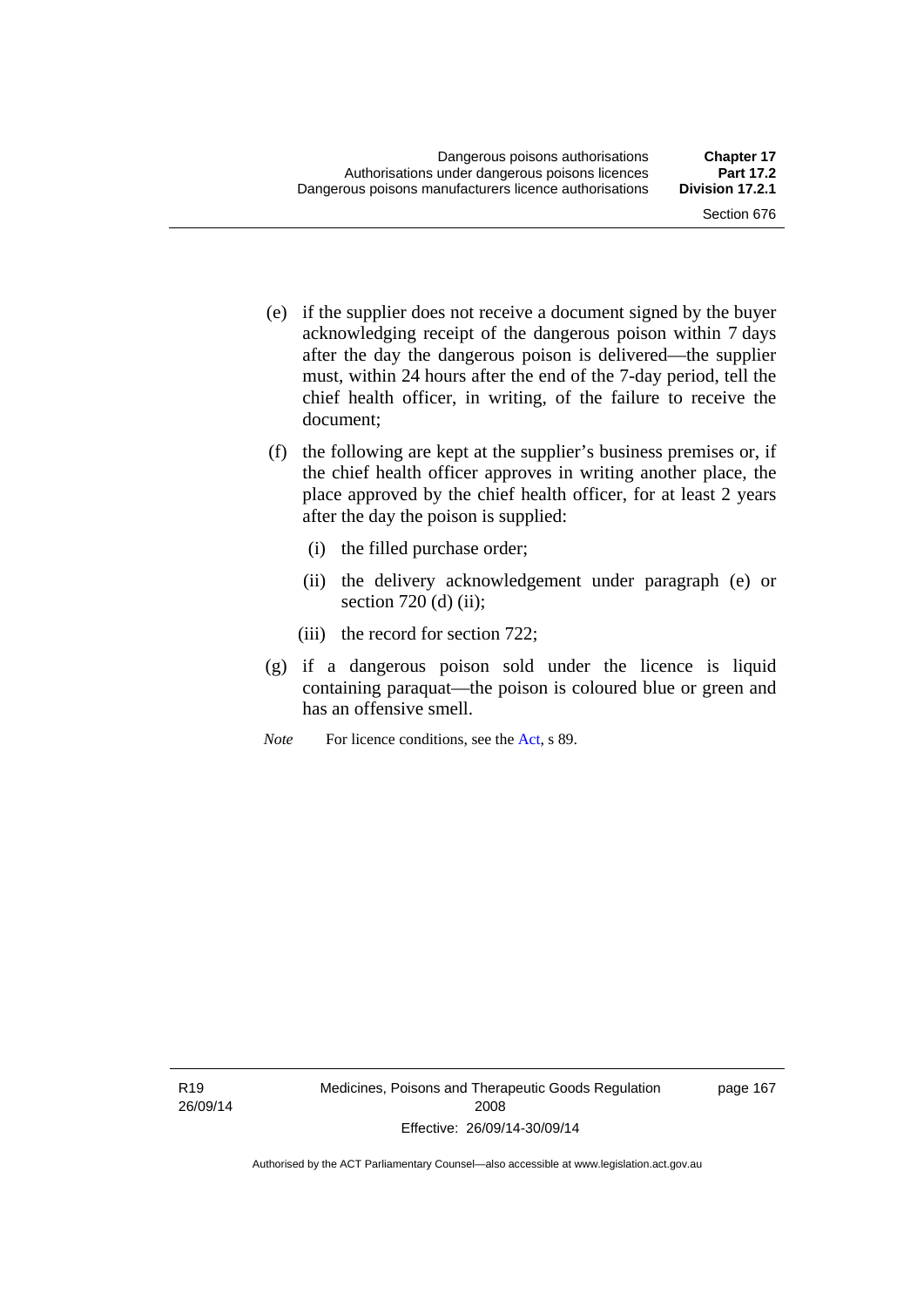(e) if the supplier does not receive a document signed by the buyer acknowledging receipt of the dangerous poison within 7 days after the day the dangerous poison is delivered—the supplier must, within 24 hours after the end of the 7-day period, tell the chief health officer, in writing, of the failure to receive the document;

(f) the following are kept at the supplier's business premises or, if the chief health officer approves in writing another place, the place approved by the chief health officer, for at least 2 years after the day the poison is supplied:

   (i) the filled purchase order;

   (ii) the delivery acknowledgement under paragraph (e) or section 720 (d) (ii);

   (iii) the record for section 722;

(g) if a dangerous poison sold under the licence is liquid containing paraquat—the poison is coloured blue or green and has an offensive smell.

*Note* For licence conditions, see the Act, s 89.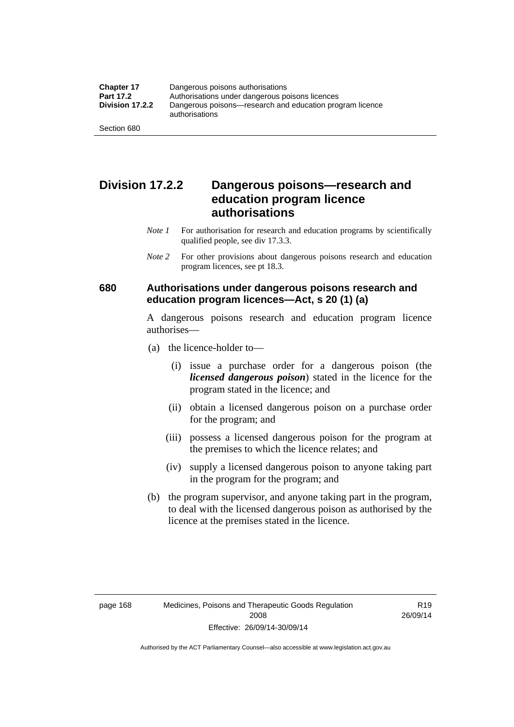## Division 17.2.2 Dangerous poisons—research and education program licence authorisations

*Note 1* For authorisation for research and education programs by scientifically qualified people, see div 17.3.3.

*Note 2* For other provisions about dangerous poisons research and education program licences, see pt 18.3.

### 680 Authorisations under dangerous poisons research and education program licences—Act, s 20 (1) (a)

A dangerous poisons research and education program licence authorises—

(a) the licence-holder to—

(i) issue a purchase order for a dangerous poison (the ***licensed dangerous poison***) stated in the licence for the program stated in the licence; and

(ii) obtain a licensed dangerous poison on a purchase order for the program; and

(iii) possess a licensed dangerous poison for the program at the premises to which the licence relates; and

(iv) supply a licensed dangerous poison to anyone taking part in the program for the program; and

(b) the program supervisor, and anyone taking part in the program, to deal with the licensed dangerous poison as authorised by the licence at the premises stated in the licence.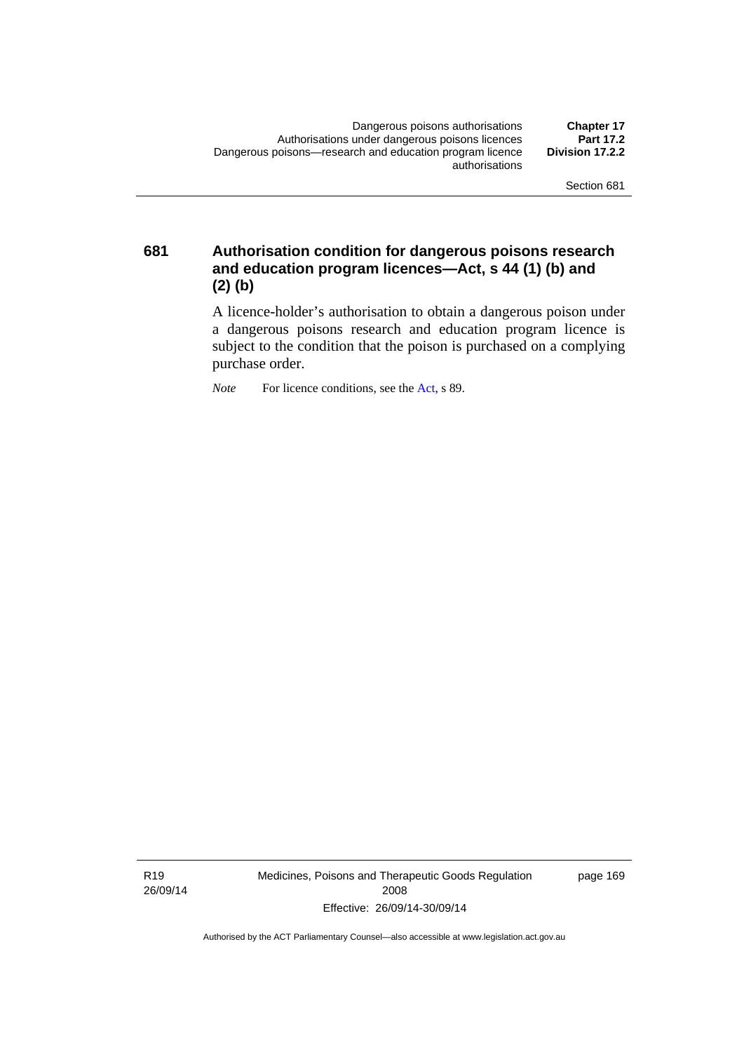## 681 Authorisation condition for dangerous poisons research and education program licences—Act, s 44 (1) (b) and (2) (b)

A licence-holder's authorisation to obtain a dangerous poison under a dangerous poisons research and education program licence is subject to the condition that the poison is purchased on a complying purchase order.

*Note* For licence conditions, see the Act, s 89.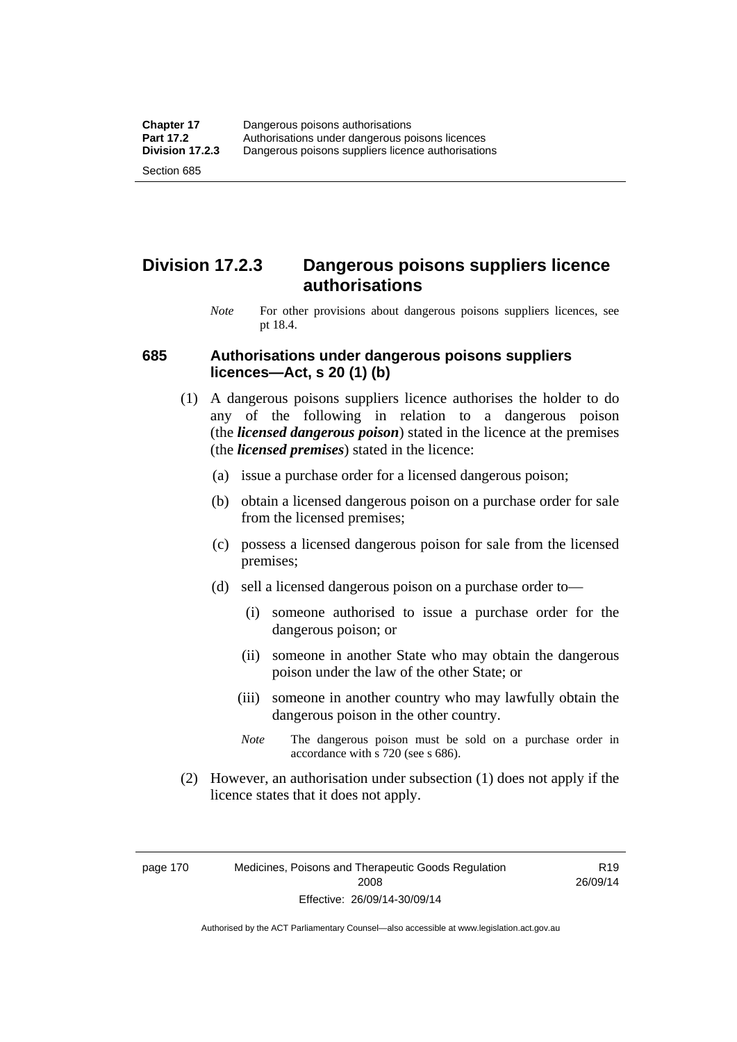## Division 17.2.3 Dangerous poisons suppliers licence authorisations

*Note* For other provisions about dangerous poisons suppliers licences, see pt 18.4.

### 685 Authorisations under dangerous poisons suppliers licences—Act, s 20 (1) (b)

(1) A dangerous poisons suppliers licence authorises the holder to do any of the following in relation to a dangerous poison (the ***licensed dangerous poison***) stated in the licence at the premises (the ***licensed premises***) stated in the licence:

(a) issue a purchase order for a licensed dangerous poison;

(b) obtain a licensed dangerous poison on a purchase order for sale from the licensed premises;

(c) possess a licensed dangerous poison for sale from the licensed premises;

(d) sell a licensed dangerous poison on a purchase order to—

(i) someone authorised to issue a purchase order for the dangerous poison; or

(ii) someone in another State who may obtain the dangerous poison under the law of the other State; or

(iii) someone in another country who may lawfully obtain the dangerous poison in the other country.

*Note* The dangerous poison must be sold on a purchase order in accordance with s 720 (see s 686).

(2) However, an authorisation under subsection (1) does not apply if the licence states that it does not apply.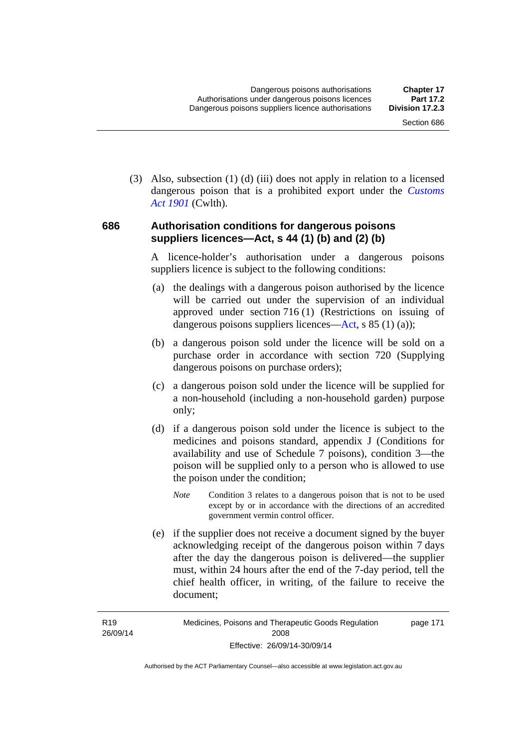(3) Also, subsection (1) (d) (iii) does not apply in relation to a licensed dangerous poison that is a prohibited export under the *Customs Act 1901* (Cwlth).

### 686 Authorisation conditions for dangerous poisons suppliers licences—Act, s 44 (1) (b) and (2) (b)

A licence-holder's authorisation under a dangerous poisons suppliers licence is subject to the following conditions:

(a) the dealings with a dangerous poison authorised by the licence will be carried out under the supervision of an individual approved under section 716 (1) (Restrictions on issuing of dangerous poisons suppliers licences—Act, s 85 (1) (a));

(b) a dangerous poison sold under the licence will be sold on a purchase order in accordance with section 720 (Supplying dangerous poisons on purchase orders);

(c) a dangerous poison sold under the licence will be supplied for a non-household (including a non-household garden) purpose only;

(d) if a dangerous poison sold under the licence is subject to the medicines and poisons standard, appendix J (Conditions for availability and use of Schedule 7 poisons), condition 3—the poison will be supplied only to a person who is allowed to use the poison under the condition;

*Note* Condition 3 relates to a dangerous poison that is not to be used except by or in accordance with the directions of an accredited government vermin control officer.

(e) if the supplier does not receive a document signed by the buyer acknowledging receipt of the dangerous poison within 7 days after the day the dangerous poison is delivered—the supplier must, within 24 hours after the end of the 7-day period, tell the chief health officer, in writing, of the failure to receive the document;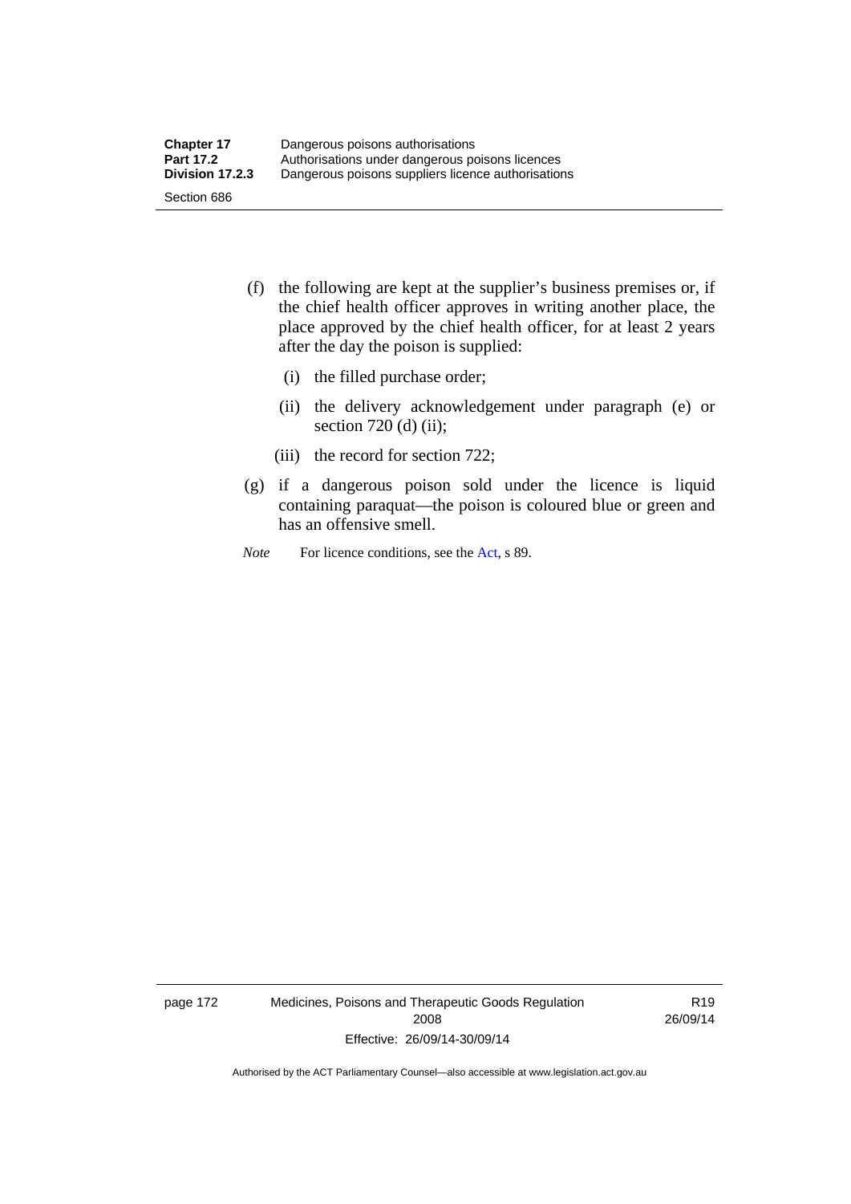(f) the following are kept at the supplier's business premises or, if the chief health officer approves in writing another place, the place approved by the chief health officer, for at least 2 years after the day the poison is supplied:

  (i) the filled purchase order;

  (ii) the delivery acknowledgement under paragraph (e) or section 720 (d) (ii);

  (iii) the record for section 722;

(g) if a dangerous poison sold under the licence is liquid containing paraquat—the poison is coloured blue or green and has an offensive smell.

*Note* For licence conditions, see the Act, s 89.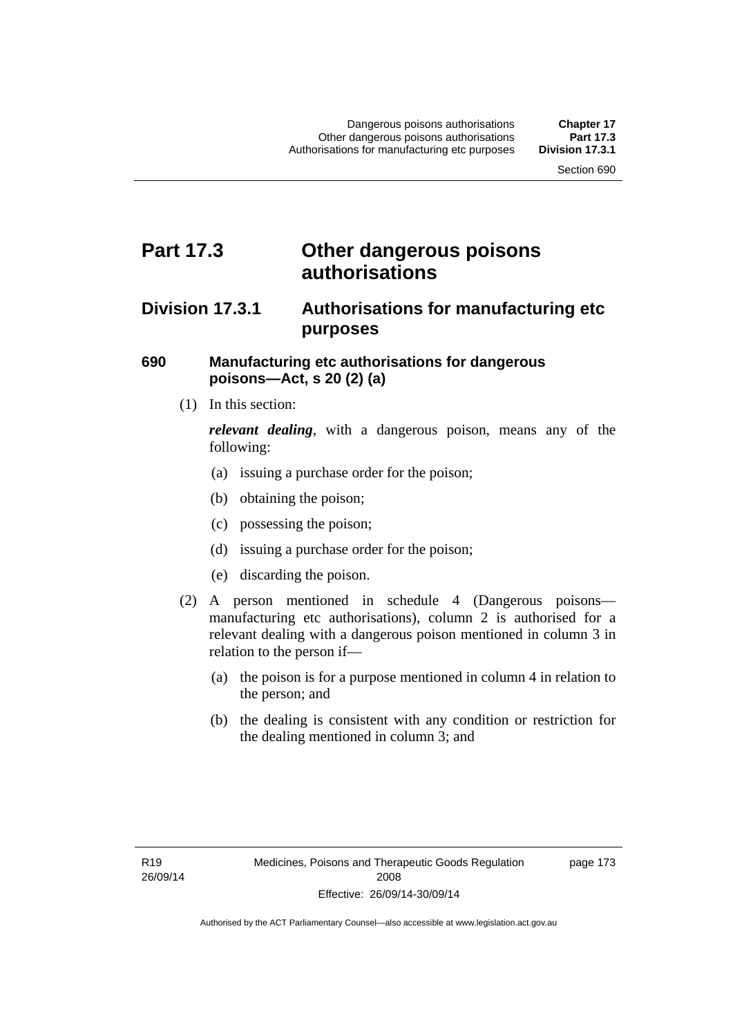# Part 17.3 Other dangerous poisons authorisations

## Division 17.3.1 Authorisations for manufacturing etc purposes

### 690 Manufacturing etc authorisations for dangerous poisons—Act, s 20 (2) (a)

(1) In this section:

***relevant dealing***, with a dangerous poison, means any of the following:

- (a) issuing a purchase order for the poison;
- (b) obtaining the poison;
- (c) possessing the poison;
- (d) issuing a purchase order for the poison;
- (e) discarding the poison.

(2) A person mentioned in schedule 4 (Dangerous poisons—manufacturing etc authorisations), column 2 is authorised for a relevant dealing with a dangerous poison mentioned in column 3 in relation to the person if—

- (a) the poison is for a purpose mentioned in column 4 in relation to the person; and
- (b) the dealing is consistent with any condition or restriction for the dealing mentioned in column 3; and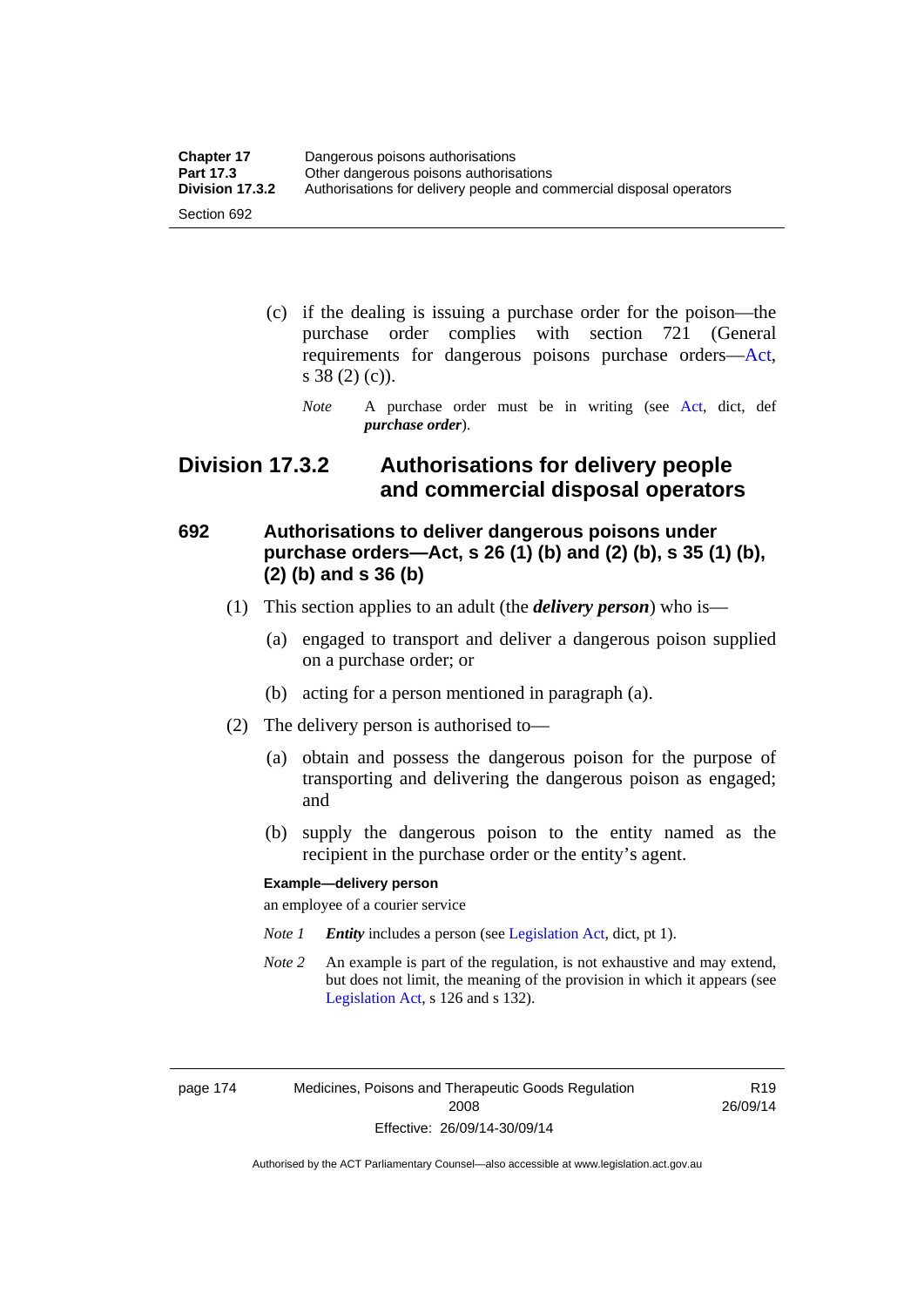(c) if the dealing is issuing a purchase order for the poison—the purchase order complies with section 721 (General requirements for dangerous poisons purchase orders—Act, s 38 (2) (c)).

*Note* A purchase order must be in writing (see Act, dict, def ***purchase order***).

## Division 17.3.2 Authorisations for delivery people and commercial disposal operators

### 692 Authorisations to deliver dangerous poisons under purchase orders—Act, s 26 (1) (b) and (2) (b), s 35 (1) (b), (2) (b) and s 36 (b)

(1) This section applies to an adult (the ***delivery person***) who is—

(a) engaged to transport and deliver a dangerous poison supplied on a purchase order; or

(b) acting for a person mentioned in paragraph (a).

(2) The delivery person is authorised to—

(a) obtain and possess the dangerous poison for the purpose of transporting and delivering the dangerous poison as engaged; and

(b) supply the dangerous poison to the entity named as the recipient in the purchase order or the entity's agent.

**Example—delivery person**

an employee of a courier service

*Note 1* ***Entity*** includes a person (see Legislation Act, dict, pt 1).

*Note 2* An example is part of the regulation, is not exhaustive and may extend, but does not limit, the meaning of the provision in which it appears (see Legislation Act, s 126 and s 132).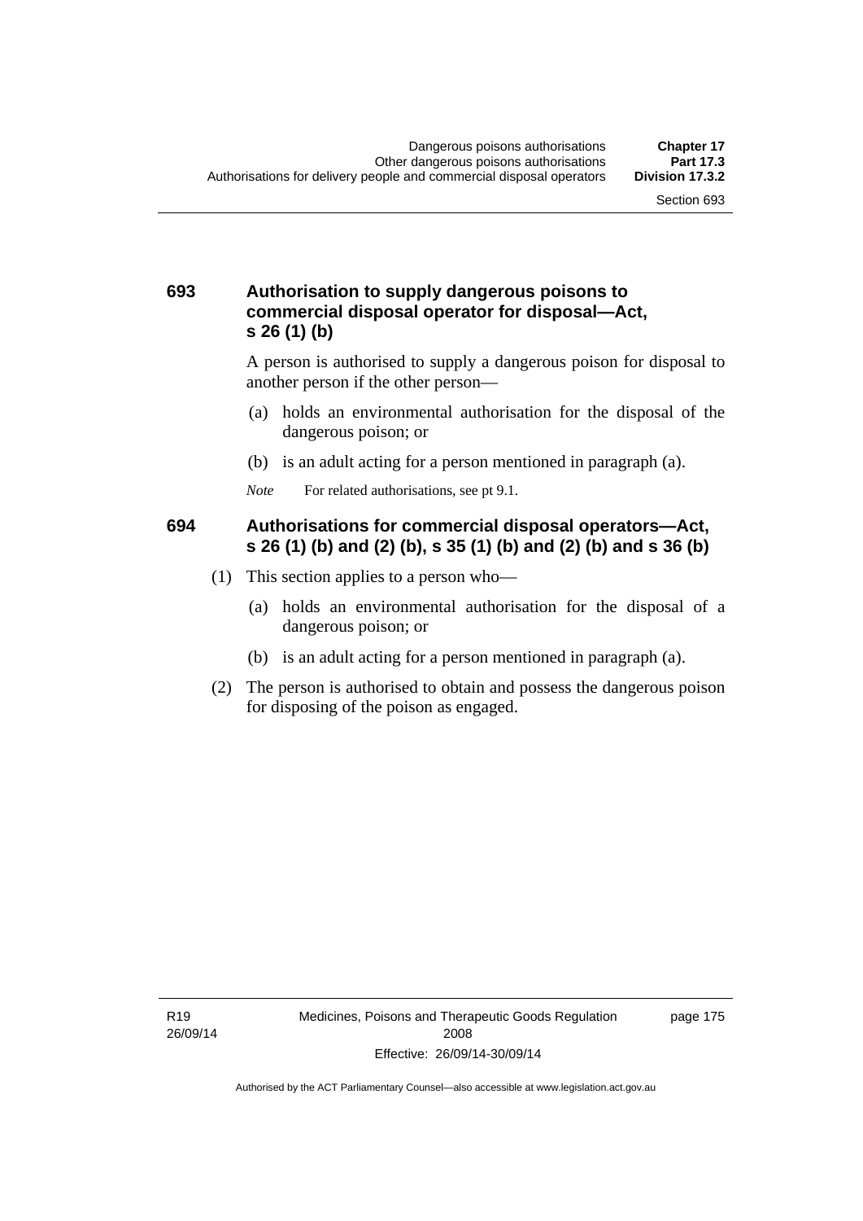## 693 Authorisation to supply dangerous poisons to commercial disposal operator for disposal—Act, s 26 (1) (b)

A person is authorised to supply a dangerous poison for disposal to another person if the other person—

(a) holds an environmental authorisation for the disposal of the dangerous poison; or

(b) is an adult acting for a person mentioned in paragraph (a).

*Note* For related authorisations, see pt 9.1.

## 694 Authorisations for commercial disposal operators—Act, s 26 (1) (b) and (2) (b), s 35 (1) (b) and (2) (b) and s 36 (b)

(1) This section applies to a person who—

(a) holds an environmental authorisation for the disposal of a dangerous poison; or

(b) is an adult acting for a person mentioned in paragraph (a).

(2) The person is authorised to obtain and possess the dangerous poison for disposing of the poison as engaged.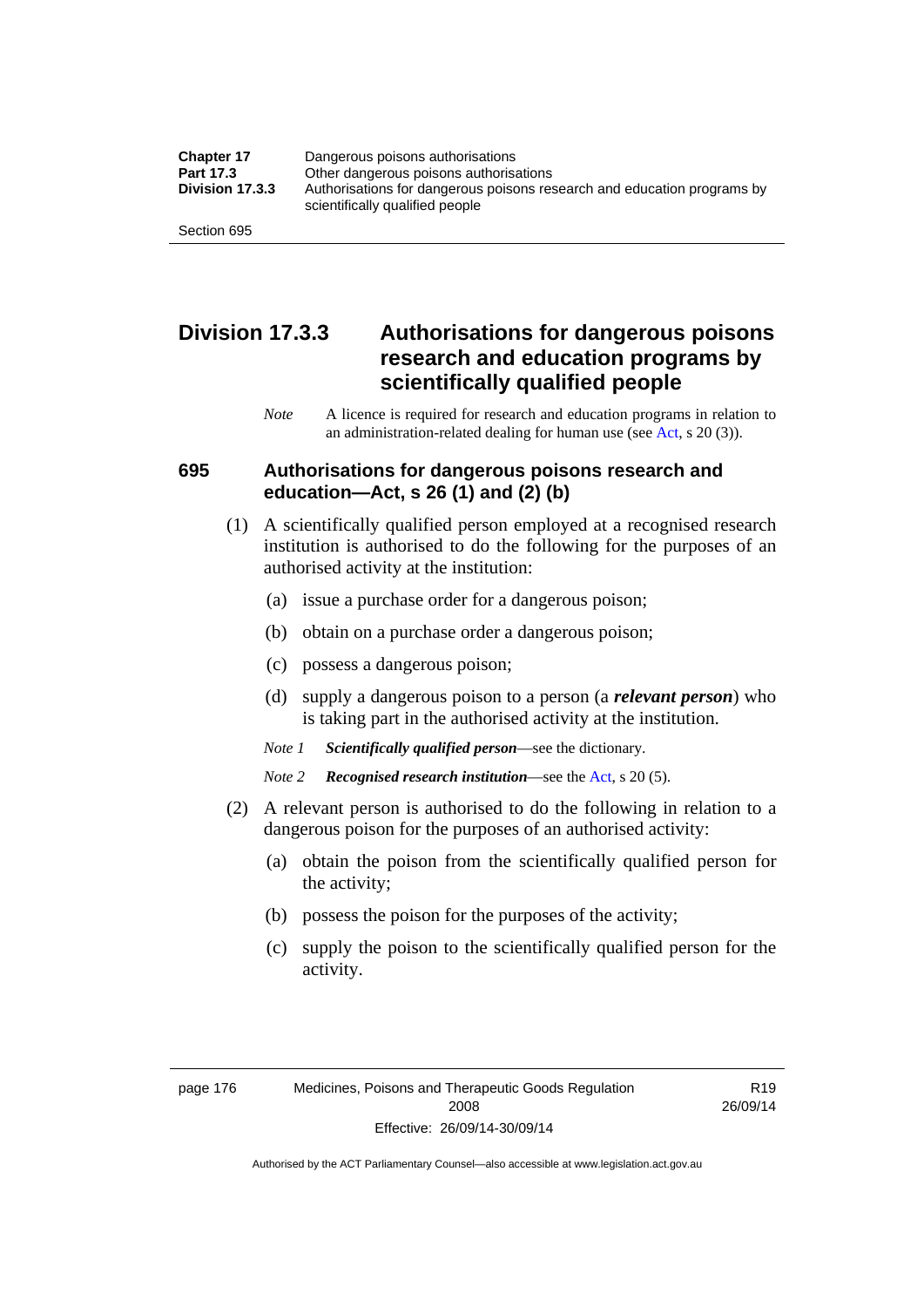## Division 17.3.3 Authorisations for dangerous poisons research and education programs by scientifically qualified people

*Note* A licence is required for research and education programs in relation to an administration-related dealing for human use (see Act, s 20 (3)).

### 695 Authorisations for dangerous poisons research and education—Act, s 26 (1) and (2) (b)

(1) A scientifically qualified person employed at a recognised research institution is authorised to do the following for the purposes of an authorised activity at the institution:

(a) issue a purchase order for a dangerous poison;

(b) obtain on a purchase order a dangerous poison;

(c) possess a dangerous poison;

(d) supply a dangerous poison to a person (a ***relevant person***) who is taking part in the authorised activity at the institution.

*Note 1* ***Scientifically qualified person***—see the dictionary.

*Note 2* ***Recognised research institution***—see the Act, s 20 (5).

(2) A relevant person is authorised to do the following in relation to a dangerous poison for the purposes of an authorised activity:

(a) obtain the poison from the scientifically qualified person for the activity;

(b) possess the poison for the purposes of the activity;

(c) supply the poison to the scientifically qualified person for the activity.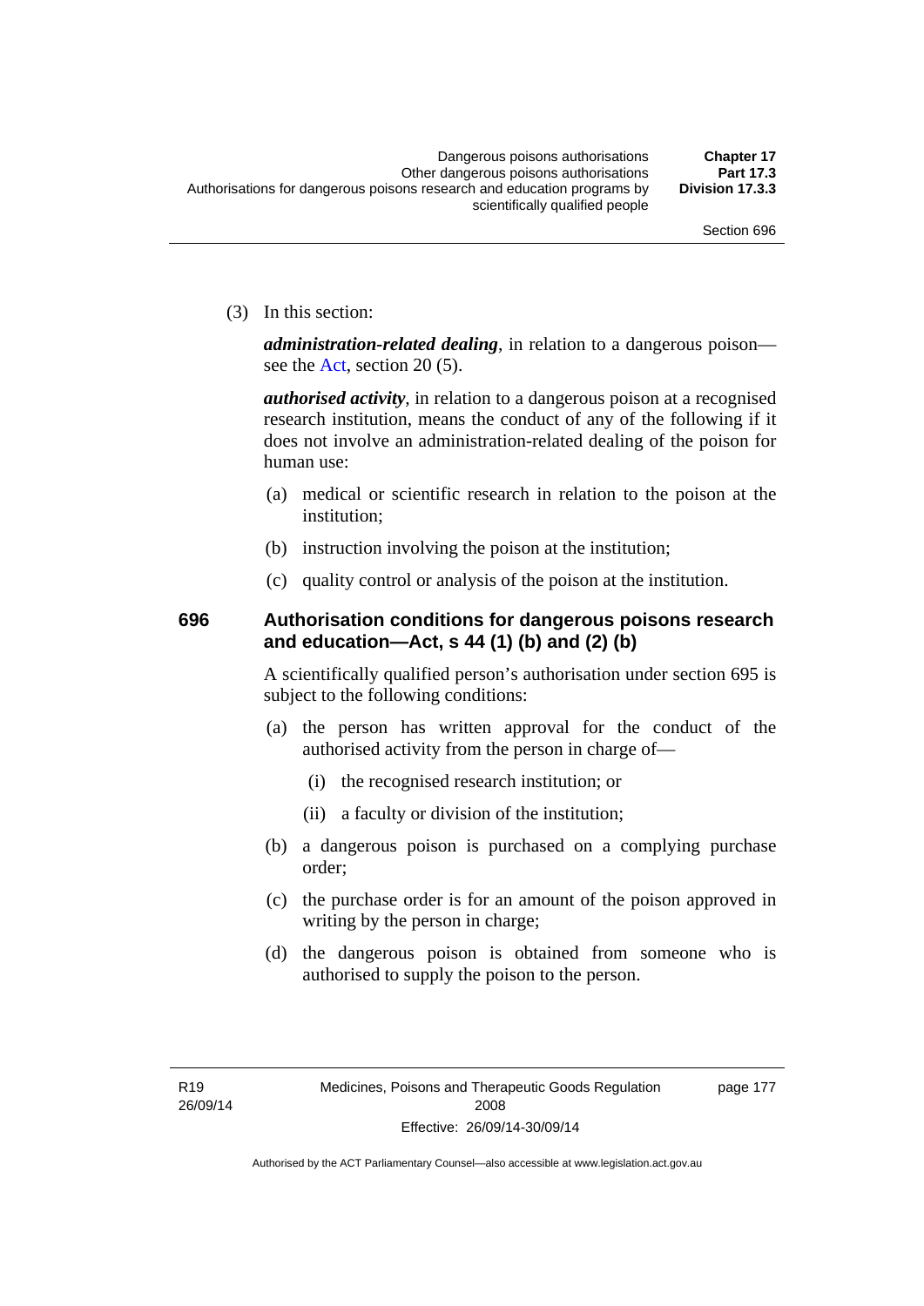(3) In this section:

***administration-related dealing***, in relation to a dangerous poison—see the Act, section 20 (5).

***authorised activity***, in relation to a dangerous poison at a recognised research institution, means the conduct of any of the following if it does not involve an administration-related dealing of the poison for human use:

(a) medical or scientific research in relation to the poison at the institution;

(b) instruction involving the poison at the institution;

(c) quality control or analysis of the poison at the institution.

### 696 Authorisation conditions for dangerous poisons research and education—Act, s 44 (1) (b) and (2) (b)

A scientifically qualified person's authorisation under section 695 is subject to the following conditions:

(a) the person has written approval for the conduct of the authorised activity from the person in charge of—

(i) the recognised research institution; or

(ii) a faculty or division of the institution;

(b) a dangerous poison is purchased on a complying purchase order;

(c) the purchase order is for an amount of the poison approved in writing by the person in charge;

(d) the dangerous poison is obtained from someone who is authorised to supply the poison to the person.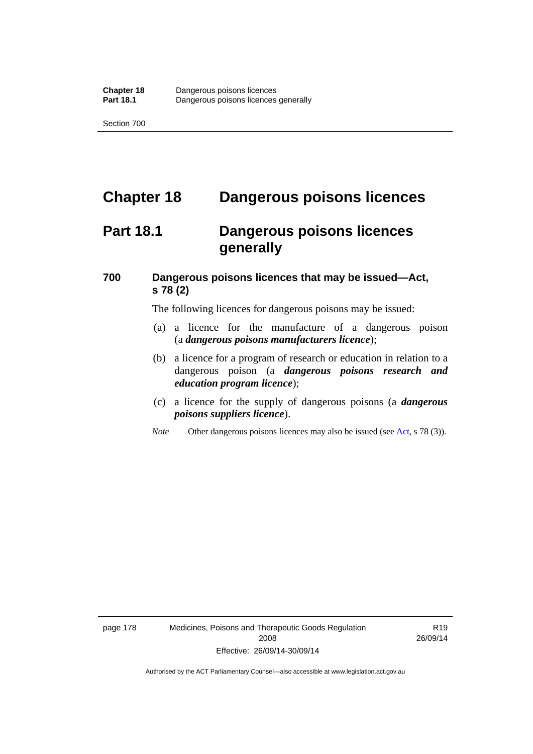# Chapter 18 Dangerous poisons licences

## Part 18.1 Dangerous poisons licences generally

### 700 Dangerous poisons licences that may be issued—Act, s 78 (2)

The following licences for dangerous poisons may be issued:

(a) a licence for the manufacture of a dangerous poison (a ***dangerous poisons manufacturers licence***);

(b) a licence for a program of research or education in relation to a dangerous poison (a ***dangerous poisons research and education program licence***);

(c) a licence for the supply of dangerous poisons (a ***dangerous poisons suppliers licence***).

*Note* Other dangerous poisons licences may also be issued (see Act, s 78 (3)).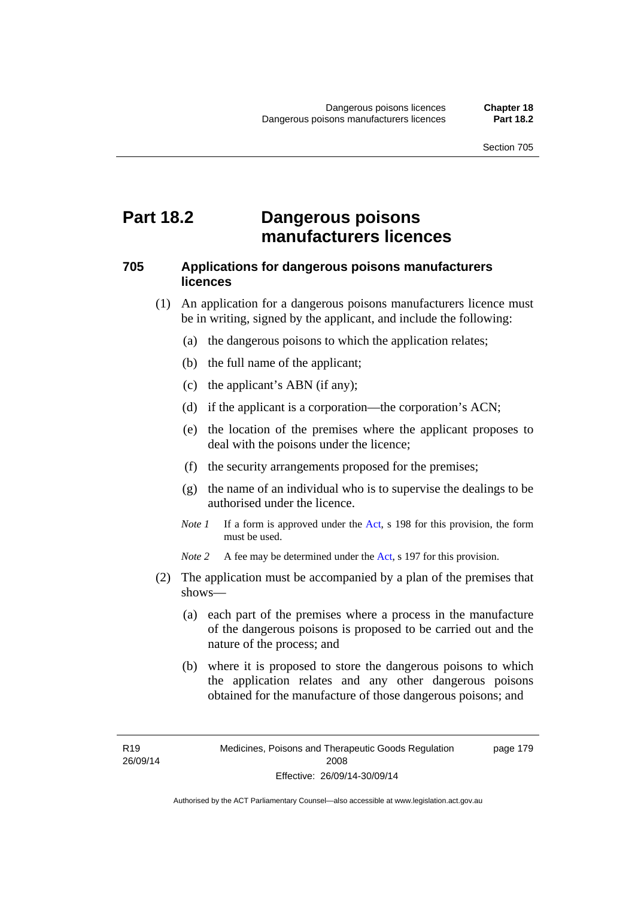# Part 18.2 Dangerous poisons manufacturers licences

## 705 Applications for dangerous poisons manufacturers licences

(1) An application for a dangerous poisons manufacturers licence must be in writing, signed by the applicant, and include the following:

(a) the dangerous poisons to which the application relates;

(b) the full name of the applicant;

(c) the applicant's ABN (if any);

(d) if the applicant is a corporation—the corporation's ACN;

(e) the location of the premises where the applicant proposes to deal with the poisons under the licence;

(f) the security arrangements proposed for the premises;

(g) the name of an individual who is to supervise the dealings to be authorised under the licence.

*Note 1* If a form is approved under the Act, s 198 for this provision, the form must be used.

*Note 2* A fee may be determined under the Act, s 197 for this provision.

(2) The application must be accompanied by a plan of the premises that shows—

(a) each part of the premises where a process in the manufacture of the dangerous poisons is proposed to be carried out and the nature of the process; and

(b) where it is proposed to store the dangerous poisons to which the application relates and any other dangerous poisons obtained for the manufacture of those dangerous poisons; and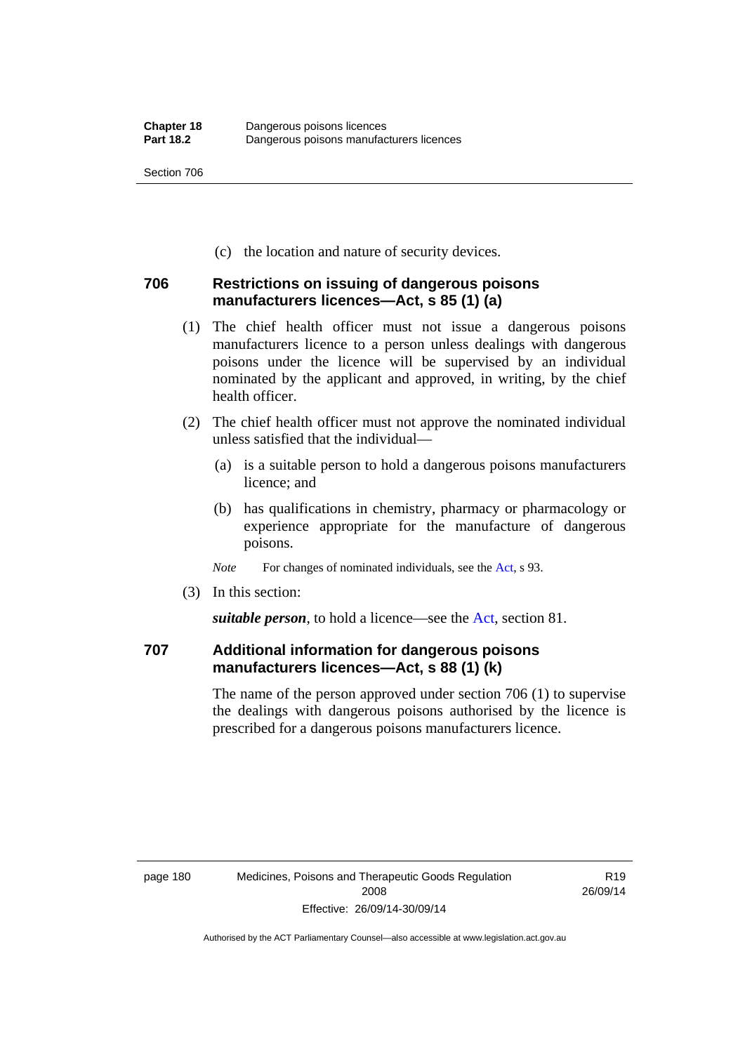(c) the location and nature of security devices.

### 706 Restrictions on issuing of dangerous poisons manufacturers licences—Act, s 85 (1) (a)

(1) The chief health officer must not issue a dangerous poisons manufacturers licence to a person unless dealings with dangerous poisons under the licence will be supervised by an individual nominated by the applicant and approved, in writing, by the chief health officer.

(2) The chief health officer must not approve the nominated individual unless satisfied that the individual—

(a) is a suitable person to hold a dangerous poisons manufacturers licence; and

(b) has qualifications in chemistry, pharmacy or pharmacology or experience appropriate for the manufacture of dangerous poisons.

*Note* For changes of nominated individuals, see the Act, s 93.

(3) In this section:

***suitable person***, to hold a licence—see the Act, section 81.

### 707 Additional information for dangerous poisons manufacturers licences—Act, s 88 (1) (k)

The name of the person approved under section 706 (1) to supervise the dealings with dangerous poisons authorised by the licence is prescribed for a dangerous poisons manufacturers licence.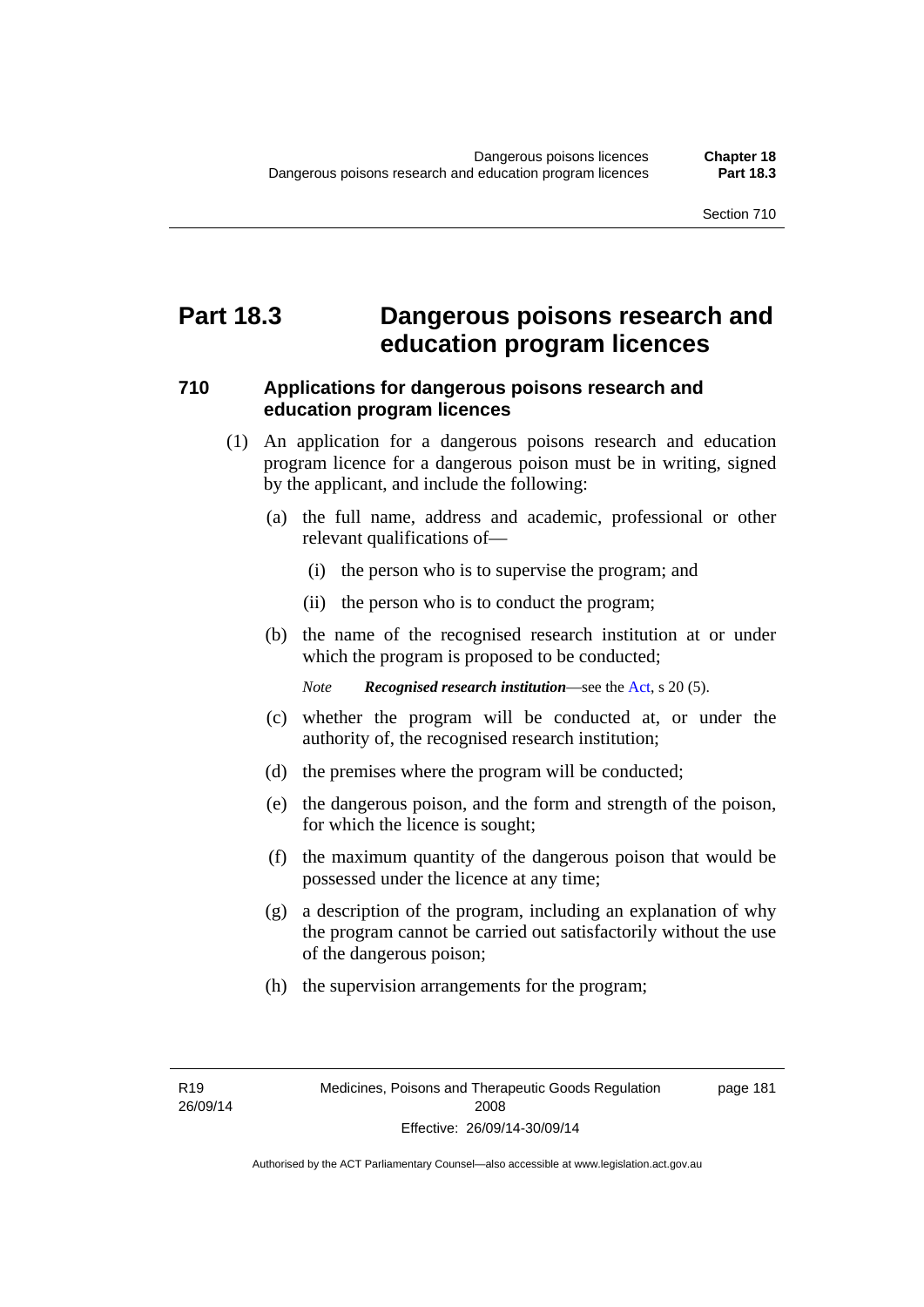# Part 18.3 Dangerous poisons research and education program licences

## 710 Applications for dangerous poisons research and education program licences

(1) An application for a dangerous poisons research and education program licence for a dangerous poison must be in writing, signed by the applicant, and include the following:

(a) the full name, address and academic, professional or other relevant qualifications of—

(i) the person who is to supervise the program; and

(ii) the person who is to conduct the program;

(b) the name of the recognised research institution at or under which the program is proposed to be conducted;

*Note* ***Recognised research institution***—see the Act, s 20 (5).

(c) whether the program will be conducted at, or under the authority of, the recognised research institution;

(d) the premises where the program will be conducted;

(e) the dangerous poison, and the form and strength of the poison, for which the licence is sought;

(f) the maximum quantity of the dangerous poison that would be possessed under the licence at any time;

(g) a description of the program, including an explanation of why the program cannot be carried out satisfactorily without the use of the dangerous poison;

(h) the supervision arrangements for the program;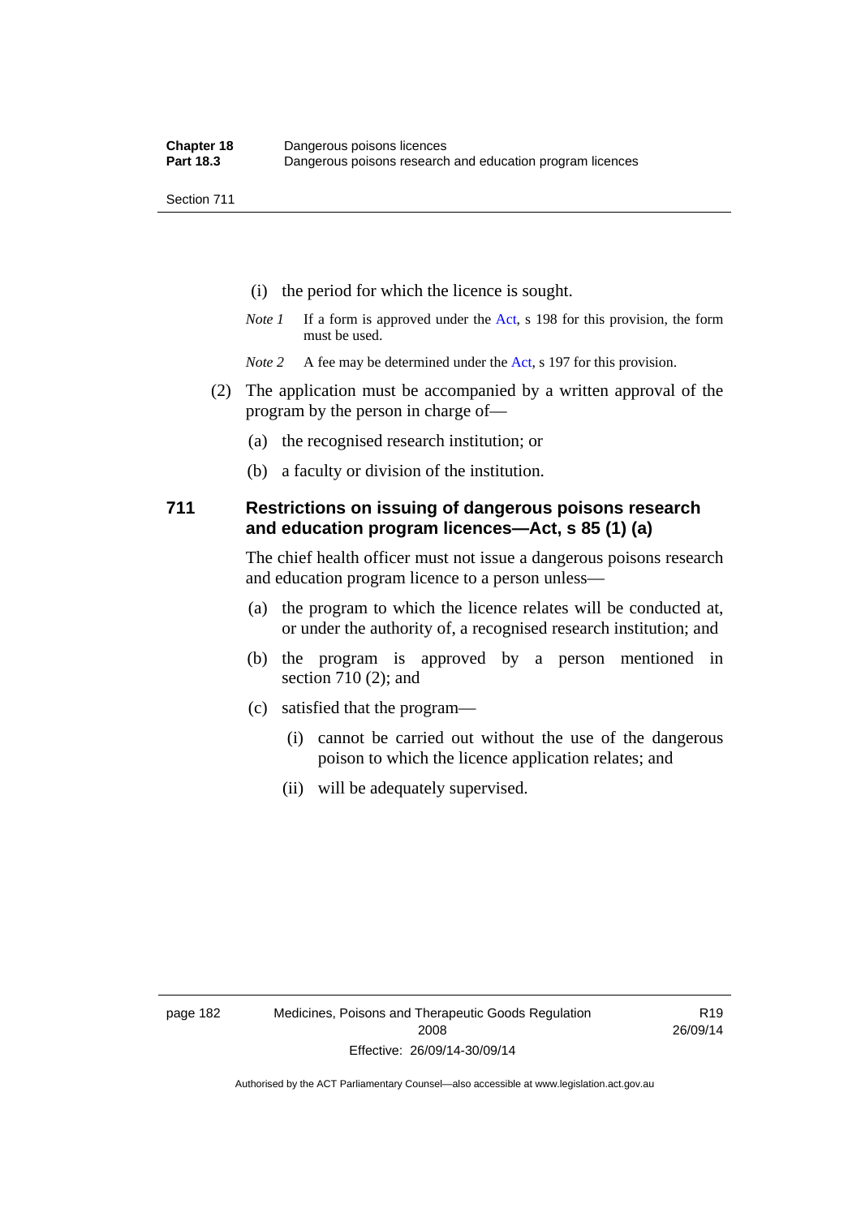(i) the period for which the licence is sought.

*Note 1* If a form is approved under the Act, s 198 for this provision, the form must be used.

*Note 2* A fee may be determined under the Act, s 197 for this provision.

(2) The application must be accompanied by a written approval of the program by the person in charge of—

(a) the recognised research institution; or

(b) a faculty or division of the institution.

## 711 Restrictions on issuing of dangerous poisons research and education program licences—Act, s 85 (1) (a)

The chief health officer must not issue a dangerous poisons research and education program licence to a person unless—

(a) the program to which the licence relates will be conducted at, or under the authority of, a recognised research institution; and

(b) the program is approved by a person mentioned in section 710 (2); and

(c) satisfied that the program—

(i) cannot be carried out without the use of the dangerous poison to which the licence application relates; and

(ii) will be adequately supervised.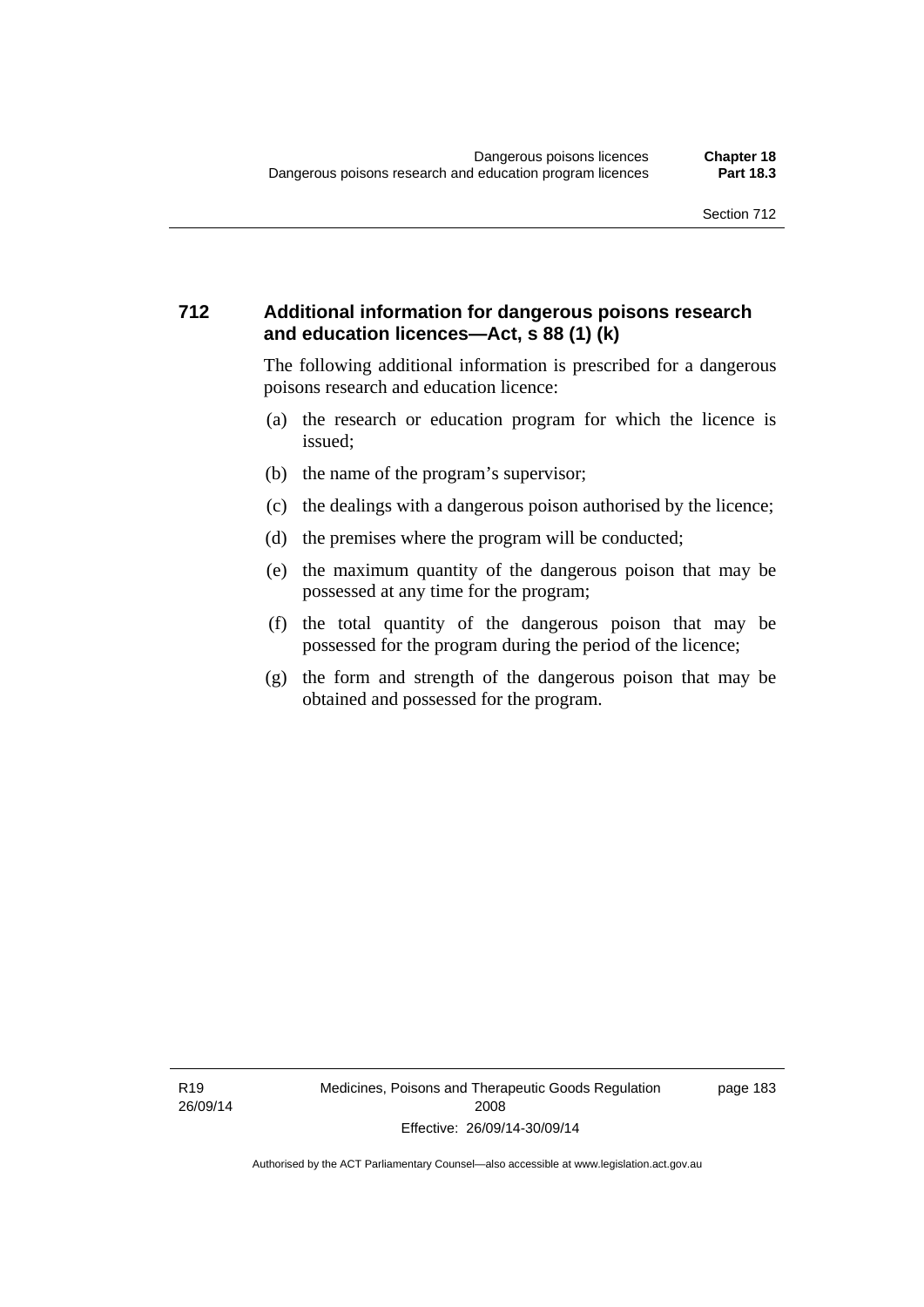## 712 Additional information for dangerous poisons research and education licences—Act, s 88 (1) (k)

The following additional information is prescribed for a dangerous poisons research and education licence:

(a) the research or education program for which the licence is issued;

(b) the name of the program's supervisor;

(c) the dealings with a dangerous poison authorised by the licence;

(d) the premises where the program will be conducted;

(e) the maximum quantity of the dangerous poison that may be possessed at any time for the program;

(f) the total quantity of the dangerous poison that may be possessed for the program during the period of the licence;

(g) the form and strength of the dangerous poison that may be obtained and possessed for the program.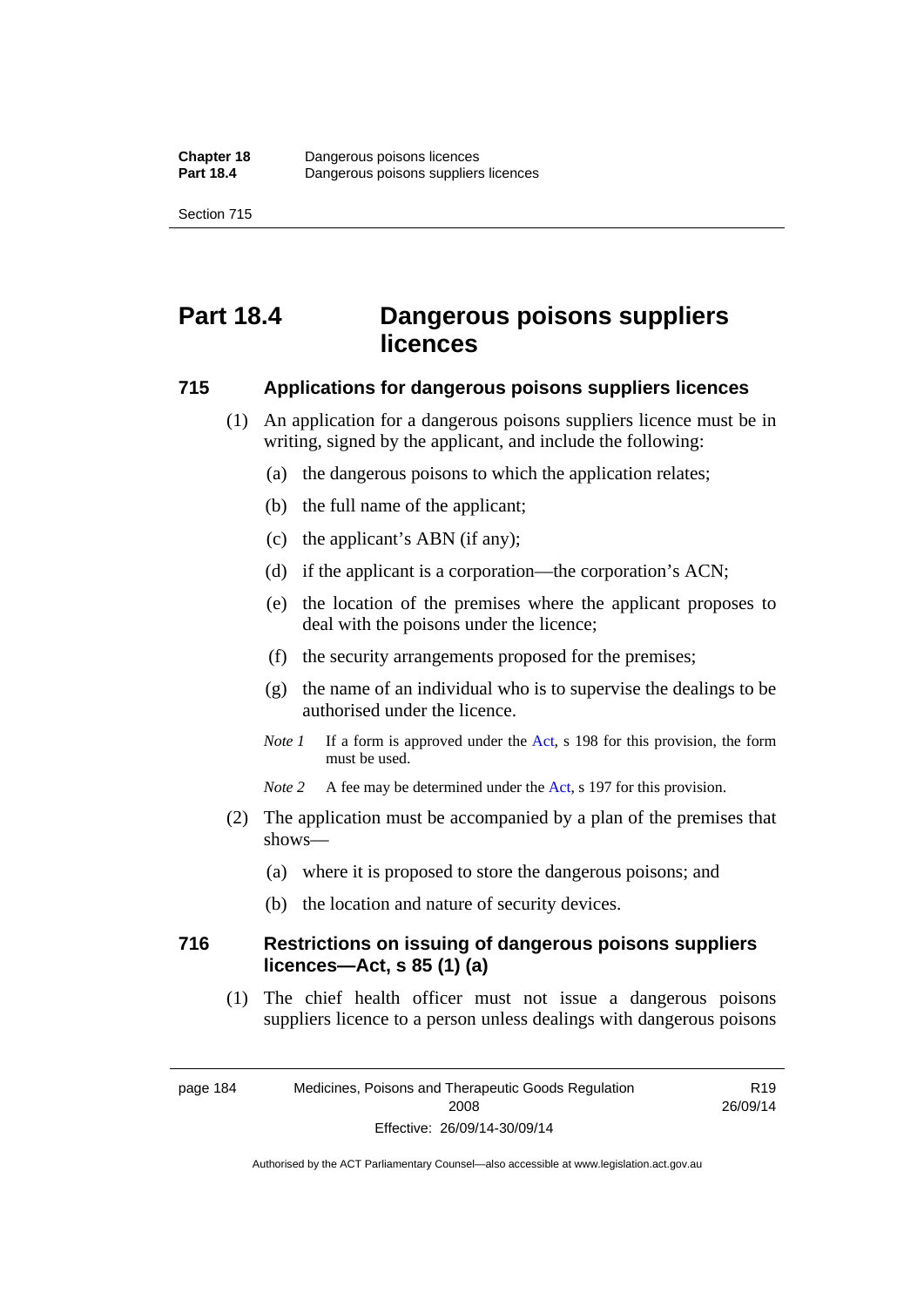# Part 18.4 Dangerous poisons suppliers licences

## 715 Applications for dangerous poisons suppliers licences

(1) An application for a dangerous poisons suppliers licence must be in writing, signed by the applicant, and include the following:

(a) the dangerous poisons to which the application relates;

(b) the full name of the applicant;

(c) the applicant's ABN (if any);

(d) if the applicant is a corporation—the corporation's ACN;

(e) the location of the premises where the applicant proposes to deal with the poisons under the licence;

(f) the security arrangements proposed for the premises;

(g) the name of an individual who is to supervise the dealings to be authorised under the licence.

*Note 1* If a form is approved under the Act, s 198 for this provision, the form must be used.

*Note 2* A fee may be determined under the Act, s 197 for this provision.

(2) The application must be accompanied by a plan of the premises that shows—

(a) where it is proposed to store the dangerous poisons; and

(b) the location and nature of security devices.

## 716 Restrictions on issuing of dangerous poisons suppliers licences—Act, s 85 (1) (a)

(1) The chief health officer must not issue a dangerous poisons suppliers licence to a person unless dealings with dangerous poisons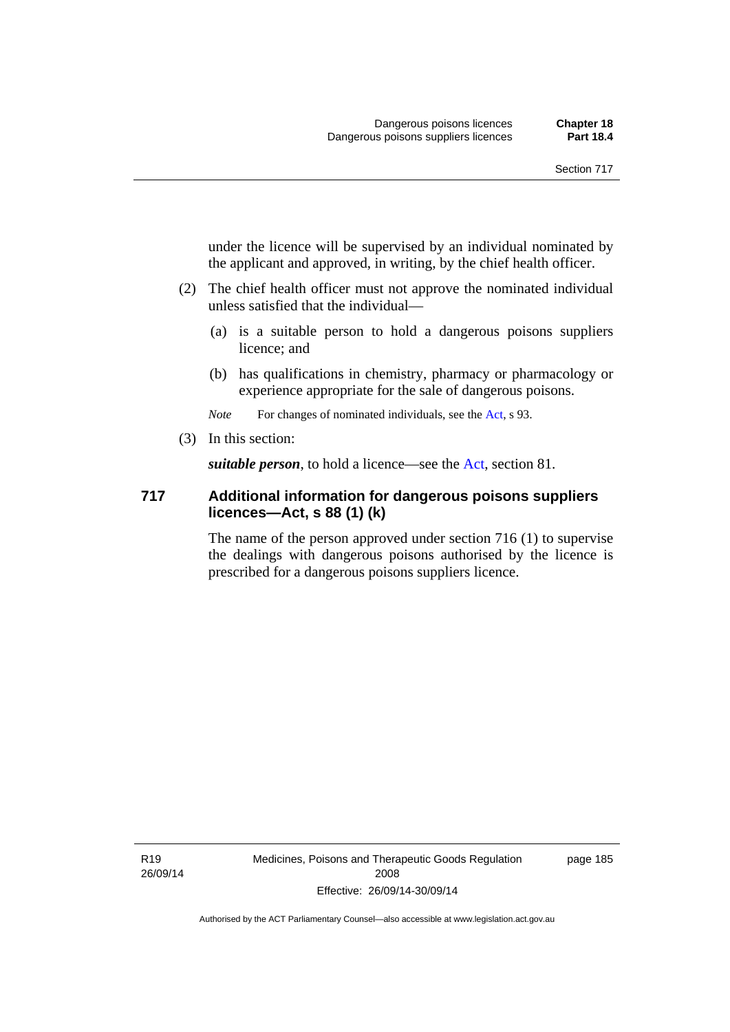under the licence will be supervised by an individual nominated by the applicant and approved, in writing, by the chief health officer.

(2) The chief health officer must not approve the nominated individual unless satisfied that the individual—

(a) is a suitable person to hold a dangerous poisons suppliers licence; and

(b) has qualifications in chemistry, pharmacy or pharmacology or experience appropriate for the sale of dangerous poisons.

*Note* For changes of nominated individuals, see the Act, s 93.

(3) In this section:

***suitable person***, to hold a licence—see the Act, section 81.

## 717 Additional information for dangerous poisons suppliers licences—Act, s 88 (1) (k)

The name of the person approved under section 716 (1) to supervise the dealings with dangerous poisons authorised by the licence is prescribed for a dangerous poisons suppliers licence.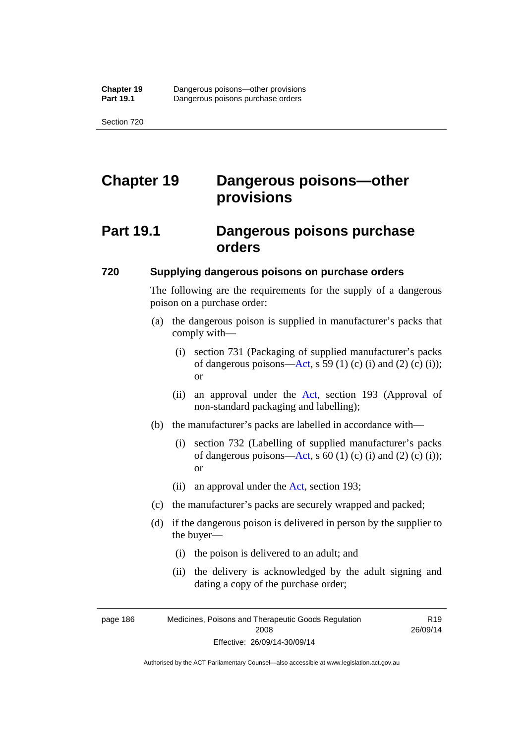# Chapter 19 Dangerous poisons—other provisions

## Part 19.1 Dangerous poisons purchase orders

### 720 Supplying dangerous poisons on purchase orders

The following are the requirements for the supply of a dangerous poison on a purchase order:

(a) the dangerous poison is supplied in manufacturer's packs that comply with—

(i) section 731 (Packaging of supplied manufacturer's packs of dangerous poisons—Act, s 59 (1) (c) (i) and (2) (c) (i)); or

(ii) an approval under the Act, section 193 (Approval of non-standard packaging and labelling);

(b) the manufacturer's packs are labelled in accordance with—

(i) section 732 (Labelling of supplied manufacturer's packs of dangerous poisons—Act, s 60 (1) (c) (i) and (2) (c) (i)); or

(ii) an approval under the Act, section 193;

(c) the manufacturer's packs are securely wrapped and packed;

(d) if the dangerous poison is delivered in person by the supplier to the buyer—

(i) the poison is delivered to an adult; and

(ii) the delivery is acknowledged by the adult signing and dating a copy of the purchase order;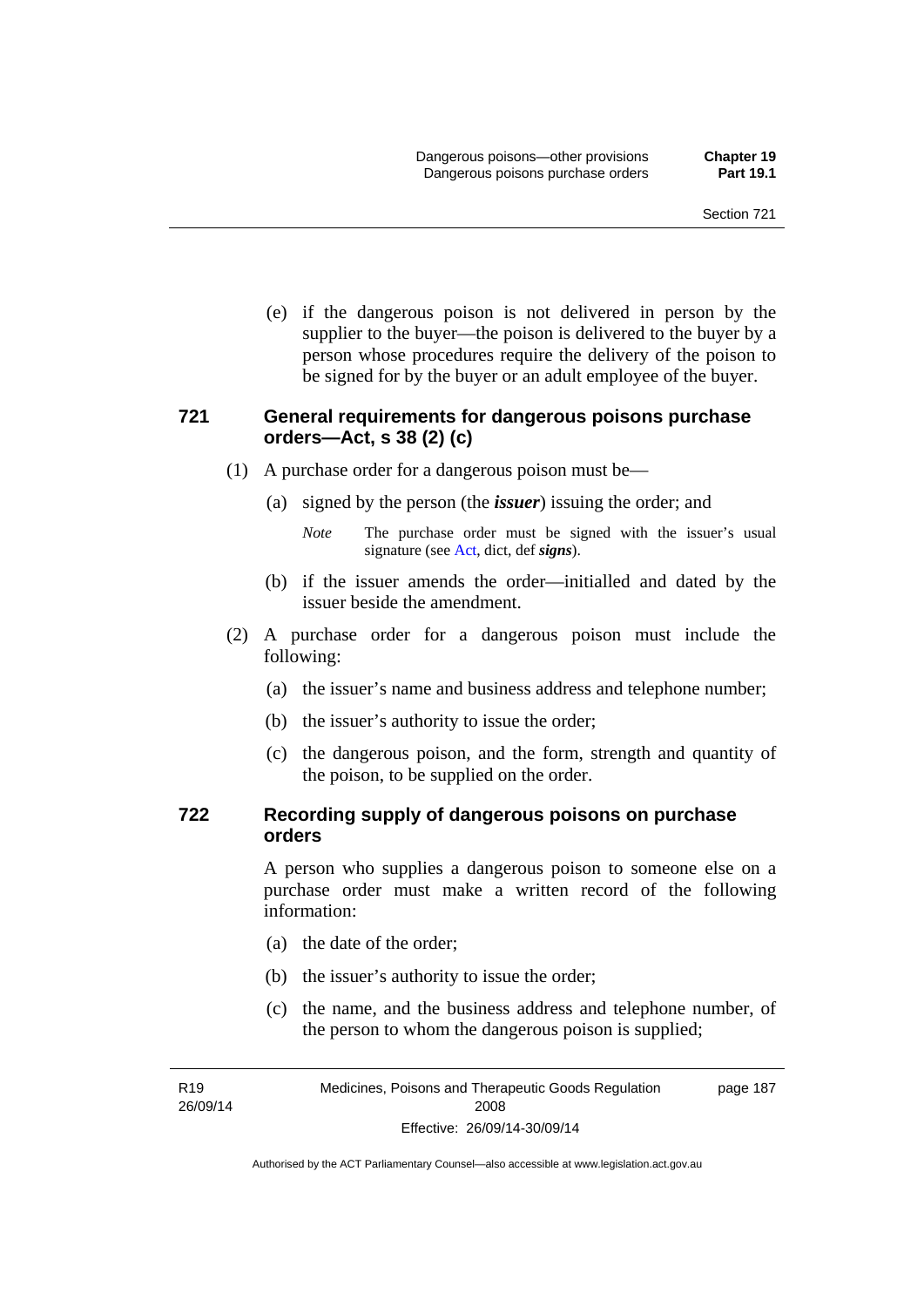(e) if the dangerous poison is not delivered in person by the supplier to the buyer—the poison is delivered to the buyer by a person whose procedures require the delivery of the poison to be signed for by the buyer or an adult employee of the buyer.

### 721 General requirements for dangerous poisons purchase orders—Act, s 38 (2) (c)

(1) A purchase order for a dangerous poison must be—

(a) signed by the person (the ***issuer***) issuing the order; and

*Note* The purchase order must be signed with the issuer's usual signature (see Act, dict, def ***signs***).

(b) if the issuer amends the order—initialled and dated by the issuer beside the amendment.

(2) A purchase order for a dangerous poison must include the following:

(a) the issuer's name and business address and telephone number;

(b) the issuer's authority to issue the order;

(c) the dangerous poison, and the form, strength and quantity of the poison, to be supplied on the order.

### 722 Recording supply of dangerous poisons on purchase orders

A person who supplies a dangerous poison to someone else on a purchase order must make a written record of the following information:

(a) the date of the order;

(b) the issuer's authority to issue the order;

(c) the name, and the business address and telephone number, of the person to whom the dangerous poison is supplied;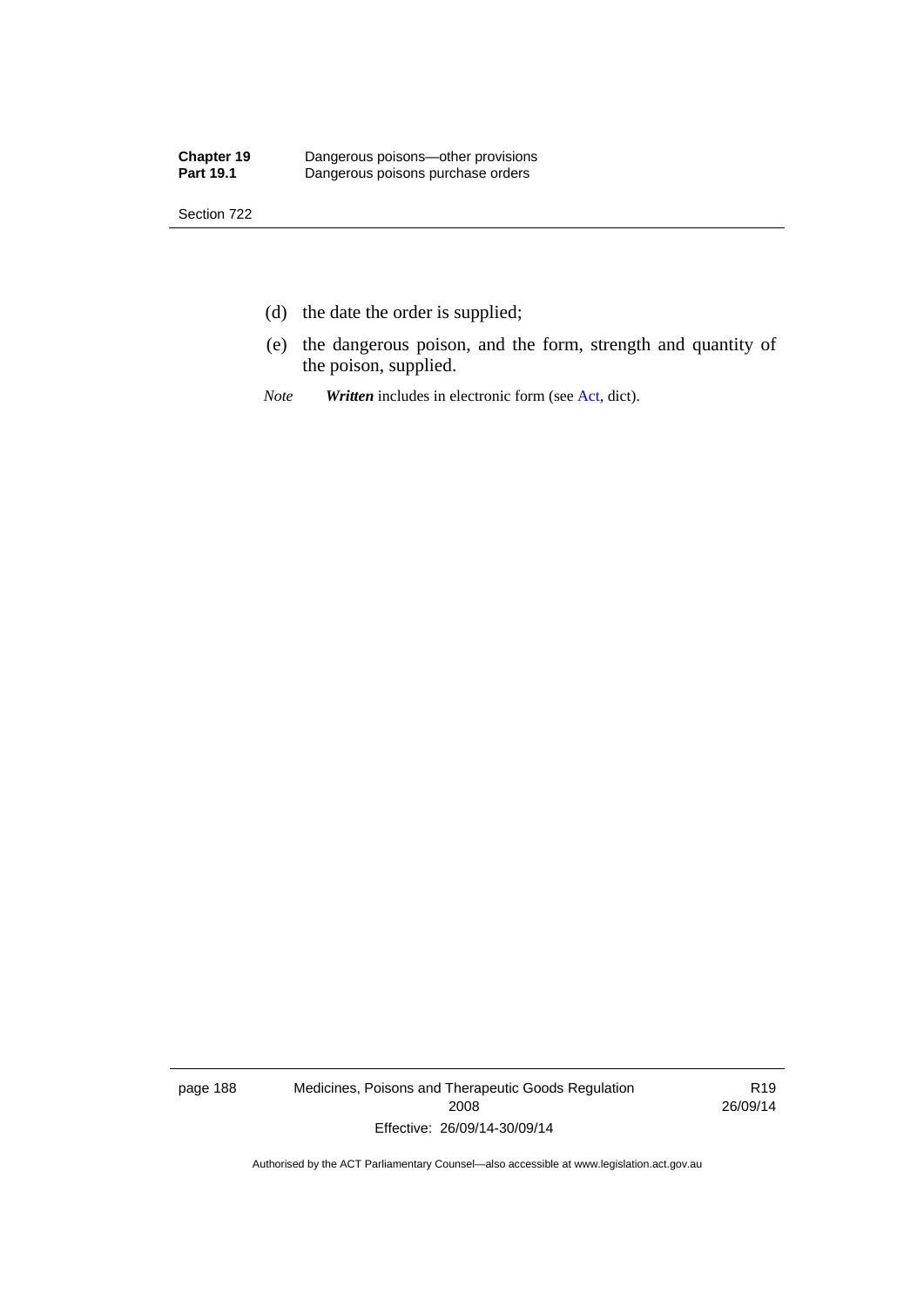(d) the date the order is supplied;

(e) the dangerous poison, and the form, strength and quantity of the poison, supplied.

*Note* ***Written*** includes in electronic form (see Act, dict).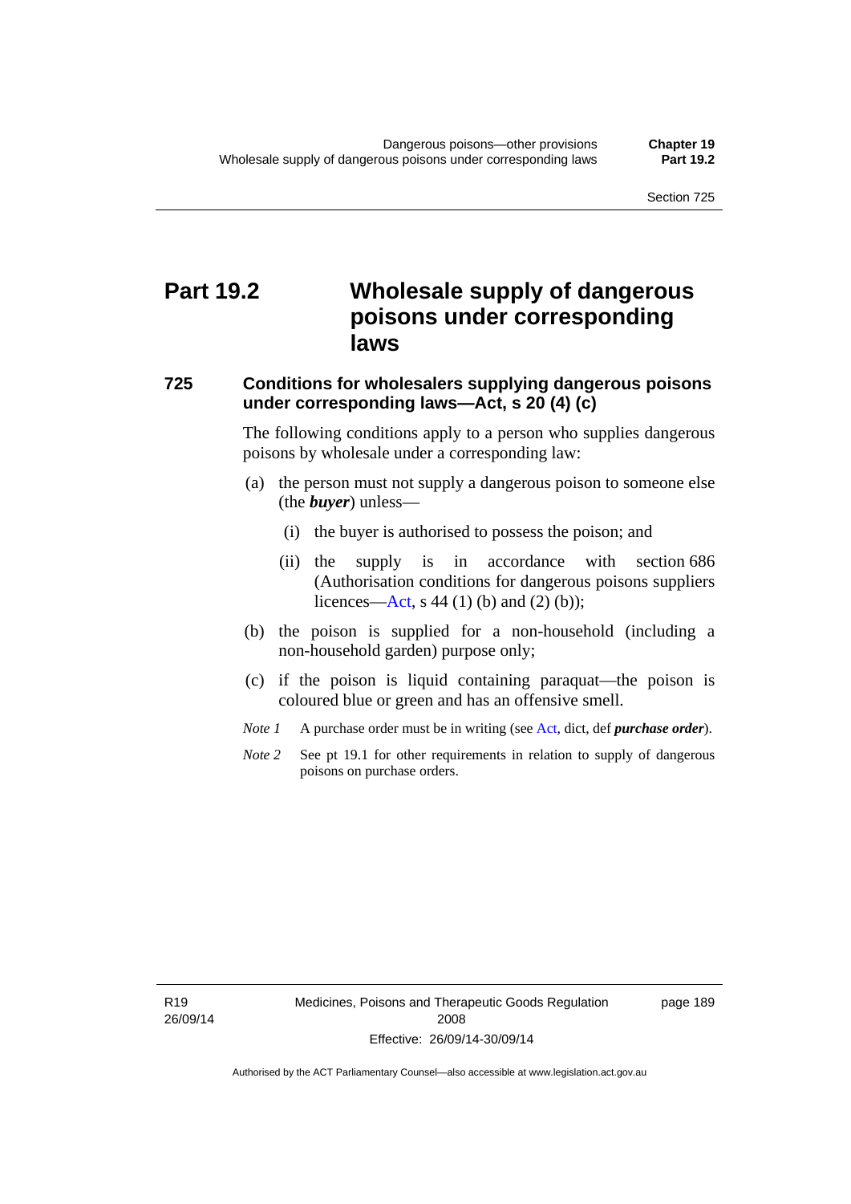# Part 19.2 Wholesale supply of dangerous poisons under corresponding laws

## 725 Conditions for wholesalers supplying dangerous poisons under corresponding laws—Act, s 20 (4) (c)

The following conditions apply to a person who supplies dangerous poisons by wholesale under a corresponding law:

(a) the person must not supply a dangerous poison to someone else (the ***buyer***) unless—

  (i) the buyer is authorised to possess the poison; and

  (ii) the supply is in accordance with section 686 (Authorisation conditions for dangerous poisons suppliers licences—Act, s 44 (1) (b) and (2) (b));

(b) the poison is supplied for a non-household (including a non-household garden) purpose only;

(c) if the poison is liquid containing paraquat—the poison is coloured blue or green and has an offensive smell.

*Note 1* A purchase order must be in writing (see Act, dict, def ***purchase order***).

*Note 2* See pt 19.1 for other requirements in relation to supply of dangerous poisons on purchase orders.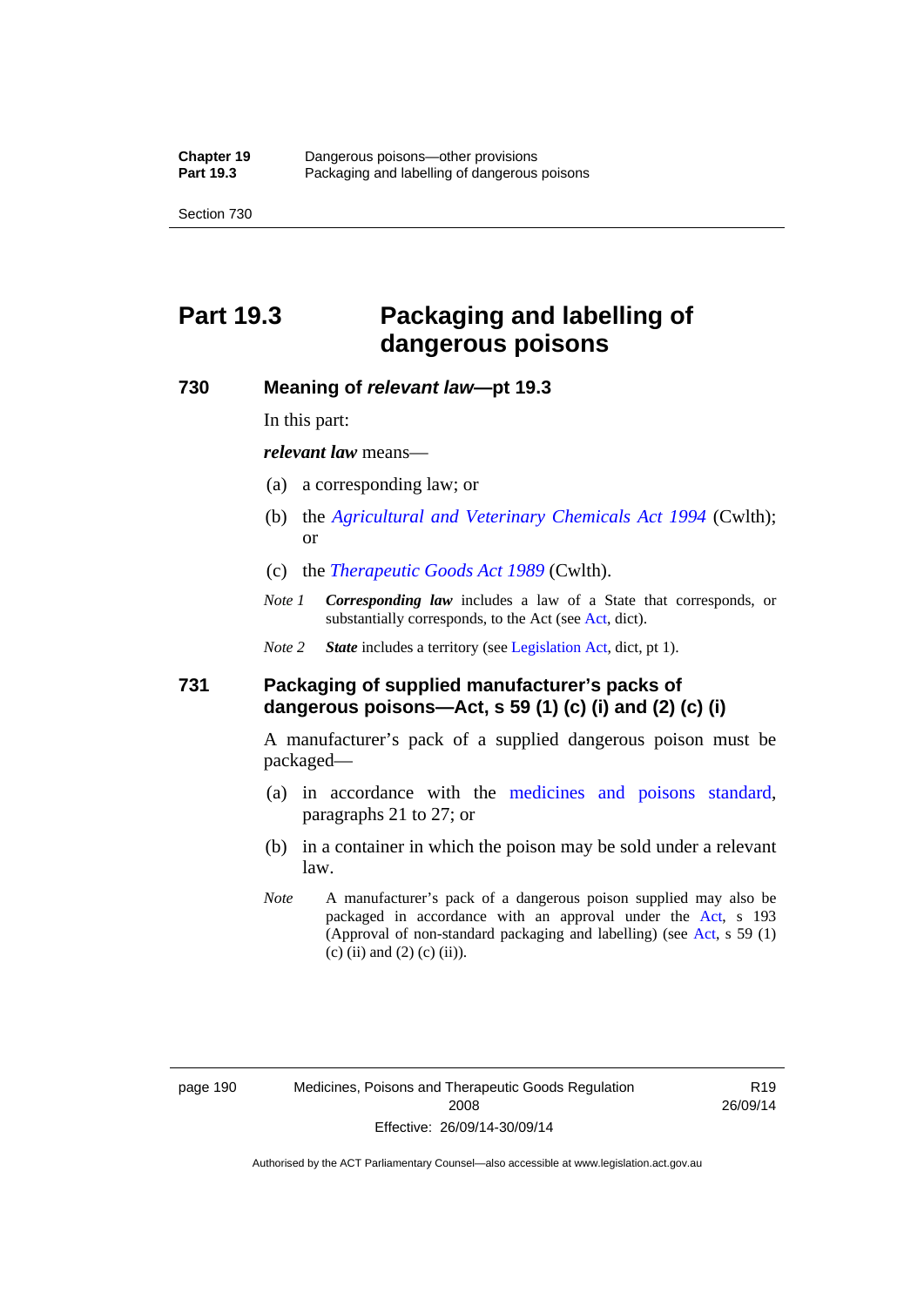# Part 19.3 Packaging and labelling of dangerous poisons

## 730 Meaning of *relevant law*—pt 19.3

In this part:

***relevant law*** means—

(a) a corresponding law; or

(b) the *Agricultural and Veterinary Chemicals Act 1994* (Cwlth); or

(c) the *Therapeutic Goods Act 1989* (Cwlth).

*Note 1* ***Corresponding law*** includes a law of a State that corresponds, or substantially corresponds, to the Act (see Act, dict).

*Note 2* ***State*** includes a territory (see Legislation Act, dict, pt 1).

## 731 Packaging of supplied manufacturer's packs of dangerous poisons—Act, s 59 (1) (c) (i) and (2) (c) (i)

A manufacturer's pack of a supplied dangerous poison must be packaged—

(a) in accordance with the medicines and poisons standard, paragraphs 21 to 27; or

(b) in a container in which the poison may be sold under a relevant law.

*Note* A manufacturer's pack of a dangerous poison supplied may also be packaged in accordance with an approval under the Act, s 193 (Approval of non-standard packaging and labelling) (see Act, s 59 (1) (c) (ii) and (2) (c) (ii)).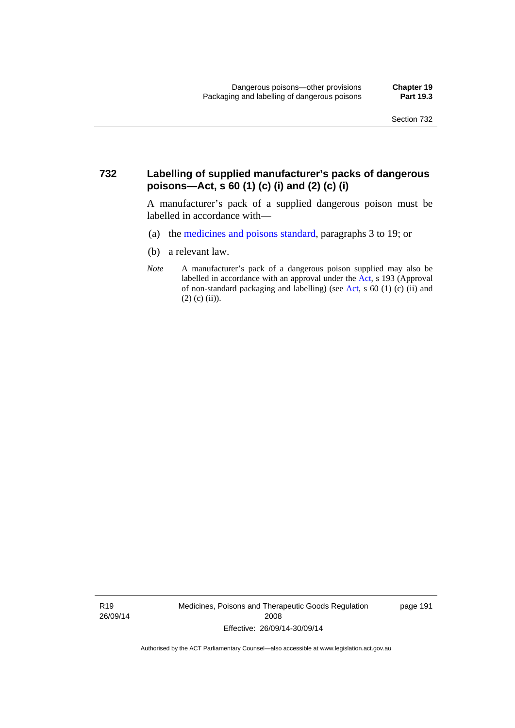### 732 Labelling of supplied manufacturer's packs of dangerous poisons—Act, s 60 (1) (c) (i) and (2) (c) (i)

A manufacturer's pack of a supplied dangerous poison must be labelled in accordance with—

(a) the medicines and poisons standard, paragraphs 3 to 19; or

(b) a relevant law.

*Note* A manufacturer's pack of a dangerous poison supplied may also be labelled in accordance with an approval under the Act, s 193 (Approval of non-standard packaging and labelling) (see Act, s 60 (1) (c) (ii) and (2) (c) (ii)).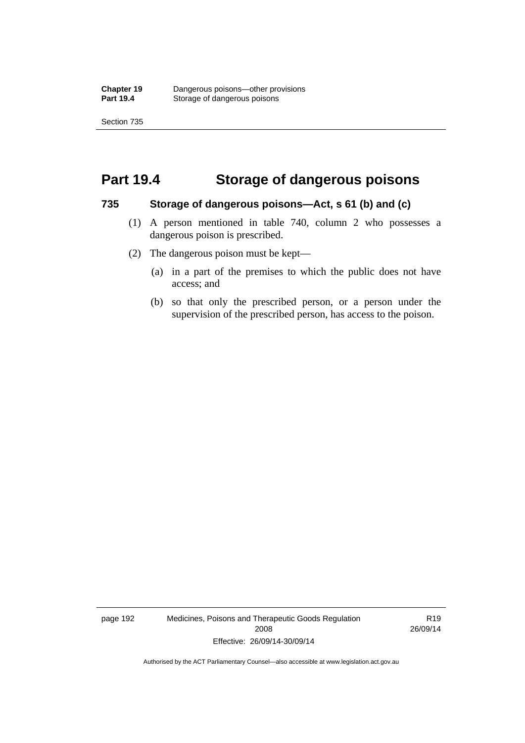# Part 19.4 Storage of dangerous poisons

## 735 Storage of dangerous poisons—Act, s 61 (b) and (c)

(1) A person mentioned in table 740, column 2 who possesses a dangerous poison is prescribed.

(2) The dangerous poison must be kept—

(a) in a part of the premises to which the public does not have access; and

(b) so that only the prescribed person, or a person under the supervision of the prescribed person, has access to the poison.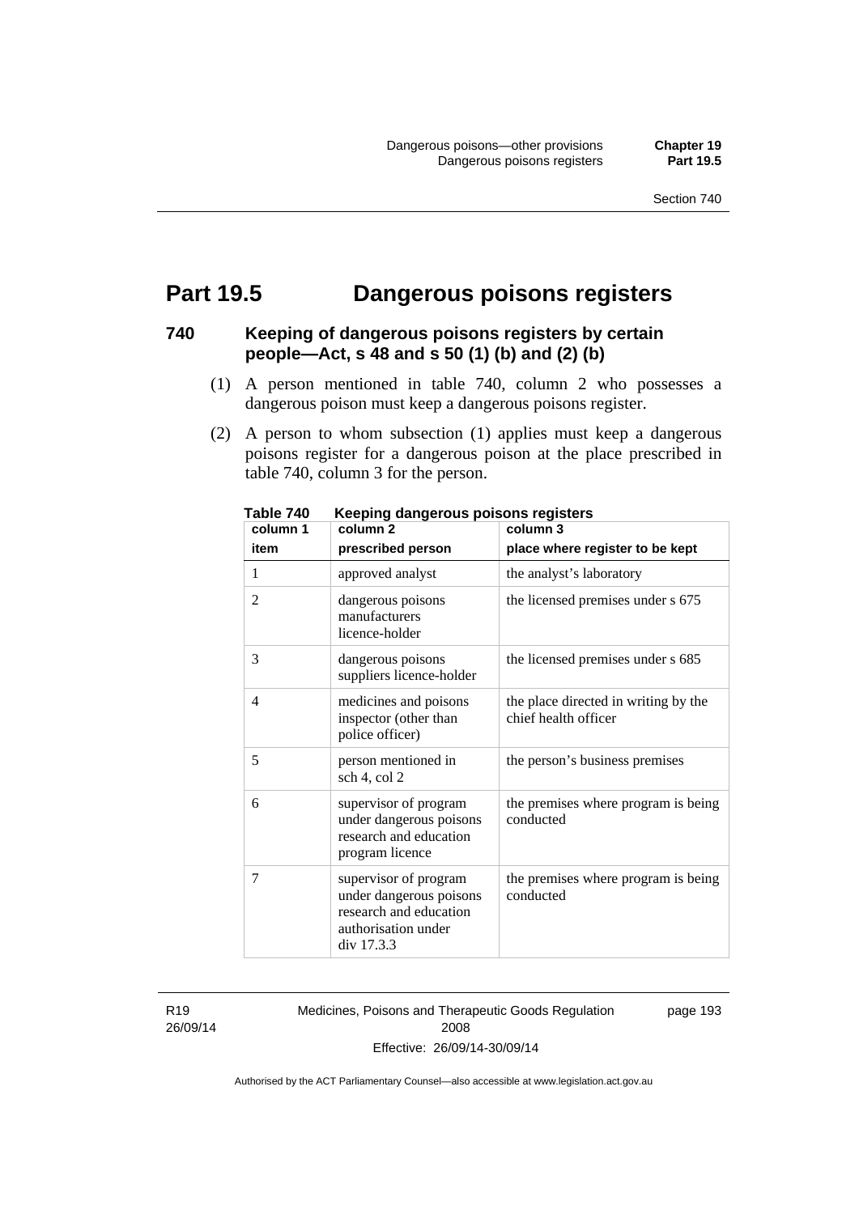# Part 19.5 Dangerous poisons registers

## 740 Keeping of dangerous poisons registers by certain people—Act, s 48 and s 50 (1) (b) and (2) (b)

(1) A person mentioned in table 740, column 2 who possesses a dangerous poison must keep a dangerous poisons register.

(2) A person to whom subsection (1) applies must keep a dangerous poisons register for a dangerous poison at the place prescribed in table 740, column 3 for the person.

**Table 740 Keeping dangerous poisons registers**

| column 1<br>item | column 2<br>prescribed person | column 3<br>place where register to be kept |
|---|---|---|
| 1 | approved analyst | the analyst's laboratory |
| 2 | dangerous poisons manufacturers licence-holder | the licensed premises under s 675 |
| 3 | dangerous poisons suppliers licence-holder | the licensed premises under s 685 |
| 4 | medicines and poisons inspector (other than police officer) | the place directed in writing by the chief health officer |
| 5 | person mentioned in sch 4, col 2 | the person's business premises |
| 6 | supervisor of program under dangerous poisons research and education program licence | the premises where program is being conducted |
| 7 | supervisor of program under dangerous poisons research and education authorisation under div 17.3.3 | the premises where program is being conducted |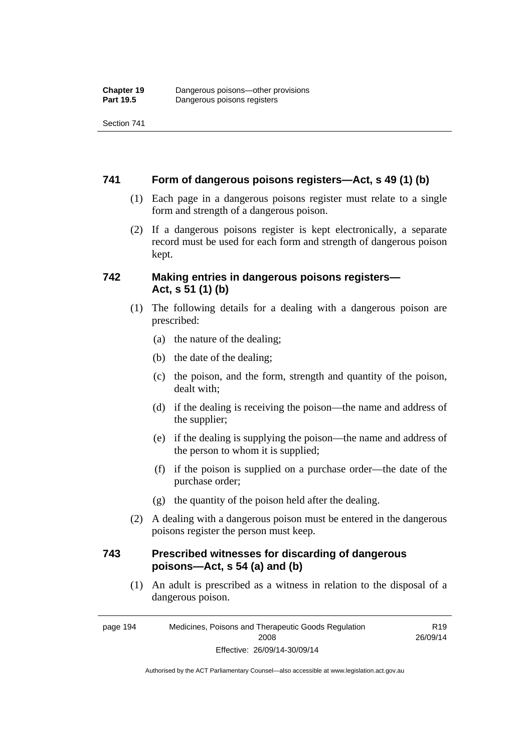## 741 Form of dangerous poisons registers—Act, s 49 (1) (b)

(1) Each page in a dangerous poisons register must relate to a single form and strength of a dangerous poison.

(2) If a dangerous poisons register is kept electronically, a separate record must be used for each form and strength of dangerous poison kept.

## 742 Making entries in dangerous poisons registers—Act, s 51 (1) (b)

(1) The following details for a dealing with a dangerous poison are prescribed:

- (a) the nature of the dealing;
- (b) the date of the dealing;
- (c) the poison, and the form, strength and quantity of the poison, dealt with;
- (d) if the dealing is receiving the poison—the name and address of the supplier;
- (e) if the dealing is supplying the poison—the name and address of the person to whom it is supplied;
- (f) if the poison is supplied on a purchase order—the date of the purchase order;
- (g) the quantity of the poison held after the dealing.

(2) A dealing with a dangerous poison must be entered in the dangerous poisons register the person must keep.

## 743 Prescribed witnesses for discarding of dangerous poisons—Act, s 54 (a) and (b)

(1) An adult is prescribed as a witness in relation to the disposal of a dangerous poison.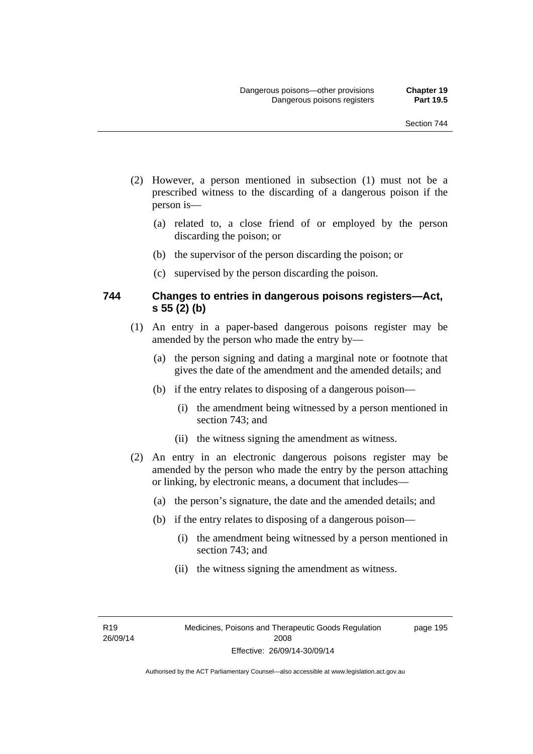(2) However, a person mentioned in subsection (1) must not be a prescribed witness to the discarding of a dangerous poison if the person is—

(a) related to, a close friend of or employed by the person discarding the poison; or

(b) the supervisor of the person discarding the poison; or

(c) supervised by the person discarding the poison.

### 744 Changes to entries in dangerous poisons registers—Act, s 55 (2) (b)

(1) An entry in a paper-based dangerous poisons register may be amended by the person who made the entry by—

(a) the person signing and dating a marginal note or footnote that gives the date of the amendment and the amended details; and

(b) if the entry relates to disposing of a dangerous poison—

(i) the amendment being witnessed by a person mentioned in section 743; and

(ii) the witness signing the amendment as witness.

(2) An entry in an electronic dangerous poisons register may be amended by the person who made the entry by the person attaching or linking, by electronic means, a document that includes—

(a) the person's signature, the date and the amended details; and

(b) if the entry relates to disposing of a dangerous poison—

(i) the amendment being witnessed by a person mentioned in section 743; and

(ii) the witness signing the amendment as witness.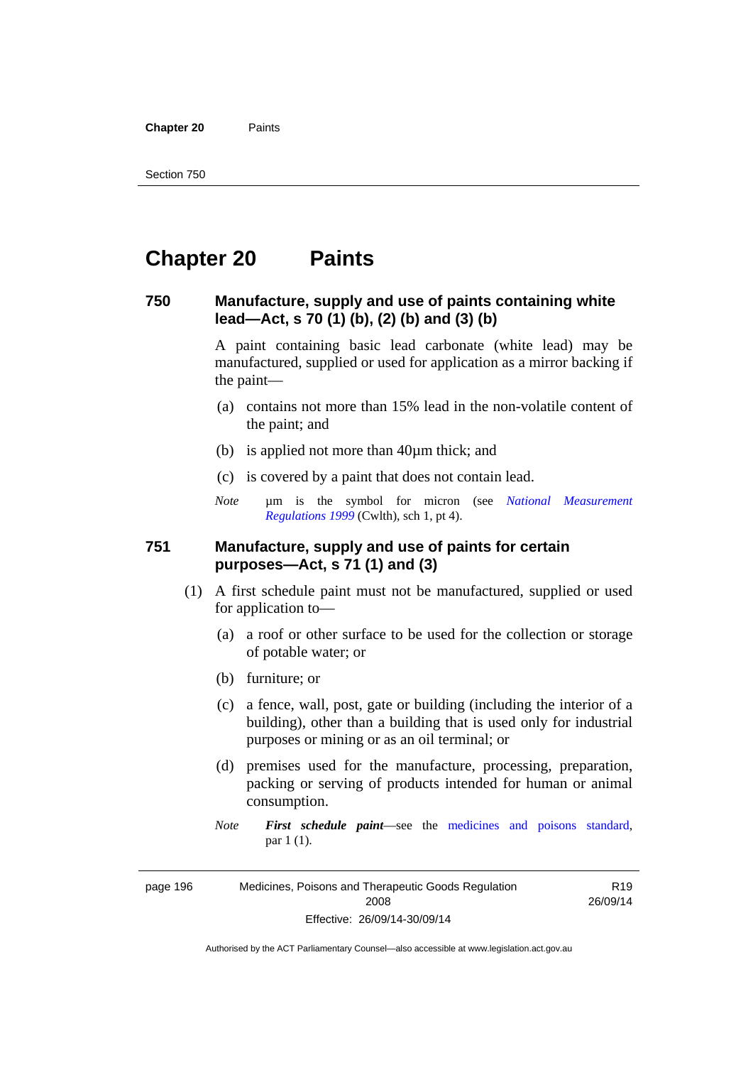# Chapter 20 Paints

## 750 Manufacture, supply and use of paints containing white lead—Act, s 70 (1) (b), (2) (b) and (3) (b)

A paint containing basic lead carbonate (white lead) may be manufactured, supplied or used for application as a mirror backing if the paint—

(a) contains not more than 15% lead in the non-volatile content of the paint; and

(b) is applied not more than 40µm thick; and

(c) is covered by a paint that does not contain lead.

*Note* µm is the symbol for micron (see *National Measurement Regulations 1999* (Cwlth), sch 1, pt 4).

## 751 Manufacture, supply and use of paints for certain purposes—Act, s 71 (1) and (3)

(1) A first schedule paint must not be manufactured, supplied or used for application to—

(a) a roof or other surface to be used for the collection or storage of potable water; or

(b) furniture; or

(c) a fence, wall, post, gate or building (including the interior of a building), other than a building that is used only for industrial purposes or mining or as an oil terminal; or

(d) premises used for the manufacture, processing, preparation, packing or serving of products intended for human or animal consumption.

*Note* ***First schedule paint***—see the medicines and poisons standard, par 1 (1).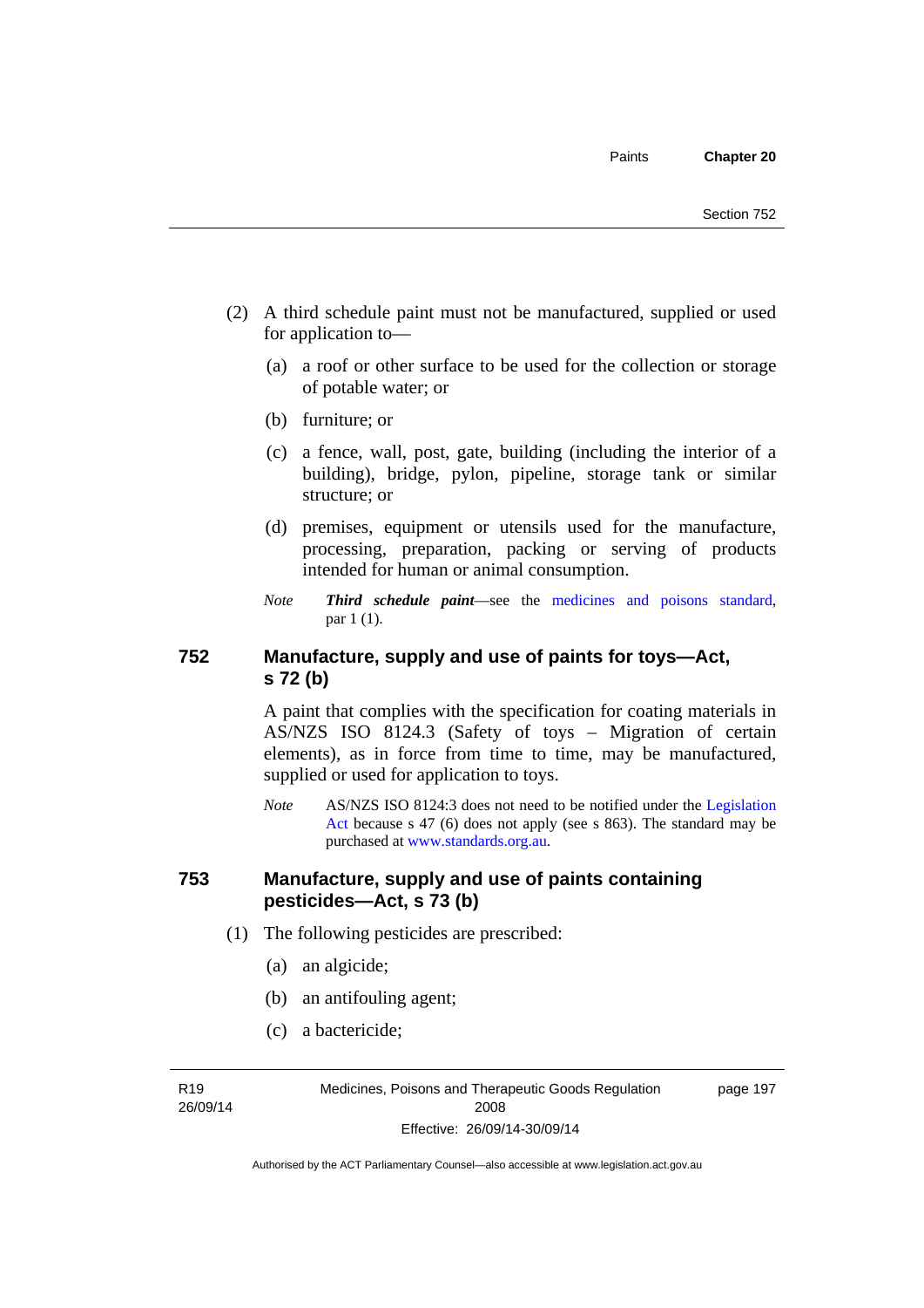(2) A third schedule paint must not be manufactured, supplied or used for application to—

(a) a roof or other surface to be used for the collection or storage of potable water; or

(b) furniture; or

(c) a fence, wall, post, gate, building (including the interior of a building), bridge, pylon, pipeline, storage tank or similar structure; or

(d) premises, equipment or utensils used for the manufacture, processing, preparation, packing or serving of products intended for human or animal consumption.

*Note* ***Third schedule paint***—see the medicines and poisons standard, par 1 (1).

## 752 Manufacture, supply and use of paints for toys—Act, s 72 (b)

A paint that complies with the specification for coating materials in AS/NZS ISO 8124.3 (Safety of toys – Migration of certain elements), as in force from time to time, may be manufactured, supplied or used for application to toys.

*Note* AS/NZS ISO 8124:3 does not need to be notified under the Legislation Act because s 47 (6) does not apply (see s 863). The standard may be purchased at www.standards.org.au.

## 753 Manufacture, supply and use of paints containing pesticides—Act, s 73 (b)

(1) The following pesticides are prescribed:

(a) an algicide;

(b) an antifouling agent;

(c) a bactericide;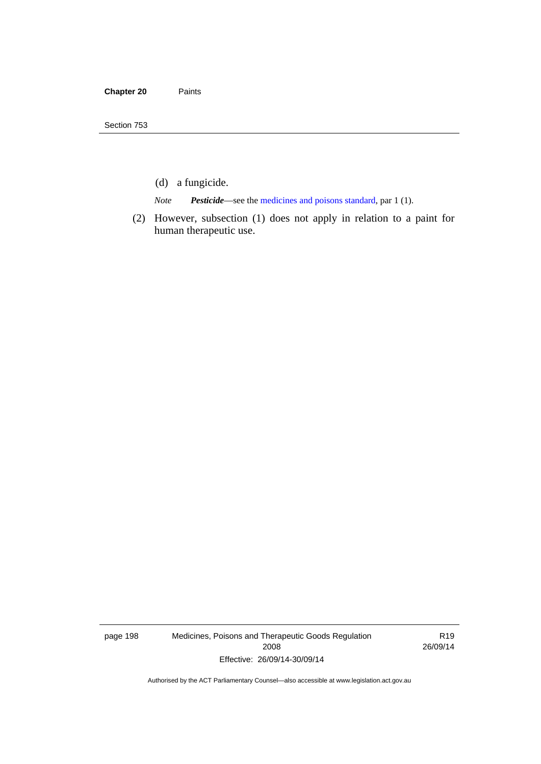(d) a fungicide.

*Note* ***Pesticide***—see the medicines and poisons standard, par 1 (1).

(2) However, subsection (1) does not apply in relation to a paint for human therapeutic use.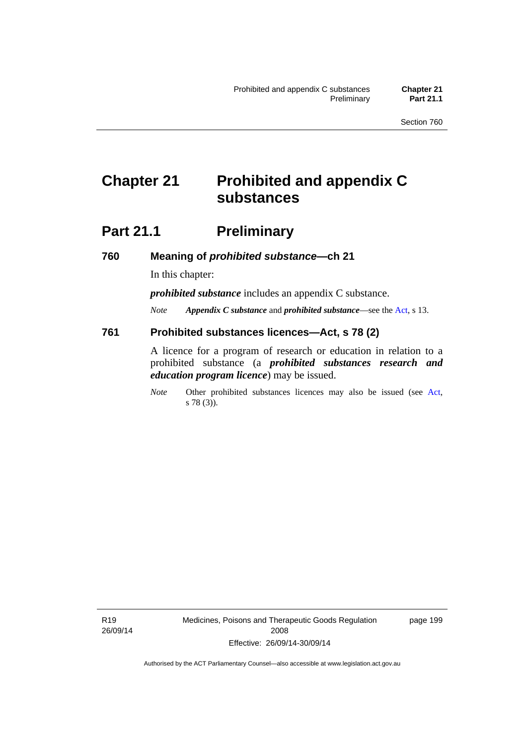# Chapter 21 Prohibited and appendix C substances

## Part 21.1 Preliminary

### 760 Meaning of *prohibited substance*—ch 21

In this chapter:

***prohibited substance*** includes an appendix C substance.

*Note* ***Appendix C substance*** and ***prohibited substance***—see the Act, s 13.

### 761 Prohibited substances licences—Act, s 78 (2)

A licence for a program of research or education in relation to a prohibited substance (a ***prohibited substances research and education program licence***) may be issued.

*Note* Other prohibited substances licences may also be issued (see Act, s 78 (3)).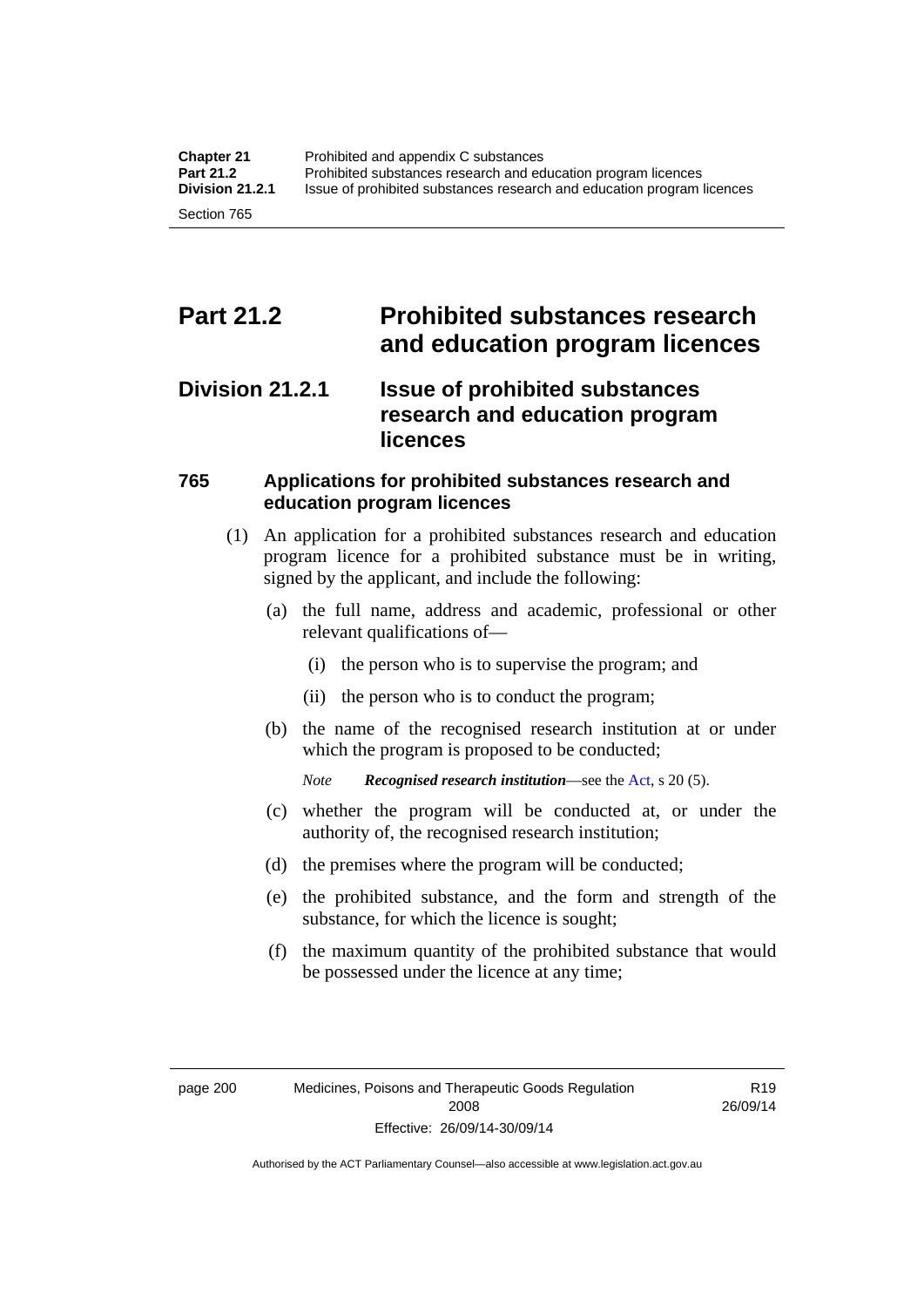# Part 21.2 Prohibited substances research and education program licences

## Division 21.2.1 Issue of prohibited substances research and education program licences

### 765 Applications for prohibited substances research and education program licences

(1) An application for a prohibited substances research and education program licence for a prohibited substance must be in writing, signed by the applicant, and include the following:

(a) the full name, address and academic, professional or other relevant qualifications of—

(i) the person who is to supervise the program; and

(ii) the person who is to conduct the program;

(b) the name of the recognised research institution at or under which the program is proposed to be conducted;

*Note* ***Recognised research institution***—see the Act, s 20 (5).

(c) whether the program will be conducted at, or under the authority of, the recognised research institution;

(d) the premises where the program will be conducted;

(e) the prohibited substance, and the form and strength of the substance, for which the licence is sought;

(f) the maximum quantity of the prohibited substance that would be possessed under the licence at any time;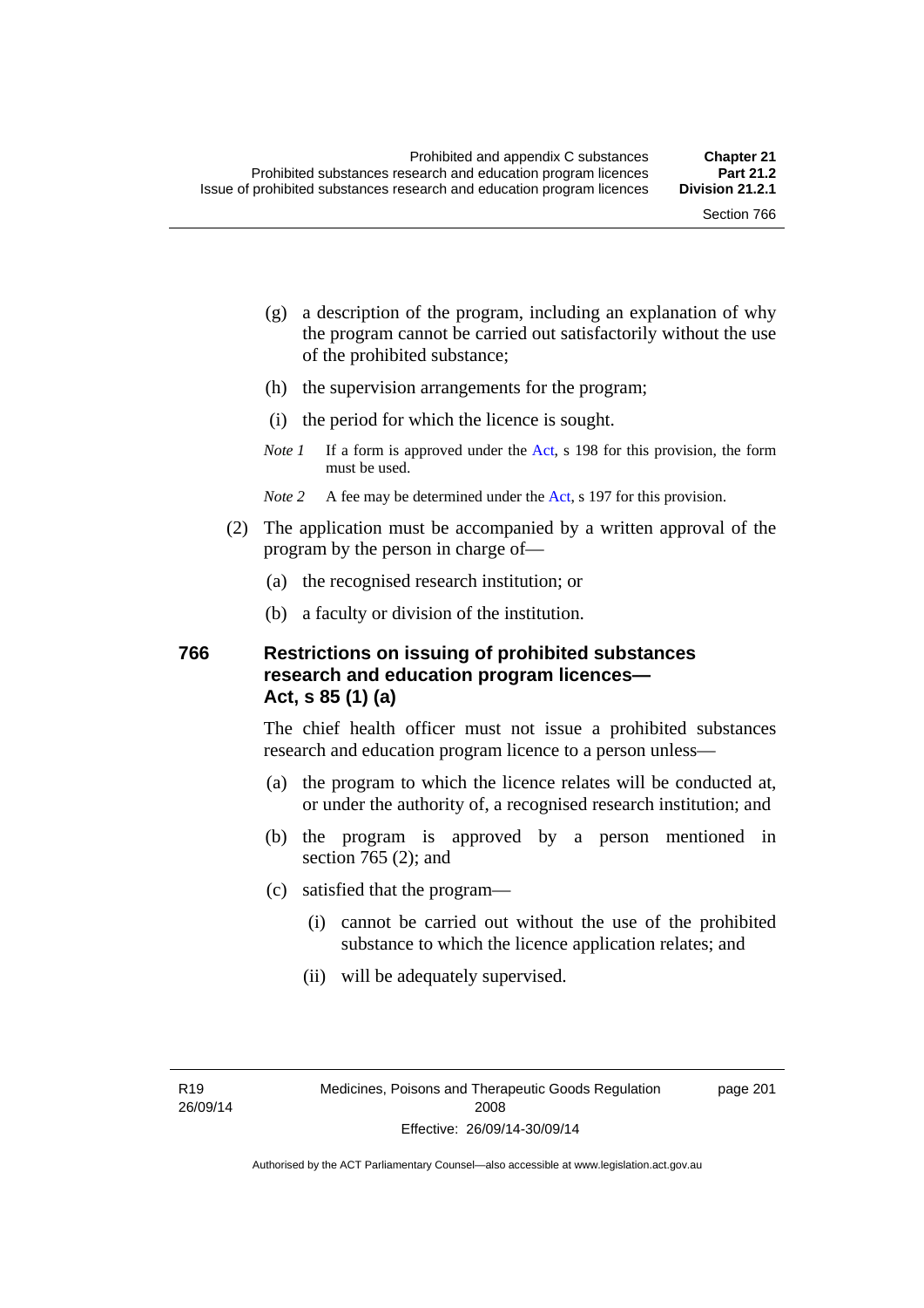(g) a description of the program, including an explanation of why the program cannot be carried out satisfactorily without the use of the prohibited substance;

(h) the supervision arrangements for the program;

(i) the period for which the licence is sought.

*Note 1* If a form is approved under the Act, s 198 for this provision, the form must be used.

*Note 2* A fee may be determined under the Act, s 197 for this provision.

(2) The application must be accompanied by a written approval of the program by the person in charge of—

(a) the recognised research institution; or

(b) a faculty or division of the institution.

### 766 Restrictions on issuing of prohibited substances research and education program licences—Act, s 85 (1) (a)

The chief health officer must not issue a prohibited substances research and education program licence to a person unless—

(a) the program to which the licence relates will be conducted at, or under the authority of, a recognised research institution; and

(b) the program is approved by a person mentioned in section 765 (2); and

(c) satisfied that the program—

(i) cannot be carried out without the use of the prohibited substance to which the licence application relates; and

(ii) will be adequately supervised.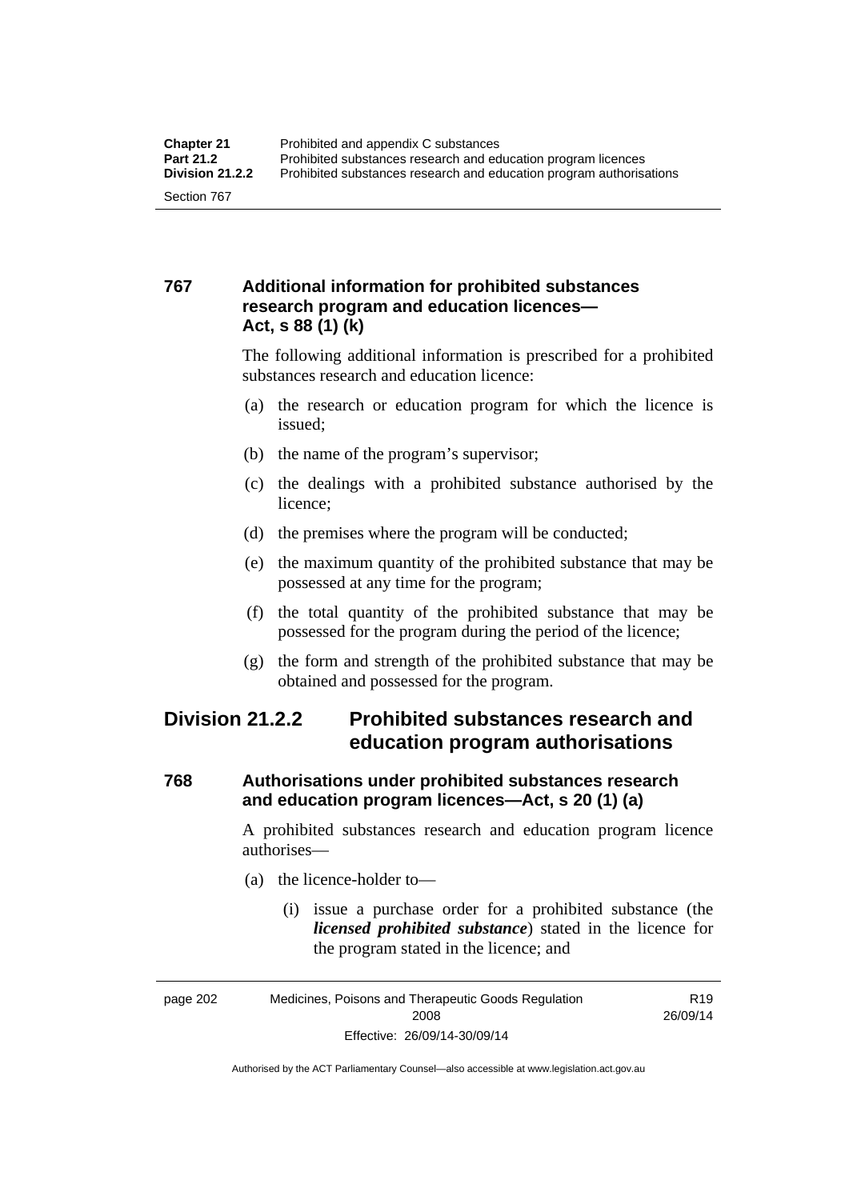### 767 Additional information for prohibited substances research program and education licences—Act, s 88 (1) (k)

The following additional information is prescribed for a prohibited substances research and education licence:

(a) the research or education program for which the licence is issued;

(b) the name of the program's supervisor;

(c) the dealings with a prohibited substance authorised by the licence;

(d) the premises where the program will be conducted;

(e) the maximum quantity of the prohibited substance that may be possessed at any time for the program;

(f) the total quantity of the prohibited substance that may be possessed for the program during the period of the licence;

(g) the form and strength of the prohibited substance that may be obtained and possessed for the program.

## Division 21.2.2 Prohibited substances research and education program authorisations

### 768 Authorisations under prohibited substances research and education program licences—Act, s 20 (1) (a)

A prohibited substances research and education program licence authorises—

(a) the licence-holder to—

(i) issue a purchase order for a prohibited substance (the ***licensed prohibited substance***) stated in the licence for the program stated in the licence; and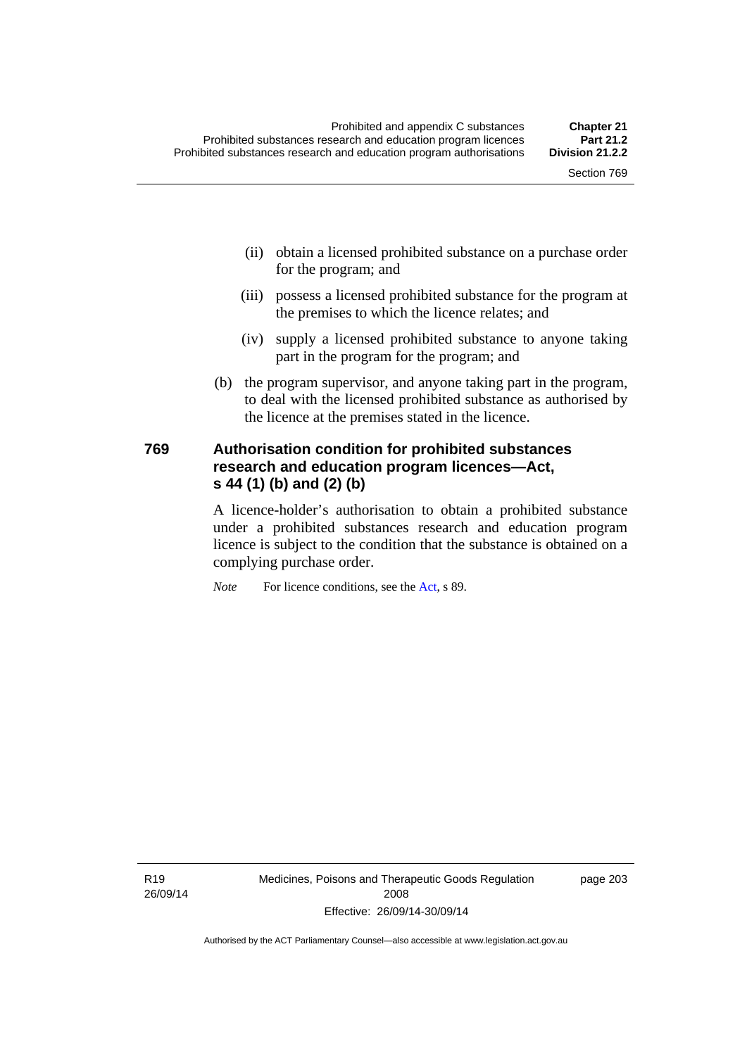(ii) obtain a licensed prohibited substance on a purchase order for the program; and

(iii) possess a licensed prohibited substance for the program at the premises to which the licence relates; and

(iv) supply a licensed prohibited substance to anyone taking part in the program for the program; and

(b) the program supervisor, and anyone taking part in the program, to deal with the licensed prohibited substance as authorised by the licence at the premises stated in the licence.

### 769 Authorisation condition for prohibited substances research and education program licences—Act, s 44 (1) (b) and (2) (b)

A licence-holder's authorisation to obtain a prohibited substance under a prohibited substances research and education program licence is subject to the condition that the substance is obtained on a complying purchase order.

*Note* For licence conditions, see the Act, s 89.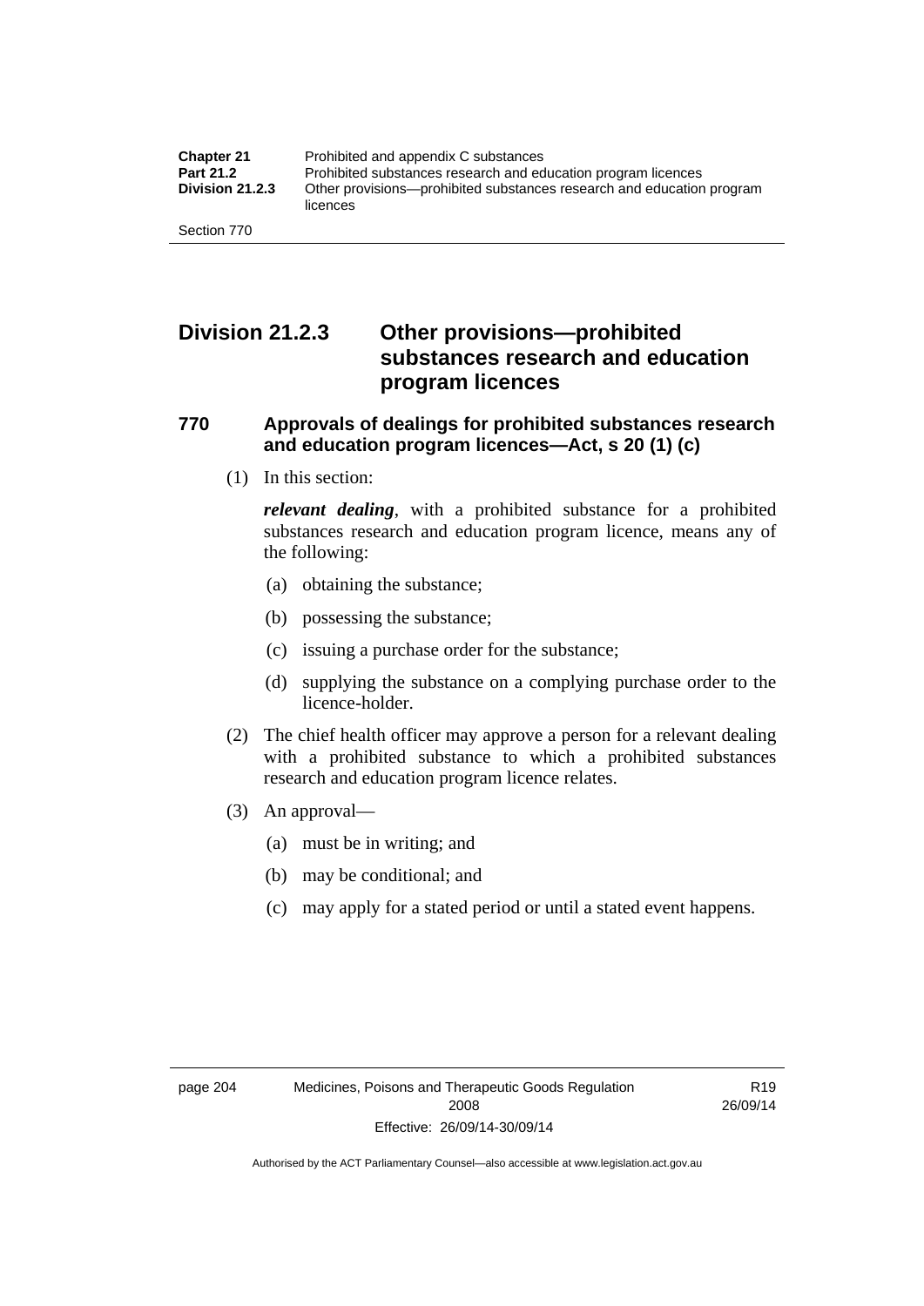## Division 21.2.3 Other provisions—prohibited substances research and education program licences

### 770 Approvals of dealings for prohibited substances research and education program licences—Act, s 20 (1) (c)

(1) In this section:

***relevant dealing***, with a prohibited substance for a prohibited substances research and education program licence, means any of the following:

(a) obtaining the substance;

(b) possessing the substance;

(c) issuing a purchase order for the substance;

(d) supplying the substance on a complying purchase order to the licence-holder.

(2) The chief health officer may approve a person for a relevant dealing with a prohibited substance to which a prohibited substances research and education program licence relates.

(3) An approval—

(a) must be in writing; and

(b) may be conditional; and

(c) may apply for a stated period or until a stated event happens.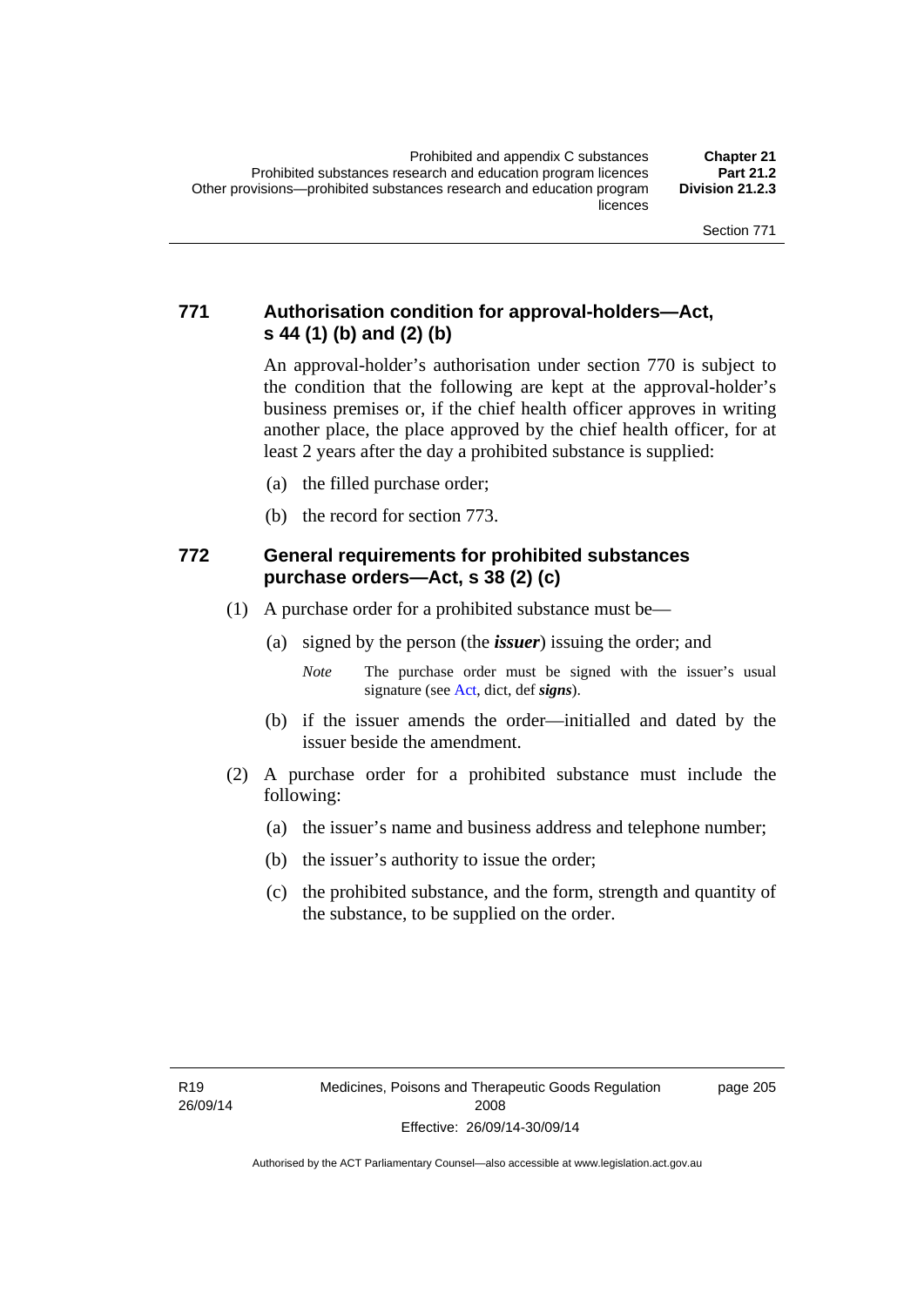## 771 Authorisation condition for approval-holders—Act, s 44 (1) (b) and (2) (b)

An approval-holder's authorisation under section 770 is subject to the condition that the following are kept at the approval-holder's business premises or, if the chief health officer approves in writing another place, the place approved by the chief health officer, for at least 2 years after the day a prohibited substance is supplied:

(a) the filled purchase order;

(b) the record for section 773.

## 772 General requirements for prohibited substances purchase orders—Act, s 38 (2) (c)

(1) A purchase order for a prohibited substance must be—

(a) signed by the person (the ***issuer***) issuing the order; and

*Note* The purchase order must be signed with the issuer's usual signature (see Act, dict, def ***signs***).

(b) if the issuer amends the order—initialled and dated by the issuer beside the amendment.

(2) A purchase order for a prohibited substance must include the following:

(a) the issuer's name and business address and telephone number;

(b) the issuer's authority to issue the order;

(c) the prohibited substance, and the form, strength and quantity of the substance, to be supplied on the order.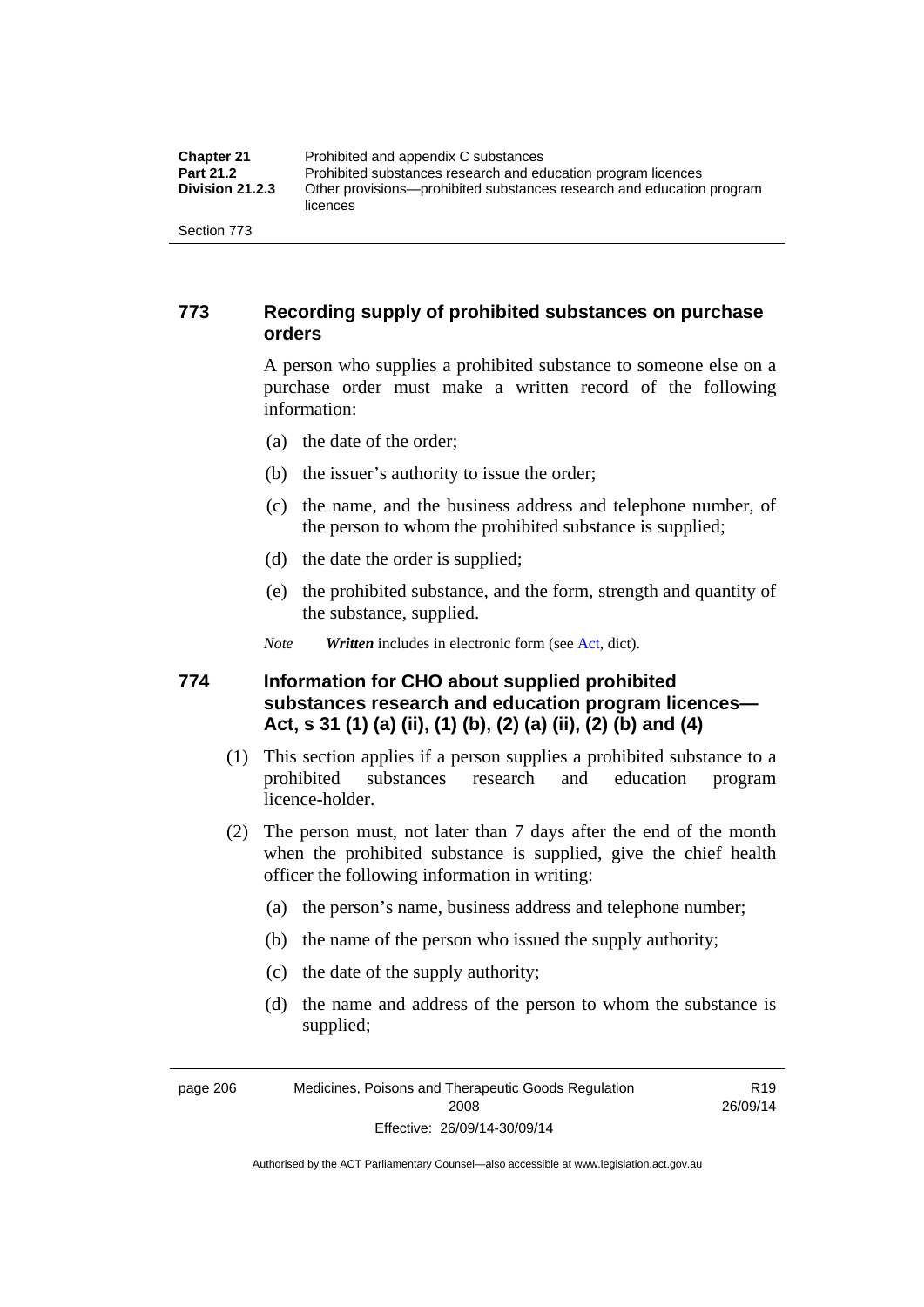## 773 Recording supply of prohibited substances on purchase orders

A person who supplies a prohibited substance to someone else on a purchase order must make a written record of the following information:

(a) the date of the order;

(b) the issuer's authority to issue the order;

(c) the name, and the business address and telephone number, of the person to whom the prohibited substance is supplied;

(d) the date the order is supplied;

(e) the prohibited substance, and the form, strength and quantity of the substance, supplied.

*Note* ***Written*** includes in electronic form (see Act, dict).

## 774 Information for CHO about supplied prohibited substances research and education program licences—Act, s 31 (1) (a) (ii), (1) (b), (2) (a) (ii), (2) (b) and (4)

(1) This section applies if a person supplies a prohibited substance to a prohibited substances research and education program licence-holder.

(2) The person must, not later than 7 days after the end of the month when the prohibited substance is supplied, give the chief health officer the following information in writing:

(a) the person's name, business address and telephone number;

(b) the name of the person who issued the supply authority;

(c) the date of the supply authority;

(d) the name and address of the person to whom the substance is supplied;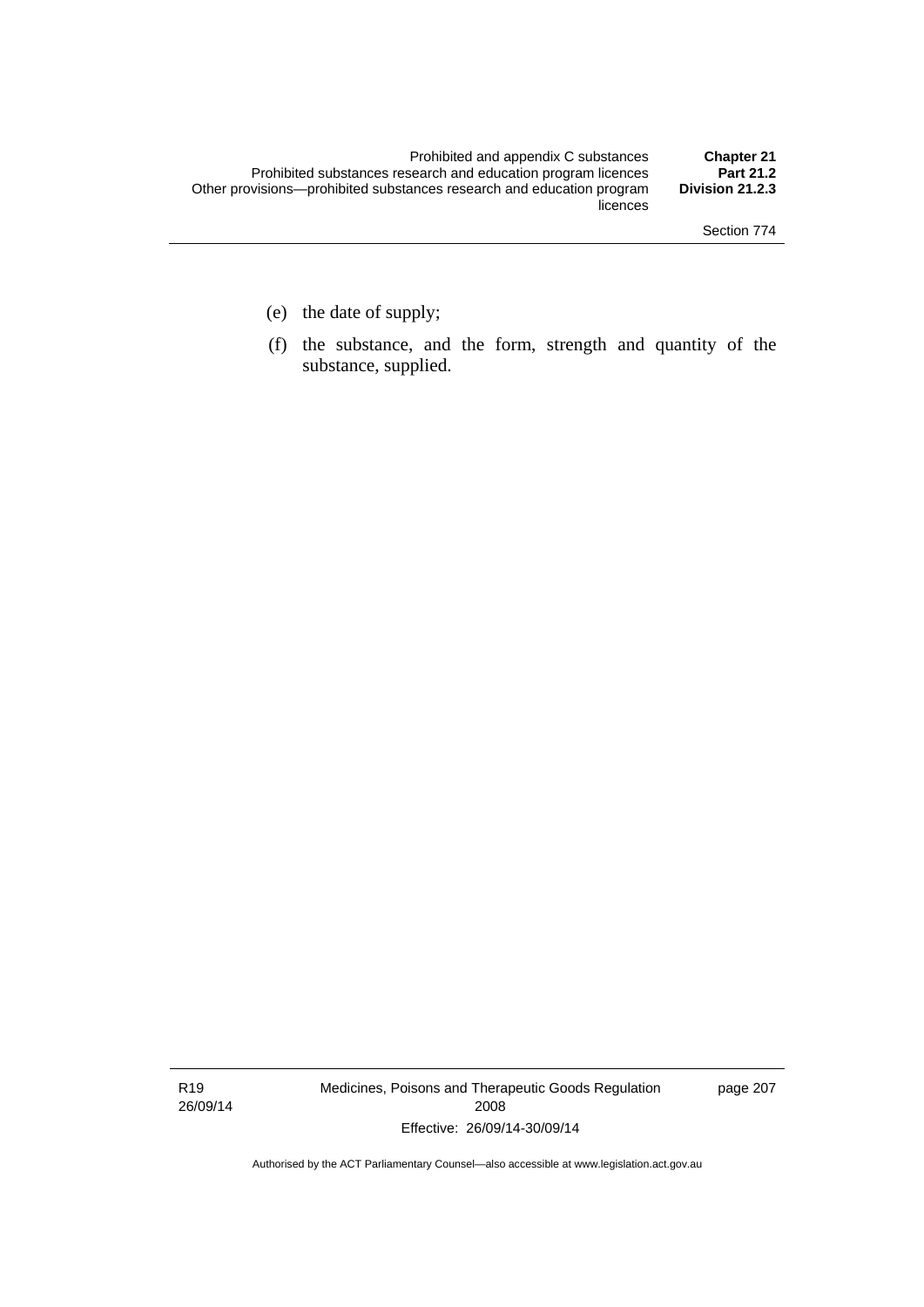(e) the date of supply;

(f) the substance, and the form, strength and quantity of the substance, supplied.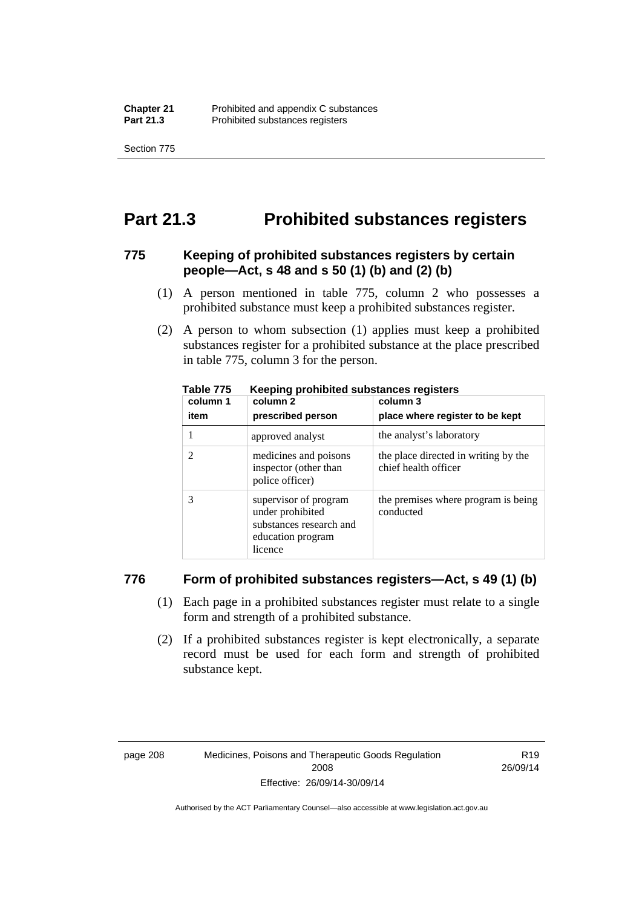# Part 21.3 Prohibited substances registers

### 775 Keeping of prohibited substances registers by certain people—Act, s 48 and s 50 (1) (b) and (2) (b)

(1) A person mentioned in table 775, column 2 who possesses a prohibited substance must keep a prohibited substances register.

(2) A person to whom subsection (1) applies must keep a prohibited substances register for a prohibited substance at the place prescribed in table 775, column 3 for the person.

**Table 775 Keeping prohibited substances registers**

| column 1<br>item | column 2<br>prescribed person | column 3<br>place where register to be kept |
|---|---|---|
| 1 | approved analyst | the analyst's laboratory |
| 2 | medicines and poisons inspector (other than police officer) | the place directed in writing by the chief health officer |
| 3 | supervisor of program under prohibited substances research and education program licence | the premises where program is being conducted |

### 776 Form of prohibited substances registers—Act, s 49 (1) (b)

(1) Each page in a prohibited substances register must relate to a single form and strength of a prohibited substance.

(2) If a prohibited substances register is kept electronically, a separate record must be used for each form and strength of prohibited substance kept.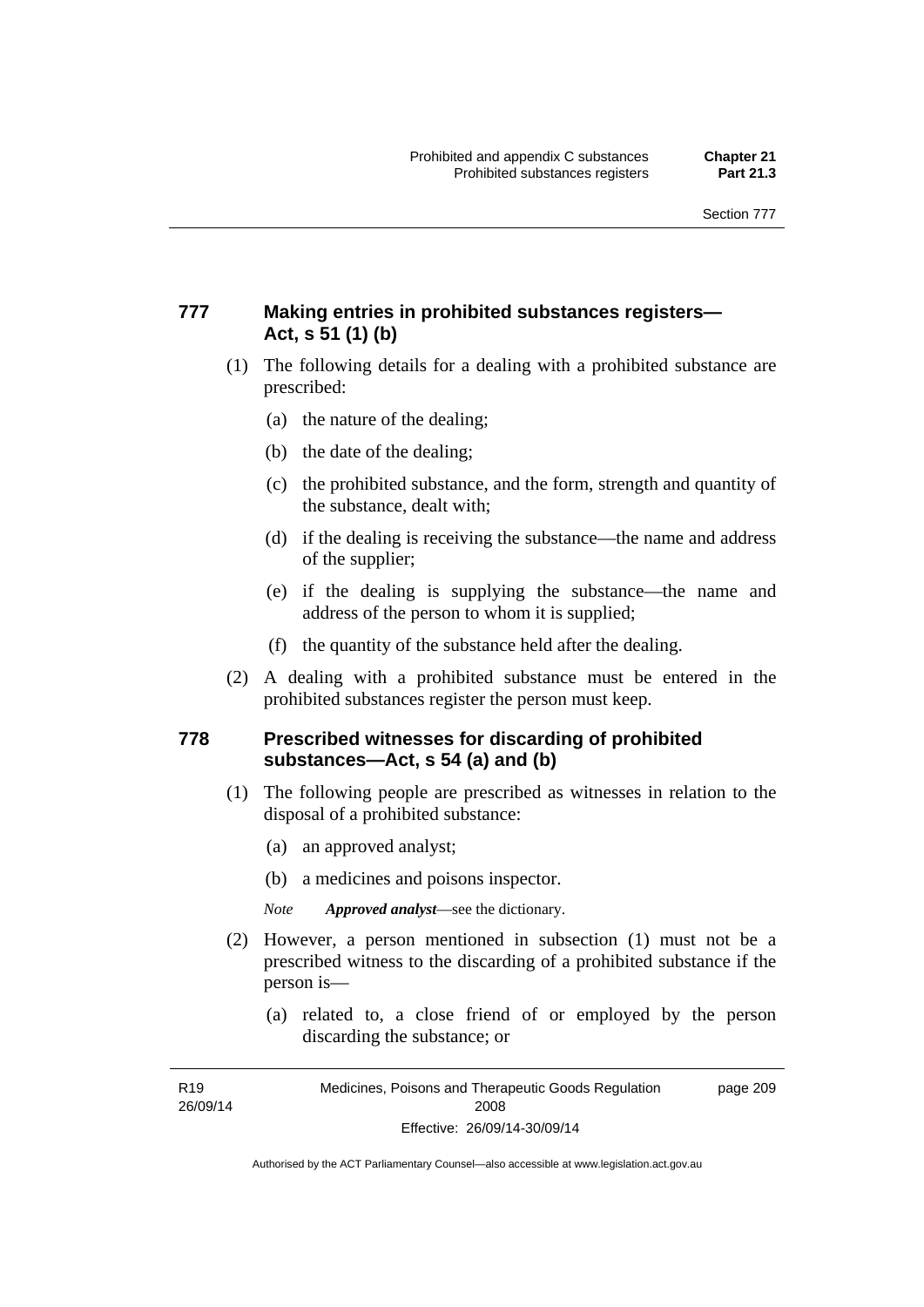### 777 Making entries in prohibited substances registers—Act, s 51 (1) (b)

(1) The following details for a dealing with a prohibited substance are prescribed:

(a) the nature of the dealing;

(b) the date of the dealing;

(c) the prohibited substance, and the form, strength and quantity of the substance, dealt with;

(d) if the dealing is receiving the substance—the name and address of the supplier;

(e) if the dealing is supplying the substance—the name and address of the person to whom it is supplied;

(f) the quantity of the substance held after the dealing.

(2) A dealing with a prohibited substance must be entered in the prohibited substances register the person must keep.

### 778 Prescribed witnesses for discarding of prohibited substances—Act, s 54 (a) and (b)

(1) The following people are prescribed as witnesses in relation to the disposal of a prohibited substance:

(a) an approved analyst;

(b) a medicines and poisons inspector.

*Note* ***Approved analyst***—see the dictionary.

(2) However, a person mentioned in subsection (1) must not be a prescribed witness to the discarding of a prohibited substance if the person is—

(a) related to, a close friend of or employed by the person discarding the substance; or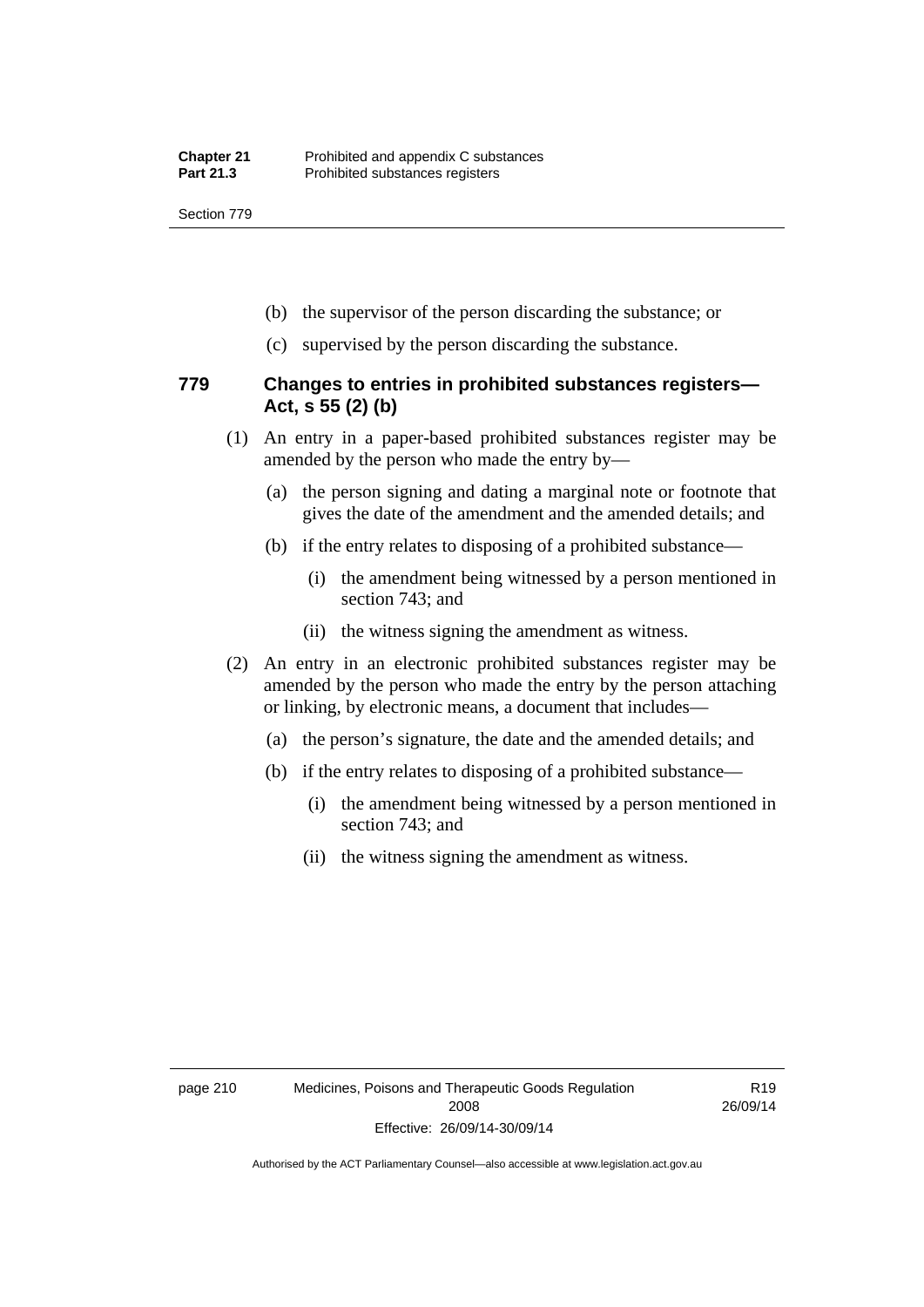(b) the supervisor of the person discarding the substance; or

(c) supervised by the person discarding the substance.

## 779 Changes to entries in prohibited substances registers—Act, s 55 (2) (b)

(1) An entry in a paper-based prohibited substances register may be amended by the person who made the entry by—

(a) the person signing and dating a marginal note or footnote that gives the date of the amendment and the amended details; and

(b) if the entry relates to disposing of a prohibited substance—

(i) the amendment being witnessed by a person mentioned in section 743; and

(ii) the witness signing the amendment as witness.

(2) An entry in an electronic prohibited substances register may be amended by the person who made the entry by the person attaching or linking, by electronic means, a document that includes—

(a) the person's signature, the date and the amended details; and

(b) if the entry relates to disposing of a prohibited substance—

(i) the amendment being witnessed by a person mentioned in section 743; and

(ii) the witness signing the amendment as witness.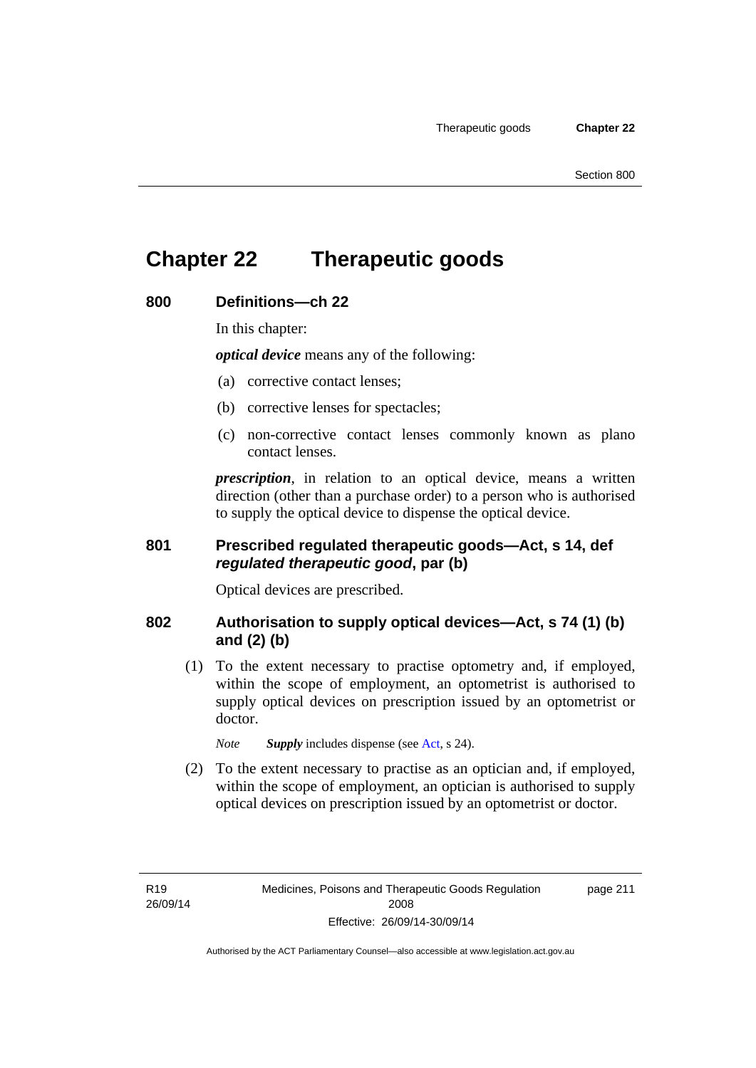# Chapter 22 Therapeutic goods

## 800 Definitions—ch 22

In this chapter:

***optical device*** means any of the following:

(a) corrective contact lenses;

(b) corrective lenses for spectacles;

(c) non-corrective contact lenses commonly known as plano contact lenses.

***prescription***, in relation to an optical device, means a written direction (other than a purchase order) to a person who is authorised to supply the optical device to dispense the optical device.

## 801 Prescribed regulated therapeutic goods—Act, s 14, def *regulated therapeutic good*, par (b)

Optical devices are prescribed.

## 802 Authorisation to supply optical devices—Act, s 74 (1) (b) and (2) (b)

(1) To the extent necessary to practise optometry and, if employed, within the scope of employment, an optometrist is authorised to supply optical devices on prescription issued by an optometrist or doctor.

*Note* ***Supply*** includes dispense (see Act, s 24).

(2) To the extent necessary to practise as an optician and, if employed, within the scope of employment, an optician is authorised to supply optical devices on prescription issued by an optometrist or doctor.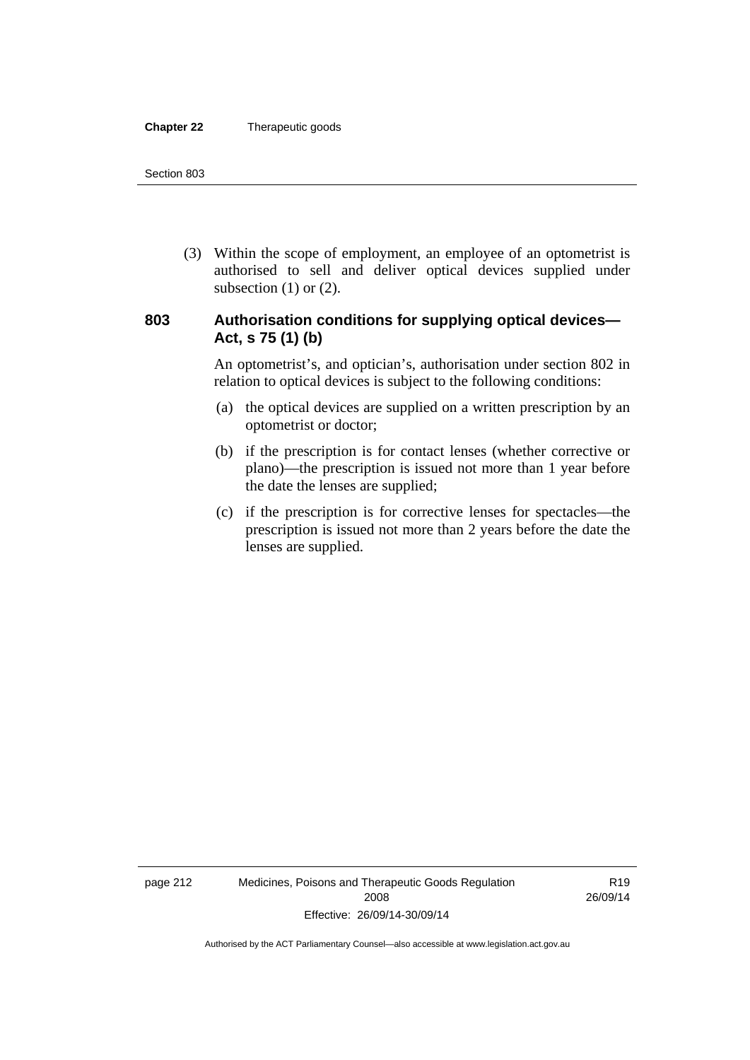(3) Within the scope of employment, an employee of an optometrist is authorised to sell and deliver optical devices supplied under subsection (1) or (2).

### 803 Authorisation conditions for supplying optical devices—Act, s 75 (1) (b)

An optometrist's, and optician's, authorisation under section 802 in relation to optical devices is subject to the following conditions:

(a) the optical devices are supplied on a written prescription by an optometrist or doctor;

(b) if the prescription is for contact lenses (whether corrective or plano)—the prescription is issued not more than 1 year before the date the lenses are supplied;

(c) if the prescription is for corrective lenses for spectacles—the prescription is issued not more than 2 years before the date the lenses are supplied.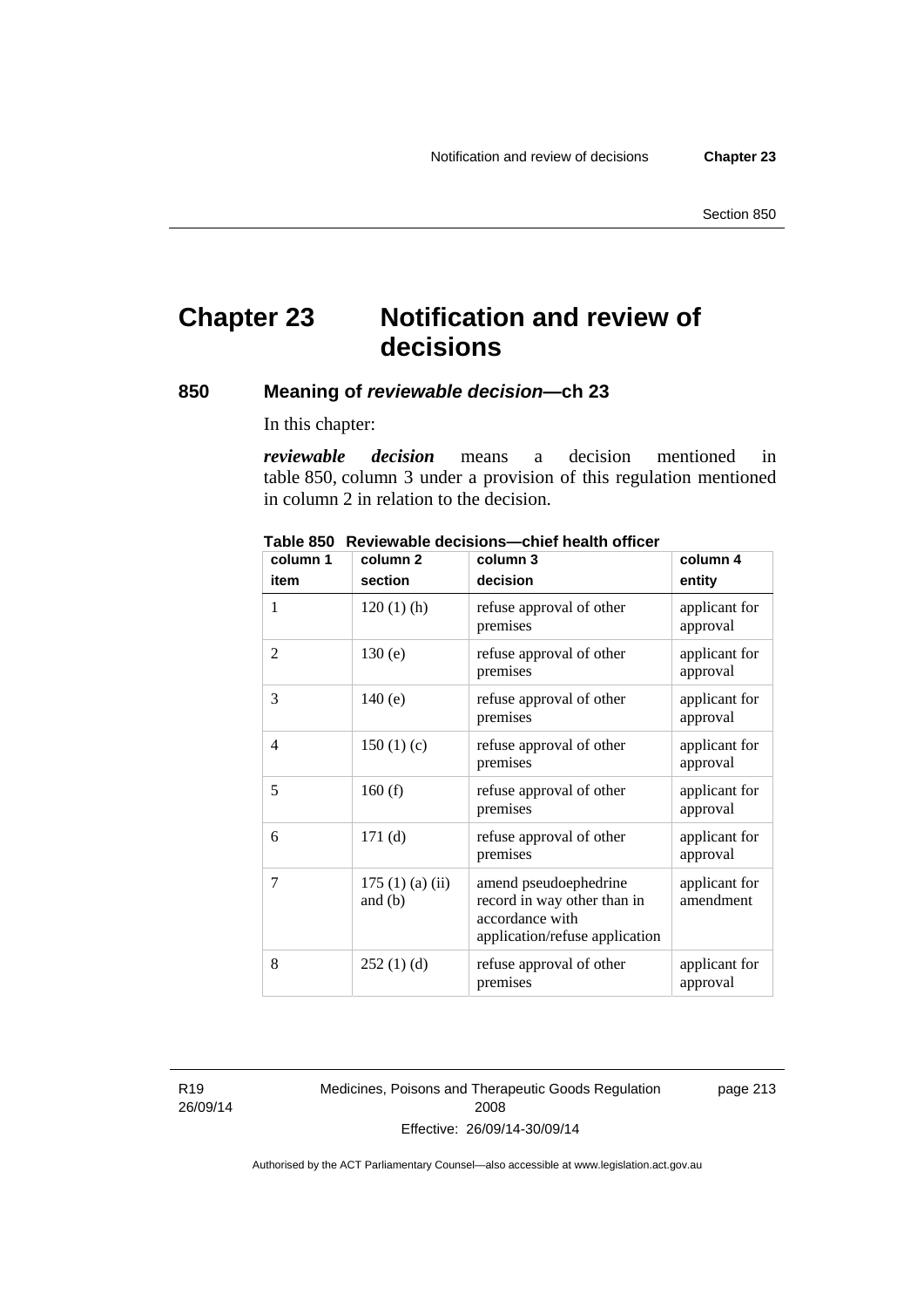# Chapter 23 Notification and review of decisions

## 850 Meaning of *reviewable decision*—ch 23

In this chapter:

***reviewable decision*** means a decision mentioned in table 850, column 3 under a provision of this regulation mentioned in column 2 in relation to the decision.

**Table 850 Reviewable decisions—chief health officer**

| column 1<br>item | column 2<br>section | column 3<br>decision | column 4<br>entity |
|---|---|---|---|
| 1 | 120 (1) (h) | refuse approval of other premises | applicant for approval |
| 2 | 130 (e) | refuse approval of other premises | applicant for approval |
| 3 | 140 (e) | refuse approval of other premises | applicant for approval |
| 4 | 150 (1) (c) | refuse approval of other premises | applicant for approval |
| 5 | 160 (f) | refuse approval of other premises | applicant for approval |
| 6 | 171 (d) | refuse approval of other premises | applicant for approval |
| 7 | 175 (1) (a) (ii) and (b) | amend pseudoephedrine record in way other than in accordance with application/refuse application | applicant for amendment |
| 8 | 252 (1) (d) | refuse approval of other premises | applicant for approval |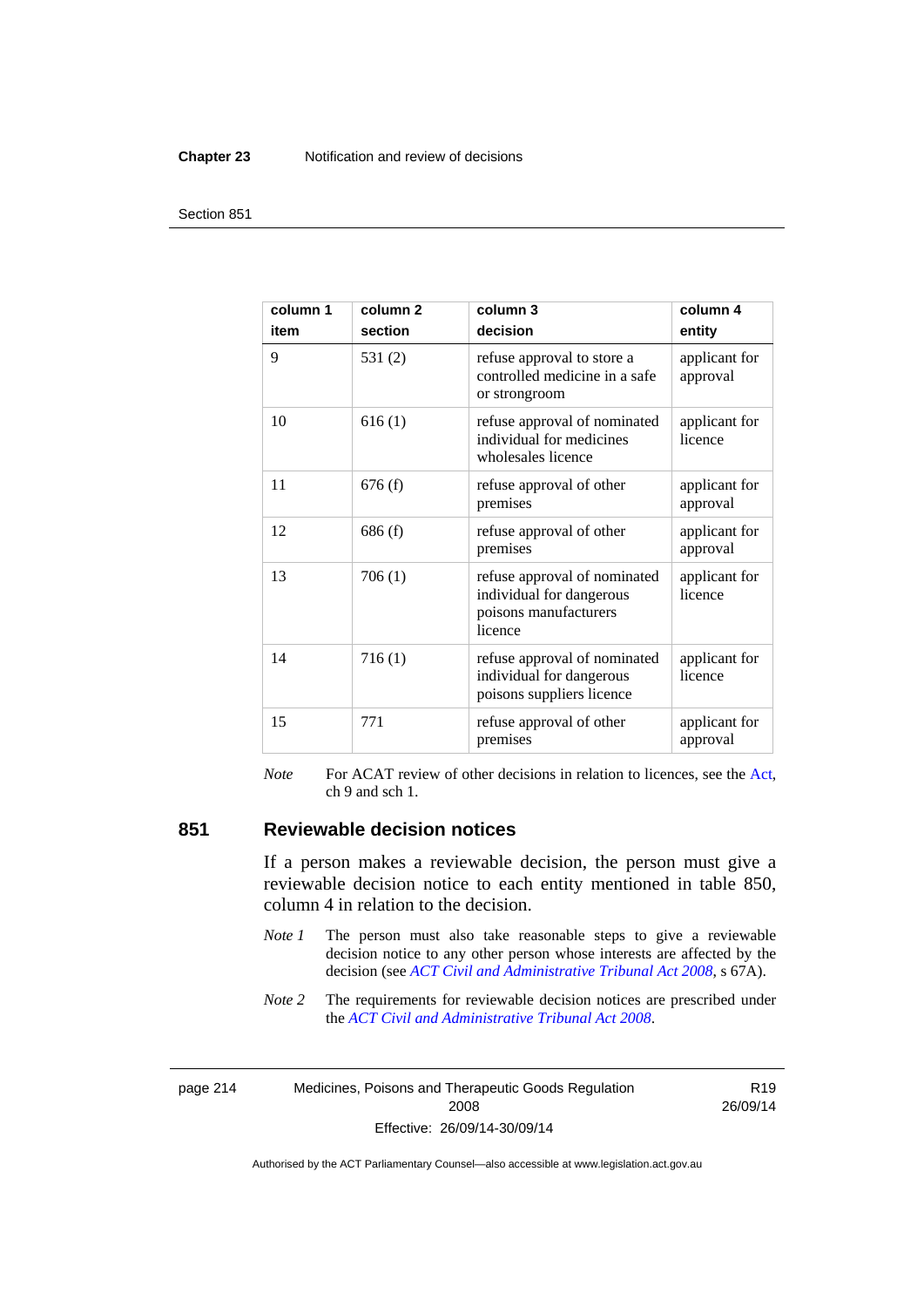| column 1 item | column 2 section | column 3 decision | column 4 entity |
|---|---|---|---|
| 9 | 531 (2) | refuse approval to store a controlled medicine in a safe or strongroom | applicant for approval |
| 10 | 616 (1) | refuse approval of nominated individual for medicines wholesales licence | applicant for licence |
| 11 | 676 (f) | refuse approval of other premises | applicant for approval |
| 12 | 686 (f) | refuse approval of other premises | applicant for approval |
| 13 | 706 (1) | refuse approval of nominated individual for dangerous poisons manufacturers licence | applicant for licence |
| 14 | 716 (1) | refuse approval of nominated individual for dangerous poisons suppliers licence | applicant for licence |
| 15 | 771 | refuse approval of other premises | applicant for approval |

*Note* For ACAT review of other decisions in relation to licences, see the Act, ch 9 and sch 1.

## 851 Reviewable decision notices

If a person makes a reviewable decision, the person must give a reviewable decision notice to each entity mentioned in table 850, column 4 in relation to the decision.

*Note 1* The person must also take reasonable steps to give a reviewable decision notice to any other person whose interests are affected by the decision (see *ACT Civil and Administrative Tribunal Act 2008*, s 67A).

*Note 2* The requirements for reviewable decision notices are prescribed under the *ACT Civil and Administrative Tribunal Act 2008*.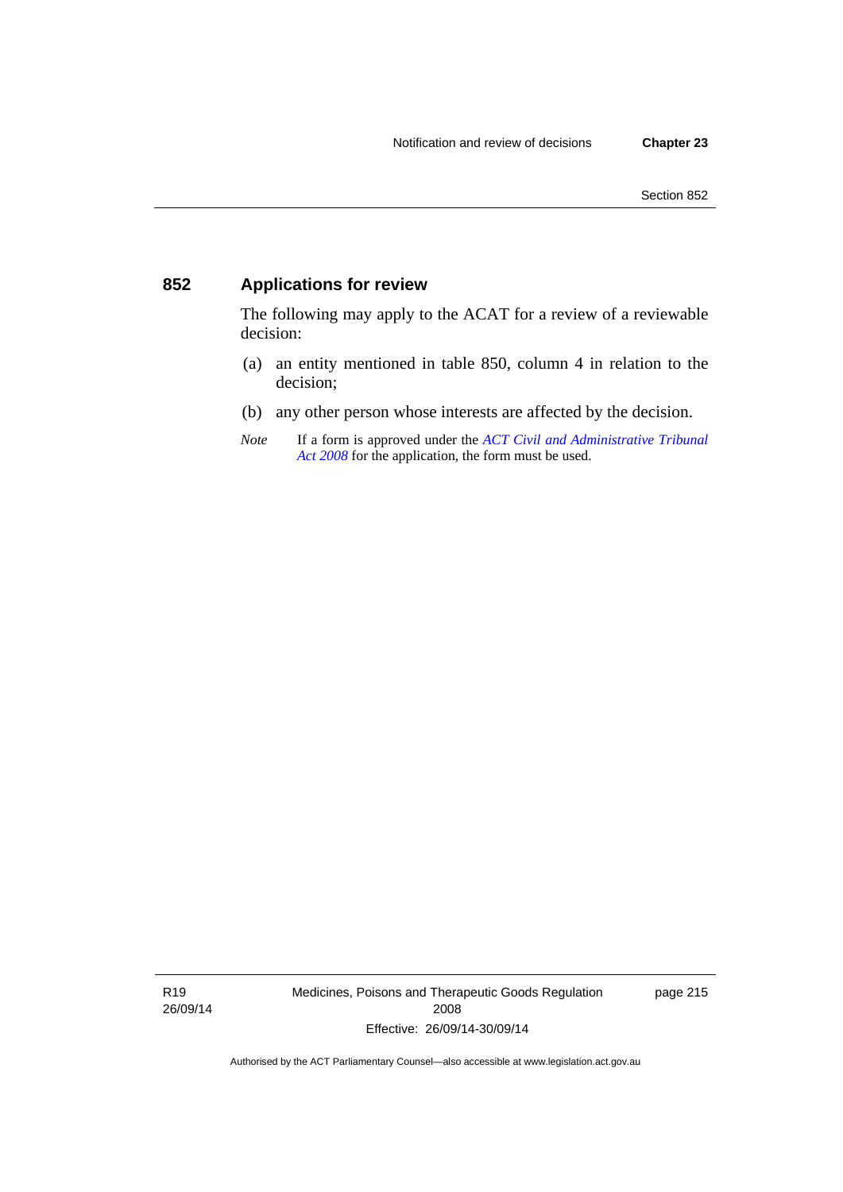## 852 Applications for review

The following may apply to the ACAT for a review of a reviewable decision:

(a) an entity mentioned in table 850, column 4 in relation to the decision;

(b) any other person whose interests are affected by the decision.

*Note* If a form is approved under the *ACT Civil and Administrative Tribunal Act 2008* for the application, the form must be used.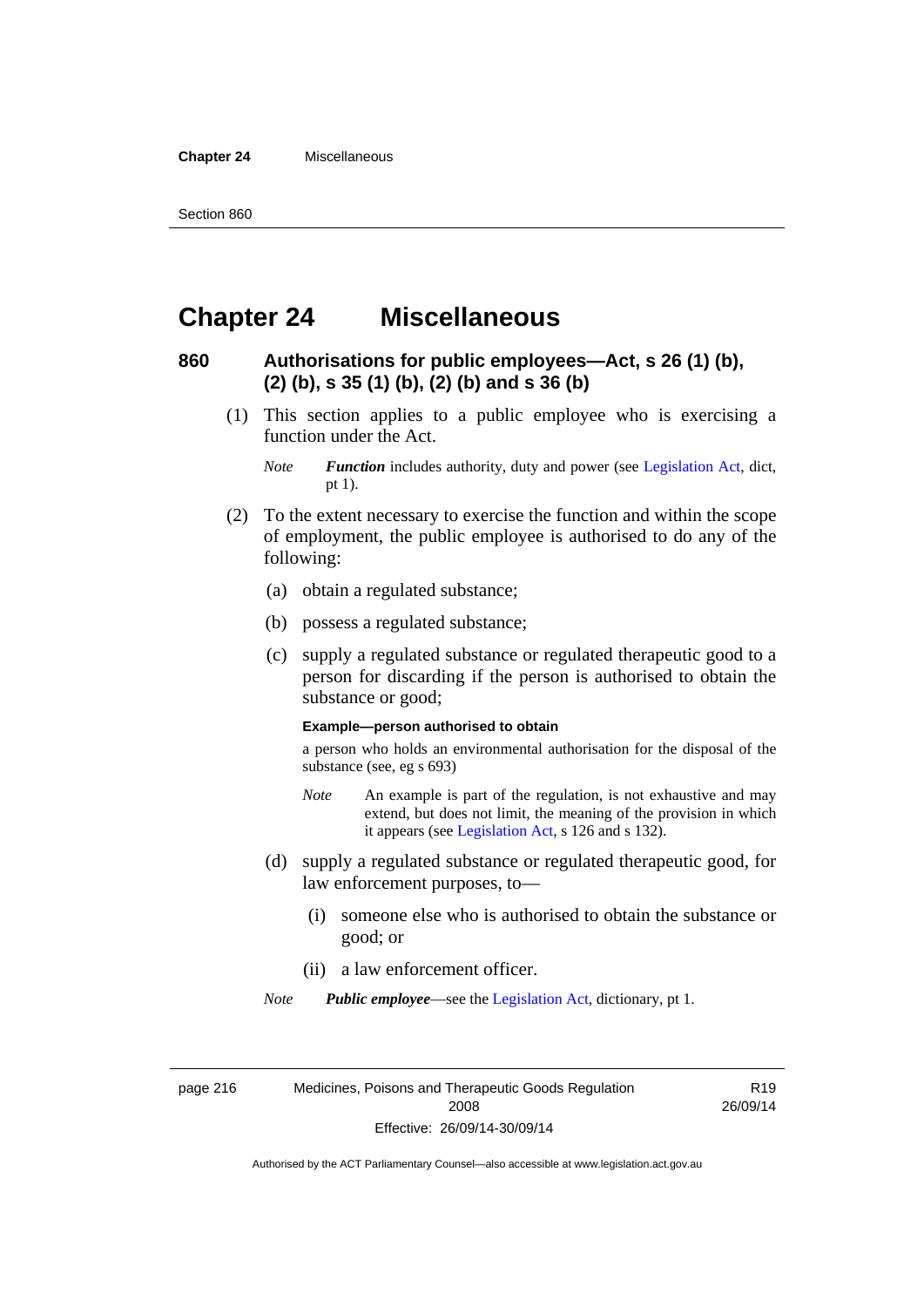# Chapter 24 Miscellaneous

## 860 Authorisations for public employees—Act, s 26 (1) (b), (2) (b), s 35 (1) (b), (2) (b) and s 36 (b)

(1) This section applies to a public employee who is exercising a function under the Act.

*Note* ***Function*** includes authority, duty and power (see Legislation Act, dict, pt 1).

(2) To the extent necessary to exercise the function and within the scope of employment, the public employee is authorised to do any of the following:

(a) obtain a regulated substance;

(b) possess a regulated substance;

(c) supply a regulated substance or regulated therapeutic good to a person for discarding if the person is authorised to obtain the substance or good;

**Example—person authorised to obtain**

a person who holds an environmental authorisation for the disposal of the substance (see, eg s 693)

*Note* An example is part of the regulation, is not exhaustive and may extend, but does not limit, the meaning of the provision in which it appears (see Legislation Act, s 126 and s 132).

(d) supply a regulated substance or regulated therapeutic good, for law enforcement purposes, to—

(i) someone else who is authorised to obtain the substance or good; or

(ii) a law enforcement officer.

*Note* ***Public employee***—see the Legislation Act, dictionary, pt 1.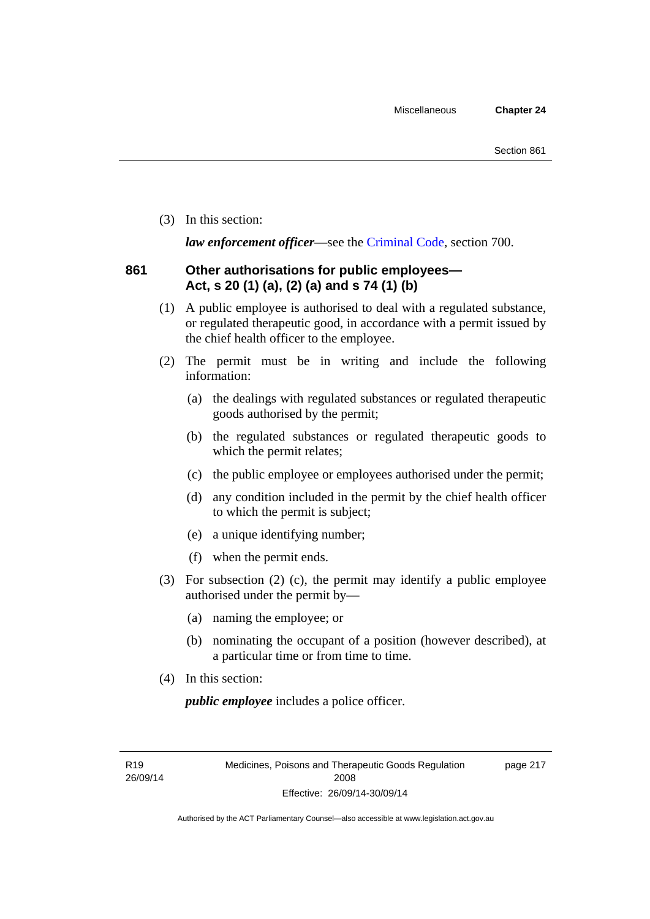(3) In this section:

***law enforcement officer***—see the Criminal Code, section 700.

### 861 Other authorisations for public employees—Act, s 20 (1) (a), (2) (a) and s 74 (1) (b)

(1) A public employee is authorised to deal with a regulated substance, or regulated therapeutic good, in accordance with a permit issued by the chief health officer to the employee.

(2) The permit must be in writing and include the following information:

- (a) the dealings with regulated substances or regulated therapeutic goods authorised by the permit;
- (b) the regulated substances or regulated therapeutic goods to which the permit relates;
- (c) the public employee or employees authorised under the permit;
- (d) any condition included in the permit by the chief health officer to which the permit is subject;
- (e) a unique identifying number;
- (f) when the permit ends.

(3) For subsection (2) (c), the permit may identify a public employee authorised under the permit by—

- (a) naming the employee; or
- (b) nominating the occupant of a position (however described), at a particular time or from time to time.

(4) In this section:

***public employee*** includes a police officer.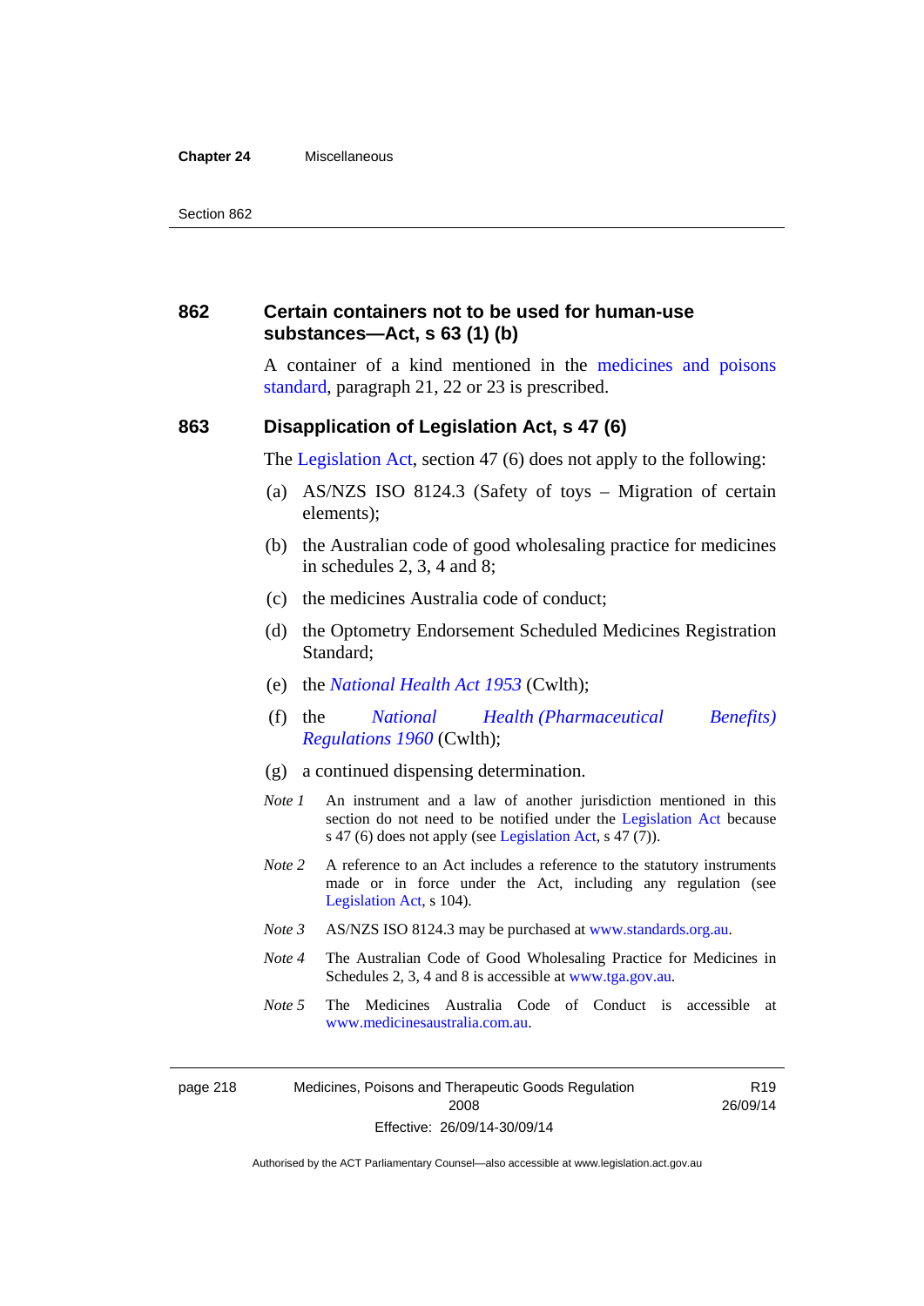## 862 Certain containers not to be used for human-use substances—Act, s 63 (1) (b)

A container of a kind mentioned in the medicines and poisons standard, paragraph 21, 22 or 23 is prescribed.

## 863 Disapplication of Legislation Act, s 47 (6)

The Legislation Act, section 47 (6) does not apply to the following:

(a) AS/NZS ISO 8124.3 (Safety of toys – Migration of certain elements);

(b) the Australian code of good wholesaling practice for medicines in schedules 2, 3, 4 and 8;

(c) the medicines Australia code of conduct;

(d) the Optometry Endorsement Scheduled Medicines Registration Standard;

(e) the *National Health Act 1953* (Cwlth);

(f) the *National Health (Pharmaceutical Benefits) Regulations 1960* (Cwlth);

(g) a continued dispensing determination.

*Note 1* An instrument and a law of another jurisdiction mentioned in this section do not need to be notified under the Legislation Act because s 47 (6) does not apply (see Legislation Act, s 47 (7)).

*Note 2* A reference to an Act includes a reference to the statutory instruments made or in force under the Act, including any regulation (see Legislation Act, s 104).

*Note 3* AS/NZS ISO 8124.3 may be purchased at www.standards.org.au.

*Note 4* The Australian Code of Good Wholesaling Practice for Medicines in Schedules 2, 3, 4 and 8 is accessible at www.tga.gov.au.

*Note 5* The Medicines Australia Code of Conduct is accessible at www.medicinesaustralia.com.au.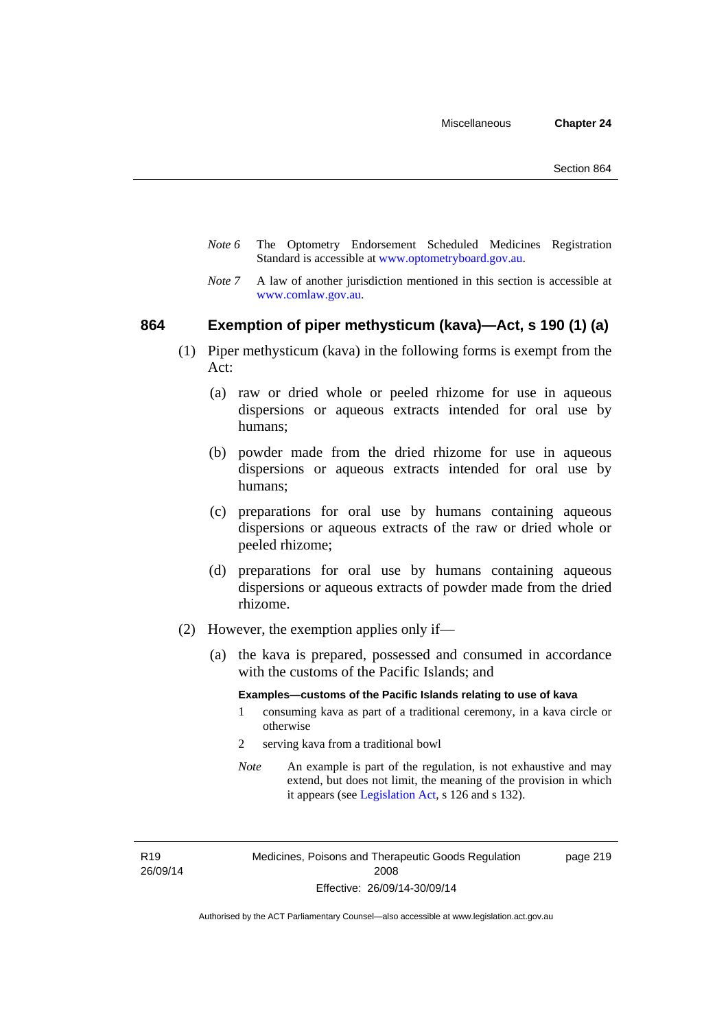*Note 6* The Optometry Endorsement Scheduled Medicines Registration Standard is accessible at www.optometryboard.gov.au.

*Note 7* A law of another jurisdiction mentioned in this section is accessible at www.comlaw.gov.au.

### 864 Exemption of piper methysticum (kava)—Act, s 190 (1) (a)

(1) Piper methysticum (kava) in the following forms is exempt from the Act:

(a) raw or dried whole or peeled rhizome for use in aqueous dispersions or aqueous extracts intended for oral use by humans;

(b) powder made from the dried rhizome for use in aqueous dispersions or aqueous extracts intended for oral use by humans;

(c) preparations for oral use by humans containing aqueous dispersions or aqueous extracts of the raw or dried whole or peeled rhizome;

(d) preparations for oral use by humans containing aqueous dispersions or aqueous extracts of powder made from the dried rhizome.

(2) However, the exemption applies only if—

(a) the kava is prepared, possessed and consumed in accordance with the customs of the Pacific Islands; and

**Examples—customs of the Pacific Islands relating to use of kava**

1 consuming kava as part of a traditional ceremony, in a kava circle or otherwise

2 serving kava from a traditional bowl

*Note* An example is part of the regulation, is not exhaustive and may extend, but does not limit, the meaning of the provision in which it appears (see Legislation Act, s 126 and s 132).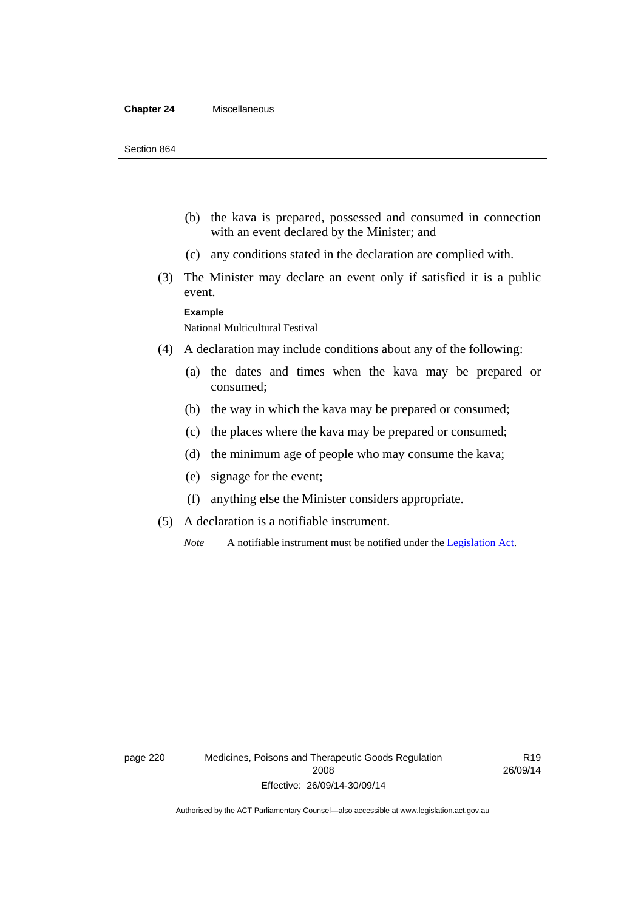(b) the kava is prepared, possessed and consumed in connection with an event declared by the Minister; and

(c) any conditions stated in the declaration are complied with.

(3) The Minister may declare an event only if satisfied it is a public event.

**Example**

National Multicultural Festival

(4) A declaration may include conditions about any of the following:

(a) the dates and times when the kava may be prepared or consumed;

(b) the way in which the kava may be prepared or consumed;

(c) the places where the kava may be prepared or consumed;

(d) the minimum age of people who may consume the kava;

(e) signage for the event;

(f) anything else the Minister considers appropriate.

(5) A declaration is a notifiable instrument.

*Note* A notifiable instrument must be notified under the Legislation Act.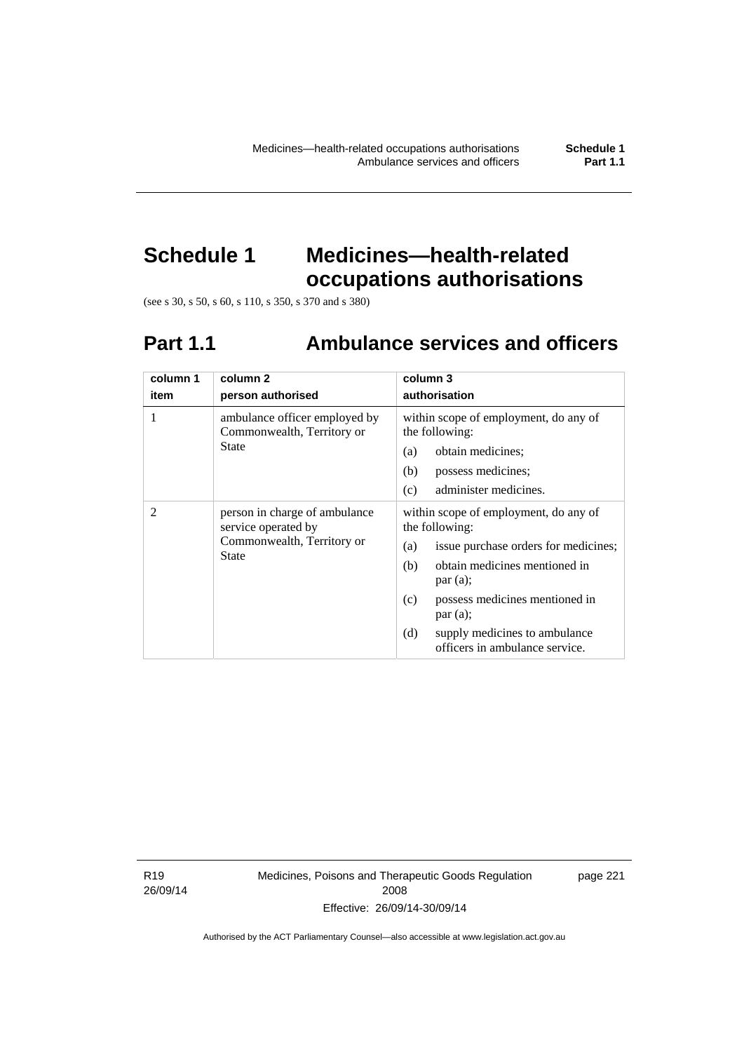# Schedule 1 Medicines—health-related occupations authorisations

(see s 30, s 50, s 60, s 110, s 350, s 370 and s 380)

## Part 1.1 Ambulance services and officers

| column 1<br>item | column 2<br>person authorised | column 3<br>authorisation |
|---|---|---|
| 1 | ambulance officer employed by Commonwealth, Territory or State | within scope of employment, do any of the following:<br>(a) obtain medicines;<br>(b) possess medicines;<br>(c) administer medicines. |
| 2 | person in charge of ambulance service operated by Commonwealth, Territory or State | within scope of employment, do any of the following:<br>(a) issue purchase orders for medicines;<br>(b) obtain medicines mentioned in par (a);<br>(c) possess medicines mentioned in par (a);<br>(d) supply medicines to ambulance officers in ambulance service. |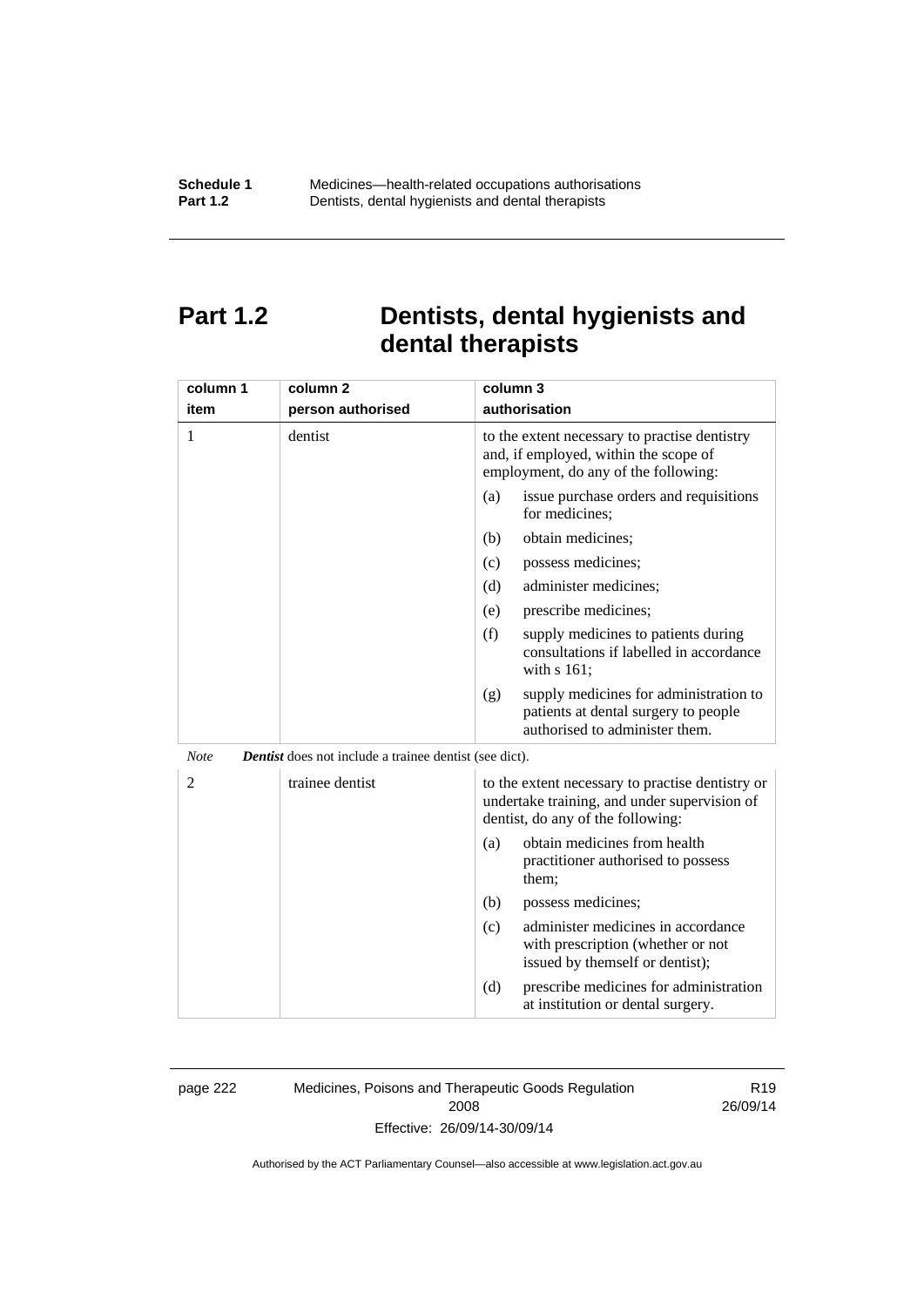# Part 1.2 Dentists, dental hygienists and dental therapists

| column 1<br>item | column 2<br>person authorised | column 3<br>authorisation |
|---|---|---|
| 1 | dentist | to the extent necessary to practise dentistry and, if employed, within the scope of employment, do any of the following:<br>(a) issue purchase orders and requisitions for medicines;<br>(b) obtain medicines;<br>(c) possess medicines;<br>(d) administer medicines;<br>(e) prescribe medicines;<br>(f) supply medicines to patients during consultations if labelled in accordance with s 161;<br>(g) supply medicines for administration to patients at dental surgery to people authorised to administer them. |

*Note* ***Dentist*** does not include a trainee dentist (see dict).

| column 1<br>item | column 2<br>person authorised | column 3<br>authorisation |
|---|---|---|
| 2 | trainee dentist | to the extent necessary to practise dentistry or undertake training, and under supervision of dentist, do any of the following:<br>(a) obtain medicines from health practitioner authorised to possess them;<br>(b) possess medicines;<br>(c) administer medicines in accordance with prescription (whether or not issued by themself or dentist);<br>(d) prescribe medicines for administration at institution or dental surgery. |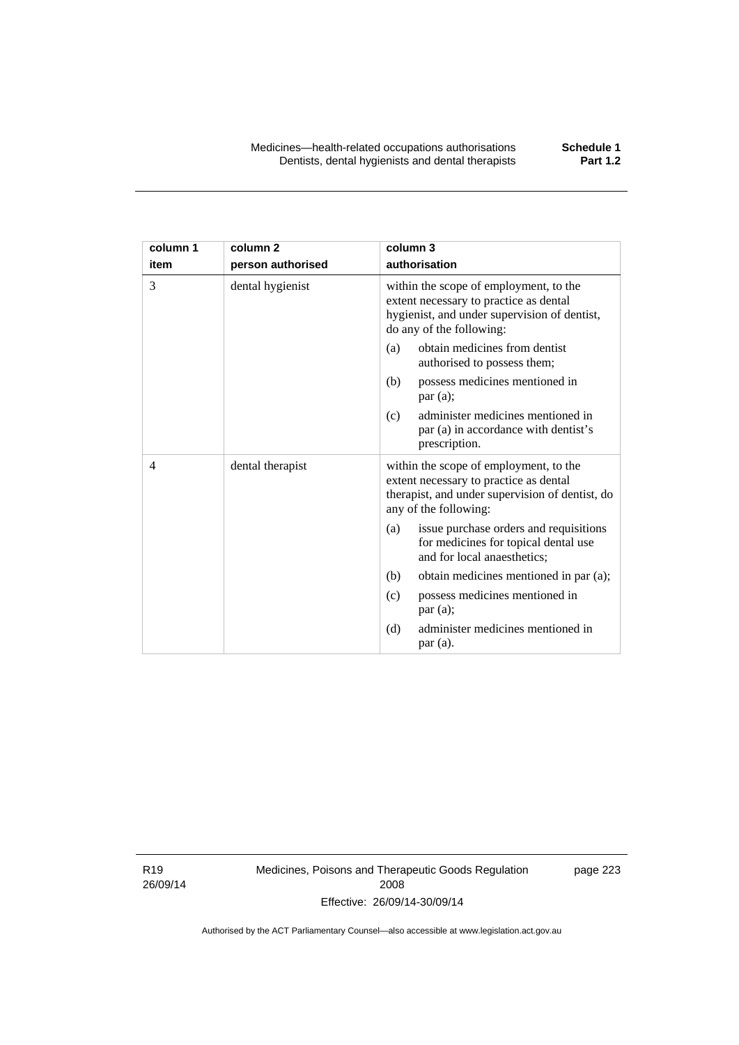| column 1<br>item | column 2<br>person authorised | column 3<br>authorisation |
|---|---|---|
| 3 | dental hygienist | within the scope of employment, to the extent necessary to practice as dental hygienist, and under supervision of dentist, do any of the following:<br>(a) obtain medicines from dentist authorised to possess them;<br>(b) possess medicines mentioned in par (a);<br>(c) administer medicines mentioned in par (a) in accordance with dentist's prescription. |
| 4 | dental therapist | within the scope of employment, to the extent necessary to practice as dental therapist, and under supervision of dentist, do any of the following:<br>(a) issue purchase orders and requisitions for medicines for topical dental use and for local anaesthetics;<br>(b) obtain medicines mentioned in par (a);<br>(c) possess medicines mentioned in par (a);<br>(d) administer medicines mentioned in par (a). |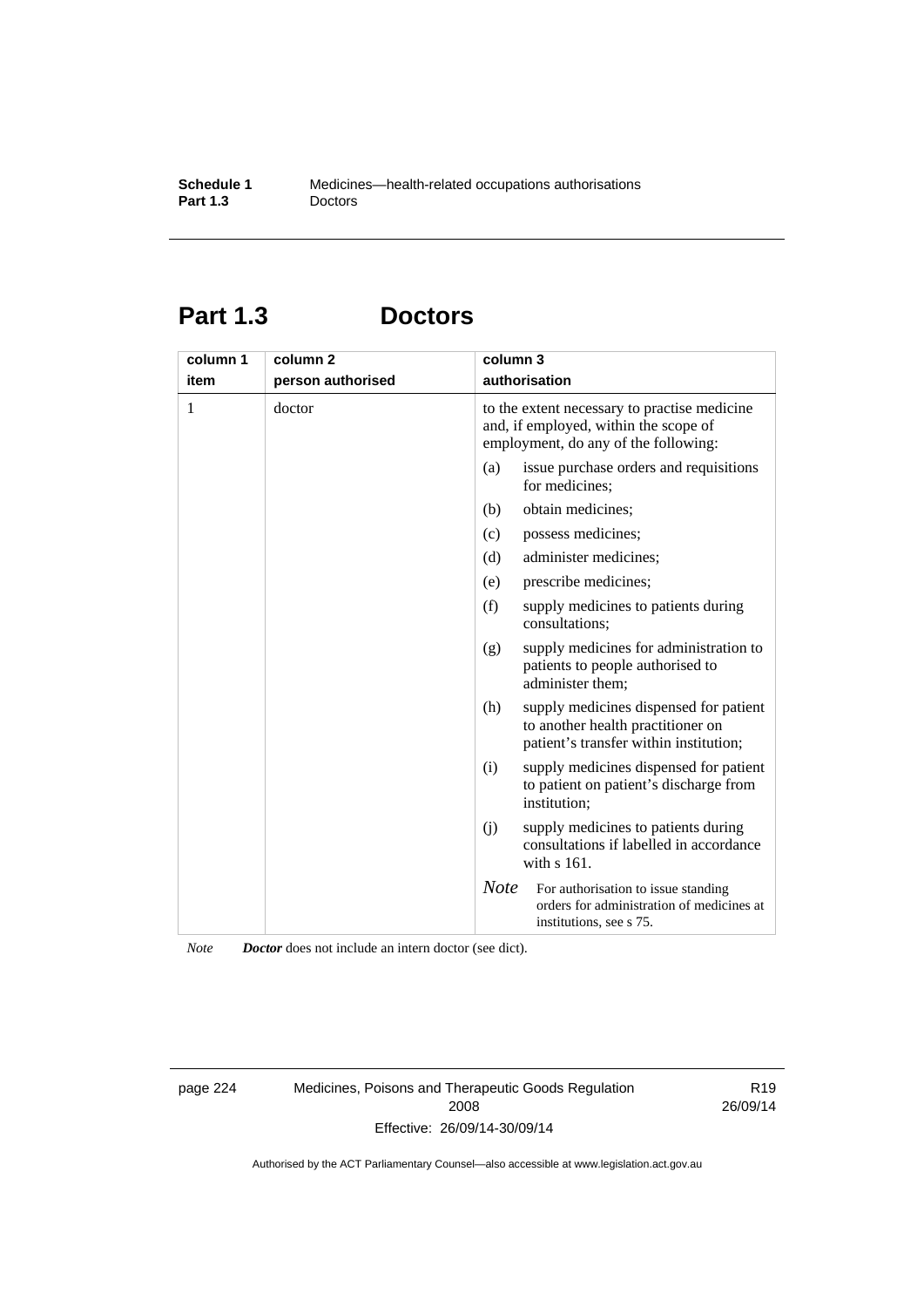# Part 1.3 Doctors

| column 1 item | column 2 person authorised | column 3 authorisation |
|---|---|---|
| 1 | doctor | to the extent necessary to practise medicine and, if employed, within the scope of employment, do any of the following: (a) issue purchase orders and requisitions for medicines; (b) obtain medicines; (c) possess medicines; (d) administer medicines; (e) prescribe medicines; (f) supply medicines to patients during consultations; (g) supply medicines for administration to patients to people authorised to administer them; (h) supply medicines dispensed for patient to another health practitioner on patient's transfer within institution; (i) supply medicines dispensed for patient to patient on patient's discharge from institution; (j) supply medicines to patients during consultations if labelled in accordance with s 161. *Note* For authorisation to issue standing orders for administration of medicines at institutions, see s 75. |

*Note* ***Doctor*** does not include an intern doctor (see dict).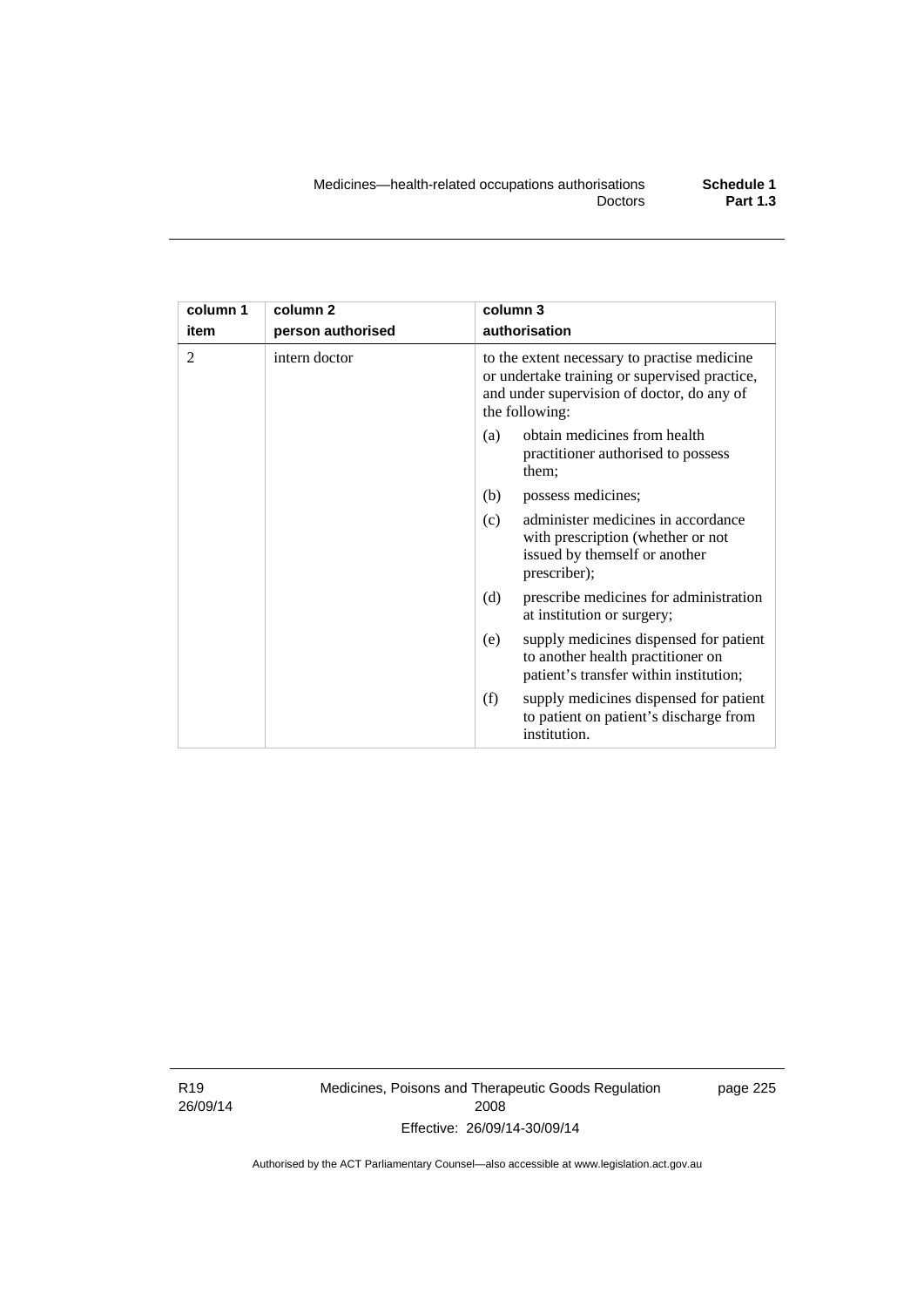| column 1 item | column 2 person authorised | column 3 authorisation |
| --- | --- | --- |
| 2 | intern doctor | to the extent necessary to practise medicine or undertake training or supervised practice, and under supervision of doctor, do any of the following:<br>(a) obtain medicines from health practitioner authorised to possess them;<br>(b) possess medicines;<br>(c) administer medicines in accordance with prescription (whether or not issued by themself or another prescriber);<br>(d) prescribe medicines for administration at institution or surgery;<br>(e) supply medicines dispensed for patient to another health practitioner on patient's transfer within institution;<br>(f) supply medicines dispensed for patient to patient on patient's discharge from institution. |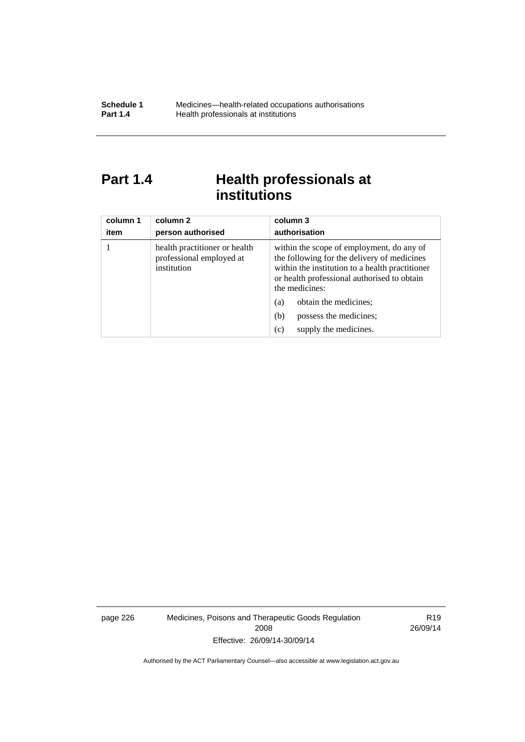# Part 1.4 Health professionals at institutions

| column 1<br>item | column 2<br>person authorised | column 3<br>authorisation |
|---|---|---|
| 1 | health practitioner or health professional employed at institution | within the scope of employment, do any of the following for the delivery of medicines within the institution to a health practitioner or health professional authorised to obtain the medicines:<br>(a) obtain the medicines;<br>(b) possess the medicines;<br>(c) supply the medicines. |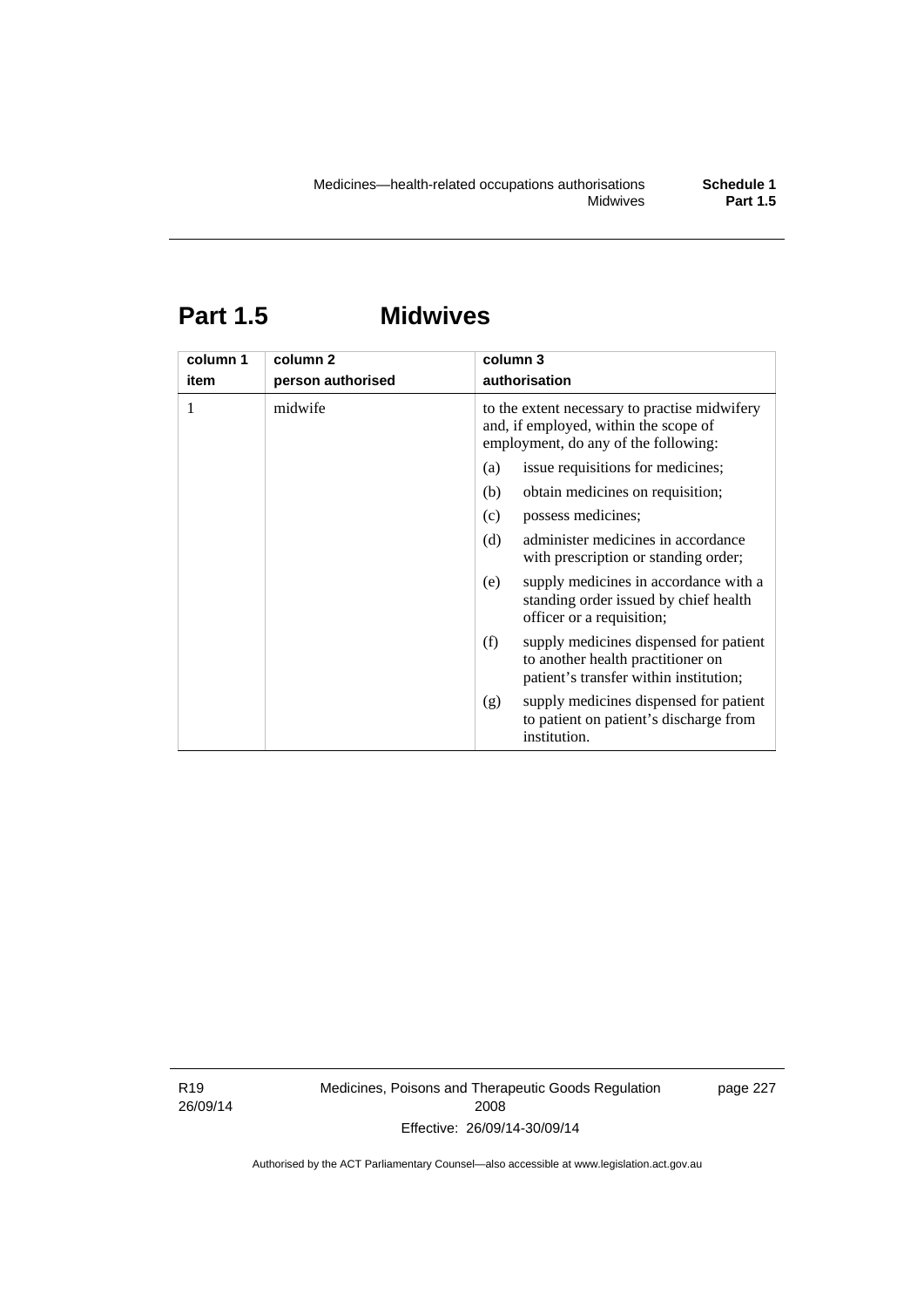# Part 1.5 Midwives

| column 1<br>item | column 2<br>person authorised | column 3<br>authorisation |
|---|---|---|
| 1 | midwife | to the extent necessary to practise midwifery and, if employed, within the scope of employment, do any of the following:<br>(a) issue requisitions for medicines;<br>(b) obtain medicines on requisition;<br>(c) possess medicines;<br>(d) administer medicines in accordance with prescription or standing order;<br>(e) supply medicines in accordance with a standing order issued by chief health officer or a requisition;<br>(f) supply medicines dispensed for patient to another health practitioner on patient's transfer within institution;<br>(g) supply medicines dispensed for patient to patient on patient's discharge from institution. |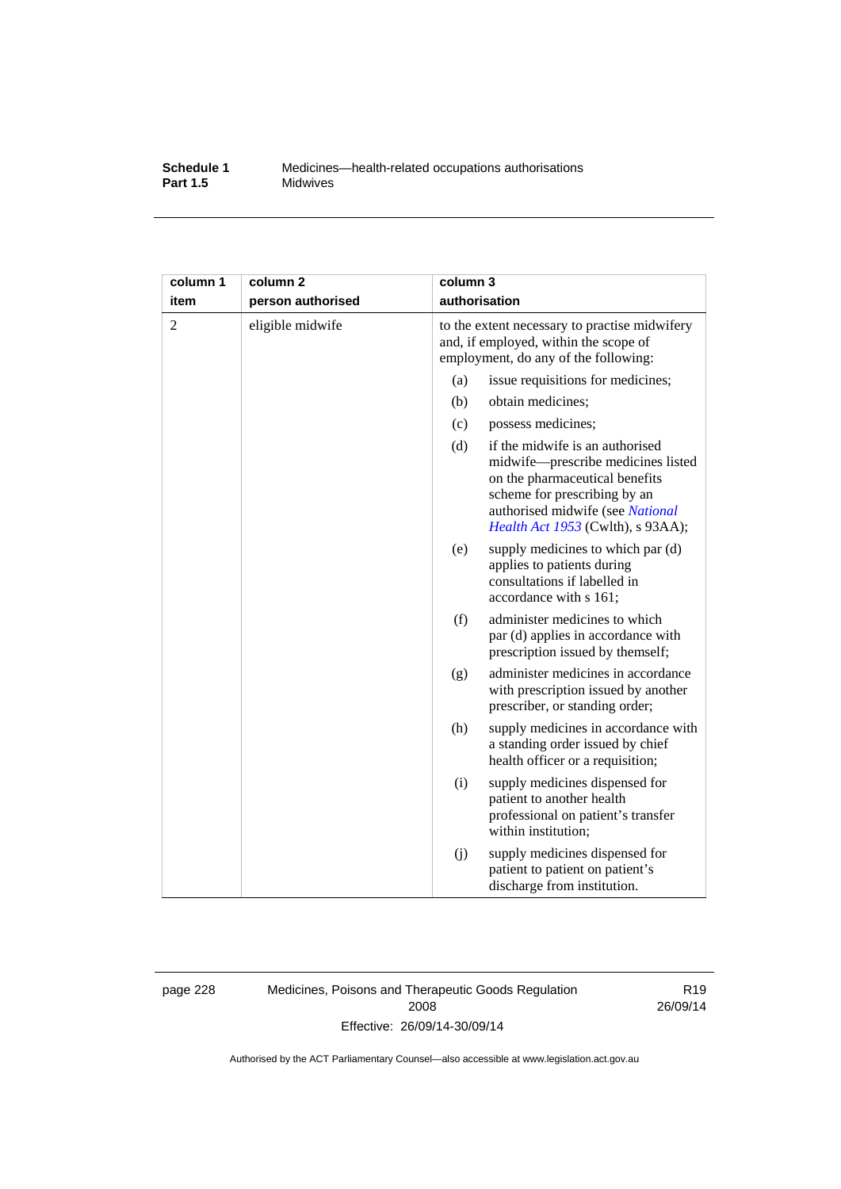| column 1<br>item | column 2<br>person authorised | column 3<br>authorisation |
|---|---|---|
| 2 | eligible midwife | to the extent necessary to practise midwifery and, if employed, within the scope of employment, do any of the following:<br>(a) issue requisitions for medicines;<br>(b) obtain medicines;<br>(c) possess medicines;<br>(d) if the midwife is an authorised midwife—prescribe medicines listed on the pharmaceutical benefits scheme for prescribing by an authorised midwife (see *National Health Act 1953* (Cwlth), s 93AA);<br>(e) supply medicines to which par (d) applies to patients during consultations if labelled in accordance with s 161;<br>(f) administer medicines to which par (d) applies in accordance with prescription issued by themself;<br>(g) administer medicines in accordance with prescription issued by another prescriber, or standing order;<br>(h) supply medicines in accordance with a standing order issued by chief health officer or a requisition;<br>(i) supply medicines dispensed for patient to another health professional on patient's transfer within institution;<br>(j) supply medicines dispensed for patient to patient on patient's discharge from institution. |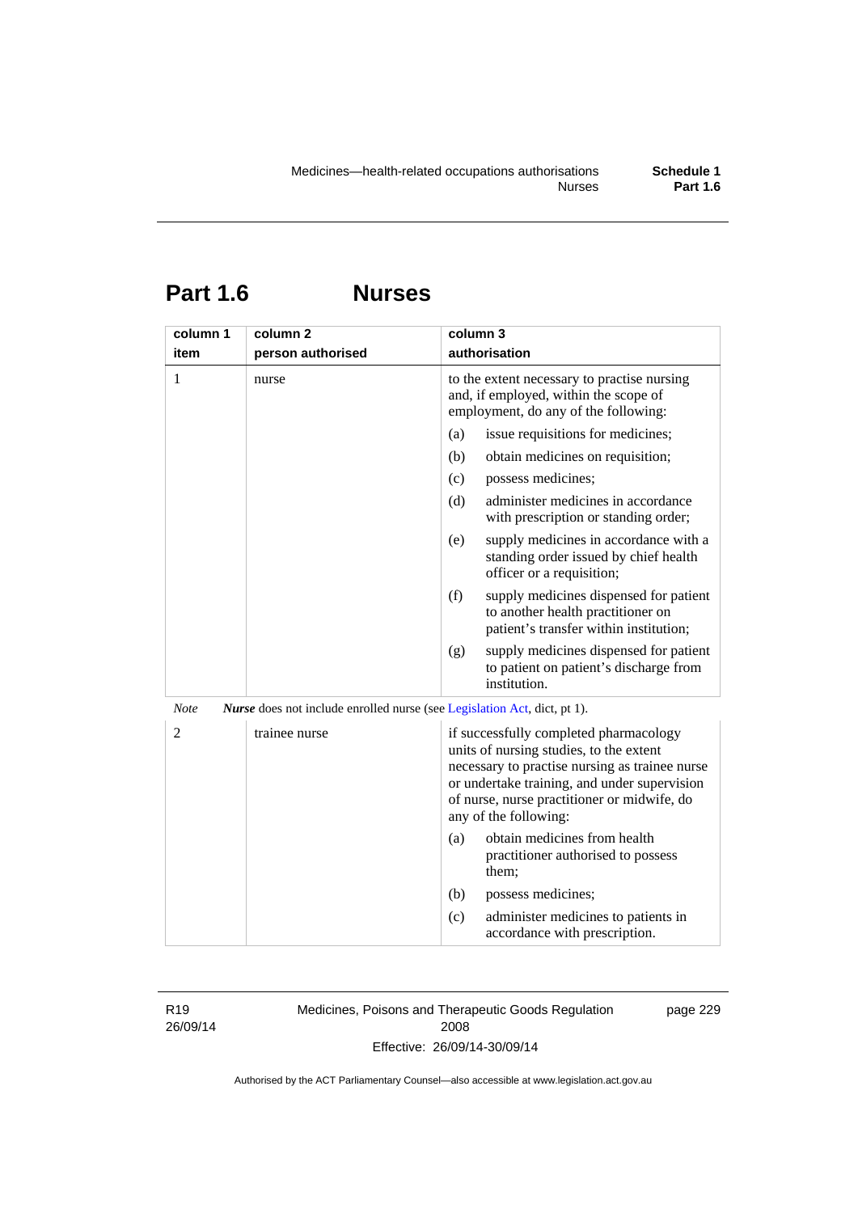# Part 1.6 Nurses

| column 1<br>item | column 2<br>person authorised | column 3<br>authorisation |
|---|---|---|
| 1 | nurse | to the extent necessary to practise nursing and, if employed, within the scope of employment, do any of the following:<br>(a) issue requisitions for medicines;<br>(b) obtain medicines on requisition;<br>(c) possess medicines;<br>(d) administer medicines in accordance with prescription or standing order;<br>(e) supply medicines in accordance with a standing order issued by chief health officer or a requisition;<br>(f) supply medicines dispensed for patient to another health practitioner on patient's transfer within institution;<br>(g) supply medicines dispensed for patient to patient on patient's discharge from institution. |

*Note* ***Nurse*** does not include enrolled nurse (see Legislation Act, dict, pt 1).

| column 1<br>item | column 2<br>person authorised | column 3<br>authorisation |
|---|---|---|
| 2 | trainee nurse | if successfully completed pharmacology units of nursing studies, to the extent necessary to practise nursing as trainee nurse or undertake training, and under supervision of nurse, nurse practitioner or midwife, do any of the following:<br>(a) obtain medicines from health practitioner authorised to possess them;<br>(b) possess medicines;<br>(c) administer medicines to patients in accordance with prescription. |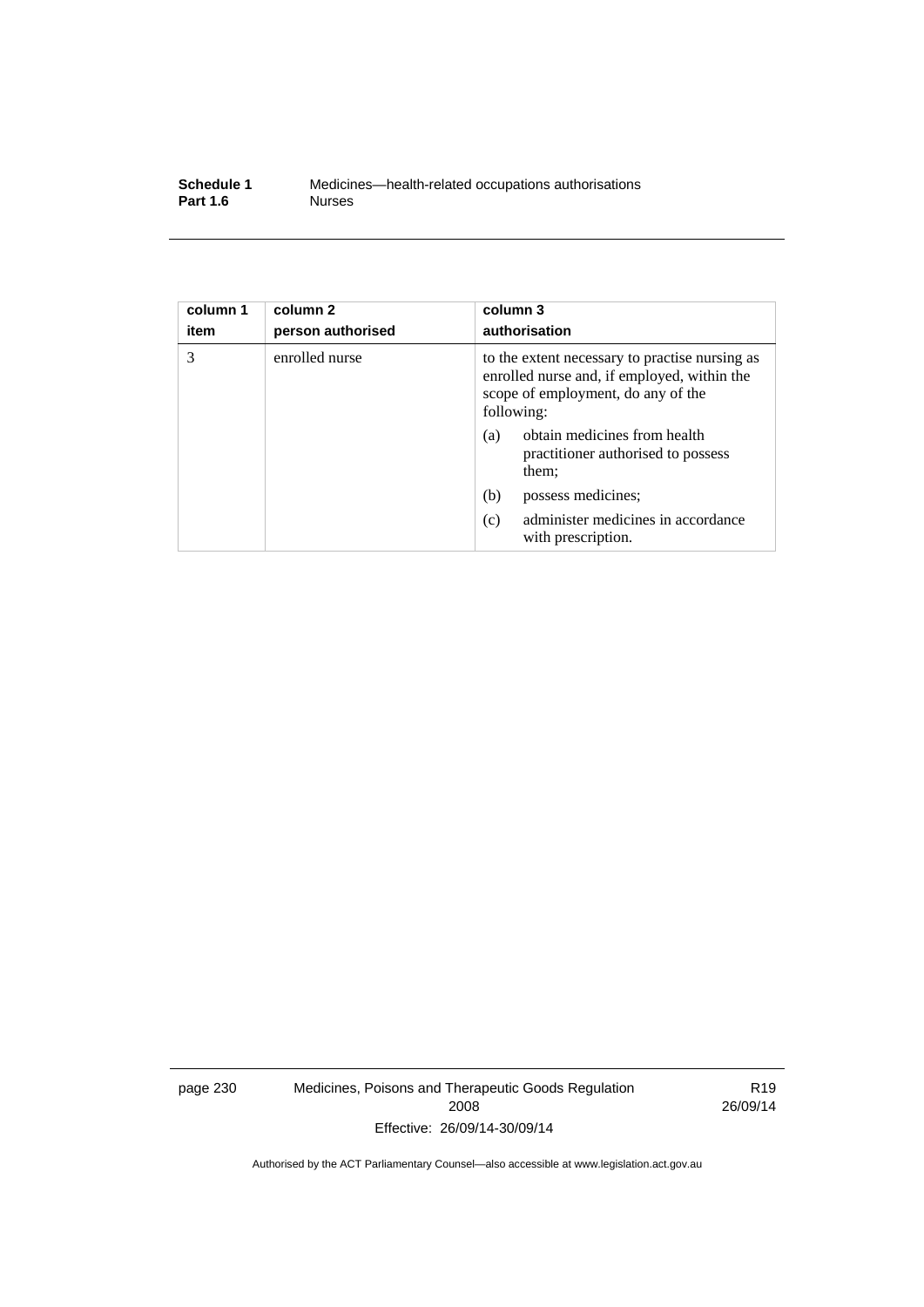| column 1 item | column 2 person authorised | column 3 authorisation |
|---|---|---|
| 3 | enrolled nurse | to the extent necessary to practise nursing as enrolled nurse and, if employed, within the scope of employment, do any of the following:<br>(a) obtain medicines from health practitioner authorised to possess them;<br>(b) possess medicines;<br>(c) administer medicines in accordance with prescription. |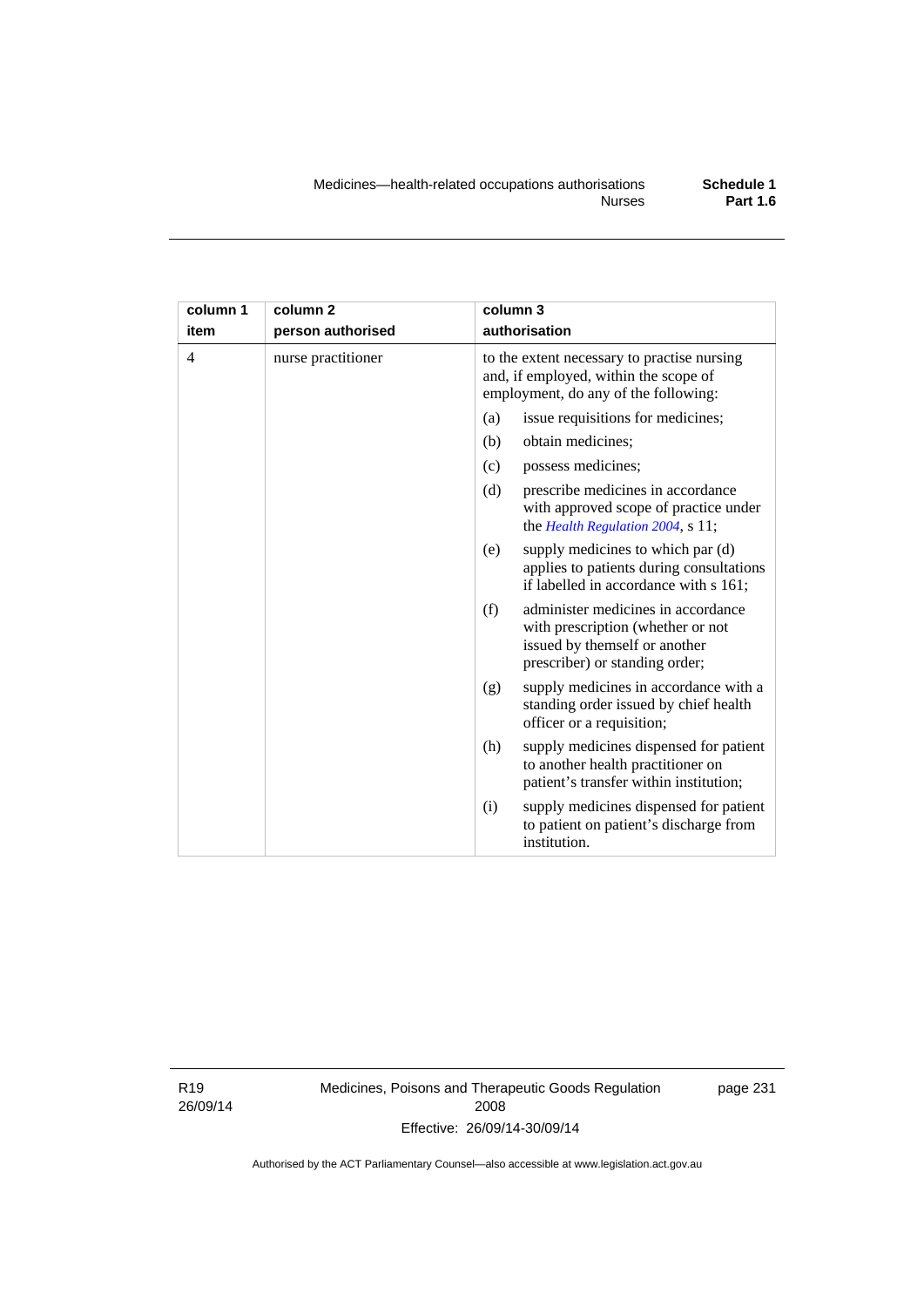| column 1 item | column 2 person authorised | column 3 authorisation |
|---|---|---|
| 4 | nurse practitioner | to the extent necessary to practise nursing and, if employed, within the scope of employment, do any of the following: |
| | | (a) issue requisitions for medicines; |
| | | (b) obtain medicines; |
| | | (c) possess medicines; |
| | | (d) prescribe medicines in accordance with approved scope of practice under the *Health Regulation 2004*, s 11; |
| | | (e) supply medicines to which par (d) applies to patients during consultations if labelled in accordance with s 161; |
| | | (f) administer medicines in accordance with prescription (whether or not issued by themself or another prescriber) or standing order; |
| | | (g) supply medicines in accordance with a standing order issued by chief health officer or a requisition; |
| | | (h) supply medicines dispensed for patient to another health practitioner on patient's transfer within institution; |
| | | (i) supply medicines dispensed for patient to patient on patient's discharge from institution. |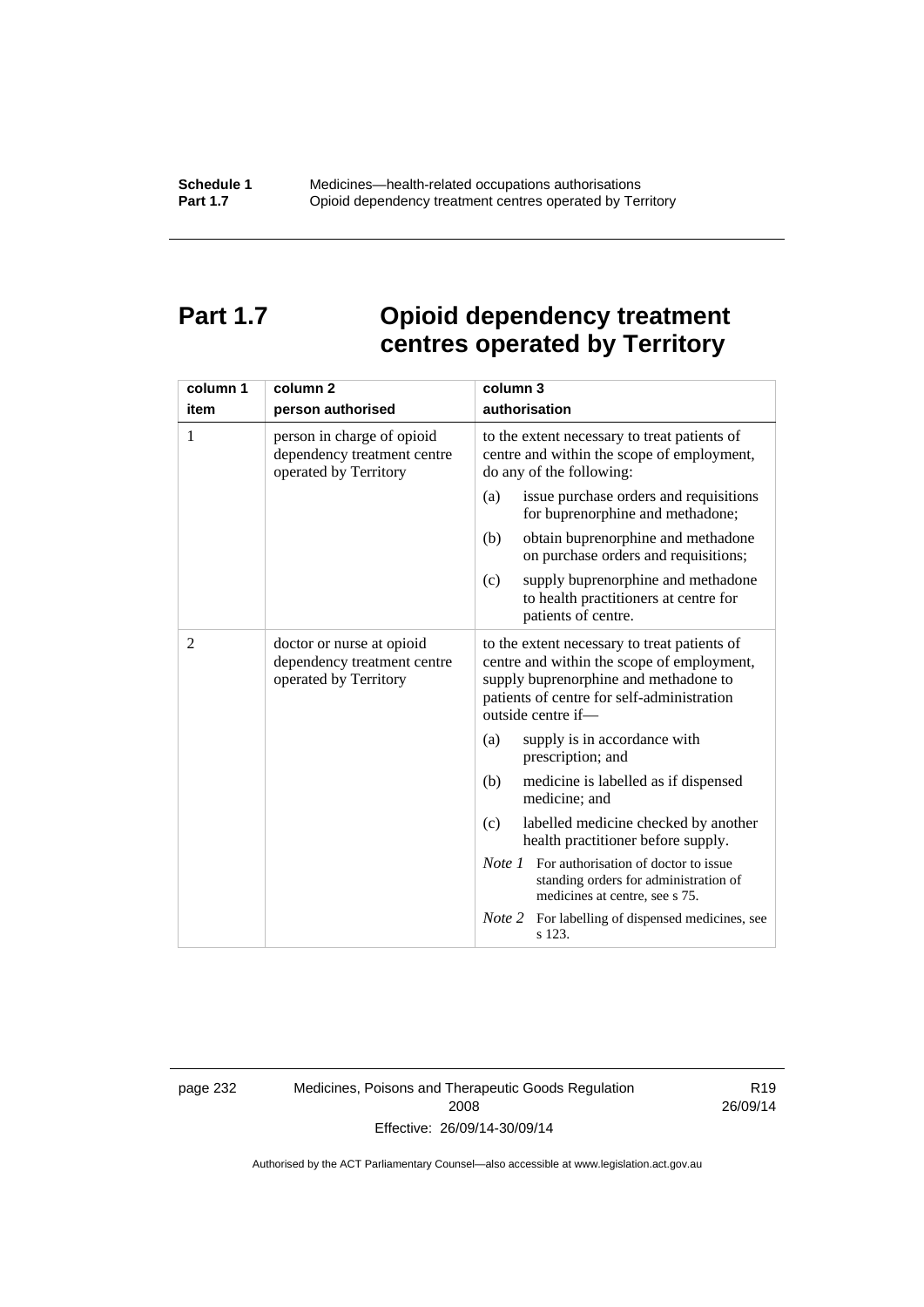# Part 1.7 Opioid dependency treatment centres operated by Territory

| column 1<br>item | column 2<br>person authorised | column 3<br>authorisation |
|---|---|---|
| 1 | person in charge of opioid dependency treatment centre operated by Territory | to the extent necessary to treat patients of centre and within the scope of employment, do any of the following:<br>(a) issue purchase orders and requisitions for buprenorphine and methadone;<br>(b) obtain buprenorphine and methadone on purchase orders and requisitions;<br>(c) supply buprenorphine and methadone to health practitioners at centre for patients of centre. |
| 2 | doctor or nurse at opioid dependency treatment centre operated by Territory | to the extent necessary to treat patients of centre and within the scope of employment, supply buprenorphine and methadone to patients of centre for self-administration outside centre if—<br>(a) supply is in accordance with prescription; and<br>(b) medicine is labelled as if dispensed medicine; and<br>(c) labelled medicine checked by another health practitioner before supply.<br>*Note 1* For authorisation of doctor to issue standing orders for administration of medicines at centre, see s 75.<br>*Note 2* For labelling of dispensed medicines, see s 123. |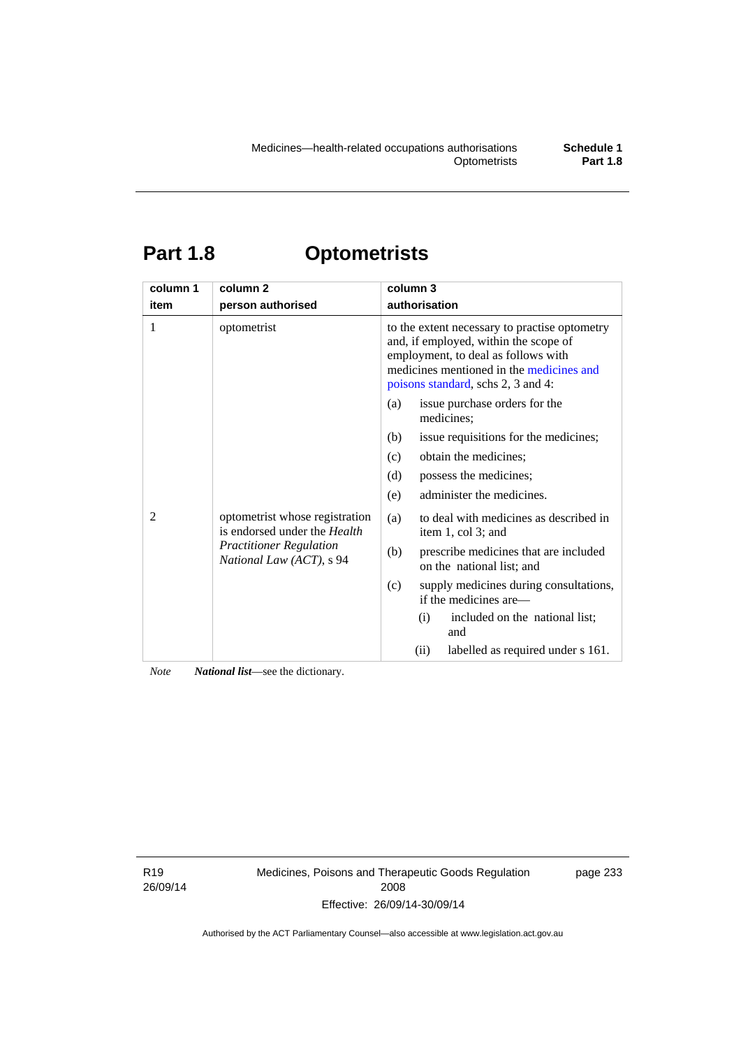# Part 1.8 Optometrists

| column 1<br>item | column 2<br>person authorised | column 3<br>authorisation |
|---|---|---|
| 1 | optometrist | to the extent necessary to practise optometry and, if employed, within the scope of employment, to deal as follows with medicines mentioned in the medicines and poisons standard, schs 2, 3 and 4:<br>(a) issue purchase orders for the medicines;<br>(b) issue requisitions for the medicines;<br>(c) obtain the medicines;<br>(d) possess the medicines;<br>(e) administer the medicines. |
| 2 | optometrist whose registration is endorsed under the *Health Practitioner Regulation National Law (ACT)*, s 94 | (a) to deal with medicines as described in item 1, col 3; and<br>(b) prescribe medicines that are included on the national list; and<br>(c) supply medicines during consultations, if the medicines are—<br>(i) included on the national list; and<br>(ii) labelled as required under s 161. |

*Note* ***National list***—see the dictionary.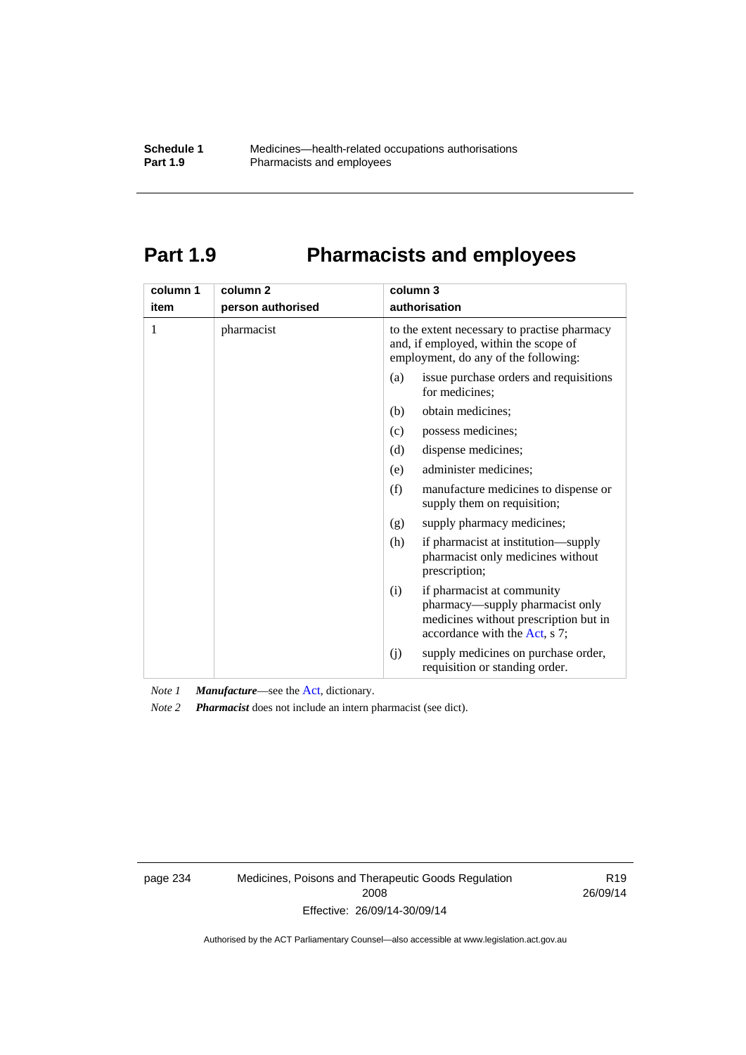# Part 1.9 Pharmacists and employees

| column 1<br>item | column 2<br>person authorised | column 3<br>authorisation |
|---|---|---|
| 1 | pharmacist | to the extent necessary to practise pharmacy and, if employed, within the scope of employment, do any of the following:<br>(a) issue purchase orders and requisitions for medicines;<br>(b) obtain medicines;<br>(c) possess medicines;<br>(d) dispense medicines;<br>(e) administer medicines;<br>(f) manufacture medicines to dispense or supply them on requisition;<br>(g) supply pharmacy medicines;<br>(h) if pharmacist at institution—supply pharmacist only medicines without prescription;<br>(i) if pharmacist at community pharmacy—supply pharmacist only medicines without prescription but in accordance with the Act, s 7;<br>(j) supply medicines on purchase order, requisition or standing order. |

*Note 1* ***Manufacture***—see the Act, dictionary.

*Note 2* ***Pharmacist*** does not include an intern pharmacist (see dict).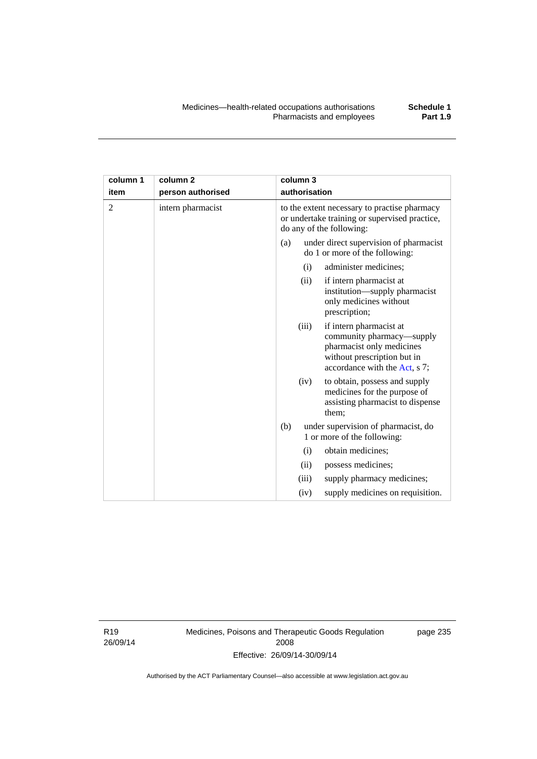| column 1<br>item | column 2<br>person authorised | column 3<br>authorisation |
|---|---|---|
| 2 | intern pharmacist | to the extent necessary to practise pharmacy or undertake training or supervised practice, do any of the following:<br>(a) under direct supervision of pharmacist do 1 or more of the following:<br>(i) administer medicines;<br>(ii) if intern pharmacist at institution—supply pharmacist only medicines without prescription;<br>(iii) if intern pharmacist at community pharmacy—supply pharmacist only medicines without prescription but in accordance with the Act, s 7;<br>(iv) to obtain, possess and supply medicines for the purpose of assisting pharmacist to dispense them;<br>(b) under supervision of pharmacist, do 1 or more of the following:<br>(i) obtain medicines;<br>(ii) possess medicines;<br>(iii) supply pharmacy medicines;<br>(iv) supply medicines on requisition. |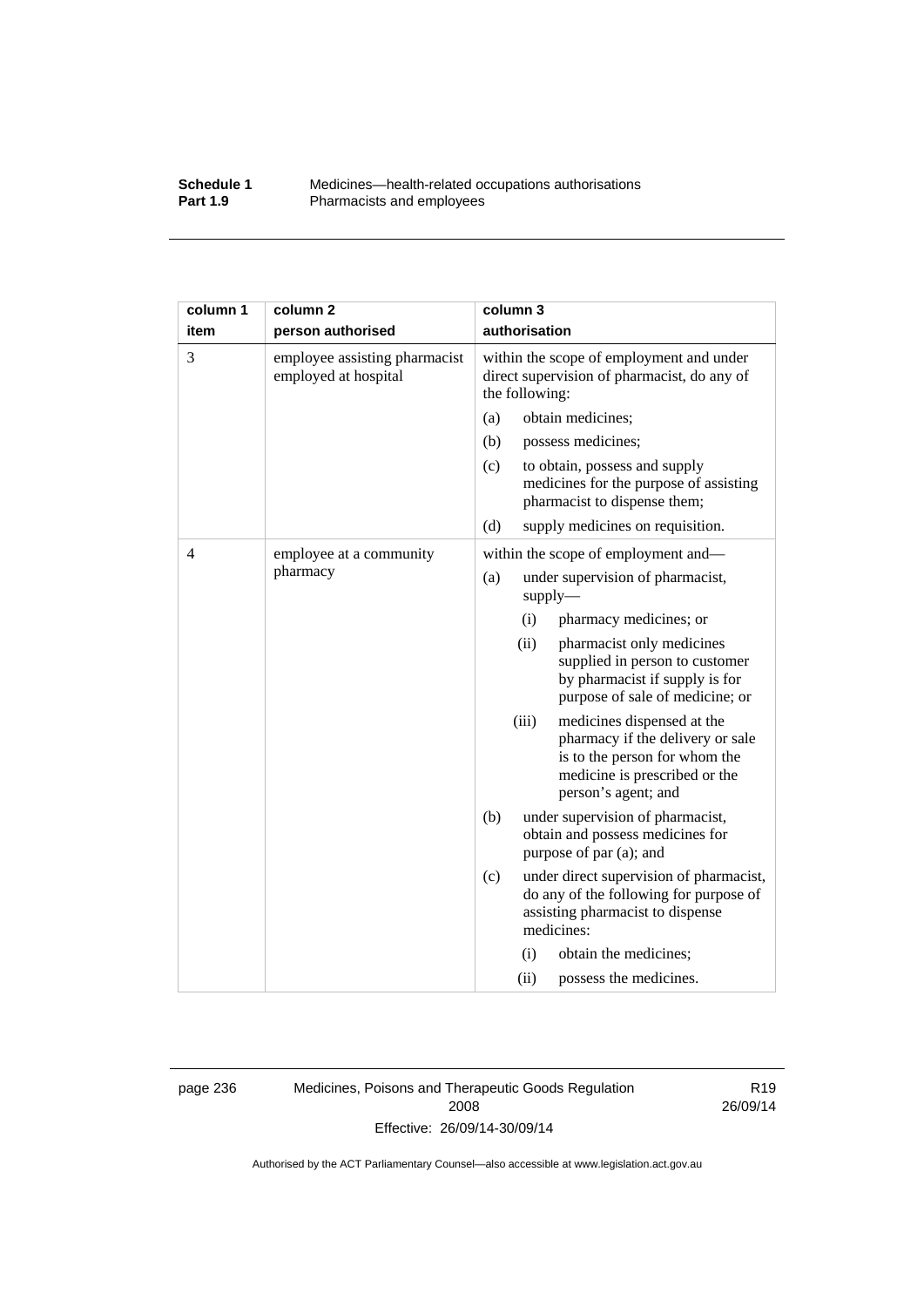| column 1 item | column 2 person authorised | column 3 authorisation |
|---|---|---|
| 3 | employee assisting pharmacist employed at hospital | within the scope of employment and under direct supervision of pharmacist, do any of the following:<br>(a) obtain medicines;<br>(b) possess medicines;<br>(c) to obtain, possess and supply medicines for the purpose of assisting pharmacist to dispense them;<br>(d) supply medicines on requisition. |
| 4 | employee at a community pharmacy | within the scope of employment and—<br>(a) under supervision of pharmacist, supply—<br>(i) pharmacy medicines; or<br>(ii) pharmacist only medicines supplied in person to customer by pharmacist if supply is for purpose of sale of medicine; or<br>(iii) medicines dispensed at the pharmacy if the delivery or sale is to the person for whom the medicine is prescribed or the person's agent; and<br>(b) under supervision of pharmacist, obtain and possess medicines for purpose of par (a); and<br>(c) under direct supervision of pharmacist, do any of the following for purpose of assisting pharmacist to dispense medicines:<br>(i) obtain the medicines;<br>(ii) possess the medicines. |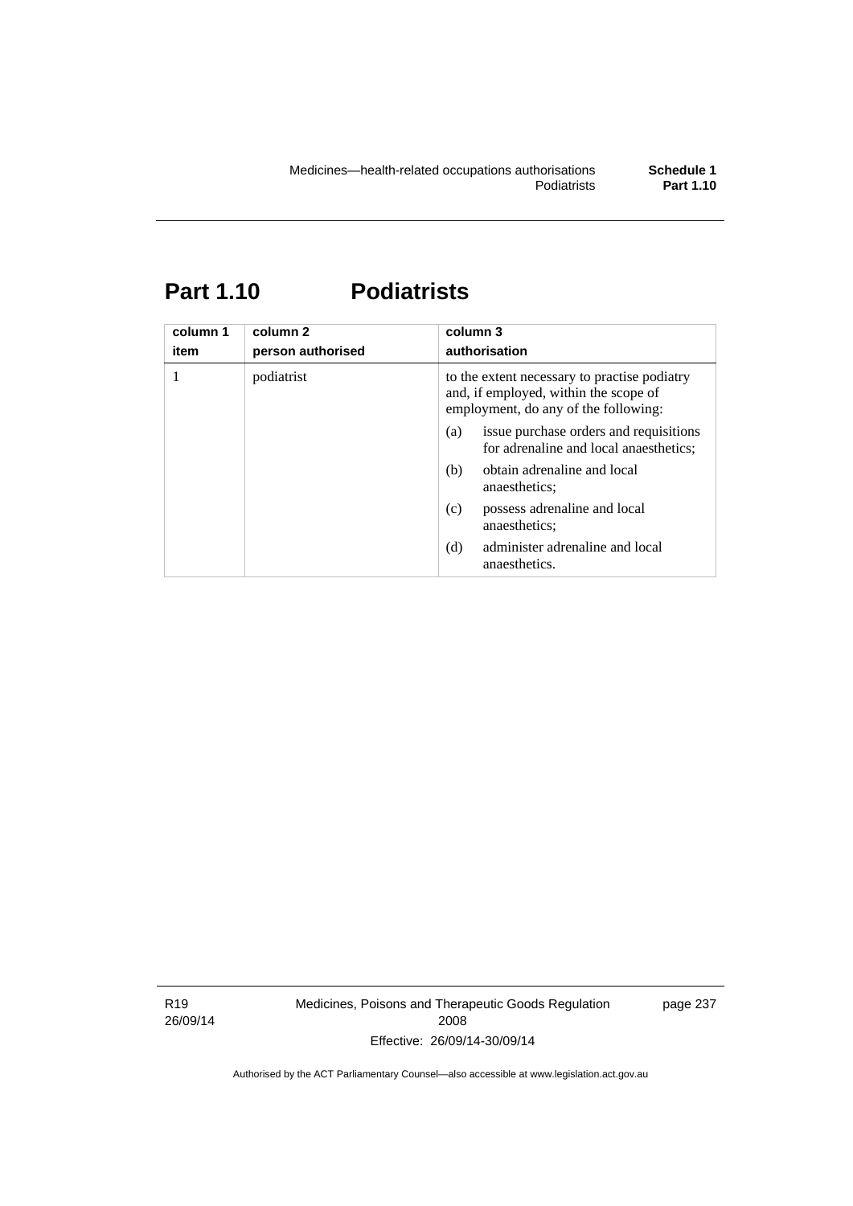# Part 1.10 Podiatrists

| column 1<br>item | column 2<br>person authorised | column 3<br>authorisation |
|---|---|---|
| 1 | podiatrist | to the extent necessary to practise podiatry and, if employed, within the scope of employment, do any of the following:<br>(a) issue purchase orders and requisitions for adrenaline and local anaesthetics;<br>(b) obtain adrenaline and local anaesthetics;<br>(c) possess adrenaline and local anaesthetics;<br>(d) administer adrenaline and local anaesthetics. |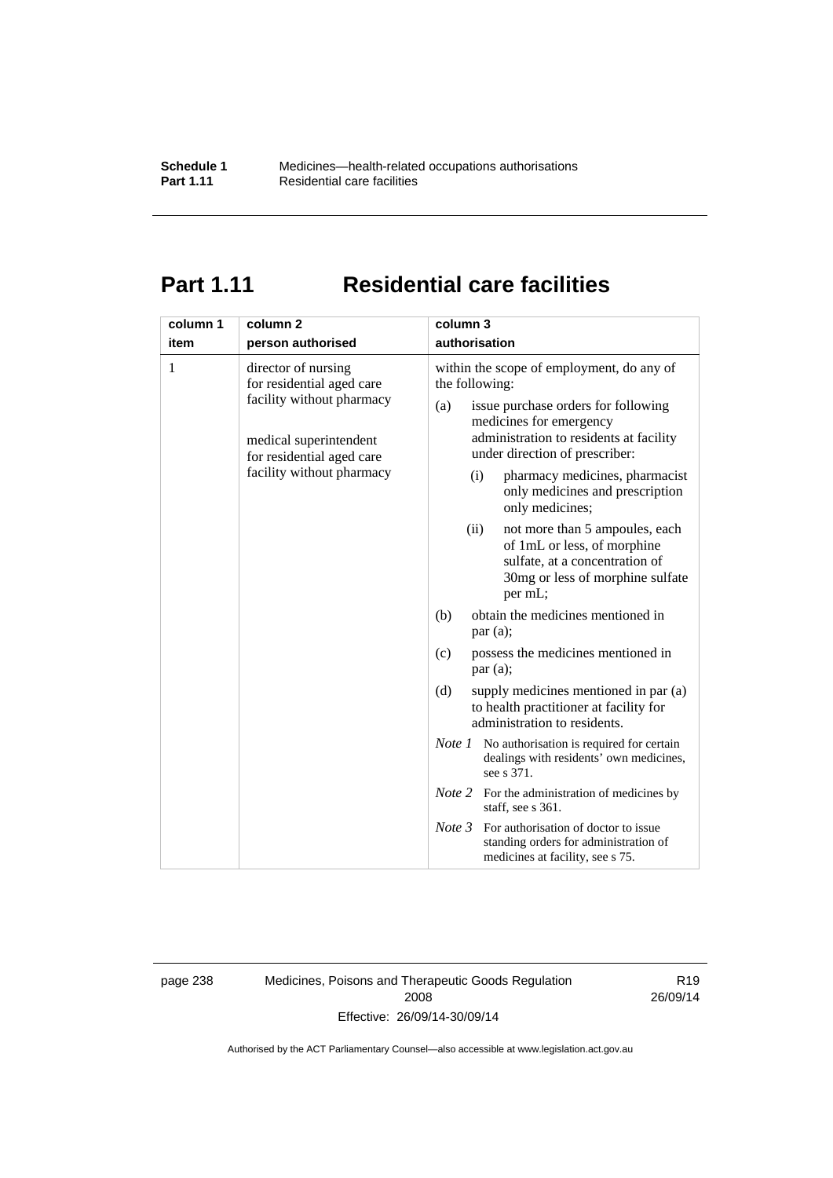# Part 1.11 Residential care facilities

| column 1<br>item | column 2<br>person authorised | column 3<br>authorisation |
|---|---|---|
| 1 | director of nursing for residential aged care facility without pharmacy<br><br>medical superintendent for residential aged care facility without pharmacy | within the scope of employment, do any of the following:<br>(a) issue purchase orders for following medicines for emergency administration to residents at facility under direction of prescriber:<br>(i) pharmacy medicines, pharmacist only medicines and prescription only medicines;<br>(ii) not more than 5 ampoules, each of 1mL or less, of morphine sulfate, at a concentration of 30mg or less of morphine sulfate per mL;<br>(b) obtain the medicines mentioned in par (a);<br>(c) possess the medicines mentioned in par (a);<br>(d) supply medicines mentioned in par (a) to health practitioner at facility for administration to residents.<br>*Note 1* No authorisation is required for certain dealings with residents' own medicines, see s 371.<br>*Note 2* For the administration of medicines by staff, see s 361.<br>*Note 3* For authorisation of doctor to issue standing orders for administration of medicines at facility, see s 75. |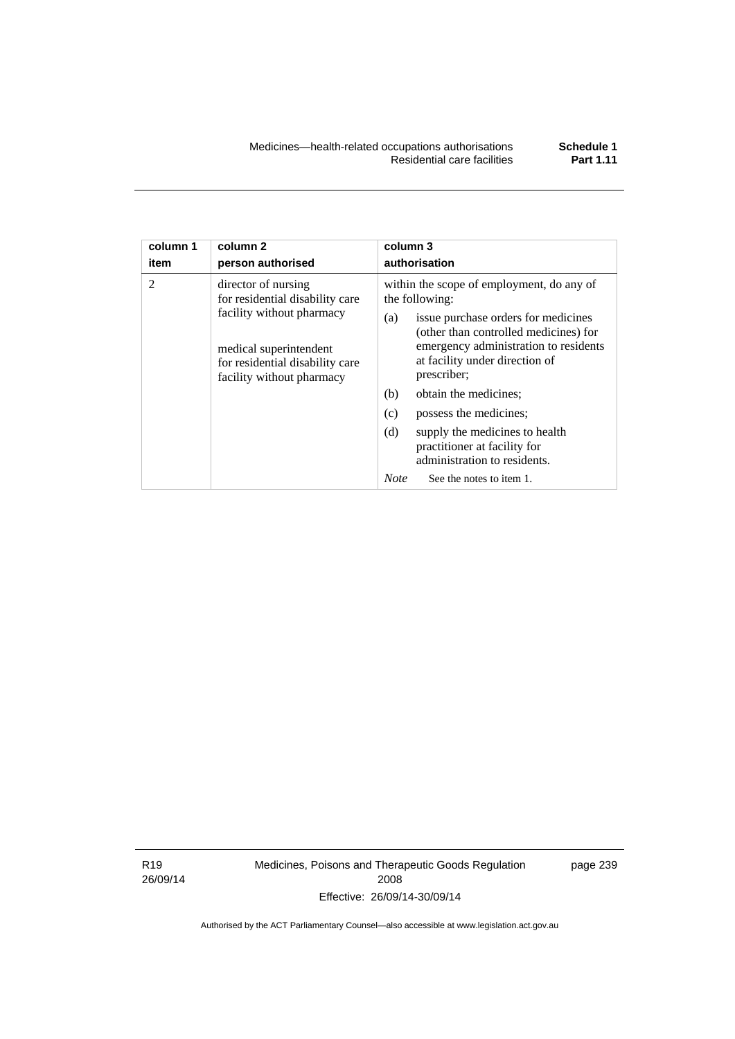| column 1<br>item | column 2<br>person authorised | column 3<br>authorisation |
|---|---|---|
| 2 | director of nursing for residential disability care facility without pharmacy<br><br>medical superintendent for residential disability care facility without pharmacy | within the scope of employment, do any of the following:<br>(a) issue purchase orders for medicines (other than controlled medicines) for emergency administration to residents at facility under direction of prescriber;<br>(b) obtain the medicines;<br>(c) possess the medicines;<br>(d) supply the medicines to health practitioner at facility for administration to residents.<br>*Note* See the notes to item 1. |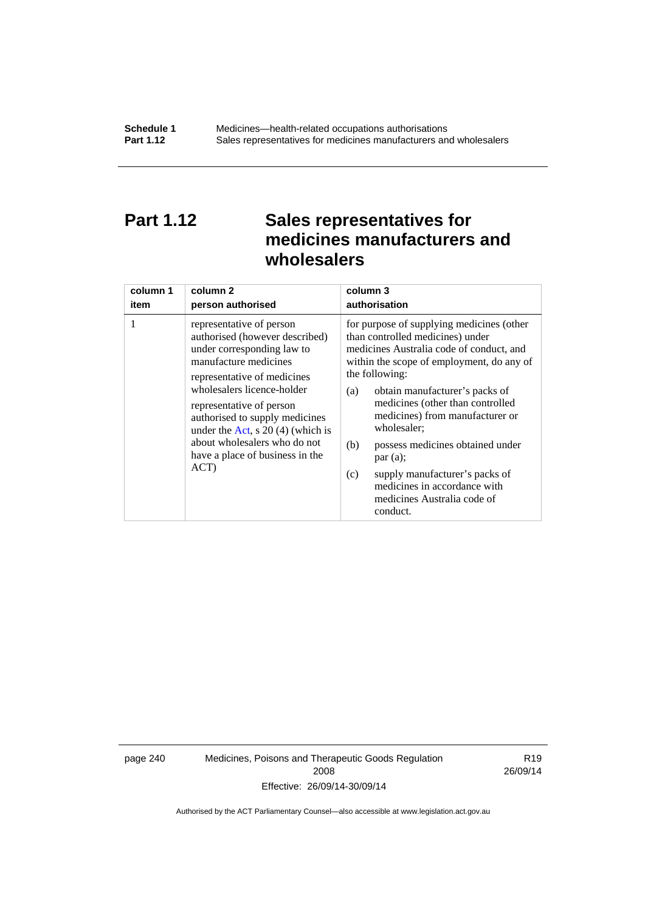# Part 1.12 Sales representatives for medicines manufacturers and wholesalers

| column 1<br>item | column 2<br>person authorised | column 3<br>authorisation |
|---|---|---|
| 1 | representative of person authorised (however described) under corresponding law to manufacture medicines<br><br>representative of medicines wholesalers licence-holder<br><br>representative of person authorised to supply medicines under the Act, s 20 (4) (which is about wholesalers who do not have a place of business in the ACT) | for purpose of supplying medicines (other than controlled medicines) under medicines Australia code of conduct, and within the scope of employment, do any of the following:<br><br>(a) obtain manufacturer's packs of medicines (other than controlled medicines) from manufacturer or wholesaler;<br><br>(b) possess medicines obtained under par (a);<br><br>(c) supply manufacturer's packs of medicines in accordance with medicines Australia code of conduct. |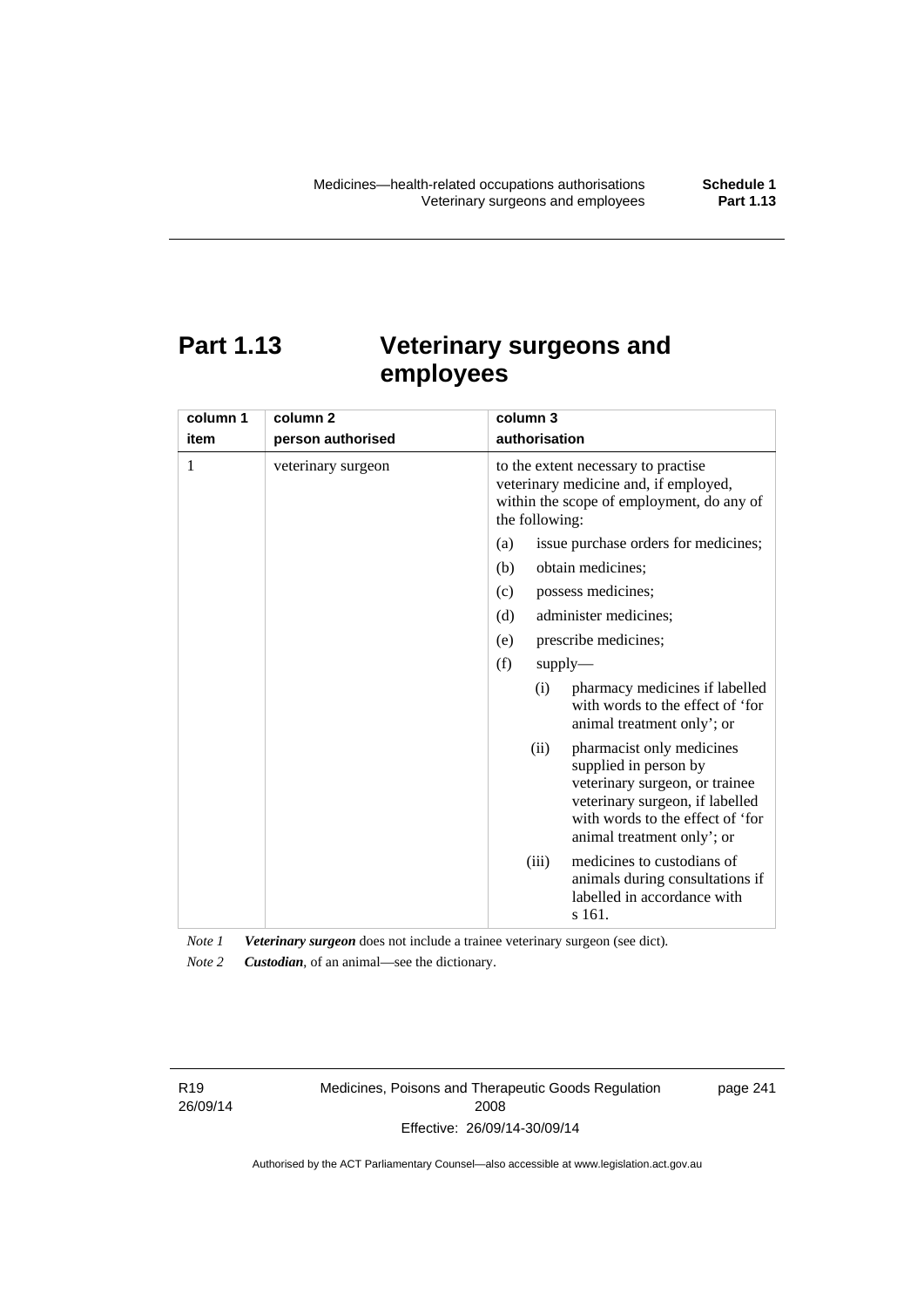# Part 1.13 Veterinary surgeons and employees

| column 1<br>item | column 2<br>person authorised | column 3<br>authorisation |
|---|---|---|
| 1 | veterinary surgeon | to the extent necessary to practise veterinary medicine and, if employed, within the scope of employment, do any of the following:<br>(a) issue purchase orders for medicines;<br>(b) obtain medicines;<br>(c) possess medicines;<br>(d) administer medicines;<br>(e) prescribe medicines;<br>(f) supply—<br>(i) pharmacy medicines if labelled with words to the effect of 'for animal treatment only'; or<br>(ii) pharmacist only medicines supplied in person by veterinary surgeon, or trainee veterinary surgeon, if labelled with words to the effect of 'for animal treatment only'; or<br>(iii) medicines to custodians of animals during consultations if labelled in accordance with s 161. |

*Note 1* ***Veterinary surgeon*** does not include a trainee veterinary surgeon (see dict).

*Note 2* ***Custodian***, of an animal—see the dictionary.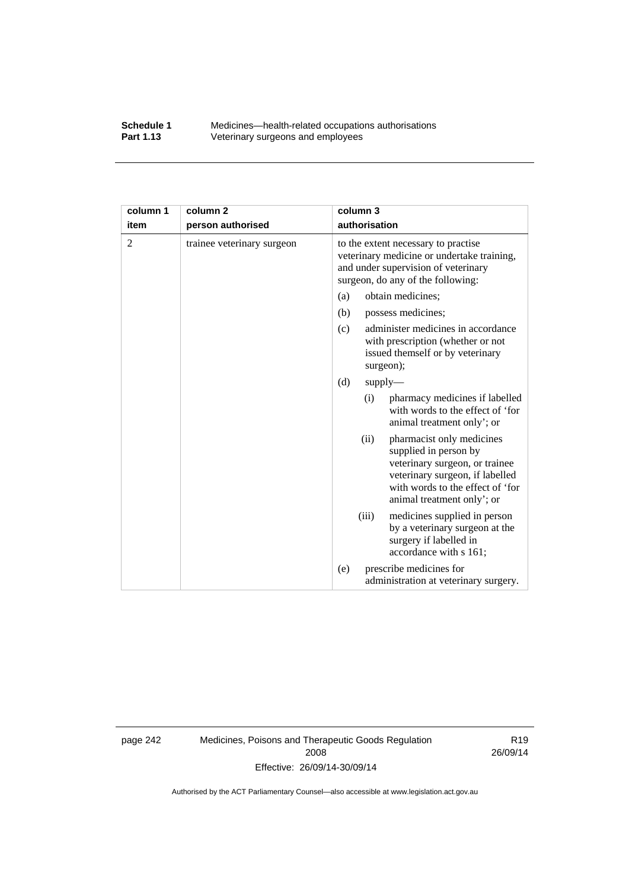| column 1<br>item | column 2<br>person authorised | column 3<br>authorisation |
|---|---|---|
| 2 | trainee veterinary surgeon | to the extent necessary to practise veterinary medicine or undertake training, and under supervision of veterinary surgeon, do any of the following:<br>(a) obtain medicines;<br>(b) possess medicines;<br>(c) administer medicines in accordance with prescription (whether or not issued themself or by veterinary surgeon);<br>(d) supply—<br>(i) pharmacy medicines if labelled with words to the effect of 'for animal treatment only'; or<br>(ii) pharmacist only medicines supplied in person by veterinary surgeon, or trainee veterinary surgeon, if labelled with words to the effect of 'for animal treatment only'; or<br>(iii) medicines supplied in person by a veterinary surgeon at the surgery if labelled in accordance with s 161;<br>(e) prescribe medicines for administration at veterinary surgery. |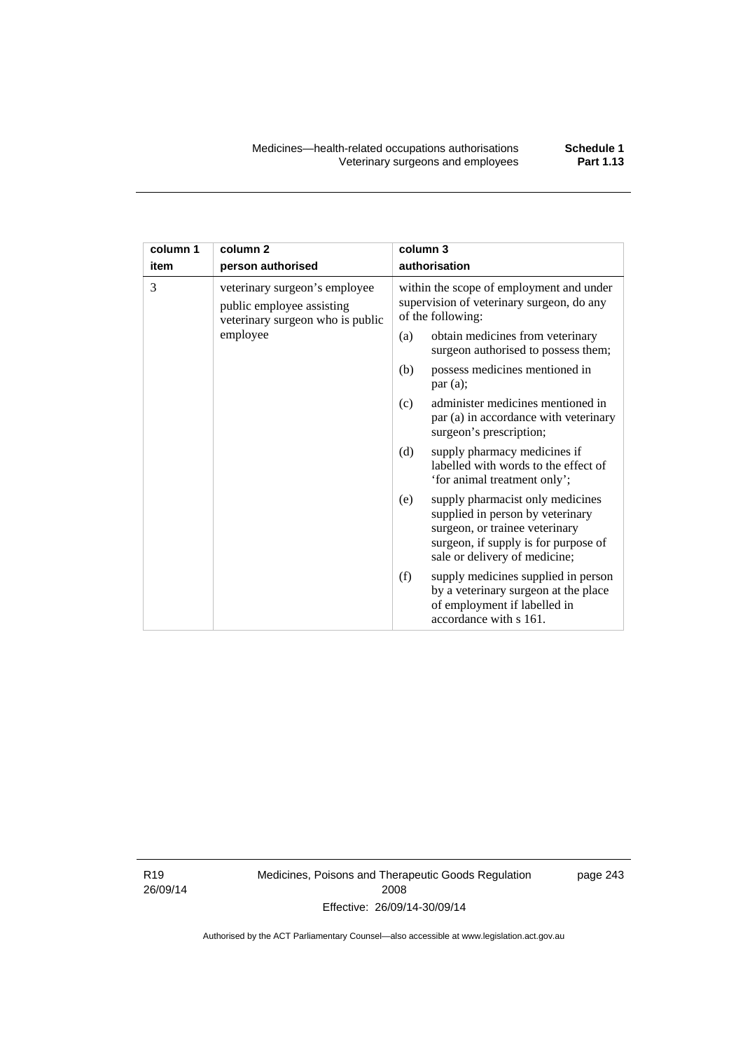| column 1 item | column 2 person authorised | column 3 authorisation |
|---|---|---|
| 3 | veterinary surgeon's employee public employee assisting veterinary surgeon who is public employee | within the scope of employment and under supervision of veterinary surgeon, do any of the following:<br>(a) obtain medicines from veterinary surgeon authorised to possess them;<br>(b) possess medicines mentioned in par (a);<br>(c) administer medicines mentioned in par (a) in accordance with veterinary surgeon's prescription;<br>(d) supply pharmacy medicines if labelled with words to the effect of 'for animal treatment only';<br>(e) supply pharmacist only medicines supplied in person by veterinary surgeon, or trainee veterinary surgeon, if supply is for purpose of sale or delivery of medicine;<br>(f) supply medicines supplied in person by a veterinary surgeon at the place of employment if labelled in accordance with s 161. |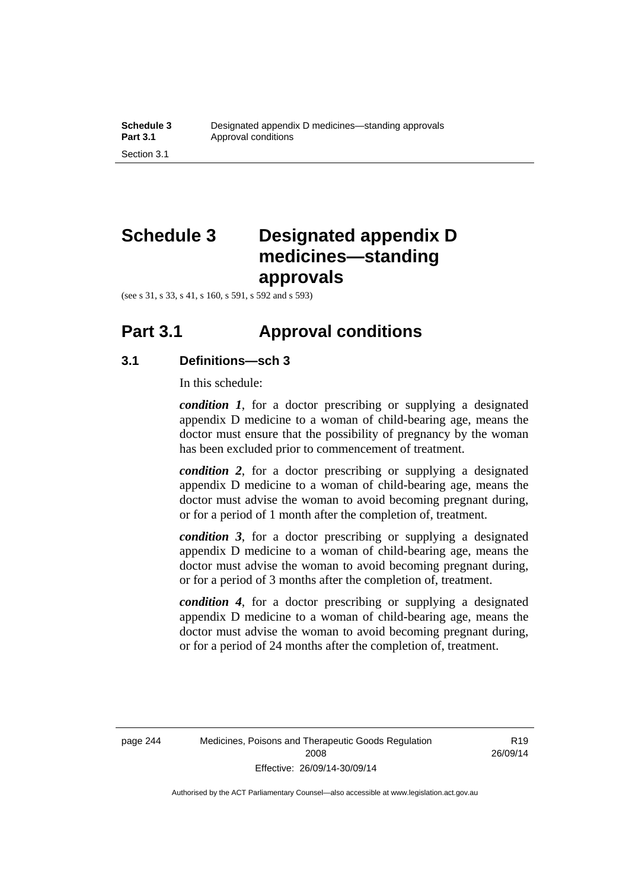# Schedule 3 Designated appendix D medicines—standing approvals

(see s 31, s 33, s 41, s 160, s 591, s 592 and s 593)

## Part 3.1 Approval conditions

### 3.1 Definitions—sch 3

In this schedule:

***condition 1***, for a doctor prescribing or supplying a designated appendix D medicine to a woman of child-bearing age, means the doctor must ensure that the possibility of pregnancy by the woman has been excluded prior to commencement of treatment.

***condition 2***, for a doctor prescribing or supplying a designated appendix D medicine to a woman of child-bearing age, means the doctor must advise the woman to avoid becoming pregnant during, or for a period of 1 month after the completion of, treatment.

***condition 3***, for a doctor prescribing or supplying a designated appendix D medicine to a woman of child-bearing age, means the doctor must advise the woman to avoid becoming pregnant during, or for a period of 3 months after the completion of, treatment.

***condition 4***, for a doctor prescribing or supplying a designated appendix D medicine to a woman of child-bearing age, means the doctor must advise the woman to avoid becoming pregnant during, or for a period of 24 months after the completion of, treatment.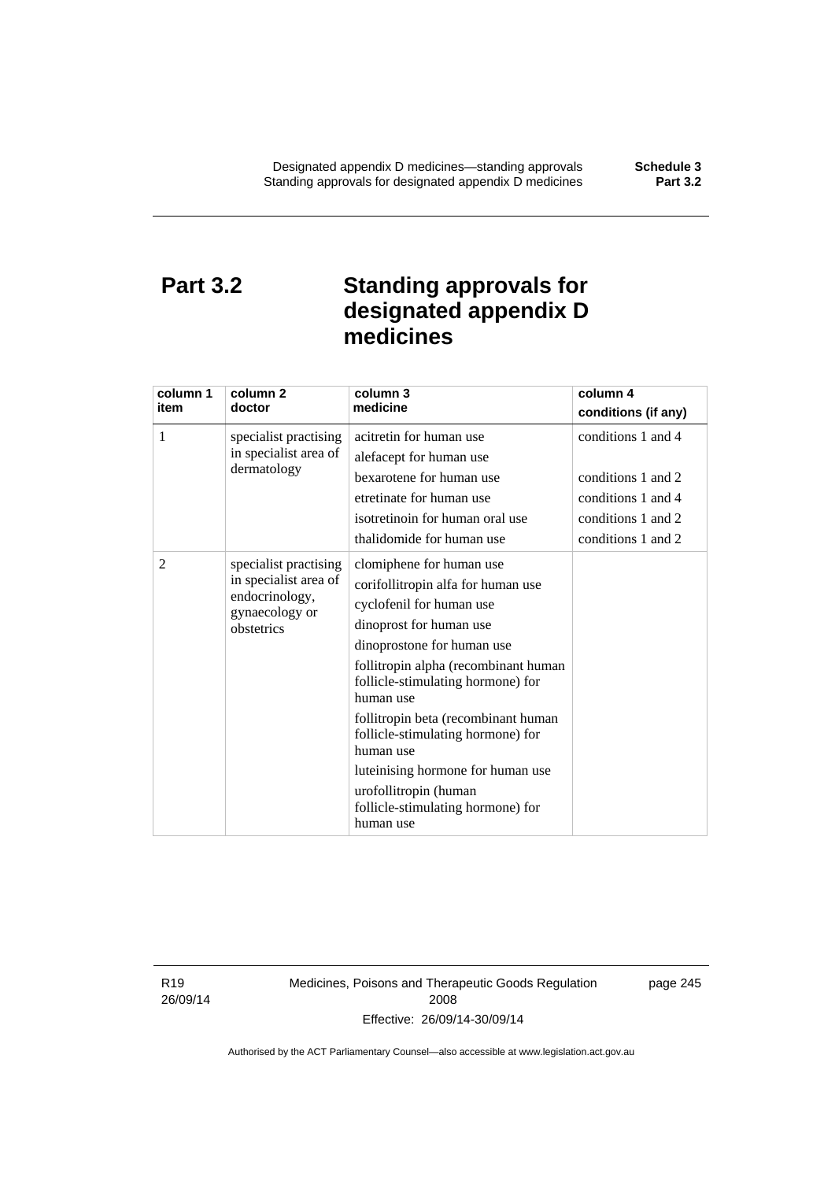## Part 3.2 Standing approvals for designated appendix D medicines

| column 1 item | column 2 doctor | column 3 medicine | column 4 conditions (if any) |
|---|---|---|---|
| 1 | specialist practising in specialist area of dermatology | acitretin for human use | conditions 1 and 4 |
| | | alefacept for human use | |
| | | bexarotene for human use | conditions 1 and 2 |
| | | etretinate for human use | conditions 1 and 4 |
| | | isotretinoin for human oral use | conditions 1 and 2 |
| | | thalidomide for human use | conditions 1 and 2 |
| 2 | specialist practising in specialist area of endocrinology, gynaecology or obstetrics | clomiphene for human use | |
| | | corifollitropin alfa for human use | |
| | | cyclofenil for human use | |
| | | dinoprost for human use | |
| | | dinoprostone for human use | |
| | | follitropin alpha (recombinant human follicle-stimulating hormone) for human use | |
| | | follitropin beta (recombinant human follicle-stimulating hormone) for human use | |
| | | luteinising hormone for human use | |
| | | urofollitropin (human follicle-stimulating hormone) for human use | |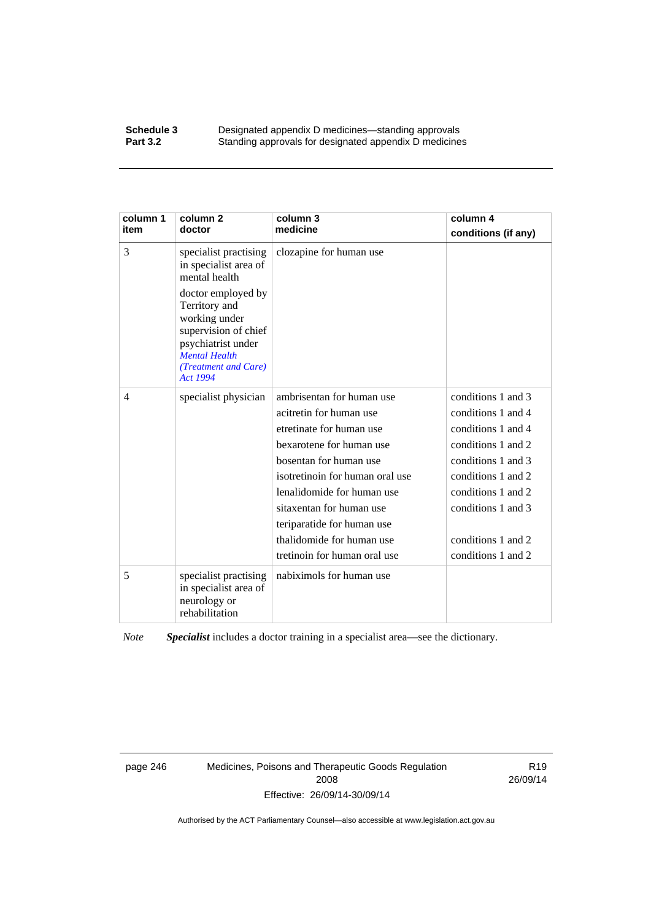| column 1 item | column 2 doctor | column 3 medicine | column 4 conditions (if any) |
|---|---|---|---|
| 3 | specialist practising in specialist area of mental health<br><br>doctor employed by Territory and working under supervision of chief psychiatrist under *Mental Health (Treatment and Care) Act 1994* | clozapine for human use | |
| 4 | specialist physician | ambrisentan for human use<br>acitretin for human use<br>etretinate for human use<br>bexarotene for human use<br>bosentan for human use<br>isotretinoin for human oral use<br>lenalidomide for human use<br>sitaxentan for human use<br>teriparatide for human use<br>thalidomide for human use<br>tretinoin for human oral use | conditions 1 and 3<br>conditions 1 and 4<br>conditions 1 and 4<br>conditions 1 and 2<br>conditions 1 and 3<br>conditions 1 and 2<br>conditions 1 and 2<br>conditions 1 and 3<br><br>conditions 1 and 2<br>conditions 1 and 2 |
| 5 | specialist practising in specialist area of neurology or rehabilitation | nabiximols for human use | |

*Note* ***Specialist*** includes a doctor training in a specialist area—see the dictionary.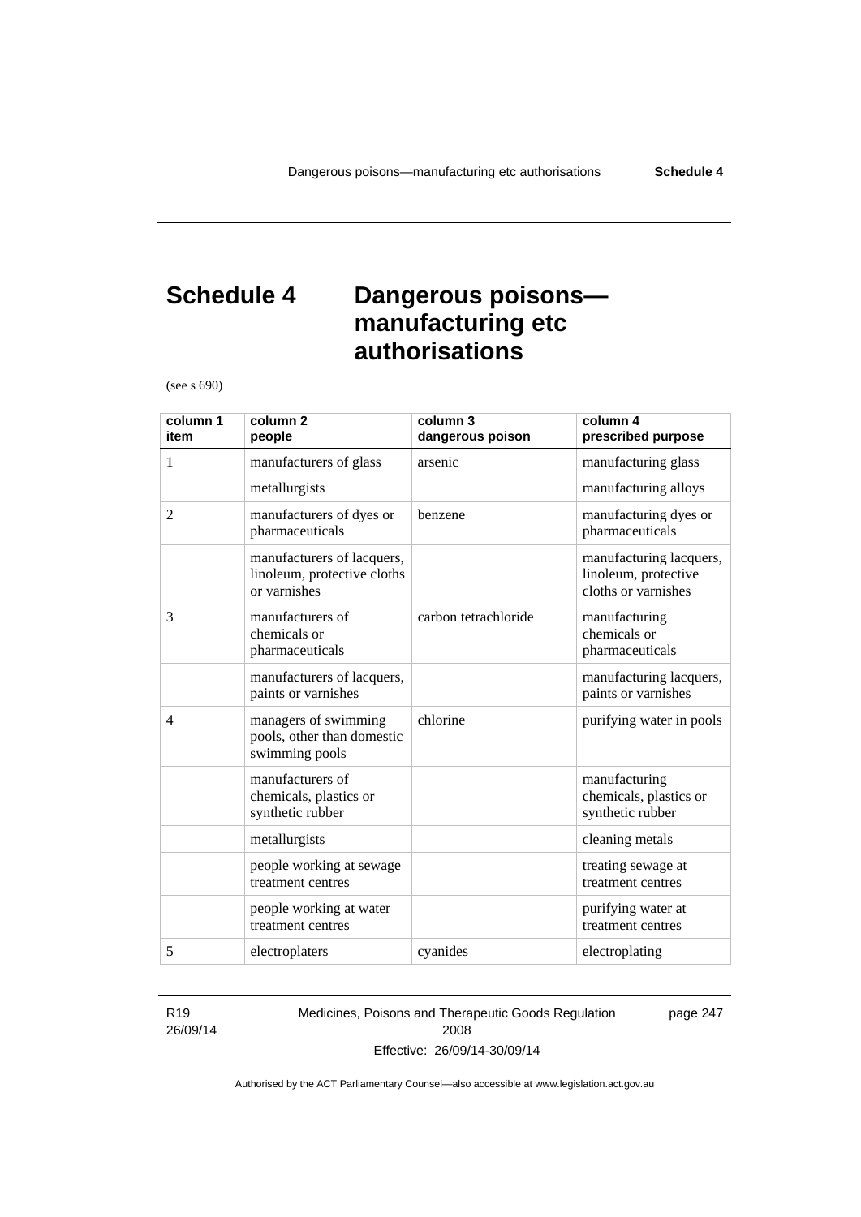# Schedule 4 Dangerous poisons—manufacturing etc authorisations

(see s 690)

| column 1 item | column 2 people | column 3 dangerous poison | column 4 prescribed purpose |
|---|---|---|---|
| 1 | manufacturers of glass | arsenic | manufacturing glass |
| | metallurgists | | manufacturing alloys |
| 2 | manufacturers of dyes or pharmaceuticals | benzene | manufacturing dyes or pharmaceuticals |
| | manufacturers of lacquers, linoleum, protective cloths or varnishes | | manufacturing lacquers, linoleum, protective cloths or varnishes |
| 3 | manufacturers of chemicals or pharmaceuticals | carbon tetrachloride | manufacturing chemicals or pharmaceuticals |
| | manufacturers of lacquers, paints or varnishes | | manufacturing lacquers, paints or varnishes |
| 4 | managers of swimming pools, other than domestic swimming pools | chlorine | purifying water in pools |
| | manufacturers of chemicals, plastics or synthetic rubber | | manufacturing chemicals, plastics or synthetic rubber |
| | metallurgists | | cleaning metals |
| | people working at sewage treatment centres | | treating sewage at treatment centres |
| | people working at water treatment centres | | purifying water at treatment centres |
| 5 | electroplaters | cyanides | electroplating |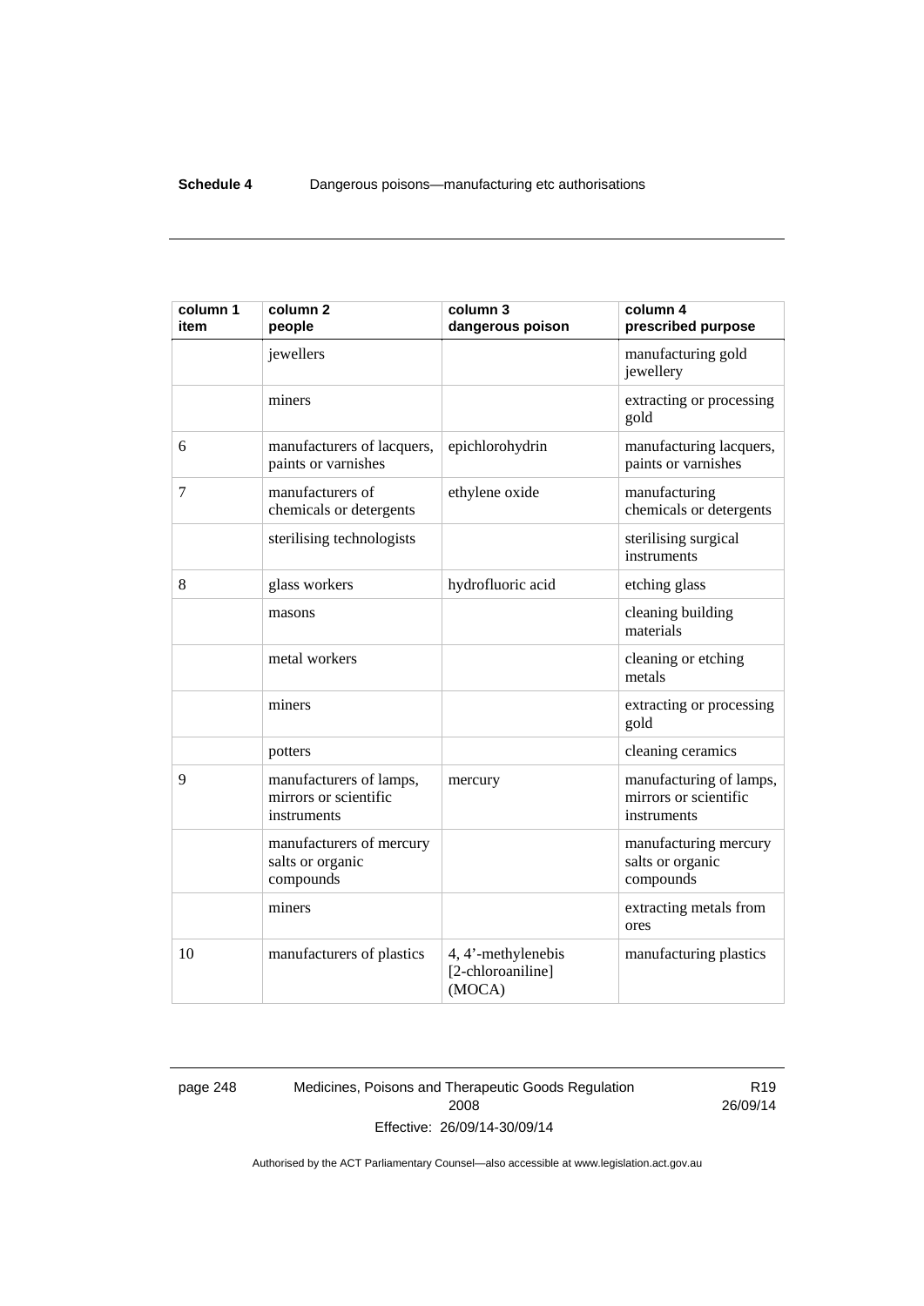| column 1 item | column 2 people | column 3 dangerous poison | column 4 prescribed purpose |
|---|---|---|---|
| | jewellers | | manufacturing gold jewellery |
| | miners | | extracting or processing gold |
| 6 | manufacturers of lacquers, paints or varnishes | epichlorohydrin | manufacturing lacquers, paints or varnishes |
| 7 | manufacturers of chemicals or detergents | ethylene oxide | manufacturing chemicals or detergents |
| | sterilising technologists | | sterilising surgical instruments |
| 8 | glass workers | hydrofluoric acid | etching glass |
| | masons | | cleaning building materials |
| | metal workers | | cleaning or etching metals |
| | miners | | extracting or processing gold |
| | potters | | cleaning ceramics |
| 9 | manufacturers of lamps, mirrors or scientific instruments | mercury | manufacturing of lamps, mirrors or scientific instruments |
| | manufacturers of mercury salts or organic compounds | | manufacturing mercury salts or organic compounds |
| | miners | | extracting metals from ores |
| 10 | manufacturers of plastics | 4, 4'-methylenebis [2-chloroaniline] (MOCA) | manufacturing plastics |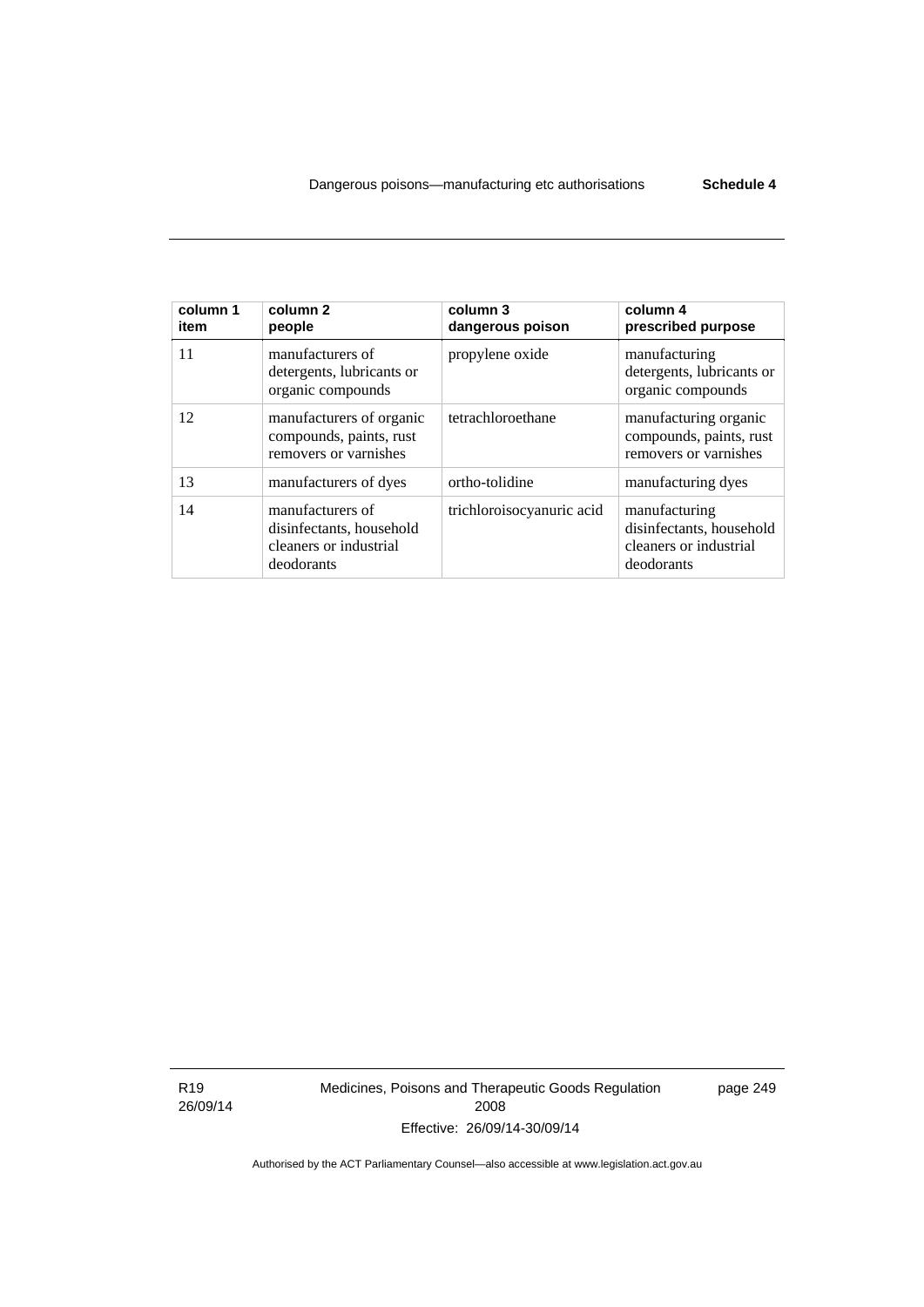| column 1 item | column 2 people | column 3 dangerous poison | column 4 prescribed purpose |
|---|---|---|---|
| 11 | manufacturers of detergents, lubricants or organic compounds | propylene oxide | manufacturing detergents, lubricants or organic compounds |
| 12 | manufacturers of organic compounds, paints, rust removers or varnishes | tetrachloroethane | manufacturing organic compounds, paints, rust removers or varnishes |
| 13 | manufacturers of dyes | ortho-tolidine | manufacturing dyes |
| 14 | manufacturers of disinfectants, household cleaners or industrial deodorants | trichloroisocyanuric acid | manufacturing disinfectants, household cleaners or industrial deodorants |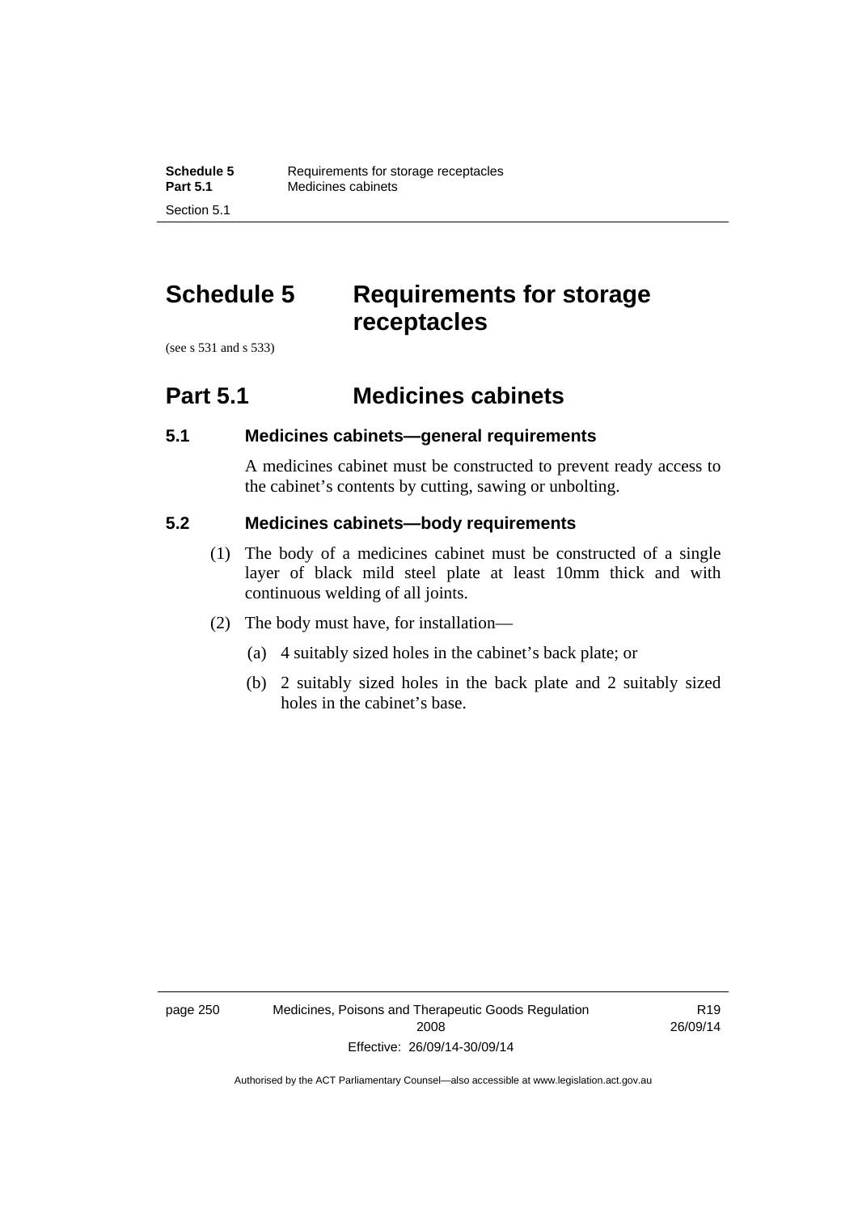# Schedule 5 Requirements for storage receptacles

(see s 531 and s 533)

## Part 5.1 Medicines cabinets

### 5.1 Medicines cabinets—general requirements

A medicines cabinet must be constructed to prevent ready access to the cabinet's contents by cutting, sawing or unbolting.

### 5.2 Medicines cabinets—body requirements

(1) The body of a medicines cabinet must be constructed of a single layer of black mild steel plate at least 10mm thick and with continuous welding of all joints.

(2) The body must have, for installation—

(a) 4 suitably sized holes in the cabinet's back plate; or

(b) 2 suitably sized holes in the back plate and 2 suitably sized holes in the cabinet's base.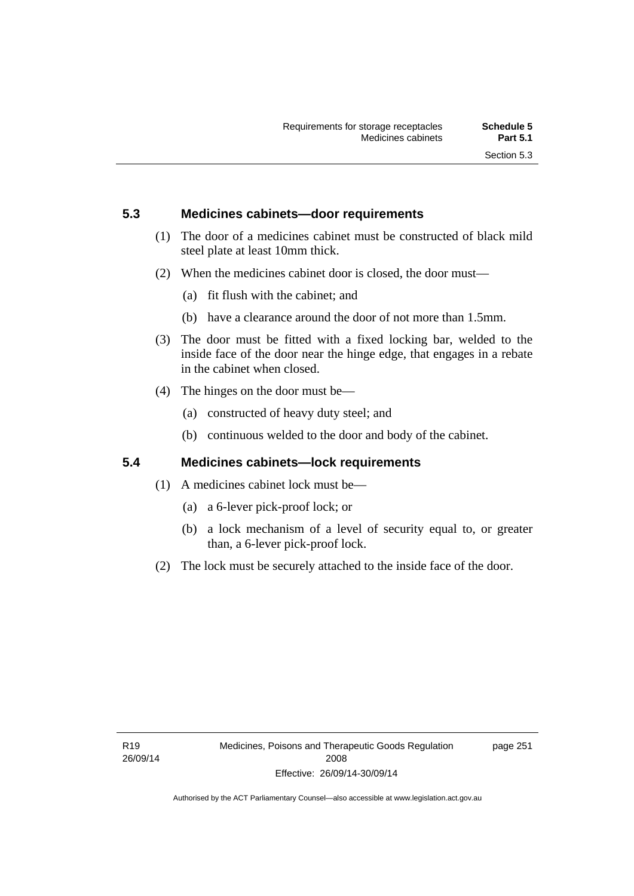## 5.3 Medicines cabinets—door requirements

(1) The door of a medicines cabinet must be constructed of black mild steel plate at least 10mm thick.

(2) When the medicines cabinet door is closed, the door must—

(a) fit flush with the cabinet; and

(b) have a clearance around the door of not more than 1.5mm.

(3) The door must be fitted with a fixed locking bar, welded to the inside face of the door near the hinge edge, that engages in a rebate in the cabinet when closed.

(4) The hinges on the door must be—

(a) constructed of heavy duty steel; and

(b) continuous welded to the door and body of the cabinet.

## 5.4 Medicines cabinets—lock requirements

(1) A medicines cabinet lock must be—

(a) a 6-lever pick-proof lock; or

(b) a lock mechanism of a level of security equal to, or greater than, a 6-lever pick-proof lock.

(2) The lock must be securely attached to the inside face of the door.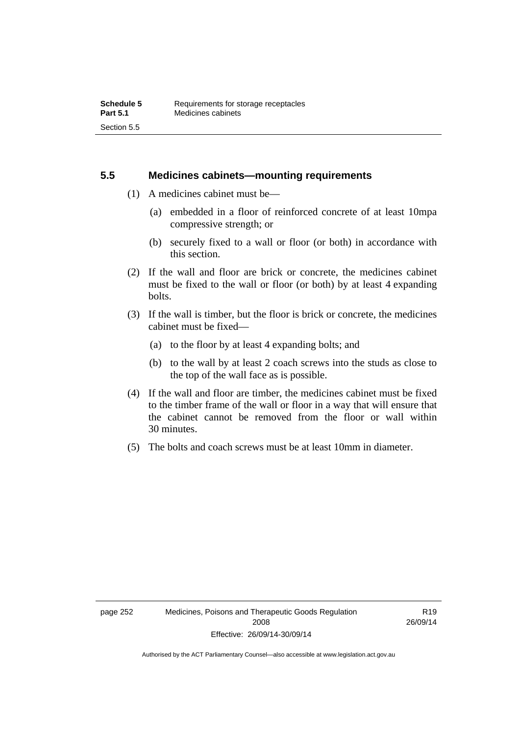## 5.5 Medicines cabinets—mounting requirements

(1) A medicines cabinet must be—

(a) embedded in a floor of reinforced concrete of at least 10mpa compressive strength; or

(b) securely fixed to a wall or floor (or both) in accordance with this section.

(2) If the wall and floor are brick or concrete, the medicines cabinet must be fixed to the wall or floor (or both) by at least 4 expanding bolts.

(3) If the wall is timber, but the floor is brick or concrete, the medicines cabinet must be fixed—

(a) to the floor by at least 4 expanding bolts; and

(b) to the wall by at least 2 coach screws into the studs as close to the top of the wall face as is possible.

(4) If the wall and floor are timber, the medicines cabinet must be fixed to the timber frame of the wall or floor in a way that will ensure that the cabinet cannot be removed from the floor or wall within 30 minutes.

(5) The bolts and coach screws must be at least 10mm in diameter.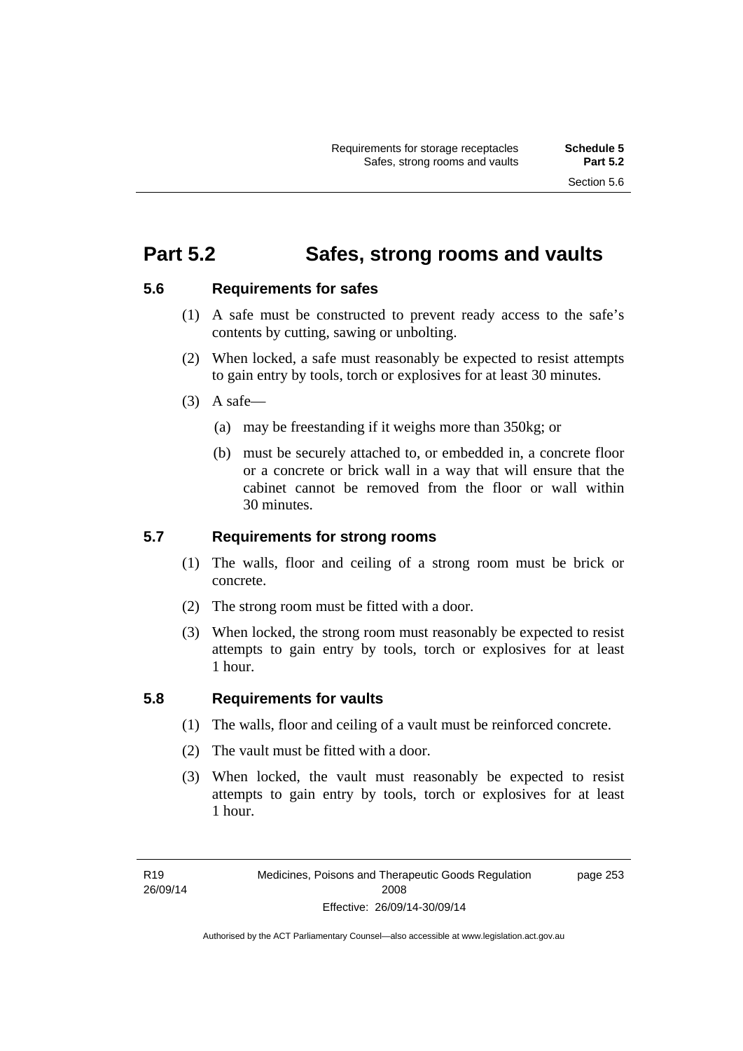# Part 5.2 Safes, strong rooms and vaults

## 5.6 Requirements for safes

(1) A safe must be constructed to prevent ready access to the safe's contents by cutting, sawing or unbolting.

(2) When locked, a safe must reasonably be expected to resist attempts to gain entry by tools, torch or explosives for at least 30 minutes.

(3) A safe—

(a) may be freestanding if it weighs more than 350kg; or

(b) must be securely attached to, or embedded in, a concrete floor or a concrete or brick wall in a way that will ensure that the cabinet cannot be removed from the floor or wall within 30 minutes.

## 5.7 Requirements for strong rooms

(1) The walls, floor and ceiling of a strong room must be brick or concrete.

(2) The strong room must be fitted with a door.

(3) When locked, the strong room must reasonably be expected to resist attempts to gain entry by tools, torch or explosives for at least 1 hour.

## 5.8 Requirements for vaults

(1) The walls, floor and ceiling of a vault must be reinforced concrete.

(2) The vault must be fitted with a door.

(3) When locked, the vault must reasonably be expected to resist attempts to gain entry by tools, torch or explosives for at least 1 hour.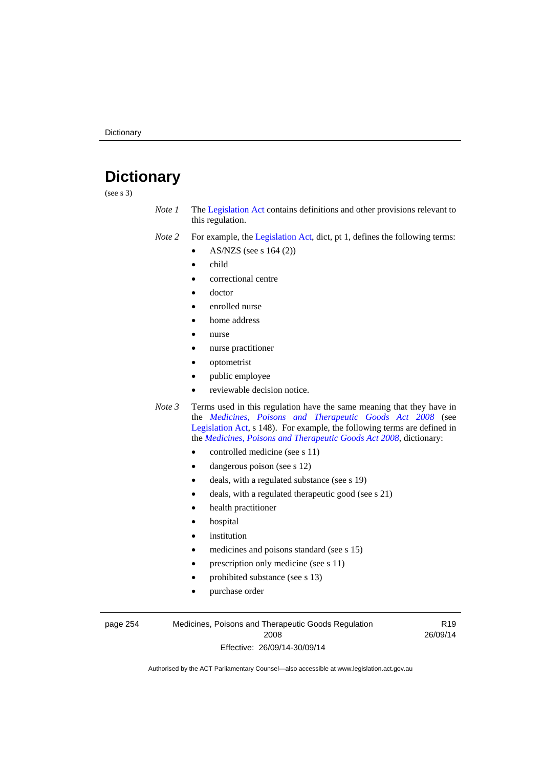# Dictionary

(see s 3)

*Note 1* The Legislation Act contains definitions and other provisions relevant to this regulation.

*Note 2* For example, the Legislation Act, dict, pt 1, defines the following terms:

- AS/NZS (see s 164 (2))
- child
- correctional centre
- doctor
- enrolled nurse
- home address
- nurse
- nurse practitioner
- optometrist
- public employee
- reviewable decision notice.

*Note 3* Terms used in this regulation have the same meaning that they have in the *Medicines, Poisons and Therapeutic Goods Act 2008* (see Legislation Act, s 148). For example, the following terms are defined in the *Medicines, Poisons and Therapeutic Goods Act 2008*, dictionary:

- controlled medicine (see s 11)
- dangerous poison (see s 12)
- deals, with a regulated substance (see s 19)
- deals, with a regulated therapeutic good (see s 21)
- health practitioner
- hospital
- institution
- medicines and poisons standard (see s 15)
- prescription only medicine (see s 11)
- prohibited substance (see s 13)
- purchase order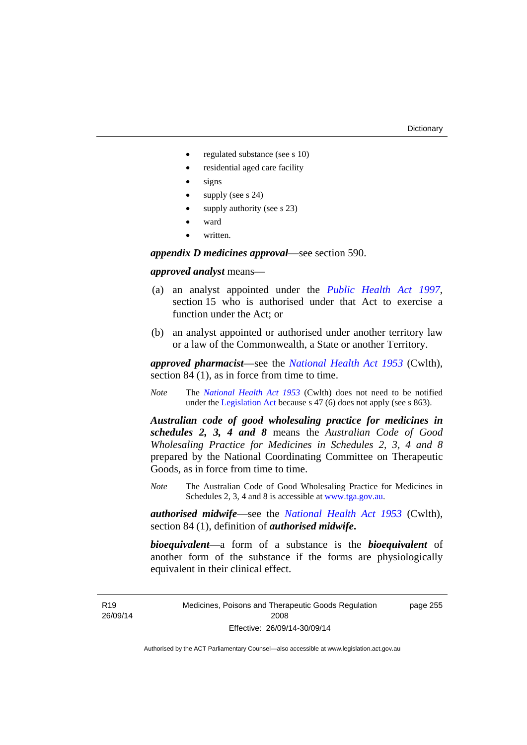- regulated substance (see s 10)
- residential aged care facility
- signs
- supply (see s 24)
- supply authority (see s 23)
- ward
- written.

***appendix D medicines approval***—see section 590.

***approved analyst*** means—

(a) an analyst appointed under the *Public Health Act 1997*, section 15 who is authorised under that Act to exercise a function under the Act; or

(b) an analyst appointed or authorised under another territory law or a law of the Commonwealth, a State or another Territory.

***approved pharmacist***—see the *National Health Act 1953* (Cwlth), section 84 (1), as in force from time to time.

*Note* The *National Health Act 1953* (Cwlth) does not need to be notified under the Legislation Act because s 47 (6) does not apply (see s 863).

***Australian code of good wholesaling practice for medicines in schedules 2, 3, 4 and 8*** means the *Australian Code of Good Wholesaling Practice for Medicines in Schedules 2, 3, 4 and 8* prepared by the National Coordinating Committee on Therapeutic Goods, as in force from time to time.

*Note* The Australian Code of Good Wholesaling Practice for Medicines in Schedules 2, 3, 4 and 8 is accessible at www.tga.gov.au.

***authorised midwife***—see the *National Health Act 1953* (Cwlth), section 84 (1), definition of ***authorised midwife*.**

***bioequivalent***—a form of a substance is the ***bioequivalent*** of another form of the substance if the forms are physiologically equivalent in their clinical effect.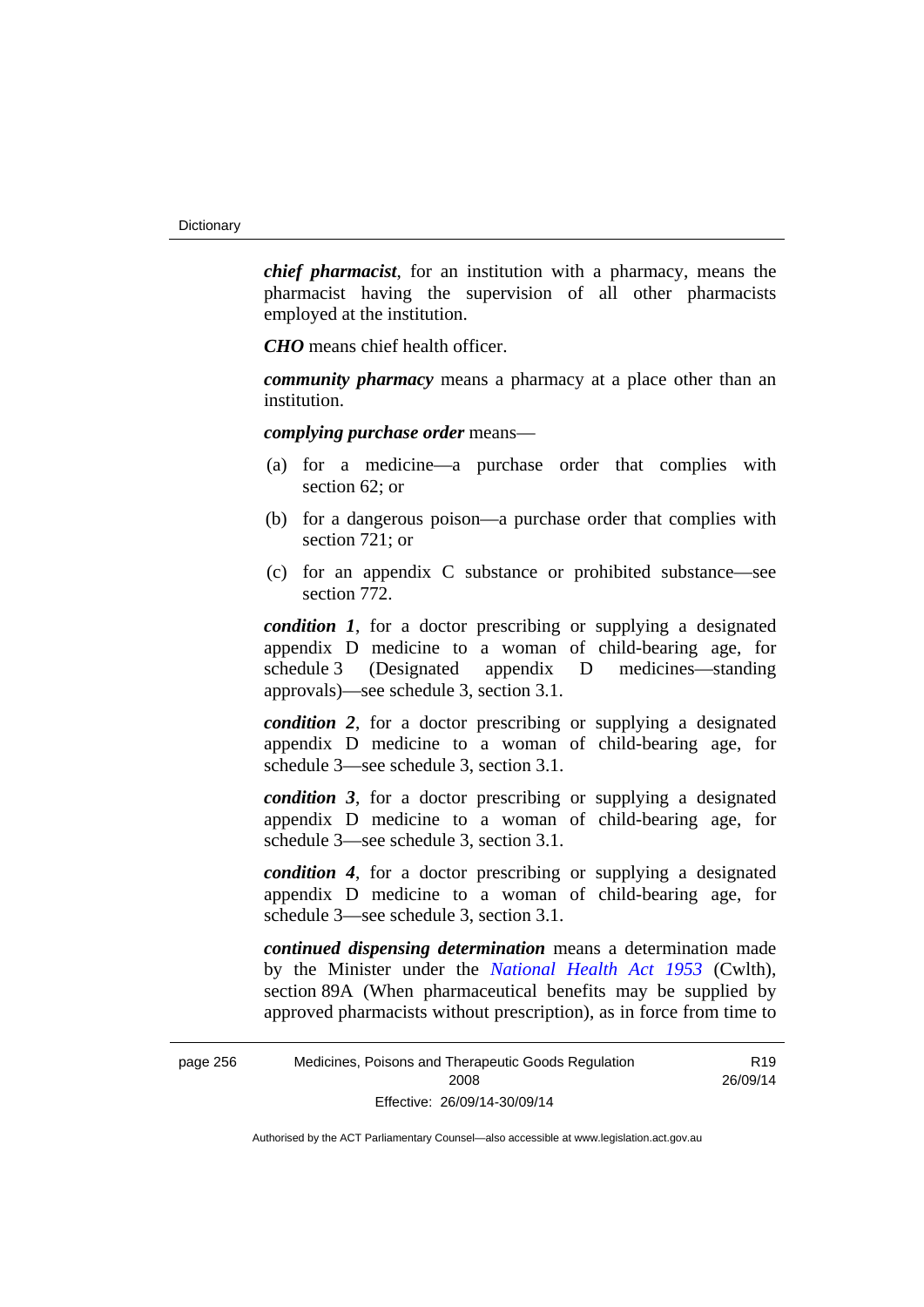***chief pharmacist***, for an institution with a pharmacy, means the pharmacist having the supervision of all other pharmacists employed at the institution.

***CHO*** means chief health officer.

***community pharmacy*** means a pharmacy at a place other than an institution.

***complying purchase order*** means—

(a) for a medicine—a purchase order that complies with section 62; or

(b) for a dangerous poison—a purchase order that complies with section 721; or

(c) for an appendix C substance or prohibited substance—see section 772.

***condition 1***, for a doctor prescribing or supplying a designated appendix D medicine to a woman of child-bearing age, for schedule 3 (Designated appendix D medicines—standing approvals)—see schedule 3, section 3.1.

***condition 2***, for a doctor prescribing or supplying a designated appendix D medicine to a woman of child-bearing age, for schedule 3—see schedule 3, section 3.1.

***condition 3***, for a doctor prescribing or supplying a designated appendix D medicine to a woman of child-bearing age, for schedule 3—see schedule 3, section 3.1.

***condition 4***, for a doctor prescribing or supplying a designated appendix D medicine to a woman of child-bearing age, for schedule 3—see schedule 3, section 3.1.

***continued dispensing determination*** means a determination made by the Minister under the *National Health Act 1953* (Cwlth), section 89A (When pharmaceutical benefits may be supplied by approved pharmacists without prescription), as in force from time to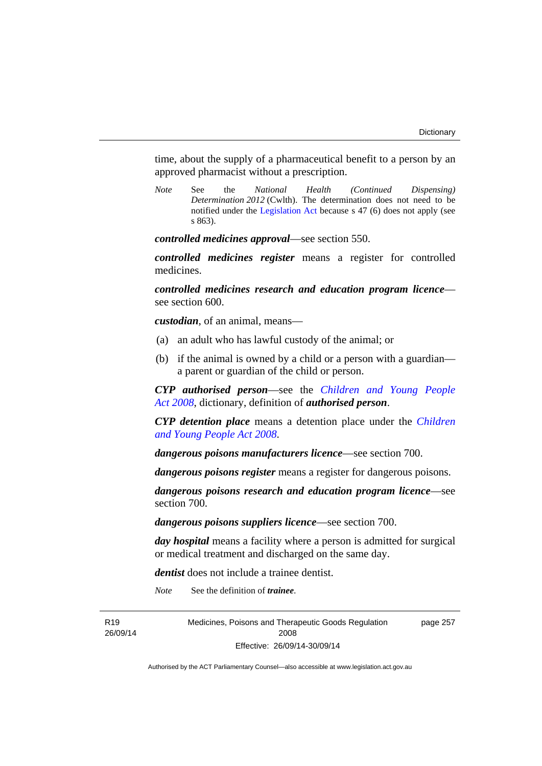time, about the supply of a pharmaceutical benefit to a person by an approved pharmacist without a prescription.

*Note* See the *National Health (Continued Dispensing) Determination 2012* (Cwlth). The determination does not need to be notified under the Legislation Act because s 47 (6) does not apply (see s 863).

***controlled medicines approval***—see section 550.

***controlled medicines register*** means a register for controlled medicines.

***controlled medicines research and education program licence***—see section 600.

***custodian***, of an animal, means—

(a) an adult who has lawful custody of the animal; or

(b) if the animal is owned by a child or a person with a guardian—a parent or guardian of the child or person.

***CYP authorised person***—see the *Children and Young People Act 2008*, dictionary, definition of ***authorised person***.

***CYP detention place*** means a detention place under the *Children and Young People Act 2008*.

***dangerous poisons manufacturers licence***—see section 700.

***dangerous poisons register*** means a register for dangerous poisons.

***dangerous poisons research and education program licence***—see section 700.

***dangerous poisons suppliers licence***—see section 700.

***day hospital*** means a facility where a person is admitted for surgical or medical treatment and discharged on the same day.

***dentist*** does not include a trainee dentist.

*Note* See the definition of ***trainee***.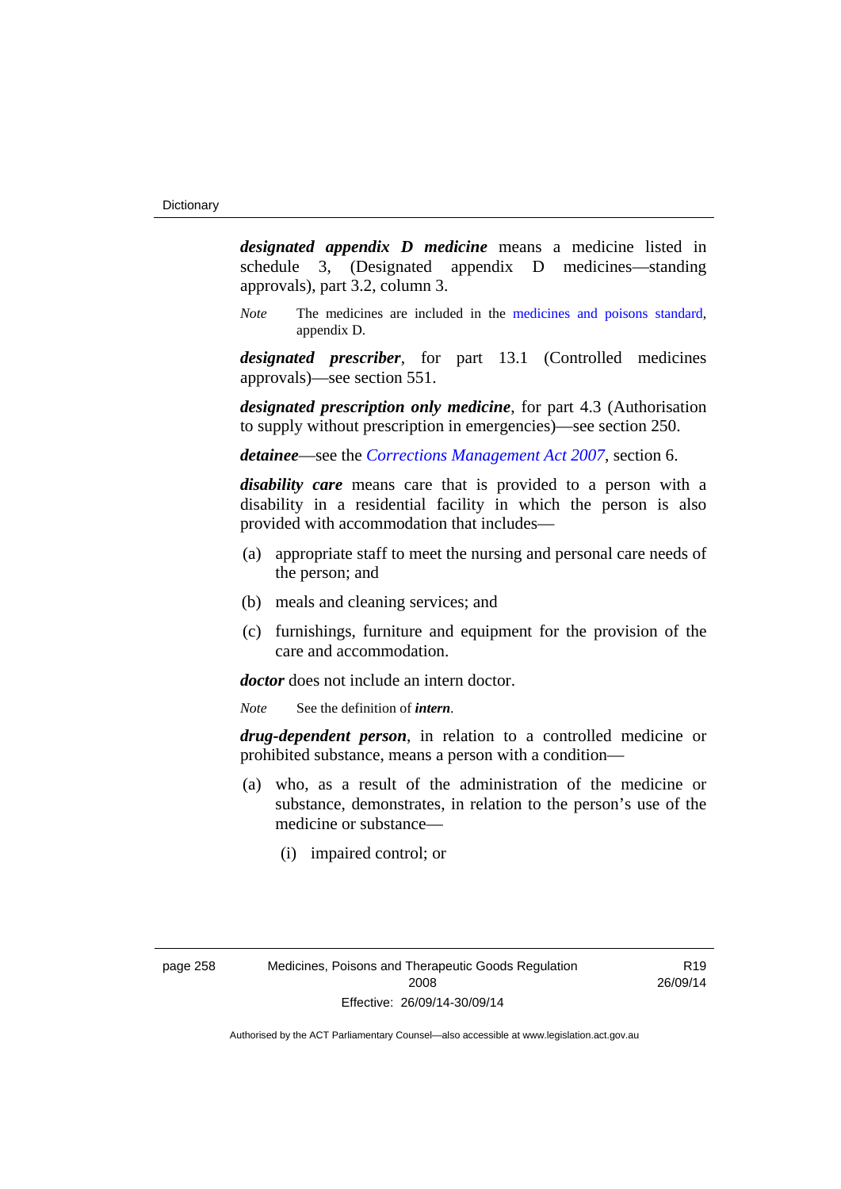***designated appendix D medicine*** means a medicine listed in schedule 3, (Designated appendix D medicines—standing approvals), part 3.2, column 3.

*Note* The medicines are included in the medicines and poisons standard, appendix D.

***designated prescriber***, for part 13.1 (Controlled medicines approvals)—see section 551.

***designated prescription only medicine***, for part 4.3 (Authorisation to supply without prescription in emergencies)—see section 250.

***detainee***—see the *Corrections Management Act 2007*, section 6.

***disability care*** means care that is provided to a person with a disability in a residential facility in which the person is also provided with accommodation that includes—

(a) appropriate staff to meet the nursing and personal care needs of the person; and

(b) meals and cleaning services; and

(c) furnishings, furniture and equipment for the provision of the care and accommodation.

***doctor*** does not include an intern doctor.

*Note* See the definition of ***intern***.

***drug-dependent person***, in relation to a controlled medicine or prohibited substance, means a person with a condition—

(a) who, as a result of the administration of the medicine or substance, demonstrates, in relation to the person's use of the medicine or substance—

(i) impaired control; or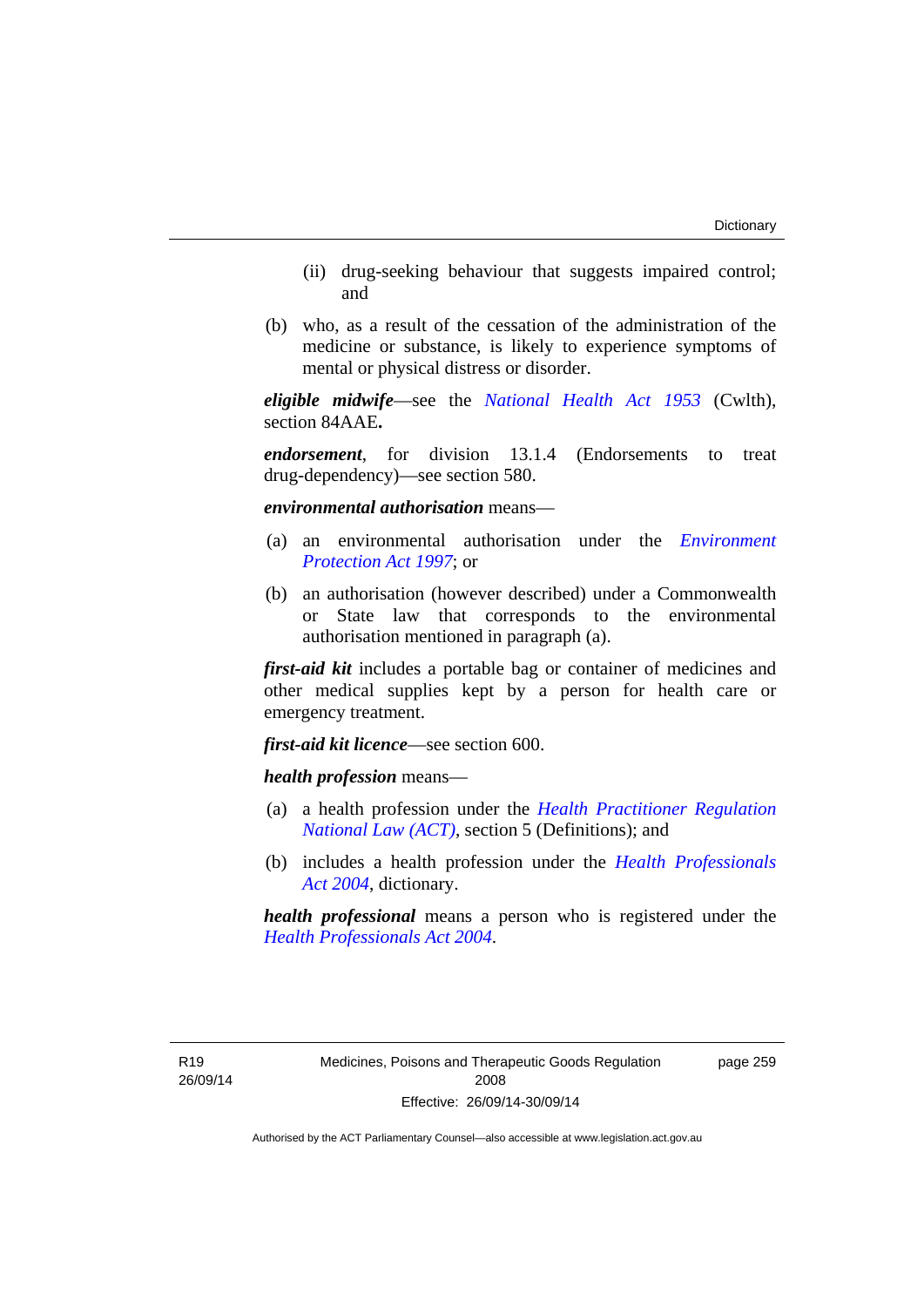(ii) drug-seeking behaviour that suggests impaired control; and

(b) who, as a result of the cessation of the administration of the medicine or substance, is likely to experience symptoms of mental or physical distress or disorder.

***eligible midwife***—see the *National Health Act 1953* (Cwlth), section 84AAE**.**

***endorsement***, for division 13.1.4 (Endorsements to treat drug-dependency)—see section 580.

***environmental authorisation*** means—

(a) an environmental authorisation under the *Environment Protection Act 1997*; or

(b) an authorisation (however described) under a Commonwealth or State law that corresponds to the environmental authorisation mentioned in paragraph (a).

***first-aid kit*** includes a portable bag or container of medicines and other medical supplies kept by a person for health care or emergency treatment.

***first-aid kit licence***—see section 600.

***health profession*** means—

(a) a health profession under the *Health Practitioner Regulation National Law (ACT)*, section 5 (Definitions); and

(b) includes a health profession under the *Health Professionals Act 2004*, dictionary.

***health professional*** means a person who is registered under the *Health Professionals Act 2004*.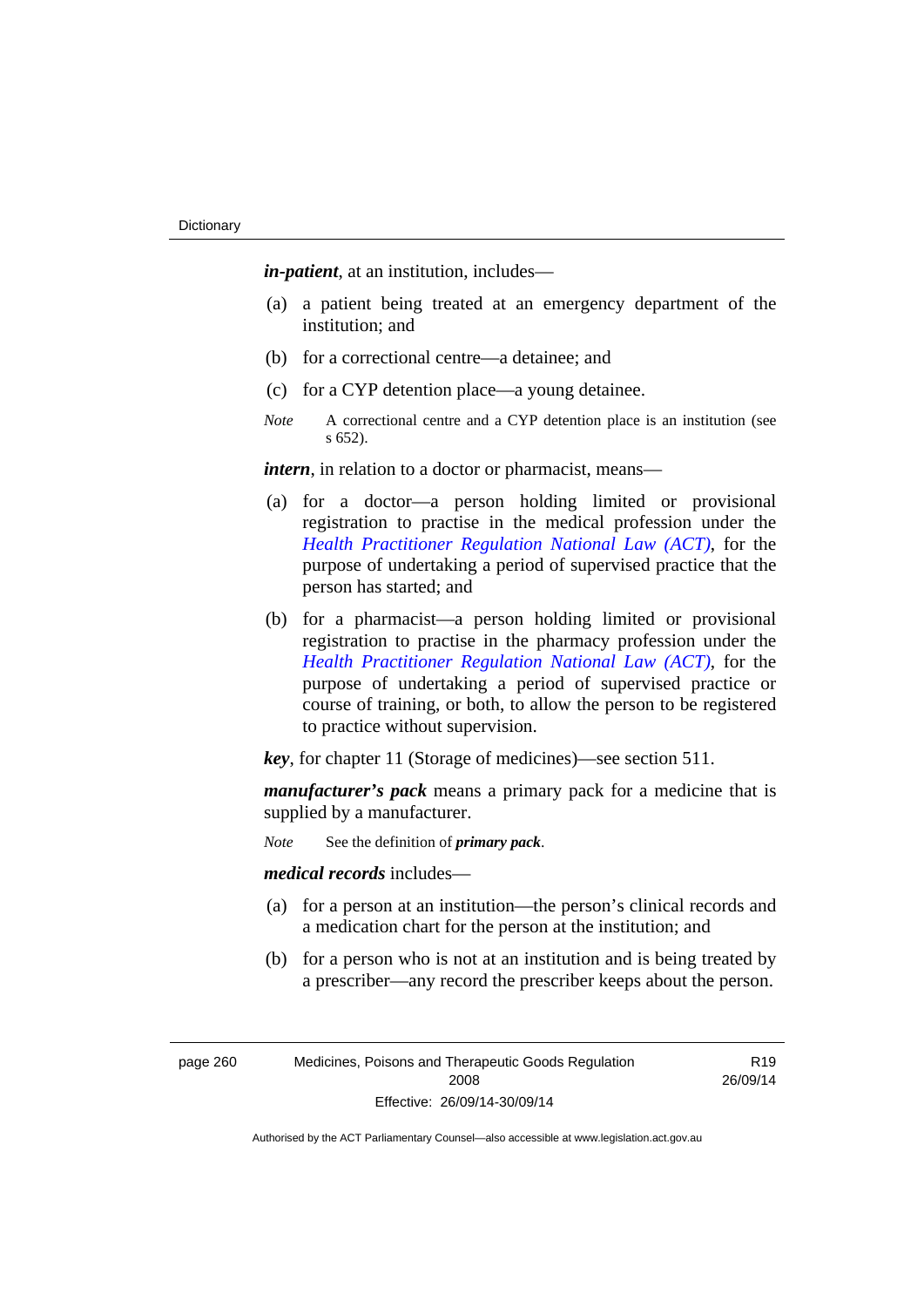***in-patient***, at an institution, includes—

(a) a patient being treated at an emergency department of the institution; and

(b) for a correctional centre—a detainee; and

(c) for a CYP detention place—a young detainee.

*Note* A correctional centre and a CYP detention place is an institution (see s 652).

***intern***, in relation to a doctor or pharmacist, means—

(a) for a doctor—a person holding limited or provisional registration to practise in the medical profession under the *Health Practitioner Regulation National Law (ACT)*, for the purpose of undertaking a period of supervised practice that the person has started; and

(b) for a pharmacist—a person holding limited or provisional registration to practise in the pharmacy profession under the *Health Practitioner Regulation National Law (ACT)*, for the purpose of undertaking a period of supervised practice or course of training, or both, to allow the person to be registered to practice without supervision.

***key***, for chapter 11 (Storage of medicines)—see section 511.

***manufacturer's pack*** means a primary pack for a medicine that is supplied by a manufacturer.

*Note* See the definition of ***primary pack***.

***medical records*** includes—

(a) for a person at an institution—the person's clinical records and a medication chart for the person at the institution; and

(b) for a person who is not at an institution and is being treated by a prescriber—any record the prescriber keeps about the person.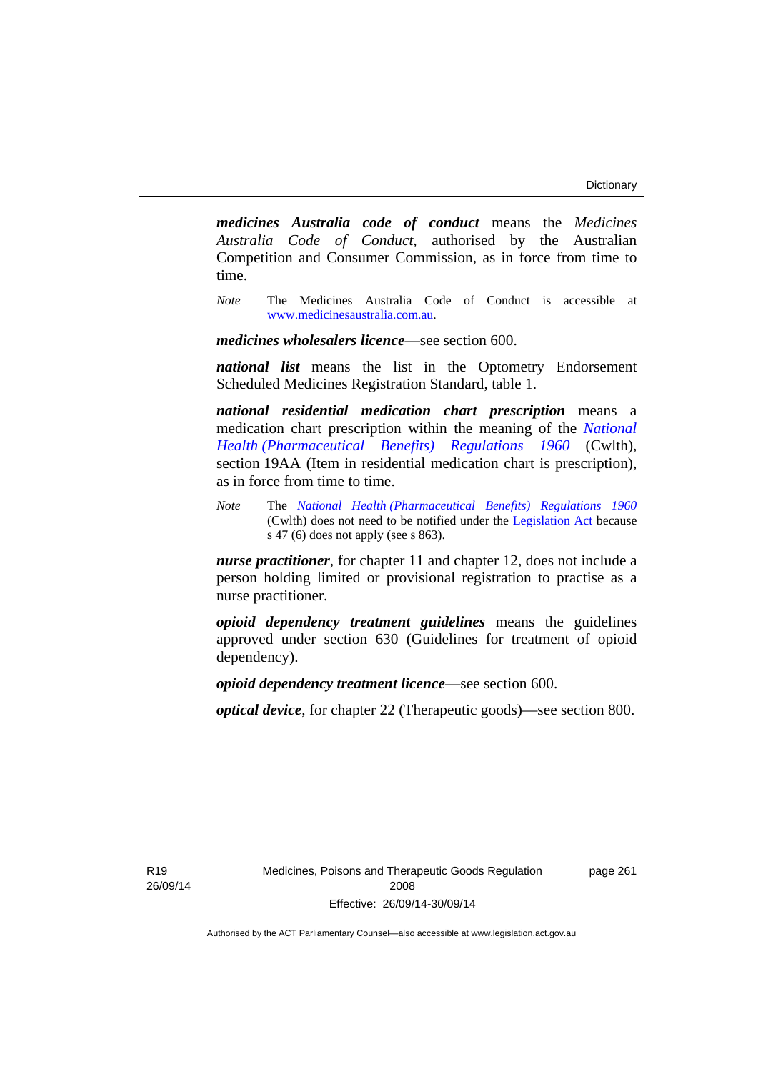***medicines Australia code of conduct*** means the *Medicines Australia Code of Conduct*, authorised by the Australian Competition and Consumer Commission, as in force from time to time.

*Note* The Medicines Australia Code of Conduct is accessible at www.medicinesaustralia.com.au.

***medicines wholesalers licence***—see section 600.

***national list*** means the list in the Optometry Endorsement Scheduled Medicines Registration Standard, table 1.

***national residential medication chart prescription*** means a medication chart prescription within the meaning of the *National Health (Pharmaceutical Benefits) Regulations 1960* (Cwlth), section 19AA (Item in residential medication chart is prescription), as in force from time to time.

*Note* The *National Health (Pharmaceutical Benefits) Regulations 1960* (Cwlth) does not need to be notified under the Legislation Act because s 47 (6) does not apply (see s 863).

***nurse practitioner***, for chapter 11 and chapter 12, does not include a person holding limited or provisional registration to practise as a nurse practitioner.

***opioid dependency treatment guidelines*** means the guidelines approved under section 630 (Guidelines for treatment of opioid dependency).

***opioid dependency treatment licence***—see section 600.

***optical device***, for chapter 22 (Therapeutic goods)—see section 800.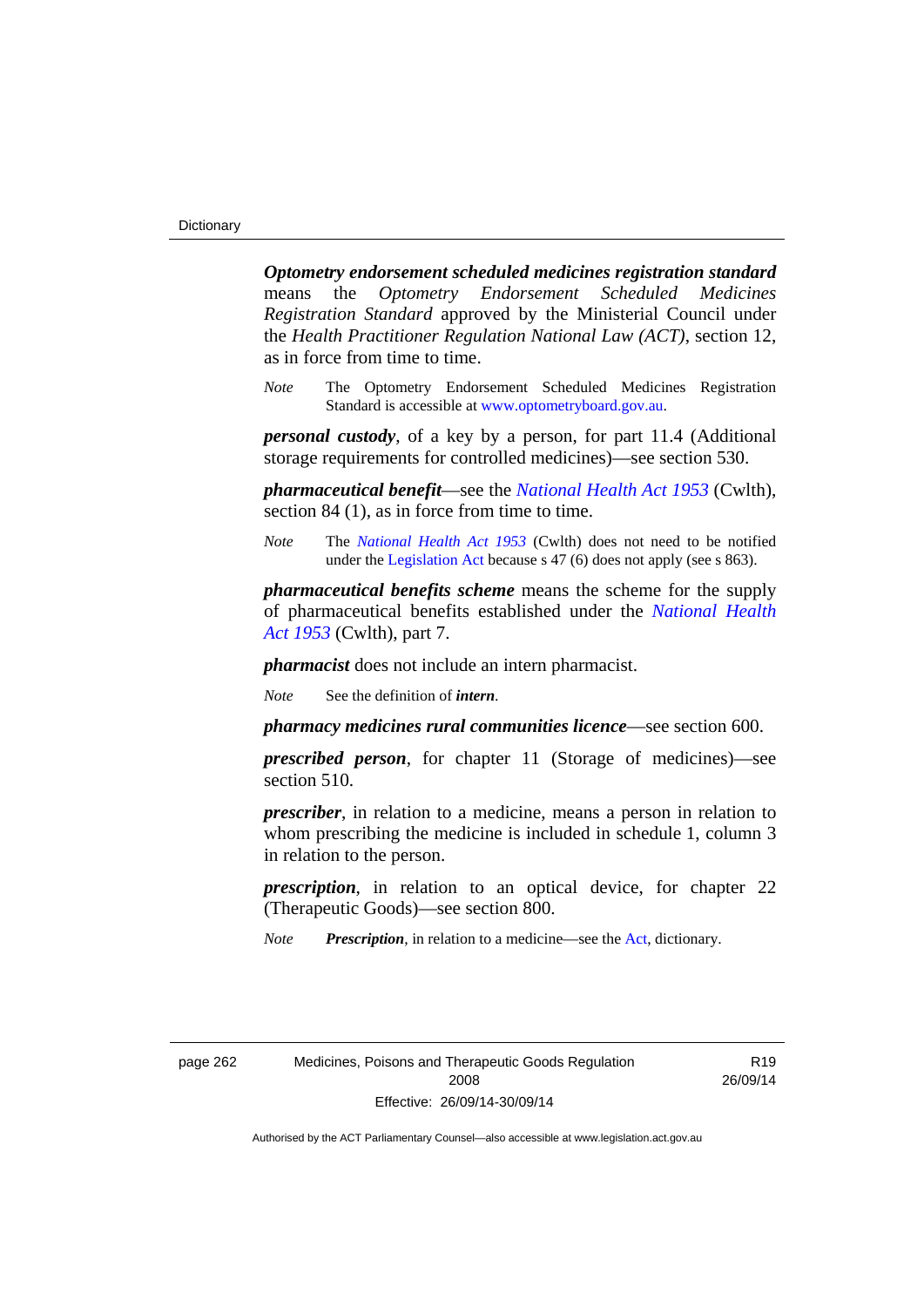***Optometry endorsement scheduled medicines registration standard*** means the *Optometry Endorsement Scheduled Medicines Registration Standard* approved by the Ministerial Council under the *Health Practitioner Regulation National Law (ACT)*, section 12, as in force from time to time.

*Note* The Optometry Endorsement Scheduled Medicines Registration Standard is accessible at www.optometryboard.gov.au.

***personal custody***, of a key by a person, for part 11.4 (Additional storage requirements for controlled medicines)—see section 530.

***pharmaceutical benefit***—see the *National Health Act 1953* (Cwlth), section 84 (1), as in force from time to time.

*Note* The *National Health Act 1953* (Cwlth) does not need to be notified under the Legislation Act because s 47 (6) does not apply (see s 863).

***pharmaceutical benefits scheme*** means the scheme for the supply of pharmaceutical benefits established under the *National Health Act 1953* (Cwlth), part 7.

***pharmacist*** does not include an intern pharmacist.

*Note* See the definition of ***intern***.

***pharmacy medicines rural communities licence***—see section 600.

***prescribed person***, for chapter 11 (Storage of medicines)—see section 510.

***prescriber***, in relation to a medicine, means a person in relation to whom prescribing the medicine is included in schedule 1, column 3 in relation to the person.

***prescription***, in relation to an optical device, for chapter 22 (Therapeutic Goods)—see section 800.

*Note* ***Prescription***, in relation to a medicine—see the Act, dictionary.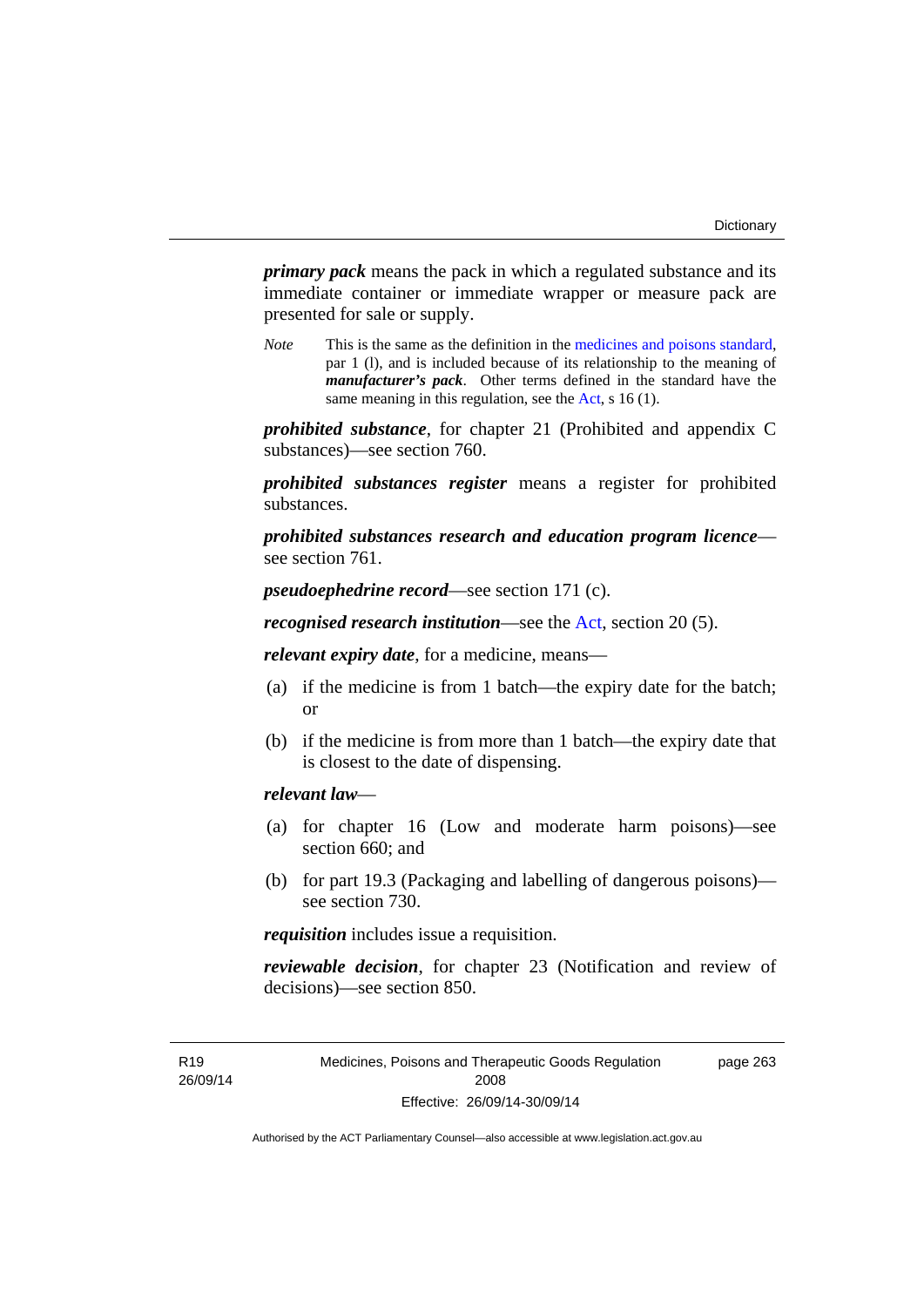***primary pack*** means the pack in which a regulated substance and its immediate container or immediate wrapper or measure pack are presented for sale or supply.

*Note* This is the same as the definition in the medicines and poisons standard, par 1 (l), and is included because of its relationship to the meaning of ***manufacturer's pack***. Other terms defined in the standard have the same meaning in this regulation, see the Act, s 16 (1).

***prohibited substance***, for chapter 21 (Prohibited and appendix C substances)—see section 760.

***prohibited substances register*** means a register for prohibited substances.

***prohibited substances research and education program licence***—see section 761.

***pseudoephedrine record***—see section 171 (c).

***recognised research institution***—see the Act, section 20 (5).

***relevant expiry date***, for a medicine, means—

(a) if the medicine is from 1 batch—the expiry date for the batch; or

(b) if the medicine is from more than 1 batch—the expiry date that is closest to the date of dispensing.

***relevant law***—

(a) for chapter 16 (Low and moderate harm poisons)—see section 660; and

(b) for part 19.3 (Packaging and labelling of dangerous poisons)—see section 730.

***requisition*** includes issue a requisition.

***reviewable decision***, for chapter 23 (Notification and review of decisions)—see section 850.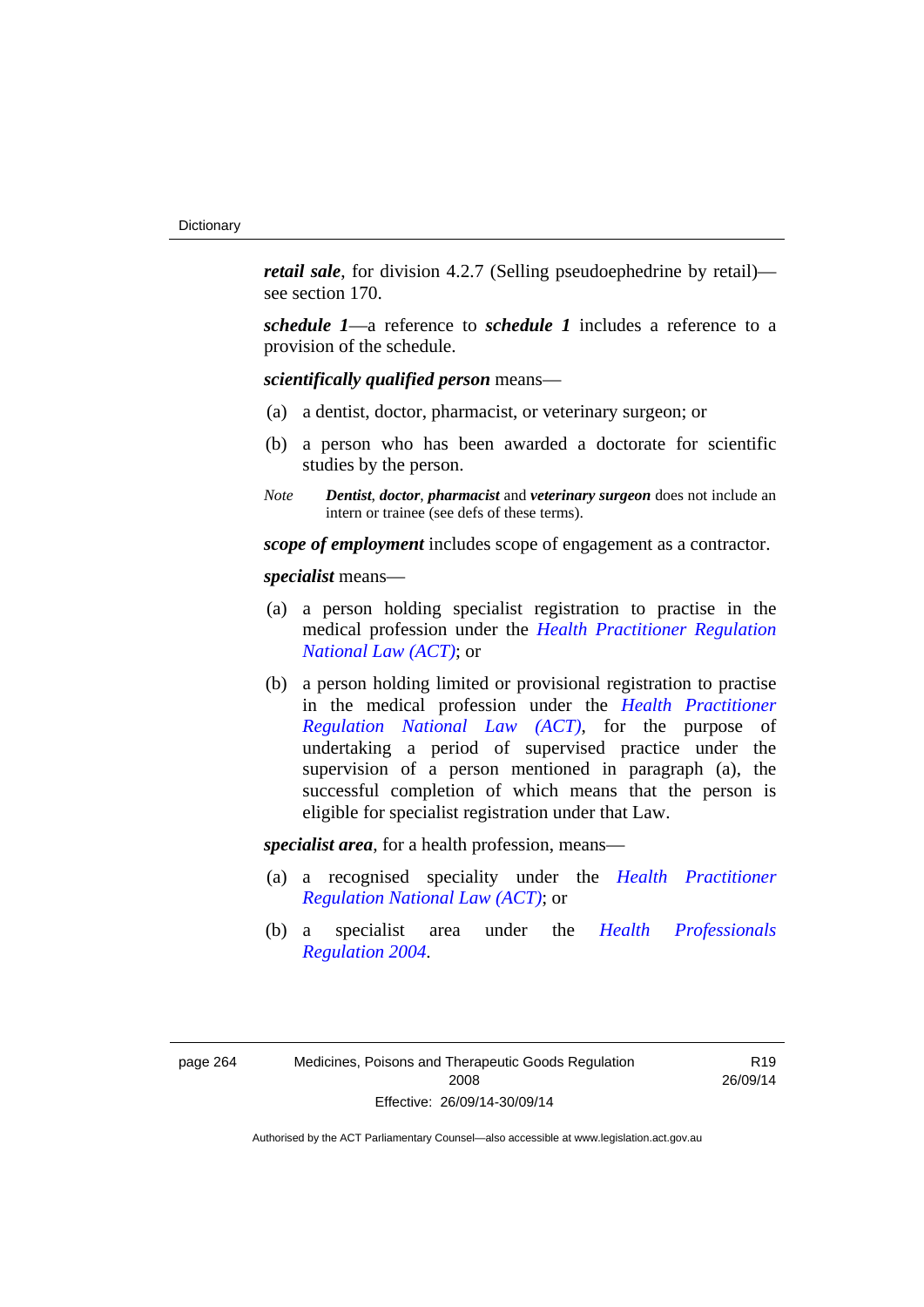***retail sale***, for division 4.2.7 (Selling pseudoephedrine by retail)—see section 170.

***schedule 1***—a reference to ***schedule 1*** includes a reference to a provision of the schedule.

***scientifically qualified person*** means—

(a) a dentist, doctor, pharmacist, or veterinary surgeon; or

(b) a person who has been awarded a doctorate for scientific studies by the person.

*Note* ***Dentist***, ***doctor***, ***pharmacist*** and ***veterinary surgeon*** does not include an intern or trainee (see defs of these terms).

***scope of employment*** includes scope of engagement as a contractor.

***specialist*** means—

(a) a person holding specialist registration to practise in the medical profession under the *Health Practitioner Regulation National Law (ACT)*; or

(b) a person holding limited or provisional registration to practise in the medical profession under the *Health Practitioner Regulation National Law (ACT)*, for the purpose of undertaking a period of supervised practice under the supervision of a person mentioned in paragraph (a), the successful completion of which means that the person is eligible for specialist registration under that Law.

***specialist area***, for a health profession, means—

(a) a recognised speciality under the *Health Practitioner Regulation National Law (ACT)*; or

(b) a specialist area under the *Health Professionals Regulation 2004*.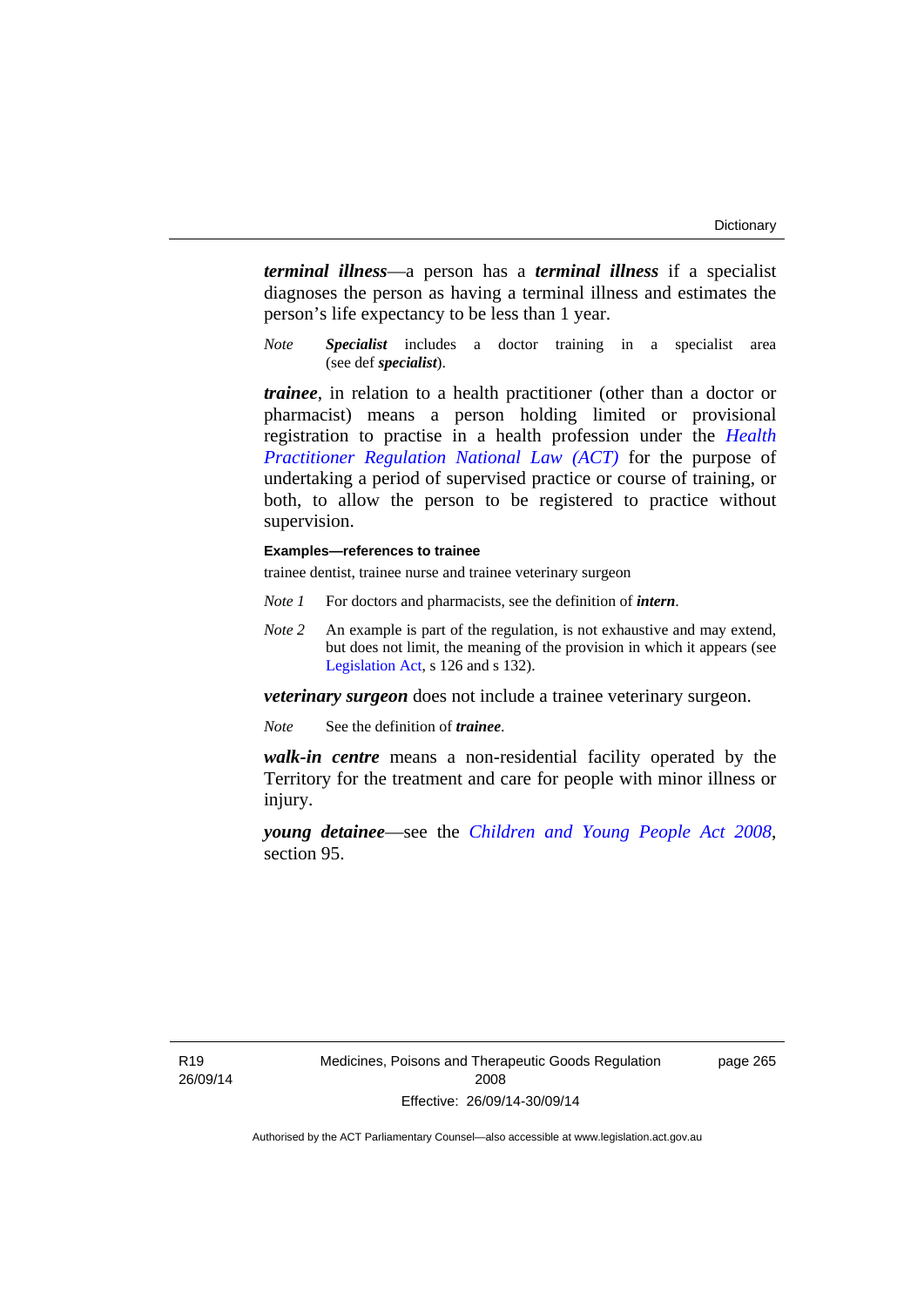***terminal illness***—a person has a ***terminal illness*** if a specialist diagnoses the person as having a terminal illness and estimates the person's life expectancy to be less than 1 year.

*Note* ***Specialist*** includes a doctor training in a specialist area (see def ***specialist***).

***trainee***, in relation to a health practitioner (other than a doctor or pharmacist) means a person holding limited or provisional registration to practise in a health profession under the *Health Practitioner Regulation National Law (ACT)* for the purpose of undertaking a period of supervised practice or course of training, or both, to allow the person to be registered to practice without supervision.

**Examples—references to trainee**

trainee dentist, trainee nurse and trainee veterinary surgeon

*Note 1* For doctors and pharmacists, see the definition of ***intern***.

*Note 2* An example is part of the regulation, is not exhaustive and may extend, but does not limit, the meaning of the provision in which it appears (see Legislation Act, s 126 and s 132).

***veterinary surgeon*** does not include a trainee veterinary surgeon.

*Note* See the definition of ***trainee***.

***walk-in centre*** means a non-residential facility operated by the Territory for the treatment and care for people with minor illness or injury.

***young detainee***—see the *Children and Young People Act 2008*, section 95.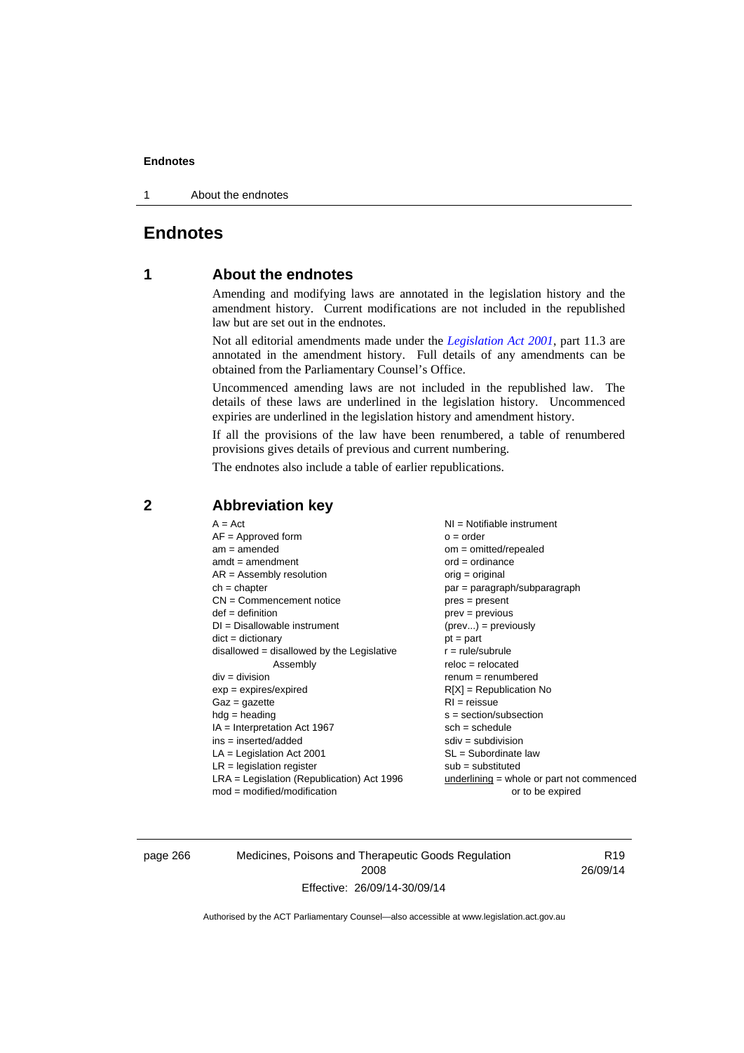# Endnotes

## 1 About the endnotes

Amending and modifying laws are annotated in the legislation history and the amendment history. Current modifications are not included in the republished law but are set out in the endnotes.

Not all editorial amendments made under the *Legislation Act 2001*, part 11.3 are annotated in the amendment history. Full details of any amendments can be obtained from the Parliamentary Counsel's Office.

Uncommenced amending laws are not included in the republished law. The details of these laws are underlined in the legislation history. Uncommenced expiries are underlined in the legislation history and amendment history.

If all the provisions of the law have been renumbered, a table of renumbered provisions gives details of previous and current numbering.

The endnotes also include a table of earlier republications.

## 2 Abbreviation key

A = Act
AF = Approved form
am = amended
amdt = amendment
AR = Assembly resolution
ch = chapter
CN = Commencement notice
def = definition
DI = Disallowable instrument
dict = dictionary
disallowed = disallowed by the Legislative Assembly
div = division
exp = expires/expired
Gaz = gazette
hdg = heading
IA = Interpretation Act 1967
ins = inserted/added
LA = Legislation Act 2001
LR = legislation register
LRA = Legislation (Republication) Act 1996
mod = modified/modification
NI = Notifiable instrument
o = order
om = omitted/repealed
ord = ordinance
orig = original
par = paragraph/subparagraph
pres = present
prev = previous
(prev...) = previously
pt = part
r = rule/subrule
reloc = relocated
renum = renumbered
R[X] = Republication No
RI = reissue
s = section/subsection
sch = schedule
sdiv = subdivision
SL = Subordinate law
sub = substituted
underlining = whole or part not commenced or to be expired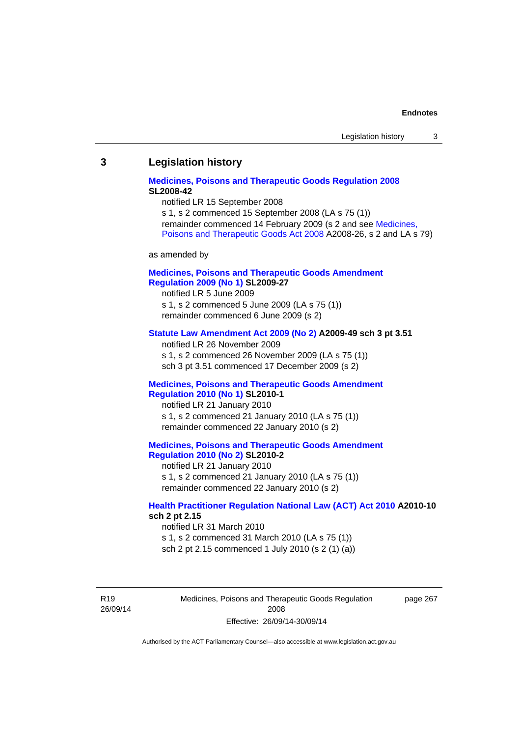## 3 Legislation history

**Medicines, Poisons and Therapeutic Goods Regulation 2008 SL2008-42**

notified LR 15 September 2008

s 1, s 2 commenced 15 September 2008 (LA s 75 (1))

remainder commenced 14 February 2009 (s 2 and see Medicines, Poisons and Therapeutic Goods Act 2008 A2008-26, s 2 and LA s 79)

as amended by

**Medicines, Poisons and Therapeutic Goods Amendment Regulation 2009 (No 1) SL2009-27**

notified LR 5 June 2009

s 1, s 2 commenced 5 June 2009 (LA s 75 (1))

remainder commenced 6 June 2009 (s 2)

**Statute Law Amendment Act 2009 (No 2) A2009-49 sch 3 pt 3.51**

notified LR 26 November 2009

s 1, s 2 commenced 26 November 2009 (LA s 75 (1))

sch 3 pt 3.51 commenced 17 December 2009 (s 2)

**Medicines, Poisons and Therapeutic Goods Amendment Regulation 2010 (No 1) SL2010-1**

notified LR 21 January 2010

s 1, s 2 commenced 21 January 2010 (LA s 75 (1))

remainder commenced 22 January 2010 (s 2)

**Medicines, Poisons and Therapeutic Goods Amendment Regulation 2010 (No 2) SL2010-2**

notified LR 21 January 2010

s 1, s 2 commenced 21 January 2010 (LA s 75 (1))

remainder commenced 22 January 2010 (s 2)

**Health Practitioner Regulation National Law (ACT) Act 2010 A2010-10 sch 2 pt 2.15**

notified LR 31 March 2010

s 1, s 2 commenced 31 March 2010 (LA s 75 (1))

sch 2 pt 2.15 commenced 1 July 2010 (s 2 (1) (a))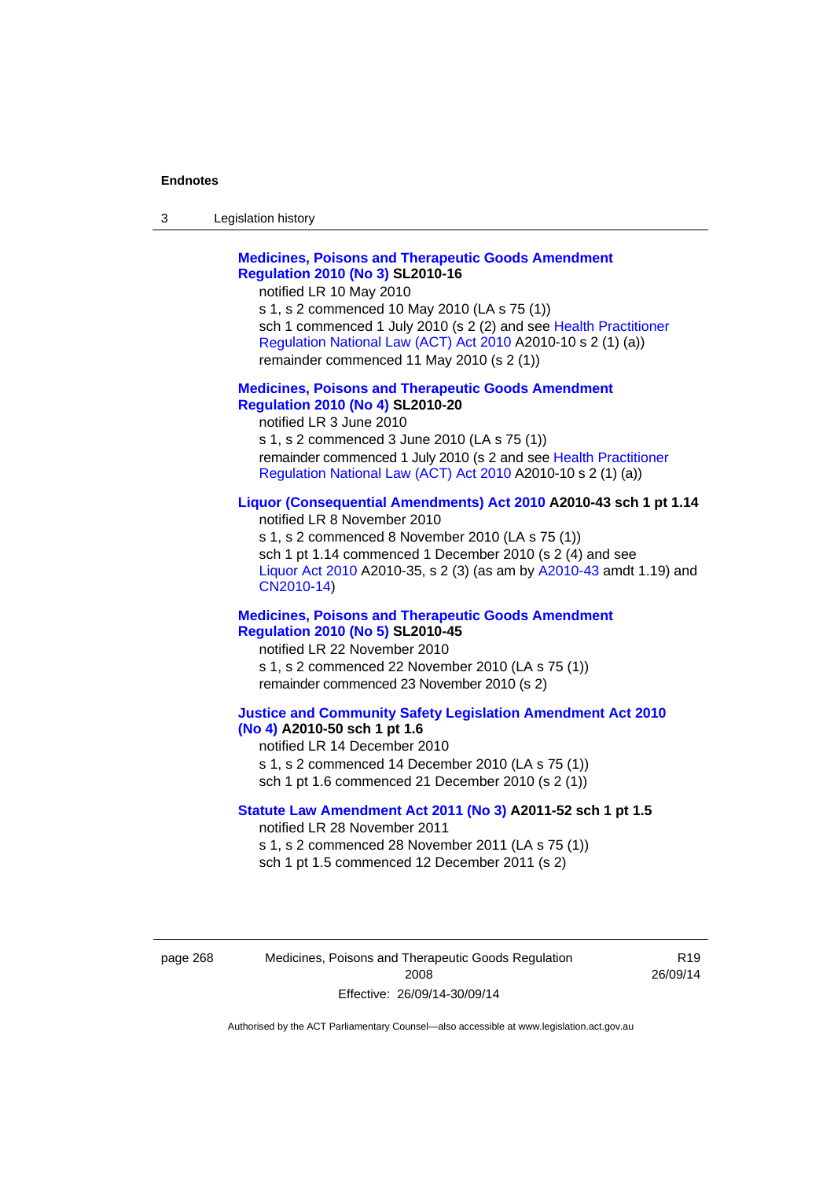**Medicines, Poisons and Therapeutic Goods Amendment Regulation 2010 (No 3) SL2010-16**

notified LR 10 May 2010

s 1, s 2 commenced 10 May 2010 (LA s 75 (1))

sch 1 commenced 1 July 2010 (s 2 (2) and see Health Practitioner Regulation National Law (ACT) Act 2010 A2010-10 s 2 (1) (a))

remainder commenced 11 May 2010 (s 2 (1))

**Medicines, Poisons and Therapeutic Goods Amendment Regulation 2010 (No 4) SL2010-20**

notified LR 3 June 2010

s 1, s 2 commenced 3 June 2010 (LA s 75 (1))

remainder commenced 1 July 2010 (s 2 and see Health Practitioner Regulation National Law (ACT) Act 2010 A2010-10 s 2 (1) (a))

**Liquor (Consequential Amendments) Act 2010 A2010-43 sch 1 pt 1.14**

notified LR 8 November 2010

s 1, s 2 commenced 8 November 2010 (LA s 75 (1))

sch 1 pt 1.14 commenced 1 December 2010 (s 2 (4) and see Liquor Act 2010 A2010-35, s 2 (3) (as am by A2010-43 amdt 1.19) and CN2010-14)

**Medicines, Poisons and Therapeutic Goods Amendment Regulation 2010 (No 5) SL2010-45**

notified LR 22 November 2010

s 1, s 2 commenced 22 November 2010 (LA s 75 (1))

remainder commenced 23 November 2010 (s 2)

**Justice and Community Safety Legislation Amendment Act 2010 (No 4) A2010-50 sch 1 pt 1.6**

notified LR 14 December 2010

s 1, s 2 commenced 14 December 2010 (LA s 75 (1))

sch 1 pt 1.6 commenced 21 December 2010 (s 2 (1))

**Statute Law Amendment Act 2011 (No 3) A2011-52 sch 1 pt 1.5**

notified LR 28 November 2011

s 1, s 2 commenced 28 November 2011 (LA s 75 (1))

sch 1 pt 1.5 commenced 12 December 2011 (s 2)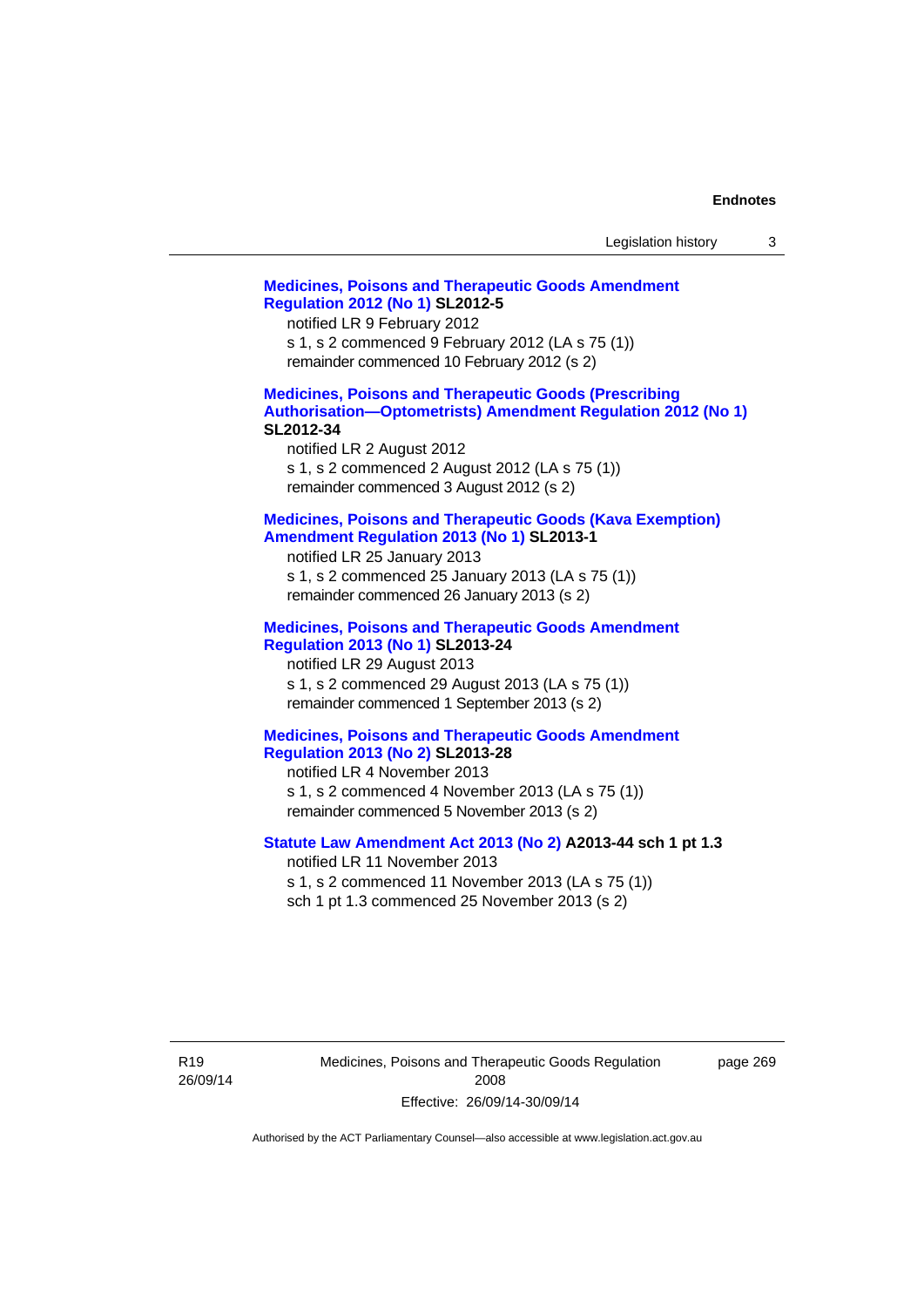**Medicines, Poisons and Therapeutic Goods Amendment Regulation 2012 (No 1) SL2012-5**

notified LR 9 February 2012

s 1, s 2 commenced 9 February 2012 (LA s 75 (1))

remainder commenced 10 February 2012 (s 2)

**Medicines, Poisons and Therapeutic Goods (Prescribing Authorisation—Optometrists) Amendment Regulation 2012 (No 1) SL2012-34**

notified LR 2 August 2012

s 1, s 2 commenced 2 August 2012 (LA s 75 (1))

remainder commenced 3 August 2012 (s 2)

**Medicines, Poisons and Therapeutic Goods (Kava Exemption) Amendment Regulation 2013 (No 1) SL2013-1**

notified LR 25 January 2013

s 1, s 2 commenced 25 January 2013 (LA s 75 (1))

remainder commenced 26 January 2013 (s 2)

**Medicines, Poisons and Therapeutic Goods Amendment Regulation 2013 (No 1) SL2013-24**

notified LR 29 August 2013

s 1, s 2 commenced 29 August 2013 (LA s 75 (1))

remainder commenced 1 September 2013 (s 2)

**Medicines, Poisons and Therapeutic Goods Amendment Regulation 2013 (No 2) SL2013-28**

notified LR 4 November 2013

s 1, s 2 commenced 4 November 2013 (LA s 75 (1))

remainder commenced 5 November 2013 (s 2)

**Statute Law Amendment Act 2013 (No 2) A2013-44 sch 1 pt 1.3**

notified LR 11 November 2013

s 1, s 2 commenced 11 November 2013 (LA s 75 (1))

sch 1 pt 1.3 commenced 25 November 2013 (s 2)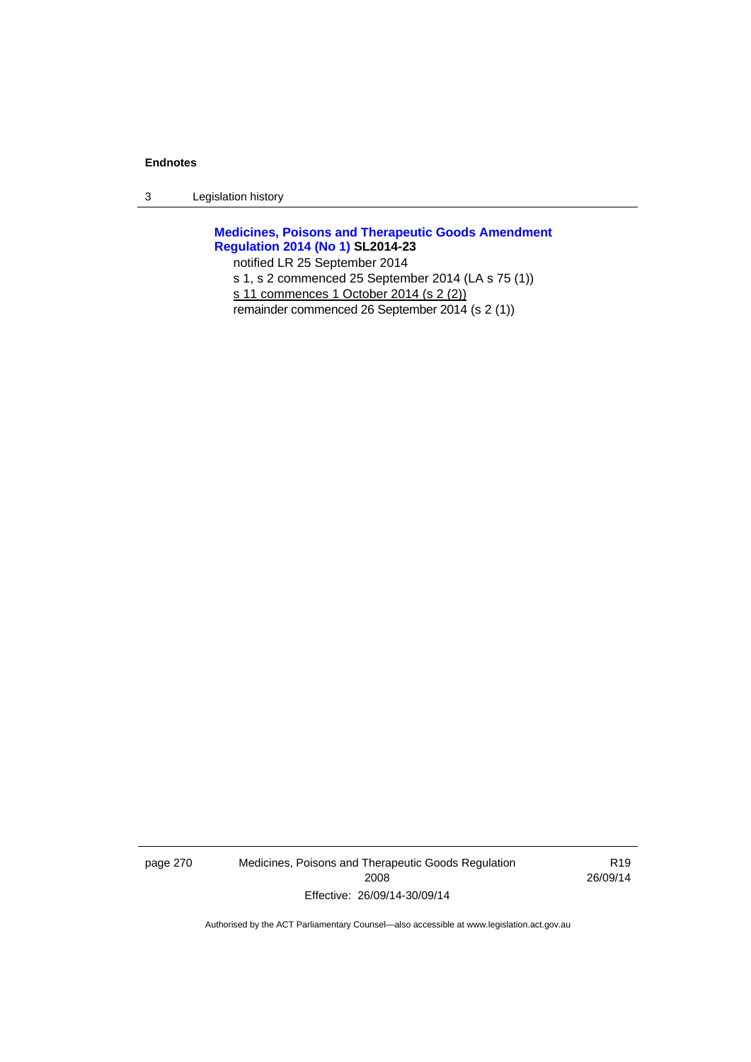**Medicines, Poisons and Therapeutic Goods Amendment Regulation 2014 (No 1) SL2014-23**

notified LR 25 September 2014

s 1, s 2 commenced 25 September 2014 (LA s 75 (1))

s 11 commences 1 October 2014 (s 2 (2))

remainder commenced 26 September 2014 (s 2 (1))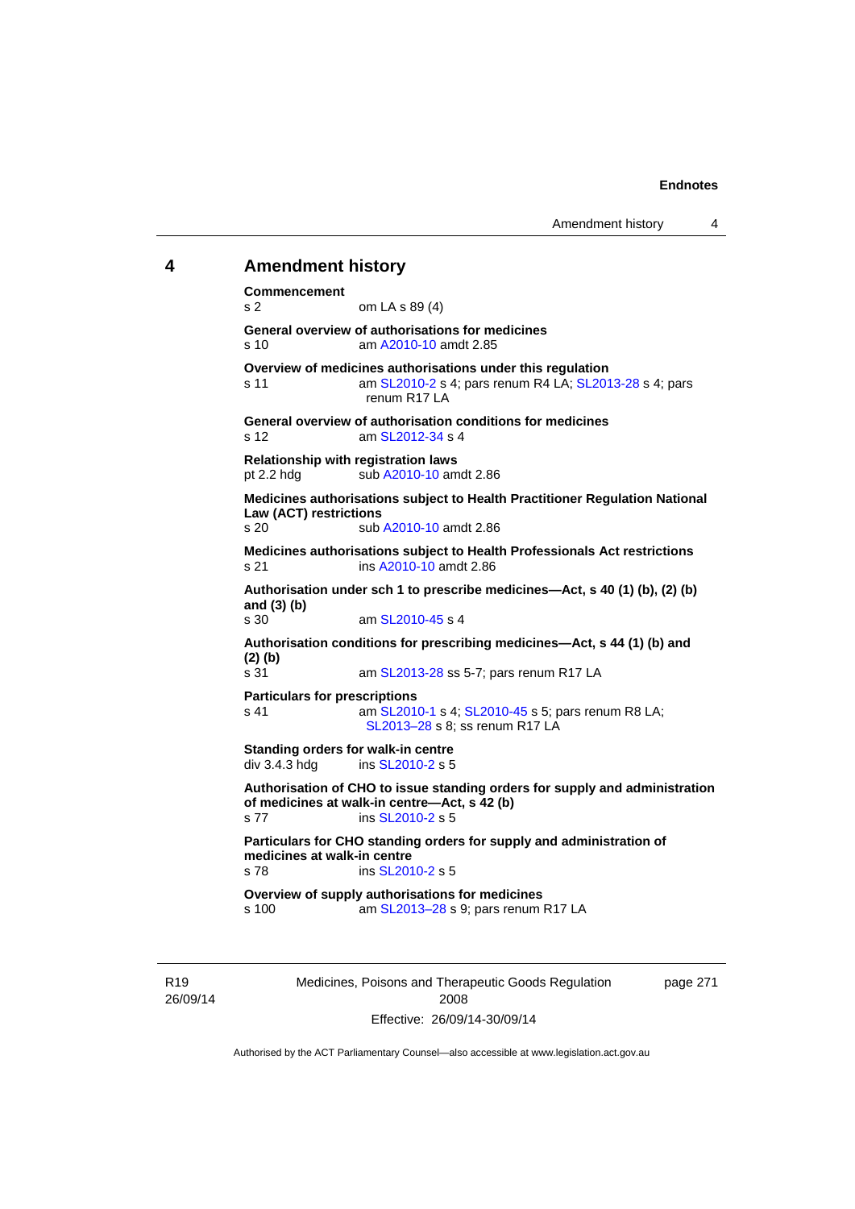## 4 Amendment history

**Commencement**
s 2 om LA s 89 (4)

**General overview of authorisations for medicines**
s 10 am A2010-10 amdt 2.85

**Overview of medicines authorisations under this regulation**
s 11 am SL2010-2 s 4; pars renum R4 LA; SL2013-28 s 4; pars renum R17 LA

**General overview of authorisation conditions for medicines**
s 12 am SL2012-34 s 4

**Relationship with registration laws**
pt 2.2 hdg sub A2010-10 amdt 2.86

**Medicines authorisations subject to Health Practitioner Regulation National Law (ACT) restrictions**
s 20 sub A2010-10 amdt 2.86

**Medicines authorisations subject to Health Professionals Act restrictions**
s 21 ins A2010-10 amdt 2.86

**Authorisation under sch 1 to prescribe medicines—Act, s 40 (1) (b), (2) (b) and (3) (b)**
s 30 am SL2010-45 s 4

**Authorisation conditions for prescribing medicines—Act, s 44 (1) (b) and (2) (b)**
s 31 am SL2013-28 ss 5-7; pars renum R17 LA

**Particulars for prescriptions**
s 41 am SL2010-1 s 4; SL2010-45 s 5; pars renum R8 LA; SL2013–28 s 8; ss renum R17 LA

**Standing orders for walk-in centre**
div 3.4.3 hdg ins SL2010-2 s 5

**Authorisation of CHO to issue standing orders for supply and administration of medicines at walk-in centre—Act, s 42 (b)**
s 77 ins SL2010-2 s 5

**Particulars for CHO standing orders for supply and administration of medicines at walk-in centre**
s 78 ins SL2010-2 s 5

**Overview of supply authorisations for medicines**
s 100 am SL2013–28 s 9; pars renum R17 LA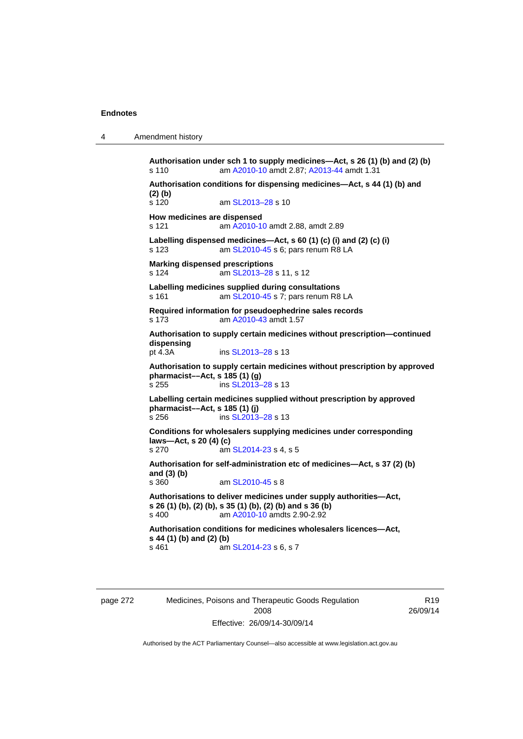**Authorisation under sch 1 to supply medicines—Act, s 26 (1) (b) and (2) (b)**
s 110 am A2010-10 amdt 2.87; A2013-44 amdt 1.31

**Authorisation conditions for dispensing medicines—Act, s 44 (1) (b) and (2) (b)**
s 120 am SL2013–28 s 10

**How medicines are dispensed**
s 121 am A2010-10 amdt 2.88, amdt 2.89

**Labelling dispensed medicines—Act, s 60 (1) (c) (i) and (2) (c) (i)**
s 123 am SL2010-45 s 6; pars renum R8 LA

**Marking dispensed prescriptions**
s 124 am SL2013–28 s 11, s 12

**Labelling medicines supplied during consultations**
s 161 am SL2010-45 s 7; pars renum R8 LA

**Required information for pseudoephedrine sales records**
s 173 am A2010-43 amdt 1.57

**Authorisation to supply certain medicines without prescription—continued dispensing**
pt 4.3A ins SL2013–28 s 13

**Authorisation to supply certain medicines without prescription by approved pharmacist––Act, s 185 (1) (g)**
s 255 ins SL2013–28 s 13

**Labelling certain medicines supplied without prescription by approved pharmacist––Act, s 185 (1) (j)**
s 256 ins SL2013–28 s 13

**Conditions for wholesalers supplying medicines under corresponding laws—Act, s 20 (4) (c)**
s 270 am SL2014-23 s 4, s 5

**Authorisation for self-administration etc of medicines—Act, s 37 (2) (b) and (3) (b)**
s 360 am SL2010-45 s 8

**Authorisations to deliver medicines under supply authorities—Act, s 26 (1) (b), (2) (b), s 35 (1) (b), (2) (b) and s 36 (b)**
s 400 am A2010-10 amdts 2.90-2.92

**Authorisation conditions for medicines wholesalers licences—Act, s 44 (1) (b) and (2) (b)**
s 461 am SL2014-23 s 6, s 7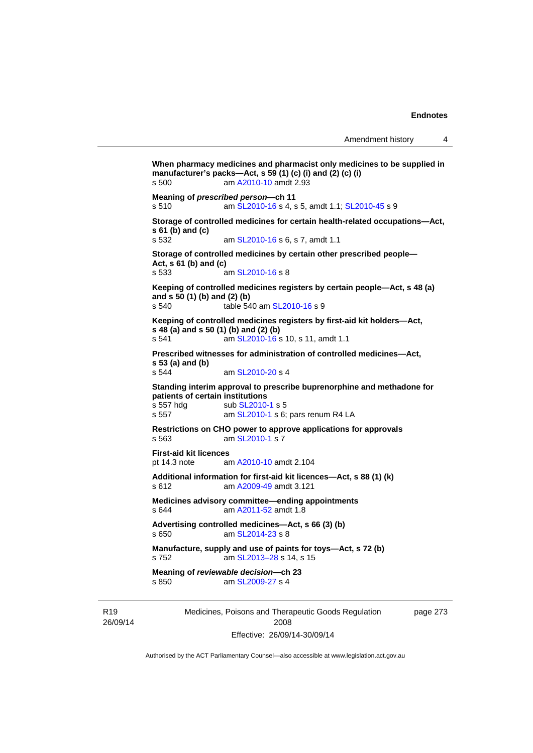**When pharmacy medicines and pharmacist only medicines to be supplied in manufacturer's packs—Act, s 59 (1) (c) (i) and (2) (c) (i)**
s 500 am A2010-10 amdt 2.93

**Meaning of *prescribed person*—ch 11**
s 510 am SL2010-16 s 4, s 5, amdt 1.1; SL2010-45 s 9

**Storage of controlled medicines for certain health-related occupations—Act, s 61 (b) and (c)**
s 532 am SL2010-16 s 6, s 7, amdt 1.1

**Storage of controlled medicines by certain other prescribed people—Act, s 61 (b) and (c)**
s 533 am SL2010-16 s 8

**Keeping of controlled medicines registers by certain people—Act, s 48 (a) and s 50 (1) (b) and (2) (b)**
s 540 table 540 am SL2010-16 s 9

**Keeping of controlled medicines registers by first-aid kit holders—Act, s 48 (a) and s 50 (1) (b) and (2) (b)**
s 541 am SL2010-16 s 10, s 11, amdt 1.1

**Prescribed witnesses for administration of controlled medicines—Act, s 53 (a) and (b)**
s 544 am SL2010-20 s 4

**Standing interim approval to prescribe buprenorphine and methadone for patients of certain institutions**
s 557 hdg sub SL2010-1 s 5
s 557 am SL2010-1 s 6; pars renum R4 LA

**Restrictions on CHO power to approve applications for approvals**
s 563 am SL2010-1 s 7

**First-aid kit licences**
pt 14.3 note am A2010-10 amdt 2.104

**Additional information for first-aid kit licences—Act, s 88 (1) (k)**
s 612 am A2009-49 amdt 3.121

**Medicines advisory committee—ending appointments**
s 644 am A2011-52 amdt 1.8

**Advertising controlled medicines—Act, s 66 (3) (b)**
s 650 am SL2014-23 s 8

**Manufacture, supply and use of paints for toys—Act, s 72 (b)**
s 752 am SL2013–28 s 14, s 15

**Meaning of *reviewable decision*—ch 23**
s 850 am SL2009-27 s 4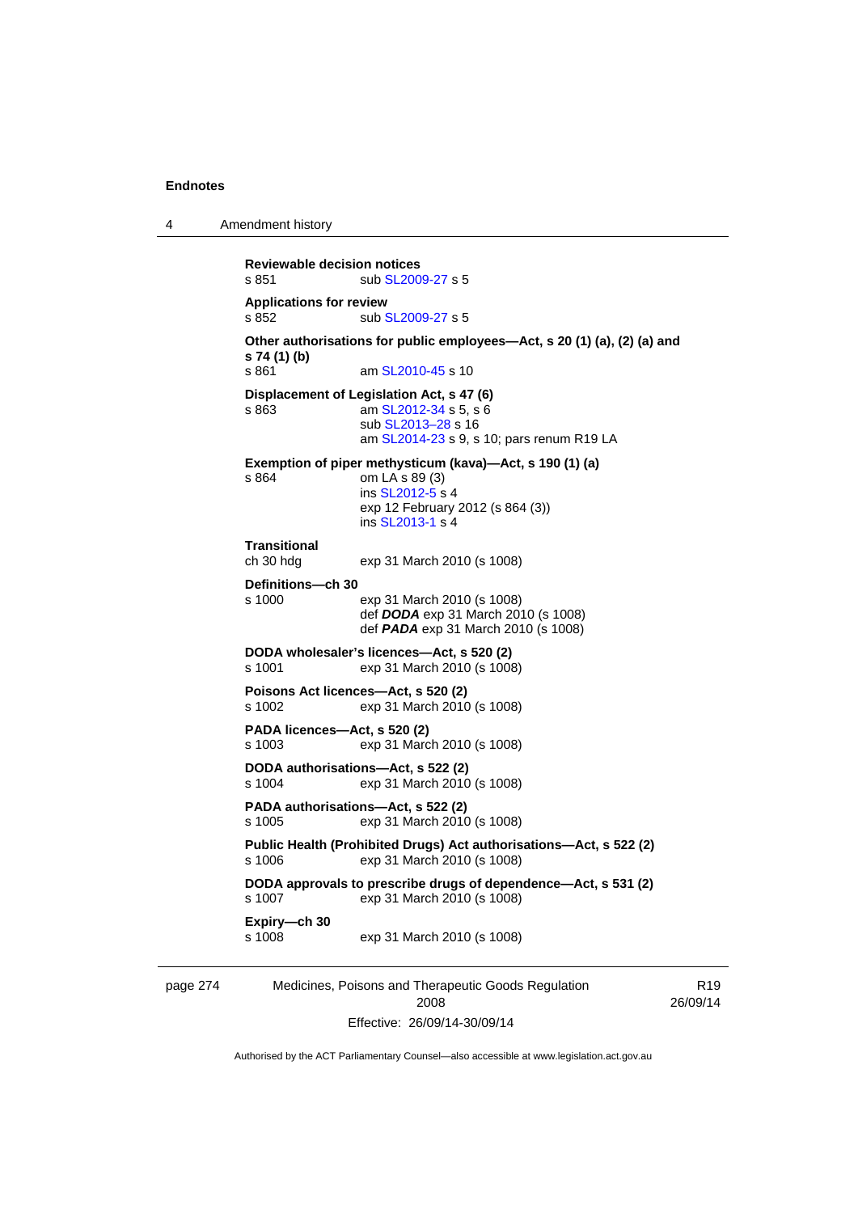**Reviewable decision notices**
s 851 sub SL2009-27 s 5

**Applications for review**
s 852 sub SL2009-27 s 5

**Other authorisations for public employees—Act, s 20 (1) (a), (2) (a) and s 74 (1) (b)**
s 861 am SL2010-45 s 10

**Displacement of Legislation Act, s 47 (6)**
s 863 am SL2012-34 s 5, s 6
sub SL2013–28 s 16
am SL2014-23 s 9, s 10; pars renum R19 LA

**Exemption of piper methysticum (kava)—Act, s 190 (1) (a)**
s 864 om LA s 89 (3)
ins SL2012-5 s 4
exp 12 February 2012 (s 864 (3))
ins SL2013-1 s 4

**Transitional**
ch 30 hdg exp 31 March 2010 (s 1008)

**Definitions—ch 30**
s 1000 exp 31 March 2010 (s 1008)
def ***DODA*** exp 31 March 2010 (s 1008)
def ***PADA*** exp 31 March 2010 (s 1008)

**DODA wholesaler's licences—Act, s 520 (2)**
s 1001 exp 31 March 2010 (s 1008)

**Poisons Act licences—Act, s 520 (2)**
s 1002 exp 31 March 2010 (s 1008)

**PADA licences—Act, s 520 (2)**
s 1003 exp 31 March 2010 (s 1008)

**DODA authorisations—Act, s 522 (2)**
s 1004 exp 31 March 2010 (s 1008)

**PADA authorisations—Act, s 522 (2)**
s 1005 exp 31 March 2010 (s 1008)

**Public Health (Prohibited Drugs) Act authorisations—Act, s 522 (2)**
s 1006 exp 31 March 2010 (s 1008)

**DODA approvals to prescribe drugs of dependence—Act, s 531 (2)**
s 1007 exp 31 March 2010 (s 1008)

**Expiry—ch 30**
s 1008 exp 31 March 2010 (s 1008)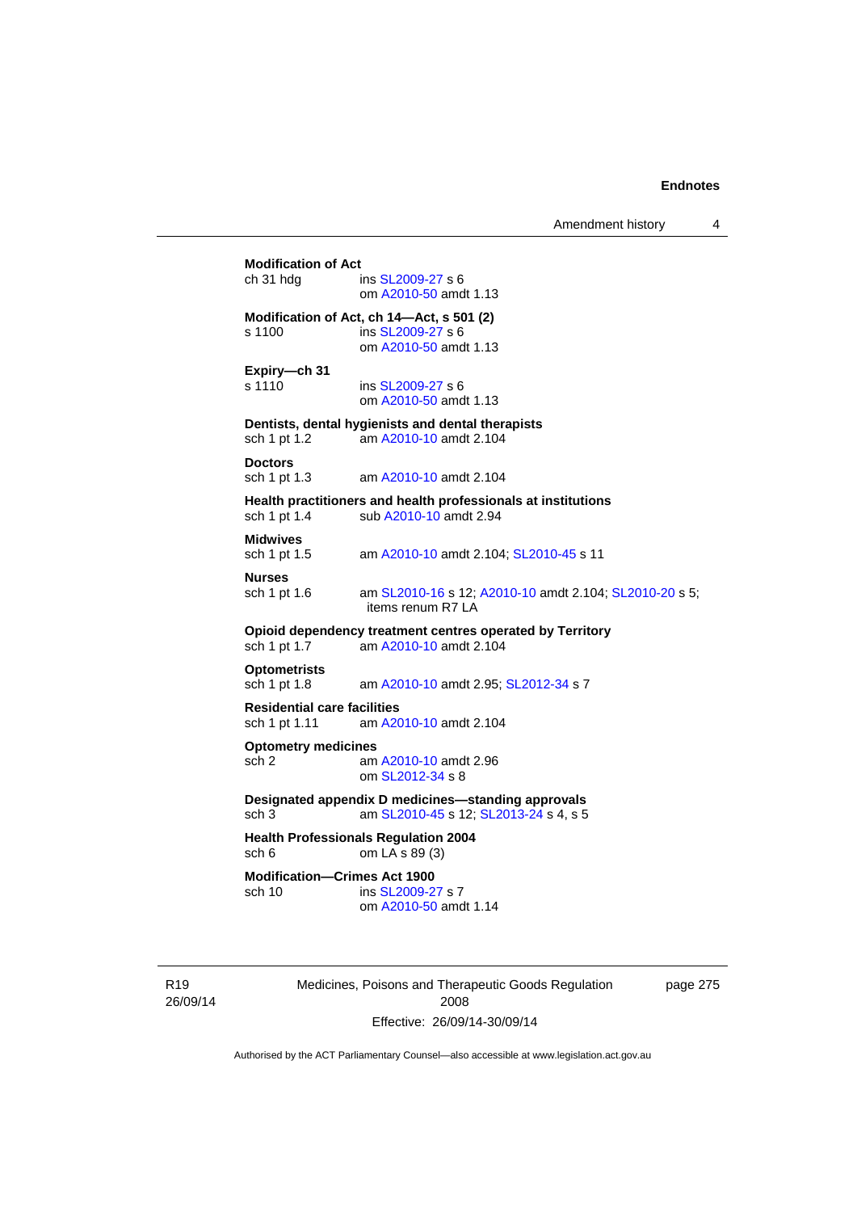**Modification of Act**

ch 31 hdg ins SL2009-27 s 6
om A2010-50 amdt 1.13

**Modification of Act, ch 14—Act, s 501 (2)**

s 1100 ins SL2009-27 s 6
om A2010-50 amdt 1.13

**Expiry—ch 31**

s 1110 ins SL2009-27 s 6
om A2010-50 amdt 1.13

**Dentists, dental hygienists and dental therapists**

sch 1 pt 1.2 am A2010-10 amdt 2.104

**Doctors**

sch 1 pt 1.3 am A2010-10 amdt 2.104

**Health practitioners and health professionals at institutions**

sch 1 pt 1.4 sub A2010-10 amdt 2.94

**Midwives**

sch 1 pt 1.5 am A2010-10 amdt 2.104; SL2010-45 s 11

**Nurses**

sch 1 pt 1.6 am SL2010-16 s 12; A2010-10 amdt 2.104; SL2010-20 s 5; items renum R7 LA

**Opioid dependency treatment centres operated by Territory**

sch 1 pt 1.7 am A2010-10 amdt 2.104

**Optometrists**

sch 1 pt 1.8 am A2010-10 amdt 2.95; SL2012-34 s 7

**Residential care facilities**

sch 1 pt 1.11 am A2010-10 amdt 2.104

**Optometry medicines**

sch 2 am A2010-10 amdt 2.96
om SL2012-34 s 8

**Designated appendix D medicines—standing approvals**

sch 3 am SL2010-45 s 12; SL2013-24 s 4, s 5

**Health Professionals Regulation 2004**

sch 6 om LA s 89 (3)

**Modification—Crimes Act 1900**

sch 10 ins SL2009-27 s 7
om A2010-50 amdt 1.14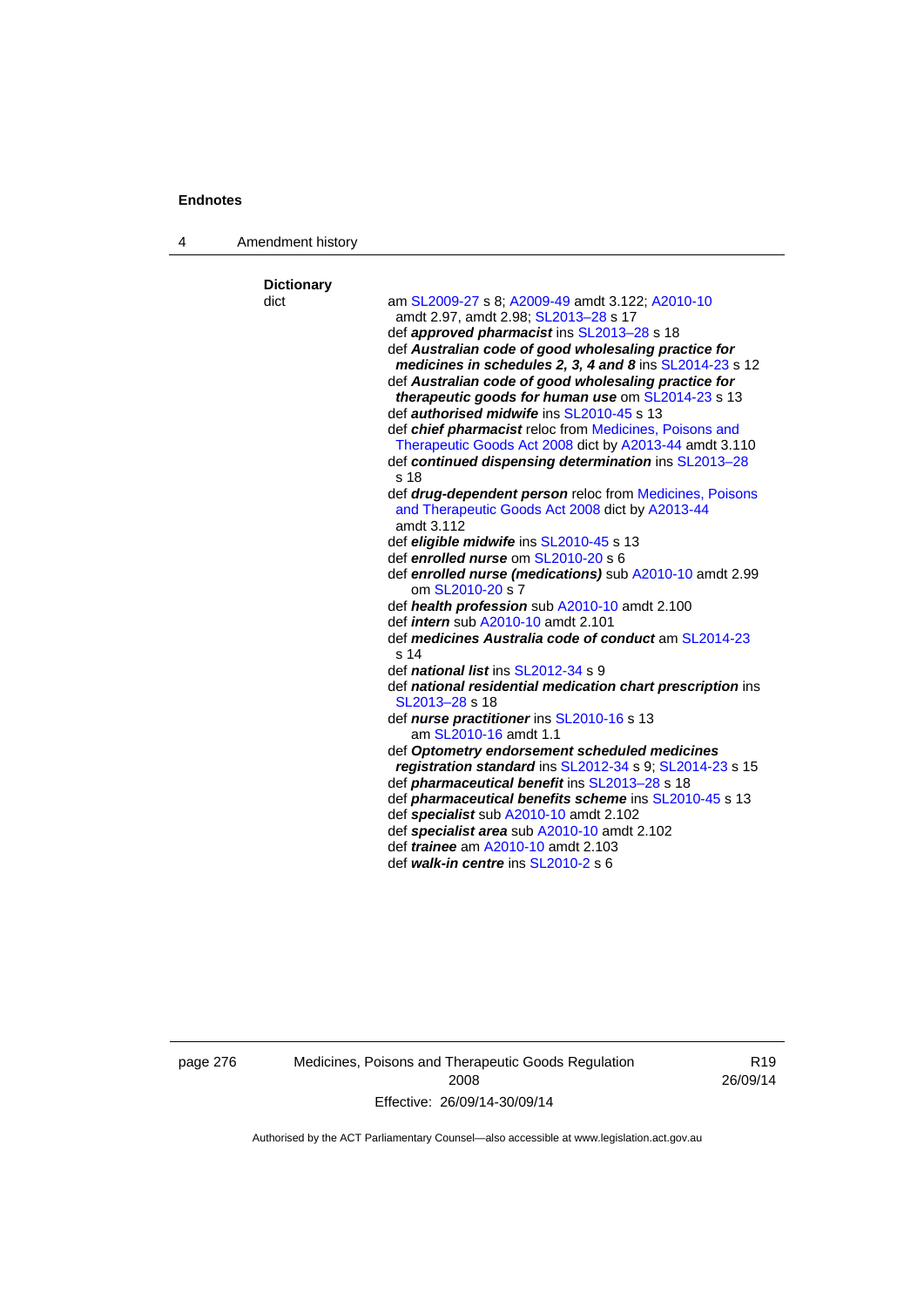**Dictionary**

dict

am SL2009-27 s 8; A2009-49 amdt 3.122; A2010-10 amdt 2.97, amdt 2.98; SL2013–28 s 17

def ***approved pharmacist*** ins SL2013–28 s 18

def ***Australian code of good wholesaling practice for medicines in schedules 2, 3, 4 and 8*** ins SL2014-23 s 12

def ***Australian code of good wholesaling practice for therapeutic goods for human use*** om SL2014-23 s 13

def ***authorised midwife*** ins SL2010-45 s 13

def ***chief pharmacist*** reloc from Medicines, Poisons and Therapeutic Goods Act 2008 dict by A2013-44 amdt 3.110

def ***continued dispensing determination*** ins SL2013–28 s 18

def ***drug-dependent person*** reloc from Medicines, Poisons and Therapeutic Goods Act 2008 dict by A2013-44 amdt 3.112

def ***eligible midwife*** ins SL2010-45 s 13

def ***enrolled nurse*** om SL2010-20 s 6

def ***enrolled nurse (medications)*** sub A2010-10 amdt 2.99
om SL2010-20 s 7

def ***health profession*** sub A2010-10 amdt 2.100

def ***intern*** sub A2010-10 amdt 2.101

def ***medicines Australia code of conduct*** am SL2014-23 s 14

def ***national list*** ins SL2012-34 s 9

def ***national residential medication chart prescription*** ins SL2013–28 s 18

def ***nurse practitioner*** ins SL2010-16 s 13
am SL2010-16 amdt 1.1

def ***Optometry endorsement scheduled medicines registration standard*** ins SL2012-34 s 9; SL2014-23 s 15

def ***pharmaceutical benefit*** ins SL2013–28 s 18

def ***pharmaceutical benefits scheme*** ins SL2010-45 s 13

def ***specialist*** sub A2010-10 amdt 2.102

def ***specialist area*** sub A2010-10 amdt 2.102

def ***trainee*** am A2010-10 amdt 2.103

def ***walk-in centre*** ins SL2010-2 s 6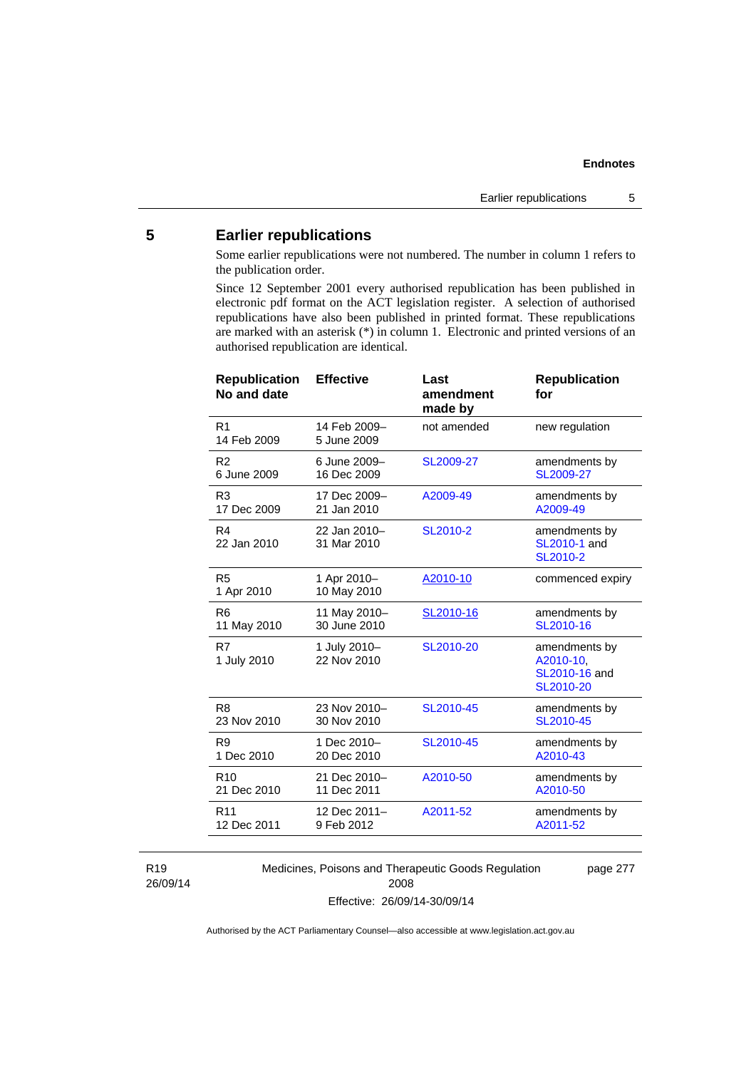# 5 Earlier republications

Some earlier republications were not numbered. The number in column 1 refers to the publication order.

Since 12 September 2001 every authorised republication has been published in electronic pdf format on the ACT legislation register. A selection of authorised republications have also been published in printed format. These republications are marked with an asterisk (*) in column 1. Electronic and printed versions of an authorised republication are identical.

| Republication No and date | Effective | Last amendment made by | Republication for |
|---|---|---|---|
| R1<br>14 Feb 2009 | 14 Feb 2009–<br>5 June 2009 | not amended | new regulation |
| R2<br>6 June 2009 | 6 June 2009–<br>16 Dec 2009 | SL2009-27 | amendments by SL2009-27 |
| R3<br>17 Dec 2009 | 17 Dec 2009–<br>21 Jan 2010 | A2009-49 | amendments by A2009-49 |
| R4<br>22 Jan 2010 | 22 Jan 2010–<br>31 Mar 2010 | SL2010-2 | amendments by SL2010-1 and SL2010-2 |
| R5<br>1 Apr 2010 | 1 Apr 2010–<br>10 May 2010 | A2010-10 | commenced expiry |
| R6<br>11 May 2010 | 11 May 2010–<br>30 June 2010 | SL2010-16 | amendments by SL2010-16 |
| R7<br>1 July 2010 | 1 July 2010–<br>22 Nov 2010 | SL2010-20 | amendments by A2010-10, SL2010-16 and SL2010-20 |
| R8<br>23 Nov 2010 | 23 Nov 2010–<br>30 Nov 2010 | SL2010-45 | amendments by SL2010-45 |
| R9<br>1 Dec 2010 | 1 Dec 2010–<br>20 Dec 2010 | SL2010-45 | amendments by A2010-43 |
| R10<br>21 Dec 2010 | 21 Dec 2010–<br>11 Dec 2011 | A2010-50 | amendments by A2010-50 |
| R11<br>12 Dec 2011 | 12 Dec 2011–<br>9 Feb 2012 | A2011-52 | amendments by A2011-52 |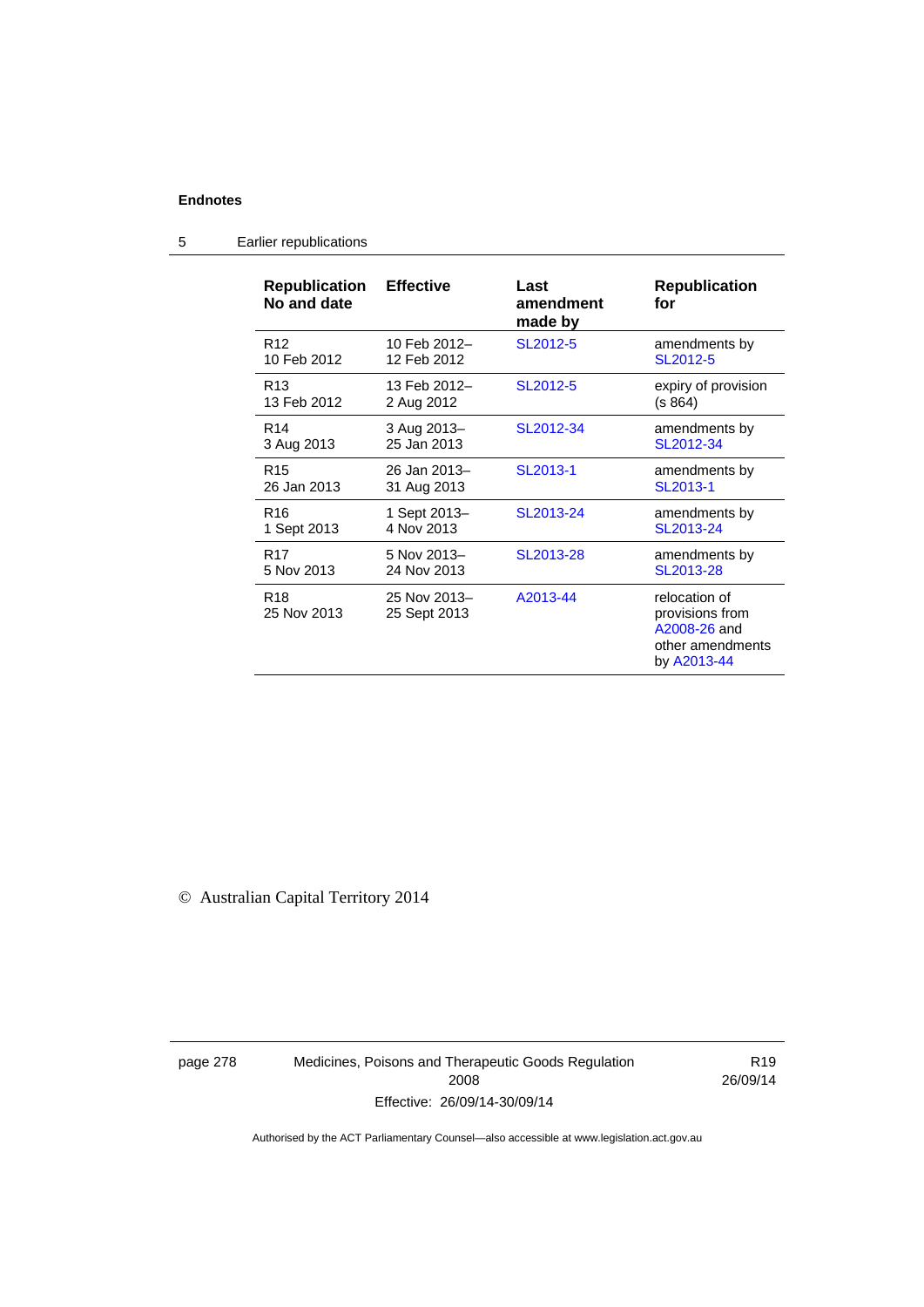**Endnotes**

5 Earlier republications

| Republication No and date | Effective | Last amendment made by | Republication for |
|---|---|---|---|
| R12<br>10 Feb 2012 | 10 Feb 2012–<br>12 Feb 2012 | SL2012-5 | amendments by SL2012-5 |
| R13<br>13 Feb 2012 | 13 Feb 2012–<br>2 Aug 2012 | SL2012-5 | expiry of provision (s 864) |
| R14<br>3 Aug 2013 | 3 Aug 2013–<br>25 Jan 2013 | SL2012-34 | amendments by SL2012-34 |
| R15<br>26 Jan 2013 | 26 Jan 2013–<br>31 Aug 2013 | SL2013-1 | amendments by SL2013-1 |
| R16<br>1 Sept 2013 | 1 Sept 2013–<br>4 Nov 2013 | SL2013-24 | amendments by SL2013-24 |
| R17<br>5 Nov 2013 | 5 Nov 2013–<br>24 Nov 2013 | SL2013-28 | amendments by SL2013-28 |
| R18<br>25 Nov 2013 | 25 Nov 2013–<br>25 Sept 2013 | A2013-44 | relocation of provisions from A2008-26 and other amendments by A2013-44 |

© Australian Capital Territory 2014